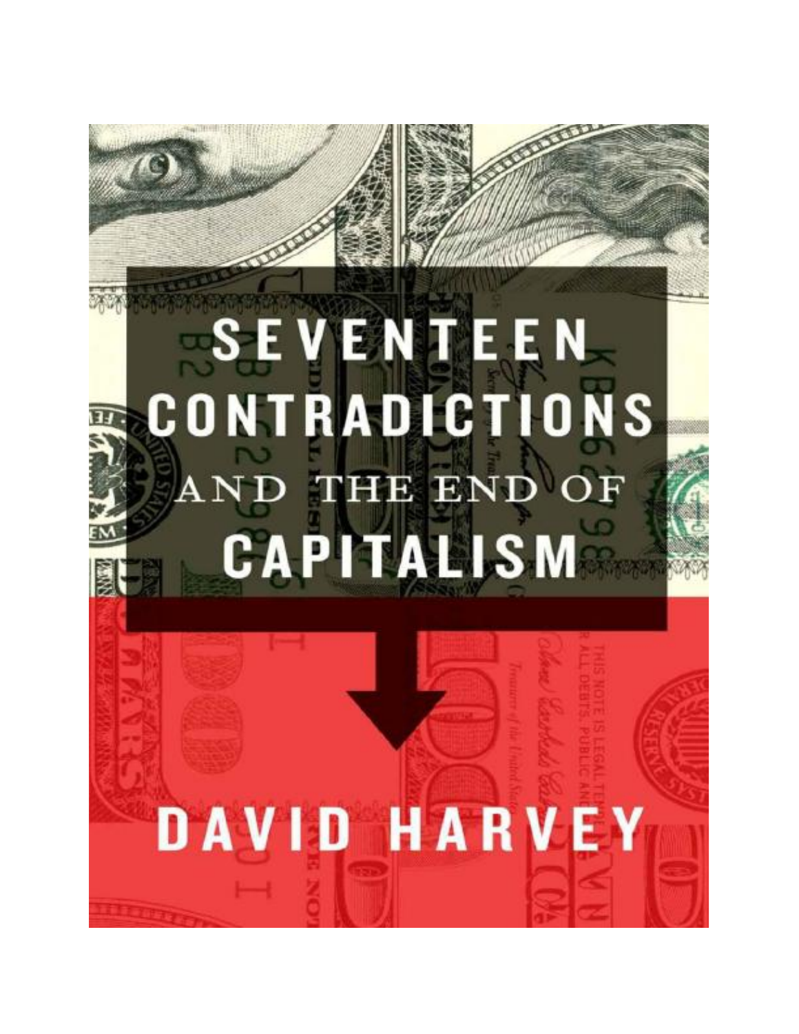# SEVENTEEN CONTRADICTIONS AND THE END OF CAPITALISM

DAVID HARVEY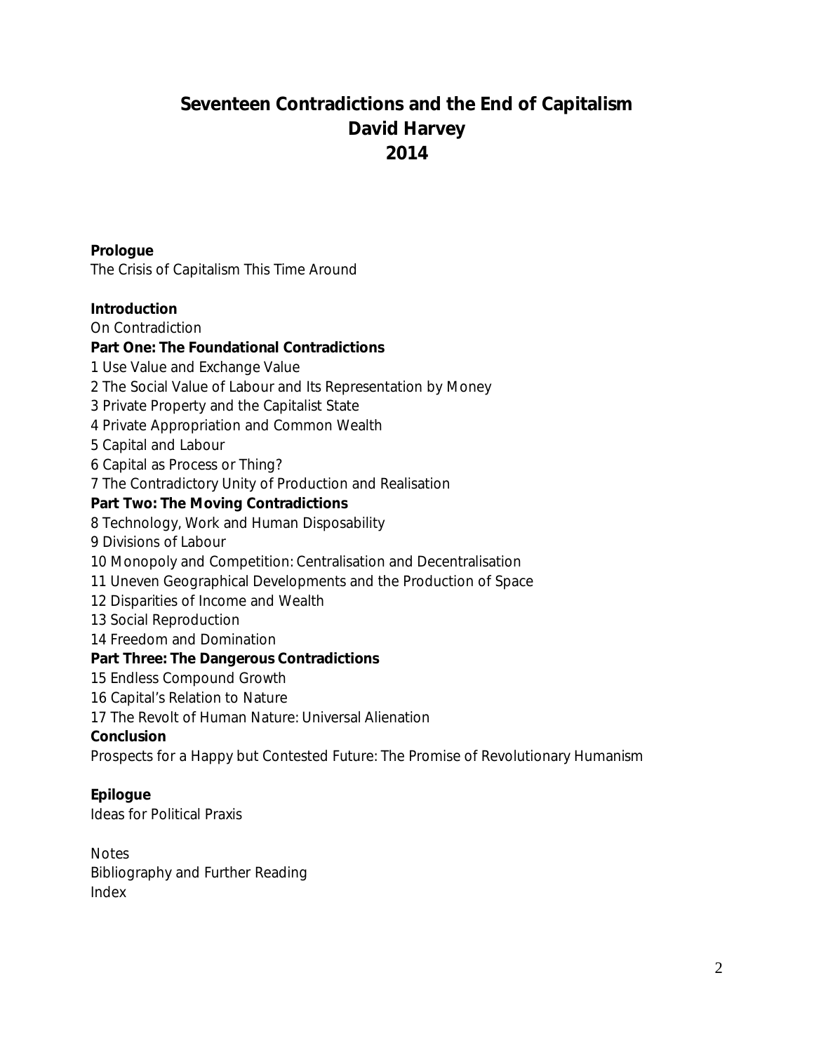# Seventeen Contradictions and the End of Capitalism
# David Harvey
# 2014

**Prologue**

The Crisis of Capitalism This Time Around

**Introduction**

On Contradiction

**Part One: The Foundational Contradictions**

1 Use Value and Exchange Value
2 The Social Value of Labour and Its Representation by Money
3 Private Property and the Capitalist State
4 Private Appropriation and Common Wealth
5 Capital and Labour
6 Capital as Process or Thing?
7 The Contradictory Unity of Production and Realisation

**Part Two: The Moving Contradictions**

8 Technology, Work and Human Disposability
9 Divisions of Labour
10 Monopoly and Competition: Centralisation and Decentralisation
11 Uneven Geographical Developments and the Production of Space
12 Disparities of Income and Wealth
13 Social Reproduction
14 Freedom and Domination

**Part Three: The Dangerous Contradictions**

15 Endless Compound Growth
16 Capital's Relation to Nature
17 The Revolt of Human Nature: Universal Alienation

**Conclusion**

Prospects for a Happy but Contested Future: The Promise of Revolutionary Humanism

**Epilogue**

Ideas for Political Praxis

Notes
Bibliography and Further Reading
Index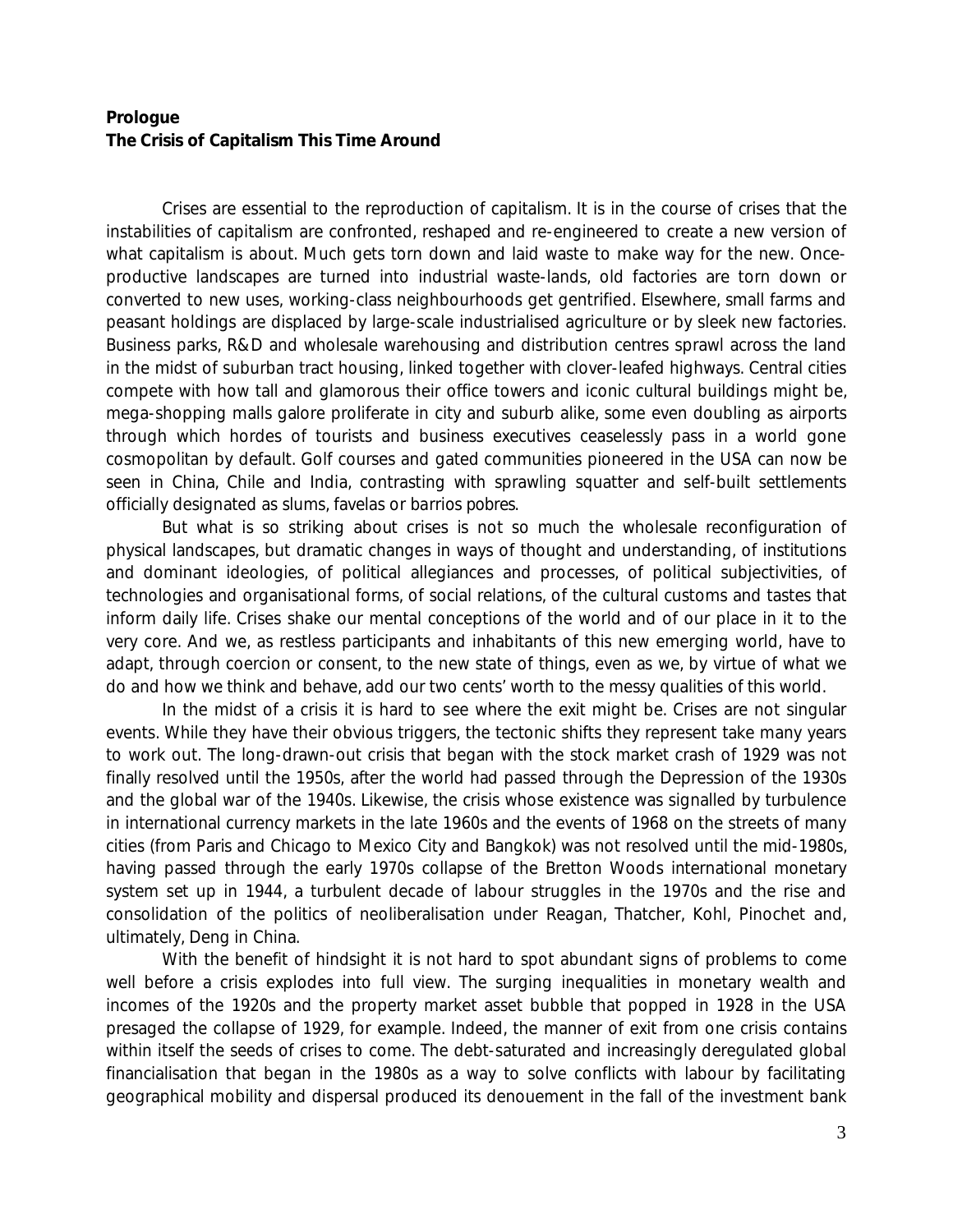**Prologue**
**The Crisis of Capitalism This Time Around**

Crises are essential to the reproduction of capitalism. It is in the course of crises that the instabilities of capitalism are confronted, reshaped and re-engineered to create a new version of what capitalism is about. Much gets torn down and laid waste to make way for the new. Once-productive landscapes are turned into industrial waste-lands, old factories are torn down or converted to new uses, working-class neighbourhoods get gentrified. Elsewhere, small farms and peasant holdings are displaced by large-scale industrialised agriculture or by sleek new factories. Business parks, R&D and wholesale warehousing and distribution centres sprawl across the land in the midst of suburban tract housing, linked together with clover-leafed highways. Central cities compete with how tall and glamorous their office towers and iconic cultural buildings might be, mega-shopping malls galore proliferate in city and suburb alike, some even doubling as airports through which hordes of tourists and business executives ceaselessly pass in a world gone cosmopolitan by default. Golf courses and gated communities pioneered in the USA can now be seen in China, Chile and India, contrasting with sprawling squatter and self-built settlements officially designated as slums, favelas or barrios pobres.

But what is so striking about crises is not so much the wholesale reconfiguration of physical landscapes, but dramatic changes in ways of thought and understanding, of institutions and dominant ideologies, of political allegiances and processes, of political subjectivities, of technologies and organisational forms, of social relations, of the cultural customs and tastes that inform daily life. Crises shake our mental conceptions of the world and of our place in it to the very core. And we, as restless participants and inhabitants of this new emerging world, have to adapt, through coercion or consent, to the new state of things, even as we, by virtue of what we do and how we think and behave, add our two cents' worth to the messy qualities of this world.

In the midst of a crisis it is hard to see where the exit might be. Crises are not singular events. While they have their obvious triggers, the tectonic shifts they represent take many years to work out. The long-drawn-out crisis that began with the stock market crash of 1929 was not finally resolved until the 1950s, after the world had passed through the Depression of the 1930s and the global war of the 1940s. Likewise, the crisis whose existence was signalled by turbulence in international currency markets in the late 1960s and the events of 1968 on the streets of many cities (from Paris and Chicago to Mexico City and Bangkok) was not resolved until the mid-1980s, having passed through the early 1970s collapse of the Bretton Woods international monetary system set up in 1944, a turbulent decade of labour struggles in the 1970s and the rise and consolidation of the politics of neoliberalisation under Reagan, Thatcher, Kohl, Pinochet and, ultimately, Deng in China.

With the benefit of hindsight it is not hard to spot abundant signs of problems to come well before a crisis explodes into full view. The surging inequalities in monetary wealth and incomes of the 1920s and the property market asset bubble that popped in 1928 in the USA presaged the collapse of 1929, for example. Indeed, the manner of exit from one crisis contains within itself the seeds of crises to come. The debt-saturated and increasingly deregulated global financialisation that began in the 1980s as a way to solve conflicts with labour by facilitating geographical mobility and dispersal produced its denouement in the fall of the investment bank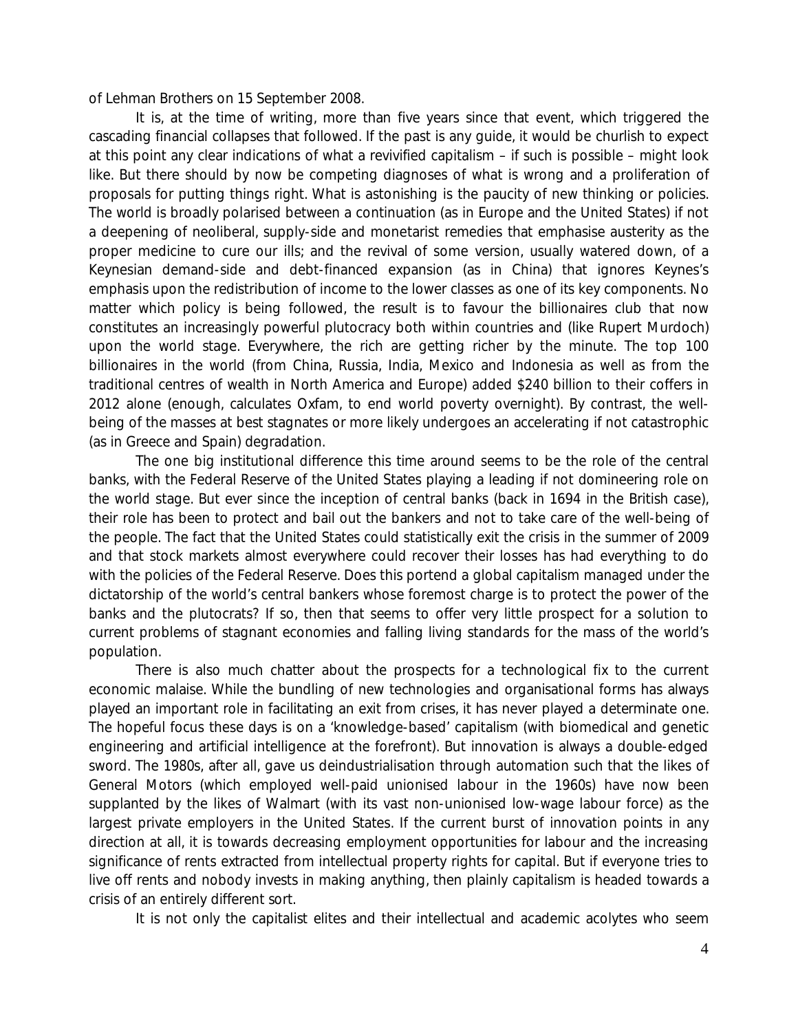of Lehman Brothers on 15 September 2008.

It is, at the time of writing, more than five years since that event, which triggered the cascading financial collapses that followed. If the past is any guide, it would be churlish to expect at this point any clear indications of what a revivified capitalism – if such is possible – might look like. But there should by now be competing diagnoses of what is wrong and a proliferation of proposals for putting things right. What is astonishing is the paucity of new thinking or policies. The world is broadly polarised between a continuation (as in Europe and the United States) if not a deepening of neoliberal, supply-side and monetarist remedies that emphasise austerity as the proper medicine to cure our ills; and the revival of some version, usually watered down, of a Keynesian demand-side and debt-financed expansion (as in China) that ignores Keynes's emphasis upon the redistribution of income to the lower classes as one of its key components. No matter which policy is being followed, the result is to favour the billionaires club that now constitutes an increasingly powerful plutocracy both within countries and (like Rupert Murdoch) upon the world stage. Everywhere, the rich are getting richer by the minute. The top 100 billionaires in the world (from China, Russia, India, Mexico and Indonesia as well as from the traditional centres of wealth in North America and Europe) added $240 billion to their coffers in 2012 alone (enough, calculates Oxfam, to end world poverty overnight). By contrast, the well-being of the masses at best stagnates or more likely undergoes an accelerating if not catastrophic (as in Greece and Spain) degradation.

The one big institutional difference this time around seems to be the role of the central banks, with the Federal Reserve of the United States playing a leading if not domineering role on the world stage. But ever since the inception of central banks (back in 1694 in the British case), their role has been to protect and bail out the bankers and not to take care of the well-being of the people. The fact that the United States could statistically exit the crisis in the summer of 2009 and that stock markets almost everywhere could recover their losses has had everything to do with the policies of the Federal Reserve. Does this portend a global capitalism managed under the dictatorship of the world's central bankers whose foremost charge is to protect the power of the banks and the plutocrats? If so, then that seems to offer very little prospect for a solution to current problems of stagnant economies and falling living standards for the mass of the world's population.

There is also much chatter about the prospects for a technological fix to the current economic malaise. While the bundling of new technologies and organisational forms has always played an important role in facilitating an exit from crises, it has never played a determinate one. The hopeful focus these days is on a 'knowledge-based' capitalism (with biomedical and genetic engineering and artificial intelligence at the forefront). But innovation is always a double-edged sword. The 1980s, after all, gave us deindustrialisation through automation such that the likes of General Motors (which employed well-paid unionised labour in the 1960s) have now been supplanted by the likes of Walmart (with its vast non-unionised low-wage labour force) as the largest private employers in the United States. If the current burst of innovation points in any direction at all, it is towards decreasing employment opportunities for labour and the increasing significance of rents extracted from intellectual property rights for capital. But if everyone tries to live off rents and nobody invests in making anything, then plainly capitalism is headed towards a crisis of an entirely different sort.

It is not only the capitalist elites and their intellectual and academic acolytes who seem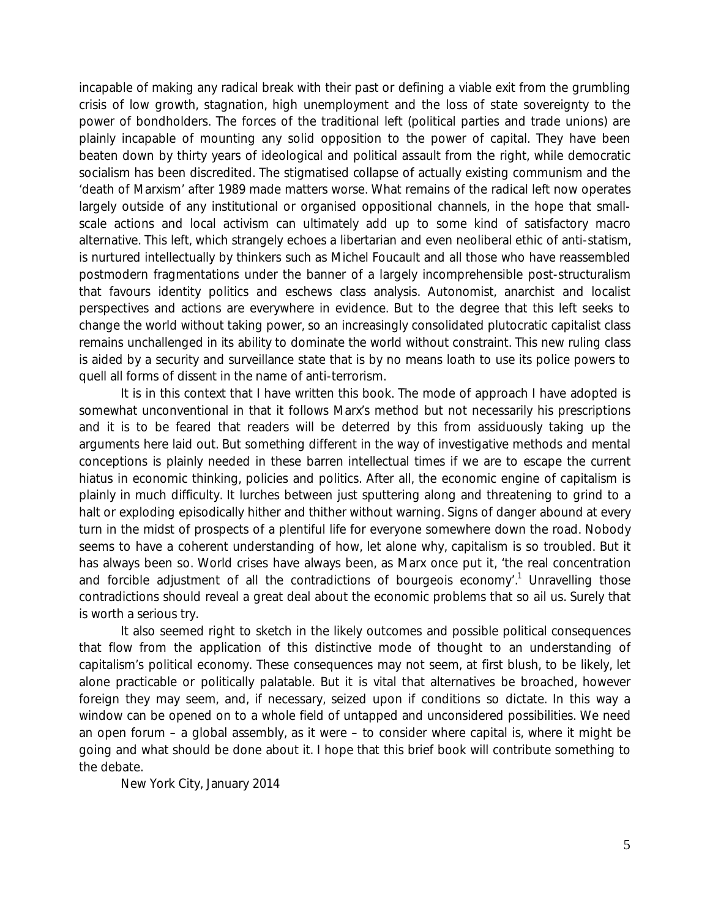incapable of making any radical break with their past or defining a viable exit from the grumbling crisis of low growth, stagnation, high unemployment and the loss of state sovereignty to the power of bondholders. The forces of the traditional left (political parties and trade unions) are plainly incapable of mounting any solid opposition to the power of capital. They have been beaten down by thirty years of ideological and political assault from the right, while democratic socialism has been discredited. The stigmatised collapse of actually existing communism and the 'death of Marxism' after 1989 made matters worse. What remains of the radical left now operates largely outside of any institutional or organised oppositional channels, in the hope that small-scale actions and local activism can ultimately add up to some kind of satisfactory macro alternative. This left, which strangely echoes a libertarian and even neoliberal ethic of anti-statism, is nurtured intellectually by thinkers such as Michel Foucault and all those who have reassembled postmodern fragmentations under the banner of a largely incomprehensible post-structuralism that favours identity politics and eschews class analysis. Autonomist, anarchist and localist perspectives and actions are everywhere in evidence. But to the degree that this left seeks to change the world without taking power, so an increasingly consolidated plutocratic capitalist class remains unchallenged in its ability to dominate the world without constraint. This new ruling class is aided by a security and surveillance state that is by no means loath to use its police powers to quell all forms of dissent in the name of anti-terrorism.

It is in this context that I have written this book. The mode of approach I have adopted is somewhat unconventional in that it follows Marx's method but not necessarily his prescriptions and it is to be feared that readers will be deterred by this from assiduously taking up the arguments here laid out. But something different in the way of investigative methods and mental conceptions is plainly needed in these barren intellectual times if we are to escape the current hiatus in economic thinking, policies and politics. After all, the economic engine of capitalism is plainly in much difficulty. It lurches between just sputtering along and threatening to grind to a halt or exploding episodically hither and thither without warning. Signs of danger abound at every turn in the midst of prospects of a plentiful life for everyone somewhere down the road. Nobody seems to have a coherent understanding of how, let alone why, capitalism is so troubled. But it has always been so. World crises have always been, as Marx once put it, 'the real concentration and forcible adjustment of all the contradictions of bourgeois economy'.[1] Unravelling those contradictions should reveal a great deal about the economic problems that so ail us. Surely that is worth a serious try.

It also seemed right to sketch in the likely outcomes and possible political consequences that flow from the application of this distinctive mode of thought to an understanding of capitalism's political economy. These consequences may not seem, at first blush, to be likely, let alone practicable or politically palatable. But it is vital that alternatives be broached, however foreign they may seem, and, if necessary, seized upon if conditions so dictate. In this way a window can be opened on to a whole field of untapped and unconsidered possibilities. We need an open forum – a global assembly, as it were – to consider where capital is, where it might be going and what should be done about it. I hope that this brief book will contribute something to the debate.

New York City, January 2014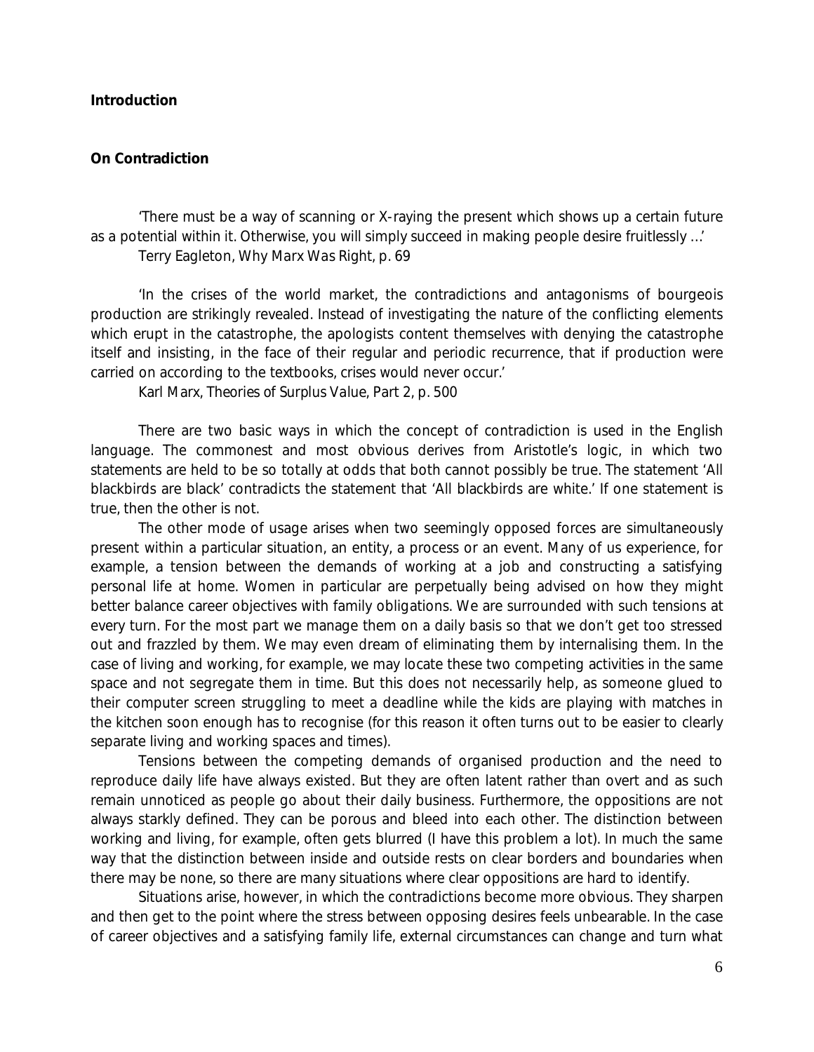**Introduction**

**On Contradiction**

'There must be a way of scanning or X-raying the present which shows up a certain future as a potential within it. Otherwise, you will simply succeed in making people desire fruitlessly …'

Terry Eagleton, *Why Marx Was Right*, p. 69

'In the crises of the world market, the contradictions and antagonisms of bourgeois production are strikingly revealed. Instead of investigating the nature of the conflicting elements which erupt in the catastrophe, the apologists content themselves with denying the catastrophe itself and insisting, in the face of their regular and periodic recurrence, that if production were carried on according to the textbooks, crises would never occur.'

Karl Marx, *Theories of Surplus Value*, Part 2, p. 500

There are two basic ways in which the concept of contradiction is used in the English language. The commonest and most obvious derives from Aristotle's logic, in which two statements are held to be so totally at odds that both cannot possibly be true. The statement 'All blackbirds are black' contradicts the statement that 'All blackbirds are white.' If one statement is true, then the other is not.

The other mode of usage arises when two seemingly opposed forces are simultaneously present within a particular situation, an entity, a process or an event. Many of us experience, for example, a tension between the demands of working at a job and constructing a satisfying personal life at home. Women in particular are perpetually being advised on how they might better balance career objectives with family obligations. We are surrounded with such tensions at every turn. For the most part we manage them on a daily basis so that we don't get too stressed out and frazzled by them. We may even dream of eliminating them by internalising them. In the case of living and working, for example, we may locate these two competing activities in the same space and not segregate them in time. But this does not necessarily help, as someone glued to their computer screen struggling to meet a deadline while the kids are playing with matches in the kitchen soon enough has to recognise (for this reason it often turns out to be easier to clearly separate living and working spaces and times).

Tensions between the competing demands of organised production and the need to reproduce daily life have always existed. But they are often latent rather than overt and as such remain unnoticed as people go about their daily business. Furthermore, the oppositions are not always starkly defined. They can be porous and bleed into each other. The distinction between working and living, for example, often gets blurred (I have this problem a lot). In much the same way that the distinction between inside and outside rests on clear borders and boundaries when there may be none, so there are many situations where clear oppositions are hard to identify.

Situations arise, however, in which the contradictions become more obvious. They sharpen and then get to the point where the stress between opposing desires feels unbearable. In the case of career objectives and a satisfying family life, external circumstances can change and turn what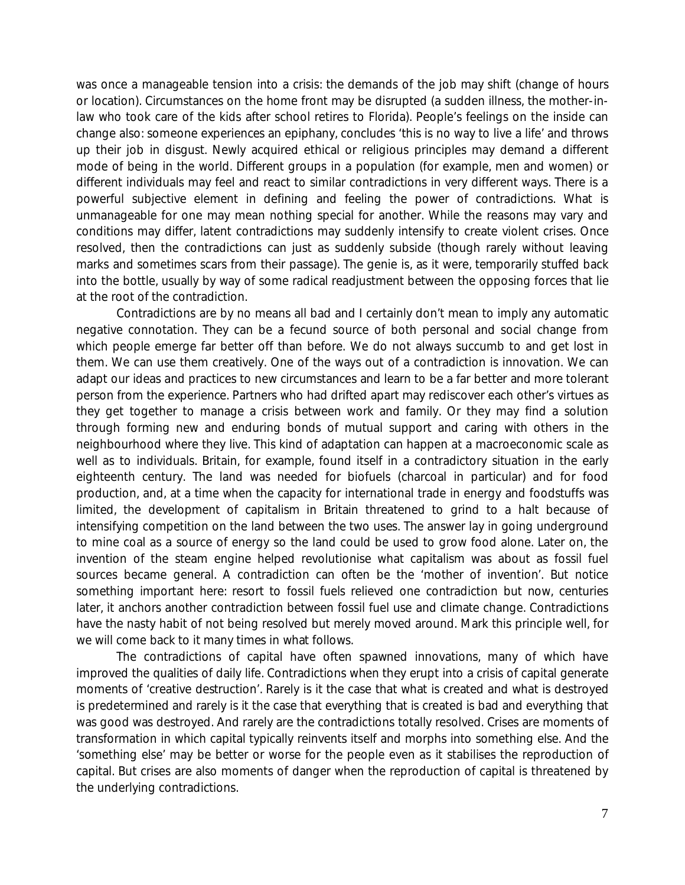was once a manageable tension into a crisis: the demands of the job may shift (change of hours or location). Circumstances on the home front may be disrupted (a sudden illness, the mother-in-law who took care of the kids after school retires to Florida). People's feelings on the inside can change also: someone experiences an epiphany, concludes 'this is no way to live a life' and throws up their job in disgust. Newly acquired ethical or religious principles may demand a different mode of being in the world. Different groups in a population (for example, men and women) or different individuals may feel and react to similar contradictions in very different ways. There is a powerful subjective element in defining and feeling the power of contradictions. What is unmanageable for one may mean nothing special for another. While the reasons may vary and conditions may differ, latent contradictions may suddenly intensify to create violent crises. Once resolved, then the contradictions can just as suddenly subside (though rarely without leaving marks and sometimes scars from their passage). The genie is, as it were, temporarily stuffed back into the bottle, usually by way of some radical readjustment between the opposing forces that lie at the root of the contradiction.

Contradictions are by no means all bad and I certainly don't mean to imply any automatic negative connotation. They can be a fecund source of both personal and social change from which people emerge far better off than before. We do not always succumb to and get lost in them. We can use them creatively. One of the ways out of a contradiction is innovation. We can adapt our ideas and practices to new circumstances and learn to be a far better and more tolerant person from the experience. Partners who had drifted apart may rediscover each other's virtues as they get together to manage a crisis between work and family. Or they may find a solution through forming new and enduring bonds of mutual support and caring with others in the neighbourhood where they live. This kind of adaptation can happen at a macroeconomic scale as well as to individuals. Britain, for example, found itself in a contradictory situation in the early eighteenth century. The land was needed for biofuels (charcoal in particular) and for food production, and, at a time when the capacity for international trade in energy and foodstuffs was limited, the development of capitalism in Britain threatened to grind to a halt because of intensifying competition on the land between the two uses. The answer lay in going underground to mine coal as a source of energy so the land could be used to grow food alone. Later on, the invention of the steam engine helped revolutionise what capitalism was about as fossil fuel sources became general. A contradiction can often be the 'mother of invention'. But notice something important here: resort to fossil fuels relieved one contradiction but now, centuries later, it anchors another contradiction between fossil fuel use and climate change. Contradictions have the nasty habit of not being resolved but merely moved around. Mark this principle well, for we will come back to it many times in what follows.

The contradictions of capital have often spawned innovations, many of which have improved the qualities of daily life. Contradictions when they erupt into a crisis of capital generate moments of 'creative destruction'. Rarely is it the case that what is created and what is destroyed is predetermined and rarely is it the case that everything that is created is bad and everything that was good was destroyed. And rarely are the contradictions totally resolved. Crises are moments of transformation in which capital typically reinvents itself and morphs into something else. And the 'something else' may be better or worse for the people even as it stabilises the reproduction of capital. But crises are also moments of danger when the reproduction of capital is threatened by the underlying contradictions.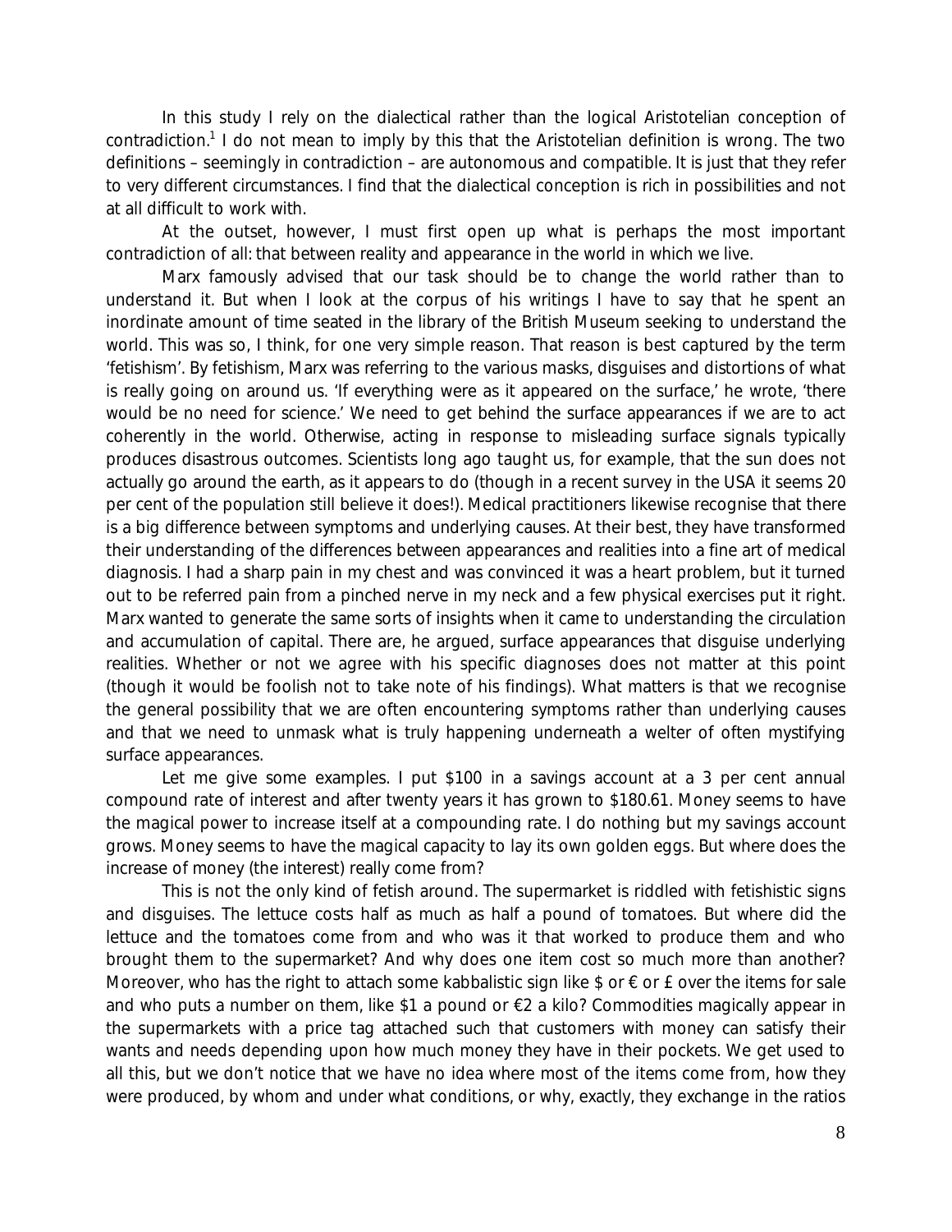In this study I rely on the dialectical rather than the logical Aristotelian conception of contradiction.[1] I do not mean to imply by this that the Aristotelian definition is wrong. The two definitions – seemingly in contradiction – are autonomous and compatible. It is just that they refer to very different circumstances. I find that the dialectical conception is rich in possibilities and not at all difficult to work with.

At the outset, however, I must first open up what is perhaps the most important contradiction of all: that between reality and appearance in the world in which we live.

Marx famously advised that our task should be to change the world rather than to understand it. But when I look at the corpus of his writings I have to say that he spent an inordinate amount of time seated in the library of the British Museum seeking to understand the world. This was so, I think, for one very simple reason. That reason is best captured by the term 'fetishism'. By fetishism, Marx was referring to the various masks, disguises and distortions of what is really going on around us. 'If everything were as it appeared on the surface,' he wrote, 'there would be no need for science.' We need to get behind the surface appearances if we are to act coherently in the world. Otherwise, acting in response to misleading surface signals typically produces disastrous outcomes. Scientists long ago taught us, for example, that the sun does not actually go around the earth, as it appears to do (though in a recent survey in the USA it seems 20 per cent of the population still believe it does!). Medical practitioners likewise recognise that there is a big difference between symptoms and underlying causes. At their best, they have transformed their understanding of the differences between appearances and realities into a fine art of medical diagnosis. I had a sharp pain in my chest and was convinced it was a heart problem, but it turned out to be referred pain from a pinched nerve in my neck and a few physical exercises put it right. Marx wanted to generate the same sorts of insights when it came to understanding the circulation and accumulation of capital. There are, he argued, surface appearances that disguise underlying realities. Whether or not we agree with his specific diagnoses does not matter at this point (though it would be foolish not to take note of his findings). What matters is that we recognise the general possibility that we are often encountering symptoms rather than underlying causes and that we need to unmask what is truly happening underneath a welter of often mystifying surface appearances.

Let me give some examples. I put $100 in a savings account at a 3 per cent annual compound rate of interest and after twenty years it has grown to $180.61. Money seems to have the magical power to increase itself at a compounding rate. I do nothing but my savings account grows. Money seems to have the magical capacity to lay its own golden eggs. But where does the increase of money (the interest) really come from?

This is not the only kind of fetish around. The supermarket is riddled with fetishistic signs and disguises. The lettuce costs half as much as half a pound of tomatoes. But where did the lettuce and the tomatoes come from and who was it that worked to produce them and who brought them to the supermarket? And why does one item cost so much more than another? Moreover, who has the right to attach some kabbalistic sign like $ or € or £ over the items for sale and who puts a number on them, like $1 a pound or €2 a kilo? Commodities magically appear in the supermarkets with a price tag attached such that customers with money can satisfy their wants and needs depending upon how much money they have in their pockets. We get used to all this, but we don't notice that we have no idea where most of the items come from, how they were produced, by whom and under what conditions, or why, exactly, they exchange in the ratios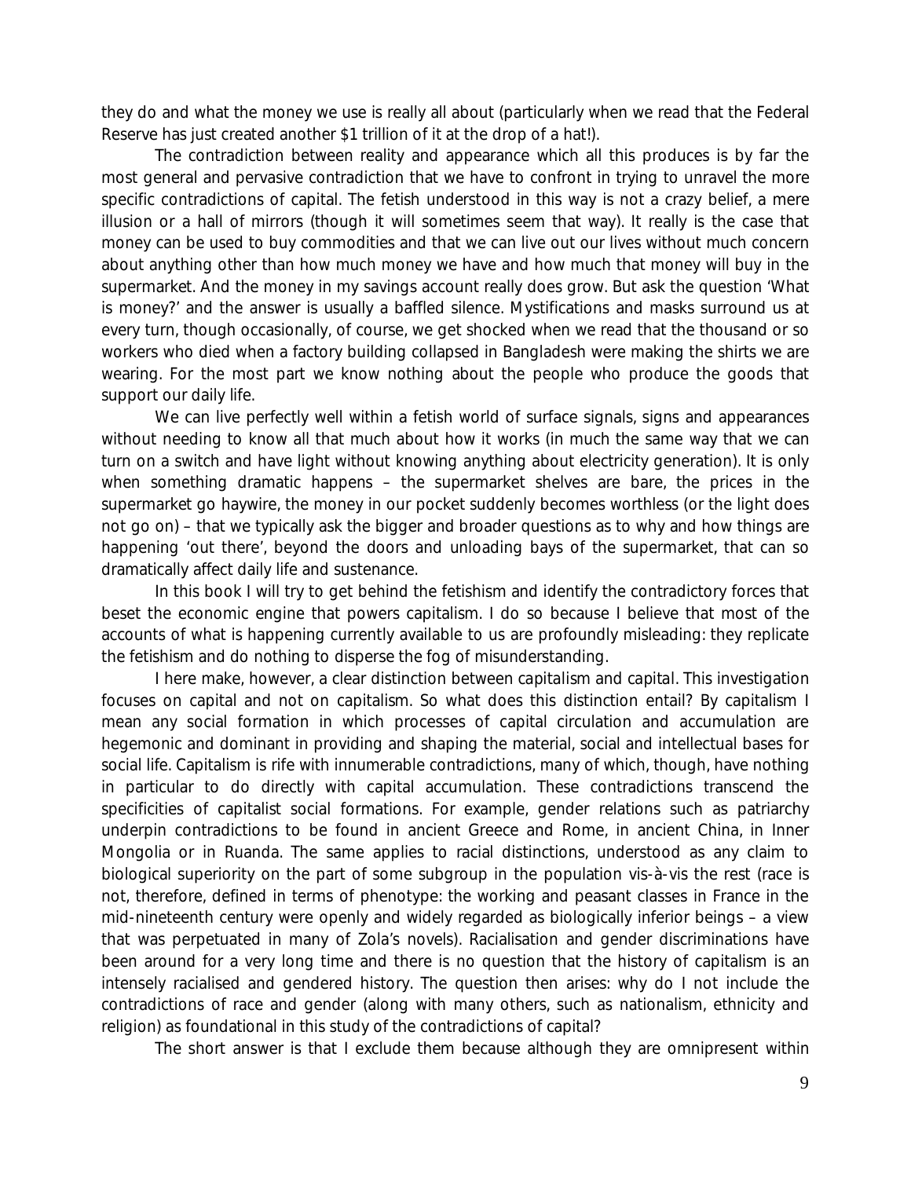they do and what the money we use is really all about (particularly when we read that the Federal Reserve has just created another $1 trillion of it at the drop of a hat!).

The contradiction between reality and appearance which all this produces is by far the most general and pervasive contradiction that we have to confront in trying to unravel the more specific contradictions of capital. The fetish understood in this way is not a crazy belief, a mere illusion or a hall of mirrors (though it will sometimes seem that way). It really is the case that money can be used to buy commodities and that we can live out our lives without much concern about anything other than how much money we have and how much that money will buy in the supermarket. And the money in my savings account really does grow. But ask the question 'What is money?' and the answer is usually a baffled silence. Mystifications and masks surround us at every turn, though occasionally, of course, we get shocked when we read that the thousand or so workers who died when a factory building collapsed in Bangladesh were making the shirts we are wearing. For the most part we know nothing about the people who produce the goods that support our daily life.

We can live perfectly well within a fetish world of surface signals, signs and appearances without needing to know all that much about how it works (in much the same way that we can turn on a switch and have light without knowing anything about electricity generation). It is only when something dramatic happens – the supermarket shelves are bare, the prices in the supermarket go haywire, the money in our pocket suddenly becomes worthless (or the light does not go on) – that we typically ask the bigger and broader questions as to why and how things are happening 'out there', beyond the doors and unloading bays of the supermarket, that can so dramatically affect daily life and sustenance.

In this book I will try to get behind the fetishism and identify the contradictory forces that beset the economic engine that powers capitalism. I do so because I believe that most of the accounts of what is happening currently available to us are profoundly misleading: they replicate the fetishism and do nothing to disperse the fog of misunderstanding.

I here make, however, a clear distinction between *capitalism* and *capital*. This investigation focuses on capital and not on capitalism. So what does this distinction entail? By capitalism I mean any social formation in which processes of capital circulation and accumulation are hegemonic and dominant in providing and shaping the material, social and intellectual bases for social life. Capitalism is rife with innumerable contradictions, many of which, though, have nothing in particular to do directly with capital accumulation. These contradictions transcend the specificities of capitalist social formations. For example, gender relations such as patriarchy underpin contradictions to be found in ancient Greece and Rome, in ancient China, in Inner Mongolia or in Ruanda. The same applies to racial distinctions, understood as any claim to biological superiority on the part of some subgroup in the population vis-à-vis the rest (race is not, therefore, defined in terms of phenotype: the working and peasant classes in France in the mid-nineteenth century were openly and widely regarded as biologically inferior beings – a view that was perpetuated in many of Zola's novels). Racialisation and gender discriminations have been around for a very long time and there is no question that the history of capitalism is an intensely racialised and gendered history. The question then arises: why do I not include the contradictions of race and gender (along with many others, such as nationalism, ethnicity and religion) as foundational in this study of the contradictions of capital?

The short answer is that I exclude them because although they are omnipresent within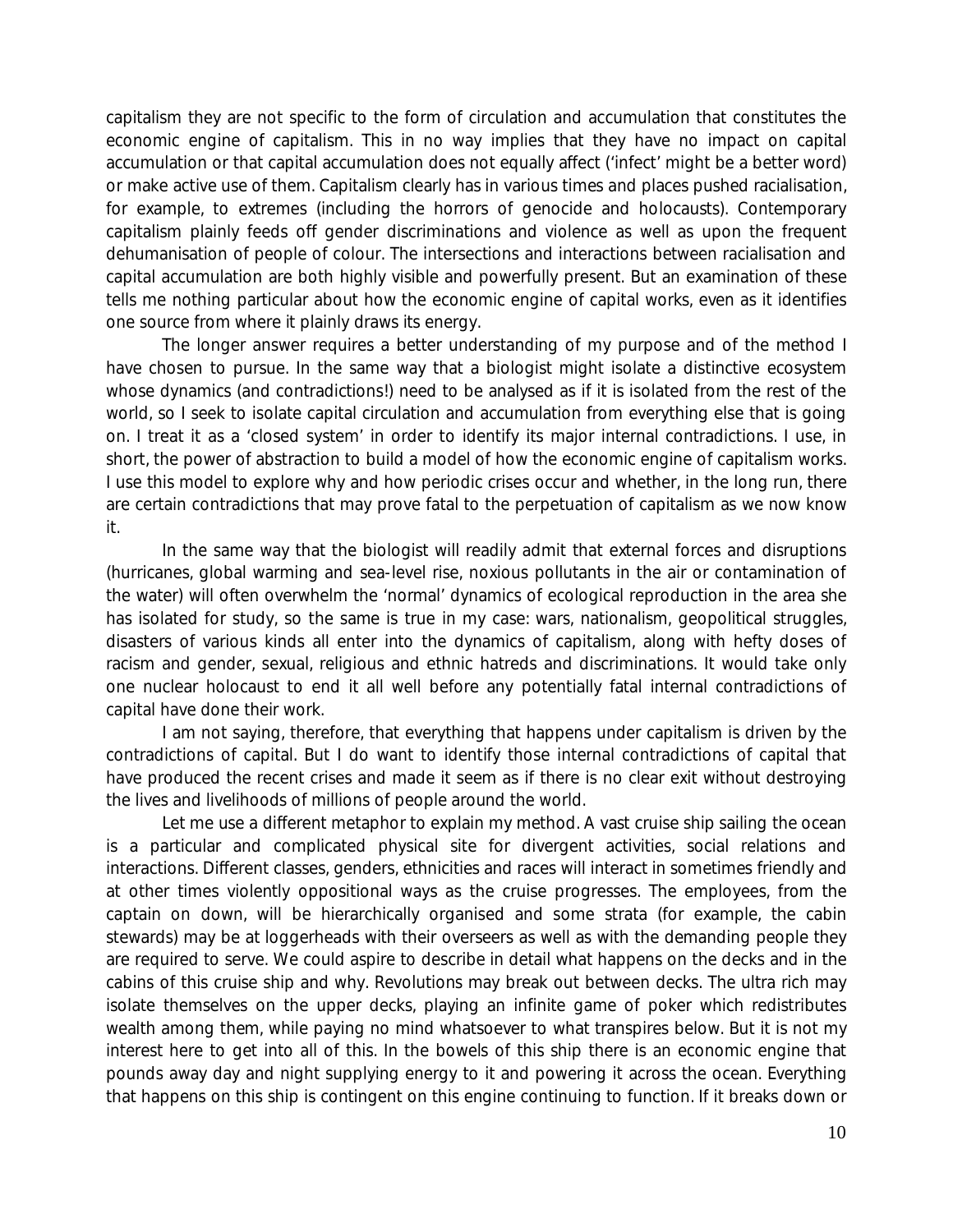capitalism they are not specific to the form of circulation and accumulation that constitutes the economic engine of capitalism. This in no way implies that they have no impact on capital accumulation or that capital accumulation does not equally affect ('infect' might be a better word) or make active use of them. Capitalism clearly has in various times and places pushed racialisation, for example, to extremes (including the horrors of genocide and holocausts). Contemporary capitalism plainly feeds off gender discriminations and violence as well as upon the frequent dehumanisation of people of colour. The intersections and interactions between racialisation and capital accumulation are both highly visible and powerfully present. But an examination of these tells me nothing particular about how the economic engine of capital works, even as it identifies one source from where it plainly draws its energy.

The longer answer requires a better understanding of my purpose and of the method I have chosen to pursue. In the same way that a biologist might isolate a distinctive ecosystem whose dynamics (and contradictions!) need to be analysed as if it is isolated from the rest of the world, so I seek to isolate capital circulation and accumulation from everything else that is going on. I treat it as a 'closed system' in order to identify its major internal contradictions. I use, in short, the power of abstraction to build a model of how the economic engine of capitalism works. I use this model to explore why and how periodic crises occur and whether, in the long run, there are certain contradictions that may prove fatal to the perpetuation of capitalism as we now know it.

In the same way that the biologist will readily admit that external forces and disruptions (hurricanes, global warming and sea-level rise, noxious pollutants in the air or contamination of the water) will often overwhelm the 'normal' dynamics of ecological reproduction in the area she has isolated for study, so the same is true in my case: wars, nationalism, geopolitical struggles, disasters of various kinds all enter into the dynamics of capitalism, along with hefty doses of racism and gender, sexual, religious and ethnic hatreds and discriminations. It would take only one nuclear holocaust to end it all well before any potentially fatal internal contradictions of capital have done their work.

I am not saying, therefore, that everything that happens under capitalism is driven by the contradictions of capital. But I do want to identify those internal contradictions of capital that have produced the recent crises and made it seem as if there is no clear exit without destroying the lives and livelihoods of millions of people around the world.

Let me use a different metaphor to explain my method. A vast cruise ship sailing the ocean is a particular and complicated physical site for divergent activities, social relations and interactions. Different classes, genders, ethnicities and races will interact in sometimes friendly and at other times violently oppositional ways as the cruise progresses. The employees, from the captain on down, will be hierarchically organised and some strata (for example, the cabin stewards) may be at loggerheads with their overseers as well as with the demanding people they are required to serve. We could aspire to describe in detail what happens on the decks and in the cabins of this cruise ship and why. Revolutions may break out between decks. The ultra rich may isolate themselves on the upper decks, playing an infinite game of poker which redistributes wealth among them, while paying no mind whatsoever to what transpires below. But it is not my interest here to get into all of this. In the bowels of this ship there is an economic engine that pounds away day and night supplying energy to it and powering it across the ocean. Everything that happens on this ship is contingent on this engine continuing to function. If it breaks down or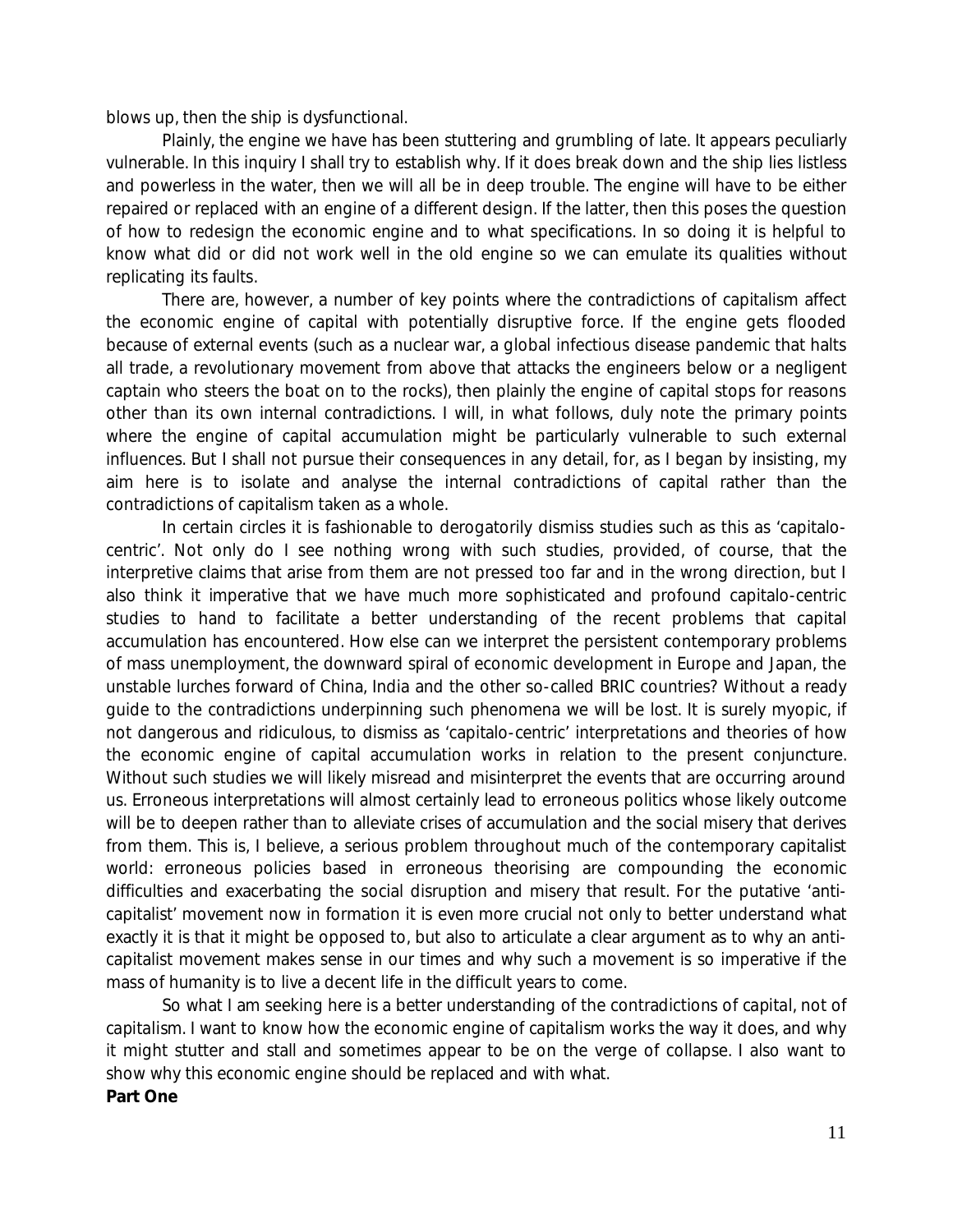blows up, then the ship is dysfunctional.

Plainly, the engine we have has been stuttering and grumbling of late. It appears peculiarly vulnerable. In this inquiry I shall try to establish why. If it does break down and the ship lies listless and powerless in the water, then we will all be in deep trouble. The engine will have to be either repaired or replaced with an engine of a different design. If the latter, then this poses the question of how to redesign the economic engine and to what specifications. In so doing it is helpful to know what did or did not work well in the old engine so we can emulate its qualities without replicating its faults.

There are, however, a number of key points where the contradictions of capitalism affect the economic engine of capital with potentially disruptive force. If the engine gets flooded because of external events (such as a nuclear war, a global infectious disease pandemic that halts all trade, a revolutionary movement from above that attacks the engineers below or a negligent captain who steers the boat on to the rocks), then plainly the engine of capital stops for reasons other than its own internal contradictions. I will, in what follows, duly note the primary points where the engine of capital accumulation might be particularly vulnerable to such external influences. But I shall not pursue their consequences in any detail, for, as I began by insisting, my aim here is to isolate and analyse the internal contradictions of capital rather than the contradictions of capitalism taken as a whole.

In certain circles it is fashionable to derogatorily dismiss studies such as this as 'capitalo-centric'. Not only do I see nothing wrong with such studies, provided, of course, that the interpretive claims that arise from them are not pressed too far and in the wrong direction, but I also think it imperative that we have much more sophisticated and profound capitalo-centric studies to hand to facilitate a better understanding of the recent problems that capital accumulation has encountered. How else can we interpret the persistent contemporary problems of mass unemployment, the downward spiral of economic development in Europe and Japan, the unstable lurches forward of China, India and the other so-called BRIC countries? Without a ready guide to the contradictions underpinning such phenomena we will be lost. It is surely myopic, if not dangerous and ridiculous, to dismiss as 'capitalo-centric' interpretations and theories of how the economic engine of capital accumulation works in relation to the present conjuncture. Without such studies we will likely misread and misinterpret the events that are occurring around us. Erroneous interpretations will almost certainly lead to erroneous politics whose likely outcome will be to deepen rather than to alleviate crises of accumulation and the social misery that derives from them. This is, I believe, a serious problem throughout much of the contemporary capitalist world: erroneous policies based in erroneous theorising are compounding the economic difficulties and exacerbating the social disruption and misery that result. For the putative 'anti-capitalist' movement now in formation it is even more crucial not only to better understand what exactly it is that it might be opposed to, but also to articulate a clear argument as to why an anti-capitalist movement makes sense in our times and why such a movement is so imperative if the mass of humanity is to live a decent life in the difficult years to come.

So what I am seeking here is a better understanding of the contradictions of capital, not of capitalism. I want to know how the economic engine of capitalism works the way it does, and why it might stutter and stall and sometimes appear to be on the verge of collapse. I also want to show why this economic engine should be replaced and with what.

**Part One**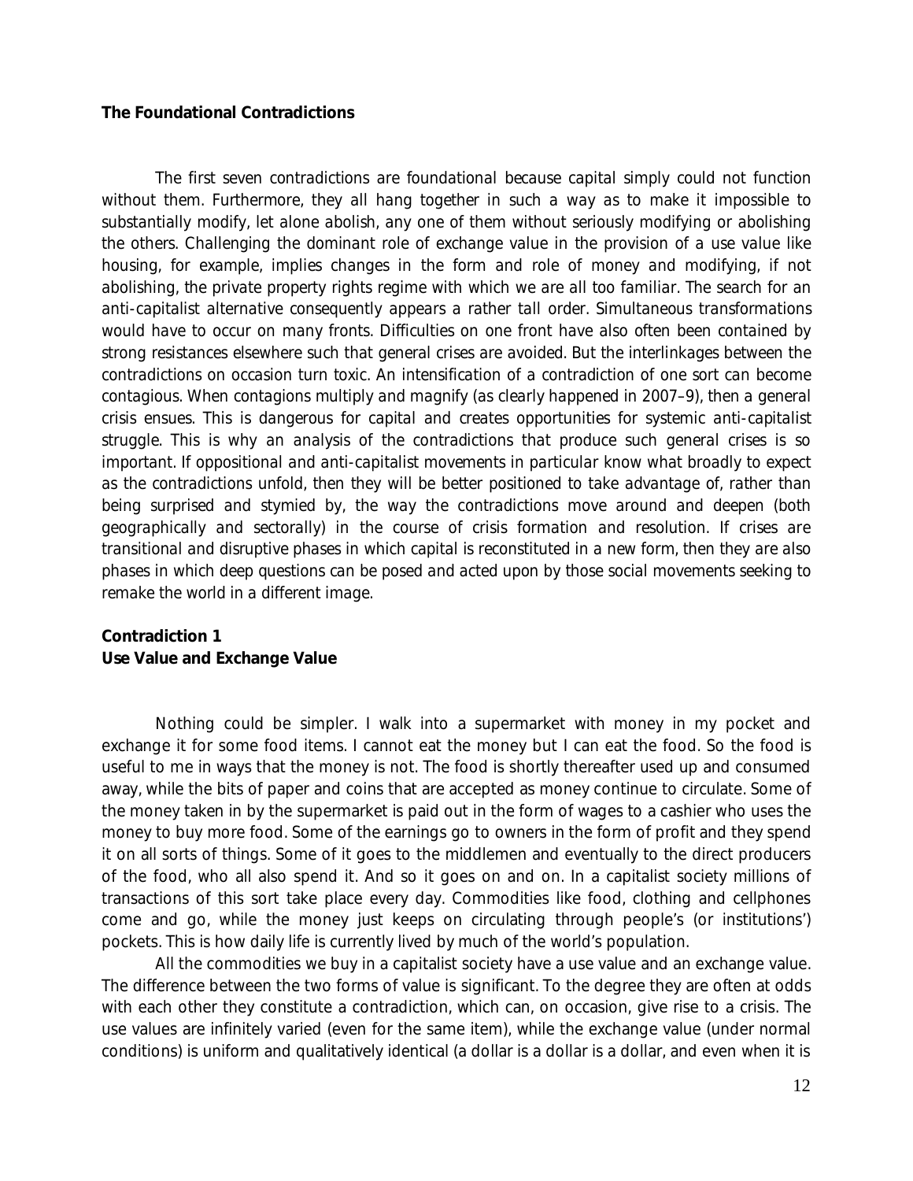## The Foundational Contradictions

The first seven contradictions are foundational because capital simply could not function without them. Furthermore, they all hang together in such a way as to make it impossible to substantially modify, let alone abolish, any one of them without seriously modifying or abolishing the others. Challenging the dominant role of exchange value in the provision of a use value like housing, for example, implies changes in the form and role of money and modifying, if not abolishing, the private property rights regime with which we are all too familiar. The search for an anti-capitalist alternative consequently appears a rather tall order. Simultaneous transformations would have to occur on many fronts. Difficulties on one front have also often been contained by strong resistances elsewhere such that general crises are avoided. But the interlinkages between the contradictions on occasion turn toxic. An intensification of a contradiction of one sort can become contagious. When contagions multiply and magnify (as clearly happened in 2007–9), then a general crisis ensues. This is dangerous for capital and creates opportunities for systemic anti-capitalist struggle. This is why an analysis of the contradictions that produce such general crises is so important. If oppositional and anti-capitalist movements in particular know what broadly to expect as the contradictions unfold, then they will be better positioned to take advantage of, rather than being surprised and stymied by, the way the contradictions move around and deepen (both geographically and sectorally) in the course of crisis formation and resolution. If crises are transitional and disruptive phases in which capital is reconstituted in a new form, then they are also phases in which deep questions can be posed and acted upon by those social movements seeking to remake the world in a different image.

### Contradiction 1
### Use Value and Exchange Value

Nothing could be simpler. I walk into a supermarket with money in my pocket and exchange it for some food items. I cannot eat the money but I can eat the food. So the food is useful to me in ways that the money is not. The food is shortly thereafter used up and consumed away, while the bits of paper and coins that are accepted as money continue to circulate. Some of the money taken in by the supermarket is paid out in the form of wages to a cashier who uses the money to buy more food. Some of the earnings go to owners in the form of profit and they spend it on all sorts of things. Some of it goes to the middlemen and eventually to the direct producers of the food, who all also spend it. And so it goes on and on. In a capitalist society millions of transactions of this sort take place every day. Commodities like food, clothing and cellphones come and go, while the money just keeps on circulating through people's (or institutions') pockets. This is how daily life is currently lived by much of the world's population.

All the commodities we buy in a capitalist society have a use value and an exchange value. The difference between the two forms of value is significant. To the degree they are often at odds with each other they constitute a contradiction, which can, on occasion, give rise to a crisis. The use values are infinitely varied (even for the same item), while the exchange value (under normal conditions) is uniform and qualitatively identical (a dollar is a dollar is a dollar, and even when it is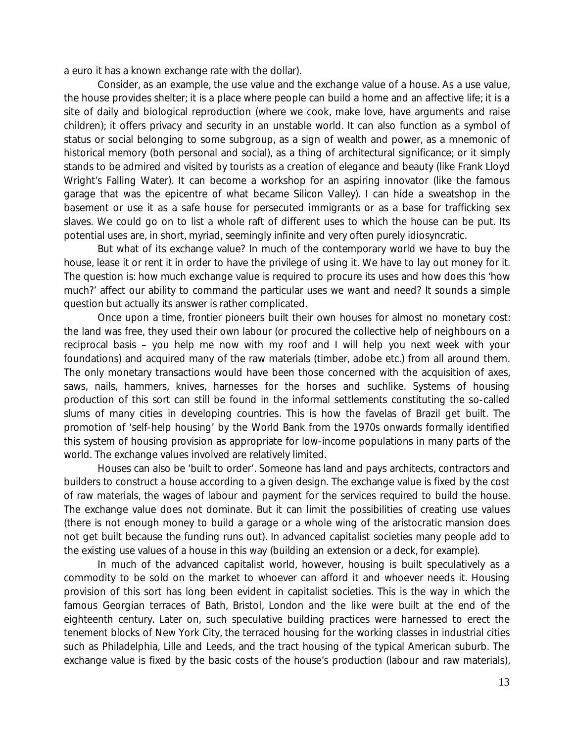a euro it has a known exchange rate with the dollar).

Consider, as an example, the use value and the exchange value of a house. As a use value, the house provides shelter; it is a place where people can build a home and an affective life; it is a site of daily and biological reproduction (where we cook, make love, have arguments and raise children); it offers privacy and security in an unstable world. It can also function as a symbol of status or social belonging to some subgroup, as a sign of wealth and power, as a mnemonic of historical memory (both personal and social), as a thing of architectural significance; or it simply stands to be admired and visited by tourists as a creation of elegance and beauty (like Frank Lloyd Wright's Falling Water). It can become a workshop for an aspiring innovator (like the famous garage that was the epicentre of what became Silicon Valley). I can hide a sweatshop in the basement or use it as a safe house for persecuted immigrants or as a base for trafficking sex slaves. We could go on to list a whole raft of different uses to which the house can be put. Its potential uses are, in short, myriad, seemingly infinite and very often purely idiosyncratic.

But what of its exchange value? In much of the contemporary world we have to buy the house, lease it or rent it in order to have the privilege of using it. We have to lay out money for it. The question is: how much exchange value is required to procure its uses and how does this 'how much?' affect our ability to command the particular uses we want and need? It sounds a simple question but actually its answer is rather complicated.

Once upon a time, frontier pioneers built their own houses for almost no monetary cost: the land was free, they used their own labour (or procured the collective help of neighbours on a reciprocal basis – you help me now with my roof and I will help you next week with your foundations) and acquired many of the raw materials (timber, adobe etc.) from all around them. The only monetary transactions would have been those concerned with the acquisition of axes, saws, nails, hammers, knives, harnesses for the horses and suchlike. Systems of housing production of this sort can still be found in the informal settlements constituting the so-called slums of many cities in developing countries. This is how the favelas of Brazil get built. The promotion of 'self-help housing' by the World Bank from the 1970s onwards formally identified this system of housing provision as appropriate for low-income populations in many parts of the world. The exchange values involved are relatively limited.

Houses can also be 'built to order'. Someone has land and pays architects, contractors and builders to construct a house according to a given design. The exchange value is fixed by the cost of raw materials, the wages of labour and payment for the services required to build the house. The exchange value does not dominate. But it can limit the possibilities of creating use values (there is not enough money to build a garage or a whole wing of the aristocratic mansion does not get built because the funding runs out). In advanced capitalist societies many people add to the existing use values of a house in this way (building an extension or a deck, for example).

In much of the advanced capitalist world, however, housing is built speculatively as a commodity to be sold on the market to whoever can afford it and whoever needs it. Housing provision of this sort has long been evident in capitalist societies. This is the way in which the famous Georgian terraces of Bath, Bristol, London and the like were built at the end of the eighteenth century. Later on, such speculative building practices were harnessed to erect the tenement blocks of New York City, the terraced housing for the working classes in industrial cities such as Philadelphia, Lille and Leeds, and the tract housing of the typical American suburb. The exchange value is fixed by the basic costs of the house's production (labour and raw materials),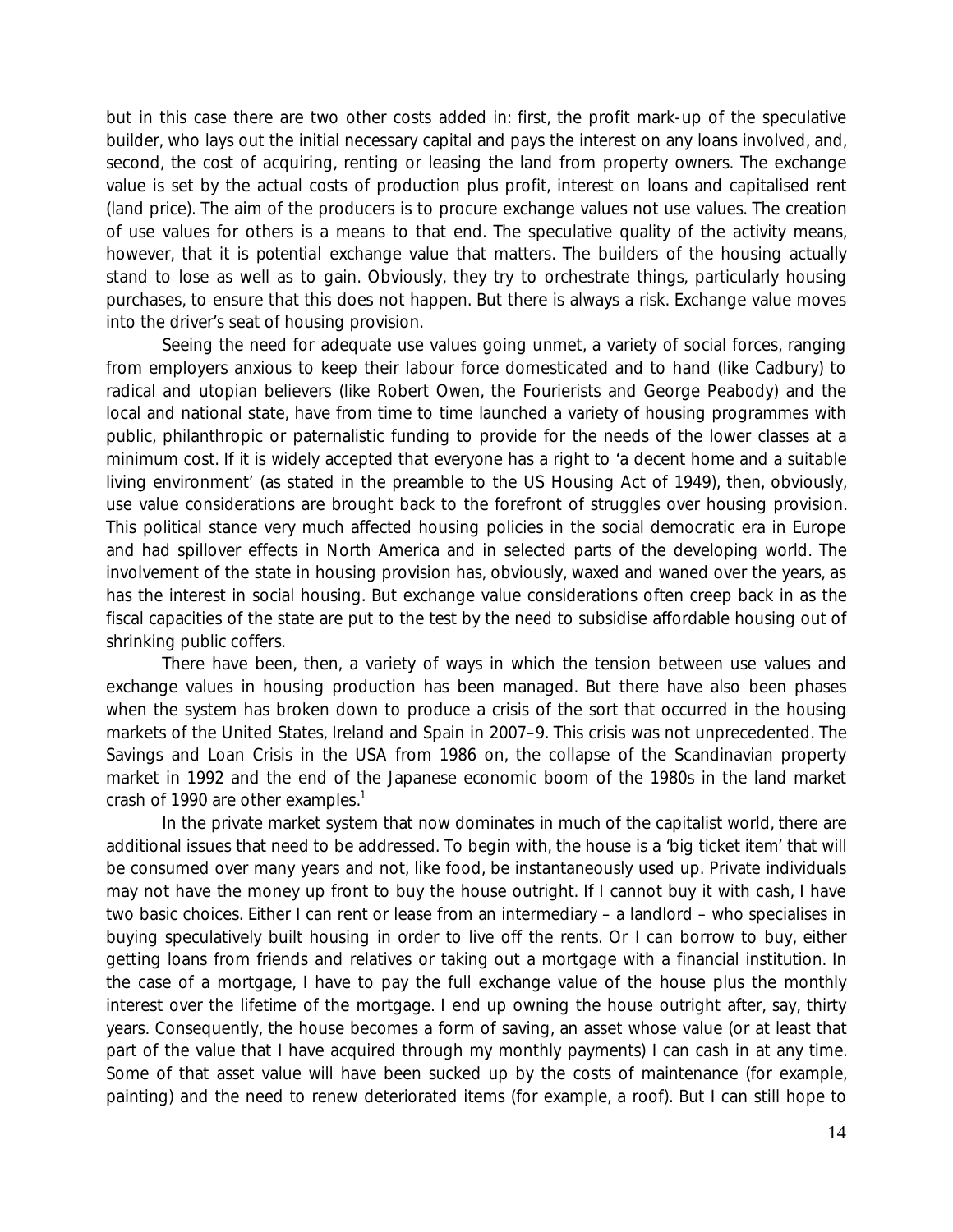but in this case there are two other costs added in: first, the profit mark-up of the speculative builder, who lays out the initial necessary capital and pays the interest on any loans involved, and, second, the cost of acquiring, renting or leasing the land from property owners. The exchange value is set by the actual costs of production plus profit, interest on loans and capitalised rent (land price). The aim of the producers is to procure exchange values not use values. The creation of use values for others is a means to that end. The speculative quality of the activity means, however, that it is potential exchange value that matters. The builders of the housing actually stand to lose as well as to gain. Obviously, they try to orchestrate things, particularly housing purchases, to ensure that this does not happen. But there is always a risk. Exchange value moves into the driver's seat of housing provision.

Seeing the need for adequate use values going unmet, a variety of social forces, ranging from employers anxious to keep their labour force domesticated and to hand (like Cadbury) to radical and utopian believers (like Robert Owen, the Fourierists and George Peabody) and the local and national state, have from time to time launched a variety of housing programmes with public, philanthropic or paternalistic funding to provide for the needs of the lower classes at a minimum cost. If it is widely accepted that everyone has a right to 'a decent home and a suitable living environment' (as stated in the preamble to the US Housing Act of 1949), then, obviously, use value considerations are brought back to the forefront of struggles over housing provision. This political stance very much affected housing policies in the social democratic era in Europe and had spillover effects in North America and in selected parts of the developing world. The involvement of the state in housing provision has, obviously, waxed and waned over the years, as has the interest in social housing. But exchange value considerations often creep back in as the fiscal capacities of the state are put to the test by the need to subsidise affordable housing out of shrinking public coffers.

There have been, then, a variety of ways in which the tension between use values and exchange values in housing production has been managed. But there have also been phases when the system has broken down to produce a crisis of the sort that occurred in the housing markets of the United States, Ireland and Spain in 2007–9. This crisis was not unprecedented. The Savings and Loan Crisis in the USA from 1986 on, the collapse of the Scandinavian property market in 1992 and the end of the Japanese economic boom of the 1980s in the land market crash of 1990 are other examples.[1]

In the private market system that now dominates in much of the capitalist world, there are additional issues that need to be addressed. To begin with, the house is a 'big ticket item' that will be consumed over many years and not, like food, be instantaneously used up. Private individuals may not have the money up front to buy the house outright. If I cannot buy it with cash, I have two basic choices. Either I can rent or lease from an intermediary – a landlord – who specialises in buying speculatively built housing in order to live off the rents. Or I can borrow to buy, either getting loans from friends and relatives or taking out a mortgage with a financial institution. In the case of a mortgage, I have to pay the full exchange value of the house plus the monthly interest over the lifetime of the mortgage. I end up owning the house outright after, say, thirty years. Consequently, the house becomes a form of saving, an asset whose value (or at least that part of the value that I have acquired through my monthly payments) I can cash in at any time. Some of that asset value will have been sucked up by the costs of maintenance (for example, painting) and the need to renew deteriorated items (for example, a roof). But I can still hope to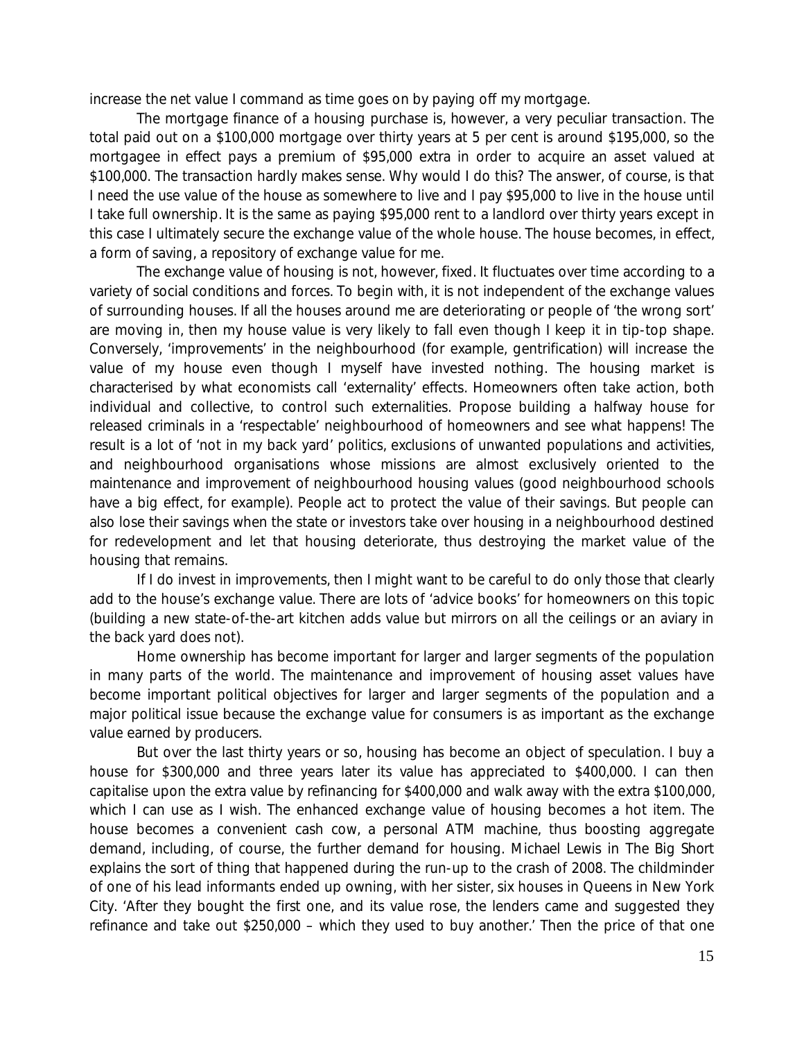increase the net value I command as time goes on by paying off my mortgage.

The mortgage finance of a housing purchase is, however, a very peculiar transaction. The total paid out on a $100,000 mortgage over thirty years at 5 per cent is around $195,000, so the mortgagee in effect pays a premium of $95,000 extra in order to acquire an asset valued at $100,000. The transaction hardly makes sense. Why would I do this? The answer, of course, is that I need the use value of the house as somewhere to live and I pay $95,000 to live in the house until I take full ownership. It is the same as paying $95,000 rent to a landlord over thirty years except in this case I ultimately secure the exchange value of the whole house. The house becomes, in effect, a form of saving, a repository of exchange value for me.

The exchange value of housing is not, however, fixed. It fluctuates over time according to a variety of social conditions and forces. To begin with, it is not independent of the exchange values of surrounding houses. If all the houses around me are deteriorating or people of 'the wrong sort' are moving in, then my house value is very likely to fall even though I keep it in tip-top shape. Conversely, 'improvements' in the neighbourhood (for example, gentrification) will increase the value of my house even though I myself have invested nothing. The housing market is characterised by what economists call 'externality' effects. Homeowners often take action, both individual and collective, to control such externalities. Propose building a halfway house for released criminals in a 'respectable' neighbourhood of homeowners and see what happens! The result is a lot of 'not in my back yard' politics, exclusions of unwanted populations and activities, and neighbourhood organisations whose missions are almost exclusively oriented to the maintenance and improvement of neighbourhood housing values (good neighbourhood schools have a big effect, for example). People act to protect the value of their savings. But people can also lose their savings when the state or investors take over housing in a neighbourhood destined for redevelopment and let that housing deteriorate, thus destroying the market value of the housing that remains.

If I do invest in improvements, then I might want to be careful to do only those that clearly add to the house's exchange value. There are lots of 'advice books' for homeowners on this topic (building a new state-of-the-art kitchen adds value but mirrors on all the ceilings or an aviary in the back yard does not).

Home ownership has become important for larger and larger segments of the population in many parts of the world. The maintenance and improvement of housing asset values have become important political objectives for larger and larger segments of the population and a major political issue because the exchange value for consumers is as important as the exchange value earned by producers.

But over the last thirty years or so, housing has become an object of speculation. I buy a house for $300,000 and three years later its value has appreciated to $400,000. I can then capitalise upon the extra value by refinancing for $400,000 and walk away with the extra $100,000, which I can use as I wish. The enhanced exchange value of housing becomes a hot item. The house becomes a convenient cash cow, a personal ATM machine, thus boosting aggregate demand, including, of course, the further demand for housing. Michael Lewis in The Big Short explains the sort of thing that happened during the run-up to the crash of 2008. The childminder of one of his lead informants ended up owning, with her sister, six houses in Queens in New York City. 'After they bought the first one, and its value rose, the lenders came and suggested they refinance and take out $250,000 – which they used to buy another.' Then the price of that one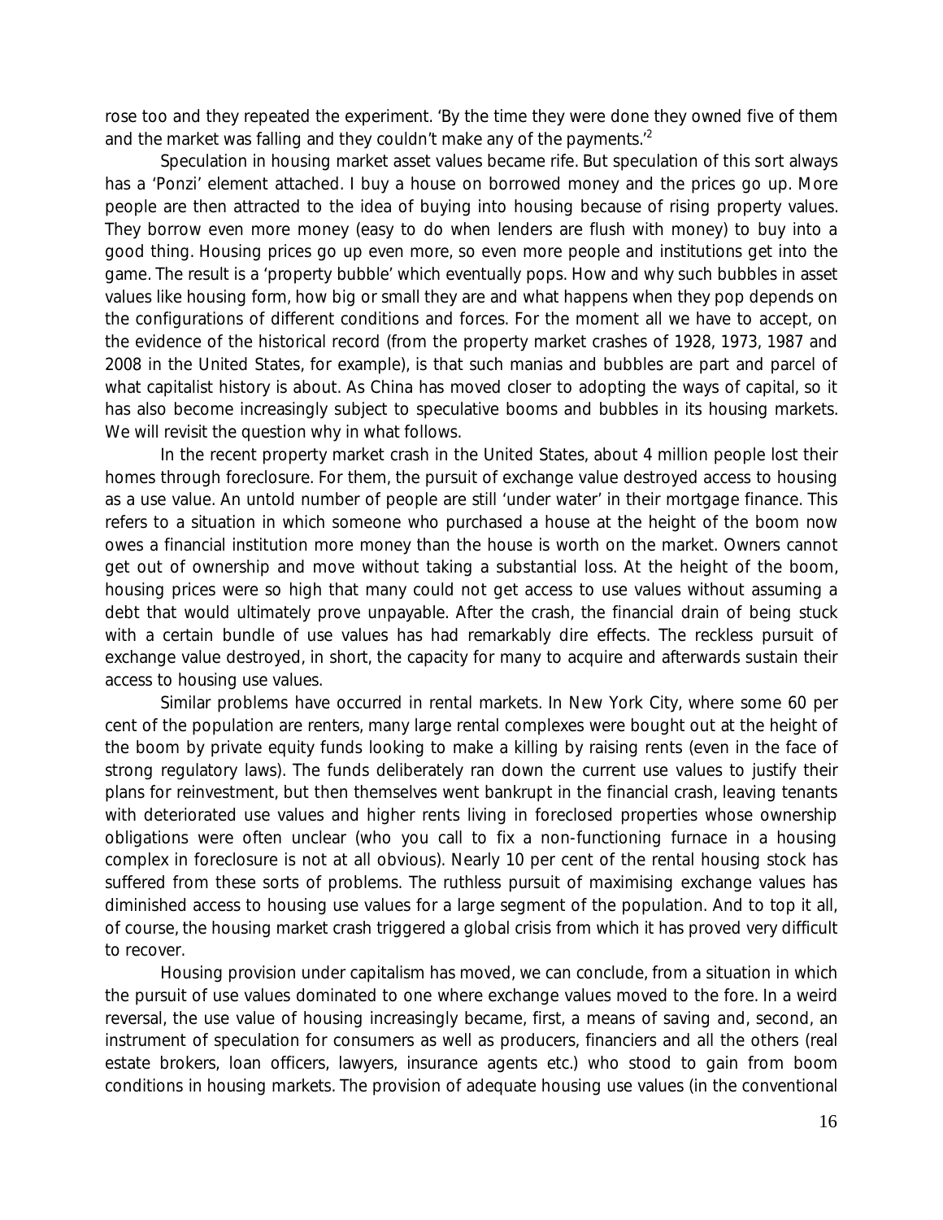rose too and they repeated the experiment. 'By the time they were done they owned five of them and the market was falling and they couldn't make any of the payments.'[2]

Speculation in housing market asset values became rife. But speculation of this sort always has a 'Ponzi' element attached. I buy a house on borrowed money and the prices go up. More people are then attracted to the idea of buying into housing because of rising property values. They borrow even more money (easy to do when lenders are flush with money) to buy into a good thing. Housing prices go up even more, so even more people and institutions get into the game. The result is a 'property bubble' which eventually pops. How and why such bubbles in asset values like housing form, how big or small they are and what happens when they pop depends on the configurations of different conditions and forces. For the moment all we have to accept, on the evidence of the historical record (from the property market crashes of 1928, 1973, 1987 and 2008 in the United States, for example), is that such manias and bubbles are part and parcel of what capitalist history is about. As China has moved closer to adopting the ways of capital, so it has also become increasingly subject to speculative booms and bubbles in its housing markets. We will revisit the question why in what follows.

In the recent property market crash in the United States, about 4 million people lost their homes through foreclosure. For them, the pursuit of exchange value destroyed access to housing as a use value. An untold number of people are still 'under water' in their mortgage finance. This refers to a situation in which someone who purchased a house at the height of the boom now owes a financial institution more money than the house is worth on the market. Owners cannot get out of ownership and move without taking a substantial loss. At the height of the boom, housing prices were so high that many could not get access to use values without assuming a debt that would ultimately prove unpayable. After the crash, the financial drain of being stuck with a certain bundle of use values has had remarkably dire effects. The reckless pursuit of exchange value destroyed, in short, the capacity for many to acquire and afterwards sustain their access to housing use values.

Similar problems have occurred in rental markets. In New York City, where some 60 per cent of the population are renters, many large rental complexes were bought out at the height of the boom by private equity funds looking to make a killing by raising rents (even in the face of strong regulatory laws). The funds deliberately ran down the current use values to justify their plans for reinvestment, but then themselves went bankrupt in the financial crash, leaving tenants with deteriorated use values and higher rents living in foreclosed properties whose ownership obligations were often unclear (who you call to fix a non-functioning furnace in a housing complex in foreclosure is not at all obvious). Nearly 10 per cent of the rental housing stock has suffered from these sorts of problems. The ruthless pursuit of maximising exchange values has diminished access to housing use values for a large segment of the population. And to top it all, of course, the housing market crash triggered a global crisis from which it has proved very difficult to recover.

Housing provision under capitalism has moved, we can conclude, from a situation in which the pursuit of use values dominated to one where exchange values moved to the fore. In a weird reversal, the use value of housing increasingly became, first, a means of saving and, second, an instrument of speculation for consumers as well as producers, financiers and all the others (real estate brokers, loan officers, lawyers, insurance agents etc.) who stood to gain from boom conditions in housing markets. The provision of adequate housing use values (in the conventional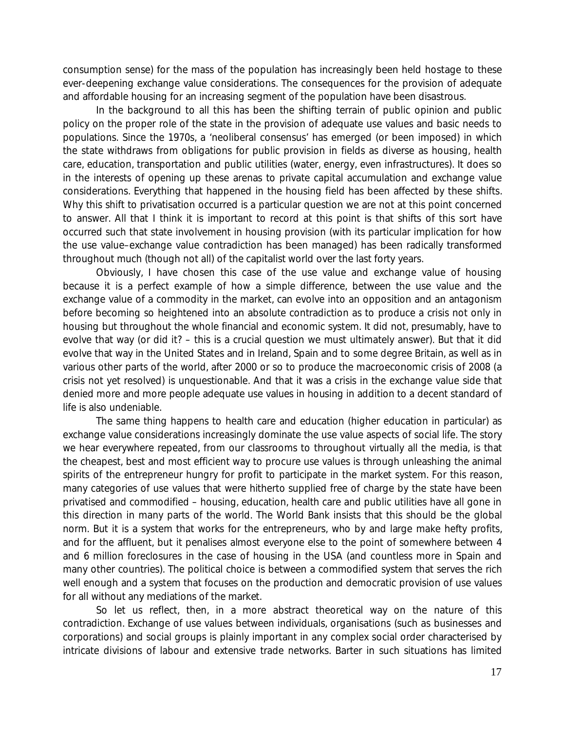consumption sense) for the mass of the population has increasingly been held hostage to these ever-deepening exchange value considerations. The consequences for the provision of adequate and affordable housing for an increasing segment of the population have been disastrous.

In the background to all this has been the shifting terrain of public opinion and public policy on the proper role of the state in the provision of adequate use values and basic needs to populations. Since the 1970s, a 'neoliberal consensus' has emerged (or been imposed) in which the state withdraws from obligations for public provision in fields as diverse as housing, health care, education, transportation and public utilities (water, energy, even infrastructures). It does so in the interests of opening up these arenas to private capital accumulation and exchange value considerations. Everything that happened in the housing field has been affected by these shifts. Why this shift to privatisation occurred is a particular question we are not at this point concerned to answer. All that I think it is important to record at this point is that shifts of this sort have occurred such that state involvement in housing provision (with its particular implication for how the use value–exchange value contradiction has been managed) has been radically transformed throughout much (though not all) of the capitalist world over the last forty years.

Obviously, I have chosen this case of the use value and exchange value of housing because it is a perfect example of how a simple difference, between the use value and the exchange value of a commodity in the market, can evolve into an opposition and an antagonism before becoming so heightened into an absolute contradiction as to produce a crisis not only in housing but throughout the whole financial and economic system. It did not, presumably, have to evolve that way (or did it? – this is a crucial question we must ultimately answer). But that it did evolve that way in the United States and in Ireland, Spain and to some degree Britain, as well as in various other parts of the world, after 2000 or so to produce the macroeconomic crisis of 2008 (a crisis not yet resolved) is unquestionable. And that it was a crisis in the exchange value side that denied more and more people adequate use values in housing in addition to a decent standard of life is also undeniable.

The same thing happens to health care and education (higher education in particular) as exchange value considerations increasingly dominate the use value aspects of social life. The story we hear everywhere repeated, from our classrooms to throughout virtually all the media, is that the cheapest, best and most efficient way to procure use values is through unleashing the animal spirits of the entrepreneur hungry for profit to participate in the market system. For this reason, many categories of use values that were hitherto supplied free of charge by the state have been privatised and commodified – housing, education, health care and public utilities have all gone in this direction in many parts of the world. The World Bank insists that this should be the global norm. But it is a system that works for the entrepreneurs, who by and large make hefty profits, and for the affluent, but it penalises almost everyone else to the point of somewhere between 4 and 6 million foreclosures in the case of housing in the USA (and countless more in Spain and many other countries). The political choice is between a commodified system that serves the rich well enough and a system that focuses on the production and democratic provision of use values for all without any mediations of the market.

So let us reflect, then, in a more abstract theoretical way on the nature of this contradiction. Exchange of use values between individuals, organisations (such as businesses and corporations) and social groups is plainly important in any complex social order characterised by intricate divisions of labour and extensive trade networks. Barter in such situations has limited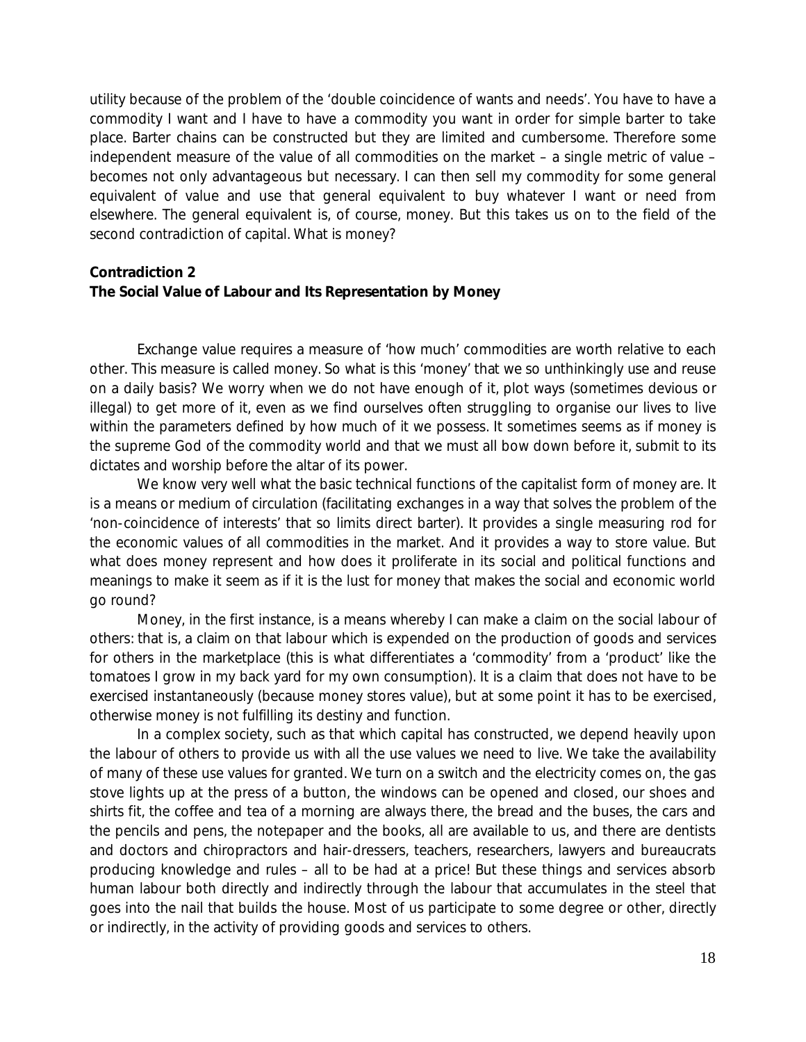utility because of the problem of the 'double coincidence of wants and needs'. You have to have a commodity I want and I have to have a commodity you want in order for simple barter to take place. Barter chains can be constructed but they are limited and cumbersome. Therefore some independent measure of the value of all commodities on the market – a single metric of value – becomes not only advantageous but necessary. I can then sell my commodity for some general equivalent of value and use that general equivalent to buy whatever I want or need from elsewhere. The general equivalent is, of course, money. But this takes us on to the field of the second contradiction of capital. What is money?

## Contradiction 2
## The Social Value of Labour and Its Representation by Money

Exchange value requires a measure of 'how much' commodities are worth relative to each other. This measure is called money. So what is this 'money' that we so unthinkingly use and reuse on a daily basis? We worry when we do not have enough of it, plot ways (sometimes devious or illegal) to get more of it, even as we find ourselves often struggling to organise our lives to live within the parameters defined by how much of it we possess. It sometimes seems as if money is the supreme God of the commodity world and that we must all bow down before it, submit to its dictates and worship before the altar of its power.

We know very well what the basic technical functions of the capitalist form of money are. It is a means or medium of circulation (facilitating exchanges in a way that solves the problem of the 'non-coincidence of interests' that so limits direct barter). It provides a single measuring rod for the economic values of all commodities in the market. And it provides a way to store value. But what does money represent and how does it proliferate in its social and political functions and meanings to make it seem as if it is the lust for money that makes the social and economic world go round?

Money, in the first instance, is a means whereby I can make a claim on the social labour of others: that is, a claim on that labour which is expended on the production of goods and services for others in the marketplace (this is what differentiates a 'commodity' from a 'product' like the tomatoes I grow in my back yard for my own consumption). It is a claim that does not have to be exercised instantaneously (because money stores value), but at some point it has to be exercised, otherwise money is not fulfilling its destiny and function.

In a complex society, such as that which capital has constructed, we depend heavily upon the labour of others to provide us with all the use values we need to live. We take the availability of many of these use values for granted. We turn on a switch and the electricity comes on, the gas stove lights up at the press of a button, the windows can be opened and closed, our shoes and shirts fit, the coffee and tea of a morning are always there, the bread and the buses, the cars and the pencils and pens, the notepaper and the books, all are available to us, and there are dentists and doctors and chiropractors and hair-dressers, teachers, researchers, lawyers and bureaucrats producing knowledge and rules – all to be had at a price! But these things and services absorb human labour both directly and indirectly through the labour that accumulates in the steel that goes into the nail that builds the house. Most of us participate to some degree or other, directly or indirectly, in the activity of providing goods and services to others.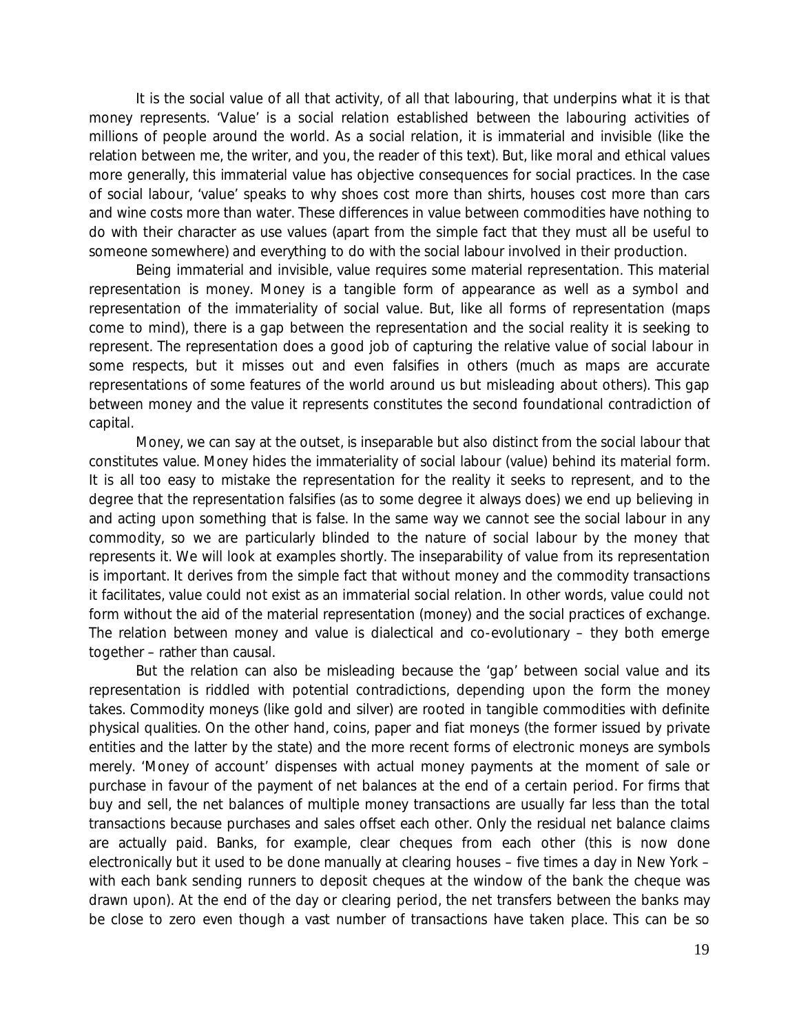It is the social value of all that activity, of all that labouring, that underpins what it is that money represents. 'Value' is a social relation established between the labouring activities of millions of people around the world. As a social relation, it is immaterial and invisible (like the relation between me, the writer, and you, the reader of this text). But, like moral and ethical values more generally, this immaterial value has objective consequences for social practices. In the case of social labour, 'value' speaks to why shoes cost more than shirts, houses cost more than cars and wine costs more than water. These differences in value between commodities have nothing to do with their character as use values (apart from the simple fact that they must all be useful to someone somewhere) and everything to do with the social labour involved in their production.

Being immaterial and invisible, value requires some material representation. This material representation is money. Money is a tangible form of appearance as well as a symbol and representation of the immateriality of social value. But, like all forms of representation (maps come to mind), there is a gap between the representation and the social reality it is seeking to represent. The representation does a good job of capturing the relative value of social labour in some respects, but it misses out and even falsifies in others (much as maps are accurate representations of some features of the world around us but misleading about others). This gap between money and the value it represents constitutes the second foundational contradiction of capital.

Money, we can say at the outset, is inseparable but also distinct from the social labour that constitutes value. Money hides the immateriality of social labour (value) behind its material form. It is all too easy to mistake the representation for the reality it seeks to represent, and to the degree that the representation falsifies (as to some degree it always does) we end up believing in and acting upon something that is false. In the same way we cannot see the social labour in any commodity, so we are particularly blinded to the nature of social labour by the money that represents it. We will look at examples shortly. The inseparability of value from its representation is important. It derives from the simple fact that without money and the commodity transactions it facilitates, value could not exist as an immaterial social relation. In other words, value could not form without the aid of the material representation (money) and the social practices of exchange. The relation between money and value is dialectical and co-evolutionary – they both emerge together – rather than causal.

But the relation can also be misleading because the 'gap' between social value and its representation is riddled with potential contradictions, depending upon the form the money takes. Commodity moneys (like gold and silver) are rooted in tangible commodities with definite physical qualities. On the other hand, coins, paper and fiat moneys (the former issued by private entities and the latter by the state) and the more recent forms of electronic moneys are symbols merely. 'Money of account' dispenses with actual money payments at the moment of sale or purchase in favour of the payment of net balances at the end of a certain period. For firms that buy and sell, the net balances of multiple money transactions are usually far less than the total transactions because purchases and sales offset each other. Only the residual net balance claims are actually paid. Banks, for example, clear cheques from each other (this is now done electronically but it used to be done manually at clearing houses – five times a day in New York – with each bank sending runners to deposit cheques at the window of the bank the cheque was drawn upon). At the end of the day or clearing period, the net transfers between the banks may be close to zero even though a vast number of transactions have taken place. This can be so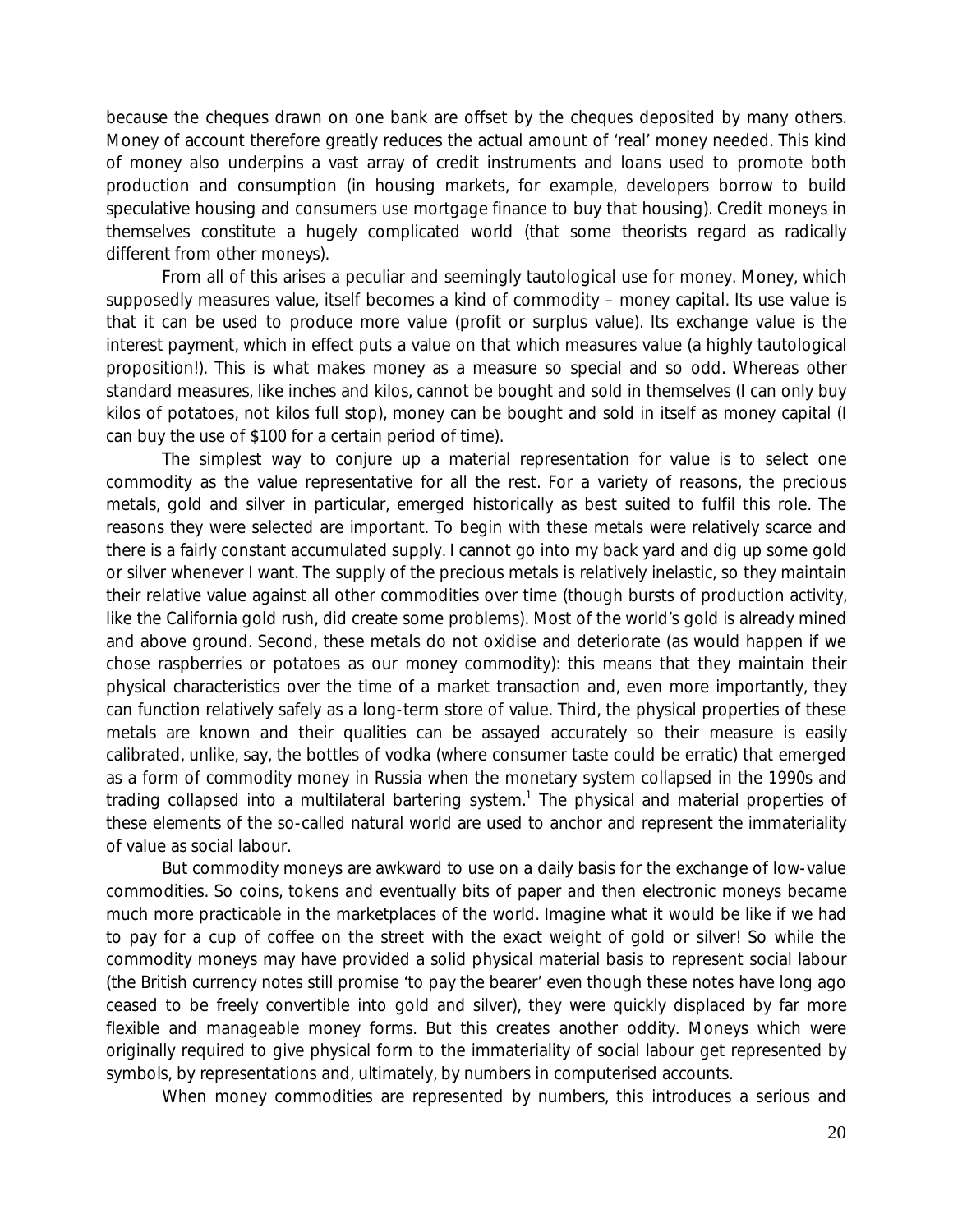because the cheques drawn on one bank are offset by the cheques deposited by many others. Money of account therefore greatly reduces the actual amount of 'real' money needed. This kind of money also underpins a vast array of credit instruments and loans used to promote both production and consumption (in housing markets, for example, developers borrow to build speculative housing and consumers use mortgage finance to buy that housing). Credit moneys in themselves constitute a hugely complicated world (that some theorists regard as radically different from other moneys).

From all of this arises a peculiar and seemingly tautological use for money. Money, which supposedly measures value, itself becomes a kind of commodity – money capital. Its use value is that it can be used to produce more value (profit or surplus value). Its exchange value is the interest payment, which in effect puts a value on that which measures value (a highly tautological proposition!). This is what makes money as a measure so special and so odd. Whereas other standard measures, like inches and kilos, cannot be bought and sold in themselves (I can only buy kilos of potatoes, not kilos full stop), money can be bought and sold in itself as money capital (I can buy the use of $100 for a certain period of time).

The simplest way to conjure up a material representation for value is to select one commodity as the value representative for all the rest. For a variety of reasons, the precious metals, gold and silver in particular, emerged historically as best suited to fulfil this role. The reasons they were selected are important. To begin with these metals were relatively scarce and there is a fairly constant accumulated supply. I cannot go into my back yard and dig up some gold or silver whenever I want. The supply of the precious metals is relatively inelastic, so they maintain their relative value against all other commodities over time (though bursts of production activity, like the California gold rush, did create some problems). Most of the world's gold is already mined and above ground. Second, these metals do not oxidise and deteriorate (as would happen if we chose raspberries or potatoes as our money commodity): this means that they maintain their physical characteristics over the time of a market transaction and, even more importantly, they can function relatively safely as a long-term store of value. Third, the physical properties of these metals are known and their qualities can be assayed accurately so their measure is easily calibrated, unlike, say, the bottles of vodka (where consumer taste could be erratic) that emerged as a form of commodity money in Russia when the monetary system collapsed in the 1990s and trading collapsed into a multilateral bartering system.[1] The physical and material properties of these elements of the so-called natural world are used to anchor and represent the immateriality of value as social labour.

But commodity moneys are awkward to use on a daily basis for the exchange of low-value commodities. So coins, tokens and eventually bits of paper and then electronic moneys became much more practicable in the marketplaces of the world. Imagine what it would be like if we had to pay for a cup of coffee on the street with the exact weight of gold or silver! So while the commodity moneys may have provided a solid physical material basis to represent social labour (the British currency notes still promise 'to pay the bearer' even though these notes have long ago ceased to be freely convertible into gold and silver), they were quickly displaced by far more flexible and manageable money forms. But this creates another oddity. Moneys which were originally required to give physical form to the immateriality of social labour get represented by symbols, by representations and, ultimately, by numbers in computerised accounts.

When money commodities are represented by numbers, this introduces a serious and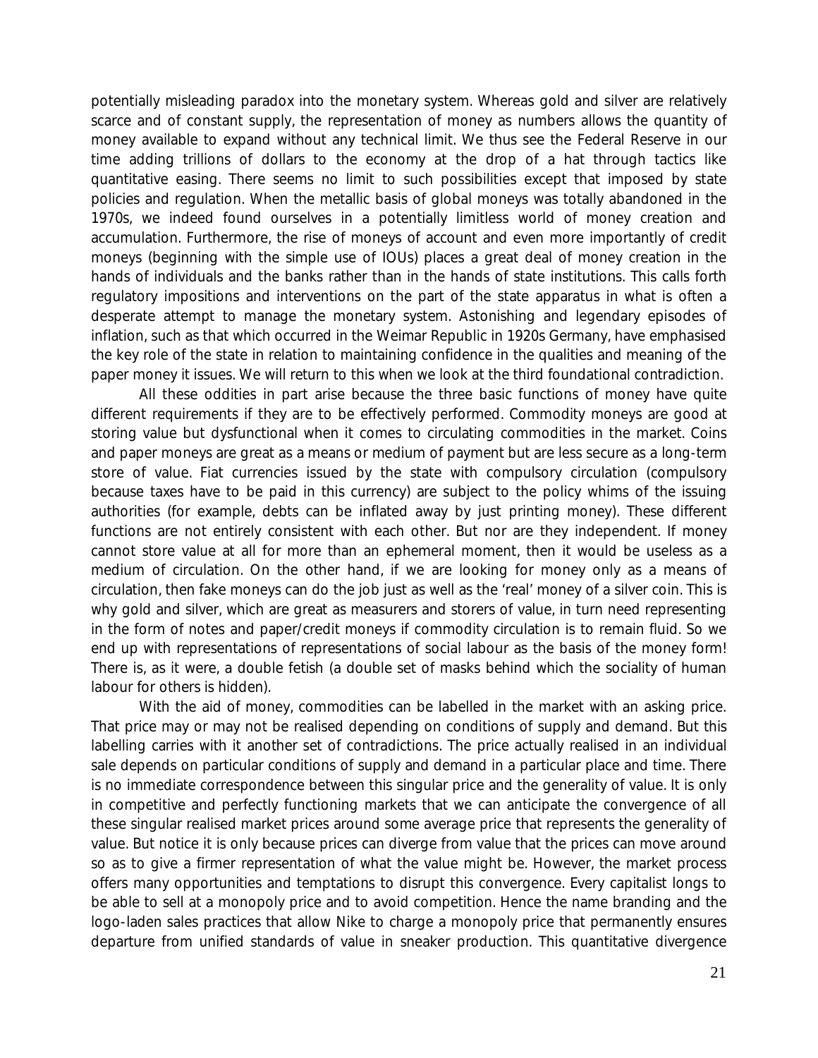potentially misleading paradox into the monetary system. Whereas gold and silver are relatively scarce and of constant supply, the representation of money as numbers allows the quantity of money available to expand without any technical limit. We thus see the Federal Reserve in our time adding trillions of dollars to the economy at the drop of a hat through tactics like quantitative easing. There seems no limit to such possibilities except that imposed by state policies and regulation. When the metallic basis of global moneys was totally abandoned in the 1970s, we indeed found ourselves in a potentially limitless world of money creation and accumulation. Furthermore, the rise of moneys of account and even more importantly of credit moneys (beginning with the simple use of IOUs) places a great deal of money creation in the hands of individuals and the banks rather than in the hands of state institutions. This calls forth regulatory impositions and interventions on the part of the state apparatus in what is often a desperate attempt to manage the monetary system. Astonishing and legendary episodes of inflation, such as that which occurred in the Weimar Republic in 1920s Germany, have emphasised the key role of the state in relation to maintaining confidence in the qualities and meaning of the paper money it issues. We will return to this when we look at the third foundational contradiction.

All these oddities in part arise because the three basic functions of money have quite different requirements if they are to be effectively performed. Commodity moneys are good at storing value but dysfunctional when it comes to circulating commodities in the market. Coins and paper moneys are great as a means or medium of payment but are less secure as a long-term store of value. Fiat currencies issued by the state with compulsory circulation (compulsory because taxes have to be paid in this currency) are subject to the policy whims of the issuing authorities (for example, debts can be inflated away by just printing money). These different functions are not entirely consistent with each other. But nor are they independent. If money cannot store value at all for more than an ephemeral moment, then it would be useless as a medium of circulation. On the other hand, if we are looking for money only as a means of circulation, then fake moneys can do the job just as well as the 'real' money of a silver coin. This is why gold and silver, which are great as measurers and storers of value, in turn need representing in the form of notes and paper/credit moneys if commodity circulation is to remain fluid. So we end up with representations of representations of social labour as the basis of the money form! There is, as it were, a double fetish (a double set of masks behind which the sociality of human labour for others is hidden).

With the aid of money, commodities can be labelled in the market with an asking price. That price may or may not be realised depending on conditions of supply and demand. But this labelling carries with it another set of contradictions. The price actually realised in an individual sale depends on particular conditions of supply and demand in a particular place and time. There is no immediate correspondence between this singular price and the generality of value. It is only in competitive and perfectly functioning markets that we can anticipate the convergence of all these singular realised market prices around some average price that represents the generality of value. But notice it is only because prices can diverge from value that the prices can move around so as to give a firmer representation of what the value might be. However, the market process offers many opportunities and temptations to disrupt this convergence. Every capitalist longs to be able to sell at a monopoly price and to avoid competition. Hence the name branding and the logo-laden sales practices that allow Nike to charge a monopoly price that permanently ensures departure from unified standards of value in sneaker production. This quantitative divergence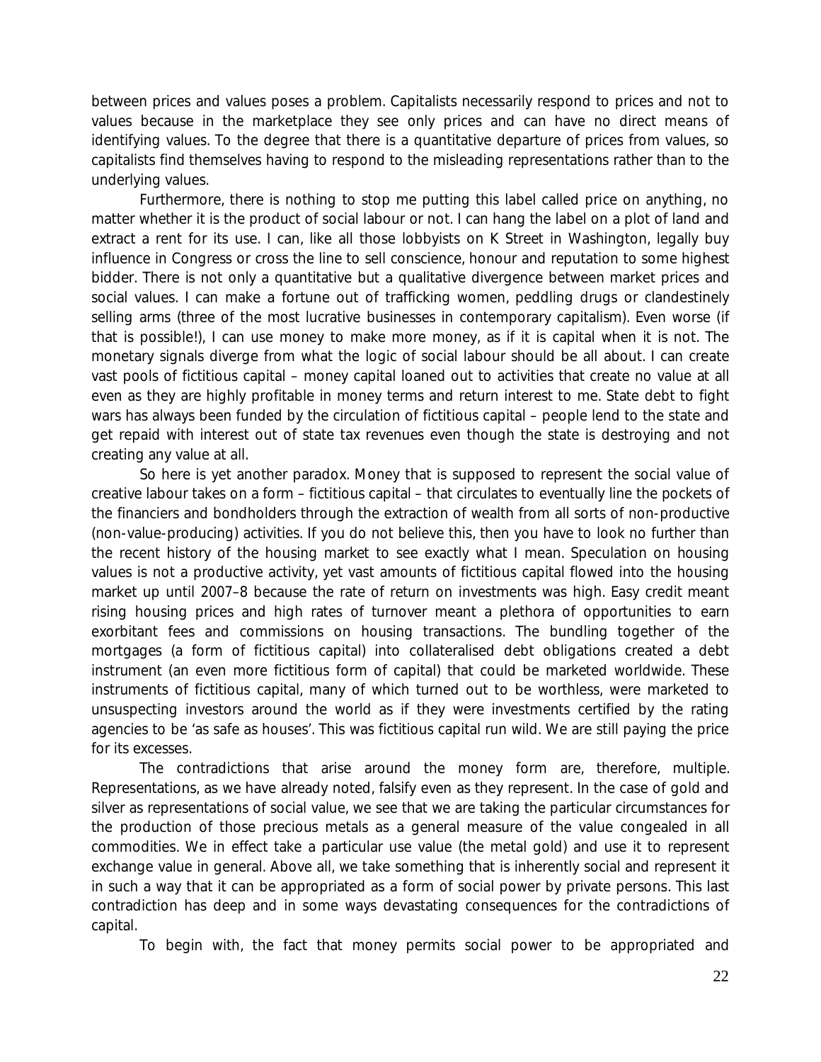between prices and values poses a problem. Capitalists necessarily respond to prices and not to values because in the marketplace they see only prices and can have no direct means of identifying values. To the degree that there is a quantitative departure of prices from values, so capitalists find themselves having to respond to the misleading representations rather than to the underlying values.

Furthermore, there is nothing to stop me putting this label called price on anything, no matter whether it is the product of social labour or not. I can hang the label on a plot of land and extract a rent for its use. I can, like all those lobbyists on K Street in Washington, legally buy influence in Congress or cross the line to sell conscience, honour and reputation to some highest bidder. There is not only a quantitative but a qualitative divergence between market prices and social values. I can make a fortune out of trafficking women, peddling drugs or clandestinely selling arms (three of the most lucrative businesses in contemporary capitalism). Even worse (if that is possible!), I can use money to make more money, as if it is capital when it is not. The monetary signals diverge from what the logic of social labour should be all about. I can create vast pools of fictitious capital – money capital loaned out to activities that create no value at all even as they are highly profitable in money terms and return interest to me. State debt to fight wars has always been funded by the circulation of fictitious capital – people lend to the state and get repaid with interest out of state tax revenues even though the state is destroying and not creating any value at all.

So here is yet another paradox. Money that is supposed to represent the social value of creative labour takes on a form – fictitious capital – that circulates to eventually line the pockets of the financiers and bondholders through the extraction of wealth from all sorts of non-productive (non-value-producing) activities. If you do not believe this, then you have to look no further than the recent history of the housing market to see exactly what I mean. Speculation on housing values is not a productive activity, yet vast amounts of fictitious capital flowed into the housing market up until 2007–8 because the rate of return on investments was high. Easy credit meant rising housing prices and high rates of turnover meant a plethora of opportunities to earn exorbitant fees and commissions on housing transactions. The bundling together of the mortgages (a form of fictitious capital) into collateralised debt obligations created a debt instrument (an even more fictitious form of capital) that could be marketed worldwide. These instruments of fictitious capital, many of which turned out to be worthless, were marketed to unsuspecting investors around the world as if they were investments certified by the rating agencies to be 'as safe as houses'. This was fictitious capital run wild. We are still paying the price for its excesses.

The contradictions that arise around the money form are, therefore, multiple. Representations, as we have already noted, falsify even as they represent. In the case of gold and silver as representations of social value, we see that we are taking the particular circumstances for the production of those precious metals as a general measure of the value congealed in all commodities. We in effect take a particular use value (the metal gold) and use it to represent exchange value in general. Above all, we take something that is inherently social and represent it in such a way that it can be appropriated as a form of social power by private persons. This last contradiction has deep and in some ways devastating consequences for the contradictions of capital.

To begin with, the fact that money permits social power to be appropriated and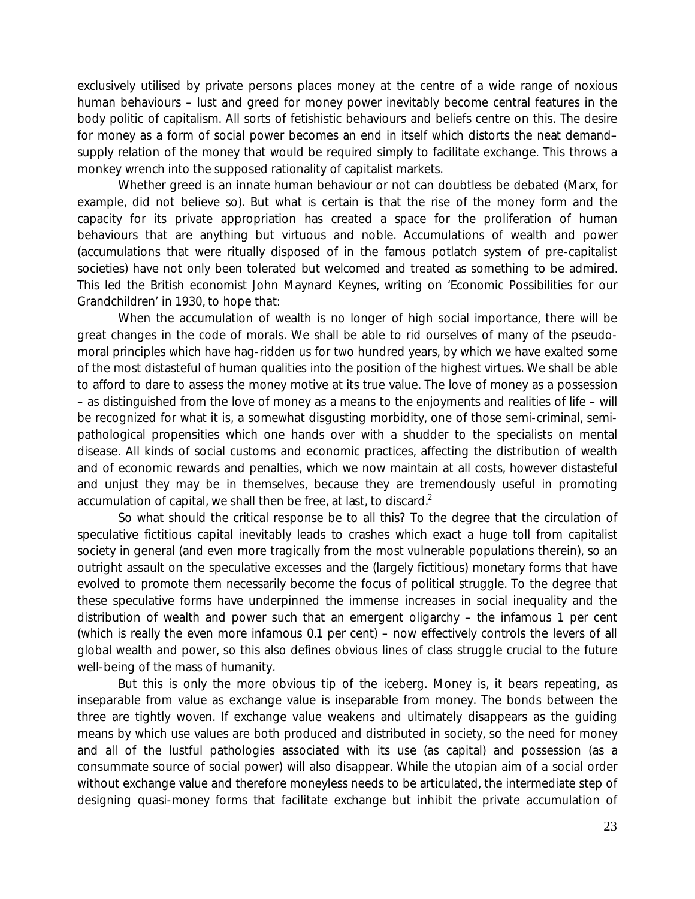exclusively utilised by private persons places money at the centre of a wide range of noxious human behaviours – lust and greed for money power inevitably become central features in the body politic of capitalism. All sorts of fetishistic behaviours and beliefs centre on this. The desire for money as a form of social power becomes an end in itself which distorts the neat demand–supply relation of the money that would be required simply to facilitate exchange. This throws a monkey wrench into the supposed rationality of capitalist markets.

Whether greed is an innate human behaviour or not can doubtless be debated (Marx, for example, did not believe so). But what is certain is that the rise of the money form and the capacity for its private appropriation has created a space for the proliferation of human behaviours that are anything but virtuous and noble. Accumulations of wealth and power (accumulations that were ritually disposed of in the famous potlatch system of pre-capitalist societies) have not only been tolerated but welcomed and treated as something to be admired. This led the British economist John Maynard Keynes, writing on 'Economic Possibilities for our Grandchildren' in 1930, to hope that:

When the accumulation of wealth is no longer of high social importance, there will be great changes in the code of morals. We shall be able to rid ourselves of many of the pseudo-moral principles which have hag-ridden us for two hundred years, by which we have exalted some of the most distasteful of human qualities into the position of the highest virtues. We shall be able to afford to dare to assess the money motive at its true value. The love of money as a possession – as distinguished from the love of money as a means to the enjoyments and realities of life – will be recognized for what it is, a somewhat disgusting morbidity, one of those semi-criminal, semi-pathological propensities which one hands over with a shudder to the specialists on mental disease. All kinds of social customs and economic practices, affecting the distribution of wealth and of economic rewards and penalties, which we now maintain at all costs, however distasteful and unjust they may be in themselves, because they are tremendously useful in promoting accumulation of capital, we shall then be free, at last, to discard.[2]

So what should the critical response be to all this? To the degree that the circulation of speculative fictitious capital inevitably leads to crashes which exact a huge toll from capitalist society in general (and even more tragically from the most vulnerable populations therein), so an outright assault on the speculative excesses and the (largely fictitious) monetary forms that have evolved to promote them necessarily become the focus of political struggle. To the degree that these speculative forms have underpinned the immense increases in social inequality and the distribution of wealth and power such that an emergent oligarchy – the infamous 1 per cent (which is really the even more infamous 0.1 per cent) – now effectively controls the levers of all global wealth and power, so this also defines obvious lines of class struggle crucial to the future well-being of the mass of humanity.

But this is only the more obvious tip of the iceberg. Money is, it bears repeating, as inseparable from value as exchange value is inseparable from money. The bonds between the three are tightly woven. If exchange value weakens and ultimately disappears as the guiding means by which use values are both produced and distributed in society, so the need for money and all of the lustful pathologies associated with its use (as capital) and possession (as a consummate source of social power) will also disappear. While the utopian aim of a social order without exchange value and therefore moneyless needs to be articulated, the intermediate step of designing quasi-money forms that facilitate exchange but inhibit the private accumulation of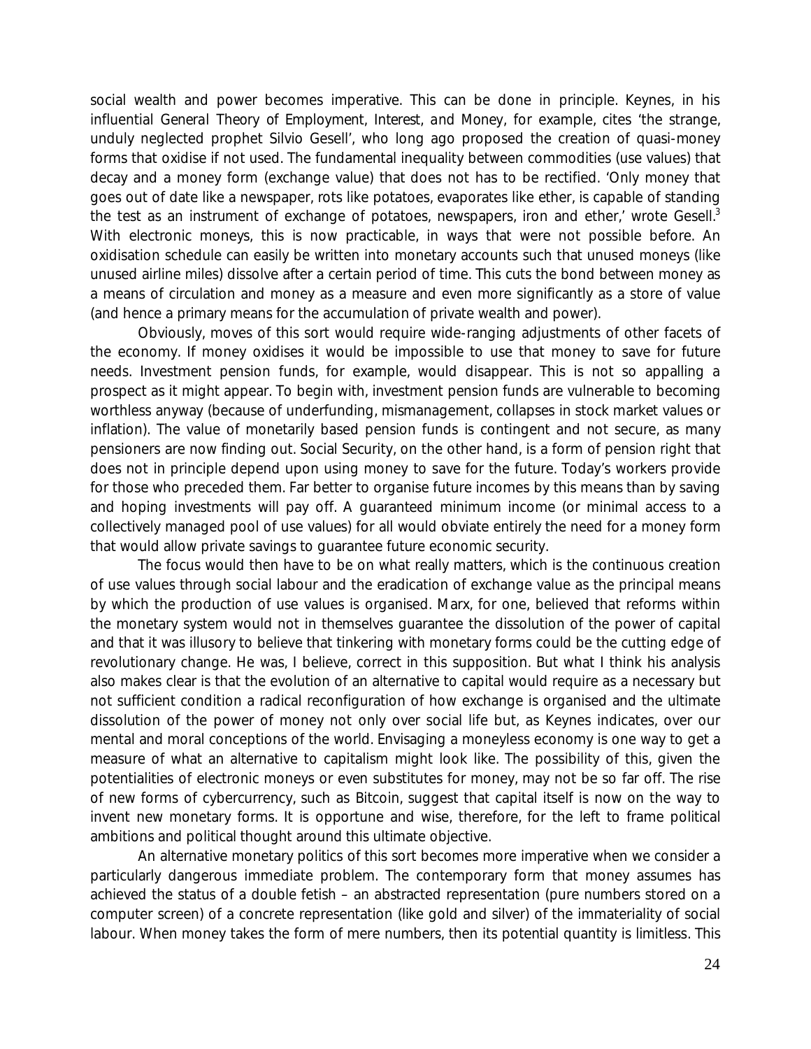social wealth and power becomes imperative. This can be done in principle. Keynes, in his influential *General Theory of Employment, Interest, and Money*, for example, cites 'the strange, unduly neglected prophet Silvio Gesell', who long ago proposed the creation of quasi-money forms that oxidise if not used. The fundamental inequality between commodities (use values) that decay and a money form (exchange value) that does not has to be rectified. 'Only money that goes out of date like a newspaper, rots like potatoes, evaporates like ether, is capable of standing the test as an instrument of exchange of potatoes, newspapers, iron and ether,' wrote Gesell.[3] With electronic moneys, this is now practicable, in ways that were not possible before. An oxidisation schedule can easily be written into monetary accounts such that unused moneys (like unused airline miles) dissolve after a certain period of time. This cuts the bond between money as a means of circulation and money as a measure and even more significantly as a store of value (and hence a primary means for the accumulation of private wealth and power).

Obviously, moves of this sort would require wide-ranging adjustments of other facets of the economy. If money oxidises it would be impossible to use that money to save for future needs. Investment pension funds, for example, would disappear. This is not so appalling a prospect as it might appear. To begin with, investment pension funds are vulnerable to becoming worthless anyway (because of underfunding, mismanagement, collapses in stock market values or inflation). The value of monetarily based pension funds is contingent and not secure, as many pensioners are now finding out. Social Security, on the other hand, is a form of pension right that does not in principle depend upon using money to save for the future. Today's workers provide for those who preceded them. Far better to organise future incomes by this means than by saving and hoping investments will pay off. A guaranteed minimum income (or minimal access to a collectively managed pool of use values) for all would obviate entirely the need for a money form that would allow private savings to guarantee future economic security.

The focus would then have to be on what really matters, which is the continuous creation of use values through social labour and the eradication of exchange value as the principal means by which the production of use values is organised. Marx, for one, believed that reforms within the monetary system would not in themselves guarantee the dissolution of the power of capital and that it was illusory to believe that tinkering with monetary forms could be the cutting edge of revolutionary change. He was, I believe, correct in this supposition. But what I think his analysis also makes clear is that the evolution of an alternative to capital would require as a necessary but not sufficient condition a radical reconfiguration of how exchange is organised and the ultimate dissolution of the power of money not only over social life but, as Keynes indicates, over our mental and moral conceptions of the world. Envisaging a moneyless economy is one way to get a measure of what an alternative to capitalism might look like. The possibility of this, given the potentialities of electronic moneys or even substitutes for money, may not be so far off. The rise of new forms of cybercurrency, such as Bitcoin, suggest that capital itself is now on the way to invent new monetary forms. It is opportune and wise, therefore, for the left to frame political ambitions and political thought around this ultimate objective.

An alternative monetary politics of this sort becomes more imperative when we consider a particularly dangerous immediate problem. The contemporary form that money assumes has achieved the status of a double fetish – an abstracted representation (pure numbers stored on a computer screen) of a concrete representation (like gold and silver) of the immateriality of social labour. When money takes the form of mere numbers, then its potential quantity is limitless. This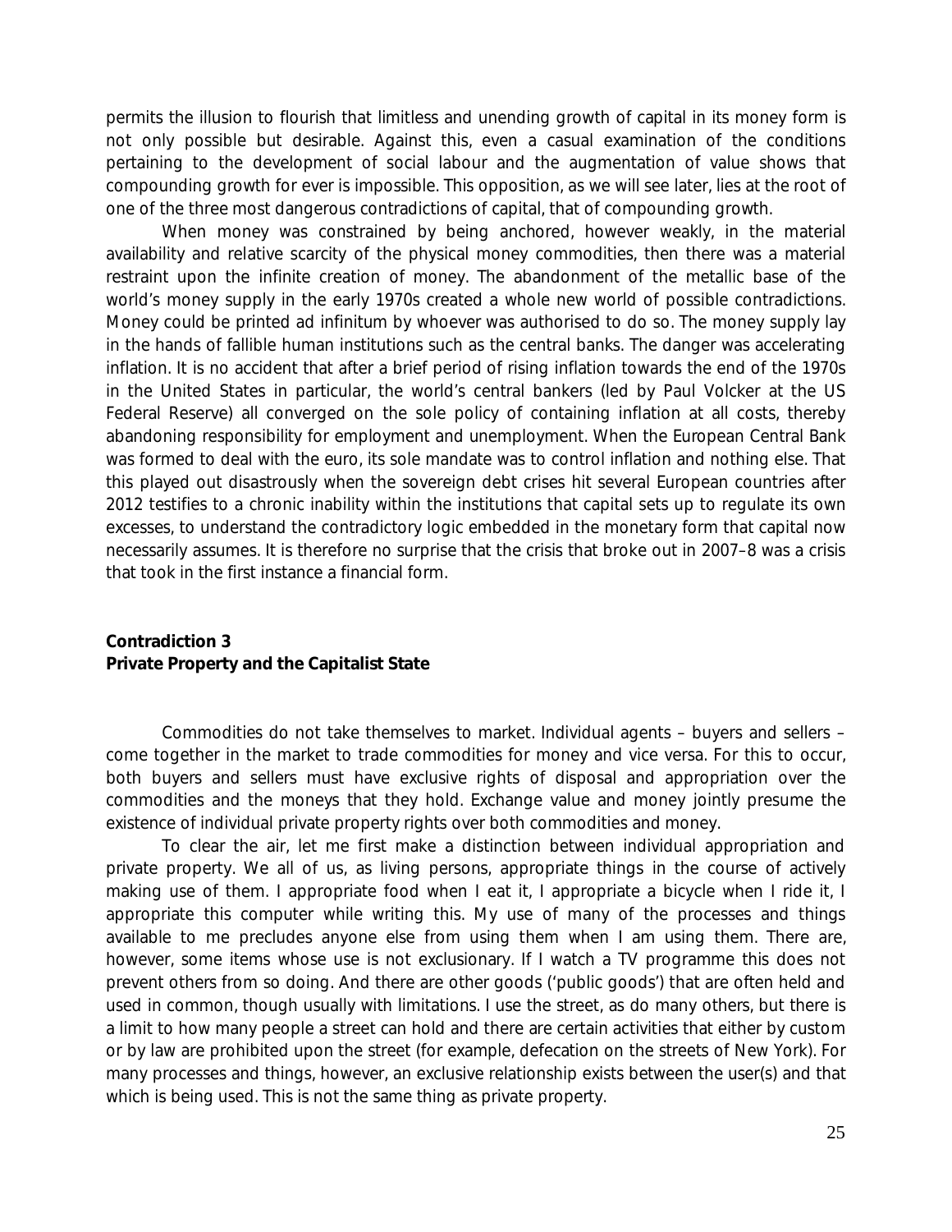permits the illusion to flourish that limitless and unending growth of capital in its money form is not only possible but desirable. Against this, even a casual examination of the conditions pertaining to the development of social labour and the augmentation of value shows that compounding growth for ever is impossible. This opposition, as we will see later, lies at the root of one of the three most dangerous contradictions of capital, that of compounding growth.

When money was constrained by being anchored, however weakly, in the material availability and relative scarcity of the physical money commodities, then there was a material restraint upon the infinite creation of money. The abandonment of the metallic base of the world's money supply in the early 1970s created a whole new world of possible contradictions. Money could be printed ad infinitum by whoever was authorised to do so. The money supply lay in the hands of fallible human institutions such as the central banks. The danger was accelerating inflation. It is no accident that after a brief period of rising inflation towards the end of the 1970s in the United States in particular, the world's central bankers (led by Paul Volcker at the US Federal Reserve) all converged on the sole policy of containing inflation at all costs, thereby abandoning responsibility for employment and unemployment. When the European Central Bank was formed to deal with the euro, its sole mandate was to control inflation and nothing else. That this played out disastrously when the sovereign debt crises hit several European countries after 2012 testifies to a chronic inability within the institutions that capital sets up to regulate its own excesses, to understand the contradictory logic embedded in the monetary form that capital now necessarily assumes. It is therefore no surprise that the crisis that broke out in 2007–8 was a crisis that took in the first instance a financial form.

## Contradiction 3
## Private Property and the Capitalist State

Commodities do not take themselves to market. Individual agents – buyers and sellers – come together in the market to trade commodities for money and vice versa. For this to occur, both buyers and sellers must have exclusive rights of disposal and appropriation over the commodities and the moneys that they hold. Exchange value and money jointly presume the existence of individual private property rights over both commodities and money.

To clear the air, let me first make a distinction between individual appropriation and private property. We all of us, as living persons, appropriate things in the course of actively making use of them. I appropriate food when I eat it, I appropriate a bicycle when I ride it, I appropriate this computer while writing this. My use of many of the processes and things available to me precludes anyone else from using them when I am using them. There are, however, some items whose use is not exclusionary. If I watch a TV programme this does not prevent others from so doing. And there are other goods ('public goods') that are often held and used in common, though usually with limitations. I use the street, as do many others, but there is a limit to how many people a street can hold and there are certain activities that either by custom or by law are prohibited upon the street (for example, defecation on the streets of New York). For many processes and things, however, an exclusive relationship exists between the user(s) and that which is being used. This is not the same thing as private property.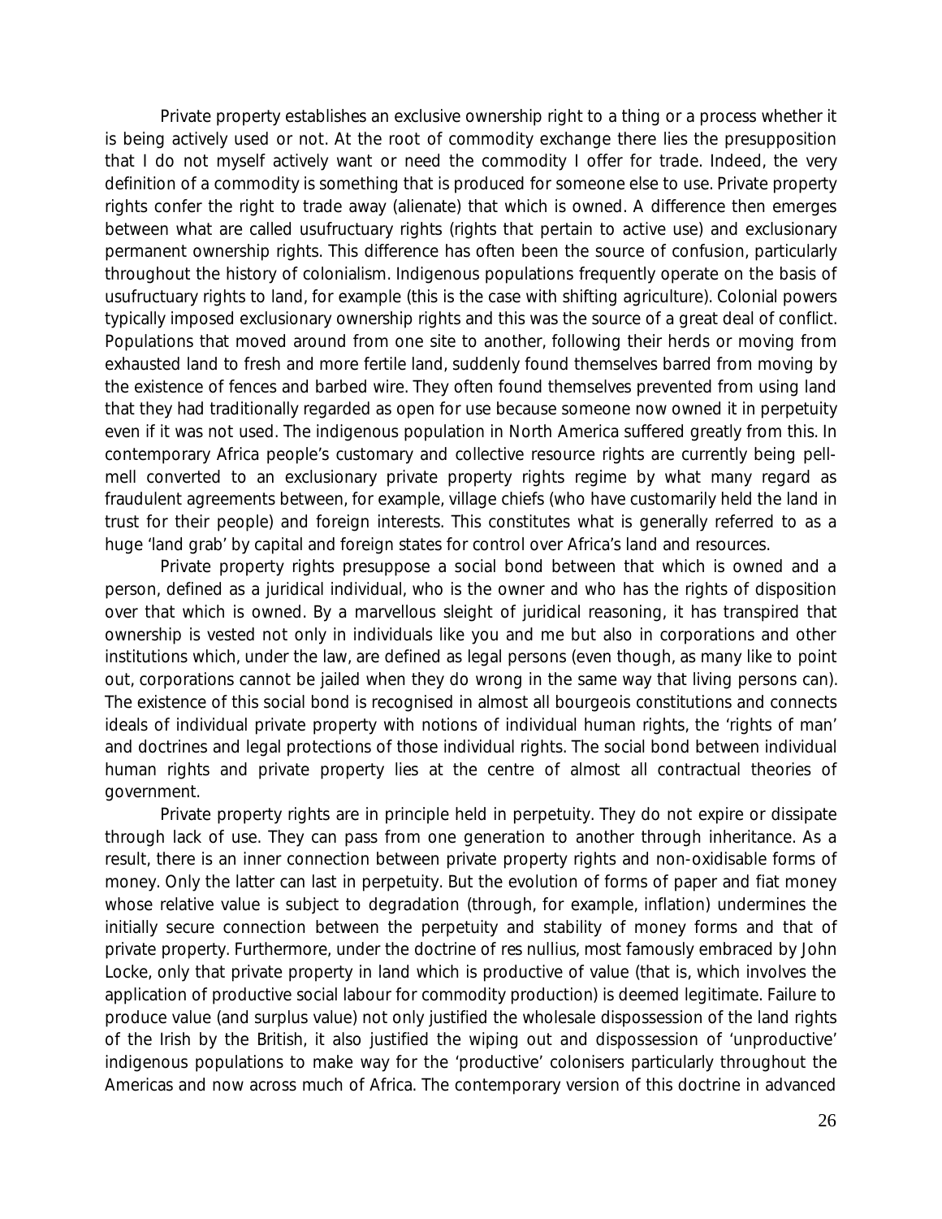Private property establishes an exclusive ownership right to a thing or a process whether it is being actively used or not. At the root of commodity exchange there lies the presupposition that I do not myself actively want or need the commodity I offer for trade. Indeed, the very definition of a commodity is something that is produced for someone else to use. Private property rights confer the right to trade away (alienate) that which is owned. A difference then emerges between what are called usufructuary rights (rights that pertain to active use) and exclusionary permanent ownership rights. This difference has often been the source of confusion, particularly throughout the history of colonialism. Indigenous populations frequently operate on the basis of usufructuary rights to land, for example (this is the case with shifting agriculture). Colonial powers typically imposed exclusionary ownership rights and this was the source of a great deal of conflict. Populations that moved around from one site to another, following their herds or moving from exhausted land to fresh and more fertile land, suddenly found themselves barred from moving by the existence of fences and barbed wire. They often found themselves prevented from using land that they had traditionally regarded as open for use because someone now owned it in perpetuity even if it was not used. The indigenous population in North America suffered greatly from this. In contemporary Africa people's customary and collective resource rights are currently being pell-mell converted to an exclusionary private property rights regime by what many regard as fraudulent agreements between, for example, village chiefs (who have customarily held the land in trust for their people) and foreign interests. This constitutes what is generally referred to as a huge 'land grab' by capital and foreign states for control over Africa's land and resources.

Private property rights presuppose a social bond between that which is owned and a person, defined as a juridical individual, who is the owner and who has the rights of disposition over that which is owned. By a marvellous sleight of juridical reasoning, it has transpired that ownership is vested not only in individuals like you and me but also in corporations and other institutions which, under the law, are defined as legal persons (even though, as many like to point out, corporations cannot be jailed when they do wrong in the same way that living persons can). The existence of this social bond is recognised in almost all bourgeois constitutions and connects ideals of individual private property with notions of individual human rights, the 'rights of man' and doctrines and legal protections of those individual rights. The social bond between individual human rights and private property lies at the centre of almost all contractual theories of government.

Private property rights are in principle held in perpetuity. They do not expire or dissipate through lack of use. They can pass from one generation to another through inheritance. As a result, there is an inner connection between private property rights and non-oxidisable forms of money. Only the latter can last in perpetuity. But the evolution of forms of paper and fiat money whose relative value is subject to degradation (through, for example, inflation) undermines the initially secure connection between the perpetuity and stability of money forms and that of private property. Furthermore, under the doctrine of *res nullius*, most famously embraced by John Locke, only that private property in land which is productive of value (that is, which involves the application of productive social labour for commodity production) is deemed legitimate. Failure to produce value (and surplus value) not only justified the wholesale dispossession of the land rights of the Irish by the British, it also justified the wiping out and dispossession of 'unproductive' indigenous populations to make way for the 'productive' colonisers particularly throughout the Americas and now across much of Africa. The contemporary version of this doctrine in advanced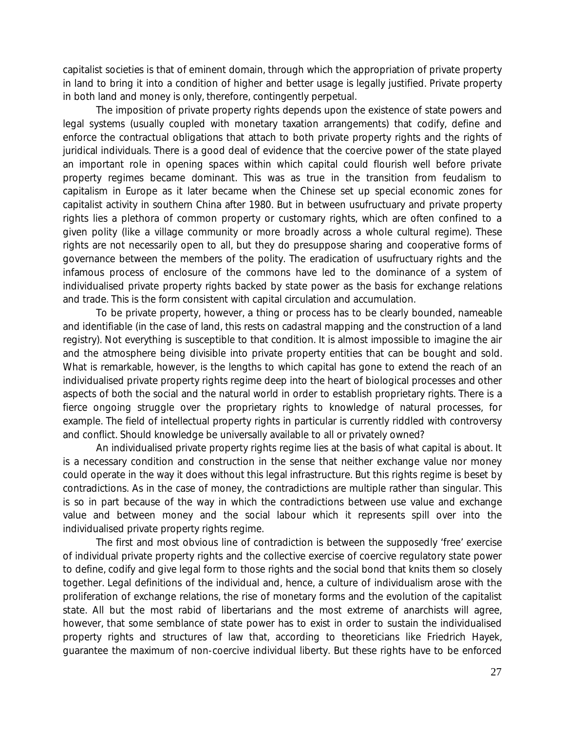capitalist societies is that of eminent domain, through which the appropriation of private property in land to bring it into a condition of higher and better usage is legally justified. Private property in both land and money is only, therefore, contingently perpetual.

The imposition of private property rights depends upon the existence of state powers and legal systems (usually coupled with monetary taxation arrangements) that codify, define and enforce the contractual obligations that attach to both private property rights and the rights of juridical individuals. There is a good deal of evidence that the coercive power of the state played an important role in opening spaces within which capital could flourish well before private property regimes became dominant. This was as true in the transition from feudalism to capitalism in Europe as it later became when the Chinese set up special economic zones for capitalist activity in southern China after 1980. But in between usufructuary and private property rights lies a plethora of common property or customary rights, which are often confined to a given polity (like a village community or more broadly across a whole cultural regime). These rights are not necessarily open to all, but they do presuppose sharing and cooperative forms of governance between the members of the polity. The eradication of usufructuary rights and the infamous process of enclosure of the commons have led to the dominance of a system of individualised private property rights backed by state power as the basis for exchange relations and trade. This is the form consistent with capital circulation and accumulation.

To be private property, however, a thing or process has to be clearly bounded, nameable and identifiable (in the case of land, this rests on cadastral mapping and the construction of a land registry). Not everything is susceptible to that condition. It is almost impossible to imagine the air and the atmosphere being divisible into private property entities that can be bought and sold. What is remarkable, however, is the lengths to which capital has gone to extend the reach of an individualised private property rights regime deep into the heart of biological processes and other aspects of both the social and the natural world in order to establish proprietary rights. There is a fierce ongoing struggle over the proprietary rights to knowledge of natural processes, for example. The field of intellectual property rights in particular is currently riddled with controversy and conflict. Should knowledge be universally available to all or privately owned?

An individualised private property rights regime lies at the basis of what capital is about. It is a necessary condition and construction in the sense that neither exchange value nor money could operate in the way it does without this legal infrastructure. But this rights regime is beset by contradictions. As in the case of money, the contradictions are multiple rather than singular. This is so in part because of the way in which the contradictions between use value and exchange value and between money and the social labour which it represents spill over into the individualised private property rights regime.

The first and most obvious line of contradiction is between the supposedly 'free' exercise of individual private property rights and the collective exercise of coercive regulatory state power to define, codify and give legal form to those rights and the social bond that knits them so closely together. Legal definitions of the individual and, hence, a culture of individualism arose with the proliferation of exchange relations, the rise of monetary forms and the evolution of the capitalist state. All but the most rabid of libertarians and the most extreme of anarchists will agree, however, that some semblance of state power has to exist in order to sustain the individualised property rights and structures of law that, according to theoreticians like Friedrich Hayek, guarantee the maximum of non-coercive individual liberty. But these rights have to be enforced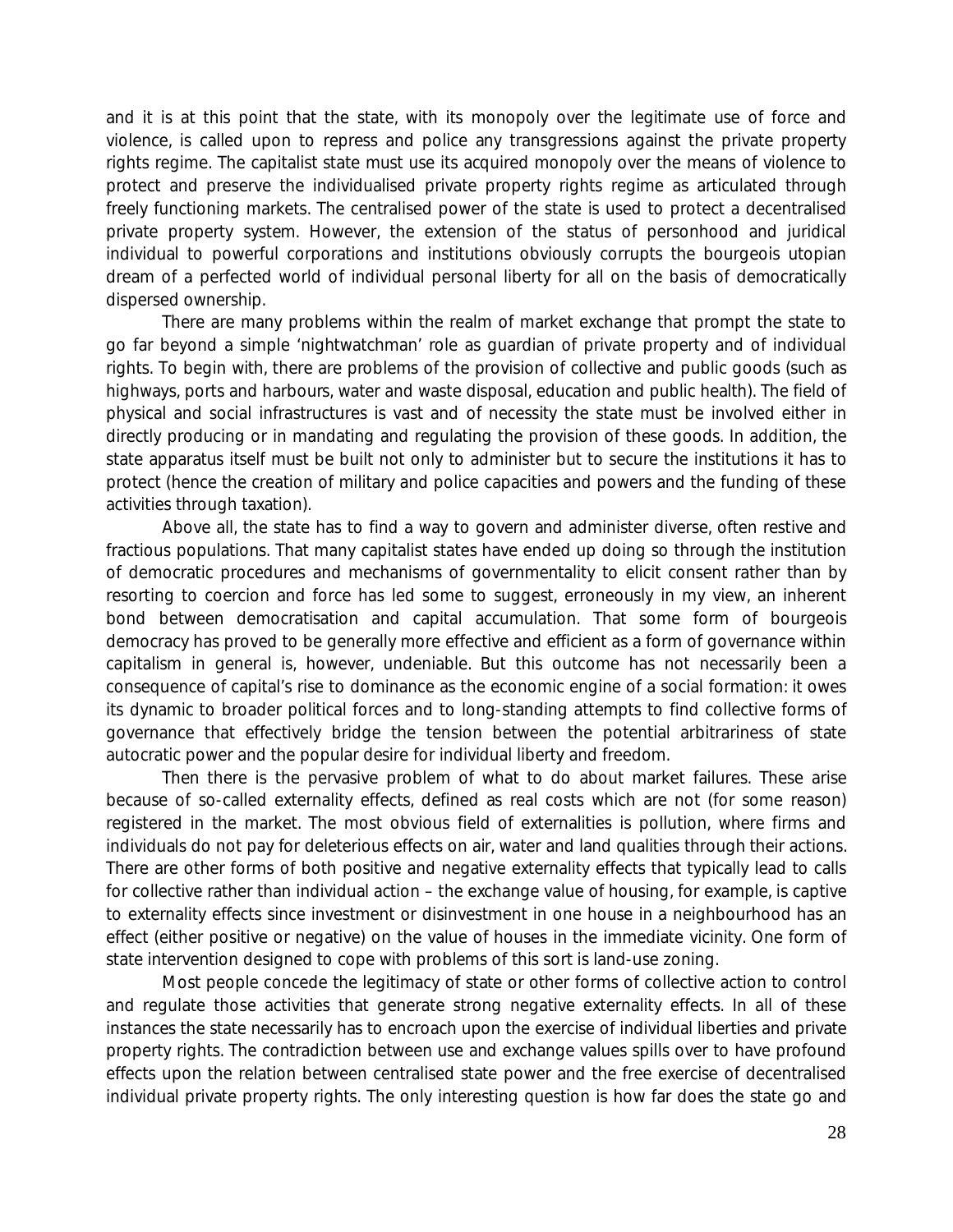and it is at this point that the state, with its monopoly over the legitimate use of force and violence, is called upon to repress and police any transgressions against the private property rights regime. The capitalist state must use its acquired monopoly over the means of violence to protect and preserve the individualised private property rights regime as articulated through freely functioning markets. The centralised power of the state is used to protect a decentralised private property system. However, the extension of the status of personhood and juridical individual to powerful corporations and institutions obviously corrupts the bourgeois utopian dream of a perfected world of individual personal liberty for all on the basis of democratically dispersed ownership.

There are many problems within the realm of market exchange that prompt the state to go far beyond a simple 'nightwatchman' role as guardian of private property and of individual rights. To begin with, there are problems of the provision of collective and public goods (such as highways, ports and harbours, water and waste disposal, education and public health). The field of physical and social infrastructures is vast and of necessity the state must be involved either in directly producing or in mandating and regulating the provision of these goods. In addition, the state apparatus itself must be built not only to administer but to secure the institutions it has to protect (hence the creation of military and police capacities and powers and the funding of these activities through taxation).

Above all, the state has to find a way to govern and administer diverse, often restive and fractious populations. That many capitalist states have ended up doing so through the institution of democratic procedures and mechanisms of governmentality to elicit consent rather than by resorting to coercion and force has led some to suggest, erroneously in my view, an inherent bond between democratisation and capital accumulation. That some form of bourgeois democracy has proved to be generally more effective and efficient as a form of governance within capitalism in general is, however, undeniable. But this outcome has not necessarily been a consequence of capital's rise to dominance as the economic engine of a social formation: it owes its dynamic to broader political forces and to long-standing attempts to find collective forms of governance that effectively bridge the tension between the potential arbitrariness of state autocratic power and the popular desire for individual liberty and freedom.

Then there is the pervasive problem of what to do about market failures. These arise because of so-called externality effects, defined as real costs which are not (for some reason) registered in the market. The most obvious field of externalities is pollution, where firms and individuals do not pay for deleterious effects on air, water and land qualities through their actions. There are other forms of both positive and negative externality effects that typically lead to calls for collective rather than individual action – the exchange value of housing, for example, is captive to externality effects since investment or disinvestment in one house in a neighbourhood has an effect (either positive or negative) on the value of houses in the immediate vicinity. One form of state intervention designed to cope with problems of this sort is land-use zoning.

Most people concede the legitimacy of state or other forms of collective action to control and regulate those activities that generate strong negative externality effects. In all of these instances the state necessarily has to encroach upon the exercise of individual liberties and private property rights. The contradiction between use and exchange values spills over to have profound effects upon the relation between centralised state power and the free exercise of decentralised individual private property rights. The only interesting question is how far does the state go and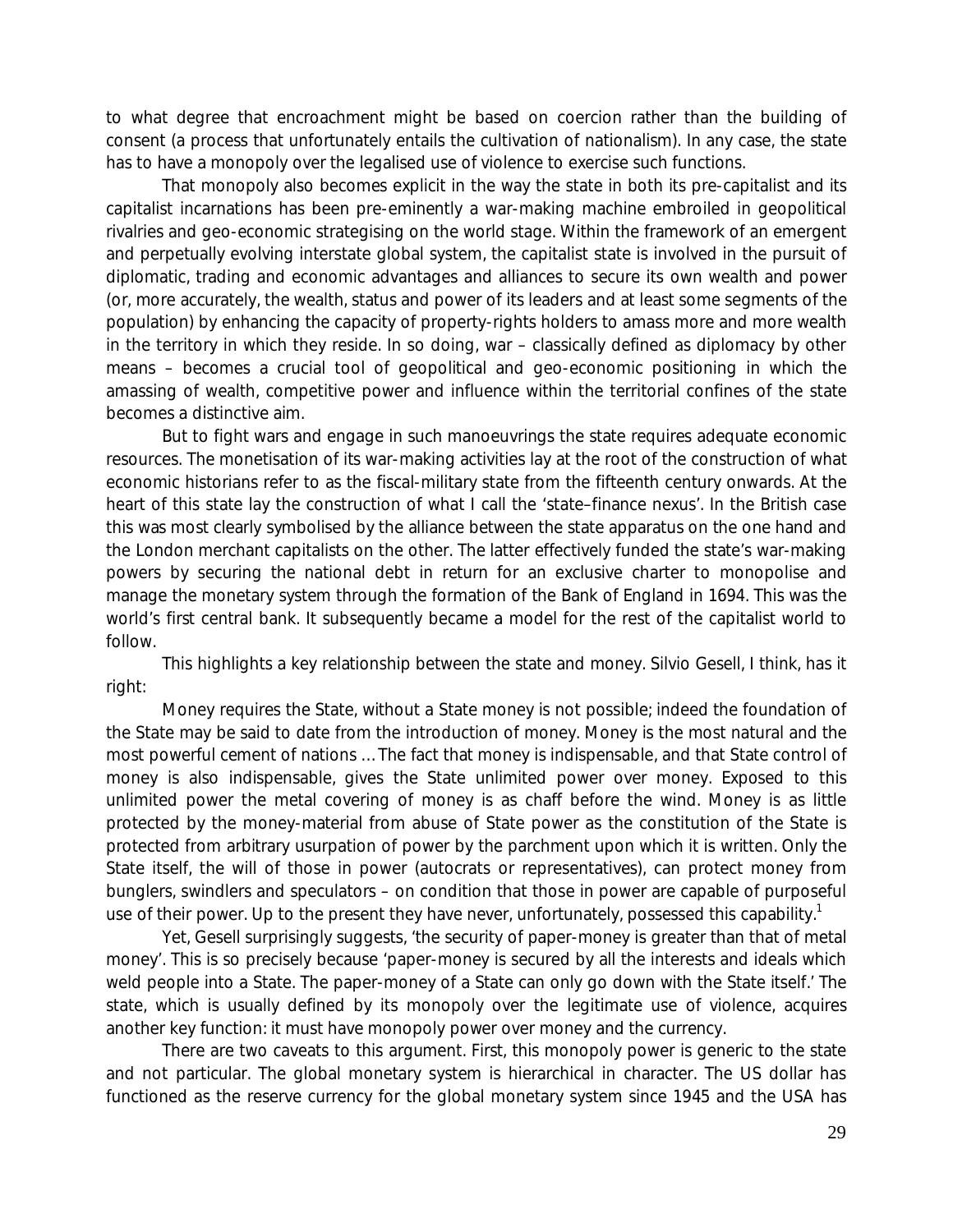to what degree that encroachment might be based on coercion rather than the building of consent (a process that unfortunately entails the cultivation of nationalism). In any case, the state has to have a monopoly over the legalised use of violence to exercise such functions.

That monopoly also becomes explicit in the way the state in both its pre-capitalist and its capitalist incarnations has been pre-eminently a war-making machine embroiled in geopolitical rivalries and geo-economic strategising on the world stage. Within the framework of an emergent and perpetually evolving interstate global system, the capitalist state is involved in the pursuit of diplomatic, trading and economic advantages and alliances to secure its own wealth and power (or, more accurately, the wealth, status and power of its leaders and at least some segments of the population) by enhancing the capacity of property-rights holders to amass more and more wealth in the territory in which they reside. In so doing, war – classically defined as diplomacy by other means – becomes a crucial tool of geopolitical and geo-economic positioning in which the amassing of wealth, competitive power and influence within the territorial confines of the state becomes a distinctive aim.

But to fight wars and engage in such manoeuvrings the state requires adequate economic resources. The monetisation of its war-making activities lay at the root of the construction of what economic historians refer to as the fiscal-military state from the fifteenth century onwards. At the heart of this state lay the construction of what I call the 'state–finance nexus'. In the British case this was most clearly symbolised by the alliance between the state apparatus on the one hand and the London merchant capitalists on the other. The latter effectively funded the state's war-making powers by securing the national debt in return for an exclusive charter to monopolise and manage the monetary system through the formation of the Bank of England in 1694. This was the world's first central bank. It subsequently became a model for the rest of the capitalist world to follow.

This highlights a key relationship between the state and money. Silvio Gesell, I think, has it right:

> Money requires the State, without a State money is not possible; indeed the foundation of the State may be said to date from the introduction of money. Money is the most natural and the most powerful cement of nations … The fact that money is indispensable, and that State control of money is also indispensable, gives the State unlimited power over money. Exposed to this unlimited power the metal covering of money is as chaff before the wind. Money is as little protected by the money-material from abuse of State power as the constitution of the State is protected from arbitrary usurpation of power by the parchment upon which it is written. Only the State itself, the will of those in power (autocrats or representatives), can protect money from bunglers, swindlers and speculators – on condition that those in power are capable of purposeful use of their power. Up to the present they have never, unfortunately, possessed this capability.[1]

Yet, Gesell surprisingly suggests, 'the security of paper-money is greater than that of metal money'. This is so precisely because 'paper-money is secured by all the interests and ideals which weld people into a State. The paper-money of a State can only go down with the State itself.' The state, which is usually defined by its monopoly over the legitimate use of violence, acquires another key function: it must have monopoly power over money and the currency.

There are two caveats to this argument. First, this monopoly power is generic to the state and not particular. The global monetary system is hierarchical in character. The US dollar has functioned as the reserve currency for the global monetary system since 1945 and the USA has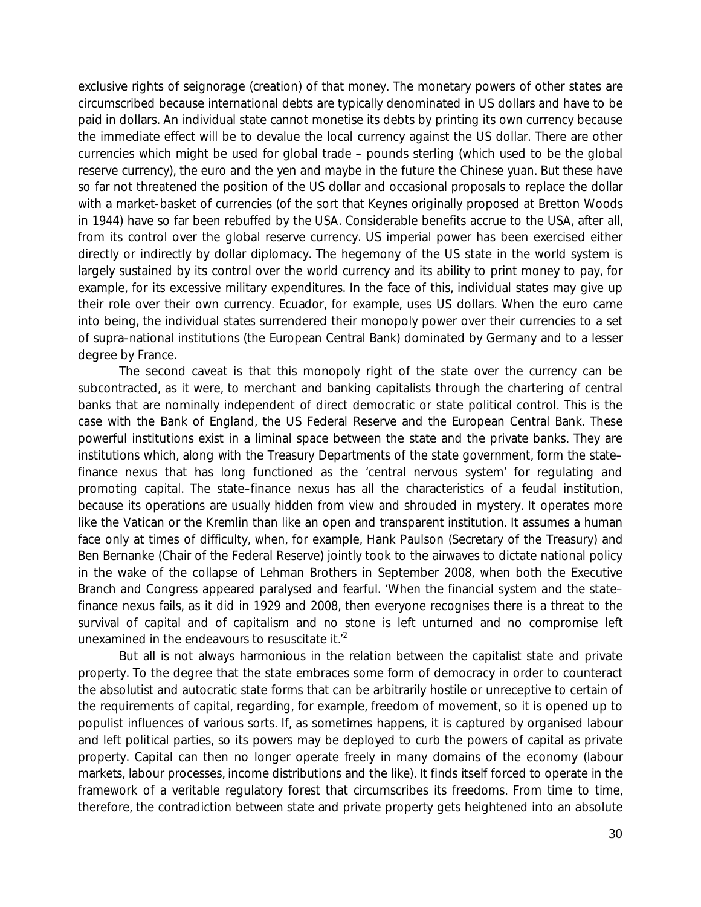exclusive rights of seignorage (creation) of that money. The monetary powers of other states are circumscribed because international debts are typically denominated in US dollars and have to be paid in dollars. An individual state cannot monetise its debts by printing its own currency because the immediate effect will be to devalue the local currency against the US dollar. There are other currencies which might be used for global trade – pounds sterling (which used to be the global reserve currency), the euro and the yen and maybe in the future the Chinese yuan. But these have so far not threatened the position of the US dollar and occasional proposals to replace the dollar with a market-basket of currencies (of the sort that Keynes originally proposed at Bretton Woods in 1944) have so far been rebuffed by the USA. Considerable benefits accrue to the USA, after all, from its control over the global reserve currency. US imperial power has been exercised either directly or indirectly by dollar diplomacy. The hegemony of the US state in the world system is largely sustained by its control over the world currency and its ability to print money to pay, for example, for its excessive military expenditures. In the face of this, individual states may give up their role over their own currency. Ecuador, for example, uses US dollars. When the euro came into being, the individual states surrendered their monopoly power over their currencies to a set of supra-national institutions (the European Central Bank) dominated by Germany and to a lesser degree by France.

The second caveat is that this monopoly right of the state over the currency can be subcontracted, as it were, to merchant and banking capitalists through the chartering of central banks that are nominally independent of direct democratic or state political control. This is the case with the Bank of England, the US Federal Reserve and the European Central Bank. These powerful institutions exist in a liminal space between the state and the private banks. They are institutions which, along with the Treasury Departments of the state government, form the state–finance nexus that has long functioned as the 'central nervous system' for regulating and promoting capital. The state–finance nexus has all the characteristics of a feudal institution, because its operations are usually hidden from view and shrouded in mystery. It operates more like the Vatican or the Kremlin than like an open and transparent institution. It assumes a human face only at times of difficulty, when, for example, Hank Paulson (Secretary of the Treasury) and Ben Bernanke (Chair of the Federal Reserve) jointly took to the airwaves to dictate national policy in the wake of the collapse of Lehman Brothers in September 2008, when both the Executive Branch and Congress appeared paralysed and fearful. 'When the financial system and the state–finance nexus fails, as it did in 1929 and 2008, then everyone recognises there is a threat to the survival of capital and of capitalism and no stone is left unturned and no compromise left unexamined in the endeavours to resuscitate it.'[2]

But all is not always harmonious in the relation between the capitalist state and private property. To the degree that the state embraces some form of democracy in order to counteract the absolutist and autocratic state forms that can be arbitrarily hostile or unreceptive to certain of the requirements of capital, regarding, for example, freedom of movement, so it is opened up to populist influences of various sorts. If, as sometimes happens, it is captured by organised labour and left political parties, so its powers may be deployed to curb the powers of capital as private property. Capital can then no longer operate freely in many domains of the economy (labour markets, labour processes, income distributions and the like). It finds itself forced to operate in the framework of a veritable regulatory forest that circumscribes its freedoms. From time to time, therefore, the contradiction between state and private property gets heightened into an absolute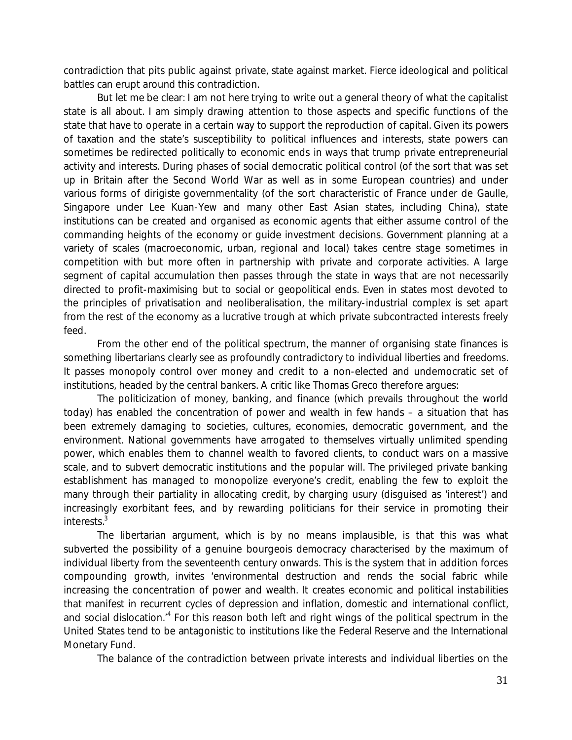contradiction that pits public against private, state against market. Fierce ideological and political battles can erupt around this contradiction.

But let me be clear: I am not here trying to write out a general theory of what the capitalist state is all about. I am simply drawing attention to those aspects and specific functions of the state that have to operate in a certain way to support the reproduction of capital. Given its powers of taxation and the state's susceptibility to political influences and interests, state powers can sometimes be redirected politically to economic ends in ways that trump private entrepreneurial activity and interests. During phases of social democratic political control (of the sort that was set up in Britain after the Second World War as well as in some European countries) and under various forms of dirigiste governmentality (of the sort characteristic of France under de Gaulle, Singapore under Lee Kuan-Yew and many other East Asian states, including China), state institutions can be created and organised as economic agents that either assume control of the commanding heights of the economy or guide investment decisions. Government planning at a variety of scales (macroeconomic, urban, regional and local) takes centre stage sometimes in competition with but more often in partnership with private and corporate activities. A large segment of capital accumulation then passes through the state in ways that are not necessarily directed to profit-maximising but to social or geopolitical ends. Even in states most devoted to the principles of privatisation and neoliberalisation, the military-industrial complex is set apart from the rest of the economy as a lucrative trough at which private subcontracted interests freely feed.

From the other end of the political spectrum, the manner of organising state finances is something libertarians clearly see as profoundly contradictory to individual liberties and freedoms. It passes monopoly control over money and credit to a non-elected and undemocratic set of institutions, headed by the central bankers. A critic like Thomas Greco therefore argues:

> The politicization of money, banking, and finance (which prevails throughout the world today) has enabled the concentration of power and wealth in few hands – a situation that has been extremely damaging to societies, cultures, economies, democratic government, and the environment. National governments have arrogated to themselves virtually unlimited spending power, which enables them to channel wealth to favored clients, to conduct wars on a massive scale, and to subvert democratic institutions and the popular will. The privileged private banking establishment has managed to monopolize everyone's credit, enabling the few to exploit the many through their partiality in allocating credit, by charging usury (disguised as 'interest') and increasingly exorbitant fees, and by rewarding politicians for their service in promoting their interests.[3]

The libertarian argument, which is by no means implausible, is that this was what subverted the possibility of a genuine bourgeois democracy characterised by the maximum of individual liberty from the seventeenth century onwards. This is the system that in addition forces compounding growth, invites 'environmental destruction and rends the social fabric while increasing the concentration of power and wealth. It creates economic and political instabilities that manifest in recurrent cycles of depression and inflation, domestic and international conflict, and social dislocation.'[4] For this reason both left and right wings of the political spectrum in the United States tend to be antagonistic to institutions like the Federal Reserve and the International Monetary Fund.

The balance of the contradiction between private interests and individual liberties on the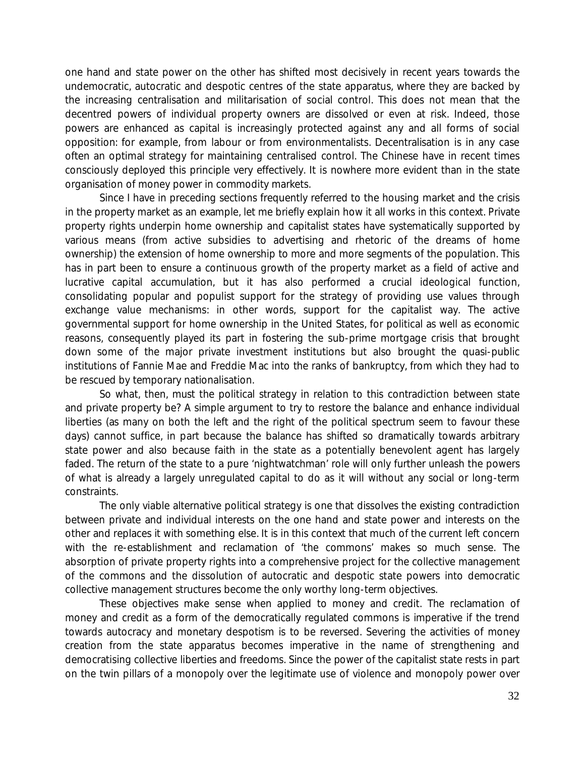one hand and state power on the other has shifted most decisively in recent years towards the undemocratic, autocratic and despotic centres of the state apparatus, where they are backed by the increasing centralisation and militarisation of social control. This does not mean that the decentred powers of individual property owners are dissolved or even at risk. Indeed, those powers are enhanced as capital is increasingly protected against any and all forms of social opposition: for example, from labour or from environmentalists. Decentralisation is in any case often an optimal strategy for maintaining centralised control. The Chinese have in recent times consciously deployed this principle very effectively. It is nowhere more evident than in the state organisation of money power in commodity markets.

Since I have in preceding sections frequently referred to the housing market and the crisis in the property market as an example, let me briefly explain how it all works in this context. Private property rights underpin home ownership and capitalist states have systematically supported by various means (from active subsidies to advertising and rhetoric of the dreams of home ownership) the extension of home ownership to more and more segments of the population. This has in part been to ensure a continuous growth of the property market as a field of active and lucrative capital accumulation, but it has also performed a crucial ideological function, consolidating popular and populist support for the strategy of providing use values through exchange value mechanisms: in other words, support for the capitalist way. The active governmental support for home ownership in the United States, for political as well as economic reasons, consequently played its part in fostering the sub-prime mortgage crisis that brought down some of the major private investment institutions but also brought the quasi-public institutions of Fannie Mae and Freddie Mac into the ranks of bankruptcy, from which they had to be rescued by temporary nationalisation.

So what, then, must the political strategy in relation to this contradiction between state and private property be? A simple argument to try to restore the balance and enhance individual liberties (as many on both the left and the right of the political spectrum seem to favour these days) cannot suffice, in part because the balance has shifted so dramatically towards arbitrary state power and also because faith in the state as a potentially benevolent agent has largely faded. The return of the state to a pure 'nightwatchman' role will only further unleash the powers of what is already a largely unregulated capital to do as it will without any social or long-term constraints.

The only viable alternative political strategy is one that dissolves the existing contradiction between private and individual interests on the one hand and state power and interests on the other and replaces it with something else. It is in this context that much of the current left concern with the re-establishment and reclamation of 'the commons' makes so much sense. The absorption of private property rights into a comprehensive project for the collective management of the commons and the dissolution of autocratic and despotic state powers into democratic collective management structures become the only worthy long-term objectives.

These objectives make sense when applied to money and credit. The reclamation of money and credit as a form of the democratically regulated commons is imperative if the trend towards autocracy and monetary despotism is to be reversed. Severing the activities of money creation from the state apparatus becomes imperative in the name of strengthening and democratising collective liberties and freedoms. Since the power of the capitalist state rests in part on the twin pillars of a monopoly over the legitimate use of violence and monopoly power over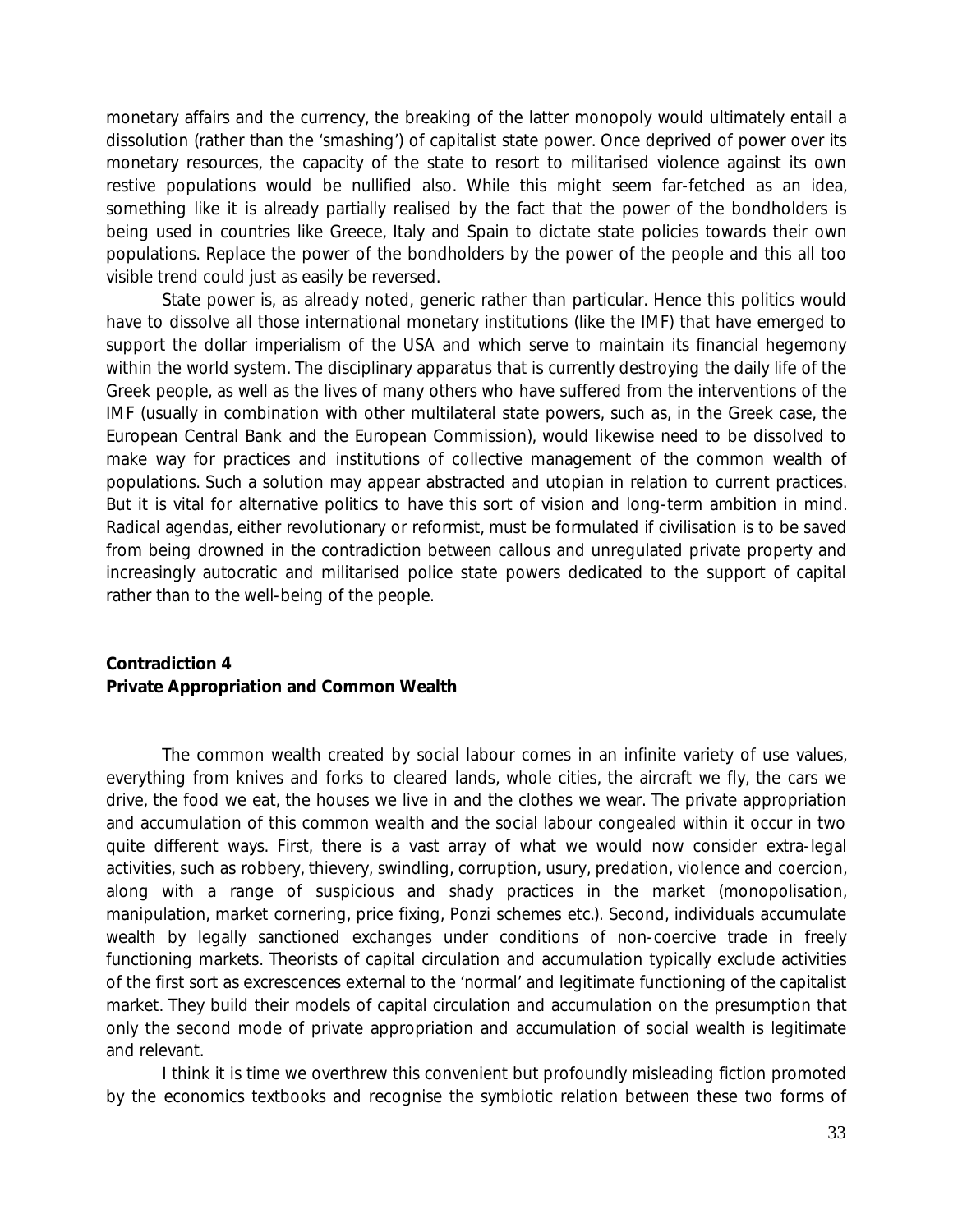monetary affairs and the currency, the breaking of the latter monopoly would ultimately entail a dissolution (rather than the 'smashing') of capitalist state power. Once deprived of power over its monetary resources, the capacity of the state to resort to militarised violence against its own restive populations would be nullified also. While this might seem far-fetched as an idea, something like it is already partially realised by the fact that the power of the bondholders is being used in countries like Greece, Italy and Spain to dictate state policies towards their own populations. Replace the power of the bondholders by the power of the people and this all too visible trend could just as easily be reversed.

State power is, as already noted, generic rather than particular. Hence this politics would have to dissolve all those international monetary institutions (like the IMF) that have emerged to support the dollar imperialism of the USA and which serve to maintain its financial hegemony within the world system. The disciplinary apparatus that is currently destroying the daily life of the Greek people, as well as the lives of many others who have suffered from the interventions of the IMF (usually in combination with other multilateral state powers, such as, in the Greek case, the European Central Bank and the European Commission), would likewise need to be dissolved to make way for practices and institutions of collective management of the common wealth of populations. Such a solution may appear abstracted and utopian in relation to current practices. But it is vital for alternative politics to have this sort of vision and long-term ambition in mind. Radical agendas, either revolutionary or reformist, must be formulated if civilisation is to be saved from being drowned in the contradiction between callous and unregulated private property and increasingly autocratic and militarised police state powers dedicated to the support of capital rather than to the well-being of the people.

## Contradiction 4
## Private Appropriation and Common Wealth

The common wealth created by social labour comes in an infinite variety of use values, everything from knives and forks to cleared lands, whole cities, the aircraft we fly, the cars we drive, the food we eat, the houses we live in and the clothes we wear. The private appropriation and accumulation of this common wealth and the social labour congealed within it occur in two quite different ways. First, there is a vast array of what we would now consider extra-legal activities, such as robbery, thievery, swindling, corruption, usury, predation, violence and coercion, along with a range of suspicious and shady practices in the market (monopolisation, manipulation, market cornering, price fixing, Ponzi schemes etc.). Second, individuals accumulate wealth by legally sanctioned exchanges under conditions of non-coercive trade in freely functioning markets. Theorists of capital circulation and accumulation typically exclude activities of the first sort as excrescences external to the 'normal' and legitimate functioning of the capitalist market. They build their models of capital circulation and accumulation on the presumption that only the second mode of private appropriation and accumulation of social wealth is legitimate and relevant.

I think it is time we overthrew this convenient but profoundly misleading fiction promoted by the economics textbooks and recognise the symbiotic relation between these two forms of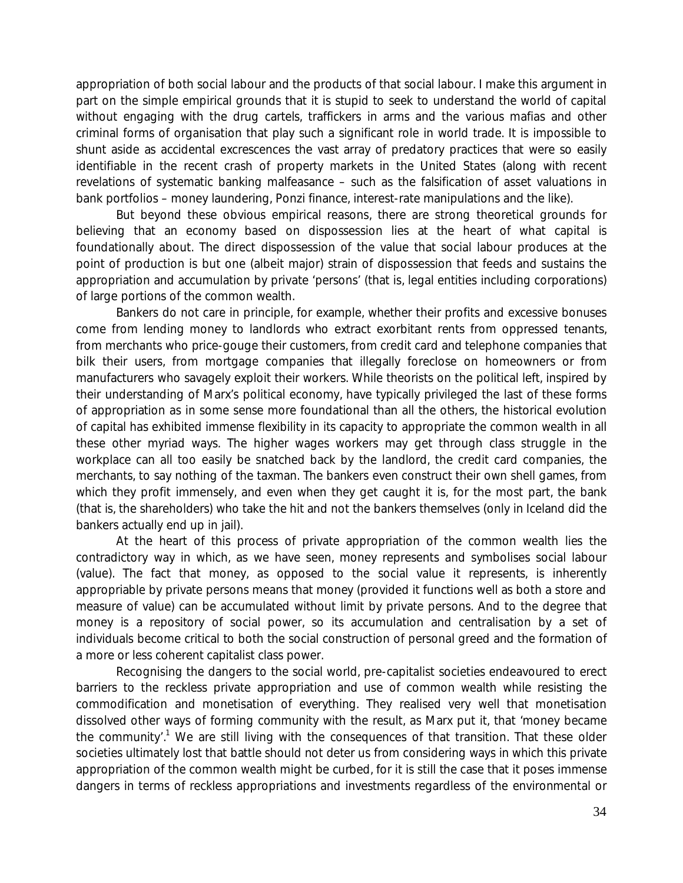appropriation of both social labour and the products of that social labour. I make this argument in part on the simple empirical grounds that it is stupid to seek to understand the world of capital without engaging with the drug cartels, traffickers in arms and the various mafias and other criminal forms of organisation that play such a significant role in world trade. It is impossible to shunt aside as accidental excrescences the vast array of predatory practices that were so easily identifiable in the recent crash of property markets in the United States (along with recent revelations of systematic banking malfeasance – such as the falsification of asset valuations in bank portfolios – money laundering, Ponzi finance, interest-rate manipulations and the like).

But beyond these obvious empirical reasons, there are strong theoretical grounds for believing that an economy based on dispossession lies at the heart of what capital is foundationally about. The direct dispossession of the value that social labour produces at the point of production is but one (albeit major) strain of dispossession that feeds and sustains the appropriation and accumulation by private 'persons' (that is, legal entities including corporations) of large portions of the common wealth.

Bankers do not care in principle, for example, whether their profits and excessive bonuses come from lending money to landlords who extract exorbitant rents from oppressed tenants, from merchants who price-gouge their customers, from credit card and telephone companies that bilk their users, from mortgage companies that illegally foreclose on homeowners or from manufacturers who savagely exploit their workers. While theorists on the political left, inspired by their understanding of Marx's political economy, have typically privileged the last of these forms of appropriation as in some sense more foundational than all the others, the historical evolution of capital has exhibited immense flexibility in its capacity to appropriate the common wealth in all these other myriad ways. The higher wages workers may get through class struggle in the workplace can all too easily be snatched back by the landlord, the credit card companies, the merchants, to say nothing of the taxman. The bankers even construct their own shell games, from which they profit immensely, and even when they get caught it is, for the most part, the bank (that is, the shareholders) who take the hit and not the bankers themselves (only in Iceland did the bankers actually end up in jail).

At the heart of this process of private appropriation of the common wealth lies the contradictory way in which, as we have seen, money represents and symbolises social labour (value). The fact that money, as opposed to the social value it represents, is inherently appropriable by private persons means that money (provided it functions well as both a store and measure of value) can be accumulated without limit by private persons. And to the degree that money is a repository of social power, so its accumulation and centralisation by a set of individuals become critical to both the social construction of personal greed and the formation of a more or less coherent capitalist class power.

Recognising the dangers to the social world, pre-capitalist societies endeavoured to erect barriers to the reckless private appropriation and use of common wealth while resisting the commodification and monetisation of everything. They realised very well that monetisation dissolved other ways of forming community with the result, as Marx put it, that 'money became the community'.[1] We are still living with the consequences of that transition. That these older societies ultimately lost that battle should not deter us from considering ways in which this private appropriation of the common wealth might be curbed, for it is still the case that it poses immense dangers in terms of reckless appropriations and investments regardless of the environmental or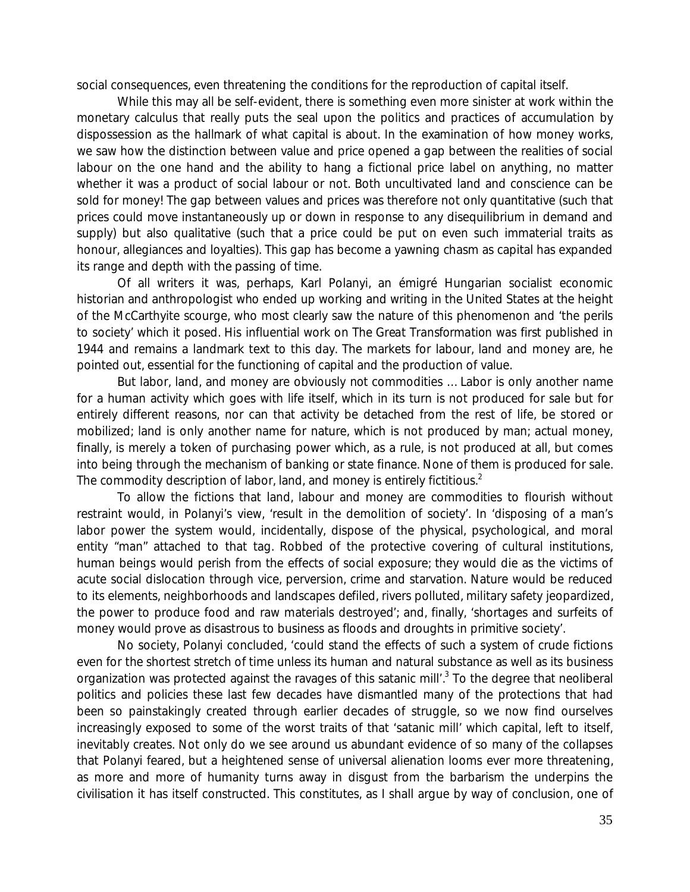social consequences, even threatening the conditions for the reproduction of capital itself.

While this may all be self-evident, there is something even more sinister at work within the monetary calculus that really puts the seal upon the politics and practices of accumulation by dispossession as the hallmark of what capital is about. In the examination of how money works, we saw how the distinction between value and price opened a gap between the realities of social labour on the one hand and the ability to hang a fictional price label on anything, no matter whether it was a product of social labour or not. Both uncultivated land and conscience can be sold for money! The gap between values and prices was therefore not only quantitative (such that prices could move instantaneously up or down in response to any disequilibrium in demand and supply) but also qualitative (such that a price could be put on even such immaterial traits as honour, allegiances and loyalties). This gap has become a yawning chasm as capital has expanded its range and depth with the passing of time.

Of all writers it was, perhaps, Karl Polanyi, an émigré Hungarian socialist economic historian and anthropologist who ended up working and writing in the United States at the height of the McCarthyite scourge, who most clearly saw the nature of this phenomenon and 'the perils to society' which it posed. His influential work on The Great Transformation was first published in 1944 and remains a landmark text to this day. The markets for labour, land and money are, he pointed out, essential for the functioning of capital and the production of value.

But labor, land, and money are obviously not commodities … Labor is only another name for a human activity which goes with life itself, which in its turn is not produced for sale but for entirely different reasons, nor can that activity be detached from the rest of life, be stored or mobilized; land is only another name for nature, which is not produced by man; actual money, finally, is merely a token of purchasing power which, as a rule, is not produced at all, but comes into being through the mechanism of banking or state finance. None of them is produced for sale. The commodity description of labor, land, and money is entirely fictitious.[2]

To allow the fictions that land, labour and money are commodities to flourish without restraint would, in Polanyi's view, 'result in the demolition of society'. In 'disposing of a man's labor power the system would, incidentally, dispose of the physical, psychological, and moral entity "man" attached to that tag. Robbed of the protective covering of cultural institutions, human beings would perish from the effects of social exposure; they would die as the victims of acute social dislocation through vice, perversion, crime and starvation. Nature would be reduced to its elements, neighborhoods and landscapes defiled, rivers polluted, military safety jeopardized, the power to produce food and raw materials destroyed'; and, finally, 'shortages and surfeits of money would prove as disastrous to business as floods and droughts in primitive society'.

No society, Polanyi concluded, 'could stand the effects of such a system of crude fictions even for the shortest stretch of time unless its human and natural substance as well as its business organization was protected against the ravages of this satanic mill'.[3] To the degree that neoliberal politics and policies these last few decades have dismantled many of the protections that had been so painstakingly created through earlier decades of struggle, so we now find ourselves increasingly exposed to some of the worst traits of that 'satanic mill' which capital, left to itself, inevitably creates. Not only do we see around us abundant evidence of so many of the collapses that Polanyi feared, but a heightened sense of universal alienation looms ever more threatening, as more and more of humanity turns away in disgust from the barbarism the underpins the civilisation it has itself constructed. This constitutes, as I shall argue by way of conclusion, one of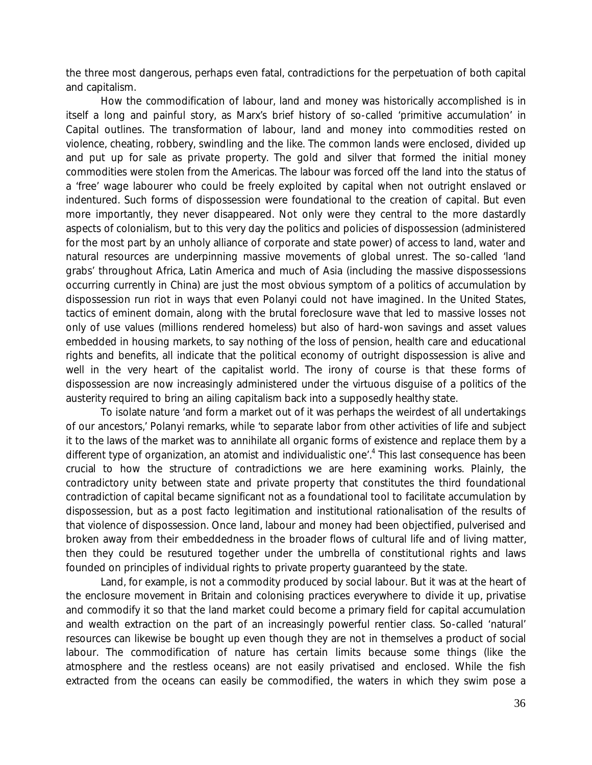the three most dangerous, perhaps even fatal, contradictions for the perpetuation of both capital and capitalism.

How the commodification of labour, land and money was historically accomplished is in itself a long and painful story, as Marx's brief history of so-called 'primitive accumulation' in *Capital* outlines. The transformation of labour, land and money into commodities rested on violence, cheating, robbery, swindling and the like. The common lands were enclosed, divided up and put up for sale as private property. The gold and silver that formed the initial money commodities were stolen from the Americas. The labour was forced off the land into the status of a 'free' wage labourer who could be freely exploited by capital when not outright enslaved or indentured. Such forms of dispossession were foundational to the creation of capital. But even more importantly, they never disappeared. Not only were they central to the more dastardly aspects of colonialism, but to this very day the politics and policies of dispossession (administered for the most part by an unholy alliance of corporate and state power) of access to land, water and natural resources are underpinning massive movements of global unrest. The so-called 'land grabs' throughout Africa, Latin America and much of Asia (including the massive dispossessions occurring currently in China) are just the most obvious symptom of a politics of accumulation by dispossession run riot in ways that even Polanyi could not have imagined. In the United States, tactics of eminent domain, along with the brutal foreclosure wave that led to massive losses not only of use values (millions rendered homeless) but also of hard-won savings and asset values embedded in housing markets, to say nothing of the loss of pension, health care and educational rights and benefits, all indicate that the political economy of outright dispossession is alive and well in the very heart of the capitalist world. The irony of course is that these forms of dispossession are now increasingly administered under the virtuous disguise of a politics of the austerity required to bring an ailing capitalism back into a supposedly healthy state.

To isolate nature 'and form a market out of it was perhaps the weirdest of all undertakings of our ancestors,' Polanyi remarks, while 'to separate labor from other activities of life and subject it to the laws of the market was to annihilate all organic forms of existence and replace them by a different type of organization, an atomist and individualistic one'.[4] This last consequence has been crucial to how the structure of contradictions we are here examining works. Plainly, the contradictory unity between state and private property that constitutes the third foundational contradiction of capital became significant not as a foundational tool to facilitate accumulation by dispossession, but as a post facto legitimation and institutional rationalisation of the results of that violence of dispossession. Once land, labour and money had been objectified, pulverised and broken away from their embeddedness in the broader flows of cultural life and of living matter, then they could be resutured together under the umbrella of constitutional rights and laws founded on principles of individual rights to private property guaranteed by the state.

Land, for example, is not a commodity produced by social labour. But it was at the heart of the enclosure movement in Britain and colonising practices everywhere to divide it up, privatise and commodify it so that the land market could become a primary field for capital accumulation and wealth extraction on the part of an increasingly powerful rentier class. So-called 'natural' resources can likewise be bought up even though they are not in themselves a product of social labour. The commodification of nature has certain limits because some things (like the atmosphere and the restless oceans) are not easily privatised and enclosed. While the fish extracted from the oceans can easily be commodified, the waters in which they swim pose a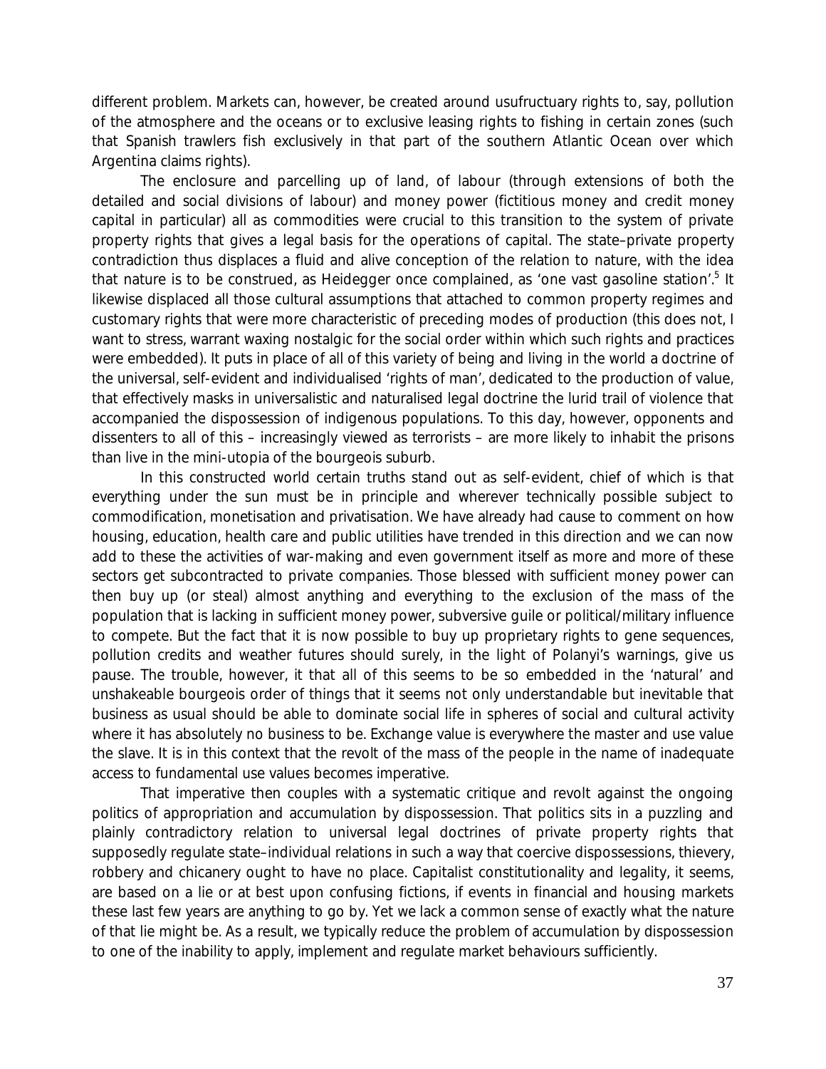different problem. Markets can, however, be created around usufructuary rights to, say, pollution of the atmosphere and the oceans or to exclusive leasing rights to fishing in certain zones (such that Spanish trawlers fish exclusively in that part of the southern Atlantic Ocean over which Argentina claims rights).

The enclosure and parcelling up of land, of labour (through extensions of both the detailed and social divisions of labour) and money power (fictitious money and credit money capital in particular) all as commodities were crucial to this transition to the system of private property rights that gives a legal basis for the operations of capital. The state–private property contradiction thus displaces a fluid and alive conception of the relation to nature, with the idea that nature is to be construed, as Heidegger once complained, as 'one vast gasoline station'.[5] It likewise displaced all those cultural assumptions that attached to common property regimes and customary rights that were more characteristic of preceding modes of production (this does not, I want to stress, warrant waxing nostalgic for the social order within which such rights and practices were embedded). It puts in place of all of this variety of being and living in the world a doctrine of the universal, self-evident and individualised 'rights of man', dedicated to the production of value, that effectively masks in universalistic and naturalised legal doctrine the lurid trail of violence that accompanied the dispossession of indigenous populations. To this day, however, opponents and dissenters to all of this – increasingly viewed as terrorists – are more likely to inhabit the prisons than live in the mini-utopia of the bourgeois suburb.

In this constructed world certain truths stand out as self-evident, chief of which is that everything under the sun must be in principle and wherever technically possible subject to commodification, monetisation and privatisation. We have already had cause to comment on how housing, education, health care and public utilities have trended in this direction and we can now add to these the activities of war-making and even government itself as more and more of these sectors get subcontracted to private companies. Those blessed with sufficient money power can then buy up (or steal) almost anything and everything to the exclusion of the mass of the population that is lacking in sufficient money power, subversive guile or political/military influence to compete. But the fact that it is now possible to buy up proprietary rights to gene sequences, pollution credits and weather futures should surely, in the light of Polanyi's warnings, give us pause. The trouble, however, it that all of this seems to be so embedded in the 'natural' and unshakeable bourgeois order of things that it seems not only understandable but inevitable that business as usual should be able to dominate social life in spheres of social and cultural activity where it has absolutely no business to be. Exchange value is everywhere the master and use value the slave. It is in this context that the revolt of the mass of the people in the name of inadequate access to fundamental use values becomes imperative.

That imperative then couples with a systematic critique and revolt against the ongoing politics of appropriation and accumulation by dispossession. That politics sits in a puzzling and plainly contradictory relation to universal legal doctrines of private property rights that supposedly regulate state–individual relations in such a way that coercive dispossessions, thievery, robbery and chicanery ought to have no place. Capitalist constitutionality and legality, it seems, are based on a lie or at best upon confusing fictions, if events in financial and housing markets these last few years are anything to go by. Yet we lack a common sense of exactly what the nature of that lie might be. As a result, we typically reduce the problem of accumulation by dispossession to one of the inability to apply, implement and regulate market behaviours sufficiently.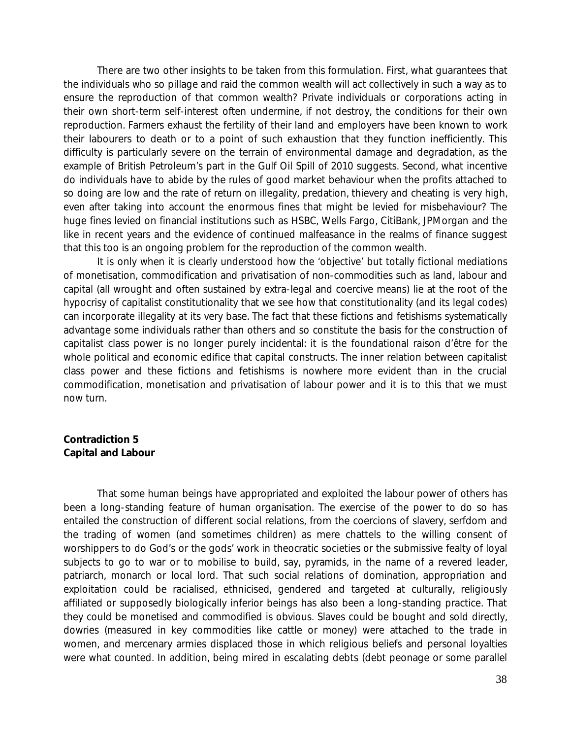There are two other insights to be taken from this formulation. First, what guarantees that the individuals who so pillage and raid the common wealth will act collectively in such a way as to ensure the reproduction of that common wealth? Private individuals or corporations acting in their own short-term self-interest often undermine, if not destroy, the conditions for their own reproduction. Farmers exhaust the fertility of their land and employers have been known to work their labourers to death or to a point of such exhaustion that they function inefficiently. This difficulty is particularly severe on the terrain of environmental damage and degradation, as the example of British Petroleum's part in the Gulf Oil Spill of 2010 suggests. Second, what incentive do individuals have to abide by the rules of good market behaviour when the profits attached to so doing are low and the rate of return on illegality, predation, thievery and cheating is very high, even after taking into account the enormous fines that might be levied for misbehaviour? The huge fines levied on financial institutions such as HSBC, Wells Fargo, CitiBank, JPMorgan and the like in recent years and the evidence of continued malfeasance in the realms of finance suggest that this too is an ongoing problem for the reproduction of the common wealth.

It is only when it is clearly understood how the 'objective' but totally fictional mediations of monetisation, commodification and privatisation of non-commodities such as land, labour and capital (all wrought and often sustained by extra-legal and coercive means) lie at the root of the hypocrisy of capitalist constitutionality that we see how that constitutionality (and its legal codes) can incorporate illegality at its very base. The fact that these fictions and fetishisms systematically advantage some individuals rather than others and so constitute the basis for the construction of capitalist class power is no longer purely incidental: it is the foundational raison d'être for the whole political and economic edifice that capital constructs. The inner relation between capitalist class power and these fictions and fetishisms is nowhere more evident than in the crucial commodification, monetisation and privatisation of labour power and it is to this that we must now turn.

## Contradiction 5
## Capital and Labour

That some human beings have appropriated and exploited the labour power of others has been a long-standing feature of human organisation. The exercise of the power to do so has entailed the construction of different social relations, from the coercions of slavery, serfdom and the trading of women (and sometimes children) as mere chattels to the willing consent of worshippers to do God's or the gods' work in theocratic societies or the submissive fealty of loyal subjects to go to war or to mobilise to build, say, pyramids, in the name of a revered leader, patriarch, monarch or local lord. That such social relations of domination, appropriation and exploitation could be racialised, ethnicised, gendered and targeted at culturally, religiously affiliated or supposedly biologically inferior beings has also been a long-standing practice. That they could be monetised and commodified is obvious. Slaves could be bought and sold directly, dowries (measured in key commodities like cattle or money) were attached to the trade in women, and mercenary armies displaced those in which religious beliefs and personal loyalties were what counted. In addition, being mired in escalating debts (debt peonage or some parallel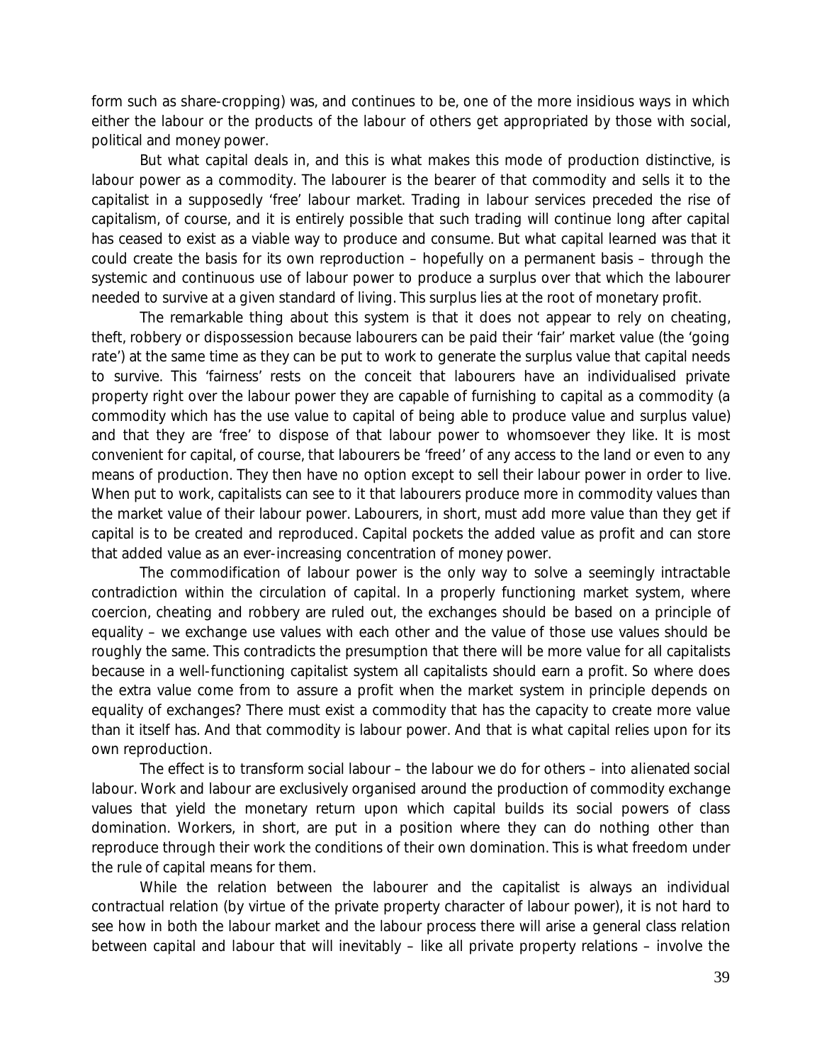form such as share-cropping) was, and continues to be, one of the more insidious ways in which either the labour or the products of the labour of others get appropriated by those with social, political and money power.

But what capital deals in, and this is what makes this mode of production distinctive, is labour power as a commodity. The labourer is the bearer of that commodity and sells it to the capitalist in a supposedly 'free' labour market. Trading in labour services preceded the rise of capitalism, of course, and it is entirely possible that such trading will continue long after capital has ceased to exist as a viable way to produce and consume. But what capital learned was that it could create the basis for its own reproduction – hopefully on a permanent basis – through the systemic and continuous use of labour power to produce a surplus over that which the labourer needed to survive at a given standard of living. This surplus lies at the root of monetary profit.

The remarkable thing about this system is that it does not appear to rely on cheating, theft, robbery or dispossession because labourers can be paid their 'fair' market value (the 'going rate') at the same time as they can be put to work to generate the surplus value that capital needs to survive. This 'fairness' rests on the conceit that labourers have an individualised private property right over the labour power they are capable of furnishing to capital as a commodity (a commodity which has the use value to capital of being able to produce value and surplus value) and that they are 'free' to dispose of that labour power to whomsoever they like. It is most convenient for capital, of course, that labourers be 'freed' of any access to the land or even to any means of production. They then have no option except to sell their labour power in order to live. When put to work, capitalists can see to it that labourers produce more in commodity values than the market value of their labour power. Labourers, in short, must add more value than they get if capital is to be created and reproduced. Capital pockets the added value as profit and can store that added value as an ever-increasing concentration of money power.

The commodification of labour power is the only way to solve a seemingly intractable contradiction within the circulation of capital. In a properly functioning market system, where coercion, cheating and robbery are ruled out, the exchanges should be based on a principle of equality – we exchange use values with each other and the value of those use values should be roughly the same. This contradicts the presumption that there will be more value for all capitalists because in a well-functioning capitalist system all capitalists should earn a profit. So where does the extra value come from to assure a profit when the market system in principle depends on equality of exchanges? There must exist a commodity that has the capacity to create more value than it itself has. And that commodity is labour power. And that is what capital relies upon for its own reproduction.

The effect is to transform social labour – the labour we do for others – into *alienated* social labour. Work and labour are exclusively organised around the production of commodity exchange values that yield the monetary return upon which capital builds its social powers of class domination. Workers, in short, are put in a position where they can do nothing other than reproduce through their work the conditions of their own domination. This is what freedom under the rule of capital means for them.

While the relation between the labourer and the capitalist is always an individual contractual relation (by virtue of the private property character of labour power), it is not hard to see how in both the labour market and the labour process there will arise a general class relation between capital and labour that will inevitably – like all private property relations – involve the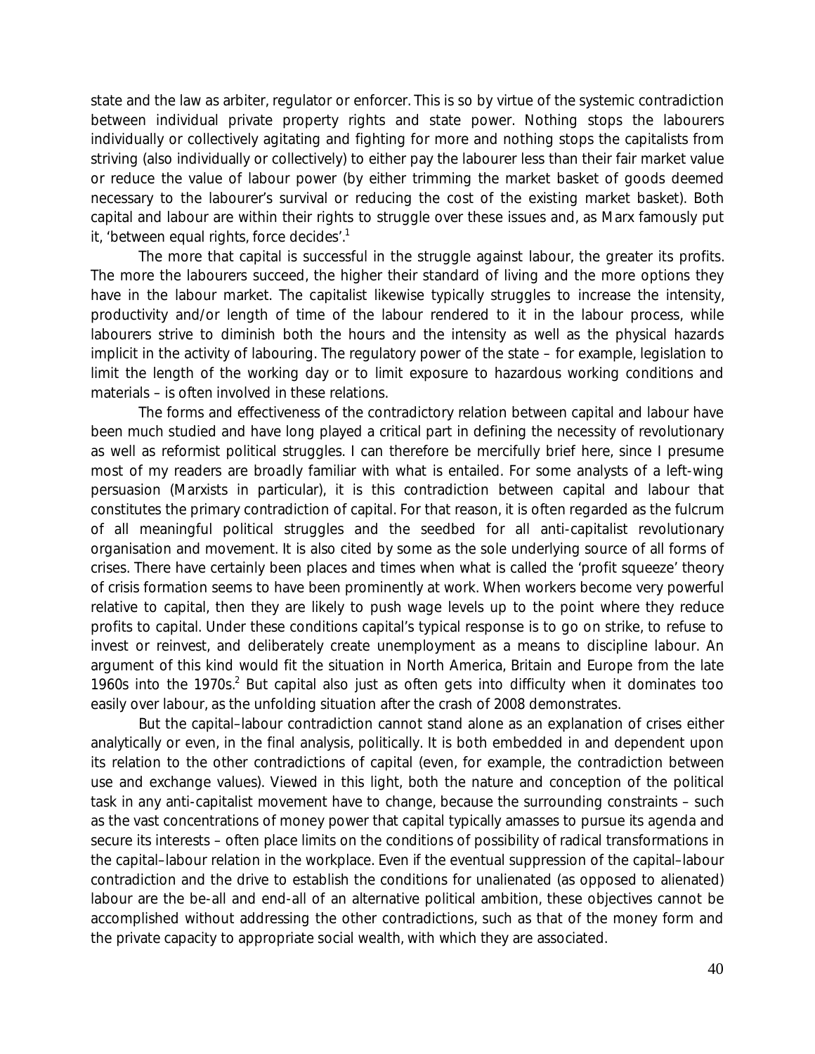state and the law as arbiter, regulator or enforcer. This is so by virtue of the systemic contradiction between individual private property rights and state power. Nothing stops the labourers individually or collectively agitating and fighting for more and nothing stops the capitalists from striving (also individually or collectively) to either pay the labourer less than their fair market value or reduce the value of labour power (by either trimming the market basket of goods deemed necessary to the labourer's survival or reducing the cost of the existing market basket). Both capital and labour are within their rights to struggle over these issues and, as Marx famously put it, 'between equal rights, force decides'.[1]

The more that capital is successful in the struggle against labour, the greater its profits. The more the labourers succeed, the higher their standard of living and the more options they have in the labour market. The capitalist likewise typically struggles to increase the intensity, productivity and/or length of time of the labour rendered to it in the labour process, while labourers strive to diminish both the hours and the intensity as well as the physical hazards implicit in the activity of labouring. The regulatory power of the state – for example, legislation to limit the length of the working day or to limit exposure to hazardous working conditions and materials – is often involved in these relations.

The forms and effectiveness of the contradictory relation between capital and labour have been much studied and have long played a critical part in defining the necessity of revolutionary as well as reformist political struggles. I can therefore be mercifully brief here, since I presume most of my readers are broadly familiar with what is entailed. For some analysts of a left-wing persuasion (Marxists in particular), it is this contradiction between capital and labour that constitutes the primary contradiction of capital. For that reason, it is often regarded as the fulcrum of all meaningful political struggles and the seedbed for all anti-capitalist revolutionary organisation and movement. It is also cited by some as the sole underlying source of all forms of crises. There have certainly been places and times when what is called the 'profit squeeze' theory of crisis formation seems to have been prominently at work. When workers become very powerful relative to capital, then they are likely to push wage levels up to the point where they reduce profits to capital. Under these conditions capital's typical response is to go on strike, to refuse to invest or reinvest, and deliberately create unemployment as a means to discipline labour. An argument of this kind would fit the situation in North America, Britain and Europe from the late 1960s into the 1970s.[2] But capital also just as often gets into difficulty when it dominates too easily over labour, as the unfolding situation after the crash of 2008 demonstrates.

But the capital–labour contradiction cannot stand alone as an explanation of crises either analytically or even, in the final analysis, politically. It is both embedded in and dependent upon its relation to the other contradictions of capital (even, for example, the contradiction between use and exchange values). Viewed in this light, both the nature and conception of the political task in any anti-capitalist movement have to change, because the surrounding constraints – such as the vast concentrations of money power that capital typically amasses to pursue its agenda and secure its interests – often place limits on the conditions of possibility of radical transformations in the capital–labour relation in the workplace. Even if the eventual suppression of the capital–labour contradiction and the drive to establish the conditions for unalienated (as opposed to alienated) labour are the be-all and end-all of an alternative political ambition, these objectives cannot be accomplished without addressing the other contradictions, such as that of the money form and the private capacity to appropriate social wealth, with which they are associated.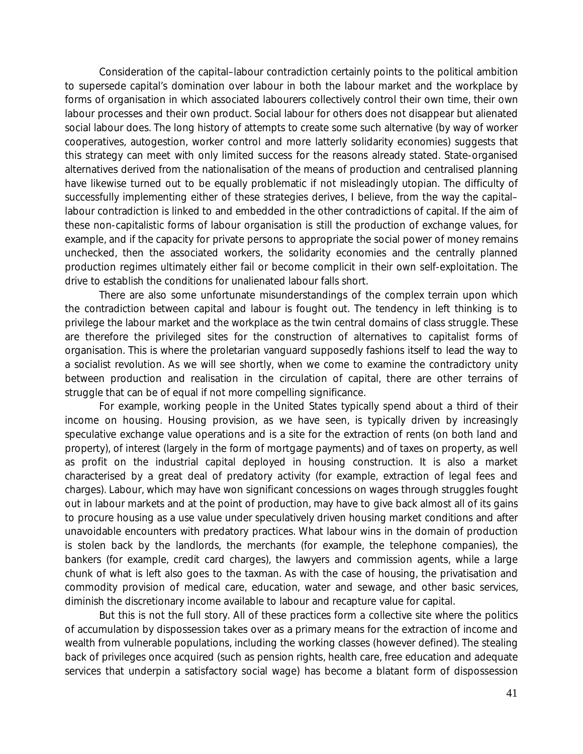Consideration of the capital–labour contradiction certainly points to the political ambition to supersede capital's domination over labour in both the labour market and the workplace by forms of organisation in which associated labourers collectively control their own time, their own labour processes and their own product. Social labour for others does not disappear but alienated social labour does. The long history of attempts to create some such alternative (by way of worker cooperatives, autogestion, worker control and more latterly solidarity economies) suggests that this strategy can meet with only limited success for the reasons already stated. State-organised alternatives derived from the nationalisation of the means of production and centralised planning have likewise turned out to be equally problematic if not misleadingly utopian. The difficulty of successfully implementing either of these strategies derives, I believe, from the way the capital–labour contradiction is linked to and embedded in the other contradictions of capital. If the aim of these non-capitalistic forms of labour organisation is still the production of exchange values, for example, and if the capacity for private persons to appropriate the social power of money remains unchecked, then the associated workers, the solidarity economies and the centrally planned production regimes ultimately either fail or become complicit in their own self-exploitation. The drive to establish the conditions for unalienated labour falls short.

There are also some unfortunate misunderstandings of the complex terrain upon which the contradiction between capital and labour is fought out. The tendency in left thinking is to privilege the labour market and the workplace as the twin central domains of class struggle. These are therefore the privileged sites for the construction of alternatives to capitalist forms of organisation. This is where the proletarian vanguard supposedly fashions itself to lead the way to a socialist revolution. As we will see shortly, when we come to examine the contradictory unity between production and realisation in the circulation of capital, there are other terrains of struggle that can be of equal if not more compelling significance.

For example, working people in the United States typically spend about a third of their income on housing. Housing provision, as we have seen, is typically driven by increasingly speculative exchange value operations and is a site for the extraction of rents (on both land and property), of interest (largely in the form of mortgage payments) and of taxes on property, as well as profit on the industrial capital deployed in housing construction. It is also a market characterised by a great deal of predatory activity (for example, extraction of legal fees and charges). Labour, which may have won significant concessions on wages through struggles fought out in labour markets and at the point of production, may have to give back almost all of its gains to procure housing as a use value under speculatively driven housing market conditions and after unavoidable encounters with predatory practices. What labour wins in the domain of production is stolen back by the landlords, the merchants (for example, the telephone companies), the bankers (for example, credit card charges), the lawyers and commission agents, while a large chunk of what is left also goes to the taxman. As with the case of housing, the privatisation and commodity provision of medical care, education, water and sewage, and other basic services, diminish the discretionary income available to labour and recapture value for capital.

But this is not the full story. All of these practices form a collective site where the politics of accumulation by dispossession takes over as a primary means for the extraction of income and wealth from vulnerable populations, including the working classes (however defined). The stealing back of privileges once acquired (such as pension rights, health care, free education and adequate services that underpin a satisfactory social wage) has become a blatant form of dispossession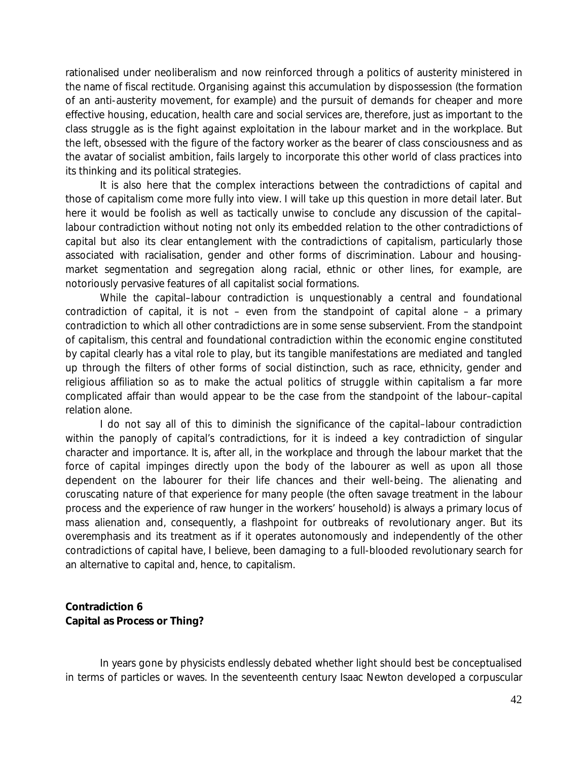rationalised under neoliberalism and now reinforced through a politics of austerity ministered in the name of fiscal rectitude. Organising against this accumulation by dispossession (the formation of an anti-austerity movement, for example) and the pursuit of demands for cheaper and more effective housing, education, health care and social services are, therefore, just as important to the class struggle as is the fight against exploitation in the labour market and in the workplace. But the left, obsessed with the figure of the factory worker as the bearer of class consciousness and as the avatar of socialist ambition, fails largely to incorporate this other world of class practices into its thinking and its political strategies.

It is also here that the complex interactions between the contradictions of capital and those of capitalism come more fully into view. I will take up this question in more detail later. But here it would be foolish as well as tactically unwise to conclude any discussion of the capital–labour contradiction without noting not only its embedded relation to the other contradictions of capital but also its clear entanglement with the contradictions of capitalism, particularly those associated with racialisation, gender and other forms of discrimination. Labour and housing-market segmentation and segregation along racial, ethnic or other lines, for example, are notoriously pervasive features of all capitalist social formations.

While the capital–labour contradiction is unquestionably a central and foundational contradiction of capital, it is not – even from the standpoint of capital alone – a primary contradiction to which all other contradictions are in some sense subservient. From the standpoint of *capitalism*, this central and foundational contradiction within the economic engine constituted by capital clearly has a vital role to play, but its tangible manifestations are mediated and tangled up through the filters of other forms of social distinction, such as race, ethnicity, gender and religious affiliation so as to make the actual politics of struggle within capitalism a far more complicated affair than would appear to be the case from the standpoint of the labour–capital relation alone.

I do not say all of this to diminish the significance of the capital–labour contradiction within the panoply of capital's contradictions, for it is indeed a key contradiction of singular character and importance. It is, after all, in the workplace and through the labour market that the force of capital impinges directly upon the body of the labourer as well as upon all those dependent on the labourer for their life chances and their well-being. The alienating and coruscating nature of that experience for many people (the often savage treatment in the labour process and the experience of raw hunger in the workers' household) is always a primary locus of mass alienation and, consequently, a flashpoint for outbreaks of revolutionary anger. But its overemphasis and its treatment as if it operates autonomously and independently of the other contradictions of capital have, I believe, been damaging to a full-blooded revolutionary search for an alternative to capital and, hence, to capitalism.

## Contradiction 6
## Capital as Process or Thing?

In years gone by physicists endlessly debated whether light should best be conceptualised in terms of particles or waves. In the seventeenth century Isaac Newton developed a corpuscular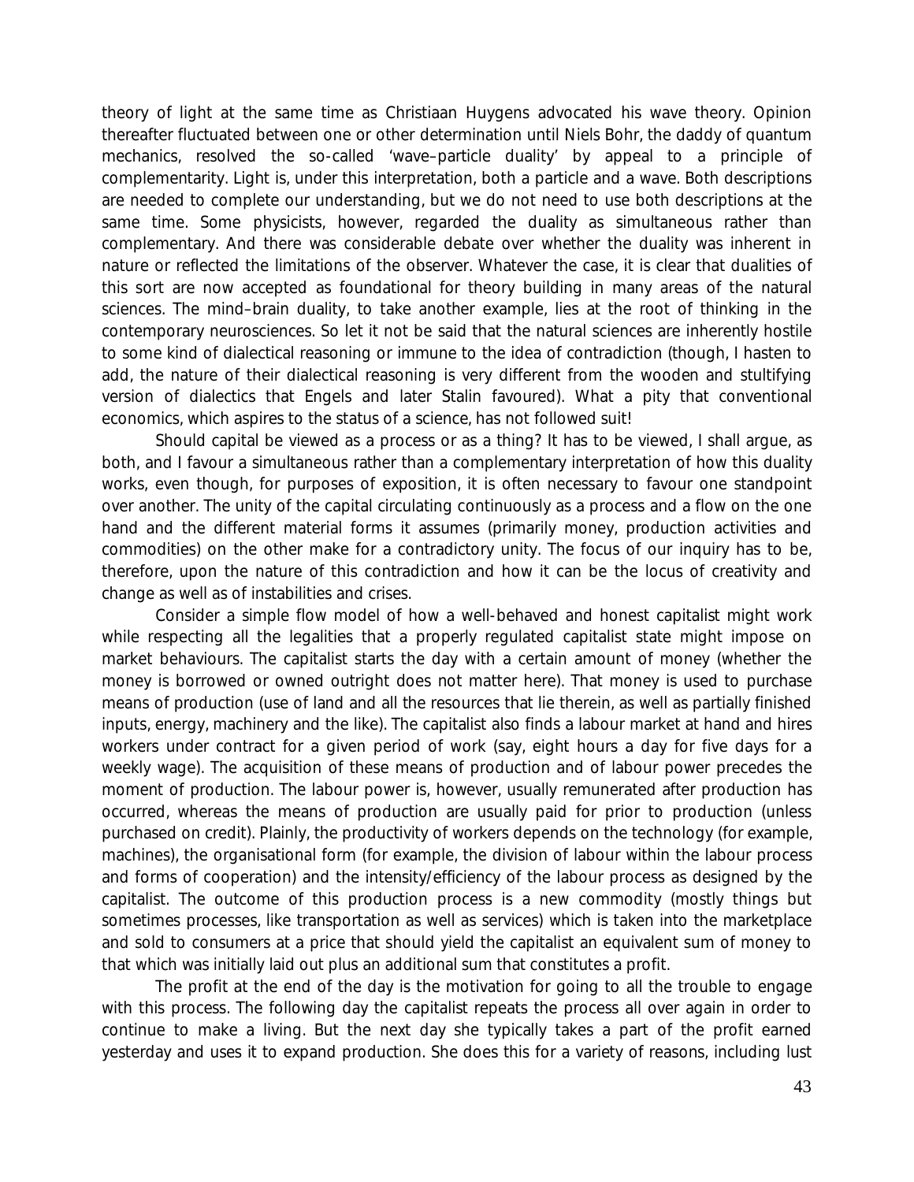theory of light at the same time as Christiaan Huygens advocated his wave theory. Opinion thereafter fluctuated between one or other determination until Niels Bohr, the daddy of quantum mechanics, resolved the so-called 'wave–particle duality' by appeal to a principle of complementarity. Light is, under this interpretation, both a particle and a wave. Both descriptions are needed to complete our understanding, but we do not need to use both descriptions at the same time. Some physicists, however, regarded the duality as simultaneous rather than complementary. And there was considerable debate over whether the duality was inherent in nature or reflected the limitations of the observer. Whatever the case, it is clear that dualities of this sort are now accepted as foundational for theory building in many areas of the natural sciences. The mind–brain duality, to take another example, lies at the root of thinking in the contemporary neurosciences. So let it not be said that the natural sciences are inherently hostile to some kind of dialectical reasoning or immune to the idea of contradiction (though, I hasten to add, the nature of their dialectical reasoning is very different from the wooden and stultifying version of dialectics that Engels and later Stalin favoured). What a pity that conventional economics, which aspires to the status of a science, has not followed suit!

Should capital be viewed as a process or as a thing? It has to be viewed, I shall argue, as both, and I favour a simultaneous rather than a complementary interpretation of how this duality works, even though, for purposes of exposition, it is often necessary to favour one standpoint over another. The unity of the capital circulating continuously as a process and a flow on the one hand and the different material forms it assumes (primarily money, production activities and commodities) on the other make for a contradictory unity. The focus of our inquiry has to be, therefore, upon the nature of this contradiction and how it can be the locus of creativity and change as well as of instabilities and crises.

Consider a simple flow model of how a well-behaved and honest capitalist might work while respecting all the legalities that a properly regulated capitalist state might impose on market behaviours. The capitalist starts the day with a certain amount of money (whether the money is borrowed or owned outright does not matter here). That money is used to purchase means of production (use of land and all the resources that lie therein, as well as partially finished inputs, energy, machinery and the like). The capitalist also finds a labour market at hand and hires workers under contract for a given period of work (say, eight hours a day for five days for a weekly wage). The acquisition of these means of production and of labour power precedes the moment of production. The labour power is, however, usually remunerated after production has occurred, whereas the means of production are usually paid for prior to production (unless purchased on credit). Plainly, the productivity of workers depends on the technology (for example, machines), the organisational form (for example, the division of labour within the labour process and forms of cooperation) and the intensity/efficiency of the labour process as designed by the capitalist. The outcome of this production process is a new commodity (mostly things but sometimes processes, like transportation as well as services) which is taken into the marketplace and sold to consumers at a price that should yield the capitalist an equivalent sum of money to that which was initially laid out plus an additional sum that constitutes a profit.

The profit at the end of the day is the motivation for going to all the trouble to engage with this process. The following day the capitalist repeats the process all over again in order to continue to make a living. But the next day she typically takes a part of the profit earned yesterday and uses it to expand production. She does this for a variety of reasons, including lust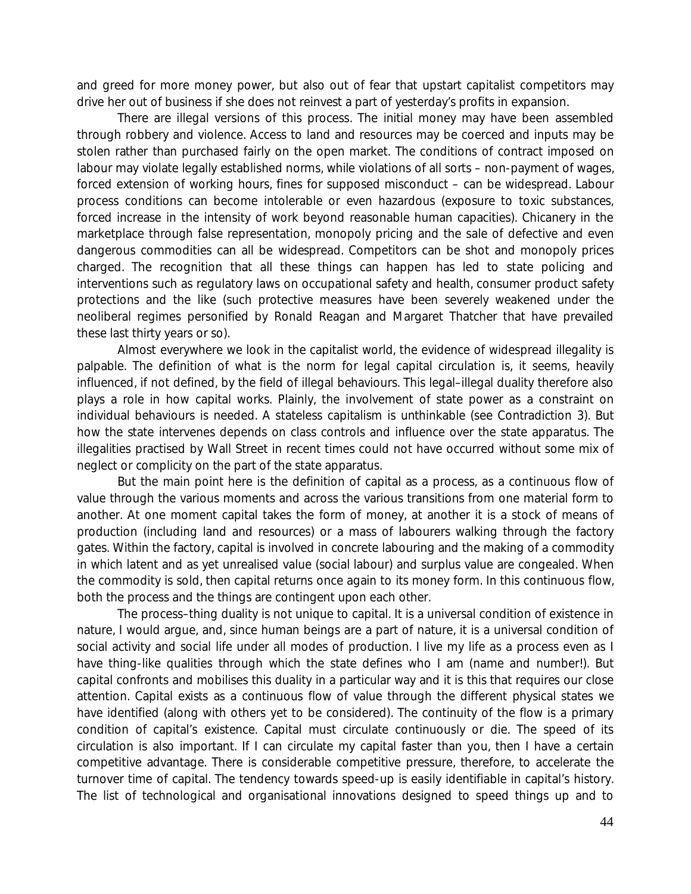and greed for more money power, but also out of fear that upstart capitalist competitors may drive her out of business if she does not reinvest a part of yesterday's profits in expansion.

There are illegal versions of this process. The initial money may have been assembled through robbery and violence. Access to land and resources may be coerced and inputs may be stolen rather than purchased fairly on the open market. The conditions of contract imposed on labour may violate legally established norms, while violations of all sorts – non-payment of wages, forced extension of working hours, fines for supposed misconduct – can be widespread. Labour process conditions can become intolerable or even hazardous (exposure to toxic substances, forced increase in the intensity of work beyond reasonable human capacities). Chicanery in the marketplace through false representation, monopoly pricing and the sale of defective and even dangerous commodities can all be widespread. Competitors can be shot and monopoly prices charged. The recognition that all these things can happen has led to state policing and interventions such as regulatory laws on occupational safety and health, consumer product safety protections and the like (such protective measures have been severely weakened under the neoliberal regimes personified by Ronald Reagan and Margaret Thatcher that have prevailed these last thirty years or so).

Almost everywhere we look in the capitalist world, the evidence of widespread illegality is palpable. The definition of what is the norm for legal capital circulation is, it seems, heavily influenced, if not defined, by the field of illegal behaviours. This legal–illegal duality therefore also plays a role in how capital works. Plainly, the involvement of state power as a constraint on individual behaviours is needed. A stateless capitalism is unthinkable (see Contradiction 3). But how the state intervenes depends on class controls and influence over the state apparatus. The illegalities practised by Wall Street in recent times could not have occurred without some mix of neglect or complicity on the part of the state apparatus.

But the main point here is the definition of capital as a process, as a continuous flow of value through the various moments and across the various transitions from one material form to another. At one moment capital takes the form of money, at another it is a stock of means of production (including land and resources) or a mass of labourers walking through the factory gates. Within the factory, capital is involved in concrete labouring and the making of a commodity in which latent and as yet unrealised value (social labour) and surplus value are congealed. When the commodity is sold, then capital returns once again to its money form. In this continuous flow, both the process and the things are contingent upon each other.

The process–thing duality is not unique to capital. It is a universal condition of existence in nature, I would argue, and, since human beings are a part of nature, it is a universal condition of social activity and social life under all modes of production. I live my life as a process even as I have thing-like qualities through which the state defines who I am (name and number!). But capital confronts and mobilises this duality in a particular way and it is this that requires our close attention. Capital exists as a continuous flow of value through the different physical states we have identified (along with others yet to be considered). The continuity of the flow is a primary condition of capital's existence. Capital must circulate continuously or die. The speed of its circulation is also important. If I can circulate my capital faster than you, then I have a certain competitive advantage. There is considerable competitive pressure, therefore, to accelerate the turnover time of capital. The tendency towards speed-up is easily identifiable in capital's history. The list of technological and organisational innovations designed to speed things up and to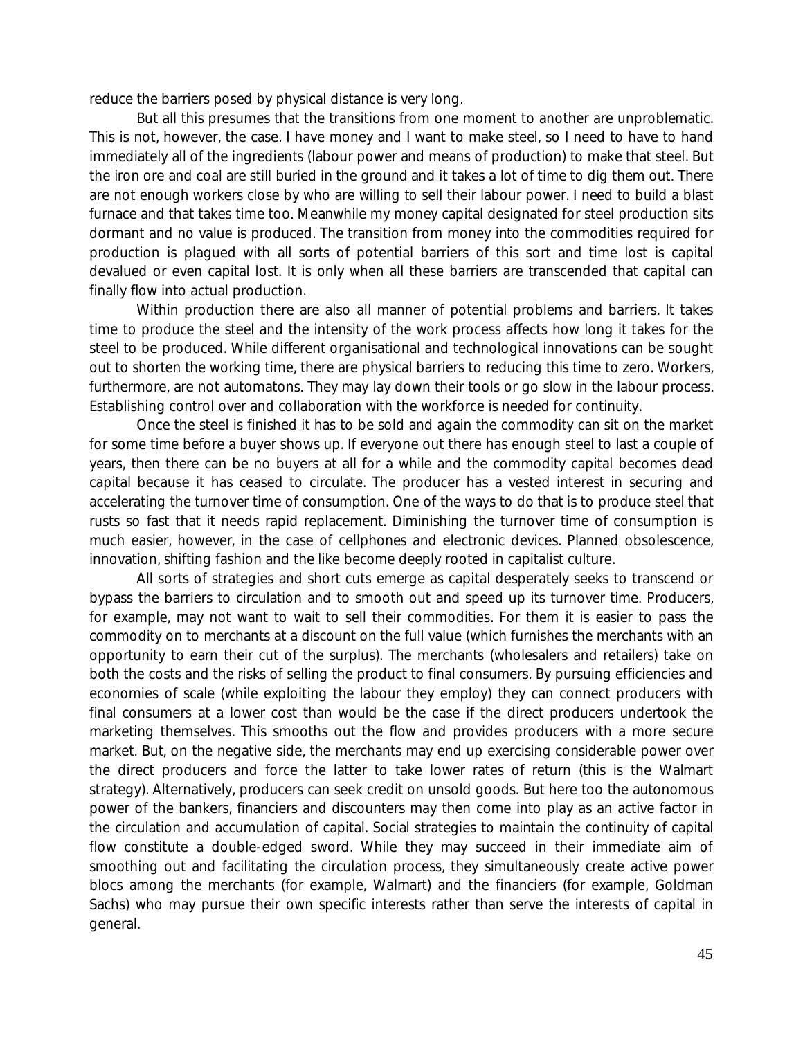reduce the barriers posed by physical distance is very long.

But all this presumes that the transitions from one moment to another are unproblematic. This is not, however, the case. I have money and I want to make steel, so I need to have to hand immediately all of the ingredients (labour power and means of production) to make that steel. But the iron ore and coal are still buried in the ground and it takes a lot of time to dig them out. There are not enough workers close by who are willing to sell their labour power. I need to build a blast furnace and that takes time too. Meanwhile my money capital designated for steel production sits dormant and no value is produced. The transition from money into the commodities required for production is plagued with all sorts of potential barriers of this sort and time lost is capital devalued or even capital lost. It is only when all these barriers are transcended that capital can finally flow into actual production.

Within production there are also all manner of potential problems and barriers. It takes time to produce the steel and the intensity of the work process affects how long it takes for the steel to be produced. While different organisational and technological innovations can be sought out to shorten the working time, there are physical barriers to reducing this time to zero. Workers, furthermore, are not automatons. They may lay down their tools or go slow in the labour process. Establishing control over and collaboration with the workforce is needed for continuity.

Once the steel is finished it has to be sold and again the commodity can sit on the market for some time before a buyer shows up. If everyone out there has enough steel to last a couple of years, then there can be no buyers at all for a while and the commodity capital becomes dead capital because it has ceased to circulate. The producer has a vested interest in securing and accelerating the turnover time of consumption. One of the ways to do that is to produce steel that rusts so fast that it needs rapid replacement. Diminishing the turnover time of consumption is much easier, however, in the case of cellphones and electronic devices. Planned obsolescence, innovation, shifting fashion and the like become deeply rooted in capitalist culture.

All sorts of strategies and short cuts emerge as capital desperately seeks to transcend or bypass the barriers to circulation and to smooth out and speed up its turnover time. Producers, for example, may not want to wait to sell their commodities. For them it is easier to pass the commodity on to merchants at a discount on the full value (which furnishes the merchants with an opportunity to earn their cut of the surplus). The merchants (wholesalers and retailers) take on both the costs and the risks of selling the product to final consumers. By pursuing efficiencies and economies of scale (while exploiting the labour they employ) they can connect producers with final consumers at a lower cost than would be the case if the direct producers undertook the marketing themselves. This smooths out the flow and provides producers with a more secure market. But, on the negative side, the merchants may end up exercising considerable power over the direct producers and force the latter to take lower rates of return (this is the Walmart strategy). Alternatively, producers can seek credit on unsold goods. But here too the autonomous power of the bankers, financiers and discounters may then come into play as an active factor in the circulation and accumulation of capital. Social strategies to maintain the continuity of capital flow constitute a double-edged sword. While they may succeed in their immediate aim of smoothing out and facilitating the circulation process, they simultaneously create active power blocs among the merchants (for example, Walmart) and the financiers (for example, Goldman Sachs) who may pursue their own specific interests rather than serve the interests of capital in general.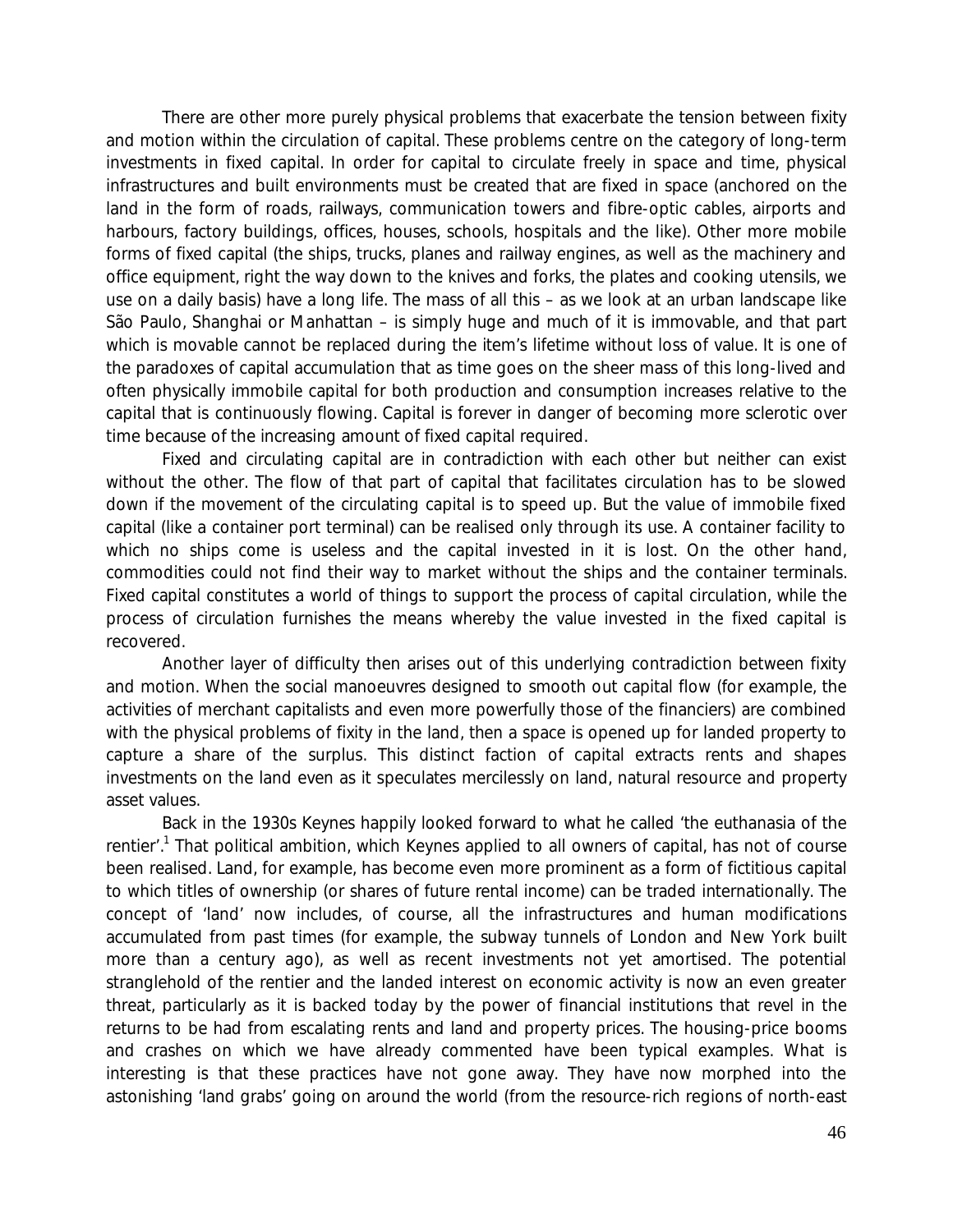There are other more purely physical problems that exacerbate the tension between fixity and motion within the circulation of capital. These problems centre on the category of long-term investments in fixed capital. In order for capital to circulate freely in space and time, physical infrastructures and built environments must be created that are fixed in space (anchored on the land in the form of roads, railways, communication towers and fibre-optic cables, airports and harbours, factory buildings, offices, houses, schools, hospitals and the like). Other more mobile forms of fixed capital (the ships, trucks, planes and railway engines, as well as the machinery and office equipment, right the way down to the knives and forks, the plates and cooking utensils, we use on a daily basis) have a long life. The mass of all this – as we look at an urban landscape like São Paulo, Shanghai or Manhattan – is simply huge and much of it is immovable, and that part which is movable cannot be replaced during the item's lifetime without loss of value. It is one of the paradoxes of capital accumulation that as time goes on the sheer mass of this long-lived and often physically immobile capital for both production and consumption increases relative to the capital that is continuously flowing. Capital is forever in danger of becoming more sclerotic over time because of the increasing amount of fixed capital required.

Fixed and circulating capital are in contradiction with each other but neither can exist without the other. The flow of that part of capital that facilitates circulation has to be slowed down if the movement of the circulating capital is to speed up. But the value of immobile fixed capital (like a container port terminal) can be realised only through its use. A container facility to which no ships come is useless and the capital invested in it is lost. On the other hand, commodities could not find their way to market without the ships and the container terminals. Fixed capital constitutes a world of things to support the process of capital circulation, while the process of circulation furnishes the means whereby the value invested in the fixed capital is recovered.

Another layer of difficulty then arises out of this underlying contradiction between fixity and motion. When the social manoeuvres designed to smooth out capital flow (for example, the activities of merchant capitalists and even more powerfully those of the financiers) are combined with the physical problems of fixity in the land, then a space is opened up for landed property to capture a share of the surplus. This distinct faction of capital extracts rents and shapes investments on the land even as it speculates mercilessly on land, natural resource and property asset values.

Back in the 1930s Keynes happily looked forward to what he called 'the euthanasia of the rentier'.[1] That political ambition, which Keynes applied to all owners of capital, has not of course been realised. Land, for example, has become even more prominent as a form of fictitious capital to which titles of ownership (or shares of future rental income) can be traded internationally. The concept of 'land' now includes, of course, all the infrastructures and human modifications accumulated from past times (for example, the subway tunnels of London and New York built more than a century ago), as well as recent investments not yet amortised. The potential stranglehold of the rentier and the landed interest on economic activity is now an even greater threat, particularly as it is backed today by the power of financial institutions that revel in the returns to be had from escalating rents and land and property prices. The housing-price booms and crashes on which we have already commented have been typical examples. What is interesting is that these practices have not gone away. They have now morphed into the astonishing 'land grabs' going on around the world (from the resource-rich regions of north-east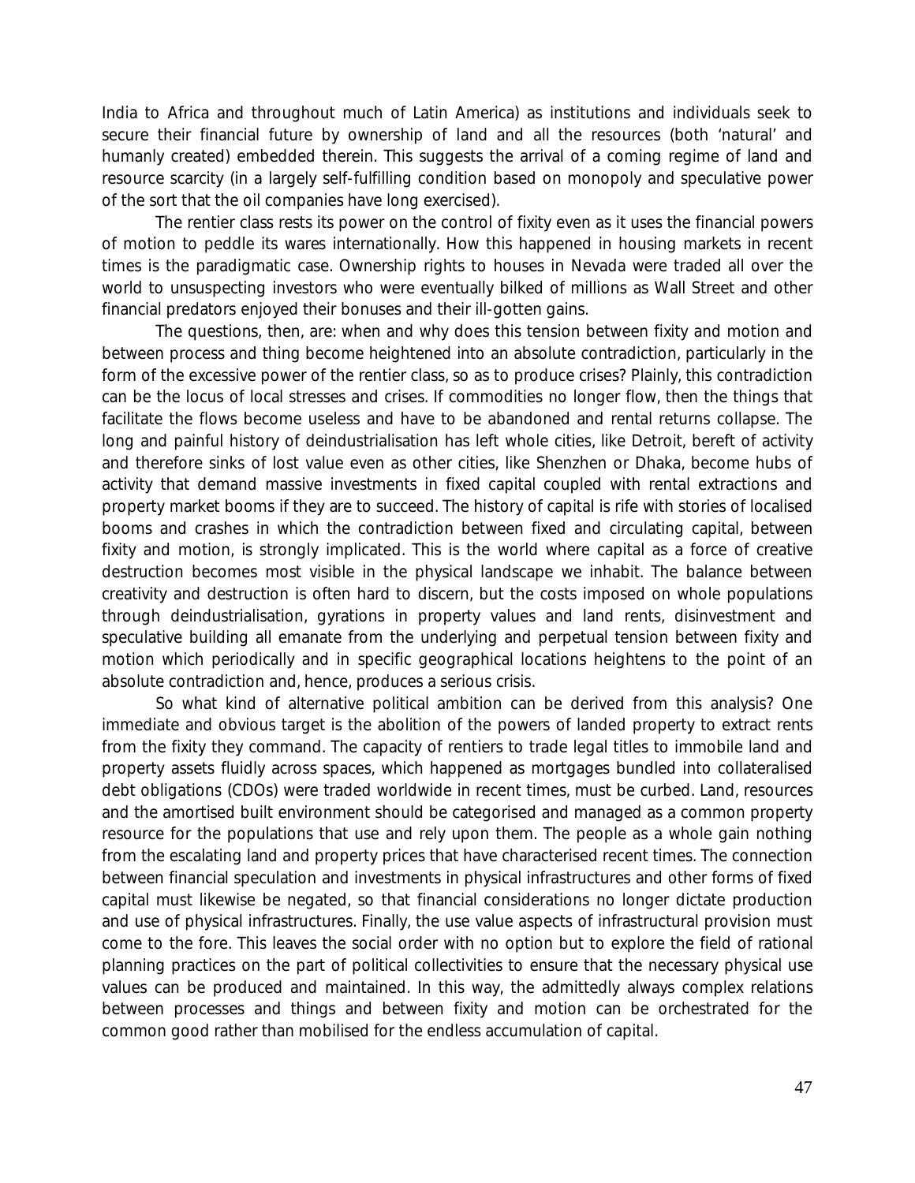India to Africa and throughout much of Latin America) as institutions and individuals seek to secure their financial future by ownership of land and all the resources (both 'natural' and humanly created) embedded therein. This suggests the arrival of a coming regime of land and resource scarcity (in a largely self-fulfilling condition based on monopoly and speculative power of the sort that the oil companies have long exercised).

The rentier class rests its power on the control of fixity even as it uses the financial powers of motion to peddle its wares internationally. How this happened in housing markets in recent times is the paradigmatic case. Ownership rights to houses in Nevada were traded all over the world to unsuspecting investors who were eventually bilked of millions as Wall Street and other financial predators enjoyed their bonuses and their ill-gotten gains.

The questions, then, are: when and why does this tension between fixity and motion and between process and thing become heightened into an absolute contradiction, particularly in the form of the excessive power of the rentier class, so as to produce crises? Plainly, this contradiction can be the locus of local stresses and crises. If commodities no longer flow, then the things that facilitate the flows become useless and have to be abandoned and rental returns collapse. The long and painful history of deindustrialisation has left whole cities, like Detroit, bereft of activity and therefore sinks of lost value even as other cities, like Shenzhen or Dhaka, become hubs of activity that demand massive investments in fixed capital coupled with rental extractions and property market booms if they are to succeed. The history of capital is rife with stories of localised booms and crashes in which the contradiction between fixed and circulating capital, between fixity and motion, is strongly implicated. This is the world where capital as a force of creative destruction becomes most visible in the physical landscape we inhabit. The balance between creativity and destruction is often hard to discern, but the costs imposed on whole populations through deindustrialisation, gyrations in property values and land rents, disinvestment and speculative building all emanate from the underlying and perpetual tension between fixity and motion which periodically and in specific geographical locations heightens to the point of an absolute contradiction and, hence, produces a serious crisis.

So what kind of alternative political ambition can be derived from this analysis? One immediate and obvious target is the abolition of the powers of landed property to extract rents from the fixity they command. The capacity of rentiers to trade legal titles to immobile land and property assets fluidly across spaces, which happened as mortgages bundled into collateralised debt obligations (CDOs) were traded worldwide in recent times, must be curbed. Land, resources and the amortised built environment should be categorised and managed as a common property resource for the populations that use and rely upon them. The people as a whole gain nothing from the escalating land and property prices that have characterised recent times. The connection between financial speculation and investments in physical infrastructures and other forms of fixed capital must likewise be negated, so that financial considerations no longer dictate production and use of physical infrastructures. Finally, the use value aspects of infrastructural provision must come to the fore. This leaves the social order with no option but to explore the field of rational planning practices on the part of political collectivities to ensure that the necessary physical use values can be produced and maintained. In this way, the admittedly always complex relations between processes and things and between fixity and motion can be orchestrated for the common good rather than mobilised for the endless accumulation of capital.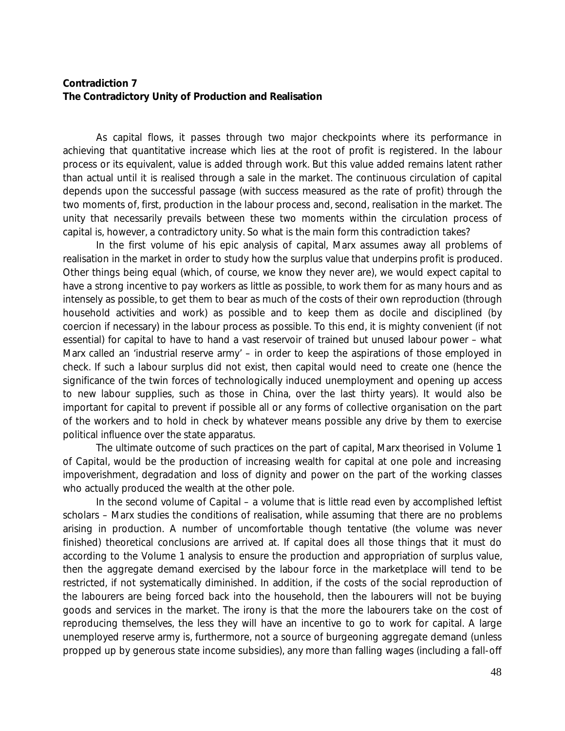**Contradiction 7**
**The Contradictory Unity of Production and Realisation**

As capital flows, it passes through two major checkpoints where its performance in achieving that quantitative increase which lies at the root of profit is registered. In the labour process or its equivalent, value is added through work. But this value added remains latent rather than actual until it is realised through a sale in the market. The continuous circulation of capital depends upon the successful passage (with success measured as the rate of profit) through the two moments of, first, production in the labour process and, second, realisation in the market. The unity that necessarily prevails between these two moments within the circulation process of capital is, however, a contradictory unity. So what is the main form this contradiction takes?

In the first volume of his epic analysis of capital, Marx assumes away all problems of realisation in the market in order to study how the surplus value that underpins profit is produced. Other things being equal (which, of course, we know they never are), we would expect capital to have a strong incentive to pay workers as little as possible, to work them for as many hours and as intensely as possible, to get them to bear as much of the costs of their own reproduction (through household activities and work) as possible and to keep them as docile and disciplined (by coercion if necessary) in the labour process as possible. To this end, it is mighty convenient (if not essential) for capital to have to hand a vast reservoir of trained but unused labour power – what Marx called an 'industrial reserve army' – in order to keep the aspirations of those employed in check. If such a labour surplus did not exist, then capital would need to create one (hence the significance of the twin forces of technologically induced unemployment and opening up access to new labour supplies, such as those in China, over the last thirty years). It would also be important for capital to prevent if possible all or any forms of collective organisation on the part of the workers and to hold in check by whatever means possible any drive by them to exercise political influence over the state apparatus.

The ultimate outcome of such practices on the part of capital, Marx theorised in Volume 1 of Capital, would be the production of increasing wealth for capital at one pole and increasing impoverishment, degradation and loss of dignity and power on the part of the working classes who actually produced the wealth at the other pole.

In the second volume of Capital – a volume that is little read even by accomplished leftist scholars – Marx studies the conditions of realisation, while assuming that there are no problems arising in production. A number of uncomfortable though tentative (the volume was never finished) theoretical conclusions are arrived at. If capital does all those things that it must do according to the Volume 1 analysis to ensure the production and appropriation of surplus value, then the aggregate demand exercised by the labour force in the marketplace will tend to be restricted, if not systematically diminished. In addition, if the costs of the social reproduction of the labourers are being forced back into the household, then the labourers will not be buying goods and services in the market. The irony is that the more the labourers take on the cost of reproducing themselves, the less they will have an incentive to go to work for capital. A large unemployed reserve army is, furthermore, not a source of burgeoning aggregate demand (unless propped up by generous state income subsidies), any more than falling wages (including a fall-off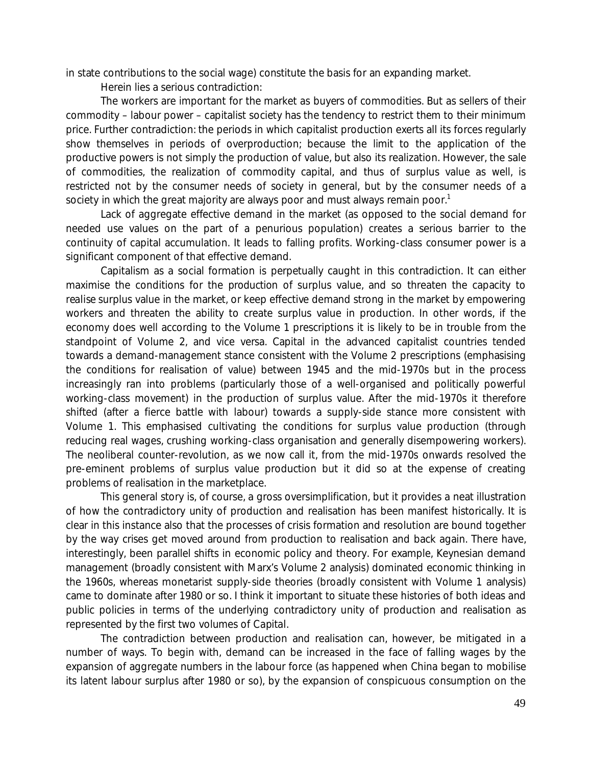in state contributions to the social wage) constitute the basis for an expanding market.

Herein lies a serious contradiction:

The workers are important for the market as buyers of commodities. But as sellers of their commodity – labour power – capitalist society has the tendency to restrict them to their minimum price. Further contradiction: the periods in which capitalist production exerts all its forces regularly show themselves in periods of overproduction; because the limit to the application of the productive powers is not simply the production of value, but also its realization. However, the sale of commodities, the realization of commodity capital, and thus of surplus value as well, is restricted not by the consumer needs of society in general, but by the consumer needs of a society in which the great majority are always poor and must always remain poor.[1]

Lack of aggregate effective demand in the market (as opposed to the social demand for needed use values on the part of a penurious population) creates a serious barrier to the continuity of capital accumulation. It leads to falling profits. Working-class consumer power is a significant component of that effective demand.

Capitalism as a social formation is perpetually caught in this contradiction. It can either maximise the conditions for the production of surplus value, and so threaten the capacity to realise surplus value in the market, or keep effective demand strong in the market by empowering workers and threaten the ability to create surplus value in production. In other words, if the economy does well according to the Volume 1 prescriptions it is likely to be in trouble from the standpoint of Volume 2, and vice versa. Capital in the advanced capitalist countries tended towards a demand-management stance consistent with the Volume 2 prescriptions (emphasising the conditions for realisation of value) between 1945 and the mid-1970s but in the process increasingly ran into problems (particularly those of a well-organised and politically powerful working-class movement) in the production of surplus value. After the mid-1970s it therefore shifted (after a fierce battle with labour) towards a supply-side stance more consistent with Volume 1. This emphasised cultivating the conditions for surplus value production (through reducing real wages, crushing working-class organisation and generally disempowering workers). The neoliberal counter-revolution, as we now call it, from the mid-1970s onwards resolved the pre-eminent problems of surplus value production but it did so at the expense of creating problems of realisation in the marketplace.

This general story is, of course, a gross oversimplification, but it provides a neat illustration of how the contradictory unity of production and realisation has been manifest historically. It is clear in this instance also that the processes of crisis formation and resolution are bound together by the way crises get moved around from production to realisation and back again. There have, interestingly, been parallel shifts in economic policy and theory. For example, Keynesian demand management (broadly consistent with Marx's Volume 2 analysis) dominated economic thinking in the 1960s, whereas monetarist supply-side theories (broadly consistent with Volume 1 analysis) came to dominate after 1980 or so. I think it important to situate these histories of both ideas and public policies in terms of the underlying contradictory unity of production and realisation as represented by the first two volumes of Capital.

The contradiction between production and realisation can, however, be mitigated in a number of ways. To begin with, demand can be increased in the face of falling wages by the expansion of aggregate numbers in the labour force (as happened when China began to mobilise its latent labour surplus after 1980 or so), by the expansion of conspicuous consumption on the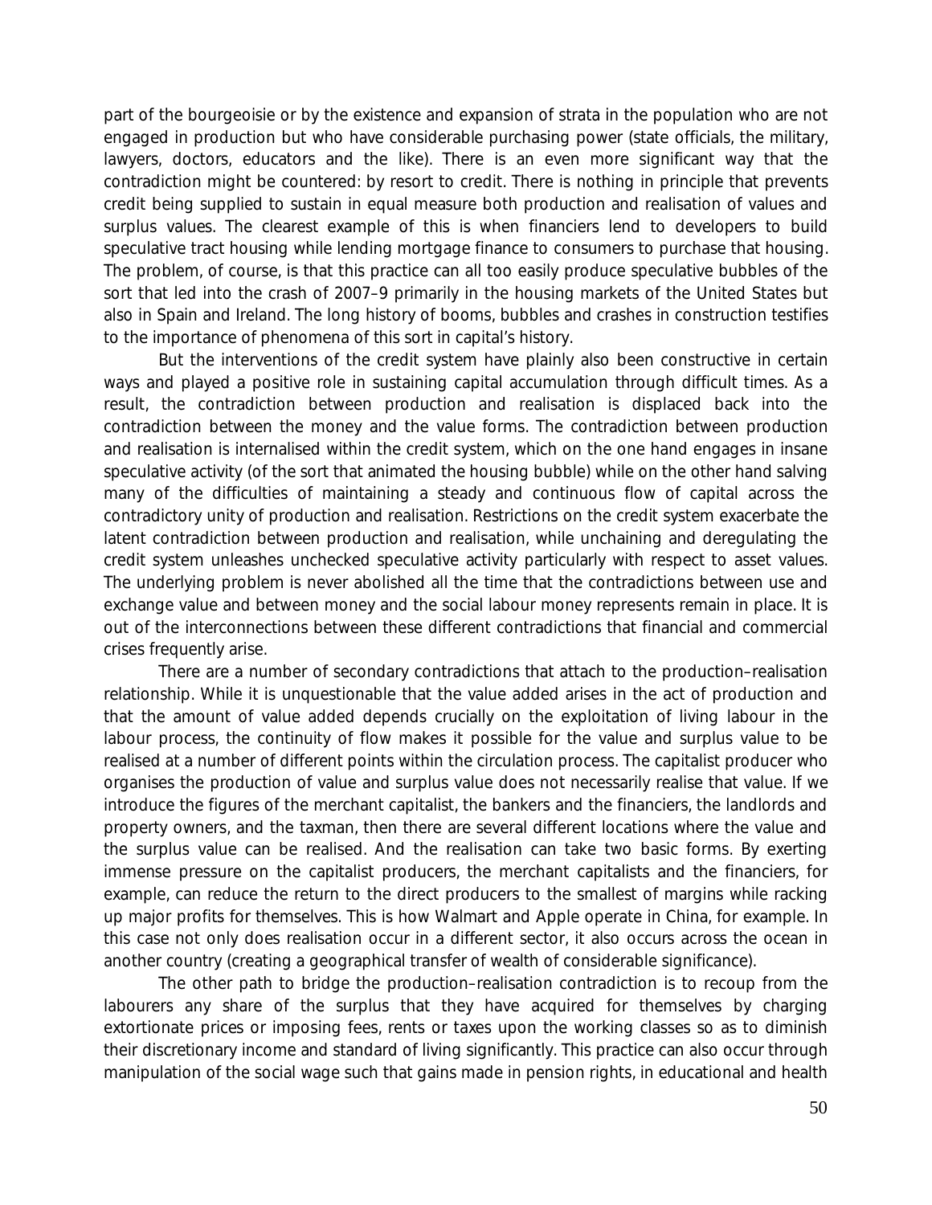part of the bourgeoisie or by the existence and expansion of strata in the population who are not engaged in production but who have considerable purchasing power (state officials, the military, lawyers, doctors, educators and the like). There is an even more significant way that the contradiction might be countered: by resort to credit. There is nothing in principle that prevents credit being supplied to sustain in equal measure both production and realisation of values and surplus values. The clearest example of this is when financiers lend to developers to build speculative tract housing while lending mortgage finance to consumers to purchase that housing. The problem, of course, is that this practice can all too easily produce speculative bubbles of the sort that led into the crash of 2007–9 primarily in the housing markets of the United States but also in Spain and Ireland. The long history of booms, bubbles and crashes in construction testifies to the importance of phenomena of this sort in capital's history.

But the interventions of the credit system have plainly also been constructive in certain ways and played a positive role in sustaining capital accumulation through difficult times. As a result, the contradiction between production and realisation is displaced back into the contradiction between the money and the value forms. The contradiction between production and realisation is internalised within the credit system, which on the one hand engages in insane speculative activity (of the sort that animated the housing bubble) while on the other hand salving many of the difficulties of maintaining a steady and continuous flow of capital across the contradictory unity of production and realisation. Restrictions on the credit system exacerbate the latent contradiction between production and realisation, while unchaining and deregulating the credit system unleashes unchecked speculative activity particularly with respect to asset values. The underlying problem is never abolished all the time that the contradictions between use and exchange value and between money and the social labour money represents remain in place. It is out of the interconnections between these different contradictions that financial and commercial crises frequently arise.

There are a number of secondary contradictions that attach to the production–realisation relationship. While it is unquestionable that the value added arises in the act of production and that the amount of value added depends crucially on the exploitation of living labour in the labour process, the continuity of flow makes it possible for the value and surplus value to be realised at a number of different points within the circulation process. The capitalist producer who organises the production of value and surplus value does not necessarily realise that value. If we introduce the figures of the merchant capitalist, the bankers and the financiers, the landlords and property owners, and the taxman, then there are several different locations where the value and the surplus value can be realised. And the realisation can take two basic forms. By exerting immense pressure on the capitalist producers, the merchant capitalists and the financiers, for example, can reduce the return to the direct producers to the smallest of margins while racking up major profits for themselves. This is how Walmart and Apple operate in China, for example. In this case not only does realisation occur in a different sector, it also occurs across the ocean in another country (creating a geographical transfer of wealth of considerable significance).

The other path to bridge the production–realisation contradiction is to recoup from the labourers any share of the surplus that they have acquired for themselves by charging extortionate prices or imposing fees, rents or taxes upon the working classes so as to diminish their discretionary income and standard of living significantly. This practice can also occur through manipulation of the social wage such that gains made in pension rights, in educational and health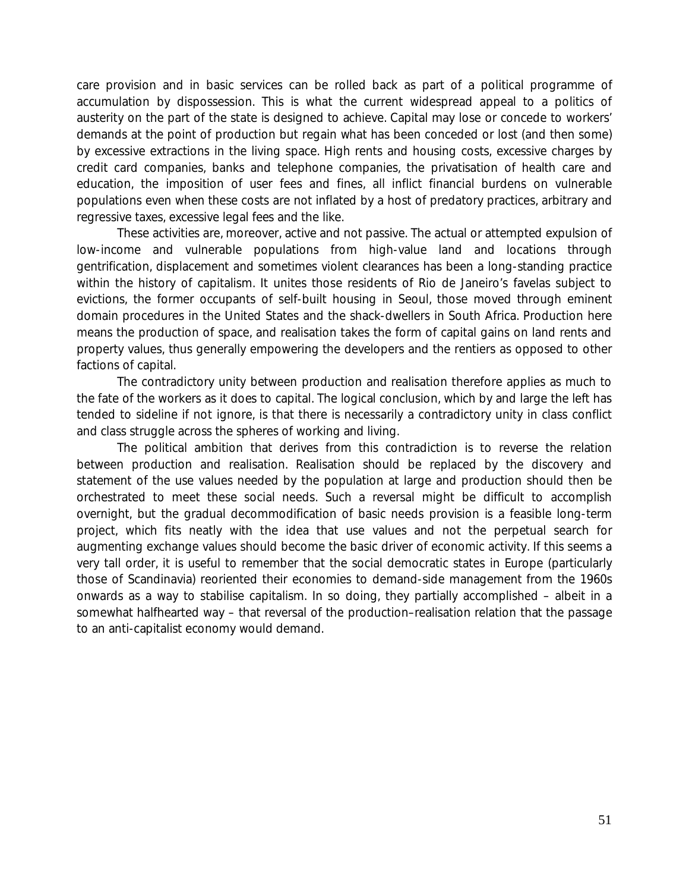care provision and in basic services can be rolled back as part of a political programme of accumulation by dispossession. This is what the current widespread appeal to a politics of austerity on the part of the state is designed to achieve. Capital may lose or concede to workers' demands at the point of production but regain what has been conceded or lost (and then some) by excessive extractions in the living space. High rents and housing costs, excessive charges by credit card companies, banks and telephone companies, the privatisation of health care and education, the imposition of user fees and fines, all inflict financial burdens on vulnerable populations even when these costs are not inflated by a host of predatory practices, arbitrary and regressive taxes, excessive legal fees and the like.

These activities are, moreover, active and not passive. The actual or attempted expulsion of low-income and vulnerable populations from high-value land and locations through gentrification, displacement and sometimes violent clearances has been a long-standing practice within the history of capitalism. It unites those residents of Rio de Janeiro's favelas subject to evictions, the former occupants of self-built housing in Seoul, those moved through eminent domain procedures in the United States and the shack-dwellers in South Africa. Production here means the production of space, and realisation takes the form of capital gains on land rents and property values, thus generally empowering the developers and the rentiers as opposed to other factions of capital.

The contradictory unity between production and realisation therefore applies as much to the fate of the workers as it does to capital. The logical conclusion, which by and large the left has tended to sideline if not ignore, is that there is necessarily a contradictory unity in class conflict and class struggle across the spheres of working and living.

The political ambition that derives from this contradiction is to reverse the relation between production and realisation. Realisation should be replaced by the discovery and statement of the use values needed by the population at large and production should then be orchestrated to meet these social needs. Such a reversal might be difficult to accomplish overnight, but the gradual decommodification of basic needs provision is a feasible long-term project, which fits neatly with the idea that use values and not the perpetual search for augmenting exchange values should become the basic driver of economic activity. If this seems a very tall order, it is useful to remember that the social democratic states in Europe (particularly those of Scandinavia) reoriented their economies to demand-side management from the 1960s onwards as a way to stabilise capitalism. In so doing, they partially accomplished – albeit in a somewhat halfhearted way – that reversal of the production–realisation relation that the passage to an anti-capitalist economy would demand.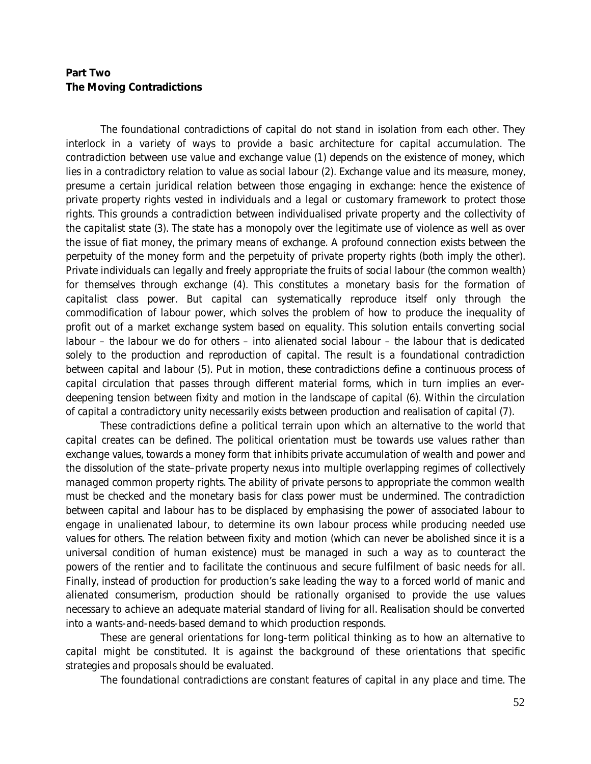**Part Two**
**The Moving Contradictions**

The foundational contradictions of capital do not stand in isolation from each other. They interlock in a variety of ways to provide a basic architecture for capital accumulation. The contradiction between use value and exchange value (1) depends on the existence of money, which lies in a contradictory relation to value as social labour (2). Exchange value and its measure, money, presume a certain juridical relation between those engaging in exchange: hence the existence of private property rights vested in individuals and a legal or customary framework to protect those rights. This grounds a contradiction between individualised private property and the collectivity of the capitalist state (3). The state has a monopoly over the legitimate use of violence as well as over the issue of fiat money, the primary means of exchange. A profound connection exists between the perpetuity of the money form and the perpetuity of private property rights (both imply the other). Private individuals can legally and freely appropriate the fruits of social labour (the common wealth) for themselves through exchange (4). This constitutes a monetary basis for the formation of capitalist class power. But capital can systematically reproduce itself only through the commodification of labour power, which solves the problem of how to produce the inequality of profit out of a market exchange system based on equality. This solution entails converting social labour – the labour we do for others – into alienated social labour – the labour that is dedicated solely to the production and reproduction of capital. The result is a foundational contradiction between capital and labour (5). Put in motion, these contradictions define a continuous process of capital circulation that passes through different material forms, which in turn implies an ever-deepening tension between fixity and motion in the landscape of capital (6). Within the circulation of capital a contradictory unity necessarily exists between production and realisation of capital (7).

These contradictions define a political terrain upon which an alternative to the world that capital creates can be defined. The political orientation must be towards use values rather than exchange values, towards a money form that inhibits private accumulation of wealth and power and the dissolution of the state–private property nexus into multiple overlapping regimes of collectively managed common property rights. The ability of private persons to appropriate the common wealth must be checked and the monetary basis for class power must be undermined. The contradiction between capital and labour has to be displaced by emphasising the power of associated labour to engage in unalienated labour, to determine its own labour process while producing needed use values for others. The relation between fixity and motion (which can never be abolished since it is a universal condition of human existence) must be managed in such a way as to counteract the powers of the rentier and to facilitate the continuous and secure fulfilment of basic needs for all. Finally, instead of production for production's sake leading the way to a forced world of manic and alienated consumerism, production should be rationally organised to provide the use values necessary to achieve an adequate material standard of living for all. Realisation should be converted into a wants-and-needs-based demand to which production responds.

These are general orientations for long-term political thinking as to how an alternative to capital might be constituted. It is against the background of these orientations that specific strategies and proposals should be evaluated.

The foundational contradictions are constant features of capital in any place and time. The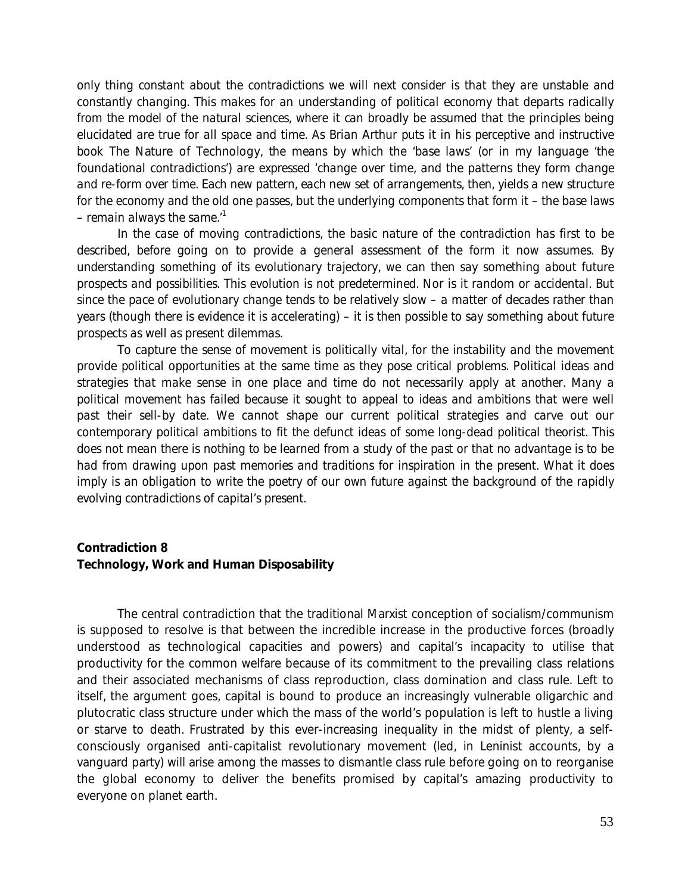only thing constant about the contradictions we will next consider is that they are unstable and constantly changing. This makes for an understanding of political economy that departs radically from the model of the natural sciences, where it can broadly be assumed that the principles being elucidated are true for all space and time. As Brian Arthur puts it in his perceptive and instructive book The Nature of Technology, the means by which the 'base laws' (or in my language 'the foundational contradictions') are expressed 'change over time, and the patterns they form change and re-form over time. Each new pattern, each new set of arrangements, then, yields a new structure for the economy and the old one passes, but the underlying components that form it – the base laws – remain always the same.'[1]

In the case of moving contradictions, the basic nature of the contradiction has first to be described, before going on to provide a general assessment of the form it now assumes. By understanding something of its evolutionary trajectory, we can then say something about future prospects and possibilities. This evolution is not predetermined. Nor is it random or accidental. But since the pace of evolutionary change tends to be relatively slow – a matter of decades rather than years (though there is evidence it is accelerating) – it is then possible to say something about future prospects as well as present dilemmas.

To capture the sense of movement is politically vital, for the instability and the movement provide political opportunities at the same time as they pose critical problems. Political ideas and strategies that make sense in one place and time do not necessarily apply at another. Many a political movement has failed because it sought to appeal to ideas and ambitions that were well past their sell-by date. We cannot shape our current political strategies and carve out our contemporary political ambitions to fit the defunct ideas of some long-dead political theorist. This does not mean there is nothing to be learned from a study of the past or that no advantage is to be had from drawing upon past memories and traditions for inspiration in the present. What it does imply is an obligation to write the poetry of our own future against the background of the rapidly evolving contradictions of capital's present.

## Contradiction 8
## Technology, Work and Human Disposability

The central contradiction that the traditional Marxist conception of socialism/communism is supposed to resolve is that between the incredible increase in the productive forces (broadly understood as technological capacities and powers) and capital's incapacity to utilise that productivity for the common welfare because of its commitment to the prevailing class relations and their associated mechanisms of class reproduction, class domination and class rule. Left to itself, the argument goes, capital is bound to produce an increasingly vulnerable oligarchic and plutocratic class structure under which the mass of the world's population is left to hustle a living or starve to death. Frustrated by this ever-increasing inequality in the midst of plenty, a self-consciously organised anti-capitalist revolutionary movement (led, in Leninist accounts, by a vanguard party) will arise among the masses to dismantle class rule before going on to reorganise the global economy to deliver the benefits promised by capital's amazing productivity to everyone on planet earth.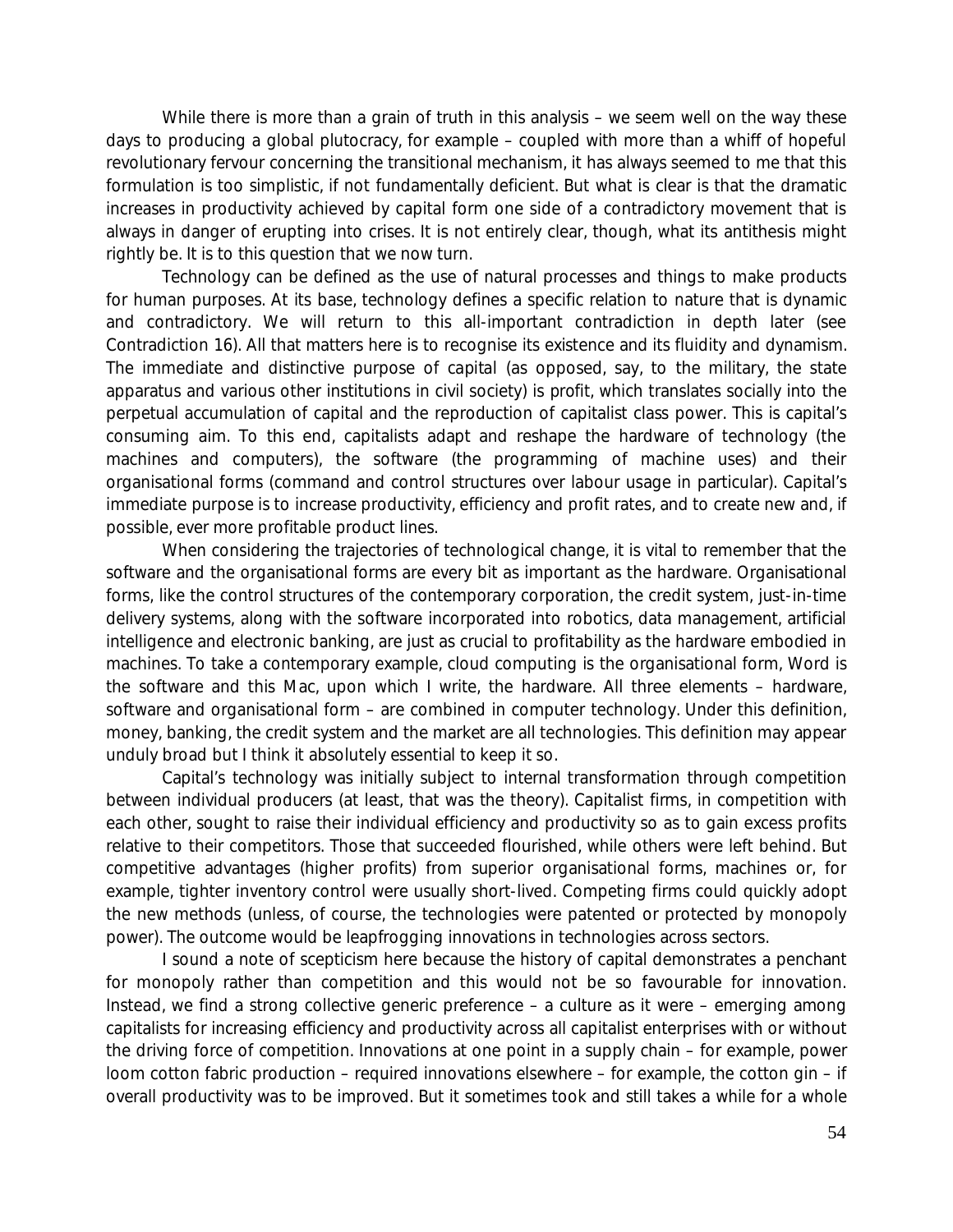While there is more than a grain of truth in this analysis – we seem well on the way these days to producing a global plutocracy, for example – coupled with more than a whiff of hopeful revolutionary fervour concerning the transitional mechanism, it has always seemed to me that this formulation is too simplistic, if not fundamentally deficient. But what is clear is that the dramatic increases in productivity achieved by capital form one side of a contradictory movement that is always in danger of erupting into crises. It is not entirely clear, though, what its antithesis might rightly be. It is to this question that we now turn.

Technology can be defined as the use of natural processes and things to make products for human purposes. At its base, technology defines a specific relation to nature that is dynamic and contradictory. We will return to this all-important contradiction in depth later (see Contradiction 16). All that matters here is to recognise its existence and its fluidity and dynamism. The immediate and distinctive purpose of capital (as opposed, say, to the military, the state apparatus and various other institutions in civil society) is profit, which translates socially into the perpetual accumulation of capital and the reproduction of capitalist class power. This is capital's consuming aim. To this end, capitalists adapt and reshape the hardware of technology (the machines and computers), the software (the programming of machine uses) and their organisational forms (command and control structures over labour usage in particular). Capital's immediate purpose is to increase productivity, efficiency and profit rates, and to create new and, if possible, ever more profitable product lines.

When considering the trajectories of technological change, it is vital to remember that the software and the organisational forms are every bit as important as the hardware. Organisational forms, like the control structures of the contemporary corporation, the credit system, just-in-time delivery systems, along with the software incorporated into robotics, data management, artificial intelligence and electronic banking, are just as crucial to profitability as the hardware embodied in machines. To take a contemporary example, cloud computing is the organisational form, Word is the software and this Mac, upon which I write, the hardware. All three elements – hardware, software and organisational form – are combined in computer technology. Under this definition, money, banking, the credit system and the market are all technologies. This definition may appear unduly broad but I think it absolutely essential to keep it so.

Capital's technology was initially subject to internal transformation through competition between individual producers (at least, that was the theory). Capitalist firms, in competition with each other, sought to raise their individual efficiency and productivity so as to gain excess profits relative to their competitors. Those that succeeded flourished, while others were left behind. But competitive advantages (higher profits) from superior organisational forms, machines or, for example, tighter inventory control were usually short-lived. Competing firms could quickly adopt the new methods (unless, of course, the technologies were patented or protected by monopoly power). The outcome would be leapfrogging innovations in technologies across sectors.

I sound a note of scepticism here because the history of capital demonstrates a penchant for monopoly rather than competition and this would not be so favourable for innovation. Instead, we find a strong collective generic preference – a culture as it were – emerging among capitalists for increasing efficiency and productivity across all capitalist enterprises with or without the driving force of competition. Innovations at one point in a supply chain – for example, power loom cotton fabric production – required innovations elsewhere – for example, the cotton gin – if overall productivity was to be improved. But it sometimes took and still takes a while for a whole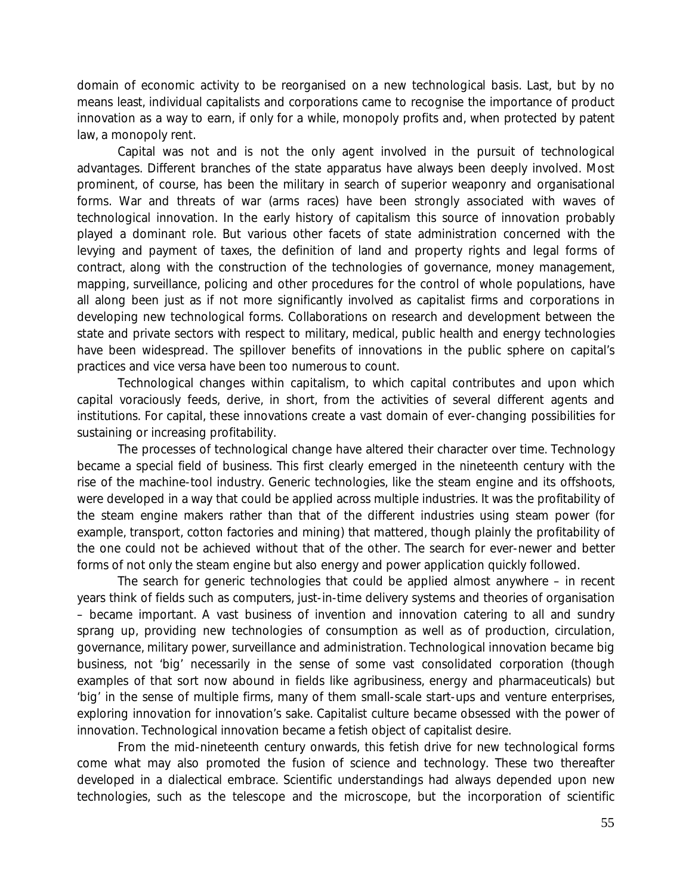domain of economic activity to be reorganised on a new technological basis. Last, but by no means least, individual capitalists and corporations came to recognise the importance of product innovation as a way to earn, if only for a while, monopoly profits and, when protected by patent law, a monopoly rent.

Capital was not and is not the only agent involved in the pursuit of technological advantages. Different branches of the state apparatus have always been deeply involved. Most prominent, of course, has been the military in search of superior weaponry and organisational forms. War and threats of war (arms races) have been strongly associated with waves of technological innovation. In the early history of capitalism this source of innovation probably played a dominant role. But various other facets of state administration concerned with the levying and payment of taxes, the definition of land and property rights and legal forms of contract, along with the construction of the technologies of governance, money management, mapping, surveillance, policing and other procedures for the control of whole populations, have all along been just as if not more significantly involved as capitalist firms and corporations in developing new technological forms. Collaborations on research and development between the state and private sectors with respect to military, medical, public health and energy technologies have been widespread. The spillover benefits of innovations in the public sphere on capital's practices and vice versa have been too numerous to count.

Technological changes within capitalism, to which capital contributes and upon which capital voraciously feeds, derive, in short, from the activities of several different agents and institutions. For capital, these innovations create a vast domain of ever-changing possibilities for sustaining or increasing profitability.

The processes of technological change have altered their character over time. Technology became a special field of business. This first clearly emerged in the nineteenth century with the rise of the machine-tool industry. Generic technologies, like the steam engine and its offshoots, were developed in a way that could be applied across multiple industries. It was the profitability of the steam engine makers rather than that of the different industries using steam power (for example, transport, cotton factories and mining) that mattered, though plainly the profitability of the one could not be achieved without that of the other. The search for ever-newer and better forms of not only the steam engine but also energy and power application quickly followed.

The search for generic technologies that could be applied almost anywhere – in recent years think of fields such as computers, just-in-time delivery systems and theories of organisation – became important. A vast business of invention and innovation catering to all and sundry sprang up, providing new technologies of consumption as well as of production, circulation, governance, military power, surveillance and administration. Technological innovation became big business, not 'big' necessarily in the sense of some vast consolidated corporation (though examples of that sort now abound in fields like agribusiness, energy and pharmaceuticals) but 'big' in the sense of multiple firms, many of them small-scale start-ups and venture enterprises, exploring innovation for innovation's sake. Capitalist culture became obsessed with the power of innovation. Technological innovation became a fetish object of capitalist desire.

From the mid-nineteenth century onwards, this fetish drive for new technological forms come what may also promoted the fusion of science and technology. These two thereafter developed in a dialectical embrace. Scientific understandings had always depended upon new technologies, such as the telescope and the microscope, but the incorporation of scientific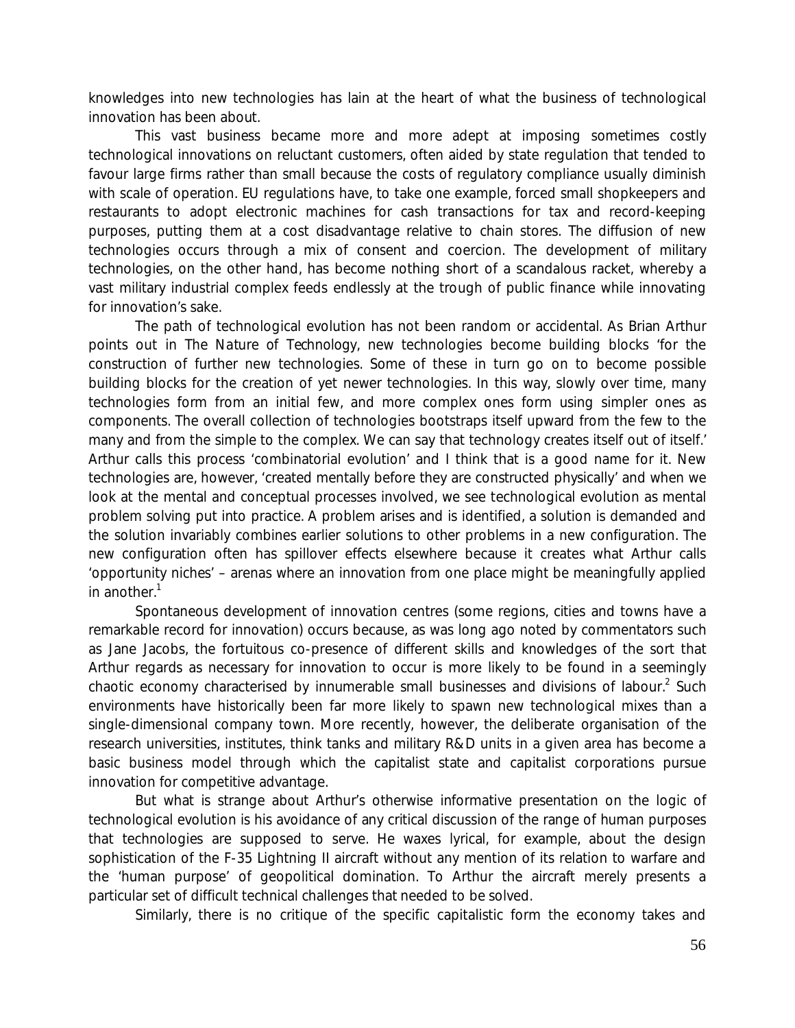knowledges into new technologies has lain at the heart of what the business of technological innovation has been about.

This vast business became more and more adept at imposing sometimes costly technological innovations on reluctant customers, often aided by state regulation that tended to favour large firms rather than small because the costs of regulatory compliance usually diminish with scale of operation. EU regulations have, to take one example, forced small shopkeepers and restaurants to adopt electronic machines for cash transactions for tax and record-keeping purposes, putting them at a cost disadvantage relative to chain stores. The diffusion of new technologies occurs through a mix of consent and coercion. The development of military technologies, on the other hand, has become nothing short of a scandalous racket, whereby a vast military industrial complex feeds endlessly at the trough of public finance while innovating for innovation's sake.

The path of technological evolution has not been random or accidental. As Brian Arthur points out in *The Nature of Technology*, new technologies become building blocks 'for the construction of further new technologies. Some of these in turn go on to become possible building blocks for the creation of yet newer technologies. In this way, slowly over time, many technologies form from an initial few, and more complex ones form using simpler ones as components. The overall collection of technologies bootstraps itself upward from the few to the many and from the simple to the complex. We can say that technology creates itself out of itself.' Arthur calls this process 'combinatorial evolution' and I think that is a good name for it. New technologies are, however, 'created mentally before they are constructed physically' and when we look at the mental and conceptual processes involved, we see technological evolution as mental problem solving put into practice. A problem arises and is identified, a solution is demanded and the solution invariably combines earlier solutions to other problems in a new configuration. The new configuration often has spillover effects elsewhere because it creates what Arthur calls 'opportunity niches' – arenas where an innovation from one place might be meaningfully applied in another.[1]

Spontaneous development of innovation centres (some regions, cities and towns have a remarkable record for innovation) occurs because, as was long ago noted by commentators such as Jane Jacobs, the fortuitous co-presence of different skills and knowledges of the sort that Arthur regards as necessary for innovation to occur is more likely to be found in a seemingly chaotic economy characterised by innumerable small businesses and divisions of labour.[2] Such environments have historically been far more likely to spawn new technological mixes than a single-dimensional company town. More recently, however, the deliberate organisation of the research universities, institutes, think tanks and military R&D units in a given area has become a basic business model through which the capitalist state and capitalist corporations pursue innovation for competitive advantage.

But what is strange about Arthur's otherwise informative presentation on the logic of technological evolution is his avoidance of any critical discussion of the range of human purposes that technologies are supposed to serve. He waxes lyrical, for example, about the design sophistication of the F-35 Lightning II aircraft without any mention of its relation to warfare and the 'human purpose' of geopolitical domination. To Arthur the aircraft merely presents a particular set of difficult technical challenges that needed to be solved.

Similarly, there is no critique of the specific capitalistic form the economy takes and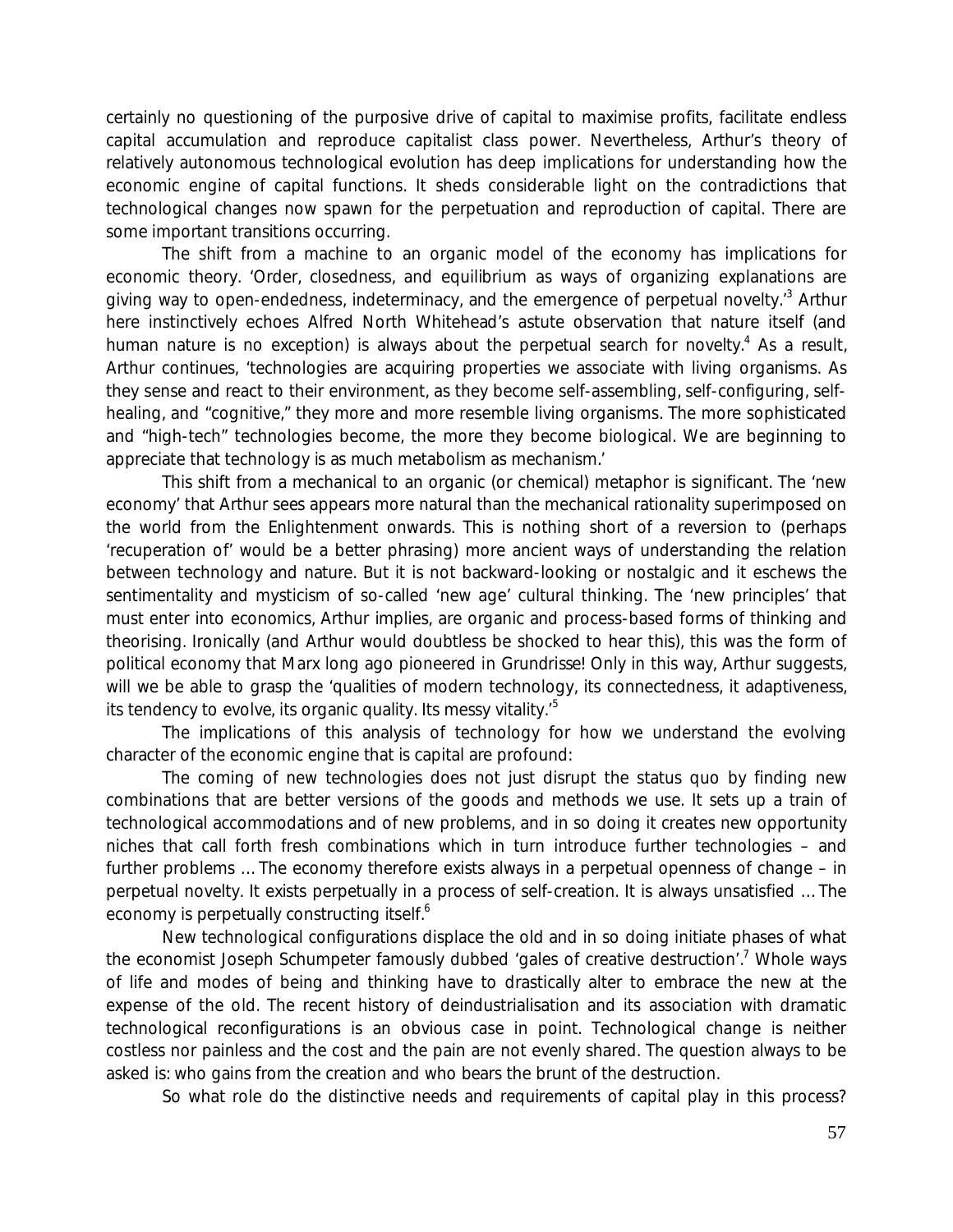certainly no questioning of the purposive drive of capital to maximise profits, facilitate endless capital accumulation and reproduce capitalist class power. Nevertheless, Arthur's theory of relatively autonomous technological evolution has deep implications for understanding how the economic engine of capital functions. It sheds considerable light on the contradictions that technological changes now spawn for the perpetuation and reproduction of capital. There are some important transitions occurring.

The shift from a machine to an organic model of the economy has implications for economic theory. 'Order, closedness, and equilibrium as ways of organizing explanations are giving way to open-endedness, indeterminacy, and the emergence of perpetual novelty.'[3] Arthur here instinctively echoes Alfred North Whitehead's astute observation that nature itself (and human nature is no exception) is always about the perpetual search for novelty.[4] As a result, Arthur continues, 'technologies are acquiring properties we associate with living organisms. As they sense and react to their environment, as they become self-assembling, self-configuring, self-healing, and "cognitive," they more and more resemble living organisms. The more sophisticated and "high-tech" technologies become, the more they become biological. We are beginning to appreciate that technology is as much metabolism as mechanism.'

This shift from a mechanical to an organic (or chemical) metaphor is significant. The 'new economy' that Arthur sees appears more natural than the mechanical rationality superimposed on the world from the Enlightenment onwards. This is nothing short of a reversion to (perhaps 'recuperation of' would be a better phrasing) more ancient ways of understanding the relation between technology and nature. But it is not backward-looking or nostalgic and it eschews the sentimentality and mysticism of so-called 'new age' cultural thinking. The 'new principles' that must enter into economics, Arthur implies, are organic and process-based forms of thinking and theorising. Ironically (and Arthur would doubtless be shocked to hear this), this was the form of political economy that Marx long ago pioneered in Grundrisse! Only in this way, Arthur suggests, will we be able to grasp the 'qualities of modern technology, its connectedness, it adaptiveness, its tendency to evolve, its organic quality. Its messy vitality.'[5]

The implications of this analysis of technology for how we understand the evolving character of the economic engine that is capital are profound:

> The coming of new technologies does not just disrupt the status quo by finding new combinations that are better versions of the goods and methods we use. It sets up a train of technological accommodations and of new problems, and in so doing it creates new opportunity niches that call forth fresh combinations which in turn introduce further technologies – and further problems … The economy therefore exists always in a perpetual openness of change – in perpetual novelty. It exists perpetually in a process of self-creation. It is always unsatisfied … The economy is perpetually constructing itself.[6]

New technological configurations displace the old and in so doing initiate phases of what the economist Joseph Schumpeter famously dubbed 'gales of creative destruction'.[7] Whole ways of life and modes of being and thinking have to drastically alter to embrace the new at the expense of the old. The recent history of deindustrialisation and its association with dramatic technological reconfigurations is an obvious case in point. Technological change is neither costless nor painless and the cost and the pain are not evenly shared. The question always to be asked is: who gains from the creation and who bears the brunt of the destruction.

So what role do the distinctive needs and requirements of capital play in this process?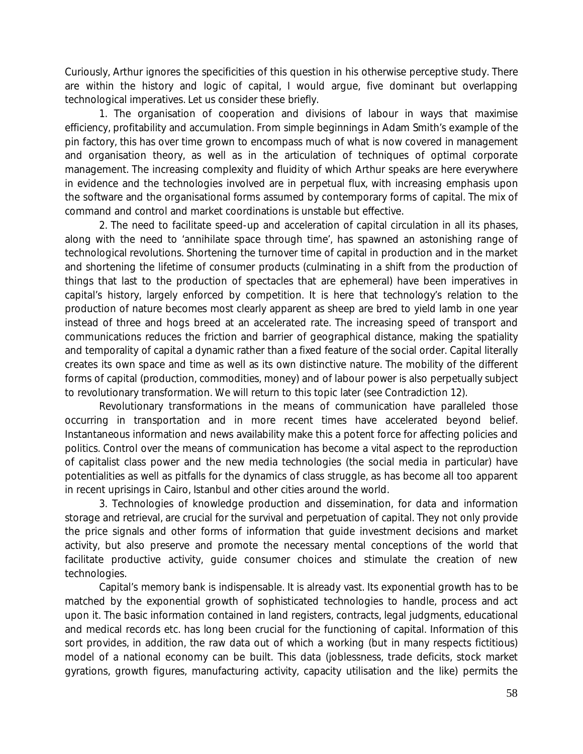Curiously, Arthur ignores the specificities of this question in his otherwise perceptive study. There are within the history and logic of capital, I would argue, five dominant but overlapping technological imperatives. Let us consider these briefly.

1. The organisation of cooperation and divisions of labour in ways that maximise efficiency, profitability and accumulation. From simple beginnings in Adam Smith's example of the pin factory, this has over time grown to encompass much of what is now covered in management and organisation theory, as well as in the articulation of techniques of optimal corporate management. The increasing complexity and fluidity of which Arthur speaks are here everywhere in evidence and the technologies involved are in perpetual flux, with increasing emphasis upon the software and the organisational forms assumed by contemporary forms of capital. The mix of command and control and market coordinations is unstable but effective.

2. The need to facilitate speed-up and acceleration of capital circulation in all its phases, along with the need to 'annihilate space through time', has spawned an astonishing range of technological revolutions. Shortening the turnover time of capital in production and in the market and shortening the lifetime of consumer products (culminating in a shift from the production of things that last to the production of spectacles that are ephemeral) have been imperatives in capital's history, largely enforced by competition. It is here that technology's relation to the production of nature becomes most clearly apparent as sheep are bred to yield lamb in one year instead of three and hogs breed at an accelerated rate. The increasing speed of transport and communications reduces the friction and barrier of geographical distance, making the spatiality and temporality of capital a dynamic rather than a fixed feature of the social order. Capital literally creates its own space and time as well as its own distinctive nature. The mobility of the different forms of capital (production, commodities, money) and of labour power is also perpetually subject to revolutionary transformation. We will return to this topic later (see Contradiction 12).

Revolutionary transformations in the means of communication have paralleled those occurring in transportation and in more recent times have accelerated beyond belief. Instantaneous information and news availability make this a potent force for affecting policies and politics. Control over the means of communication has become a vital aspect to the reproduction of capitalist class power and the new media technologies (the social media in particular) have potentialities as well as pitfalls for the dynamics of class struggle, as has become all too apparent in recent uprisings in Cairo, Istanbul and other cities around the world.

3. Technologies of knowledge production and dissemination, for data and information storage and retrieval, are crucial for the survival and perpetuation of capital. They not only provide the price signals and other forms of information that guide investment decisions and market activity, but also preserve and promote the necessary mental conceptions of the world that facilitate productive activity, guide consumer choices and stimulate the creation of new technologies.

Capital's memory bank is indispensable. It is already vast. Its exponential growth has to be matched by the exponential growth of sophisticated technologies to handle, process and act upon it. The basic information contained in land registers, contracts, legal judgments, educational and medical records etc. has long been crucial for the functioning of capital. Information of this sort provides, in addition, the raw data out of which a working (but in many respects fictitious) model of a national economy can be built. This data (joblessness, trade deficits, stock market gyrations, growth figures, manufacturing activity, capacity utilisation and the like) permits the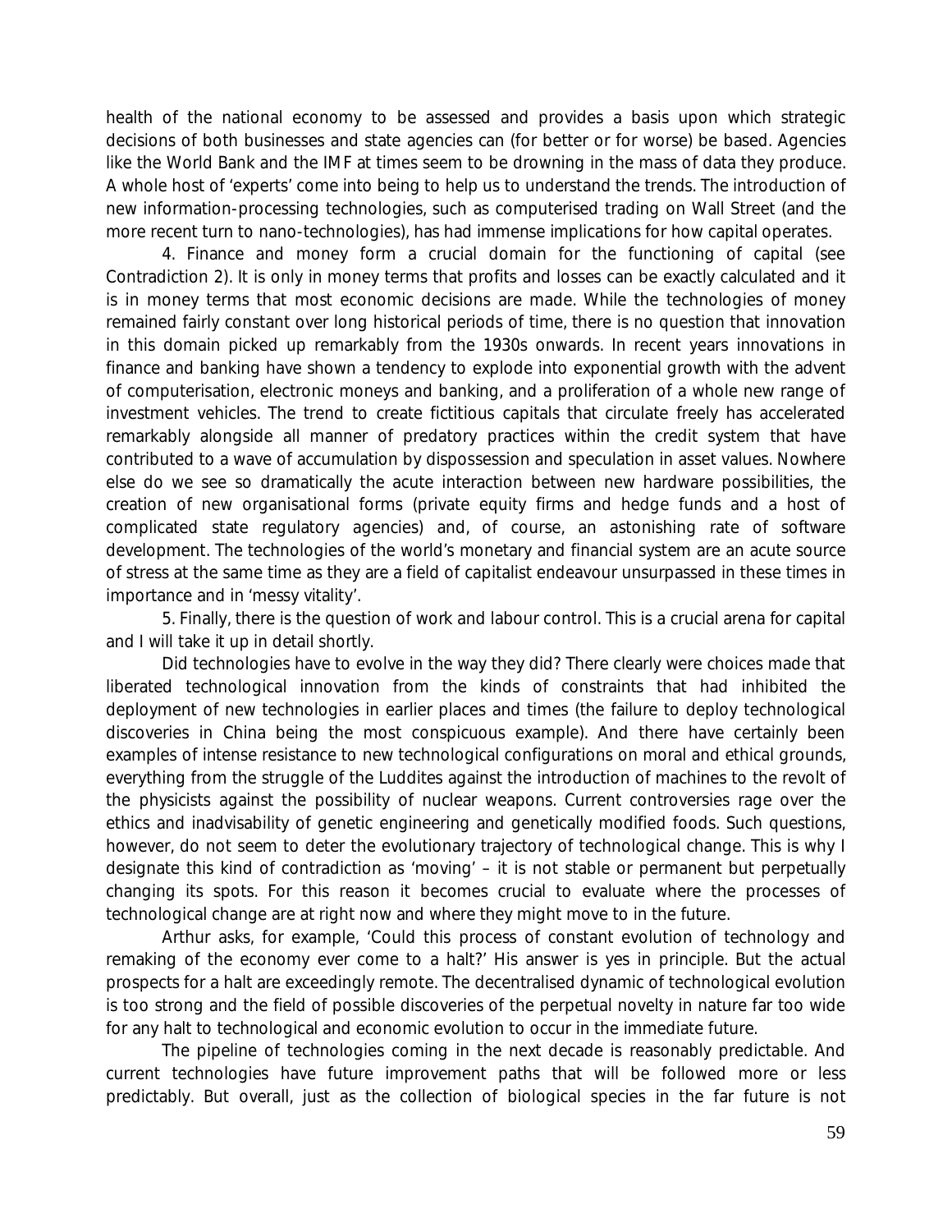health of the national economy to be assessed and provides a basis upon which strategic decisions of both businesses and state agencies can (for better or for worse) be based. Agencies like the World Bank and the IMF at times seem to be drowning in the mass of data they produce. A whole host of 'experts' come into being to help us to understand the trends. The introduction of new information-processing technologies, such as computerised trading on Wall Street (and the more recent turn to nano-technologies), has had immense implications for how capital operates.

4. Finance and money form a crucial domain for the functioning of capital (see Contradiction 2). It is only in money terms that profits and losses can be exactly calculated and it is in money terms that most economic decisions are made. While the technologies of money remained fairly constant over long historical periods of time, there is no question that innovation in this domain picked up remarkably from the 1930s onwards. In recent years innovations in finance and banking have shown a tendency to explode into exponential growth with the advent of computerisation, electronic moneys and banking, and a proliferation of a whole new range of investment vehicles. The trend to create fictitious capitals that circulate freely has accelerated remarkably alongside all manner of predatory practices within the credit system that have contributed to a wave of accumulation by dispossession and speculation in asset values. Nowhere else do we see so dramatically the acute interaction between new hardware possibilities, the creation of new organisational forms (private equity firms and hedge funds and a host of complicated state regulatory agencies) and, of course, an astonishing rate of software development. The technologies of the world's monetary and financial system are an acute source of stress at the same time as they are a field of capitalist endeavour unsurpassed in these times in importance and in 'messy vitality'.

5. Finally, there is the question of work and labour control. This is a crucial arena for capital and I will take it up in detail shortly.

Did technologies have to evolve in the way they did? There clearly were choices made that liberated technological innovation from the kinds of constraints that had inhibited the deployment of new technologies in earlier places and times (the failure to deploy technological discoveries in China being the most conspicuous example). And there have certainly been examples of intense resistance to new technological configurations on moral and ethical grounds, everything from the struggle of the Luddites against the introduction of machines to the revolt of the physicists against the possibility of nuclear weapons. Current controversies rage over the ethics and inadvisability of genetic engineering and genetically modified foods. Such questions, however, do not seem to deter the evolutionary trajectory of technological change. This is why I designate this kind of contradiction as 'moving' – it is not stable or permanent but perpetually changing its spots. For this reason it becomes crucial to evaluate where the processes of technological change are at right now and where they might move to in the future.

Arthur asks, for example, 'Could this process of constant evolution of technology and remaking of the economy ever come to a halt?' His answer is yes in principle. But the actual prospects for a halt are exceedingly remote. The decentralised dynamic of technological evolution is too strong and the field of possible discoveries of the perpetual novelty in nature far too wide for any halt to technological and economic evolution to occur in the immediate future.

The pipeline of technologies coming in the next decade is reasonably predictable. And current technologies have future improvement paths that will be followed more or less predictably. But overall, just as the collection of biological species in the far future is not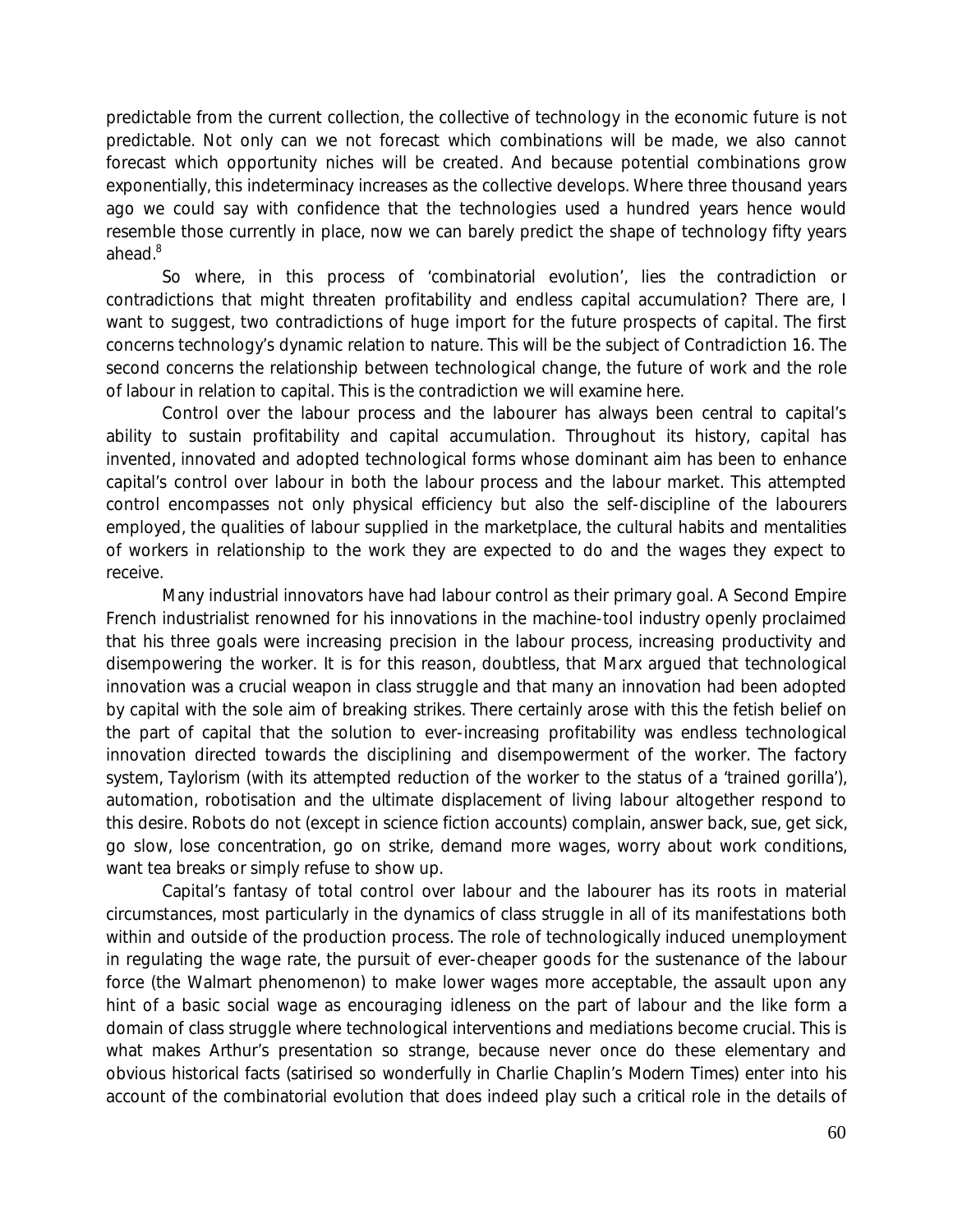predictable from the current collection, the collective of technology in the economic future is not predictable. Not only can we not forecast which combinations will be made, we also cannot forecast which opportunity niches will be created. And because potential combinations grow exponentially, this indeterminacy increases as the collective develops. Where three thousand years ago we could say with confidence that the technologies used a hundred years hence would resemble those currently in place, now we can barely predict the shape of technology fifty years ahead.[8]

So where, in this process of 'combinatorial evolution', lies the contradiction or contradictions that might threaten profitability and endless capital accumulation? There are, I want to suggest, two contradictions of huge import for the future prospects of capital. The first concerns technology's dynamic relation to nature. This will be the subject of Contradiction 16. The second concerns the relationship between technological change, the future of work and the role of labour in relation to capital. This is the contradiction we will examine here.

Control over the labour process and the labourer has always been central to capital's ability to sustain profitability and capital accumulation. Throughout its history, capital has invented, innovated and adopted technological forms whose dominant aim has been to enhance capital's control over labour in both the labour process and the labour market. This attempted control encompasses not only physical efficiency but also the self-discipline of the labourers employed, the qualities of labour supplied in the marketplace, the cultural habits and mentalities of workers in relationship to the work they are expected to do and the wages they expect to receive.

Many industrial innovators have had labour control as their primary goal. A Second Empire French industrialist renowned for his innovations in the machine-tool industry openly proclaimed that his three goals were increasing precision in the labour process, increasing productivity and disempowering the worker. It is for this reason, doubtless, that Marx argued that technological innovation was a crucial weapon in class struggle and that many an innovation had been adopted by capital with the sole aim of breaking strikes. There certainly arose with this the fetish belief on the part of capital that the solution to ever-increasing profitability was endless technological innovation directed towards the disciplining and disempowerment of the worker. The factory system, Taylorism (with its attempted reduction of the worker to the status of a 'trained gorilla'), automation, robotisation and the ultimate displacement of living labour altogether respond to this desire. Robots do not (except in science fiction accounts) complain, answer back, sue, get sick, go slow, lose concentration, go on strike, demand more wages, worry about work conditions, want tea breaks or simply refuse to show up.

Capital's fantasy of total control over labour and the labourer has its roots in material circumstances, most particularly in the dynamics of class struggle in all of its manifestations both within and outside of the production process. The role of technologically induced unemployment in regulating the wage rate, the pursuit of ever-cheaper goods for the sustenance of the labour force (the Walmart phenomenon) to make lower wages more acceptable, the assault upon any hint of a basic social wage as encouraging idleness on the part of labour and the like form a domain of class struggle where technological interventions and mediations become crucial. This is what makes Arthur's presentation so strange, because never once do these elementary and obvious historical facts (satirised so wonderfully in Charlie Chaplin's Modern Times) enter into his account of the combinatorial evolution that does indeed play such a critical role in the details of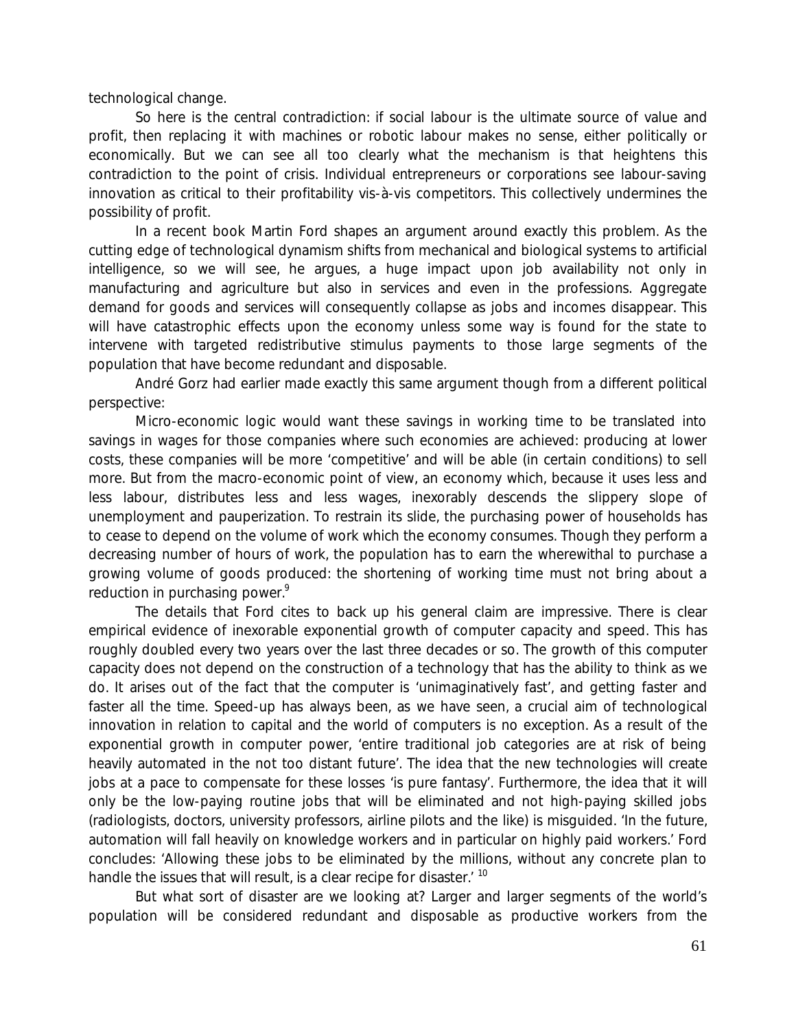technological change.

So here is the central contradiction: if social labour is the ultimate source of value and profit, then replacing it with machines or robotic labour makes no sense, either politically or economically. But we can see all too clearly what the mechanism is that heightens this contradiction to the point of crisis. Individual entrepreneurs or corporations see labour-saving innovation as critical to their profitability vis-à-vis competitors. This collectively undermines the possibility of profit.

In a recent book Martin Ford shapes an argument around exactly this problem. As the cutting edge of technological dynamism shifts from mechanical and biological systems to artificial intelligence, so we will see, he argues, a huge impact upon job availability not only in manufacturing and agriculture but also in services and even in the professions. Aggregate demand for goods and services will consequently collapse as jobs and incomes disappear. This will have catastrophic effects upon the economy unless some way is found for the state to intervene with targeted redistributive stimulus payments to those large segments of the population that have become redundant and disposable.

André Gorz had earlier made exactly this same argument though from a different political perspective:

Micro-economic logic would want these savings in working time to be translated into savings in wages for those companies where such economies are achieved: producing at lower costs, these companies will be more 'competitive' and will be able (in certain conditions) to sell more. But from the macro-economic point of view, an economy which, because it uses less and less labour, distributes less and less wages, inexorably descends the slippery slope of unemployment and pauperization. To restrain its slide, the purchasing power of households has to cease to depend on the volume of work which the economy consumes. Though they perform a decreasing number of hours of work, the population has to earn the wherewithal to purchase a growing volume of goods produced: the shortening of working time must not bring about a reduction in purchasing power.[9]

The details that Ford cites to back up his general claim are impressive. There is clear empirical evidence of inexorable exponential growth of computer capacity and speed. This has roughly doubled every two years over the last three decades or so. The growth of this computer capacity does not depend on the construction of a technology that has the ability to think as we do. It arises out of the fact that the computer is 'unimaginatively fast', and getting faster and faster all the time. Speed-up has always been, as we have seen, a crucial aim of technological innovation in relation to capital and the world of computers is no exception. As a result of the exponential growth in computer power, 'entire traditional job categories are at risk of being heavily automated in the not too distant future'. The idea that the new technologies will create jobs at a pace to compensate for these losses 'is pure fantasy'. Furthermore, the idea that it will only be the low-paying routine jobs that will be eliminated and not high-paying skilled jobs (radiologists, doctors, university professors, airline pilots and the like) is misguided. 'In the future, automation will fall heavily on knowledge workers and in particular on highly paid workers.' Ford concludes: 'Allowing these jobs to be eliminated by the millions, without any concrete plan to handle the issues that will result, is a clear recipe for disaster.'[10]

But what sort of disaster are we looking at? Larger and larger segments of the world's population will be considered redundant and disposable as productive workers from the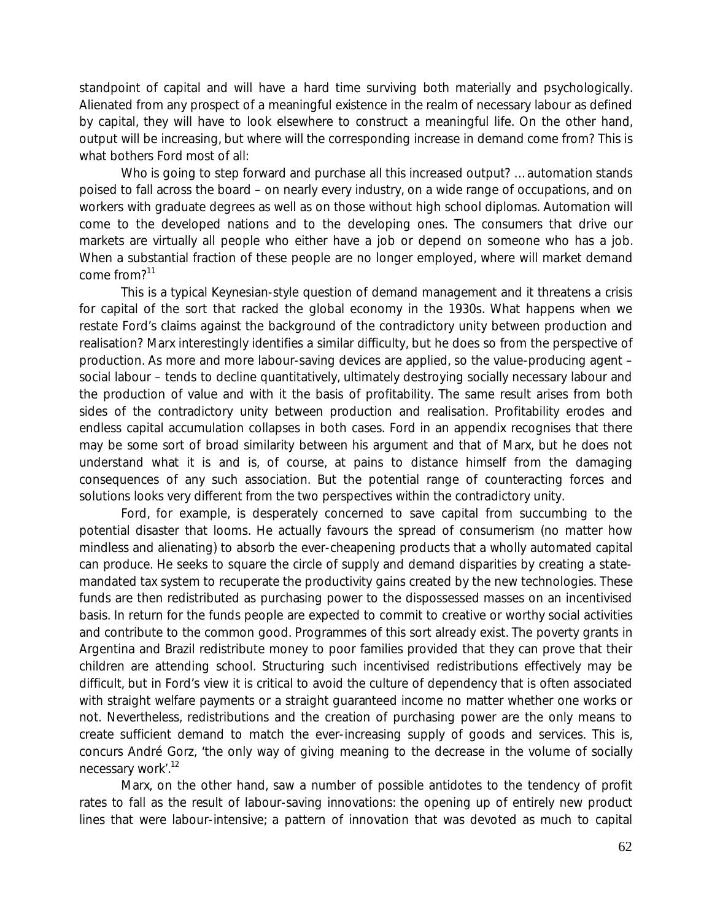standpoint of capital and will have a hard time surviving both materially and psychologically. Alienated from any prospect of a meaningful existence in the realm of necessary labour as defined by capital, they will have to look elsewhere to construct a meaningful life. On the other hand, output will be increasing, but where will the corresponding increase in demand come from? This is what bothers Ford most of all:

> Who is going to step forward and purchase all this increased output? … automation stands poised to fall across the board – on nearly every industry, on a wide range of occupations, and on workers with graduate degrees as well as on those without high school diplomas. Automation will come to the developed nations and to the developing ones. The consumers that drive our markets are virtually all people who either have a job or depend on someone who has a job. When a substantial fraction of these people are no longer employed, where will market demand come from?[11]

This is a typical Keynesian-style question of demand management and it threatens a crisis for capital of the sort that racked the global economy in the 1930s. What happens when we restate Ford's claims against the background of the contradictory unity between production and realisation? Marx interestingly identifies a similar difficulty, but he does so from the perspective of production. As more and more labour-saving devices are applied, so the value-producing agent – social labour – tends to decline quantitatively, ultimately destroying socially necessary labour and the production of value and with it the basis of profitability. The same result arises from both sides of the contradictory unity between production and realisation. Profitability erodes and endless capital accumulation collapses in both cases. Ford in an appendix recognises that there may be some sort of broad similarity between his argument and that of Marx, but he does not understand what it is and is, of course, at pains to distance himself from the damaging consequences of any such association. But the potential range of counteracting forces and solutions looks very different from the two perspectives within the contradictory unity.

Ford, for example, is desperately concerned to save capital from succumbing to the potential disaster that looms. He actually favours the spread of consumerism (no matter how mindless and alienating) to absorb the ever-cheapening products that a wholly automated capital can produce. He seeks to square the circle of supply and demand disparities by creating a state-mandated tax system to recuperate the productivity gains created by the new technologies. These funds are then redistributed as purchasing power to the dispossessed masses on an incentivised basis. In return for the funds people are expected to commit to creative or worthy social activities and contribute to the common good. Programmes of this sort already exist. The poverty grants in Argentina and Brazil redistribute money to poor families provided that they can prove that their children are attending school. Structuring such incentivised redistributions effectively may be difficult, but in Ford's view it is critical to avoid the culture of dependency that is often associated with straight welfare payments or a straight guaranteed income no matter whether one works or not. Nevertheless, redistributions and the creation of purchasing power are the only means to create sufficient demand to match the ever-increasing supply of goods and services. This is, concurs André Gorz, 'the only way of giving meaning to the decrease in the volume of socially necessary work'.[12]

Marx, on the other hand, saw a number of possible antidotes to the tendency of profit rates to fall as the result of labour-saving innovations: the opening up of entirely new product lines that were labour-intensive; a pattern of innovation that was devoted as much to capital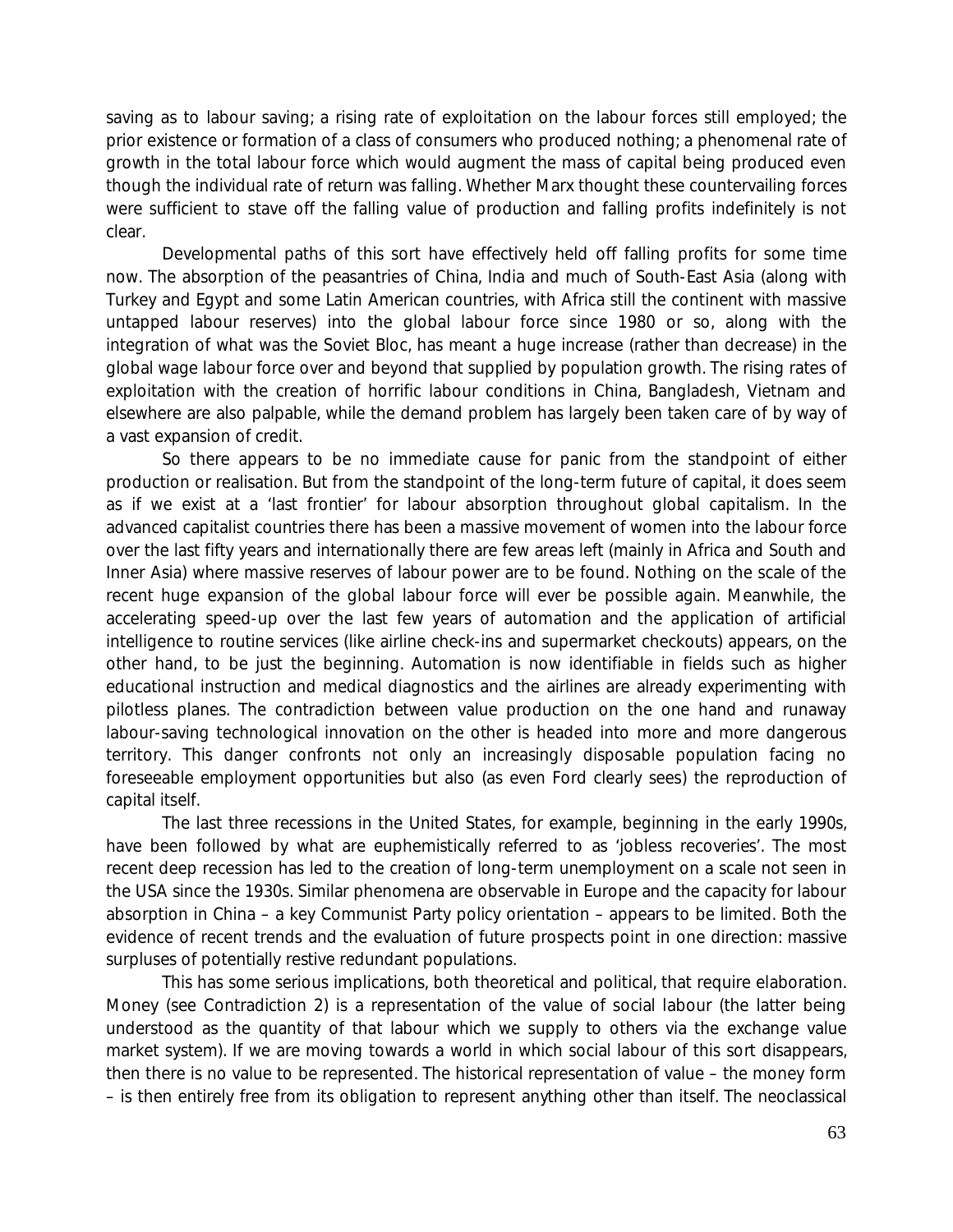saving as to labour saving; a rising rate of exploitation on the labour forces still employed; the prior existence or formation of a class of consumers who produced nothing; a phenomenal rate of growth in the total labour force which would augment the mass of capital being produced even though the individual rate of return was falling. Whether Marx thought these countervailing forces were sufficient to stave off the falling value of production and falling profits indefinitely is not clear.

Developmental paths of this sort have effectively held off falling profits for some time now. The absorption of the peasantries of China, India and much of South-East Asia (along with Turkey and Egypt and some Latin American countries, with Africa still the continent with massive untapped labour reserves) into the global labour force since 1980 or so, along with the integration of what was the Soviet Bloc, has meant a huge increase (rather than decrease) in the global wage labour force over and beyond that supplied by population growth. The rising rates of exploitation with the creation of horrific labour conditions in China, Bangladesh, Vietnam and elsewhere are also palpable, while the demand problem has largely been taken care of by way of a vast expansion of credit.

So there appears to be no immediate cause for panic from the standpoint of either production or realisation. But from the standpoint of the long-term future of capital, it does seem as if we exist at a 'last frontier' for labour absorption throughout global capitalism. In the advanced capitalist countries there has been a massive movement of women into the labour force over the last fifty years and internationally there are few areas left (mainly in Africa and South and Inner Asia) where massive reserves of labour power are to be found. Nothing on the scale of the recent huge expansion of the global labour force will ever be possible again. Meanwhile, the accelerating speed-up over the last few years of automation and the application of artificial intelligence to routine services (like airline check-ins and supermarket checkouts) appears, on the other hand, to be just the beginning. Automation is now identifiable in fields such as higher educational instruction and medical diagnostics and the airlines are already experimenting with pilotless planes. The contradiction between value production on the one hand and runaway labour-saving technological innovation on the other is headed into more and more dangerous territory. This danger confronts not only an increasingly disposable population facing no foreseeable employment opportunities but also (as even Ford clearly sees) the reproduction of capital itself.

The last three recessions in the United States, for example, beginning in the early 1990s, have been followed by what are euphemistically referred to as 'jobless recoveries'. The most recent deep recession has led to the creation of long-term unemployment on a scale not seen in the USA since the 1930s. Similar phenomena are observable in Europe and the capacity for labour absorption in China – a key Communist Party policy orientation – appears to be limited. Both the evidence of recent trends and the evaluation of future prospects point in one direction: massive surpluses of potentially restive redundant populations.

This has some serious implications, both theoretical and political, that require elaboration. Money (see Contradiction 2) is a representation of the value of social labour (the latter being understood as the quantity of that labour which we supply to others via the exchange value market system). If we are moving towards a world in which social labour of this sort disappears, then there is no value to be represented. The historical representation of value – the money form – is then entirely free from its obligation to represent anything other than itself. The neoclassical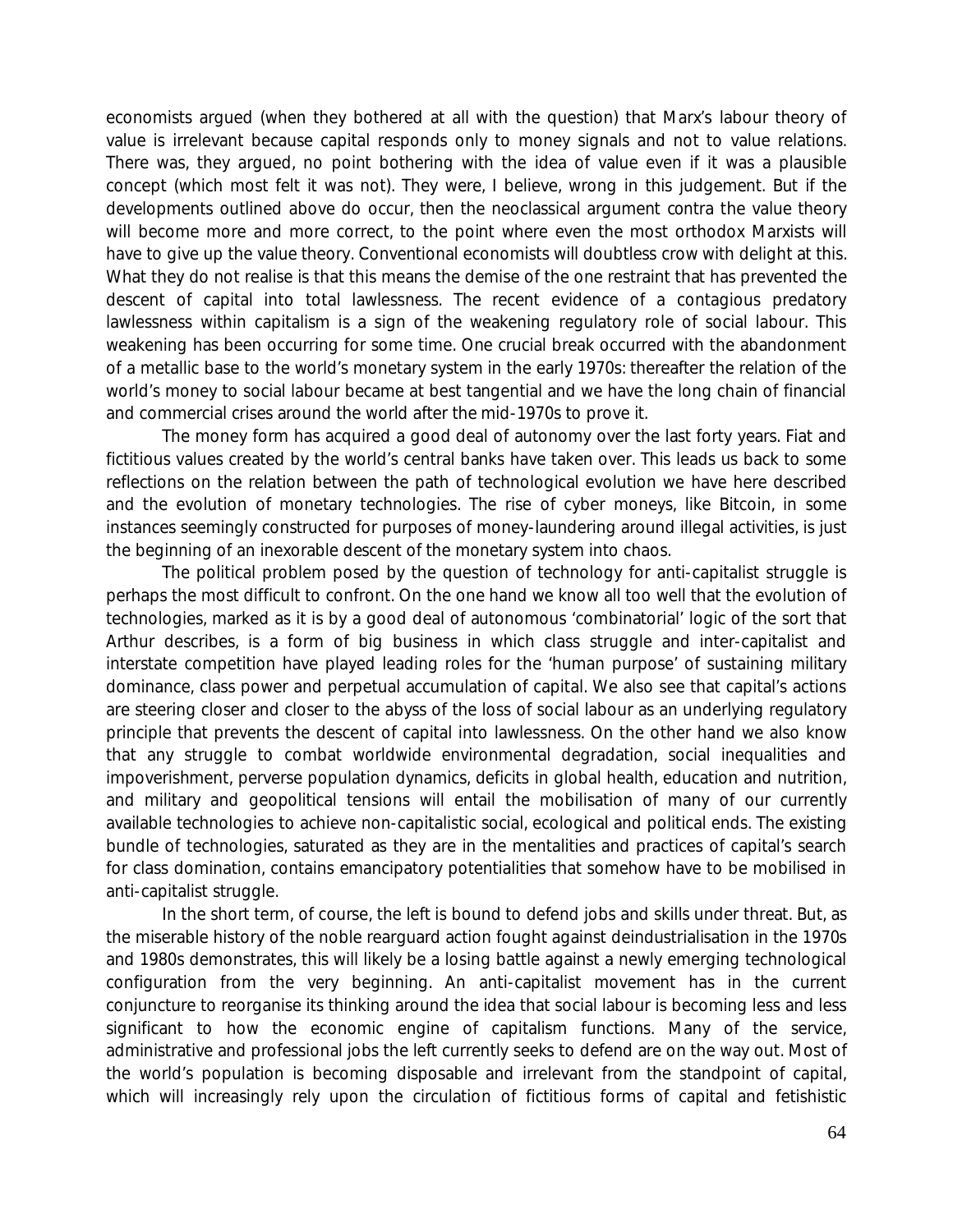economists argued (when they bothered at all with the question) that Marx's labour theory of value is irrelevant because capital responds only to money signals and not to value relations. There was, they argued, no point bothering with the idea of value even if it was a plausible concept (which most felt it was not). They were, I believe, wrong in this judgement. But if the developments outlined above do occur, then the neoclassical argument contra the value theory will become more and more correct, to the point where even the most orthodox Marxists will have to give up the value theory. Conventional economists will doubtless crow with delight at this. What they do not realise is that this means the demise of the one restraint that has prevented the descent of capital into total lawlessness. The recent evidence of a contagious predatory lawlessness within capitalism is a sign of the weakening regulatory role of social labour. This weakening has been occurring for some time. One crucial break occurred with the abandonment of a metallic base to the world's monetary system in the early 1970s: thereafter the relation of the world's money to social labour became at best tangential and we have the long chain of financial and commercial crises around the world after the mid-1970s to prove it.

The money form has acquired a good deal of autonomy over the last forty years. Fiat and fictitious values created by the world's central banks have taken over. This leads us back to some reflections on the relation between the path of technological evolution we have here described and the evolution of monetary technologies. The rise of cyber moneys, like Bitcoin, in some instances seemingly constructed for purposes of money-laundering around illegal activities, is just the beginning of an inexorable descent of the monetary system into chaos.

The political problem posed by the question of technology for anti-capitalist struggle is perhaps the most difficult to confront. On the one hand we know all too well that the evolution of technologies, marked as it is by a good deal of autonomous 'combinatorial' logic of the sort that Arthur describes, is a form of big business in which class struggle and inter-capitalist and interstate competition have played leading roles for the 'human purpose' of sustaining military dominance, class power and perpetual accumulation of capital. We also see that capital's actions are steering closer and closer to the abyss of the loss of social labour as an underlying regulatory principle that prevents the descent of capital into lawlessness. On the other hand we also know that any struggle to combat worldwide environmental degradation, social inequalities and impoverishment, perverse population dynamics, deficits in global health, education and nutrition, and military and geopolitical tensions will entail the mobilisation of many of our currently available technologies to achieve non-capitalistic social, ecological and political ends. The existing bundle of technologies, saturated as they are in the mentalities and practices of capital's search for class domination, contains emancipatory potentialities that somehow have to be mobilised in anti-capitalist struggle.

In the short term, of course, the left is bound to defend jobs and skills under threat. But, as the miserable history of the noble rearguard action fought against deindustrialisation in the 1970s and 1980s demonstrates, this will likely be a losing battle against a newly emerging technological configuration from the very beginning. An anti-capitalist movement has in the current conjuncture to reorganise its thinking around the idea that social labour is becoming less and less significant to how the economic engine of capitalism functions. Many of the service, administrative and professional jobs the left currently seeks to defend are on the way out. Most of the world's population is becoming disposable and irrelevant from the standpoint of capital, which will increasingly rely upon the circulation of fictitious forms of capital and fetishistic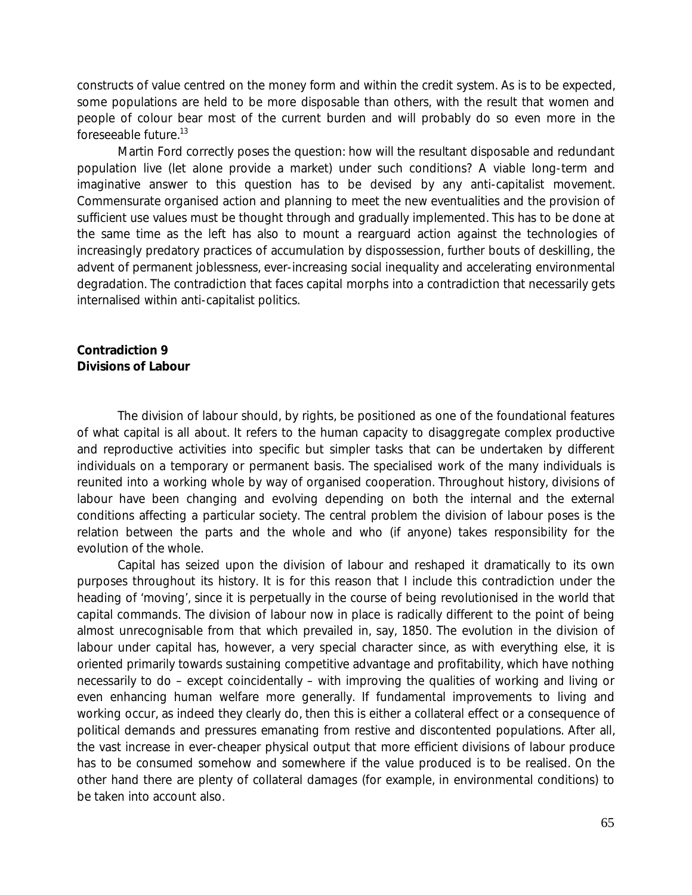constructs of value centred on the money form and within the credit system. As is to be expected, some populations are held to be more disposable than others, with the result that women and people of colour bear most of the current burden and will probably do so even more in the foreseeable future.[13]

Martin Ford correctly poses the question: how will the resultant disposable and redundant population live (let alone provide a market) under such conditions? A viable long-term and imaginative answer to this question has to be devised by any anti-capitalist movement. Commensurate organised action and planning to meet the new eventualities and the provision of sufficient use values must be thought through and gradually implemented. This has to be done at the same time as the left has also to mount a rearguard action against the technologies of increasingly predatory practices of accumulation by dispossession, further bouts of deskilling, the advent of permanent joblessness, ever-increasing social inequality and accelerating environmental degradation. The contradiction that faces capital morphs into a contradiction that necessarily gets internalised within anti-capitalist politics.

## Contradiction 9
## Divisions of Labour

The division of labour should, by rights, be positioned as one of the foundational features of what capital is all about. It refers to the human capacity to disaggregate complex productive and reproductive activities into specific but simpler tasks that can be undertaken by different individuals on a temporary or permanent basis. The specialised work of the many individuals is reunited into a working whole by way of organised cooperation. Throughout history, divisions of labour have been changing and evolving depending on both the internal and the external conditions affecting a particular society. The central problem the division of labour poses is the relation between the parts and the whole and who (if anyone) takes responsibility for the evolution of the whole.

Capital has seized upon the division of labour and reshaped it dramatically to its own purposes throughout its history. It is for this reason that I include this contradiction under the heading of 'moving', since it is perpetually in the course of being revolutionised in the world that capital commands. The division of labour now in place is radically different to the point of being almost unrecognisable from that which prevailed in, say, 1850. The evolution in the division of labour under capital has, however, a very special character since, as with everything else, it is oriented primarily towards sustaining competitive advantage and profitability, which have nothing necessarily to do – except coincidentally – with improving the qualities of working and living or even enhancing human welfare more generally. If fundamental improvements to living and working occur, as indeed they clearly do, then this is either a collateral effect or a consequence of political demands and pressures emanating from restive and discontented populations. After all, the vast increase in ever-cheaper physical output that more efficient divisions of labour produce has to be consumed somehow and somewhere if the value produced is to be realised. On the other hand there are plenty of collateral damages (for example, in environmental conditions) to be taken into account also.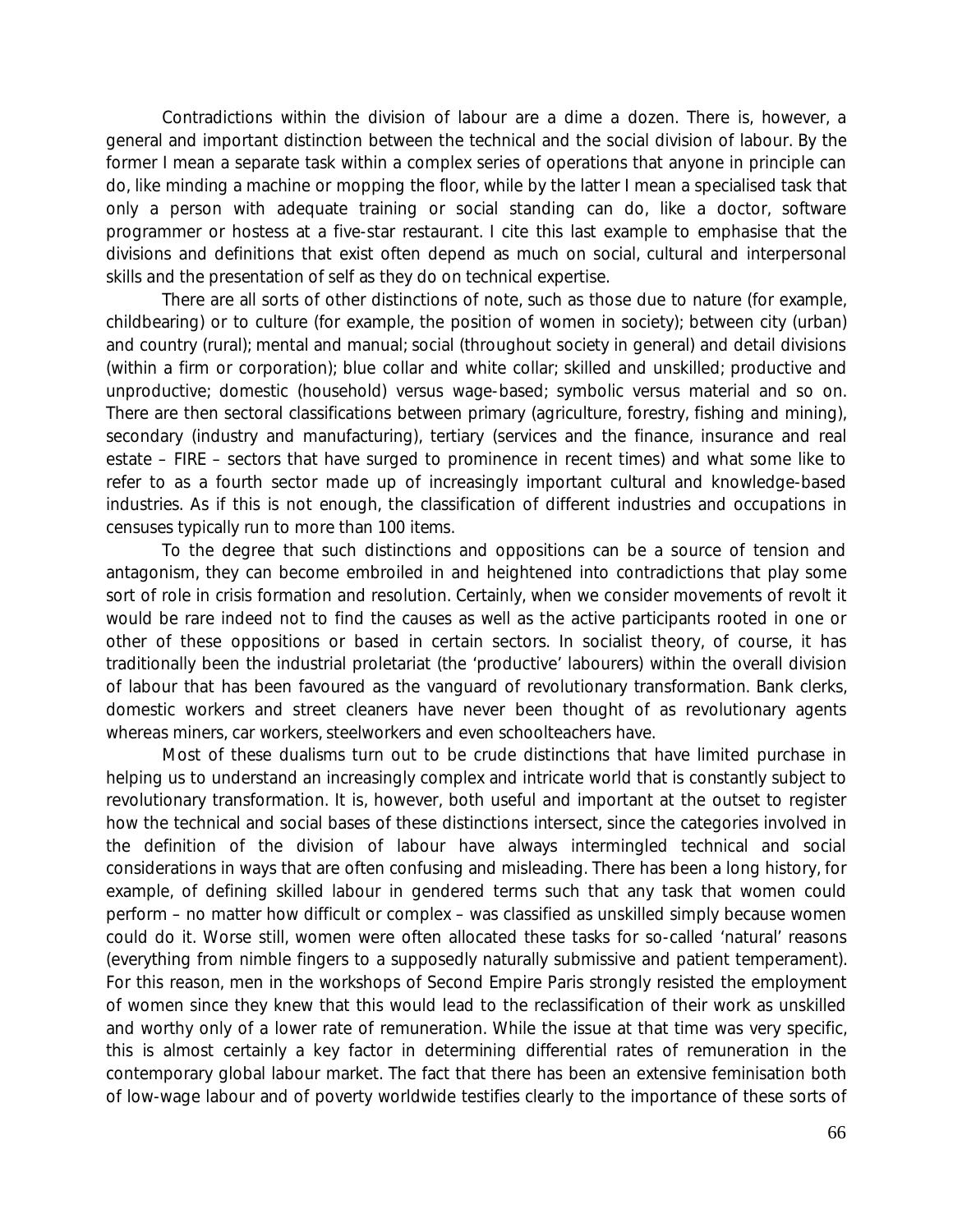Contradictions within the division of labour are a dime a dozen. There is, however, a general and important distinction between the technical and the social division of labour. By the former I mean a separate task within a complex series of operations that anyone in principle can do, like minding a machine or mopping the floor, while by the latter I mean a specialised task that only a person with adequate training or social standing can do, like a doctor, software programmer or hostess at a five-star restaurant. I cite this last example to emphasise that the divisions and definitions that exist often depend as much on social, cultural and interpersonal skills and the presentation of self as they do on technical expertise.

There are all sorts of other distinctions of note, such as those due to nature (for example, childbearing) or to culture (for example, the position of women in society); between city (urban) and country (rural); mental and manual; social (throughout society in general) and detail divisions (within a firm or corporation); blue collar and white collar; skilled and unskilled; productive and unproductive; domestic (household) versus wage-based; symbolic versus material and so on. There are then sectoral classifications between primary (agriculture, forestry, fishing and mining), secondary (industry and manufacturing), tertiary (services and the finance, insurance and real estate – FIRE – sectors that have surged to prominence in recent times) and what some like to refer to as a fourth sector made up of increasingly important cultural and knowledge-based industries. As if this is not enough, the classification of different industries and occupations in censuses typically run to more than 100 items.

To the degree that such distinctions and oppositions can be a source of tension and antagonism, they can become embroiled in and heightened into contradictions that play some sort of role in crisis formation and resolution. Certainly, when we consider movements of revolt it would be rare indeed not to find the causes as well as the active participants rooted in one or other of these oppositions or based in certain sectors. In socialist theory, of course, it has traditionally been the industrial proletariat (the 'productive' labourers) within the overall division of labour that has been favoured as the vanguard of revolutionary transformation. Bank clerks, domestic workers and street cleaners have never been thought of as revolutionary agents whereas miners, car workers, steelworkers and even schoolteachers have.

Most of these dualisms turn out to be crude distinctions that have limited purchase in helping us to understand an increasingly complex and intricate world that is constantly subject to revolutionary transformation. It is, however, both useful and important at the outset to register how the technical and social bases of these distinctions intersect, since the categories involved in the definition of the division of labour have always intermingled technical and social considerations in ways that are often confusing and misleading. There has been a long history, for example, of defining skilled labour in gendered terms such that any task that women could perform – no matter how difficult or complex – was classified as unskilled simply because women could do it. Worse still, women were often allocated these tasks for so-called 'natural' reasons (everything from nimble fingers to a supposedly naturally submissive and patient temperament). For this reason, men in the workshops of Second Empire Paris strongly resisted the employment of women since they knew that this would lead to the reclassification of their work as unskilled and worthy only of a lower rate of remuneration. While the issue at that time was very specific, this is almost certainly a key factor in determining differential rates of remuneration in the contemporary global labour market. The fact that there has been an extensive feminisation both of low-wage labour and of poverty worldwide testifies clearly to the importance of these sorts of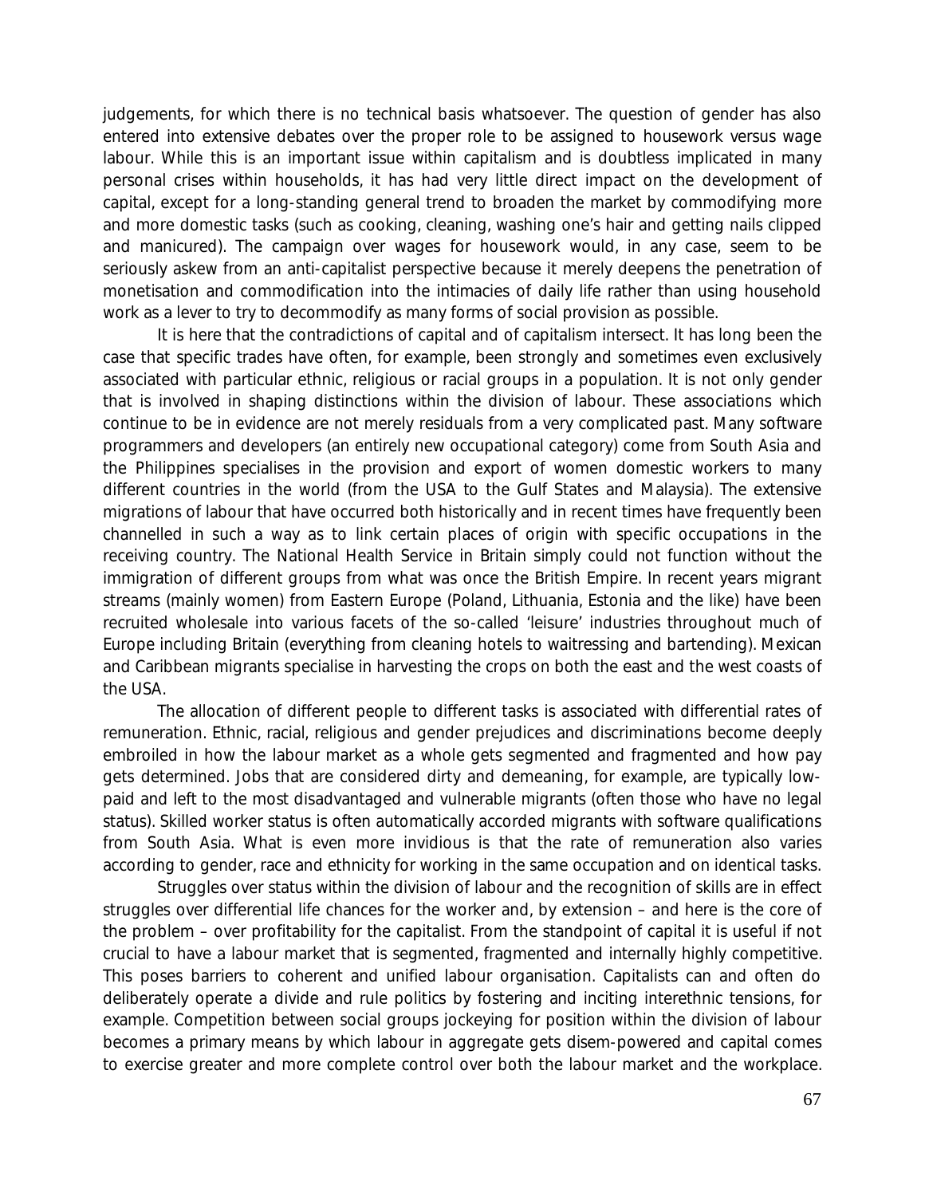judgements, for which there is no technical basis whatsoever. The question of gender has also entered into extensive debates over the proper role to be assigned to housework versus wage labour. While this is an important issue within capitalism and is doubtless implicated in many personal crises within households, it has had very little direct impact on the development of capital, except for a long-standing general trend to broaden the market by commodifying more and more domestic tasks (such as cooking, cleaning, washing one's hair and getting nails clipped and manicured). The campaign over wages for housework would, in any case, seem to be seriously askew from an anti-capitalist perspective because it merely deepens the penetration of monetisation and commodification into the intimacies of daily life rather than using household work as a lever to try to decommodify as many forms of social provision as possible.

It is here that the contradictions of capital and of capitalism intersect. It has long been the case that specific trades have often, for example, been strongly and sometimes even exclusively associated with particular ethnic, religious or racial groups in a population. It is not only gender that is involved in shaping distinctions within the division of labour. These associations which continue to be in evidence are not merely residuals from a very complicated past. Many software programmers and developers (an entirely new occupational category) come from South Asia and the Philippines specialises in the provision and export of women domestic workers to many different countries in the world (from the USA to the Gulf States and Malaysia). The extensive migrations of labour that have occurred both historically and in recent times have frequently been channelled in such a way as to link certain places of origin with specific occupations in the receiving country. The National Health Service in Britain simply could not function without the immigration of different groups from what was once the British Empire. In recent years migrant streams (mainly women) from Eastern Europe (Poland, Lithuania, Estonia and the like) have been recruited wholesale into various facets of the so-called 'leisure' industries throughout much of Europe including Britain (everything from cleaning hotels to waitressing and bartending). Mexican and Caribbean migrants specialise in harvesting the crops on both the east and the west coasts of the USA.

The allocation of different people to different tasks is associated with differential rates of remuneration. Ethnic, racial, religious and gender prejudices and discriminations become deeply embroiled in how the labour market as a whole gets segmented and fragmented and how pay gets determined. Jobs that are considered dirty and demeaning, for example, are typically low-paid and left to the most disadvantaged and vulnerable migrants (often those who have no legal status). Skilled worker status is often automatically accorded migrants with software qualifications from South Asia. What is even more invidious is that the rate of remuneration also varies according to gender, race and ethnicity for working in the same occupation and on identical tasks.

Struggles over status within the division of labour and the recognition of skills are in effect struggles over differential life chances for the worker and, by extension – and here is the core of the problem – over profitability for the capitalist. From the standpoint of capital it is useful if not crucial to have a labour market that is segmented, fragmented and internally highly competitive. This poses barriers to coherent and unified labour organisation. Capitalists can and often do deliberately operate a divide and rule politics by fostering and inciting interethnic tensions, for example. Competition between social groups jockeying for position within the division of labour becomes a primary means by which labour in aggregate gets disem-powered and capital comes to exercise greater and more complete control over both the labour market and the workplace.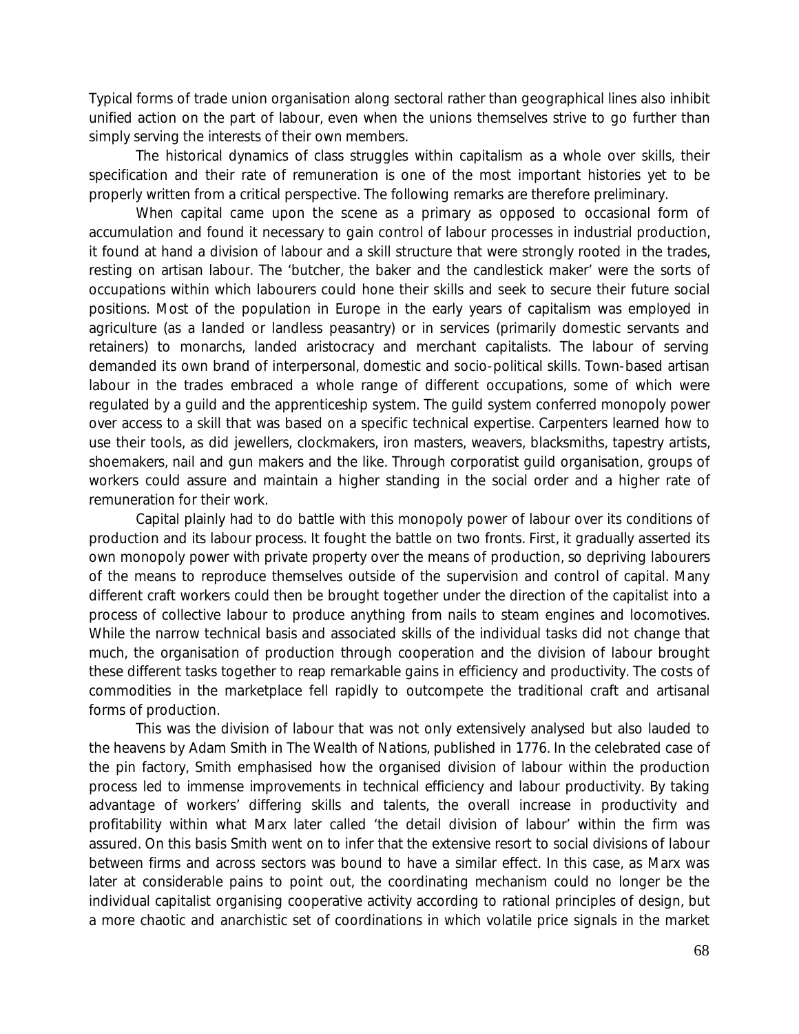Typical forms of trade union organisation along sectoral rather than geographical lines also inhibit unified action on the part of labour, even when the unions themselves strive to go further than simply serving the interests of their own members.

The historical dynamics of class struggles within capitalism as a whole over skills, their specification and their rate of remuneration is one of the most important histories yet to be properly written from a critical perspective. The following remarks are therefore preliminary.

When capital came upon the scene as a primary as opposed to occasional form of accumulation and found it necessary to gain control of labour processes in industrial production, it found at hand a division of labour and a skill structure that were strongly rooted in the trades, resting on artisan labour. The 'butcher, the baker and the candlestick maker' were the sorts of occupations within which labourers could hone their skills and seek to secure their future social positions. Most of the population in Europe in the early years of capitalism was employed in agriculture (as a landed or landless peasantry) or in services (primarily domestic servants and retainers) to monarchs, landed aristocracy and merchant capitalists. The labour of serving demanded its own brand of interpersonal, domestic and socio-political skills. Town-based artisan labour in the trades embraced a whole range of different occupations, some of which were regulated by a guild and the apprenticeship system. The guild system conferred monopoly power over access to a skill that was based on a specific technical expertise. Carpenters learned how to use their tools, as did jewellers, clockmakers, iron masters, weavers, blacksmiths, tapestry artists, shoemakers, nail and gun makers and the like. Through corporatist guild organisation, groups of workers could assure and maintain a higher standing in the social order and a higher rate of remuneration for their work.

Capital plainly had to do battle with this monopoly power of labour over its conditions of production and its labour process. It fought the battle on two fronts. First, it gradually asserted its own monopoly power with private property over the means of production, so depriving labourers of the means to reproduce themselves outside of the supervision and control of capital. Many different craft workers could then be brought together under the direction of the capitalist into a process of collective labour to produce anything from nails to steam engines and locomotives. While the narrow technical basis and associated skills of the individual tasks did not change that much, the organisation of production through cooperation and the division of labour brought these different tasks together to reap remarkable gains in efficiency and productivity. The costs of commodities in the marketplace fell rapidly to outcompete the traditional craft and artisanal forms of production.

This was the division of labour that was not only extensively analysed but also lauded to the heavens by Adam Smith in The Wealth of Nations, published in 1776. In the celebrated case of the pin factory, Smith emphasised how the organised division of labour within the production process led to immense improvements in technical efficiency and labour productivity. By taking advantage of workers' differing skills and talents, the overall increase in productivity and profitability within what Marx later called 'the detail division of labour' within the firm was assured. On this basis Smith went on to infer that the extensive resort to social divisions of labour between firms and across sectors was bound to have a similar effect. In this case, as Marx was later at considerable pains to point out, the coordinating mechanism could no longer be the individual capitalist organising cooperative activity according to rational principles of design, but a more chaotic and anarchistic set of coordinations in which volatile price signals in the market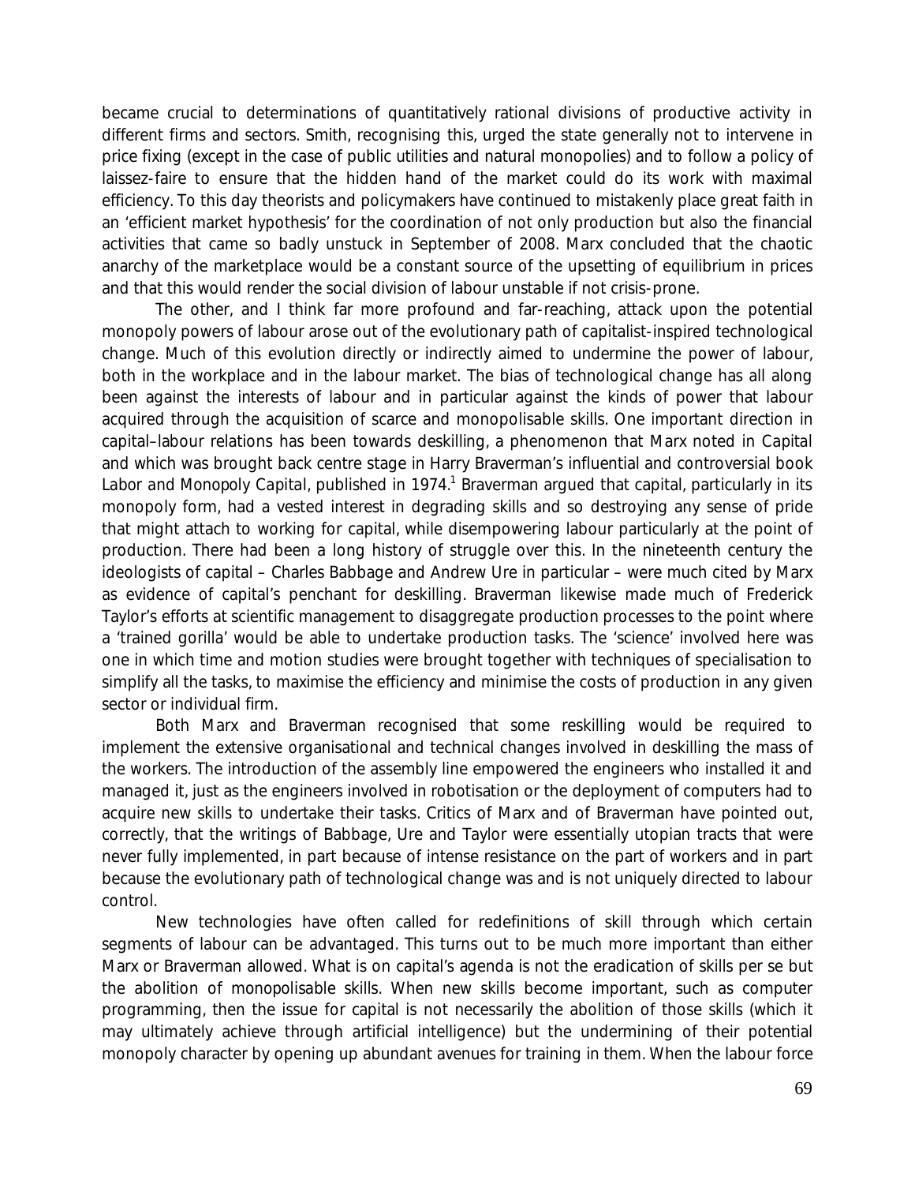became crucial to determinations of quantitatively rational divisions of productive activity in different firms and sectors. Smith, recognising this, urged the state generally not to intervene in price fixing (except in the case of public utilities and natural monopolies) and to follow a policy of laissez-faire to ensure that the hidden hand of the market could do its work with maximal efficiency. To this day theorists and policymakers have continued to mistakenly place great faith in an 'efficient market hypothesis' for the coordination of not only production but also the financial activities that came so badly unstuck in September of 2008. Marx concluded that the chaotic anarchy of the marketplace would be a constant source of the upsetting of equilibrium in prices and that this would render the social division of labour unstable if not crisis-prone.

The other, and I think far more profound and far-reaching, attack upon the potential monopoly powers of labour arose out of the evolutionary path of capitalist-inspired technological change. Much of this evolution directly or indirectly aimed to undermine the power of labour, both in the workplace and in the labour market. The bias of technological change has all along been against the interests of labour and in particular against the kinds of power that labour acquired through the acquisition of scarce and monopolisable skills. One important direction in capital–labour relations has been towards deskilling, a phenomenon that Marx noted in Capital and which was brought back centre stage in Harry Braverman's influential and controversial book Labor and Monopoly Capital, published in 1974.[1] Braverman argued that capital, particularly in its monopoly form, had a vested interest in degrading skills and so destroying any sense of pride that might attach to working for capital, while disempowering labour particularly at the point of production. There had been a long history of struggle over this. In the nineteenth century the ideologists of capital – Charles Babbage and Andrew Ure in particular – were much cited by Marx as evidence of capital's penchant for deskilling. Braverman likewise made much of Frederick Taylor's efforts at scientific management to disaggregate production processes to the point where a 'trained gorilla' would be able to undertake production tasks. The 'science' involved here was one in which time and motion studies were brought together with techniques of specialisation to simplify all the tasks, to maximise the efficiency and minimise the costs of production in any given sector or individual firm.

Both Marx and Braverman recognised that some reskilling would be required to implement the extensive organisational and technical changes involved in deskilling the mass of the workers. The introduction of the assembly line empowered the engineers who installed it and managed it, just as the engineers involved in robotisation or the deployment of computers had to acquire new skills to undertake their tasks. Critics of Marx and of Braverman have pointed out, correctly, that the writings of Babbage, Ure and Taylor were essentially utopian tracts that were never fully implemented, in part because of intense resistance on the part of workers and in part because the evolutionary path of technological change was and is not uniquely directed to labour control.

New technologies have often called for redefinitions of skill through which certain segments of labour can be advantaged. This turns out to be much more important than either Marx or Braverman allowed. What is on capital's agenda is not the eradication of skills per se but the abolition of monopolisable skills. When new skills become important, such as computer programming, then the issue for capital is not necessarily the abolition of those skills (which it may ultimately achieve through artificial intelligence) but the undermining of their potential monopoly character by opening up abundant avenues for training in them. When the labour force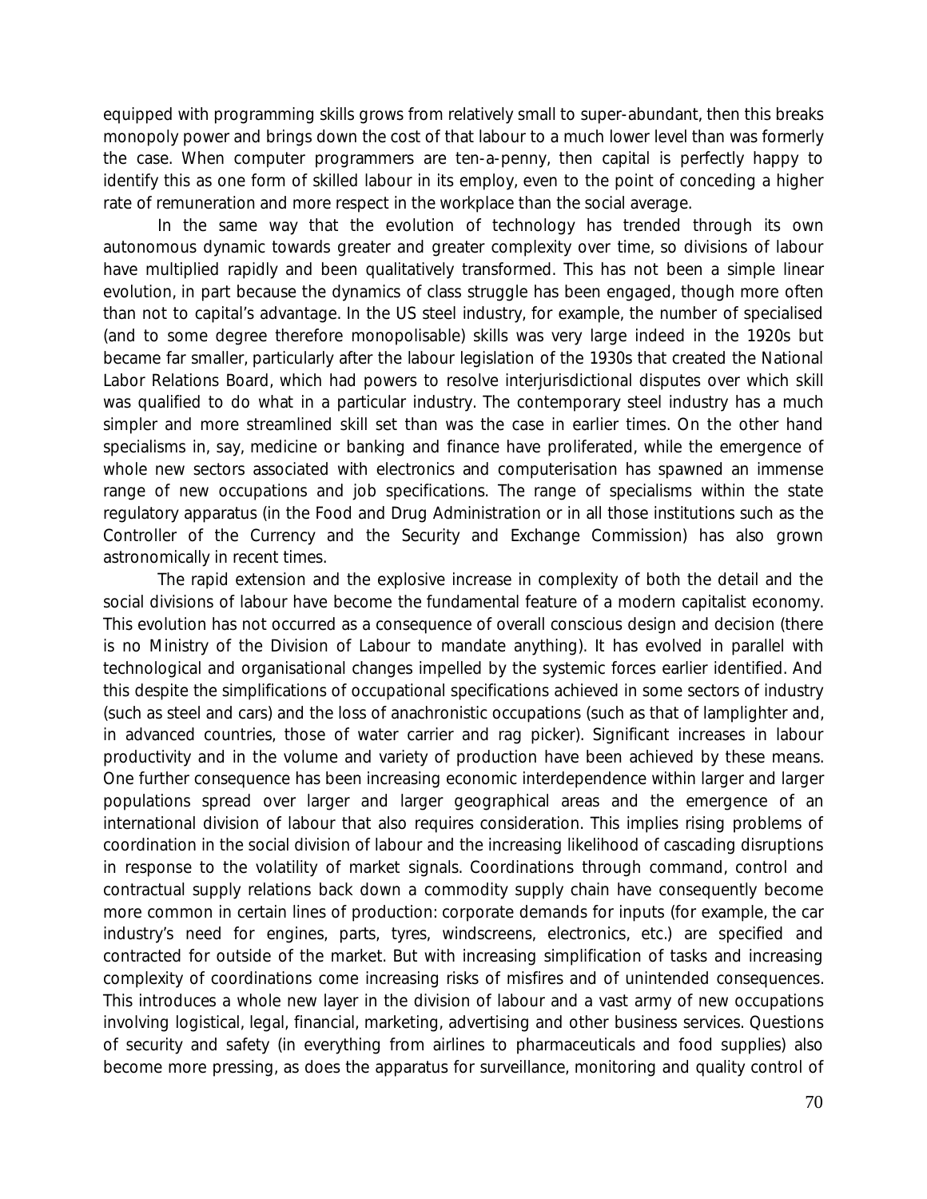equipped with programming skills grows from relatively small to super-abundant, then this breaks monopoly power and brings down the cost of that labour to a much lower level than was formerly the case. When computer programmers are ten-a-penny, then capital is perfectly happy to identify this as one form of skilled labour in its employ, even to the point of conceding a higher rate of remuneration and more respect in the workplace than the social average.

In the same way that the evolution of technology has trended through its own autonomous dynamic towards greater and greater complexity over time, so divisions of labour have multiplied rapidly and been qualitatively transformed. This has not been a simple linear evolution, in part because the dynamics of class struggle has been engaged, though more often than not to capital's advantage. In the US steel industry, for example, the number of specialised (and to some degree therefore monopolisable) skills was very large indeed in the 1920s but became far smaller, particularly after the labour legislation of the 1930s that created the National Labor Relations Board, which had powers to resolve interjurisdictional disputes over which skill was qualified to do what in a particular industry. The contemporary steel industry has a much simpler and more streamlined skill set than was the case in earlier times. On the other hand specialisms in, say, medicine or banking and finance have proliferated, while the emergence of whole new sectors associated with electronics and computerisation has spawned an immense range of new occupations and job specifications. The range of specialisms within the state regulatory apparatus (in the Food and Drug Administration or in all those institutions such as the Controller of the Currency and the Security and Exchange Commission) has also grown astronomically in recent times.

The rapid extension and the explosive increase in complexity of both the detail and the social divisions of labour have become the fundamental feature of a modern capitalist economy. This evolution has not occurred as a consequence of overall conscious design and decision (there is no Ministry of the Division of Labour to mandate anything). It has evolved in parallel with technological and organisational changes impelled by the systemic forces earlier identified. And this despite the simplifications of occupational specifications achieved in some sectors of industry (such as steel and cars) and the loss of anachronistic occupations (such as that of lamplighter and, in advanced countries, those of water carrier and rag picker). Significant increases in labour productivity and in the volume and variety of production have been achieved by these means. One further consequence has been increasing economic interdependence within larger and larger populations spread over larger and larger geographical areas and the emergence of an international division of labour that also requires consideration. This implies rising problems of coordination in the social division of labour and the increasing likelihood of cascading disruptions in response to the volatility of market signals. Coordinations through command, control and contractual supply relations back down a commodity supply chain have consequently become more common in certain lines of production: corporate demands for inputs (for example, the car industry's need for engines, parts, tyres, windscreens, electronics, etc.) are specified and contracted for outside of the market. But with increasing simplification of tasks and increasing complexity of coordinations come increasing risks of misfires and of unintended consequences. This introduces a whole new layer in the division of labour and a vast army of new occupations involving logistical, legal, financial, marketing, advertising and other business services. Questions of security and safety (in everything from airlines to pharmaceuticals and food supplies) also become more pressing, as does the apparatus for surveillance, monitoring and quality control of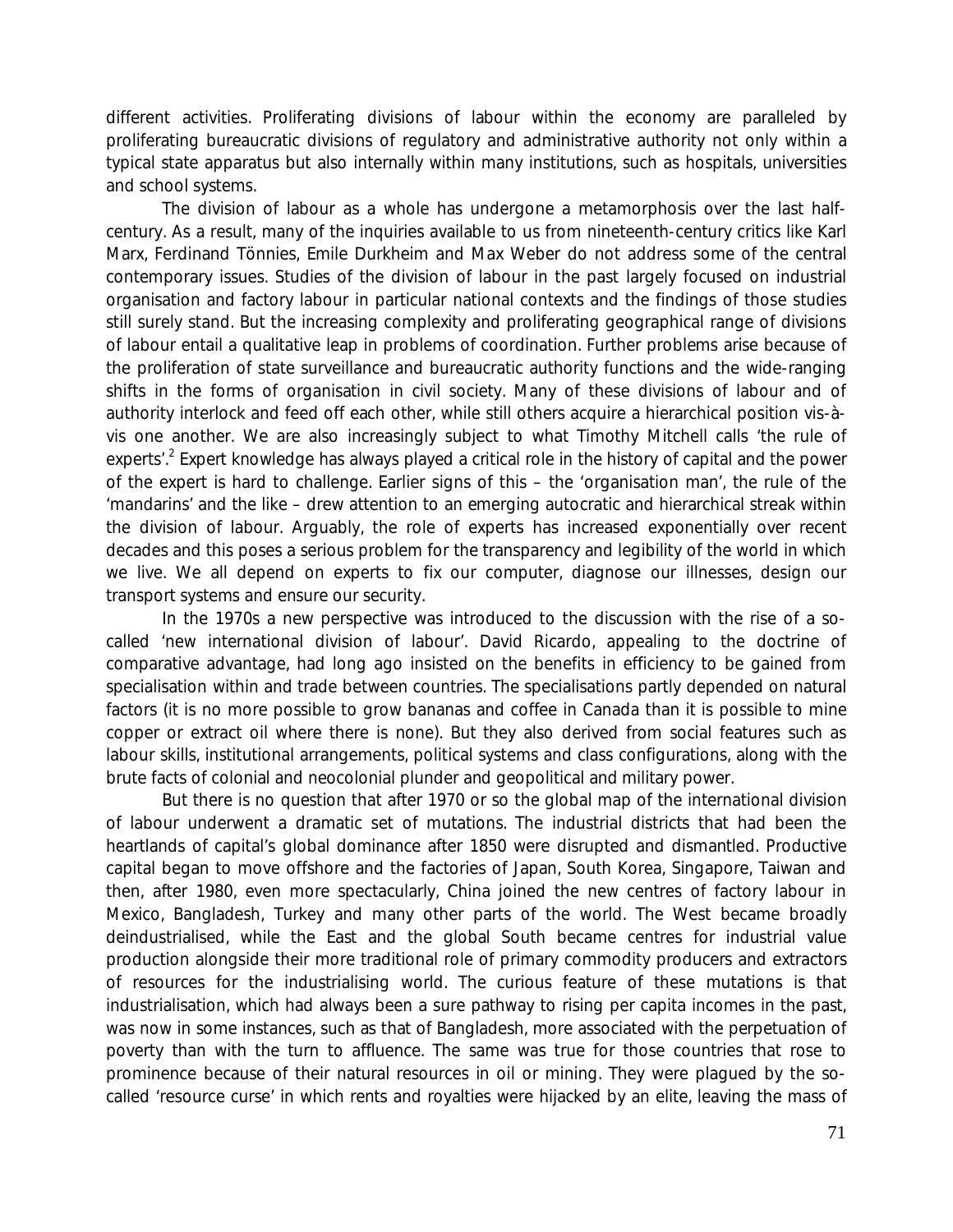different activities. Proliferating divisions of labour within the economy are paralleled by proliferating bureaucratic divisions of regulatory and administrative authority not only within a typical state apparatus but also internally within many institutions, such as hospitals, universities and school systems.

The division of labour as a whole has undergone a metamorphosis over the last half-century. As a result, many of the inquiries available to us from nineteenth-century critics like Karl Marx, Ferdinand Tönnies, Emile Durkheim and Max Weber do not address some of the central contemporary issues. Studies of the division of labour in the past largely focused on industrial organisation and factory labour in particular national contexts and the findings of those studies still surely stand. But the increasing complexity and proliferating geographical range of divisions of labour entail a qualitative leap in problems of coordination. Further problems arise because of the proliferation of state surveillance and bureaucratic authority functions and the wide-ranging shifts in the forms of organisation in civil society. Many of these divisions of labour and of authority interlock and feed off each other, while still others acquire a hierarchical position vis-à-vis one another. We are also increasingly subject to what Timothy Mitchell calls 'the rule of experts'.[2] Expert knowledge has always played a critical role in the history of capital and the power of the expert is hard to challenge. Earlier signs of this – the 'organisation man', the rule of the 'mandarins' and the like – drew attention to an emerging autocratic and hierarchical streak within the division of labour. Arguably, the role of experts has increased exponentially over recent decades and this poses a serious problem for the transparency and legibility of the world in which we live. We all depend on experts to fix our computer, diagnose our illnesses, design our transport systems and ensure our security.

In the 1970s a new perspective was introduced to the discussion with the rise of a so-called 'new international division of labour'. David Ricardo, appealing to the doctrine of comparative advantage, had long ago insisted on the benefits in efficiency to be gained from specialisation within and trade between countries. The specialisations partly depended on natural factors (it is no more possible to grow bananas and coffee in Canada than it is possible to mine copper or extract oil where there is none). But they also derived from social features such as labour skills, institutional arrangements, political systems and class configurations, along with the brute facts of colonial and neocolonial plunder and geopolitical and military power.

But there is no question that after 1970 or so the global map of the international division of labour underwent a dramatic set of mutations. The industrial districts that had been the heartlands of capital's global dominance after 1850 were disrupted and dismantled. Productive capital began to move offshore and the factories of Japan, South Korea, Singapore, Taiwan and then, after 1980, even more spectacularly, China joined the new centres of factory labour in Mexico, Bangladesh, Turkey and many other parts of the world. The West became broadly deindustrialised, while the East and the global South became centres for industrial value production alongside their more traditional role of primary commodity producers and extractors of resources for the industrialising world. The curious feature of these mutations is that industrialisation, which had always been a sure pathway to rising per capita incomes in the past, was now in some instances, such as that of Bangladesh, more associated with the perpetuation of poverty than with the turn to affluence. The same was true for those countries that rose to prominence because of their natural resources in oil or mining. They were plagued by the so-called 'resource curse' in which rents and royalties were hijacked by an elite, leaving the mass of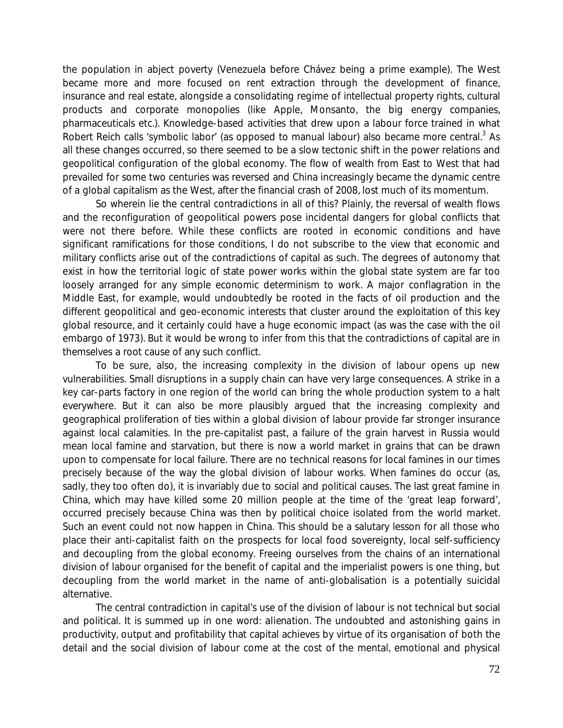the population in abject poverty (Venezuela before Chávez being a prime example). The West became more and more focused on rent extraction through the development of finance, insurance and real estate, alongside a consolidating regime of intellectual property rights, cultural products and corporate monopolies (like Apple, Monsanto, the big energy companies, pharmaceuticals etc.). Knowledge-based activities that drew upon a labour force trained in what Robert Reich calls 'symbolic labor' (as opposed to manual labour) also became more central.[3] As all these changes occurred, so there seemed to be a slow tectonic shift in the power relations and geopolitical configuration of the global economy. The flow of wealth from East to West that had prevailed for some two centuries was reversed and China increasingly became the dynamic centre of a global capitalism as the West, after the financial crash of 2008, lost much of its momentum.

So wherein lie the central contradictions in all of this? Plainly, the reversal of wealth flows and the reconfiguration of geopolitical powers pose incidental dangers for global conflicts that were not there before. While these conflicts are rooted in economic conditions and have significant ramifications for those conditions, I do not subscribe to the view that economic and military conflicts arise out of the contradictions of capital as such. The degrees of autonomy that exist in how the territorial logic of state power works within the global state system are far too loosely arranged for any simple economic determinism to work. A major conflagration in the Middle East, for example, would undoubtedly be rooted in the facts of oil production and the different geopolitical and geo-economic interests that cluster around the exploitation of this key global resource, and it certainly could have a huge economic impact (as was the case with the oil embargo of 1973). But it would be wrong to infer from this that the contradictions of capital are in themselves a root cause of any such conflict.

To be sure, also, the increasing complexity in the division of labour opens up new vulnerabilities. Small disruptions in a supply chain can have very large consequences. A strike in a key car-parts factory in one region of the world can bring the whole production system to a halt everywhere. But it can also be more plausibly argued that the increasing complexity and geographical proliferation of ties within a global division of labour provide far stronger insurance against local calamities. In the pre-capitalist past, a failure of the grain harvest in Russia would mean local famine and starvation, but there is now a world market in grains that can be drawn upon to compensate for local failure. There are no technical reasons for local famines in our times precisely because of the way the global division of labour works. When famines do occur (as, sadly, they too often do), it is invariably due to social and political causes. The last great famine in China, which may have killed some 20 million people at the time of the 'great leap forward', occurred precisely because China was then by political choice isolated from the world market. Such an event could not now happen in China. This should be a salutary lesson for all those who place their anti-capitalist faith on the prospects for local food sovereignty, local self-sufficiency and decoupling from the global economy. Freeing ourselves from the chains of an international division of labour organised for the benefit of capital and the imperialist powers is one thing, but decoupling from the world market in the name of anti-globalisation is a potentially suicidal alternative.

The central contradiction in capital's use of the division of labour is not technical but social and political. It is summed up in one word: alienation. The undoubted and astonishing gains in productivity, output and profitability that capital achieves by virtue of its organisation of both the detail and the social division of labour come at the cost of the mental, emotional and physical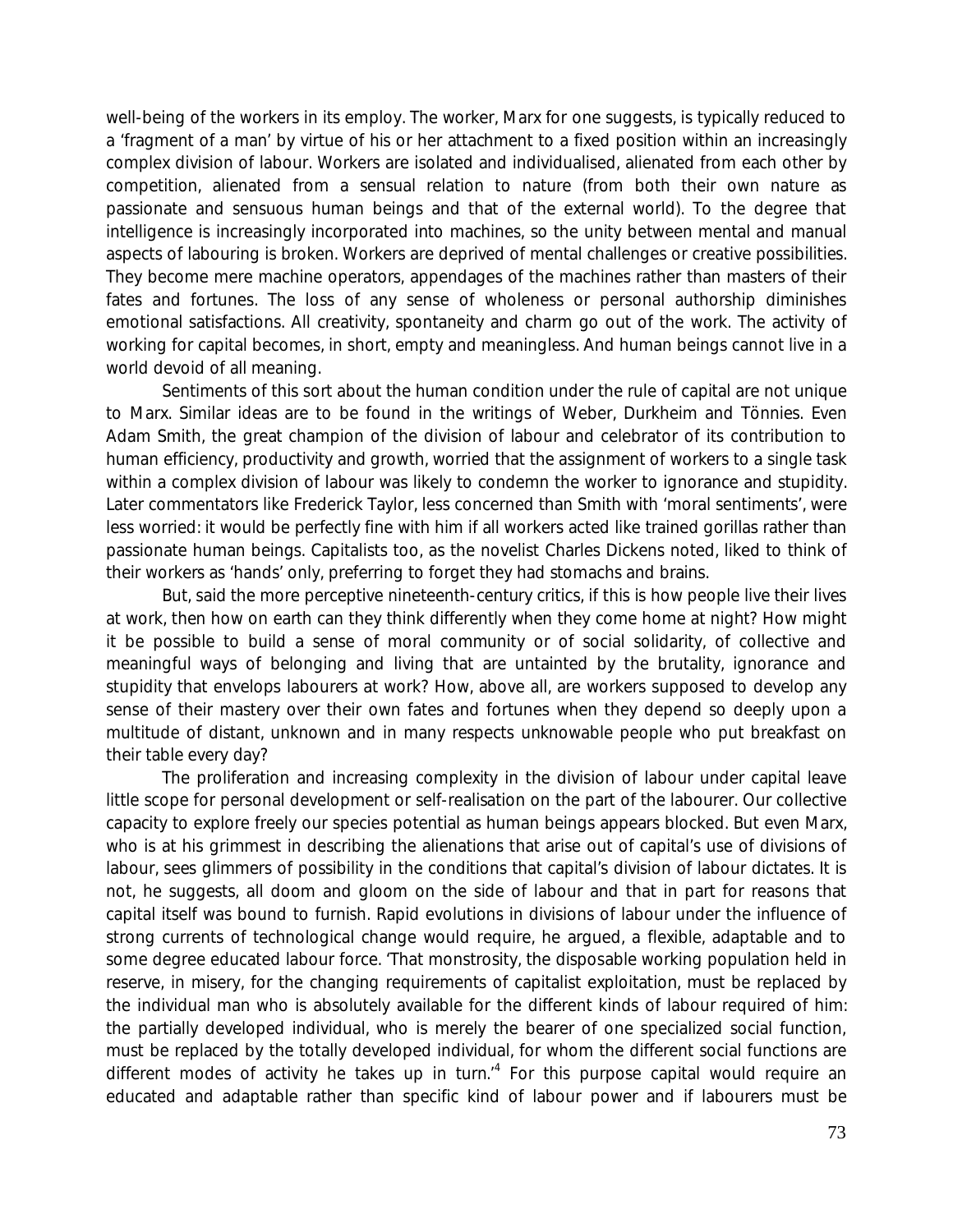well-being of the workers in its employ. The worker, Marx for one suggests, is typically reduced to a 'fragment of a man' by virtue of his or her attachment to a fixed position within an increasingly complex division of labour. Workers are isolated and individualised, alienated from each other by competition, alienated from a sensual relation to nature (from both their own nature as passionate and sensuous human beings and that of the external world). To the degree that intelligence is increasingly incorporated into machines, so the unity between mental and manual aspects of labouring is broken. Workers are deprived of mental challenges or creative possibilities. They become mere machine operators, appendages of the machines rather than masters of their fates and fortunes. The loss of any sense of wholeness or personal authorship diminishes emotional satisfactions. All creativity, spontaneity and charm go out of the work. The activity of working for capital becomes, in short, empty and meaningless. And human beings cannot live in a world devoid of all meaning.

Sentiments of this sort about the human condition under the rule of capital are not unique to Marx. Similar ideas are to be found in the writings of Weber, Durkheim and Tönnies. Even Adam Smith, the great champion of the division of labour and celebrator of its contribution to human efficiency, productivity and growth, worried that the assignment of workers to a single task within a complex division of labour was likely to condemn the worker to ignorance and stupidity. Later commentators like Frederick Taylor, less concerned than Smith with 'moral sentiments', were less worried: it would be perfectly fine with him if all workers acted like trained gorillas rather than passionate human beings. Capitalists too, as the novelist Charles Dickens noted, liked to think of their workers as 'hands' only, preferring to forget they had stomachs and brains.

But, said the more perceptive nineteenth-century critics, if this is how people live their lives at work, then how on earth can they think differently when they come home at night? How might it be possible to build a sense of moral community or of social solidarity, of collective and meaningful ways of belonging and living that are untainted by the brutality, ignorance and stupidity that envelops labourers at work? How, above all, are workers supposed to develop any sense of their mastery over their own fates and fortunes when they depend so deeply upon a multitude of distant, unknown and in many respects unknowable people who put breakfast on their table every day?

The proliferation and increasing complexity in the division of labour under capital leave little scope for personal development or self-realisation on the part of the labourer. Our collective capacity to explore freely our species potential as human beings appears blocked. But even Marx, who is at his grimmest in describing the alienations that arise out of capital's use of divisions of labour, sees glimmers of possibility in the conditions that capital's division of labour dictates. It is not, he suggests, all doom and gloom on the side of labour and that in part for reasons that capital itself was bound to furnish. Rapid evolutions in divisions of labour under the influence of strong currents of technological change would require, he argued, a flexible, adaptable and to some degree educated labour force. 'That monstrosity, the disposable working population held in reserve, in misery, for the changing requirements of capitalist exploitation, must be replaced by the individual man who is absolutely available for the different kinds of labour required of him: the partially developed individual, who is merely the bearer of one specialized social function, must be replaced by the totally developed individual, for whom the different social functions are different modes of activity he takes up in turn.'[4] For this purpose capital would require an educated and adaptable rather than specific kind of labour power and if labourers must be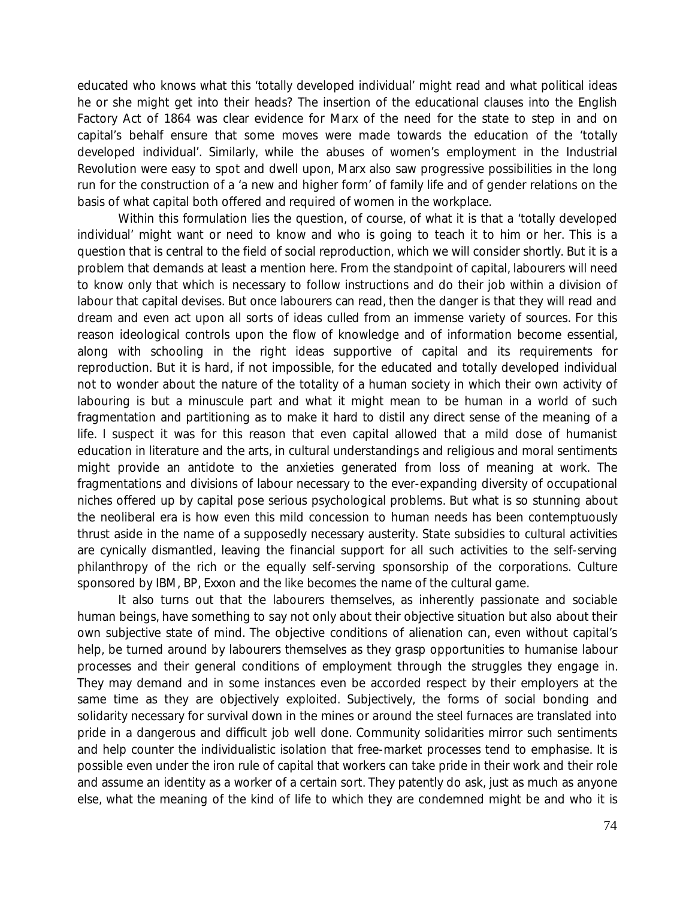educated who knows what this 'totally developed individual' might read and what political ideas he or she might get into their heads? The insertion of the educational clauses into the English Factory Act of 1864 was clear evidence for Marx of the need for the state to step in and on capital's behalf ensure that some moves were made towards the education of the 'totally developed individual'. Similarly, while the abuses of women's employment in the Industrial Revolution were easy to spot and dwell upon, Marx also saw progressive possibilities in the long run for the construction of a 'a new and higher form' of family life and of gender relations on the basis of what capital both offered and required of women in the workplace.

Within this formulation lies the question, of course, of what it is that a 'totally developed individual' might want or need to know and who is going to teach it to him or her. This is a question that is central to the field of social reproduction, which we will consider shortly. But it is a problem that demands at least a mention here. From the standpoint of capital, labourers will need to know only that which is necessary to follow instructions and do their job within a division of labour that capital devises. But once labourers can read, then the danger is that they will read and dream and even act upon all sorts of ideas culled from an immense variety of sources. For this reason ideological controls upon the flow of knowledge and of information become essential, along with schooling in the right ideas supportive of capital and its requirements for reproduction. But it is hard, if not impossible, for the educated and totally developed individual not to wonder about the nature of the totality of a human society in which their own activity of labouring is but a minuscule part and what it might mean to be human in a world of such fragmentation and partitioning as to make it hard to distil any direct sense of the meaning of a life. I suspect it was for this reason that even capital allowed that a mild dose of humanist education in literature and the arts, in cultural understandings and religious and moral sentiments might provide an antidote to the anxieties generated from loss of meaning at work. The fragmentations and divisions of labour necessary to the ever-expanding diversity of occupational niches offered up by capital pose serious psychological problems. But what is so stunning about the neoliberal era is how even this mild concession to human needs has been contemptuously thrust aside in the name of a supposedly necessary austerity. State subsidies to cultural activities are cynically dismantled, leaving the financial support for all such activities to the self-serving philanthropy of the rich or the equally self-serving sponsorship of the corporations. Culture sponsored by IBM, BP, Exxon and the like becomes the name of the cultural game.

It also turns out that the labourers themselves, as inherently passionate and sociable human beings, have something to say not only about their objective situation but also about their own subjective state of mind. The objective conditions of alienation can, even without capital's help, be turned around by labourers themselves as they grasp opportunities to humanise labour processes and their general conditions of employment through the struggles they engage in. They may demand and in some instances even be accorded respect by their employers at the same time as they are objectively exploited. Subjectively, the forms of social bonding and solidarity necessary for survival down in the mines or around the steel furnaces are translated into pride in a dangerous and difficult job well done. Community solidarities mirror such sentiments and help counter the individualistic isolation that free-market processes tend to emphasise. It is possible even under the iron rule of capital that workers can take pride in their work and their role and assume an identity as a worker of a certain sort. They patently do ask, just as much as anyone else, what the meaning of the kind of life to which they are condemned might be and who it is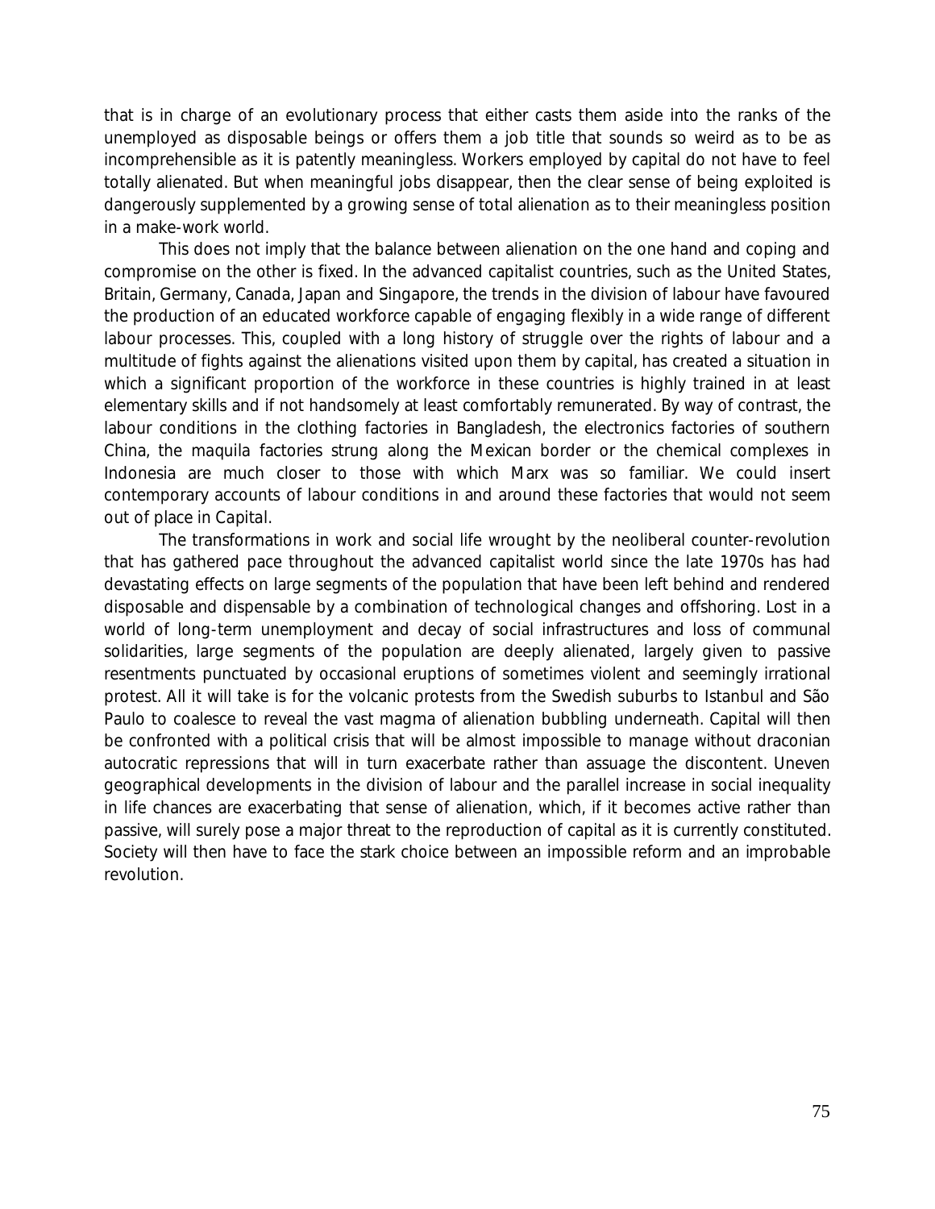that is in charge of an evolutionary process that either casts them aside into the ranks of the unemployed as disposable beings or offers them a job title that sounds so weird as to be as incomprehensible as it is patently meaningless. Workers employed by capital do not have to feel totally alienated. But when meaningful jobs disappear, then the clear sense of being exploited is dangerously supplemented by a growing sense of total alienation as to their meaningless position in a make-work world.

This does not imply that the balance between alienation on the one hand and coping and compromise on the other is fixed. In the advanced capitalist countries, such as the United States, Britain, Germany, Canada, Japan and Singapore, the trends in the division of labour have favoured the production of an educated workforce capable of engaging flexibly in a wide range of different labour processes. This, coupled with a long history of struggle over the rights of labour and a multitude of fights against the alienations visited upon them by capital, has created a situation in which a significant proportion of the workforce in these countries is highly trained in at least elementary skills and if not handsomely at least comfortably remunerated. By way of contrast, the labour conditions in the clothing factories in Bangladesh, the electronics factories of southern China, the maquila factories strung along the Mexican border or the chemical complexes in Indonesia are much closer to those with which Marx was so familiar. We could insert contemporary accounts of labour conditions in and around these factories that would not seem out of place in *Capital*.

The transformations in work and social life wrought by the neoliberal counter-revolution that has gathered pace throughout the advanced capitalist world since the late 1970s has had devastating effects on large segments of the population that have been left behind and rendered disposable and dispensable by a combination of technological changes and offshoring. Lost in a world of long-term unemployment and decay of social infrastructures and loss of communal solidarities, large segments of the population are deeply alienated, largely given to passive resentments punctuated by occasional eruptions of sometimes violent and seemingly irrational protest. All it will take is for the volcanic protests from the Swedish suburbs to Istanbul and São Paulo to coalesce to reveal the vast magma of alienation bubbling underneath. Capital will then be confronted with a political crisis that will be almost impossible to manage without draconian autocratic repressions that will in turn exacerbate rather than assuage the discontent. Uneven geographical developments in the division of labour and the parallel increase in social inequality in life chances are exacerbating that sense of alienation, which, if it becomes active rather than passive, will surely pose a major threat to the reproduction of capital as it is currently constituted. Society will then have to face the stark choice between an impossible reform and an improbable revolution.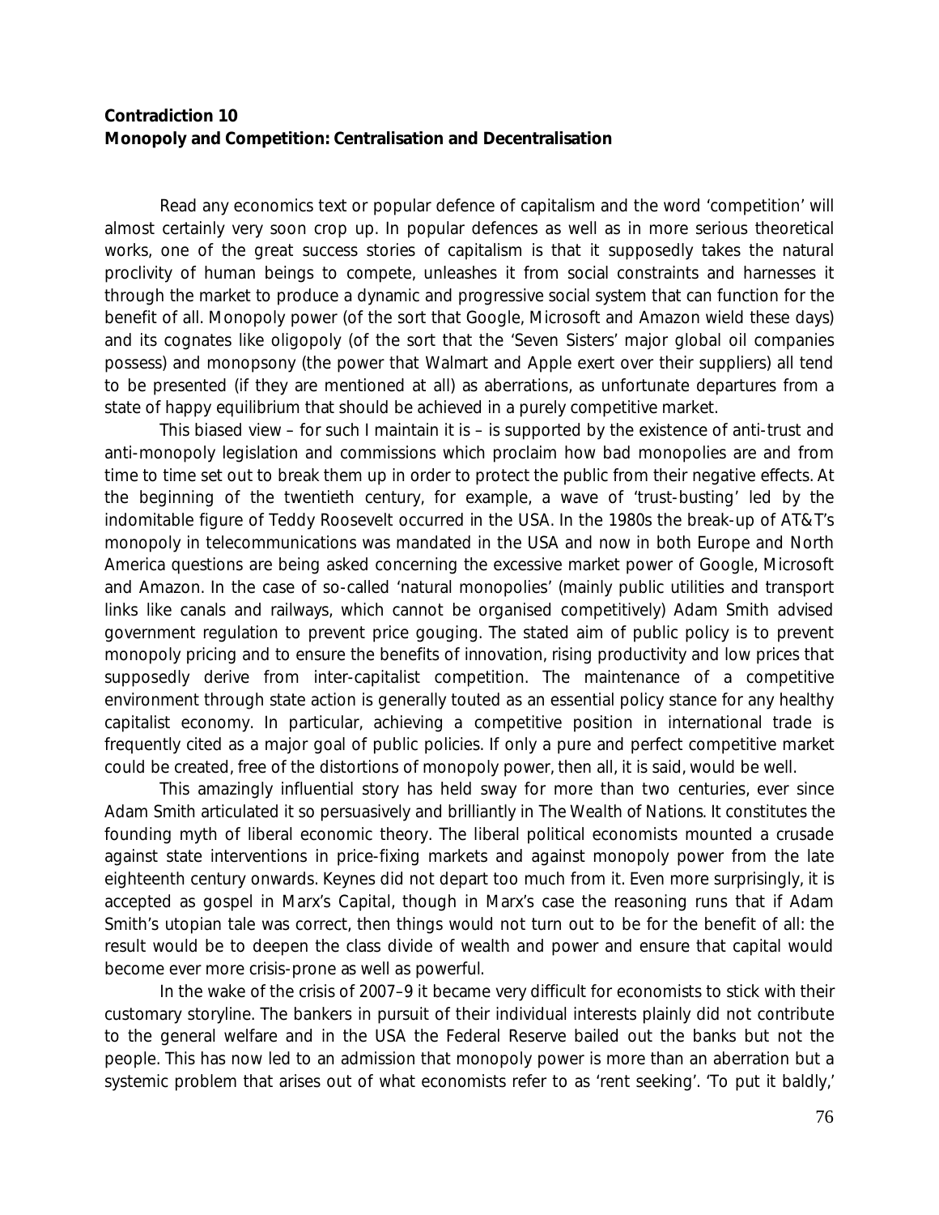**Contradiction 10**
**Monopoly and Competition: Centralisation and Decentralisation**

Read any economics text or popular defence of capitalism and the word 'competition' will almost certainly very soon crop up. In popular defences as well as in more serious theoretical works, one of the great success stories of capitalism is that it supposedly takes the natural proclivity of human beings to compete, unleashes it from social constraints and harnesses it through the market to produce a dynamic and progressive social system that can function for the benefit of all. Monopoly power (of the sort that Google, Microsoft and Amazon wield these days) and its cognates like oligopoly (of the sort that the 'Seven Sisters' major global oil companies possess) and monopsony (the power that Walmart and Apple exert over their suppliers) all tend to be presented (if they are mentioned at all) as aberrations, as unfortunate departures from a state of happy equilibrium that should be achieved in a purely competitive market.

This biased view – for such I maintain it is – is supported by the existence of anti-trust and anti-monopoly legislation and commissions which proclaim how bad monopolies are and from time to time set out to break them up in order to protect the public from their negative effects. At the beginning of the twentieth century, for example, a wave of 'trust-busting' led by the indomitable figure of Teddy Roosevelt occurred in the USA. In the 1980s the break-up of AT&T's monopoly in telecommunications was mandated in the USA and now in both Europe and North America questions are being asked concerning the excessive market power of Google, Microsoft and Amazon. In the case of so-called 'natural monopolies' (mainly public utilities and transport links like canals and railways, which cannot be organised competitively) Adam Smith advised government regulation to prevent price gouging. The stated aim of public policy is to prevent monopoly pricing and to ensure the benefits of innovation, rising productivity and low prices that supposedly derive from inter-capitalist competition. The maintenance of a competitive environment through state action is generally touted as an essential policy stance for any healthy capitalist economy. In particular, achieving a competitive position in international trade is frequently cited as a major goal of public policies. If only a pure and perfect competitive market could be created, free of the distortions of monopoly power, then all, it is said, would be well.

This amazingly influential story has held sway for more than two centuries, ever since Adam Smith articulated it so persuasively and brilliantly in The Wealth of Nations. It constitutes the founding myth of liberal economic theory. The liberal political economists mounted a crusade against state interventions in price-fixing markets and against monopoly power from the late eighteenth century onwards. Keynes did not depart too much from it. Even more surprisingly, it is accepted as gospel in Marx's Capital, though in Marx's case the reasoning runs that if Adam Smith's utopian tale was correct, then things would not turn out to be for the benefit of all: the result would be to deepen the class divide of wealth and power and ensure that capital would become ever more crisis-prone as well as powerful.

In the wake of the crisis of 2007–9 it became very difficult for economists to stick with their customary storyline. The bankers in pursuit of their individual interests plainly did not contribute to the general welfare and in the USA the Federal Reserve bailed out the banks but not the people. This has now led to an admission that monopoly power is more than an aberration but a systemic problem that arises out of what economists refer to as 'rent seeking'. 'To put it baldly,'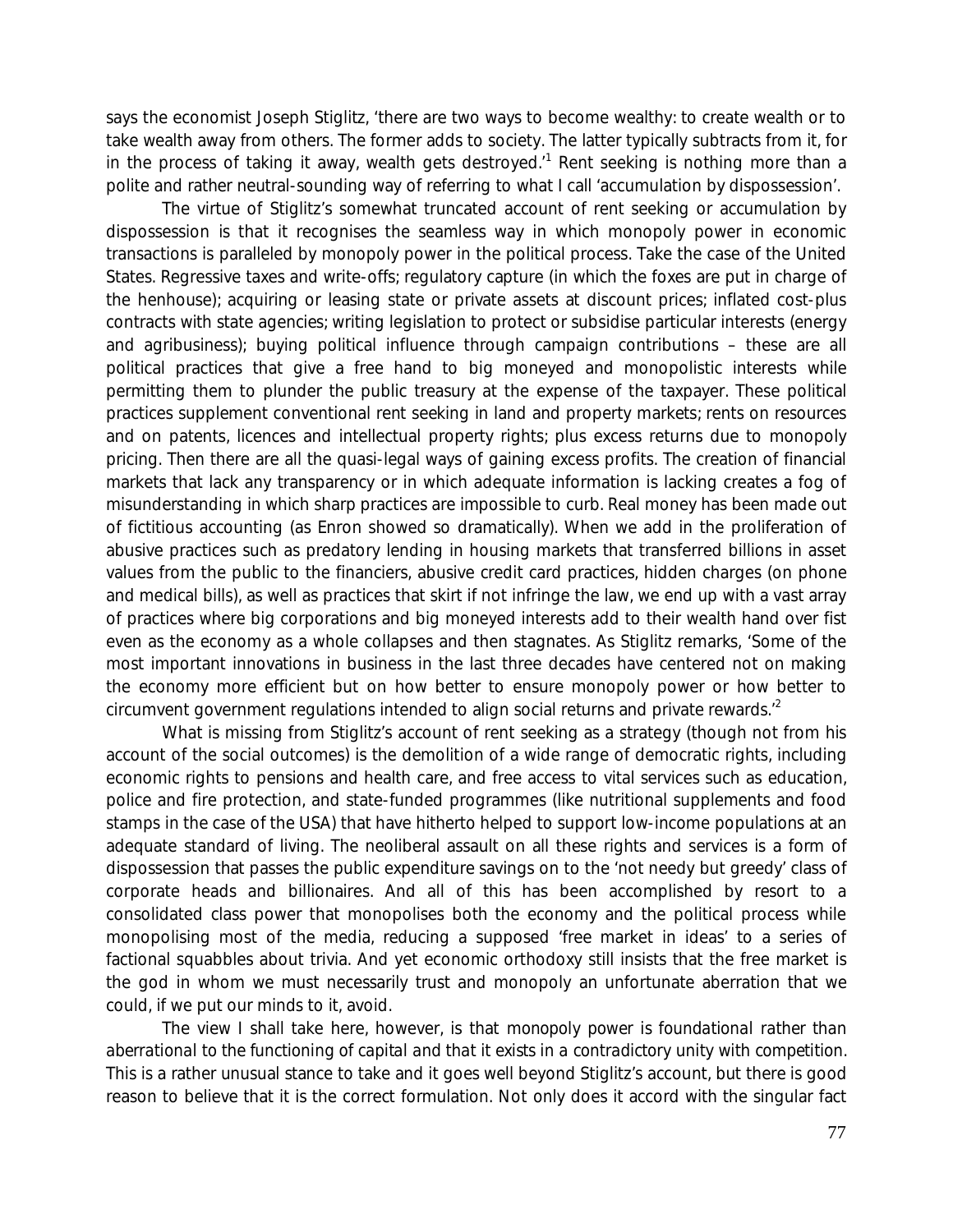says the economist Joseph Stiglitz, 'there are two ways to become wealthy: to create wealth or to take wealth away from others. The former adds to society. The latter typically subtracts from it, for in the process of taking it away, wealth gets destroyed.'[1] Rent seeking is nothing more than a polite and rather neutral-sounding way of referring to what I call 'accumulation by dispossession'.

The virtue of Stiglitz's somewhat truncated account of rent seeking or accumulation by dispossession is that it recognises the seamless way in which monopoly power in economic transactions is paralleled by monopoly power in the political process. Take the case of the United States. Regressive taxes and write-offs; regulatory capture (in which the foxes are put in charge of the henhouse); acquiring or leasing state or private assets at discount prices; inflated cost-plus contracts with state agencies; writing legislation to protect or subsidise particular interests (energy and agribusiness); buying political influence through campaign contributions – these are all political practices that give a free hand to big moneyed and monopolistic interests while permitting them to plunder the public treasury at the expense of the taxpayer. These political practices supplement conventional rent seeking in land and property markets; rents on resources and on patents, licences and intellectual property rights; plus excess returns due to monopoly pricing. Then there are all the quasi-legal ways of gaining excess profits. The creation of financial markets that lack any transparency or in which adequate information is lacking creates a fog of misunderstanding in which sharp practices are impossible to curb. Real money has been made out of fictitious accounting (as Enron showed so dramatically). When we add in the proliferation of abusive practices such as predatory lending in housing markets that transferred billions in asset values from the public to the financiers, abusive credit card practices, hidden charges (on phone and medical bills), as well as practices that skirt if not infringe the law, we end up with a vast array of practices where big corporations and big moneyed interests add to their wealth hand over fist even as the economy as a whole collapses and then stagnates. As Stiglitz remarks, 'Some of the most important innovations in business in the last three decades have centered not on making the economy more efficient but on how better to ensure monopoly power or how better to circumvent government regulations intended to align social returns and private rewards.'[2]

What is missing from Stiglitz's account of rent seeking as a strategy (though not from his account of the social outcomes) is the demolition of a wide range of democratic rights, including economic rights to pensions and health care, and free access to vital services such as education, police and fire protection, and state-funded programmes (like nutritional supplements and food stamps in the case of the USA) that have hitherto helped to support low-income populations at an adequate standard of living. The neoliberal assault on all these rights and services is a form of dispossession that passes the public expenditure savings on to the 'not needy but greedy' class of corporate heads and billionaires. And all of this has been accomplished by resort to a consolidated class power that monopolises both the economy and the political process while monopolising most of the media, reducing a supposed 'free market in ideas' to a series of factional squabbles about trivia. And yet economic orthodoxy still insists that the free market is the god in whom we must necessarily trust and monopoly an unfortunate aberration that we could, if we put our minds to it, avoid.

The view I shall take here, however, is that *monopoly power is foundational rather than aberrational to the functioning of capital and that it exists in a contradictory unity with competition*. This is a rather unusual stance to take and it goes well beyond Stiglitz's account, but there is good reason to believe that it is the correct formulation. Not only does it accord with the singular fact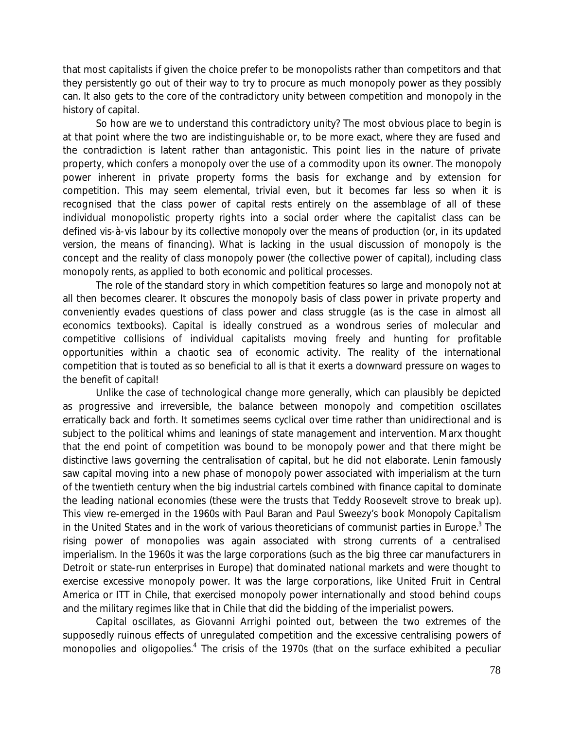that most capitalists if given the choice prefer to be monopolists rather than competitors and that they persistently go out of their way to try to procure as much monopoly power as they possibly can. It also gets to the core of the contradictory unity between competition and monopoly in the history of capital.

So how are we to understand this contradictory unity? The most obvious place to begin is at that point where the two are indistinguishable or, to be more exact, where they are fused and the contradiction is latent rather than antagonistic. This point lies in the nature of private property, which confers a monopoly over the use of a commodity upon its owner. The monopoly power inherent in private property forms the basis for exchange and by extension for competition. This may seem elemental, trivial even, but it becomes far less so when it is recognised that the class power of capital rests entirely on the assemblage of all of these individual monopolistic property rights into a social order where the capitalist class can be defined vis-à-vis labour by its collective monopoly over the means of production (or, in its updated version, the means of financing). What is lacking in the usual discussion of monopoly is the concept and the reality of class monopoly power (the collective power of capital), including class monopoly rents, as applied to both economic and political processes.

The role of the standard story in which competition features so large and monopoly not at all then becomes clearer. It obscures the monopoly basis of class power in private property and conveniently evades questions of class power and class struggle (as is the case in almost all economics textbooks). Capital is ideally construed as a wondrous series of molecular and competitive collisions of individual capitalists moving freely and hunting for profitable opportunities within a chaotic sea of economic activity. The reality of the international competition that is touted as so beneficial to all is that it exerts a downward pressure on wages to the benefit of capital!

Unlike the case of technological change more generally, which can plausibly be depicted as progressive and irreversible, the balance between monopoly and competition oscillates erratically back and forth. It sometimes seems cyclical over time rather than unidirectional and is subject to the political whims and leanings of state management and intervention. Marx thought that the end point of competition was bound to be monopoly power and that there might be distinctive laws governing the centralisation of capital, but he did not elaborate. Lenin famously saw capital moving into a new phase of monopoly power associated with imperialism at the turn of the twentieth century when the big industrial cartels combined with finance capital to dominate the leading national economies (these were the trusts that Teddy Roosevelt strove to break up). This view re-emerged in the 1960s with Paul Baran and Paul Sweezy's book *Monopoly Capitalism* in the United States and in the work of various theoreticians of communist parties in Europe.[3] The rising power of monopolies was again associated with strong currents of a centralised imperialism. In the 1960s it was the large corporations (such as the big three car manufacturers in Detroit or state-run enterprises in Europe) that dominated national markets and were thought to exercise excessive monopoly power. It was the large corporations, like United Fruit in Central America or ITT in Chile, that exercised monopoly power internationally and stood behind coups and the military regimes like that in Chile that did the bidding of the imperialist powers.

Capital oscillates, as Giovanni Arrighi pointed out, between the two extremes of the supposedly ruinous effects of unregulated competition and the excessive centralising powers of monopolies and oligopolies.[4] The crisis of the 1970s (that on the surface exhibited a peculiar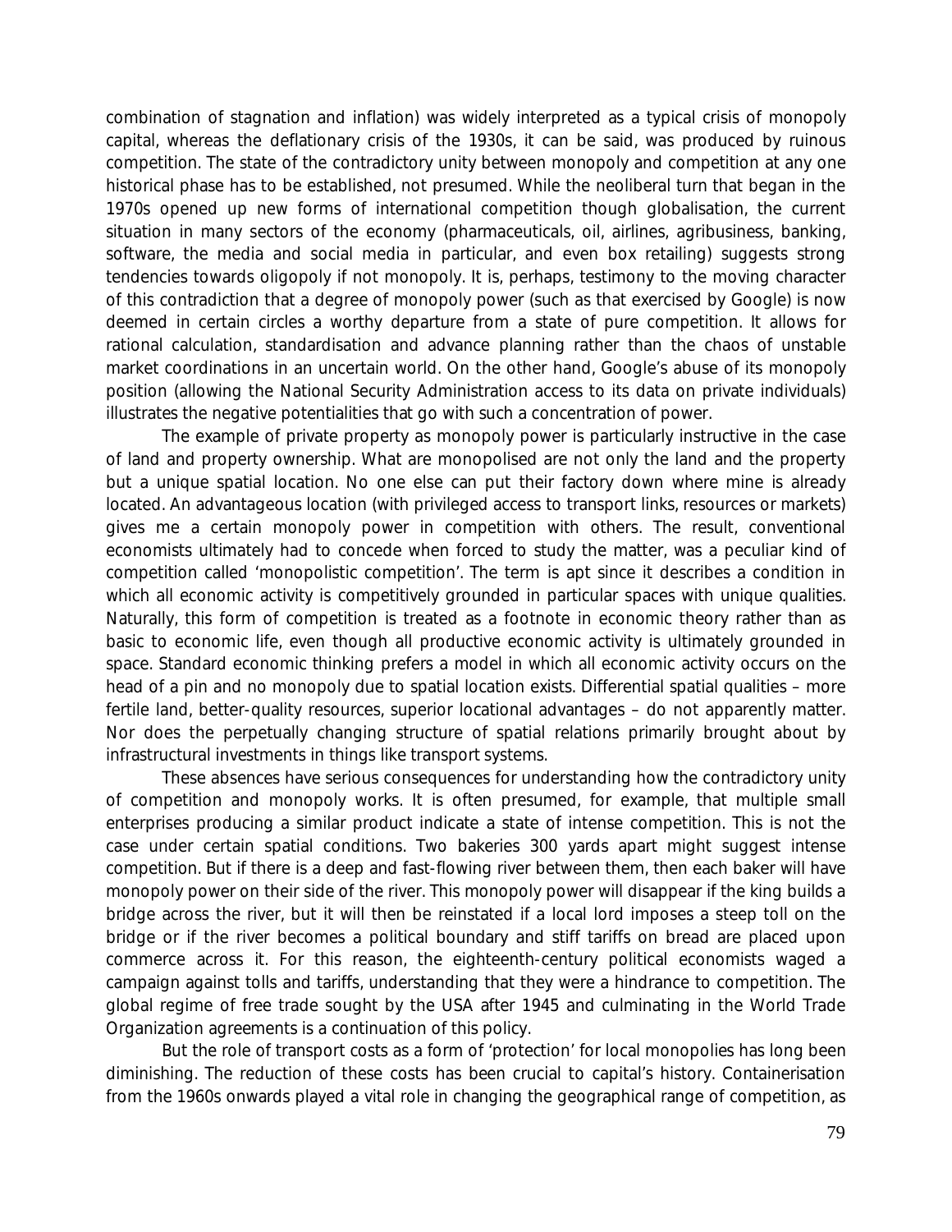combination of stagnation and inflation) was widely interpreted as a typical crisis of monopoly capital, whereas the deflationary crisis of the 1930s, it can be said, was produced by ruinous competition. The state of the contradictory unity between monopoly and competition at any one historical phase has to be established, not presumed. While the neoliberal turn that began in the 1970s opened up new forms of international competition though globalisation, the current situation in many sectors of the economy (pharmaceuticals, oil, airlines, agribusiness, banking, software, the media and social media in particular, and even box retailing) suggests strong tendencies towards oligopoly if not monopoly. It is, perhaps, testimony to the moving character of this contradiction that a degree of monopoly power (such as that exercised by Google) is now deemed in certain circles a worthy departure from a state of pure competition. It allows for rational calculation, standardisation and advance planning rather than the chaos of unstable market coordinations in an uncertain world. On the other hand, Google's abuse of its monopoly position (allowing the National Security Administration access to its data on private individuals) illustrates the negative potentialities that go with such a concentration of power.

The example of private property as monopoly power is particularly instructive in the case of land and property ownership. What are monopolised are not only the land and the property but a unique spatial location. No one else can put their factory down where mine is already located. An advantageous location (with privileged access to transport links, resources or markets) gives me a certain monopoly power in competition with others. The result, conventional economists ultimately had to concede when forced to study the matter, was a peculiar kind of competition called 'monopolistic competition'. The term is apt since it describes a condition in which all economic activity is competitively grounded in particular spaces with unique qualities. Naturally, this form of competition is treated as a footnote in economic theory rather than as basic to economic life, even though all productive economic activity is ultimately grounded in space. Standard economic thinking prefers a model in which all economic activity occurs on the head of a pin and no monopoly due to spatial location exists. Differential spatial qualities – more fertile land, better-quality resources, superior locational advantages – do not apparently matter. Nor does the perpetually changing structure of spatial relations primarily brought about by infrastructural investments in things like transport systems.

These absences have serious consequences for understanding how the contradictory unity of competition and monopoly works. It is often presumed, for example, that multiple small enterprises producing a similar product indicate a state of intense competition. This is not the case under certain spatial conditions. Two bakeries 300 yards apart might suggest intense competition. But if there is a deep and fast-flowing river between them, then each baker will have monopoly power on their side of the river. This monopoly power will disappear if the king builds a bridge across the river, but it will then be reinstated if a local lord imposes a steep toll on the bridge or if the river becomes a political boundary and stiff tariffs on bread are placed upon commerce across it. For this reason, the eighteenth-century political economists waged a campaign against tolls and tariffs, understanding that they were a hindrance to competition. The global regime of free trade sought by the USA after 1945 and culminating in the World Trade Organization agreements is a continuation of this policy.

But the role of transport costs as a form of 'protection' for local monopolies has long been diminishing. The reduction of these costs has been crucial to capital's history. Containerisation from the 1960s onwards played a vital role in changing the geographical range of competition, as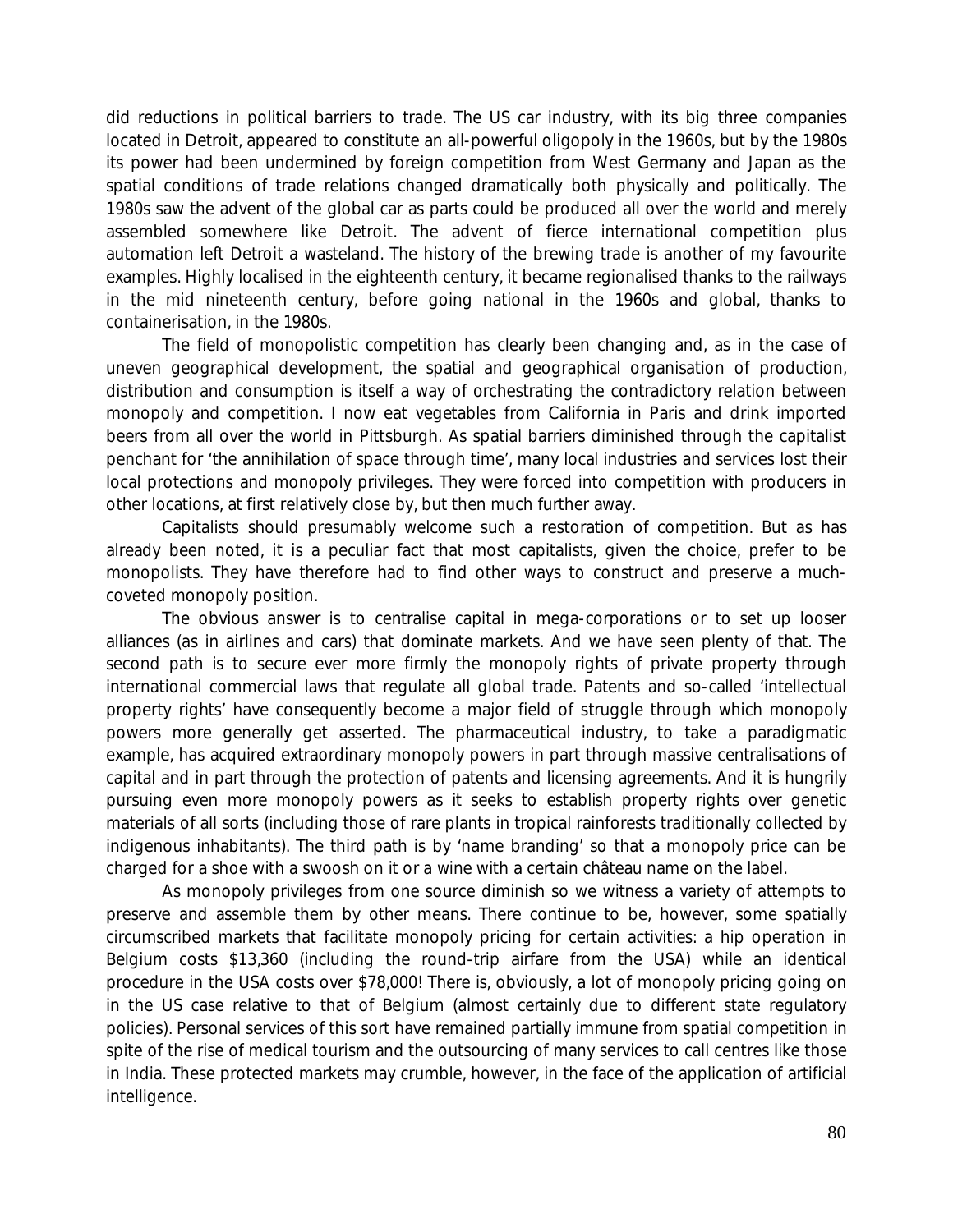did reductions in political barriers to trade. The US car industry, with its big three companies located in Detroit, appeared to constitute an all-powerful oligopoly in the 1960s, but by the 1980s its power had been undermined by foreign competition from West Germany and Japan as the spatial conditions of trade relations changed dramatically both physically and politically. The 1980s saw the advent of the global car as parts could be produced all over the world and merely assembled somewhere like Detroit. The advent of fierce international competition plus automation left Detroit a wasteland. The history of the brewing trade is another of my favourite examples. Highly localised in the eighteenth century, it became regionalised thanks to the railways in the mid nineteenth century, before going national in the 1960s and global, thanks to containerisation, in the 1980s.

The field of monopolistic competition has clearly been changing and, as in the case of uneven geographical development, the spatial and geographical organisation of production, distribution and consumption is itself a way of orchestrating the contradictory relation between monopoly and competition. I now eat vegetables from California in Paris and drink imported beers from all over the world in Pittsburgh. As spatial barriers diminished through the capitalist penchant for 'the annihilation of space through time', many local industries and services lost their local protections and monopoly privileges. They were forced into competition with producers in other locations, at first relatively close by, but then much further away.

Capitalists should presumably welcome such a restoration of competition. But as has already been noted, it is a peculiar fact that most capitalists, given the choice, prefer to be monopolists. They have therefore had to find other ways to construct and preserve a much-coveted monopoly position.

The obvious answer is to centralise capital in mega-corporations or to set up looser alliances (as in airlines and cars) that dominate markets. And we have seen plenty of that. The second path is to secure ever more firmly the monopoly rights of private property through international commercial laws that regulate all global trade. Patents and so-called 'intellectual property rights' have consequently become a major field of struggle through which monopoly powers more generally get asserted. The pharmaceutical industry, to take a paradigmatic example, has acquired extraordinary monopoly powers in part through massive centralisations of capital and in part through the protection of patents and licensing agreements. And it is hungrily pursuing even more monopoly powers as it seeks to establish property rights over genetic materials of all sorts (including those of rare plants in tropical rainforests traditionally collected by indigenous inhabitants). The third path is by 'name branding' so that a monopoly price can be charged for a shoe with a swoosh on it or a wine with a certain château name on the label.

As monopoly privileges from one source diminish so we witness a variety of attempts to preserve and assemble them by other means. There continue to be, however, some spatially circumscribed markets that facilitate monopoly pricing for certain activities: a hip operation in Belgium costs $13,360 (including the round-trip airfare from the USA) while an identical procedure in the USA costs over $78,000! There is, obviously, a lot of monopoly pricing going on in the US case relative to that of Belgium (almost certainly due to different state regulatory policies). Personal services of this sort have remained partially immune from spatial competition in spite of the rise of medical tourism and the outsourcing of many services to call centres like those in India. These protected markets may crumble, however, in the face of the application of artificial intelligence.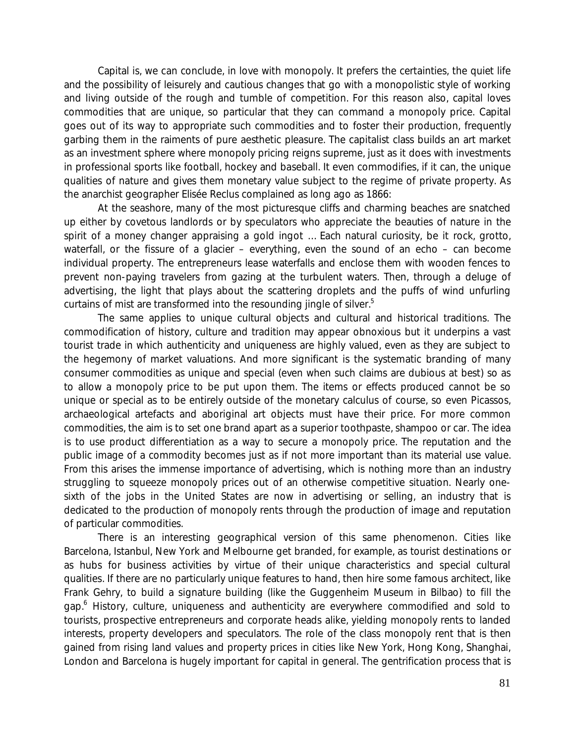Capital is, we can conclude, in love with monopoly. It prefers the certainties, the quiet life and the possibility of leisurely and cautious changes that go with a monopolistic style of working and living outside of the rough and tumble of competition. For this reason also, capital loves commodities that are unique, so particular that they can command a monopoly price. Capital goes out of its way to appropriate such commodities and to foster their production, frequently garbing them in the raiments of pure aesthetic pleasure. The capitalist class builds an art market as an investment sphere where monopoly pricing reigns supreme, just as it does with investments in professional sports like football, hockey and baseball. It even commodifies, if it can, the unique qualities of nature and gives them monetary value subject to the regime of private property. As the anarchist geographer Elisée Reclus complained as long ago as 1866:

At the seashore, many of the most picturesque cliffs and charming beaches are snatched up either by covetous landlords or by speculators who appreciate the beauties of nature in the spirit of a money changer appraising a gold ingot … Each natural curiosity, be it rock, grotto, waterfall, or the fissure of a glacier – everything, even the sound of an echo – can become individual property. The entrepreneurs lease waterfalls and enclose them with wooden fences to prevent non-paying travelers from gazing at the turbulent waters. Then, through a deluge of advertising, the light that plays about the scattering droplets and the puffs of wind unfurling curtains of mist are transformed into the resounding jingle of silver.[5]

The same applies to unique cultural objects and cultural and historical traditions. The commodification of history, culture and tradition may appear obnoxious but it underpins a vast tourist trade in which authenticity and uniqueness are highly valued, even as they are subject to the hegemony of market valuations. And more significant is the systematic branding of many consumer commodities as unique and special (even when such claims are dubious at best) so as to allow a monopoly price to be put upon them. The items or effects produced cannot be so unique or special as to be entirely outside of the monetary calculus of course, so even Picassos, archaeological artefacts and aboriginal art objects must have their price. For more common commodities, the aim is to set one brand apart as a superior toothpaste, shampoo or car. The idea is to use product differentiation as a way to secure a monopoly price. The reputation and the public image of a commodity becomes just as if not more important than its material use value. From this arises the immense importance of advertising, which is nothing more than an industry struggling to squeeze monopoly prices out of an otherwise competitive situation. Nearly one-sixth of the jobs in the United States are now in advertising or selling, an industry that is dedicated to the production of monopoly rents through the production of image and reputation of particular commodities.

There is an interesting geographical version of this same phenomenon. Cities like Barcelona, Istanbul, New York and Melbourne get branded, for example, as tourist destinations or as hubs for business activities by virtue of their unique characteristics and special cultural qualities. If there are no particularly unique features to hand, then hire some famous architect, like Frank Gehry, to build a signature building (like the Guggenheim Museum in Bilbao) to fill the gap.[6] History, culture, uniqueness and authenticity are everywhere commodified and sold to tourists, prospective entrepreneurs and corporate heads alike, yielding monopoly rents to landed interests, property developers and speculators. The role of the class monopoly rent that is then gained from rising land values and property prices in cities like New York, Hong Kong, Shanghai, London and Barcelona is hugely important for capital in general. The gentrification process that is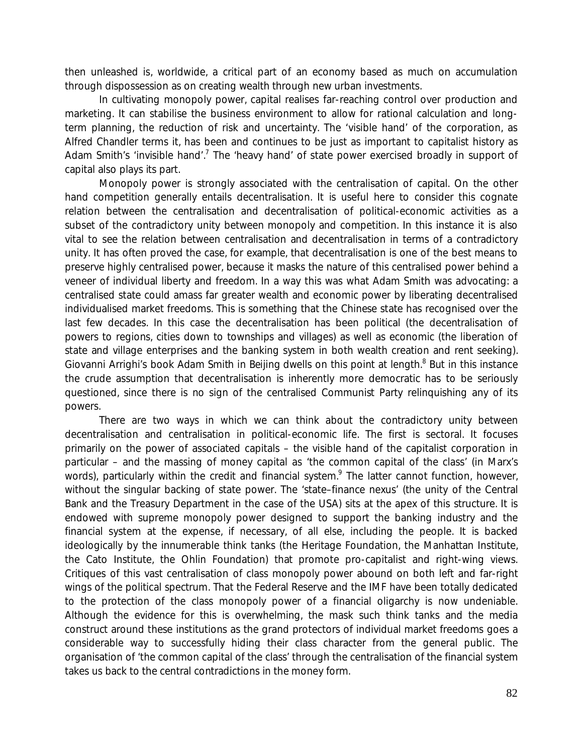then unleashed is, worldwide, a critical part of an economy based as much on accumulation through dispossession as on creating wealth through new urban investments.

In cultivating monopoly power, capital realises far-reaching control over production and marketing. It can stabilise the business environment to allow for rational calculation and long-term planning, the reduction of risk and uncertainty. The 'visible hand' of the corporation, as Alfred Chandler terms it, has been and continues to be just as important to capitalist history as Adam Smith's 'invisible hand'.[7] The 'heavy hand' of state power exercised broadly in support of capital also plays its part.

Monopoly power is strongly associated with the centralisation of capital. On the other hand competition generally entails decentralisation. It is useful here to consider this cognate relation between the centralisation and decentralisation of political-economic activities as a subset of the contradictory unity between monopoly and competition. In this instance it is also vital to see the relation between centralisation and decentralisation in terms of a contradictory unity. It has often proved the case, for example, that decentralisation is one of the best means to preserve highly centralised power, because it masks the nature of this centralised power behind a veneer of individual liberty and freedom. In a way this was what Adam Smith was advocating: a centralised state could amass far greater wealth and economic power by liberating decentralised individualised market freedoms. This is something that the Chinese state has recognised over the last few decades. In this case the decentralisation has been political (the decentralisation of powers to regions, cities down to townships and villages) as well as economic (the liberation of state and village enterprises and the banking system in both wealth creation and rent seeking). Giovanni Arrighi's book Adam Smith in Beijing dwells on this point at length.[8] But in this instance the crude assumption that decentralisation is inherently more democratic has to be seriously questioned, since there is no sign of the centralised Communist Party relinquishing any of its powers.

There are two ways in which we can think about the contradictory unity between decentralisation and centralisation in political-economic life. The first is sectoral. It focuses primarily on the power of associated capitals – the visible hand of the capitalist corporation in particular – and the massing of money capital as 'the common capital of the class' (in Marx's words), particularly within the credit and financial system.[9] The latter cannot function, however, without the singular backing of state power. The 'state–finance nexus' (the unity of the Central Bank and the Treasury Department in the case of the USA) sits at the apex of this structure. It is endowed with supreme monopoly power designed to support the banking industry and the financial system at the expense, if necessary, of all else, including the people. It is backed ideologically by the innumerable think tanks (the Heritage Foundation, the Manhattan Institute, the Cato Institute, the Ohlin Foundation) that promote pro-capitalist and right-wing views. Critiques of this vast centralisation of class monopoly power abound on both left and far-right wings of the political spectrum. That the Federal Reserve and the IMF have been totally dedicated to the protection of the class monopoly power of a financial oligarchy is now undeniable. Although the evidence for this is overwhelming, the mask such think tanks and the media construct around these institutions as the grand protectors of individual market freedoms goes a considerable way to successfully hiding their class character from the general public. The organisation of 'the common capital of the class' through the centralisation of the financial system takes us back to the central contradictions in the money form.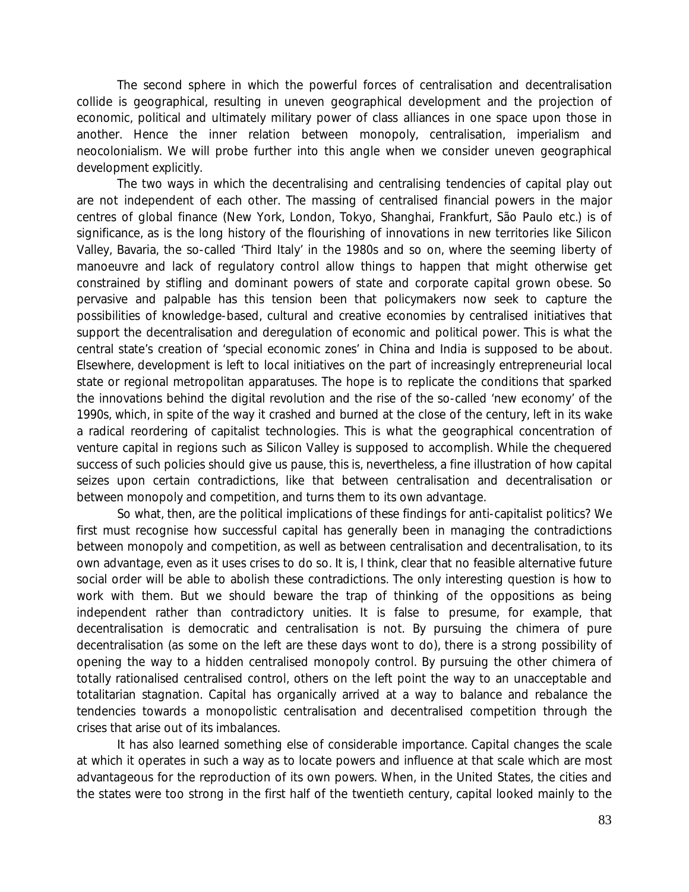The second sphere in which the powerful forces of centralisation and decentralisation collide is geographical, resulting in uneven geographical development and the projection of economic, political and ultimately military power of class alliances in one space upon those in another. Hence the inner relation between monopoly, centralisation, imperialism and neocolonialism. We will probe further into this angle when we consider uneven geographical development explicitly.

The two ways in which the decentralising and centralising tendencies of capital play out are not independent of each other. The massing of centralised financial powers in the major centres of global finance (New York, London, Tokyo, Shanghai, Frankfurt, São Paulo etc.) is of significance, as is the long history of the flourishing of innovations in new territories like Silicon Valley, Bavaria, the so-called 'Third Italy' in the 1980s and so on, where the seeming liberty of manoeuvre and lack of regulatory control allow things to happen that might otherwise get constrained by stifling and dominant powers of state and corporate capital grown obese. So pervasive and palpable has this tension been that policymakers now seek to capture the possibilities of knowledge-based, cultural and creative economies by centralised initiatives that support the decentralisation and deregulation of economic and political power. This is what the central state's creation of 'special economic zones' in China and India is supposed to be about. Elsewhere, development is left to local initiatives on the part of increasingly entrepreneurial local state or regional metropolitan apparatuses. The hope is to replicate the conditions that sparked the innovations behind the digital revolution and the rise of the so-called 'new economy' of the 1990s, which, in spite of the way it crashed and burned at the close of the century, left in its wake a radical reordering of capitalist technologies. This is what the geographical concentration of venture capital in regions such as Silicon Valley is supposed to accomplish. While the chequered success of such policies should give us pause, this is, nevertheless, a fine illustration of how capital seizes upon certain contradictions, like that between centralisation and decentralisation or between monopoly and competition, and turns them to its own advantage.

So what, then, are the political implications of these findings for anti-capitalist politics? We first must recognise how successful capital has generally been in managing the contradictions between monopoly and competition, as well as between centralisation and decentralisation, to its own advantage, even as it uses crises to do so. It is, I think, clear that no feasible alternative future social order will be able to abolish these contradictions. The only interesting question is how to work with them. But we should beware the trap of thinking of the oppositions as being independent rather than contradictory unities. It is false to presume, for example, that decentralisation is democratic and centralisation is not. By pursuing the chimera of pure decentralisation (as some on the left are these days wont to do), there is a strong possibility of opening the way to a hidden centralised monopoly control. By pursuing the other chimera of totally rationalised centralised control, others on the left point the way to an unacceptable and totalitarian stagnation. Capital has organically arrived at a way to balance and rebalance the tendencies towards a monopolistic centralisation and decentralised competition through the crises that arise out of its imbalances.

It has also learned something else of considerable importance. Capital changes the scale at which it operates in such a way as to locate powers and influence at that scale which are most advantageous for the reproduction of its own powers. When, in the United States, the cities and the states were too strong in the first half of the twentieth century, capital looked mainly to the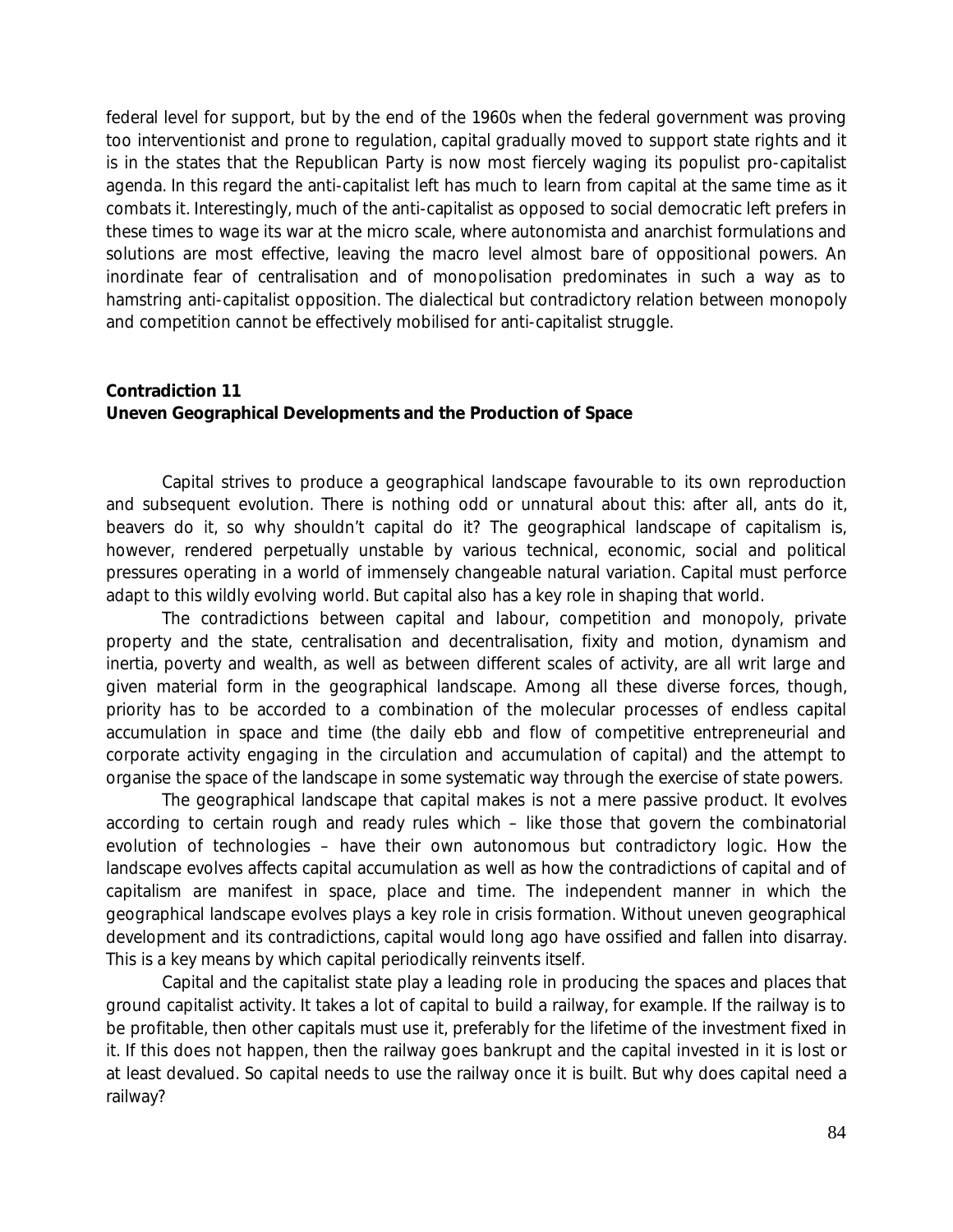federal level for support, but by the end of the 1960s when the federal government was proving too interventionist and prone to regulation, capital gradually moved to support state rights and it is in the states that the Republican Party is now most fiercely waging its populist pro-capitalist agenda. In this regard the anti-capitalist left has much to learn from capital at the same time as it combats it. Interestingly, much of the anti-capitalist as opposed to social democratic left prefers in these times to wage its war at the micro scale, where autonomista and anarchist formulations and solutions are most effective, leaving the macro level almost bare of oppositional powers. An inordinate fear of centralisation and of monopolisation predominates in such a way as to hamstring anti-capitalist opposition. The dialectical but contradictory relation between monopoly and competition cannot be effectively mobilised for anti-capitalist struggle.

## Contradiction 11
## Uneven Geographical Developments and the Production of Space

Capital strives to produce a geographical landscape favourable to its own reproduction and subsequent evolution. There is nothing odd or unnatural about this: after all, ants do it, beavers do it, so why shouldn't capital do it? The geographical landscape of capitalism is, however, rendered perpetually unstable by various technical, economic, social and political pressures operating in a world of immensely changeable natural variation. Capital must perforce adapt to this wildly evolving world. But capital also has a key role in shaping that world.

The contradictions between capital and labour, competition and monopoly, private property and the state, centralisation and decentralisation, fixity and motion, dynamism and inertia, poverty and wealth, as well as between different scales of activity, are all writ large and given material form in the geographical landscape. Among all these diverse forces, though, priority has to be accorded to a combination of the molecular processes of endless capital accumulation in space and time (the daily ebb and flow of competitive entrepreneurial and corporate activity engaging in the circulation and accumulation of capital) and the attempt to organise the space of the landscape in some systematic way through the exercise of state powers.

The geographical landscape that capital makes is not a mere passive product. It evolves according to certain rough and ready rules which – like those that govern the combinatorial evolution of technologies – have their own autonomous but contradictory logic. How the landscape evolves affects capital accumulation as well as how the contradictions of capital and of capitalism are manifest in space, place and time. The independent manner in which the geographical landscape evolves plays a key role in crisis formation. Without uneven geographical development and its contradictions, capital would long ago have ossified and fallen into disarray. This is a key means by which capital periodically reinvents itself.

Capital and the capitalist state play a leading role in producing the spaces and places that ground capitalist activity. It takes a lot of capital to build a railway, for example. If the railway is to be profitable, then other capitals must use it, preferably for the lifetime of the investment fixed in it. If this does not happen, then the railway goes bankrupt and the capital invested in it is lost or at least devalued. So capital needs to use the railway once it is built. But why does capital need a railway?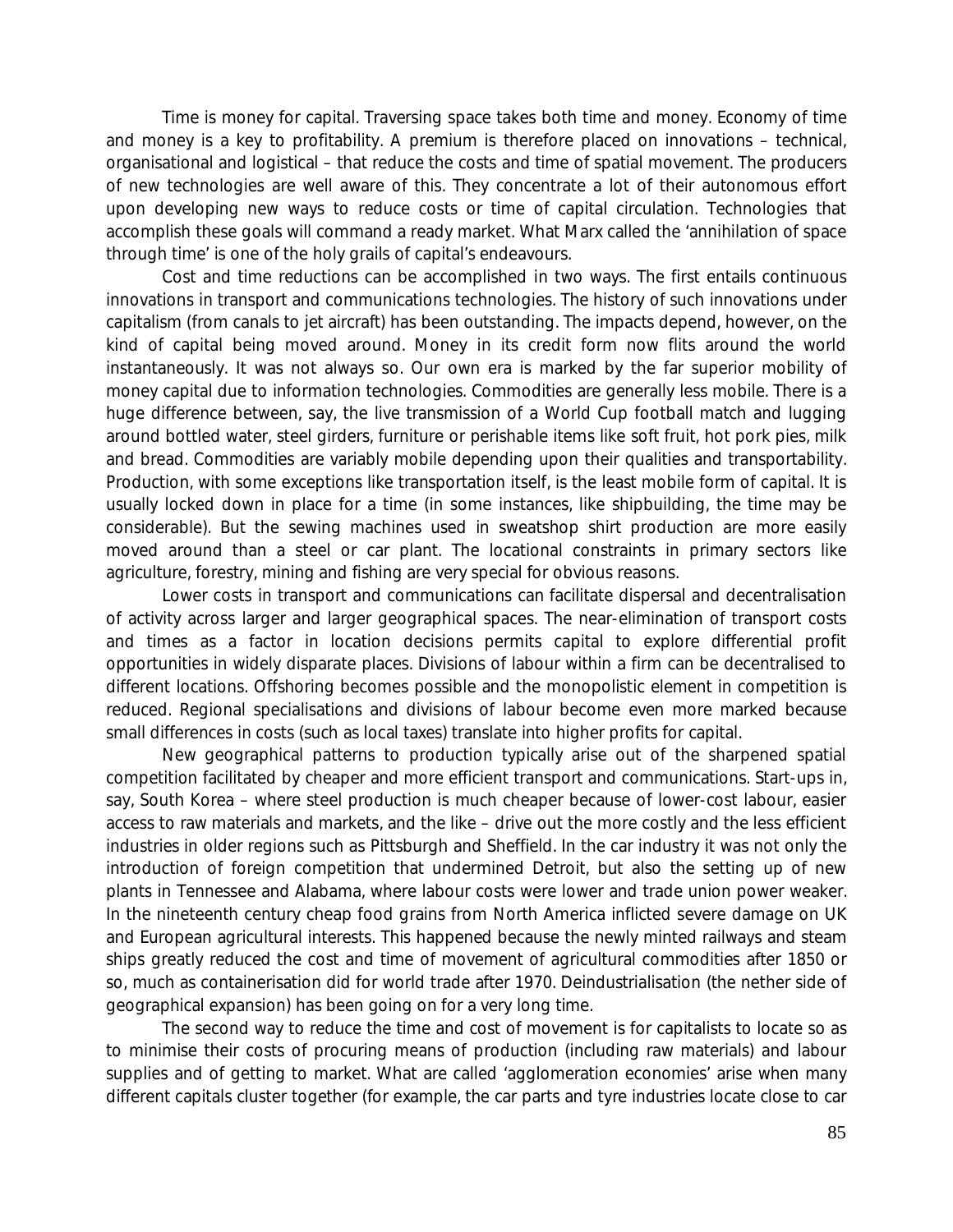Time is money for capital. Traversing space takes both time and money. Economy of time and money is a key to profitability. A premium is therefore placed on innovations – technical, organisational and logistical – that reduce the costs and time of spatial movement. The producers of new technologies are well aware of this. They concentrate a lot of their autonomous effort upon developing new ways to reduce costs or time of capital circulation. Technologies that accomplish these goals will command a ready market. What Marx called the 'annihilation of space through time' is one of the holy grails of capital's endeavours.

Cost and time reductions can be accomplished in two ways. The first entails continuous innovations in transport and communications technologies. The history of such innovations under capitalism (from canals to jet aircraft) has been outstanding. The impacts depend, however, on the kind of capital being moved around. Money in its credit form now flits around the world instantaneously. It was not always so. Our own era is marked by the far superior mobility of money capital due to information technologies. Commodities are generally less mobile. There is a huge difference between, say, the live transmission of a World Cup football match and lugging around bottled water, steel girders, furniture or perishable items like soft fruit, hot pork pies, milk and bread. Commodities are variably mobile depending upon their qualities and transportability. Production, with some exceptions like transportation itself, is the least mobile form of capital. It is usually locked down in place for a time (in some instances, like shipbuilding, the time may be considerable). But the sewing machines used in sweatshop shirt production are more easily moved around than a steel or car plant. The locational constraints in primary sectors like agriculture, forestry, mining and fishing are very special for obvious reasons.

Lower costs in transport and communications can facilitate dispersal and decentralisation of activity across larger and larger geographical spaces. The near-elimination of transport costs and times as a factor in location decisions permits capital to explore differential profit opportunities in widely disparate places. Divisions of labour within a firm can be decentralised to different locations. Offshoring becomes possible and the monopolistic element in competition is reduced. Regional specialisations and divisions of labour become even more marked because small differences in costs (such as local taxes) translate into higher profits for capital.

New geographical patterns to production typically arise out of the sharpened spatial competition facilitated by cheaper and more efficient transport and communications. Start-ups in, say, South Korea – where steel production is much cheaper because of lower-cost labour, easier access to raw materials and markets, and the like – drive out the more costly and the less efficient industries in older regions such as Pittsburgh and Sheffield. In the car industry it was not only the introduction of foreign competition that undermined Detroit, but also the setting up of new plants in Tennessee and Alabama, where labour costs were lower and trade union power weaker. In the nineteenth century cheap food grains from North America inflicted severe damage on UK and European agricultural interests. This happened because the newly minted railways and steam ships greatly reduced the cost and time of movement of agricultural commodities after 1850 or so, much as containerisation did for world trade after 1970. Deindustrialisation (the nether side of geographical expansion) has been going on for a very long time.

The second way to reduce the time and cost of movement is for capitalists to locate so as to minimise their costs of procuring means of production (including raw materials) and labour supplies and of getting to market. What are called 'agglomeration economies' arise when many different capitals cluster together (for example, the car parts and tyre industries locate close to car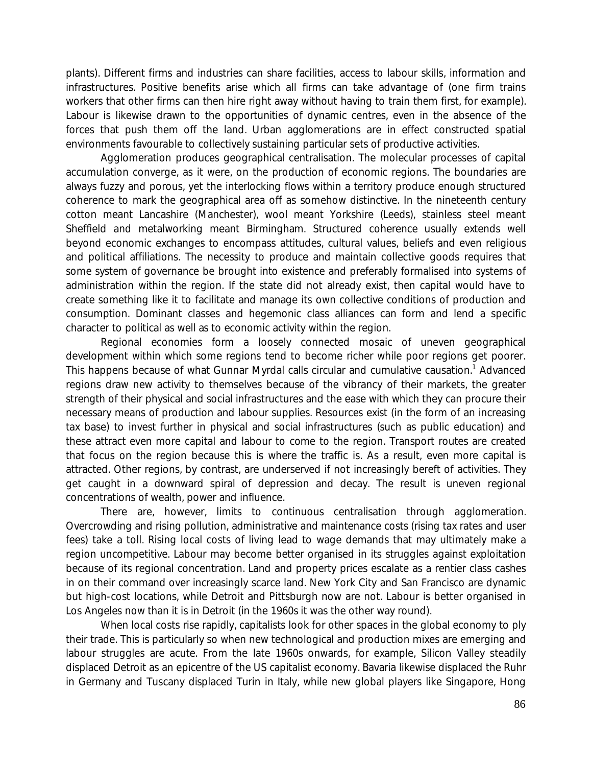plants). Different firms and industries can share facilities, access to labour skills, information and infrastructures. Positive benefits arise which all firms can take advantage of (one firm trains workers that other firms can then hire right away without having to train them first, for example). Labour is likewise drawn to the opportunities of dynamic centres, even in the absence of the forces that push them off the land. Urban agglomerations are in effect constructed spatial environments favourable to collectively sustaining particular sets of productive activities.

Agglomeration produces geographical centralisation. The molecular processes of capital accumulation converge, as it were, on the production of economic regions. The boundaries are always fuzzy and porous, yet the interlocking flows within a territory produce enough structured coherence to mark the geographical area off as somehow distinctive. In the nineteenth century cotton meant Lancashire (Manchester), wool meant Yorkshire (Leeds), stainless steel meant Sheffield and metalworking meant Birmingham. Structured coherence usually extends well beyond economic exchanges to encompass attitudes, cultural values, beliefs and even religious and political affiliations. The necessity to produce and maintain collective goods requires that some system of governance be brought into existence and preferably formalised into systems of administration within the region. If the state did not already exist, then capital would have to create something like it to facilitate and manage its own collective conditions of production and consumption. Dominant classes and hegemonic class alliances can form and lend a specific character to political as well as to economic activity within the region.

Regional economies form a loosely connected mosaic of uneven geographical development within which some regions tend to become richer while poor regions get poorer. This happens because of what Gunnar Myrdal calls circular and cumulative causation.[1] Advanced regions draw new activity to themselves because of the vibrancy of their markets, the greater strength of their physical and social infrastructures and the ease with which they can procure their necessary means of production and labour supplies. Resources exist (in the form of an increasing tax base) to invest further in physical and social infrastructures (such as public education) and these attract even more capital and labour to come to the region. Transport routes are created that focus on the region because this is where the traffic is. As a result, even more capital is attracted. Other regions, by contrast, are underserved if not increasingly bereft of activities. They get caught in a downward spiral of depression and decay. The result is uneven regional concentrations of wealth, power and influence.

There are, however, limits to continuous centralisation through agglomeration. Overcrowding and rising pollution, administrative and maintenance costs (rising tax rates and user fees) take a toll. Rising local costs of living lead to wage demands that may ultimately make a region uncompetitive. Labour may become better organised in its struggles against exploitation because of its regional concentration. Land and property prices escalate as a rentier class cashes in on their command over increasingly scarce land. New York City and San Francisco are dynamic but high-cost locations, while Detroit and Pittsburgh now are not. Labour is better organised in Los Angeles now than it is in Detroit (in the 1960s it was the other way round).

When local costs rise rapidly, capitalists look for other spaces in the global economy to ply their trade. This is particularly so when new technological and production mixes are emerging and labour struggles are acute. From the late 1960s onwards, for example, Silicon Valley steadily displaced Detroit as an epicentre of the US capitalist economy. Bavaria likewise displaced the Ruhr in Germany and Tuscany displaced Turin in Italy, while new global players like Singapore, Hong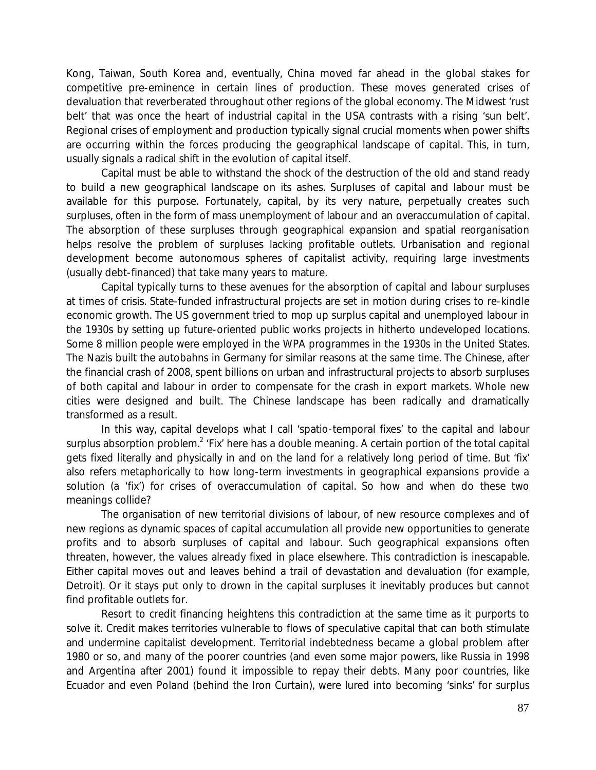Kong, Taiwan, South Korea and, eventually, China moved far ahead in the global stakes for competitive pre-eminence in certain lines of production. These moves generated crises of devaluation that reverberated throughout other regions of the global economy. The Midwest 'rust belt' that was once the heart of industrial capital in the USA contrasts with a rising 'sun belt'. Regional crises of employment and production typically signal crucial moments when power shifts are occurring within the forces producing the geographical landscape of capital. This, in turn, usually signals a radical shift in the evolution of capital itself.

Capital must be able to withstand the shock of the destruction of the old and stand ready to build a new geographical landscape on its ashes. Surpluses of capital and labour must be available for this purpose. Fortunately, capital, by its very nature, perpetually creates such surpluses, often in the form of mass unemployment of labour and an overaccumulation of capital. The absorption of these surpluses through geographical expansion and spatial reorganisation helps resolve the problem of surpluses lacking profitable outlets. Urbanisation and regional development become autonomous spheres of capitalist activity, requiring large investments (usually debt-financed) that take many years to mature.

Capital typically turns to these avenues for the absorption of capital and labour surpluses at times of crisis. State-funded infrastructural projects are set in motion during crises to re-kindle economic growth. The US government tried to mop up surplus capital and unemployed labour in the 1930s by setting up future-oriented public works projects in hitherto undeveloped locations. Some 8 million people were employed in the WPA programmes in the 1930s in the United States. The Nazis built the autobahns in Germany for similar reasons at the same time. The Chinese, after the financial crash of 2008, spent billions on urban and infrastructural projects to absorb surpluses of both capital and labour in order to compensate for the crash in export markets. Whole new cities were designed and built. The Chinese landscape has been radically and dramatically transformed as a result.

In this way, capital develops what I call 'spatio-temporal fixes' to the capital and labour surplus absorption problem.[2] 'Fix' here has a double meaning. A certain portion of the total capital gets fixed literally and physically in and on the land for a relatively long period of time. But 'fix' also refers metaphorically to how long-term investments in geographical expansions provide a solution (a 'fix') for crises of overaccumulation of capital. So how and when do these two meanings collide?

The organisation of new territorial divisions of labour, of new resource complexes and of new regions as dynamic spaces of capital accumulation all provide new opportunities to generate profits and to absorb surpluses of capital and labour. Such geographical expansions often threaten, however, the values already fixed in place elsewhere. This contradiction is inescapable. Either capital moves out and leaves behind a trail of devastation and devaluation (for example, Detroit). Or it stays put only to drown in the capital surpluses it inevitably produces but cannot find profitable outlets for.

Resort to credit financing heightens this contradiction at the same time as it purports to solve it. Credit makes territories vulnerable to flows of speculative capital that can both stimulate and undermine capitalist development. Territorial indebtedness became a global problem after 1980 or so, and many of the poorer countries (and even some major powers, like Russia in 1998 and Argentina after 2001) found it impossible to repay their debts. Many poor countries, like Ecuador and even Poland (behind the Iron Curtain), were lured into becoming 'sinks' for surplus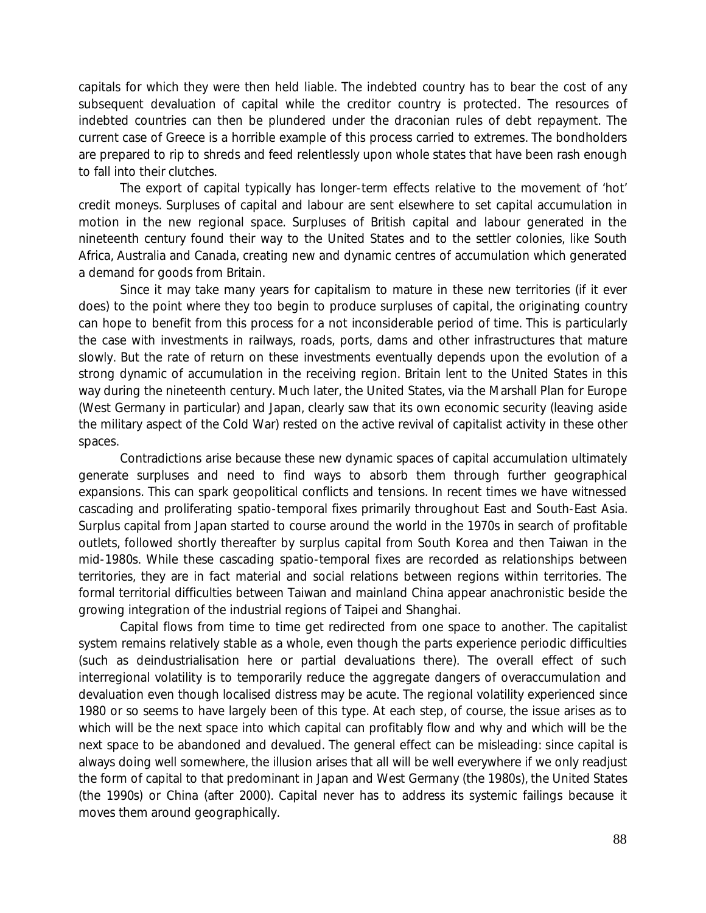capitals for which they were then held liable. The indebted country has to bear the cost of any subsequent devaluation of capital while the creditor country is protected. The resources of indebted countries can then be plundered under the draconian rules of debt repayment. The current case of Greece is a horrible example of this process carried to extremes. The bondholders are prepared to rip to shreds and feed relentlessly upon whole states that have been rash enough to fall into their clutches.

The export of capital typically has longer-term effects relative to the movement of 'hot' credit moneys. Surpluses of capital and labour are sent elsewhere to set capital accumulation in motion in the new regional space. Surpluses of British capital and labour generated in the nineteenth century found their way to the United States and to the settler colonies, like South Africa, Australia and Canada, creating new and dynamic centres of accumulation which generated a demand for goods from Britain.

Since it may take many years for capitalism to mature in these new territories (if it ever does) to the point where they too begin to produce surpluses of capital, the originating country can hope to benefit from this process for a not inconsiderable period of time. This is particularly the case with investments in railways, roads, ports, dams and other infrastructures that mature slowly. But the rate of return on these investments eventually depends upon the evolution of a strong dynamic of accumulation in the receiving region. Britain lent to the United States in this way during the nineteenth century. Much later, the United States, via the Marshall Plan for Europe (West Germany in particular) and Japan, clearly saw that its own economic security (leaving aside the military aspect of the Cold War) rested on the active revival of capitalist activity in these other spaces.

Contradictions arise because these new dynamic spaces of capital accumulation ultimately generate surpluses and need to find ways to absorb them through further geographical expansions. This can spark geopolitical conflicts and tensions. In recent times we have witnessed cascading and proliferating spatio-temporal fixes primarily throughout East and South-East Asia. Surplus capital from Japan started to course around the world in the 1970s in search of profitable outlets, followed shortly thereafter by surplus capital from South Korea and then Taiwan in the mid-1980s. While these cascading spatio-temporal fixes are recorded as relationships between territories, they are in fact material and social relations between regions within territories. The formal territorial difficulties between Taiwan and mainland China appear anachronistic beside the growing integration of the industrial regions of Taipei and Shanghai.

Capital flows from time to time get redirected from one space to another. The capitalist system remains relatively stable as a whole, even though the parts experience periodic difficulties (such as deindustrialisation here or partial devaluations there). The overall effect of such interregional volatility is to temporarily reduce the aggregate dangers of overaccumulation and devaluation even though localised distress may be acute. The regional volatility experienced since 1980 or so seems to have largely been of this type. At each step, of course, the issue arises as to which will be the next space into which capital can profitably flow and why and which will be the next space to be abandoned and devalued. The general effect can be misleading: since capital is always doing well somewhere, the illusion arises that all will be well everywhere if we only readjust the form of capital to that predominant in Japan and West Germany (the 1980s), the United States (the 1990s) or China (after 2000). Capital never has to address its systemic failings because it moves them around geographically.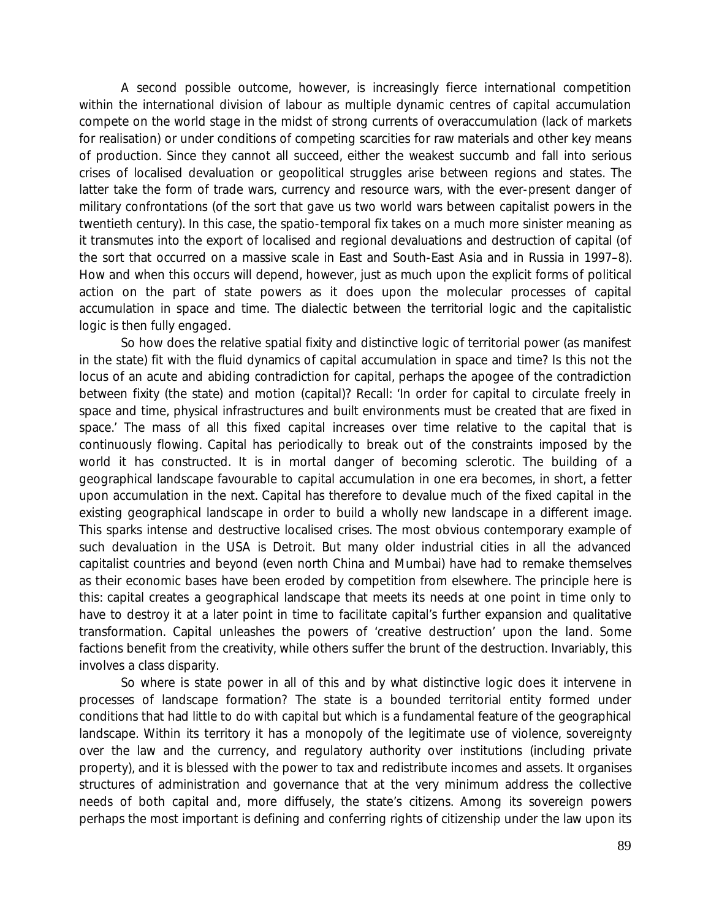A second possible outcome, however, is increasingly fierce international competition within the international division of labour as multiple dynamic centres of capital accumulation compete on the world stage in the midst of strong currents of overaccumulation (lack of markets for realisation) or under conditions of competing scarcities for raw materials and other key means of production. Since they cannot all succeed, either the weakest succumb and fall into serious crises of localised devaluation or geopolitical struggles arise between regions and states. The latter take the form of trade wars, currency and resource wars, with the ever-present danger of military confrontations (of the sort that gave us two world wars between capitalist powers in the twentieth century). In this case, the spatio-temporal fix takes on a much more sinister meaning as it transmutes into the export of localised and regional devaluations and destruction of capital (of the sort that occurred on a massive scale in East and South-East Asia and in Russia in 1997–8). How and when this occurs will depend, however, just as much upon the explicit forms of political action on the part of state powers as it does upon the molecular processes of capital accumulation in space and time. The dialectic between the territorial logic and the capitalistic logic is then fully engaged.

So how does the relative spatial fixity and distinctive logic of territorial power (as manifest in the state) fit with the fluid dynamics of capital accumulation in space and time? Is this not the locus of an acute and abiding contradiction for capital, perhaps the apogee of the contradiction between fixity (the state) and motion (capital)? Recall: 'In order for capital to circulate freely in space and time, physical infrastructures and built environments must be created that are fixed in space.' The mass of all this fixed capital increases over time relative to the capital that is continuously flowing. Capital has periodically to break out of the constraints imposed by the world it has constructed. It is in mortal danger of becoming sclerotic. The building of a geographical landscape favourable to capital accumulation in one era becomes, in short, a fetter upon accumulation in the next. Capital has therefore to devalue much of the fixed capital in the existing geographical landscape in order to build a wholly new landscape in a different image. This sparks intense and destructive localised crises. The most obvious contemporary example of such devaluation in the USA is Detroit. But many older industrial cities in all the advanced capitalist countries and beyond (even north China and Mumbai) have had to remake themselves as their economic bases have been eroded by competition from elsewhere. The principle here is this: capital creates a geographical landscape that meets its needs at one point in time only to have to destroy it at a later point in time to facilitate capital's further expansion and qualitative transformation. Capital unleashes the powers of 'creative destruction' upon the land. Some factions benefit from the creativity, while others suffer the brunt of the destruction. Invariably, this involves a class disparity.

So where is state power in all of this and by what distinctive logic does it intervene in processes of landscape formation? The state is a bounded territorial entity formed under conditions that had little to do with capital but which is a fundamental feature of the geographical landscape. Within its territory it has a monopoly of the legitimate use of violence, sovereignty over the law and the currency, and regulatory authority over institutions (including private property), and it is blessed with the power to tax and redistribute incomes and assets. It organises structures of administration and governance that at the very minimum address the collective needs of both capital and, more diffusely, the state's citizens. Among its sovereign powers perhaps the most important is defining and conferring rights of citizenship under the law upon its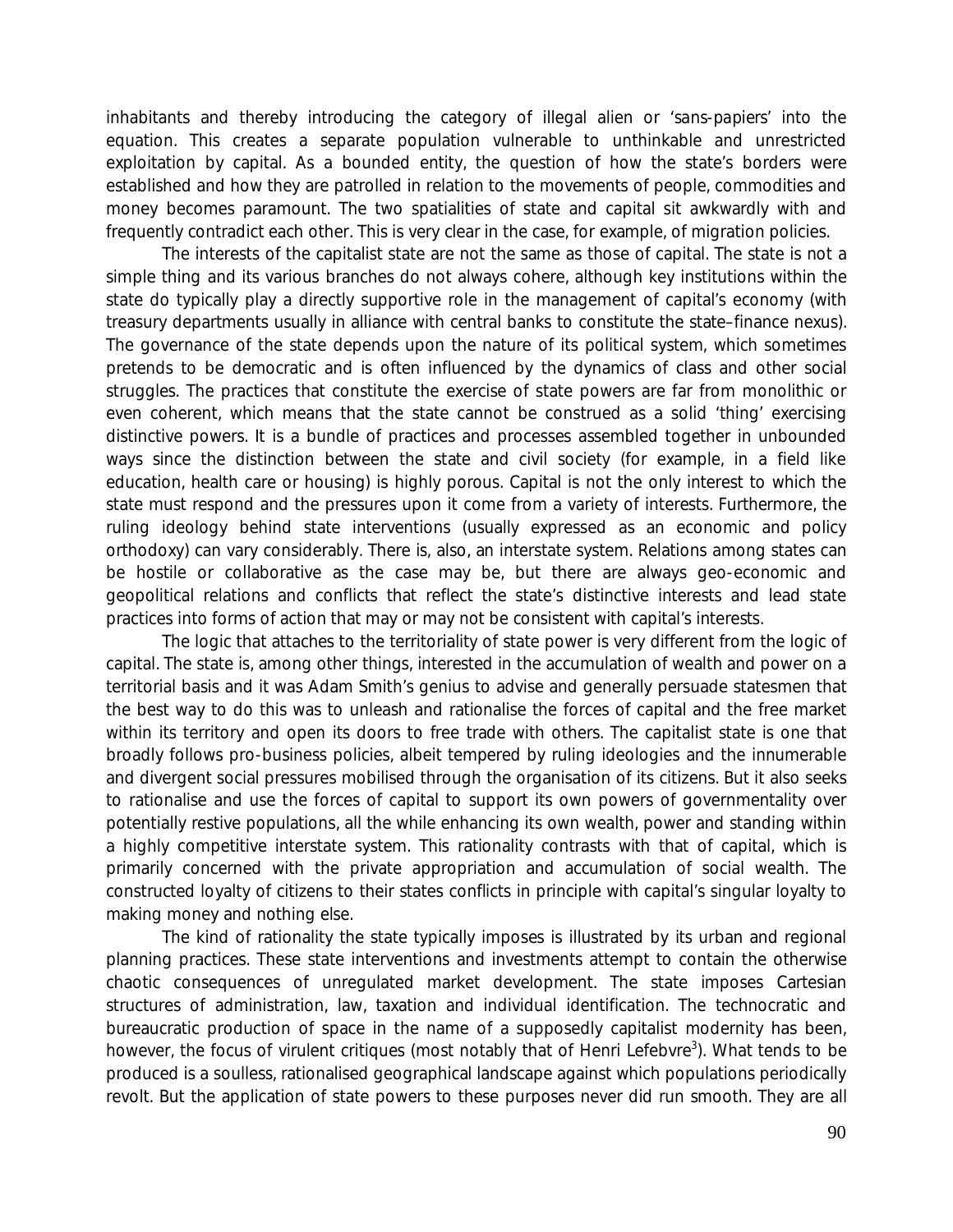inhabitants and thereby introducing the category of illegal alien or 'sans-papiers' into the equation. This creates a separate population vulnerable to unthinkable and unrestricted exploitation by capital. As a bounded entity, the question of how the state's borders were established and how they are patrolled in relation to the movements of people, commodities and money becomes paramount. The two spatialities of state and capital sit awkwardly with and frequently contradict each other. This is very clear in the case, for example, of migration policies.

The interests of the capitalist state are not the same as those of capital. The state is not a simple thing and its various branches do not always cohere, although key institutions within the state do typically play a directly supportive role in the management of capital's economy (with treasury departments usually in alliance with central banks to constitute the state–finance nexus). The governance of the state depends upon the nature of its political system, which sometimes pretends to be democratic and is often influenced by the dynamics of class and other social struggles. The practices that constitute the exercise of state powers are far from monolithic or even coherent, which means that the state cannot be construed as a solid 'thing' exercising distinctive powers. It is a bundle of practices and processes assembled together in unbounded ways since the distinction between the state and civil society (for example, in a field like education, health care or housing) is highly porous. Capital is not the only interest to which the state must respond and the pressures upon it come from a variety of interests. Furthermore, the ruling ideology behind state interventions (usually expressed as an economic and policy orthodoxy) can vary considerably. There is, also, an interstate system. Relations among states can be hostile or collaborative as the case may be, but there are always geo-economic and geopolitical relations and conflicts that reflect the state's distinctive interests and lead state practices into forms of action that may or may not be consistent with capital's interests.

The logic that attaches to the territoriality of state power is very different from the logic of capital. The state is, among other things, interested in the accumulation of wealth and power on a territorial basis and it was Adam Smith's genius to advise and generally persuade statesmen that the best way to do this was to unleash and rationalise the forces of capital and the free market within its territory and open its doors to free trade with others. The capitalist state is one that broadly follows pro-business policies, albeit tempered by ruling ideologies and the innumerable and divergent social pressures mobilised through the organisation of its citizens. But it also seeks to rationalise and use the forces of capital to support its own powers of governmentality over potentially restive populations, all the while enhancing its own wealth, power and standing within a highly competitive interstate system. This rationality contrasts with that of capital, which is primarily concerned with the private appropriation and accumulation of social wealth. The constructed loyalty of citizens to their states conflicts in principle with capital's singular loyalty to making money and nothing else.

The kind of rationality the state typically imposes is illustrated by its urban and regional planning practices. These state interventions and investments attempt to contain the otherwise chaotic consequences of unregulated market development. The state imposes Cartesian structures of administration, law, taxation and individual identification. The technocratic and bureaucratic production of space in the name of a supposedly capitalist modernity has been, however, the focus of virulent critiques (most notably that of Henri Lefebvre[3]). What tends to be produced is a soulless, rationalised geographical landscape against which populations periodically revolt. But the application of state powers to these purposes never did run smooth. They are all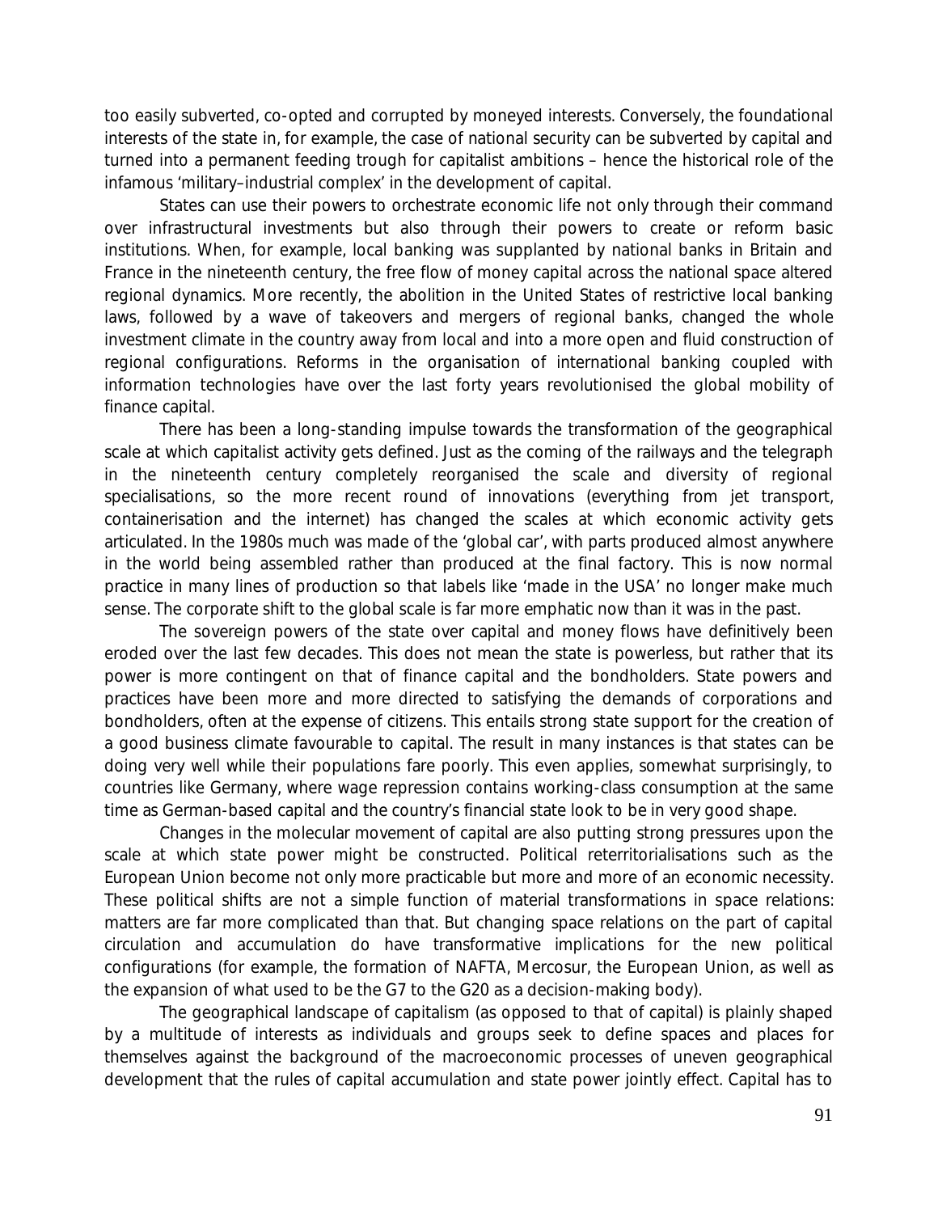too easily subverted, co-opted and corrupted by moneyed interests. Conversely, the foundational interests of the state in, for example, the case of national security can be subverted by capital and turned into a permanent feeding trough for capitalist ambitions – hence the historical role of the infamous 'military–industrial complex' in the development of capital.

States can use their powers to orchestrate economic life not only through their command over infrastructural investments but also through their powers to create or reform basic institutions. When, for example, local banking was supplanted by national banks in Britain and France in the nineteenth century, the free flow of money capital across the national space altered regional dynamics. More recently, the abolition in the United States of restrictive local banking laws, followed by a wave of takeovers and mergers of regional banks, changed the whole investment climate in the country away from local and into a more open and fluid construction of regional configurations. Reforms in the organisation of international banking coupled with information technologies have over the last forty years revolutionised the global mobility of finance capital.

There has been a long-standing impulse towards the transformation of the geographical scale at which capitalist activity gets defined. Just as the coming of the railways and the telegraph in the nineteenth century completely reorganised the scale and diversity of regional specialisations, so the more recent round of innovations (everything from jet transport, containerisation and the internet) has changed the scales at which economic activity gets articulated. In the 1980s much was made of the 'global car', with parts produced almost anywhere in the world being assembled rather than produced at the final factory. This is now normal practice in many lines of production so that labels like 'made in the USA' no longer make much sense. The corporate shift to the global scale is far more emphatic now than it was in the past.

The sovereign powers of the state over capital and money flows have definitively been eroded over the last few decades. This does not mean the state is powerless, but rather that its power is more contingent on that of finance capital and the bondholders. State powers and practices have been more and more directed to satisfying the demands of corporations and bondholders, often at the expense of citizens. This entails strong state support for the creation of a good business climate favourable to capital. The result in many instances is that states can be doing very well while their populations fare poorly. This even applies, somewhat surprisingly, to countries like Germany, where wage repression contains working-class consumption at the same time as German-based capital and the country's financial state look to be in very good shape.

Changes in the molecular movement of capital are also putting strong pressures upon the scale at which state power might be constructed. Political reterritorialisations such as the European Union become not only more practicable but more and more of an economic necessity. These political shifts are not a simple function of material transformations in space relations: matters are far more complicated than that. But changing space relations on the part of capital circulation and accumulation do have transformative implications for the new political configurations (for example, the formation of NAFTA, Mercosur, the European Union, as well as the expansion of what used to be the G7 to the G20 as a decision-making body).

The geographical landscape of capitalism (as opposed to that of capital) is plainly shaped by a multitude of interests as individuals and groups seek to define spaces and places for themselves against the background of the macroeconomic processes of uneven geographical development that the rules of capital accumulation and state power jointly effect. Capital has to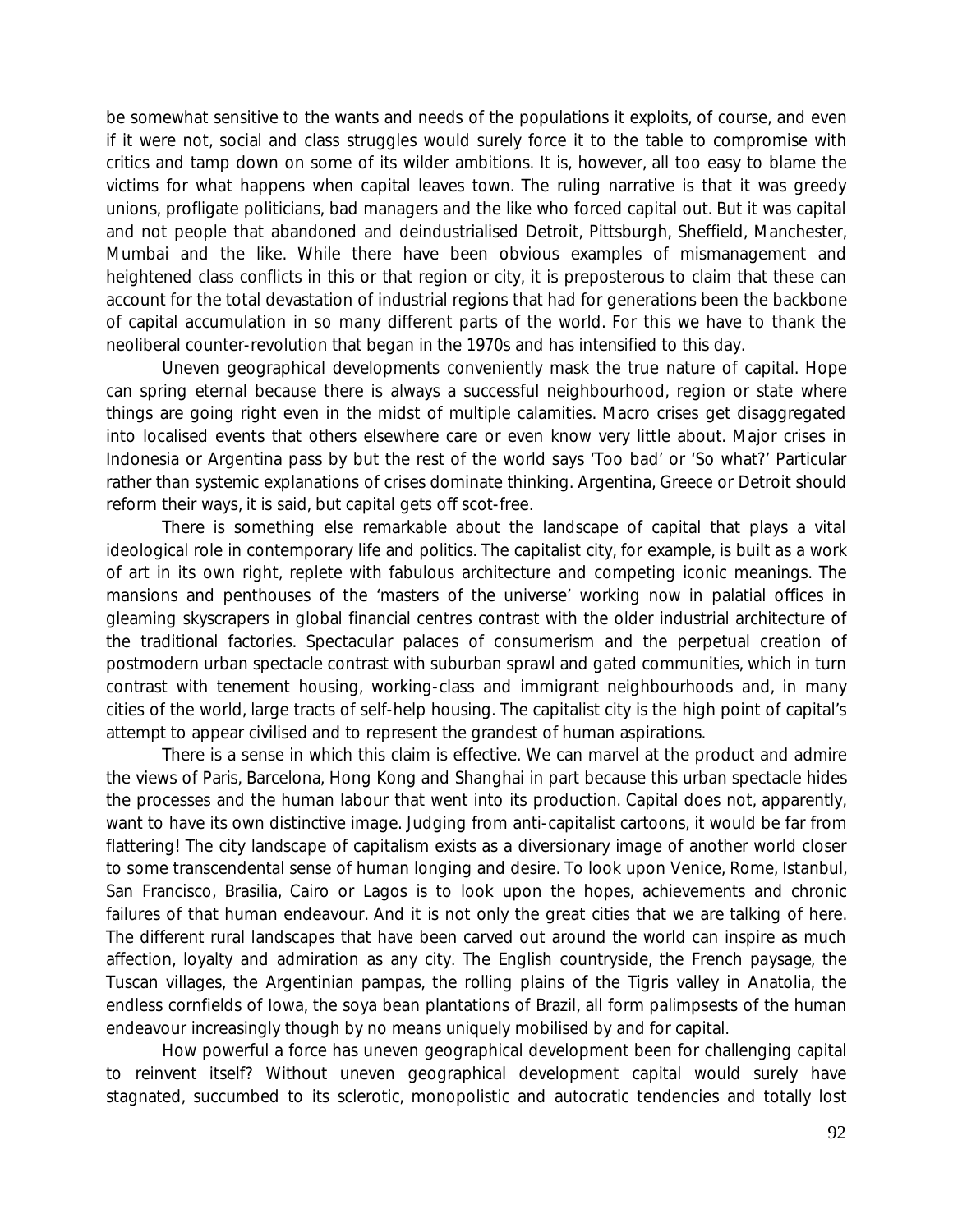be somewhat sensitive to the wants and needs of the populations it exploits, of course, and even if it were not, social and class struggles would surely force it to the table to compromise with critics and tamp down on some of its wilder ambitions. It is, however, all too easy to blame the victims for what happens when capital leaves town. The ruling narrative is that it was greedy unions, profligate politicians, bad managers and the like who forced capital out. But it was capital and not people that abandoned and deindustrialised Detroit, Pittsburgh, Sheffield, Manchester, Mumbai and the like. While there have been obvious examples of mismanagement and heightened class conflicts in this or that region or city, it is preposterous to claim that these can account for the total devastation of industrial regions that had for generations been the backbone of capital accumulation in so many different parts of the world. For this we have to thank the neoliberal counter-revolution that began in the 1970s and has intensified to this day.

Uneven geographical developments conveniently mask the true nature of capital. Hope can spring eternal because there is always a successful neighbourhood, region or state where things are going right even in the midst of multiple calamities. Macro crises get disaggregated into localised events that others elsewhere care or even know very little about. Major crises in Indonesia or Argentina pass by but the rest of the world says 'Too bad' or 'So what?' Particular rather than systemic explanations of crises dominate thinking. Argentina, Greece or Detroit should reform their ways, it is said, but capital gets off scot-free.

There is something else remarkable about the landscape of capital that plays a vital ideological role in contemporary life and politics. The capitalist city, for example, is built as a work of art in its own right, replete with fabulous architecture and competing iconic meanings. The mansions and penthouses of the 'masters of the universe' working now in palatial offices in gleaming skyscrapers in global financial centres contrast with the older industrial architecture of the traditional factories. Spectacular palaces of consumerism and the perpetual creation of postmodern urban spectacle contrast with suburban sprawl and gated communities, which in turn contrast with tenement housing, working-class and immigrant neighbourhoods and, in many cities of the world, large tracts of self-help housing. The capitalist city is the high point of capital's attempt to appear civilised and to represent the grandest of human aspirations.

There is a sense in which this claim is effective. We can marvel at the product and admire the views of Paris, Barcelona, Hong Kong and Shanghai in part because this urban spectacle hides the processes and the human labour that went into its production. Capital does not, apparently, want to have its own distinctive image. Judging from anti-capitalist cartoons, it would be far from flattering! The city landscape of capitalism exists as a diversionary image of another world closer to some transcendental sense of human longing and desire. To look upon Venice, Rome, Istanbul, San Francisco, Brasilia, Cairo or Lagos is to look upon the hopes, achievements and chronic failures of that human endeavour. And it is not only the great cities that we are talking of here. The different rural landscapes that have been carved out around the world can inspire as much affection, loyalty and admiration as any city. The English countryside, the French paysage, the Tuscan villages, the Argentinian pampas, the rolling plains of the Tigris valley in Anatolia, the endless cornfields of Iowa, the soya bean plantations of Brazil, all form palimpsests of the human endeavour increasingly though by no means uniquely mobilised by and for capital.

How powerful a force has uneven geographical development been for challenging capital to reinvent itself? Without uneven geographical development capital would surely have stagnated, succumbed to its sclerotic, monopolistic and autocratic tendencies and totally lost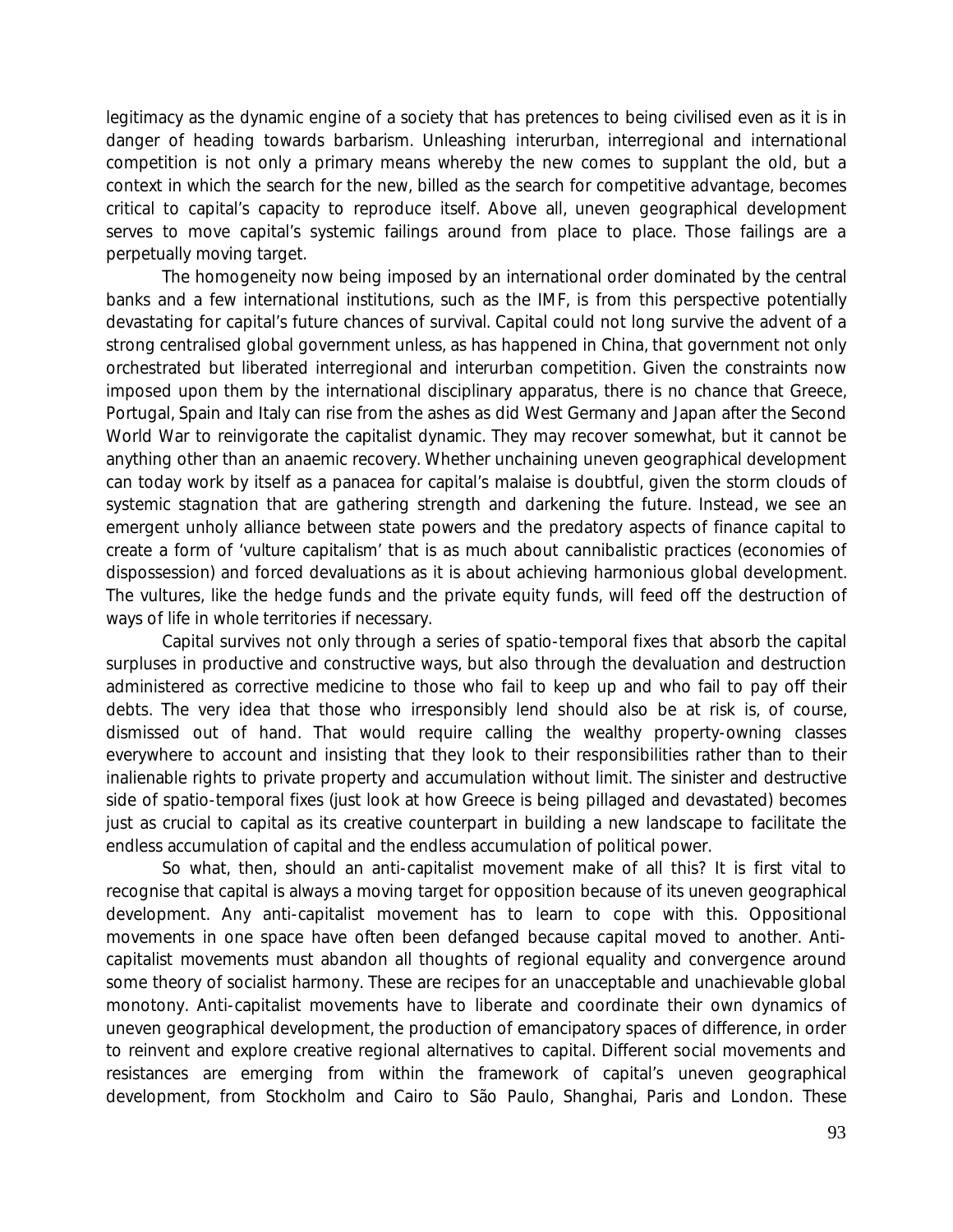legitimacy as the dynamic engine of a society that has pretences to being civilised even as it is in danger of heading towards barbarism. Unleashing interurban, interregional and international competition is not only a primary means whereby the new comes to supplant the old, but a context in which the search for the new, billed as the search for competitive advantage, becomes critical to capital's capacity to reproduce itself. Above all, uneven geographical development serves to move capital's systemic failings around from place to place. Those failings are a perpetually moving target.

The homogeneity now being imposed by an international order dominated by the central banks and a few international institutions, such as the IMF, is from this perspective potentially devastating for capital's future chances of survival. Capital could not long survive the advent of a strong centralised global government unless, as has happened in China, that government not only orchestrated but liberated interregional and interurban competition. Given the constraints now imposed upon them by the international disciplinary apparatus, there is no chance that Greece, Portugal, Spain and Italy can rise from the ashes as did West Germany and Japan after the Second World War to reinvigorate the capitalist dynamic. They may recover somewhat, but it cannot be anything other than an anaemic recovery. Whether unchaining uneven geographical development can today work by itself as a panacea for capital's malaise is doubtful, given the storm clouds of systemic stagnation that are gathering strength and darkening the future. Instead, we see an emergent unholy alliance between state powers and the predatory aspects of finance capital to create a form of 'vulture capitalism' that is as much about cannibalistic practices (economies of dispossession) and forced devaluations as it is about achieving harmonious global development. The vultures, like the hedge funds and the private equity funds, will feed off the destruction of ways of life in whole territories if necessary.

Capital survives not only through a series of spatio-temporal fixes that absorb the capital surpluses in productive and constructive ways, but also through the devaluation and destruction administered as corrective medicine to those who fail to keep up and who fail to pay off their debts. The very idea that those who irresponsibly lend should also be at risk is, of course, dismissed out of hand. That would require calling the wealthy property-owning classes everywhere to account and insisting that they look to their responsibilities rather than to their inalienable rights to private property and accumulation without limit. The sinister and destructive side of spatio-temporal fixes (just look at how Greece is being pillaged and devastated) becomes just as crucial to capital as its creative counterpart in building a new landscape to facilitate the endless accumulation of capital and the endless accumulation of political power.

So what, then, should an anti-capitalist movement make of all this? It is first vital to recognise that capital is always a moving target for opposition because of its uneven geographical development. Any anti-capitalist movement has to learn to cope with this. Oppositional movements in one space have often been defanged because capital moved to another. Anti-capitalist movements must abandon all thoughts of regional equality and convergence around some theory of socialist harmony. These are recipes for an unacceptable and unachievable global monotony. Anti-capitalist movements have to liberate and coordinate their own dynamics of uneven geographical development, the production of emancipatory spaces of difference, in order to reinvent and explore creative regional alternatives to capital. Different social movements and resistances are emerging from within the framework of capital's uneven geographical development, from Stockholm and Cairo to São Paulo, Shanghai, Paris and London. These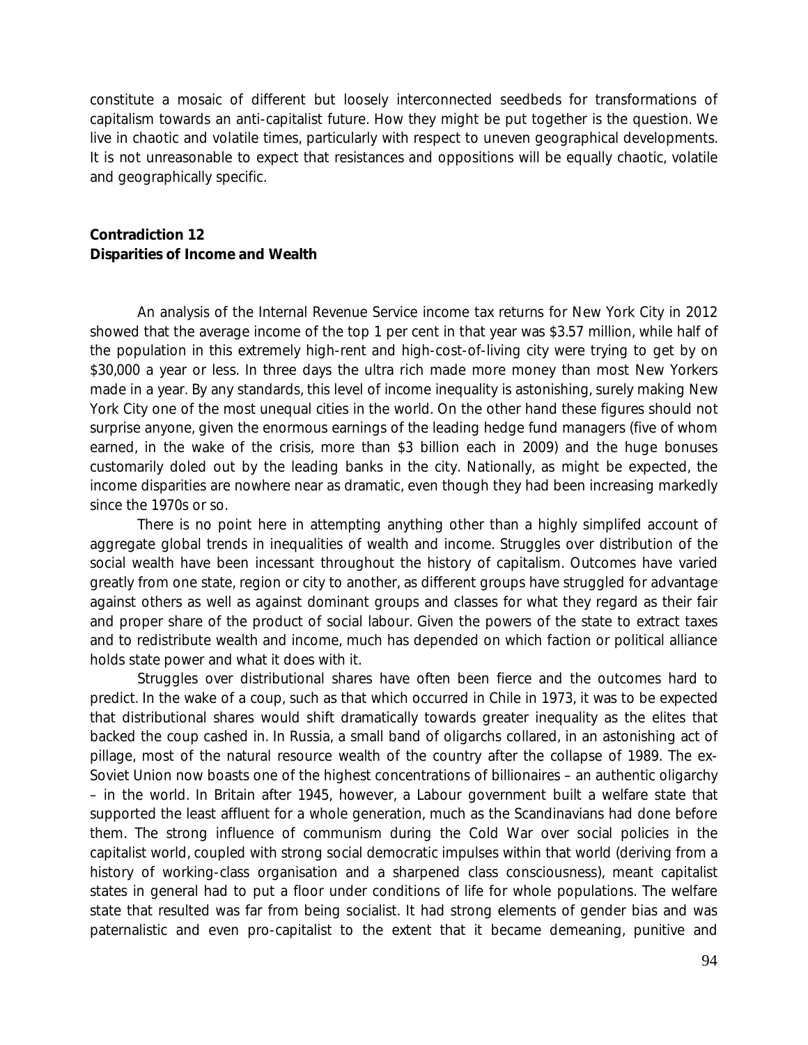constitute a mosaic of different but loosely interconnected seedbeds for transformations of capitalism towards an anti-capitalist future. How they might be put together is the question. We live in chaotic and volatile times, particularly with respect to uneven geographical developments. It is not unreasonable to expect that resistances and oppositions will be equally chaotic, volatile and geographically specific.

## Contradiction 12
## Disparities of Income and Wealth

An analysis of the Internal Revenue Service income tax returns for New York City in 2012 showed that the average income of the top 1 per cent in that year was $3.57 million, while half of the population in this extremely high-rent and high-cost-of-living city were trying to get by on $30,000 a year or less. In three days the ultra rich made more money than most New Yorkers made in a year. By any standards, this level of income inequality is astonishing, surely making New York City one of the most unequal cities in the world. On the other hand these figures should not surprise anyone, given the enormous earnings of the leading hedge fund managers (five of whom earned, in the wake of the crisis, more than $3 billion each in 2009) and the huge bonuses customarily doled out by the leading banks in the city. Nationally, as might be expected, the income disparities are nowhere near as dramatic, even though they had been increasing markedly since the 1970s or so.

There is no point here in attempting anything other than a highly simplifed account of aggregate global trends in inequalities of wealth and income. Struggles over distribution of the social wealth have been incessant throughout the history of capitalism. Outcomes have varied greatly from one state, region or city to another, as different groups have struggled for advantage against others as well as against dominant groups and classes for what they regard as their fair and proper share of the product of social labour. Given the powers of the state to extract taxes and to redistribute wealth and income, much has depended on which faction or political alliance holds state power and what it does with it.

Struggles over distributional shares have often been fierce and the outcomes hard to predict. In the wake of a coup, such as that which occurred in Chile in 1973, it was to be expected that distributional shares would shift dramatically towards greater inequality as the elites that backed the coup cashed in. In Russia, a small band of oligarchs collared, in an astonishing act of pillage, most of the natural resource wealth of the country after the collapse of 1989. The ex-Soviet Union now boasts one of the highest concentrations of billionaires – an authentic oligarchy – in the world. In Britain after 1945, however, a Labour government built a welfare state that supported the least affluent for a whole generation, much as the Scandinavians had done before them. The strong influence of communism during the Cold War over social policies in the capitalist world, coupled with strong social democratic impulses within that world (deriving from a history of working-class organisation and a sharpened class consciousness), meant capitalist states in general had to put a floor under conditions of life for whole populations. The welfare state that resulted was far from being socialist. It had strong elements of gender bias and was paternalistic and even pro-capitalist to the extent that it became demeaning, punitive and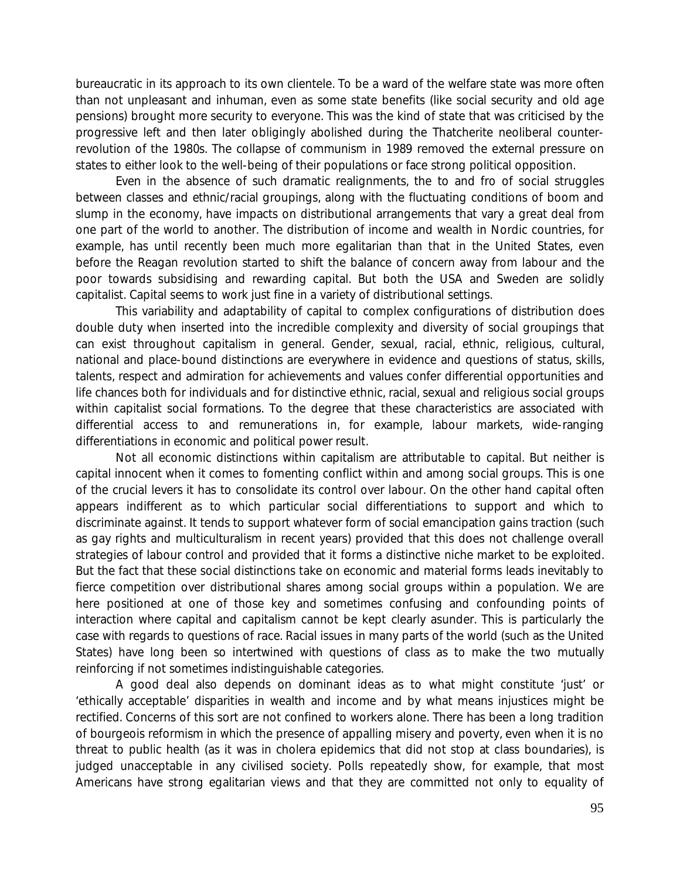bureaucratic in its approach to its own clientele. To be a ward of the welfare state was more often than not unpleasant and inhuman, even as some state benefits (like social security and old age pensions) brought more security to everyone. This was the kind of state that was criticised by the progressive left and then later obligingly abolished during the Thatcherite neoliberal counter-revolution of the 1980s. The collapse of communism in 1989 removed the external pressure on states to either look to the well-being of their populations or face strong political opposition.

Even in the absence of such dramatic realignments, the to and fro of social struggles between classes and ethnic/racial groupings, along with the fluctuating conditions of boom and slump in the economy, have impacts on distributional arrangements that vary a great deal from one part of the world to another. The distribution of income and wealth in Nordic countries, for example, has until recently been much more egalitarian than that in the United States, even before the Reagan revolution started to shift the balance of concern away from labour and the poor towards subsidising and rewarding capital. But both the USA and Sweden are solidly capitalist. Capital seems to work just fine in a variety of distributional settings.

This variability and adaptability of capital to complex configurations of distribution does double duty when inserted into the incredible complexity and diversity of social groupings that can exist throughout capitalism in general. Gender, sexual, racial, ethnic, religious, cultural, national and place-bound distinctions are everywhere in evidence and questions of status, skills, talents, respect and admiration for achievements and values confer differential opportunities and life chances both for individuals and for distinctive ethnic, racial, sexual and religious social groups within capitalist social formations. To the degree that these characteristics are associated with differential access to and remunerations in, for example, labour markets, wide-ranging differentiations in economic and political power result.

Not all economic distinctions within capitalism are attributable to capital. But neither is capital innocent when it comes to fomenting conflict within and among social groups. This is one of the crucial levers it has to consolidate its control over labour. On the other hand capital often appears indifferent as to which particular social differentiations to support and which to discriminate against. It tends to support whatever form of social emancipation gains traction (such as gay rights and multiculturalism in recent years) provided that this does not challenge overall strategies of labour control and provided that it forms a distinctive niche market to be exploited. But the fact that these social distinctions take on economic and material forms leads inevitably to fierce competition over distributional shares among social groups within a population. We are here positioned at one of those key and sometimes confusing and confounding points of interaction where capital and capitalism cannot be kept clearly asunder. This is particularly the case with regards to questions of race. Racial issues in many parts of the world (such as the United States) have long been so intertwined with questions of class as to make the two mutually reinforcing if not sometimes indistinguishable categories.

A good deal also depends on dominant ideas as to what might constitute 'just' or 'ethically acceptable' disparities in wealth and income and by what means injustices might be rectified. Concerns of this sort are not confined to workers alone. There has been a long tradition of bourgeois reformism in which the presence of appalling misery and poverty, even when it is no threat to public health (as it was in cholera epidemics that did not stop at class boundaries), is judged unacceptable in any civilised society. Polls repeatedly show, for example, that most Americans have strong egalitarian views and that they are committed not only to equality of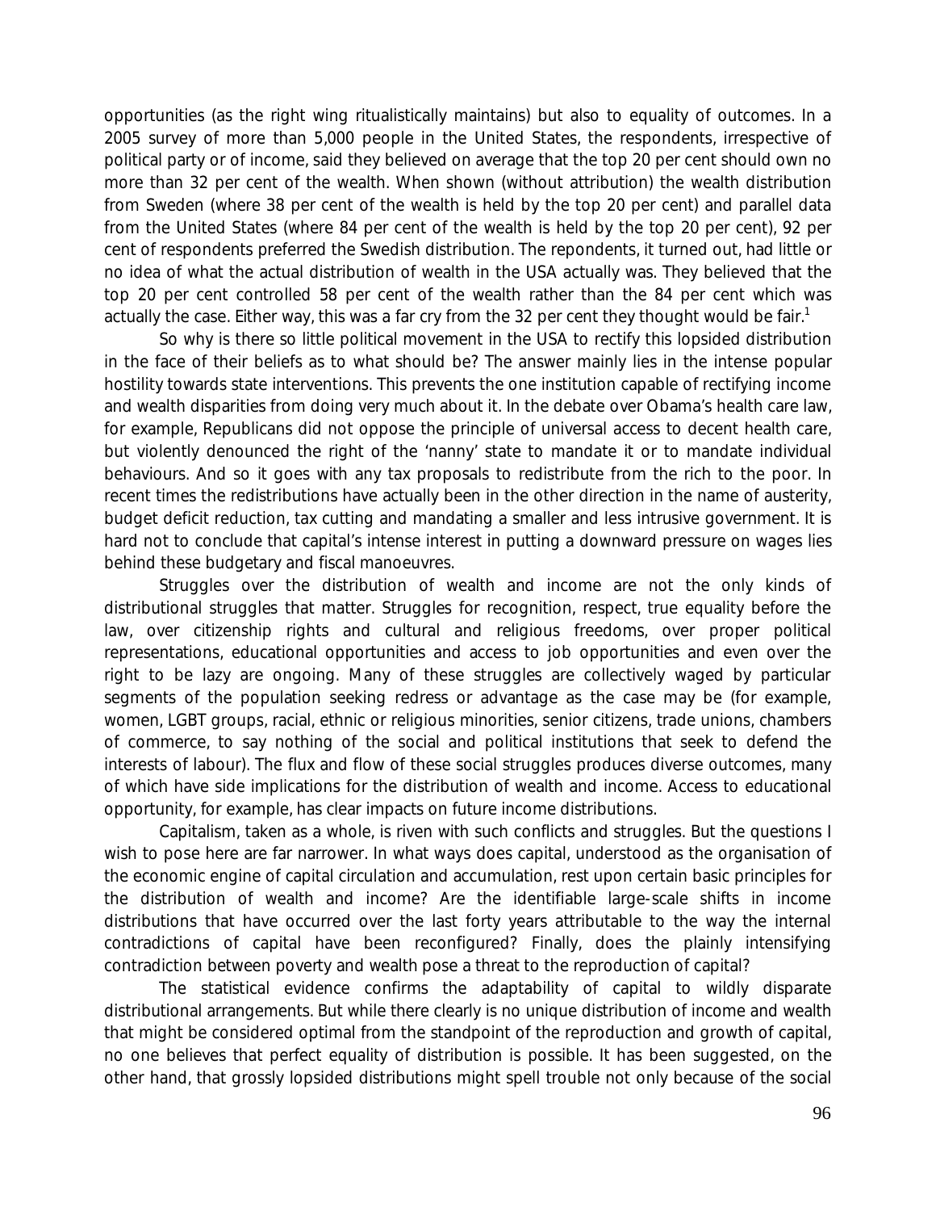opportunities (as the right wing ritualistically maintains) but also to equality of outcomes. In a 2005 survey of more than 5,000 people in the United States, the respondents, irrespective of political party or of income, said they believed on average that the top 20 per cent should own no more than 32 per cent of the wealth. When shown (without attribution) the wealth distribution from Sweden (where 38 per cent of the wealth is held by the top 20 per cent) and parallel data from the United States (where 84 per cent of the wealth is held by the top 20 per cent), 92 per cent of respondents preferred the Swedish distribution. The repondents, it turned out, had little or no idea of what the actual distribution of wealth in the USA actually was. They believed that the top 20 per cent controlled 58 per cent of the wealth rather than the 84 per cent which was actually the case. Either way, this was a far cry from the 32 per cent they thought would be fair.[1]

So why is there so little political movement in the USA to rectify this lopsided distribution in the face of their beliefs as to what should be? The answer mainly lies in the intense popular hostility towards state interventions. This prevents the one institution capable of rectifying income and wealth disparities from doing very much about it. In the debate over Obama's health care law, for example, Republicans did not oppose the principle of universal access to decent health care, but violently denounced the right of the 'nanny' state to mandate it or to mandate individual behaviours. And so it goes with any tax proposals to redistribute from the rich to the poor. In recent times the redistributions have actually been in the other direction in the name of austerity, budget deficit reduction, tax cutting and mandating a smaller and less intrusive government. It is hard not to conclude that capital's intense interest in putting a downward pressure on wages lies behind these budgetary and fiscal manoeuvres.

Struggles over the distribution of wealth and income are not the only kinds of distributional struggles that matter. Struggles for recognition, respect, true equality before the law, over citizenship rights and cultural and religious freedoms, over proper political representations, educational opportunities and access to job opportunities and even over the right to be lazy are ongoing. Many of these struggles are collectively waged by particular segments of the population seeking redress or advantage as the case may be (for example, women, LGBT groups, racial, ethnic or religious minorities, senior citizens, trade unions, chambers of commerce, to say nothing of the social and political institutions that seek to defend the interests of labour). The flux and flow of these social struggles produces diverse outcomes, many of which have side implications for the distribution of wealth and income. Access to educational opportunity, for example, has clear impacts on future income distributions.

Capitalism, taken as a whole, is riven with such conflicts and struggles. But the questions I wish to pose here are far narrower. In what ways does capital, understood as the organisation of the economic engine of capital circulation and accumulation, rest upon certain basic principles for the distribution of wealth and income? Are the identifiable large-scale shifts in income distributions that have occurred over the last forty years attributable to the way the internal contradictions of capital have been reconfigured? Finally, does the plainly intensifying contradiction between poverty and wealth pose a threat to the reproduction of capital?

The statistical evidence confirms the adaptability of capital to wildly disparate distributional arrangements. But while there clearly is no unique distribution of income and wealth that might be considered optimal from the standpoint of the reproduction and growth of capital, no one believes that perfect equality of distribution is possible. It has been suggested, on the other hand, that grossly lopsided distributions might spell trouble not only because of the social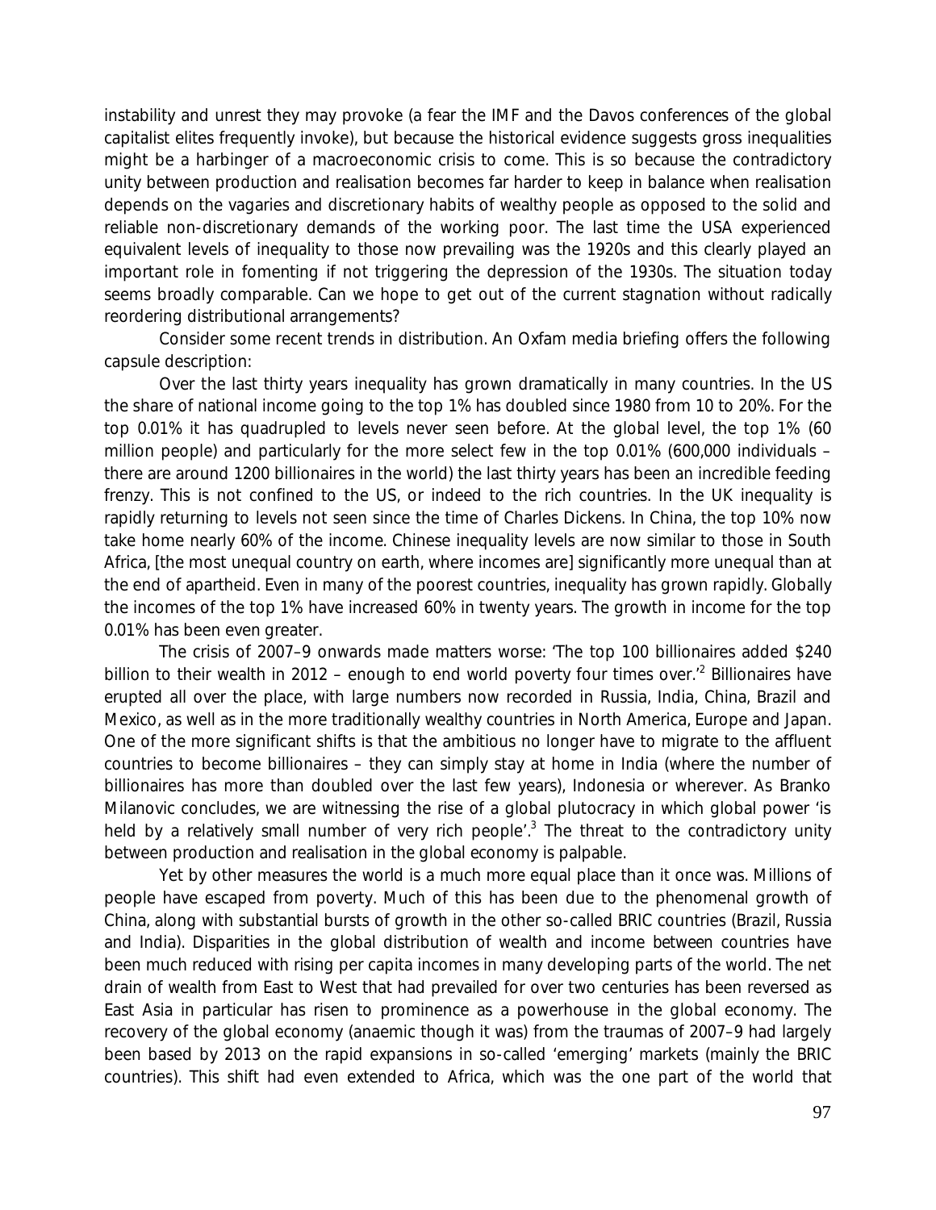instability and unrest they may provoke (a fear the IMF and the Davos conferences of the global capitalist elites frequently invoke), but because the historical evidence suggests gross inequalities might be a harbinger of a macroeconomic crisis to come. This is so because the contradictory unity between production and realisation becomes far harder to keep in balance when realisation depends on the vagaries and discretionary habits of wealthy people as opposed to the solid and reliable non-discretionary demands of the working poor. The last time the USA experienced equivalent levels of inequality to those now prevailing was the 1920s and this clearly played an important role in fomenting if not triggering the depression of the 1930s. The situation today seems broadly comparable. Can we hope to get out of the current stagnation without radically reordering distributional arrangements?

Consider some recent trends in distribution. An Oxfam media briefing offers the following capsule description:

Over the last thirty years inequality has grown dramatically in many countries. In the US the share of national income going to the top 1% has doubled since 1980 from 10 to 20%. For the top 0.01% it has quadrupled to levels never seen before. At the global level, the top 1% (60 million people) and particularly for the more select few in the top 0.01% (600,000 individuals – there are around 1200 billionaires in the world) the last thirty years has been an incredible feeding frenzy. This is not confined to the US, or indeed to the rich countries. In the UK inequality is rapidly returning to levels not seen since the time of Charles Dickens. In China, the top 10% now take home nearly 60% of the income. Chinese inequality levels are now similar to those in South Africa, [the most unequal country on earth, where incomes are] significantly more unequal than at the end of apartheid. Even in many of the poorest countries, inequality has grown rapidly. Globally the incomes of the top 1% have increased 60% in twenty years. The growth in income for the top 0.01% has been even greater.

The crisis of 2007–9 onwards made matters worse: 'The top 100 billionaires added $240 billion to their wealth in 2012 – enough to end world poverty four times over.'[2] Billionaires have erupted all over the place, with large numbers now recorded in Russia, India, China, Brazil and Mexico, as well as in the more traditionally wealthy countries in North America, Europe and Japan. One of the more significant shifts is that the ambitious no longer have to migrate to the affluent countries to become billionaires – they can simply stay at home in India (where the number of billionaires has more than doubled over the last few years), Indonesia or wherever. As Branko Milanovic concludes, we are witnessing the rise of a global plutocracy in which global power 'is held by a relatively small number of very rich people'.[3] The threat to the contradictory unity between production and realisation in the global economy is palpable.

Yet by other measures the world is a much more equal place than it once was. Millions of people have escaped from poverty. Much of this has been due to the phenomenal growth of China, along with substantial bursts of growth in the other so-called BRIC countries (Brazil, Russia and India). Disparities in the global distribution of wealth and income between countries have been much reduced with rising per capita incomes in many developing parts of the world. The net drain of wealth from East to West that had prevailed for over two centuries has been reversed as East Asia in particular has risen to prominence as a powerhouse in the global economy. The recovery of the global economy (anaemic though it was) from the traumas of 2007–9 had largely been based by 2013 on the rapid expansions in so-called 'emerging' markets (mainly the BRIC countries). This shift had even extended to Africa, which was the one part of the world that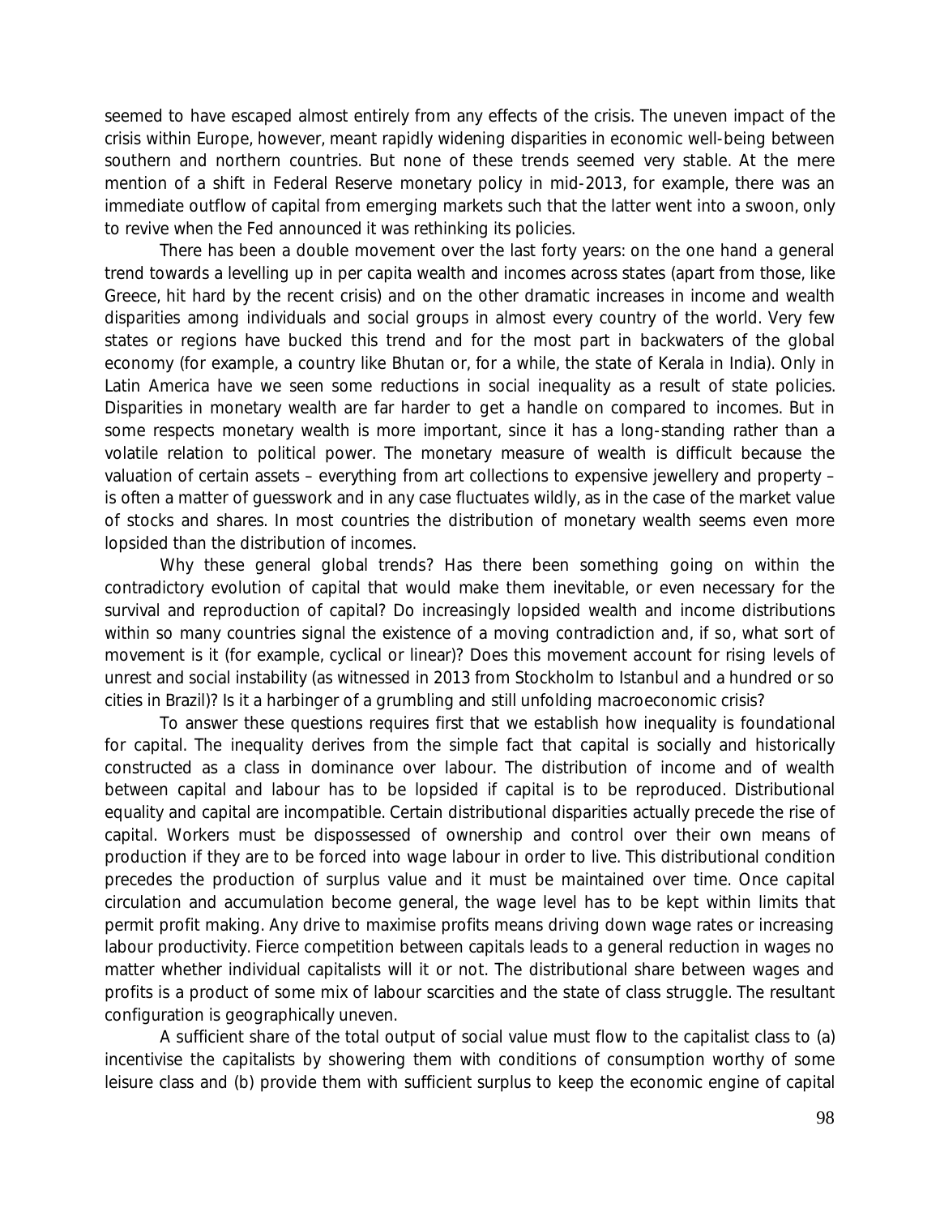seemed to have escaped almost entirely from any effects of the crisis. The uneven impact of the crisis within Europe, however, meant rapidly widening disparities in economic well-being between southern and northern countries. But none of these trends seemed very stable. At the mere mention of a shift in Federal Reserve monetary policy in mid-2013, for example, there was an immediate outflow of capital from emerging markets such that the latter went into a swoon, only to revive when the Fed announced it was rethinking its policies.

There has been a double movement over the last forty years: on the one hand a general trend towards a levelling up in per capita wealth and incomes across states (apart from those, like Greece, hit hard by the recent crisis) and on the other dramatic increases in income and wealth disparities among individuals and social groups in almost every country of the world. Very few states or regions have bucked this trend and for the most part in backwaters of the global economy (for example, a country like Bhutan or, for a while, the state of Kerala in India). Only in Latin America have we seen some reductions in social inequality as a result of state policies. Disparities in monetary wealth are far harder to get a handle on compared to incomes. But in some respects monetary wealth is more important, since it has a long-standing rather than a volatile relation to political power. The monetary measure of wealth is difficult because the valuation of certain assets – everything from art collections to expensive jewellery and property – is often a matter of guesswork and in any case fluctuates wildly, as in the case of the market value of stocks and shares. In most countries the distribution of monetary wealth seems even more lopsided than the distribution of incomes.

Why these general global trends? Has there been something going on within the contradictory evolution of capital that would make them inevitable, or even necessary for the survival and reproduction of capital? Do increasingly lopsided wealth and income distributions within so many countries signal the existence of a moving contradiction and, if so, what sort of movement is it (for example, cyclical or linear)? Does this movement account for rising levels of unrest and social instability (as witnessed in 2013 from Stockholm to Istanbul and a hundred or so cities in Brazil)? Is it a harbinger of a grumbling and still unfolding macroeconomic crisis?

To answer these questions requires first that we establish how inequality is foundational for capital. The inequality derives from the simple fact that capital is socially and historically constructed as a class in dominance over labour. The distribution of income and of wealth between capital and labour has to be lopsided if capital is to be reproduced. Distributional equality and capital are incompatible. Certain distributional disparities actually precede the rise of capital. Workers must be dispossessed of ownership and control over their own means of production if they are to be forced into wage labour in order to live. This distributional condition precedes the production of surplus value and it must be maintained over time. Once capital circulation and accumulation become general, the wage level has to be kept within limits that permit profit making. Any drive to maximise profits means driving down wage rates or increasing labour productivity. Fierce competition between capitals leads to a general reduction in wages no matter whether individual capitalists will it or not. The distributional share between wages and profits is a product of some mix of labour scarcities and the state of class struggle. The resultant configuration is geographically uneven.

A sufficient share of the total output of social value must flow to the capitalist class to (a) incentivise the capitalists by showering them with conditions of consumption worthy of some leisure class and (b) provide them with sufficient surplus to keep the economic engine of capital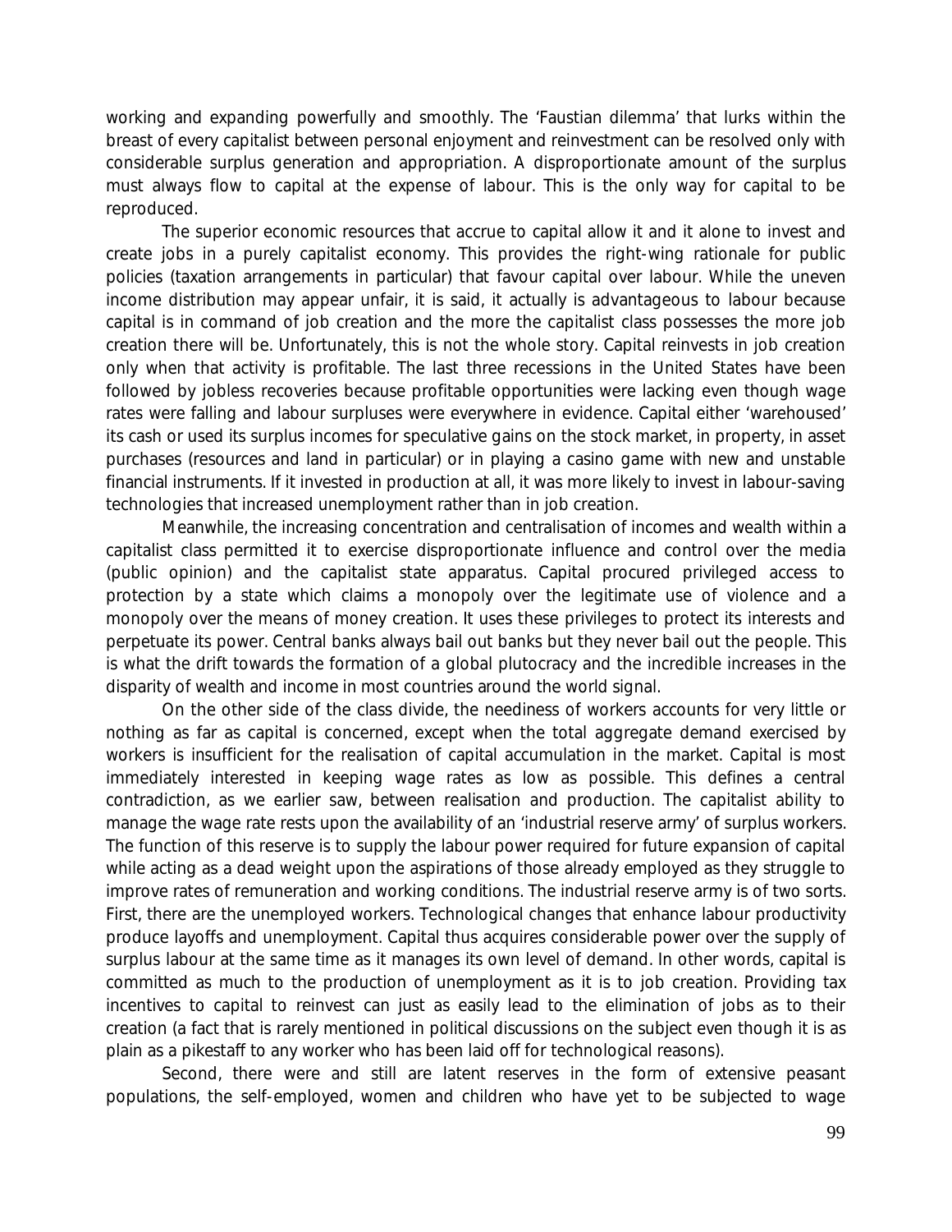working and expanding powerfully and smoothly. The 'Faustian dilemma' that lurks within the breast of every capitalist between personal enjoyment and reinvestment can be resolved only with considerable surplus generation and appropriation. A disproportionate amount of the surplus must always flow to capital at the expense of labour. This is the only way for capital to be reproduced.

The superior economic resources that accrue to capital allow it and it alone to invest and create jobs in a purely capitalist economy. This provides the right-wing rationale for public policies (taxation arrangements in particular) that favour capital over labour. While the uneven income distribution may appear unfair, it is said, it actually is advantageous to labour because capital is in command of job creation and the more the capitalist class possesses the more job creation there will be. Unfortunately, this is not the whole story. Capital reinvests in job creation only when that activity is profitable. The last three recessions in the United States have been followed by jobless recoveries because profitable opportunities were lacking even though wage rates were falling and labour surpluses were everywhere in evidence. Capital either 'warehoused' its cash or used its surplus incomes for speculative gains on the stock market, in property, in asset purchases (resources and land in particular) or in playing a casino game with new and unstable financial instruments. If it invested in production at all, it was more likely to invest in labour-saving technologies that increased unemployment rather than in job creation.

Meanwhile, the increasing concentration and centralisation of incomes and wealth within a capitalist class permitted it to exercise disproportionate influence and control over the media (public opinion) and the capitalist state apparatus. Capital procured privileged access to protection by a state which claims a monopoly over the legitimate use of violence and a monopoly over the means of money creation. It uses these privileges to protect its interests and perpetuate its power. Central banks always bail out banks but they never bail out the people. This is what the drift towards the formation of a global plutocracy and the incredible increases in the disparity of wealth and income in most countries around the world signal.

On the other side of the class divide, the neediness of workers accounts for very little or nothing as far as capital is concerned, except when the total aggregate demand exercised by workers is insufficient for the realisation of capital accumulation in the market. Capital is most immediately interested in keeping wage rates as low as possible. This defines a central contradiction, as we earlier saw, between realisation and production. The capitalist ability to manage the wage rate rests upon the availability of an 'industrial reserve army' of surplus workers. The function of this reserve is to supply the labour power required for future expansion of capital while acting as a dead weight upon the aspirations of those already employed as they struggle to improve rates of remuneration and working conditions. The industrial reserve army is of two sorts. First, there are the unemployed workers. Technological changes that enhance labour productivity produce layoffs and unemployment. Capital thus acquires considerable power over the supply of surplus labour at the same time as it manages its own level of demand. In other words, capital is committed as much to the production of unemployment as it is to job creation. Providing tax incentives to capital to reinvest can just as easily lead to the elimination of jobs as to their creation (a fact that is rarely mentioned in political discussions on the subject even though it is as plain as a pikestaff to any worker who has been laid off for technological reasons).

Second, there were and still are latent reserves in the form of extensive peasant populations, the self-employed, women and children who have yet to be subjected to wage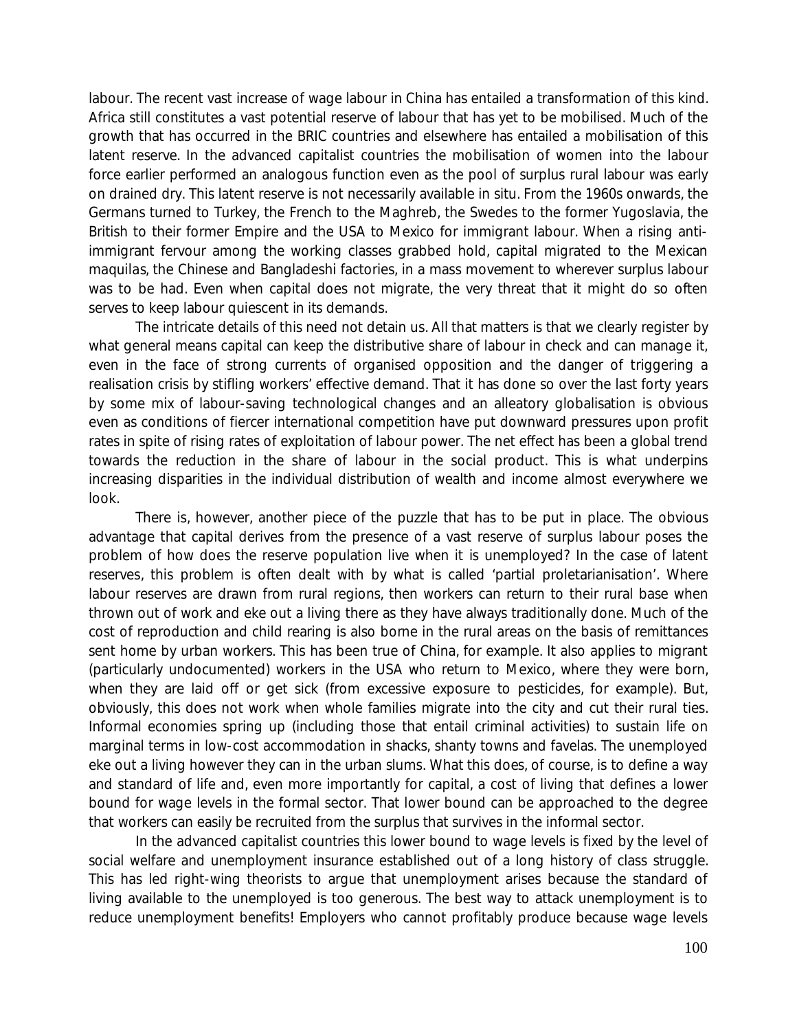labour. The recent vast increase of wage labour in China has entailed a transformation of this kind. Africa still constitutes a vast potential reserve of labour that has yet to be mobilised. Much of the growth that has occurred in the BRIC countries and elsewhere has entailed a mobilisation of this latent reserve. In the advanced capitalist countries the mobilisation of women into the labour force earlier performed an analogous function even as the pool of surplus rural labour was early on drained dry. This latent reserve is not necessarily available in situ. From the 1960s onwards, the Germans turned to Turkey, the French to the Maghreb, the Swedes to the former Yugoslavia, the British to their former Empire and the USA to Mexico for immigrant labour. When a rising anti-immigrant fervour among the working classes grabbed hold, capital migrated to the Mexican *maquilas*, the Chinese and Bangladeshi factories, in a mass movement to wherever surplus labour was to be had. Even when capital does not migrate, the very threat that it might do so often serves to keep labour quiescent in its demands.

The intricate details of this need not detain us. All that matters is that we clearly register by what general means capital can keep the distributive share of labour in check and can manage it, even in the face of strong currents of organised opposition and the danger of triggering a realisation crisis by stifling workers' effective demand. That it has done so over the last forty years by some mix of labour-saving technological changes and an alleatory globalisation is obvious even as conditions of fiercer international competition have put downward pressures upon profit rates in spite of rising rates of exploitation of labour power. The net effect has been a global trend towards the reduction in the share of labour in the social product. This is what underpins increasing disparities in the individual distribution of wealth and income almost everywhere we look.

There is, however, another piece of the puzzle that has to be put in place. The obvious advantage that capital derives from the presence of a vast reserve of surplus labour poses the problem of how does the reserve population live when it is unemployed? In the case of latent reserves, this problem is often dealt with by what is called 'partial proletarianisation'. Where labour reserves are drawn from rural regions, then workers can return to their rural base when thrown out of work and eke out a living there as they have always traditionally done. Much of the cost of reproduction and child rearing is also borne in the rural areas on the basis of remittances sent home by urban workers. This has been true of China, for example. It also applies to migrant (particularly undocumented) workers in the USA who return to Mexico, where they were born, when they are laid off or get sick (from excessive exposure to pesticides, for example). But, obviously, this does not work when whole families migrate into the city and cut their rural ties. Informal economies spring up (including those that entail criminal activities) to sustain life on marginal terms in low-cost accommodation in shacks, shanty towns and favelas. The unemployed eke out a living however they can in the urban slums. What this does, of course, is to define a way and standard of life and, even more importantly for capital, a cost of living that defines a lower bound for wage levels in the formal sector. That lower bound can be approached to the degree that workers can easily be recruited from the surplus that survives in the informal sector.

In the advanced capitalist countries this lower bound to wage levels is fixed by the level of social welfare and unemployment insurance established out of a long history of class struggle. This has led right-wing theorists to argue that unemployment arises because the standard of living available to the unemployed is too generous. The best way to attack unemployment is to reduce unemployment benefits! Employers who cannot profitably produce because wage levels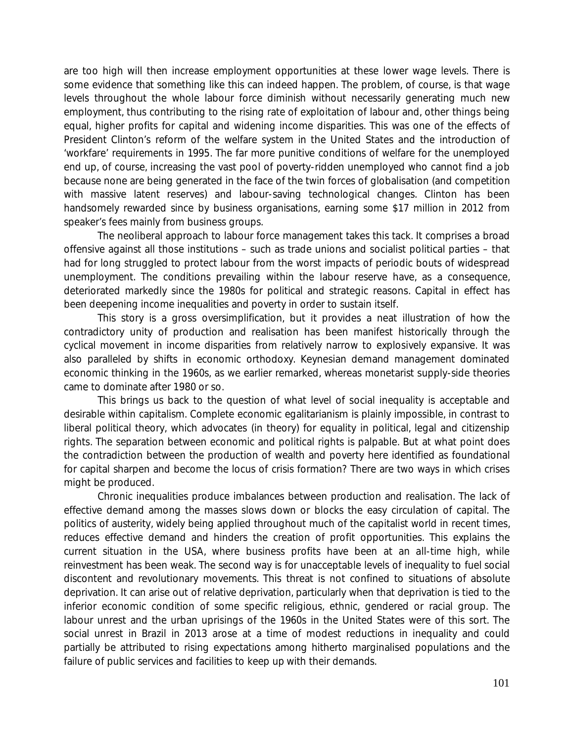are too high will then increase employment opportunities at these lower wage levels. There is some evidence that something like this can indeed happen. The problem, of course, is that wage levels throughout the whole labour force diminish without necessarily generating much new employment, thus contributing to the rising rate of exploitation of labour and, other things being equal, higher profits for capital and widening income disparities. This was one of the effects of President Clinton's reform of the welfare system in the United States and the introduction of 'workfare' requirements in 1995. The far more punitive conditions of welfare for the unemployed end up, of course, increasing the vast pool of poverty-ridden unemployed who cannot find a job because none are being generated in the face of the twin forces of globalisation (and competition with massive latent reserves) and labour-saving technological changes. Clinton has been handsomely rewarded since by business organisations, earning some $17 million in 2012 from speaker's fees mainly from business groups.

The neoliberal approach to labour force management takes this tack. It comprises a broad offensive against all those institutions – such as trade unions and socialist political parties – that had for long struggled to protect labour from the worst impacts of periodic bouts of widespread unemployment. The conditions prevailing within the labour reserve have, as a consequence, deteriorated markedly since the 1980s for political and strategic reasons. Capital in effect has been deepening income inequalities and poverty in order to sustain itself.

This story is a gross oversimplification, but it provides a neat illustration of how the contradictory unity of production and realisation has been manifest historically through the cyclical movement in income disparities from relatively narrow to explosively expansive. It was also paralleled by shifts in economic orthodoxy. Keynesian demand management dominated economic thinking in the 1960s, as we earlier remarked, whereas monetarist supply-side theories came to dominate after 1980 or so.

This brings us back to the question of what level of social inequality is acceptable and desirable within capitalism. Complete economic egalitarianism is plainly impossible, in contrast to liberal political theory, which advocates (in theory) for equality in political, legal and citizenship rights. The separation between economic and political rights is palpable. But at what point does the contradiction between the production of wealth and poverty here identified as foundational for capital sharpen and become the locus of crisis formation? There are two ways in which crises might be produced.

Chronic inequalities produce imbalances between production and realisation. The lack of effective demand among the masses slows down or blocks the easy circulation of capital. The politics of austerity, widely being applied throughout much of the capitalist world in recent times, reduces effective demand and hinders the creation of profit opportunities. This explains the current situation in the USA, where business profits have been at an all-time high, while reinvestment has been weak. The second way is for unacceptable levels of inequality to fuel social discontent and revolutionary movements. This threat is not confined to situations of absolute deprivation. It can arise out of relative deprivation, particularly when that deprivation is tied to the inferior economic condition of some specific religious, ethnic, gendered or racial group. The labour unrest and the urban uprisings of the 1960s in the United States were of this sort. The social unrest in Brazil in 2013 arose at a time of modest reductions in inequality and could partially be attributed to rising expectations among hitherto marginalised populations and the failure of public services and facilities to keep up with their demands.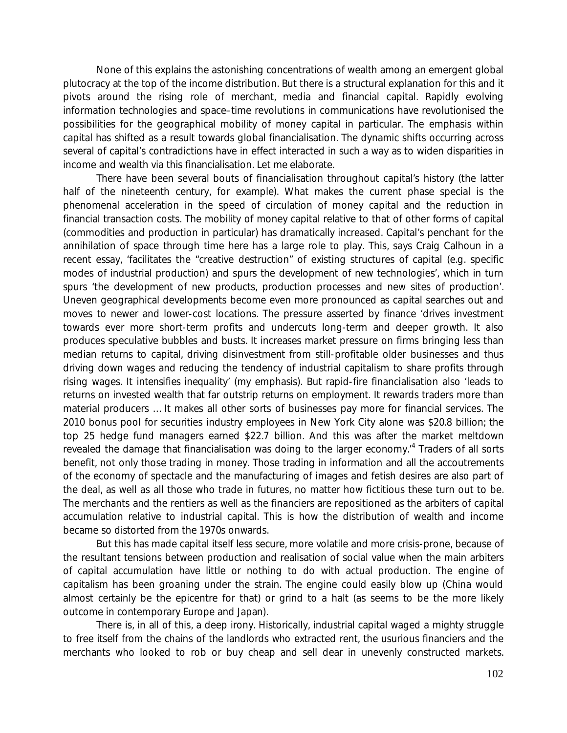None of this explains the astonishing concentrations of wealth among an emergent global plutocracy at the top of the income distribution. But there is a structural explanation for this and it pivots around the rising role of merchant, media and financial capital. Rapidly evolving information technologies and space–time revolutions in communications have revolutionised the possibilities for the geographical mobility of money capital in particular. The emphasis within capital has shifted as a result towards global financialisation. The dynamic shifts occurring across several of capital's contradictions have in effect interacted in such a way as to widen disparities in income and wealth via this financialisation. Let me elaborate.

There have been several bouts of financialisation throughout capital's history (the latter half of the nineteenth century, for example). What makes the current phase special is the phenomenal acceleration in the speed of circulation of money capital and the reduction in financial transaction costs. The mobility of money capital relative to that of other forms of capital (commodities and production in particular) has dramatically increased. Capital's penchant for the annihilation of space through time here has a large role to play. This, says Craig Calhoun in a recent essay, 'facilitates the "creative destruction" of existing structures of capital (e.g. specific modes of industrial production) and spurs the development of new technologies', which in turn spurs 'the development of new products, production processes and new sites of production'. Uneven geographical developments become even more pronounced as capital searches out and moves to newer and lower-cost locations. The pressure asserted by finance 'drives investment towards ever more short-term profits and undercuts long-term and deeper growth. It also produces speculative bubbles and busts. It increases market pressure on firms bringing less than median returns to capital, driving disinvestment from still-profitable older businesses and thus driving down wages and reducing the tendency of industrial capitalism to share profits through rising wages. It intensifies inequality' (my emphasis). But rapid-fire financialisation also 'leads to returns on invested wealth that far outstrip returns on employment. It rewards traders more than material producers … It makes all other sorts of businesses pay more for financial services. The 2010 bonus pool for securities industry employees in New York City alone was $20.8 billion; the top 25 hedge fund managers earned $22.7 billion. And this was after the market meltdown revealed the damage that financialisation was doing to the larger economy.'[4] Traders of all sorts benefit, not only those trading in money. Those trading in information and all the accoutrements of the economy of spectacle and the manufacturing of images and fetish desires are also part of the deal, as well as all those who trade in futures, no matter how fictitious these turn out to be. The merchants and the rentiers as well as the financiers are repositioned as the arbiters of capital accumulation relative to industrial capital. This is how the distribution of wealth and income became so distorted from the 1970s onwards.

But this has made capital itself less secure, more volatile and more crisis-prone, because of the resultant tensions between production and realisation of social value when the main arbiters of capital accumulation have little or nothing to do with actual production. The engine of capitalism has been groaning under the strain. The engine could easily blow up (China would almost certainly be the epicentre for that) or grind to a halt (as seems to be the more likely outcome in contemporary Europe and Japan).

There is, in all of this, a deep irony. Historically, industrial capital waged a mighty struggle to free itself from the chains of the landlords who extracted rent, the usurious financiers and the merchants who looked to rob or buy cheap and sell dear in unevenly constructed markets.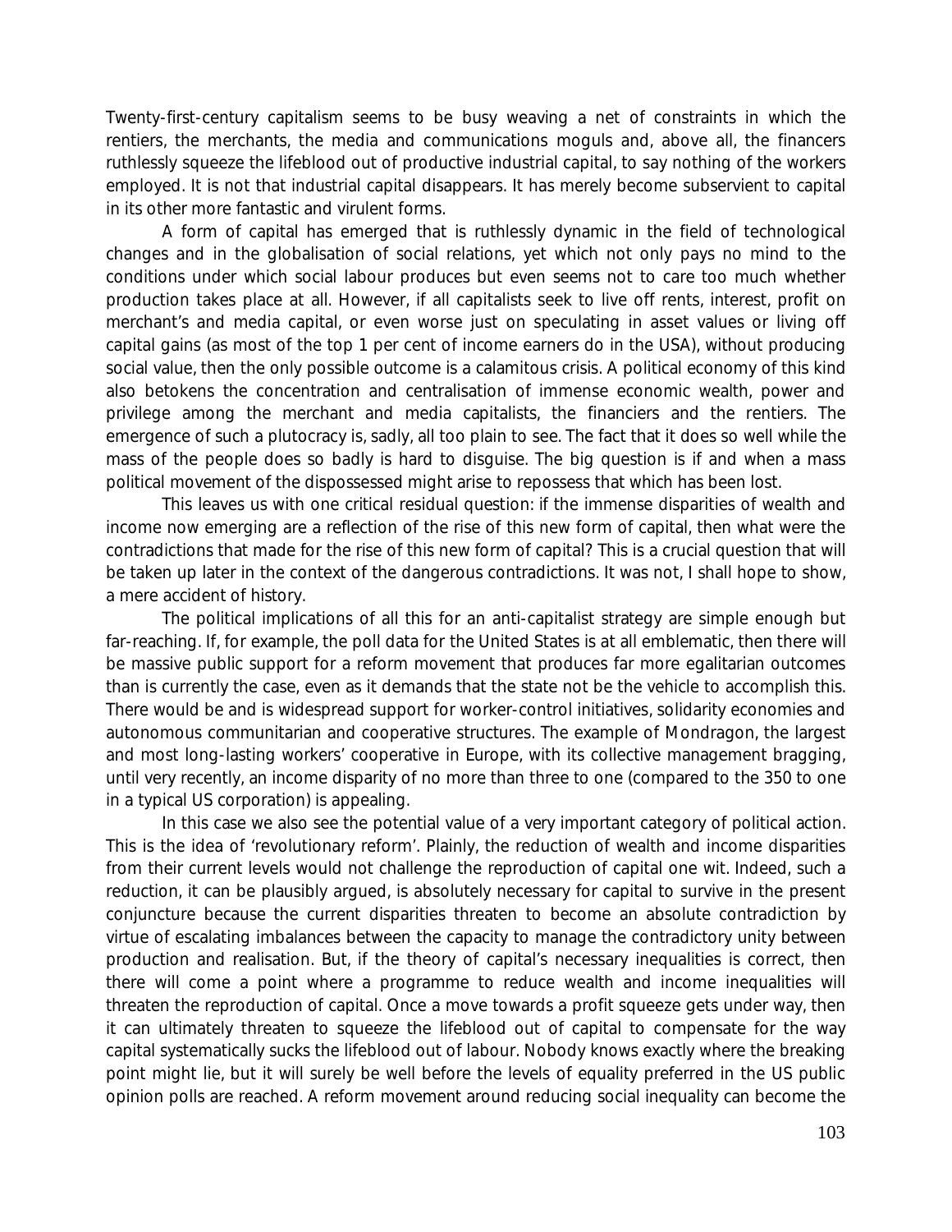Twenty-first-century capitalism seems to be busy weaving a net of constraints in which the rentiers, the merchants, the media and communications moguls and, above all, the financers ruthlessly squeeze the lifeblood out of productive industrial capital, to say nothing of the workers employed. It is not that industrial capital disappears. It has merely become subservient to capital in its other more fantastic and virulent forms.

A form of capital has emerged that is ruthlessly dynamic in the field of technological changes and in the globalisation of social relations, yet which not only pays no mind to the conditions under which social labour produces but even seems not to care too much whether production takes place at all. However, if all capitalists seek to live off rents, interest, profit on merchant's and media capital, or even worse just on speculating in asset values or living off capital gains (as most of the top 1 per cent of income earners do in the USA), without producing social value, then the only possible outcome is a calamitous crisis. A political economy of this kind also betokens the concentration and centralisation of immense economic wealth, power and privilege among the merchant and media capitalists, the financiers and the rentiers. The emergence of such a plutocracy is, sadly, all too plain to see. The fact that it does so well while the mass of the people does so badly is hard to disguise. The big question is if and when a mass political movement of the dispossessed might arise to repossess that which has been lost.

This leaves us with one critical residual question: if the immense disparities of wealth and income now emerging are a reflection of the rise of this new form of capital, then what were the contradictions that made for the rise of this new form of capital? This is a crucial question that will be taken up later in the context of the dangerous contradictions. It was not, I shall hope to show, a mere accident of history.

The political implications of all this for an anti-capitalist strategy are simple enough but far-reaching. If, for example, the poll data for the United States is at all emblematic, then there will be massive public support for a reform movement that produces far more egalitarian outcomes than is currently the case, even as it demands that the state not be the vehicle to accomplish this. There would be and is widespread support for worker-control initiatives, solidarity economies and autonomous communitarian and cooperative structures. The example of Mondragon, the largest and most long-lasting workers' cooperative in Europe, with its collective management bragging, until very recently, an income disparity of no more than three to one (compared to the 350 to one in a typical US corporation) is appealing.

In this case we also see the potential value of a very important category of political action. This is the idea of 'revolutionary reform'. Plainly, the reduction of wealth and income disparities from their current levels would not challenge the reproduction of capital one wit. Indeed, such a reduction, it can be plausibly argued, is absolutely necessary for capital to survive in the present conjuncture because the current disparities threaten to become an absolute contradiction by virtue of escalating imbalances between the capacity to manage the contradictory unity between production and realisation. But, if the theory of capital's necessary inequalities is correct, then there will come a point where a programme to reduce wealth and income inequalities will threaten the reproduction of capital. Once a move towards a profit squeeze gets under way, then it can ultimately threaten to squeeze the lifeblood out of capital to compensate for the way capital systematically sucks the lifeblood out of labour. Nobody knows exactly where the breaking point might lie, but it will surely be well before the levels of equality preferred in the US public opinion polls are reached. A reform movement around reducing social inequality can become the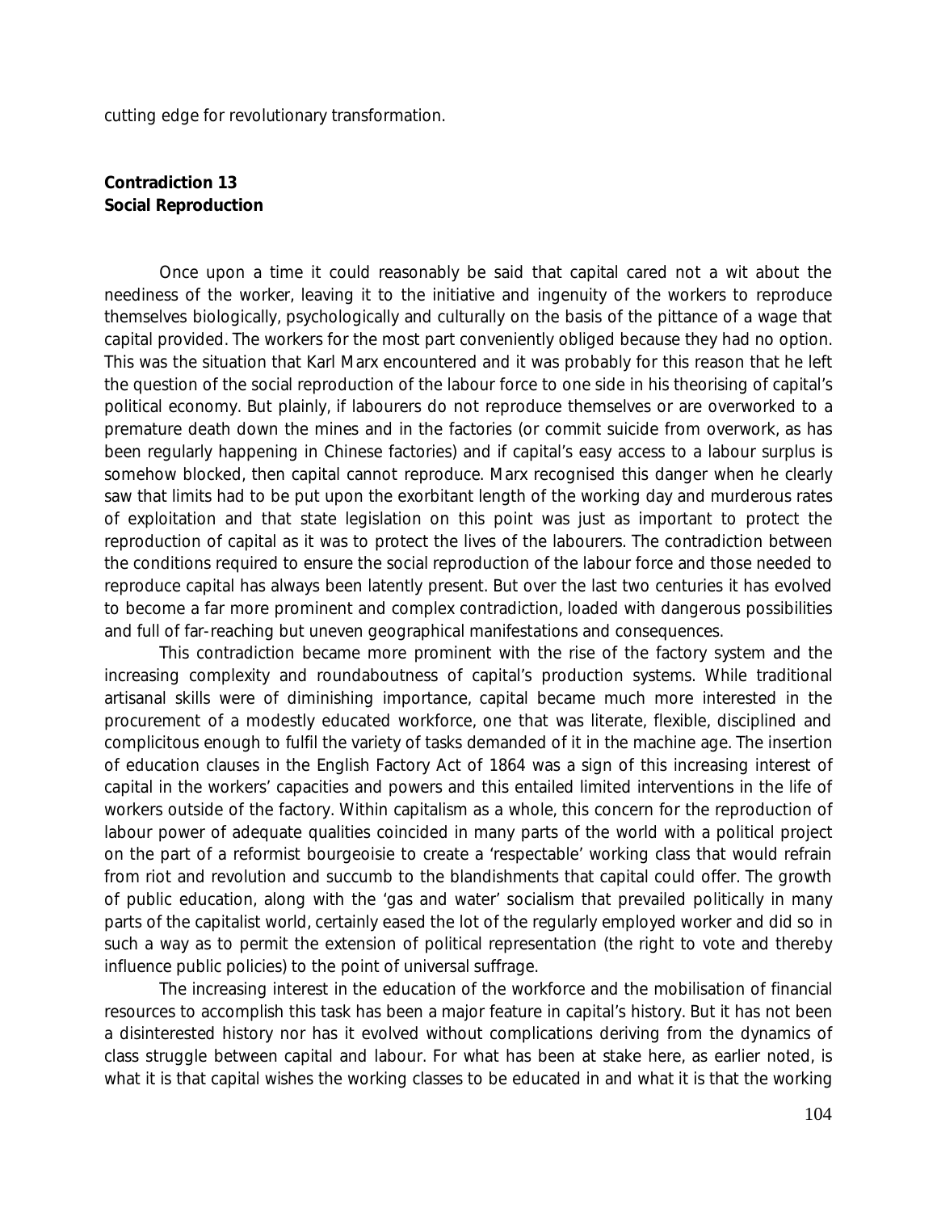cutting edge for revolutionary transformation.

## Contradiction 13
## Social Reproduction

Once upon a time it could reasonably be said that capital cared not a wit about the neediness of the worker, leaving it to the initiative and ingenuity of the workers to reproduce themselves biologically, psychologically and culturally on the basis of the pittance of a wage that capital provided. The workers for the most part conveniently obliged because they had no option. This was the situation that Karl Marx encountered and it was probably for this reason that he left the question of the social reproduction of the labour force to one side in his theorising of capital's political economy. But plainly, if labourers do not reproduce themselves or are overworked to a premature death down the mines and in the factories (or commit suicide from overwork, as has been regularly happening in Chinese factories) and if capital's easy access to a labour surplus is somehow blocked, then capital cannot reproduce. Marx recognised this danger when he clearly saw that limits had to be put upon the exorbitant length of the working day and murderous rates of exploitation and that state legislation on this point was just as important to protect the reproduction of capital as it was to protect the lives of the labourers. The contradiction between the conditions required to ensure the social reproduction of the labour force and those needed to reproduce capital has always been latently present. But over the last two centuries it has evolved to become a far more prominent and complex contradiction, loaded with dangerous possibilities and full of far-reaching but uneven geographical manifestations and consequences.

This contradiction became more prominent with the rise of the factory system and the increasing complexity and roundaboutness of capital's production systems. While traditional artisanal skills were of diminishing importance, capital became much more interested in the procurement of a modestly educated workforce, one that was literate, flexible, disciplined and complicitous enough to fulfil the variety of tasks demanded of it in the machine age. The insertion of education clauses in the English Factory Act of 1864 was a sign of this increasing interest of capital in the workers' capacities and powers and this entailed limited interventions in the life of workers outside of the factory. Within capitalism as a whole, this concern for the reproduction of labour power of adequate qualities coincided in many parts of the world with a political project on the part of a reformist bourgeoisie to create a 'respectable' working class that would refrain from riot and revolution and succumb to the blandishments that capital could offer. The growth of public education, along with the 'gas and water' socialism that prevailed politically in many parts of the capitalist world, certainly eased the lot of the regularly employed worker and did so in such a way as to permit the extension of political representation (the right to vote and thereby influence public policies) to the point of universal suffrage.

The increasing interest in the education of the workforce and the mobilisation of financial resources to accomplish this task has been a major feature in capital's history. But it has not been a disinterested history nor has it evolved without complications deriving from the dynamics of class struggle between capital and labour. For what has been at stake here, as earlier noted, is what it is that capital wishes the working classes to be educated in and what it is that the working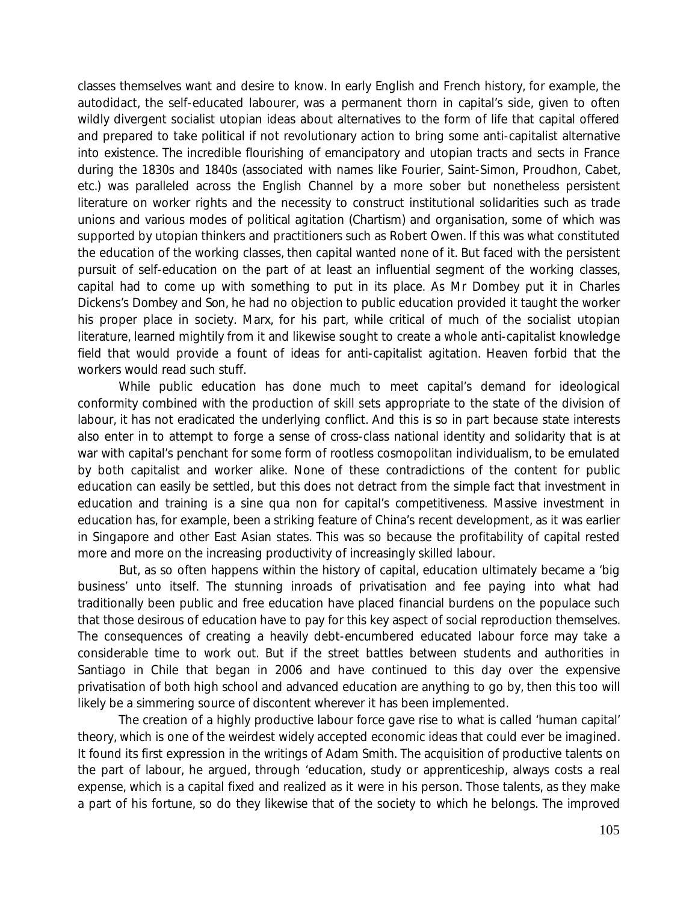classes themselves want and desire to know. In early English and French history, for example, the autodidact, the self-educated labourer, was a permanent thorn in capital's side, given to often wildly divergent socialist utopian ideas about alternatives to the form of life that capital offered and prepared to take political if not revolutionary action to bring some anti-capitalist alternative into existence. The incredible flourishing of emancipatory and utopian tracts and sects in France during the 1830s and 1840s (associated with names like Fourier, Saint-Simon, Proudhon, Cabet, etc.) was paralleled across the English Channel by a more sober but nonetheless persistent literature on worker rights and the necessity to construct institutional solidarities such as trade unions and various modes of political agitation (Chartism) and organisation, some of which was supported by utopian thinkers and practitioners such as Robert Owen. If this was what constituted the education of the working classes, then capital wanted none of it. But faced with the persistent pursuit of self-education on the part of at least an influential segment of the working classes, capital had to come up with something to put in its place. As Mr Dombey put it in Charles Dickens's Dombey and Son, he had no objection to public education provided it taught the worker his proper place in society. Marx, for his part, while critical of much of the socialist utopian literature, learned mightily from it and likewise sought to create a whole anti-capitalist knowledge field that would provide a fount of ideas for anti-capitalist agitation. Heaven forbid that the workers would read such stuff.

While public education has done much to meet capital's demand for ideological conformity combined with the production of skill sets appropriate to the state of the division of labour, it has not eradicated the underlying conflict. And this is so in part because state interests also enter in to attempt to forge a sense of cross-class national identity and solidarity that is at war with capital's penchant for some form of rootless cosmopolitan individualism, to be emulated by both capitalist and worker alike. None of these contradictions of the content for public education can easily be settled, but this does not detract from the simple fact that investment in education and training is a sine qua non for capital's competitiveness. Massive investment in education has, for example, been a striking feature of China's recent development, as it was earlier in Singapore and other East Asian states. This was so because the profitability of capital rested more and more on the increasing productivity of increasingly skilled labour.

But, as so often happens within the history of capital, education ultimately became a 'big business' unto itself. The stunning inroads of privatisation and fee paying into what had traditionally been public and free education have placed financial burdens on the populace such that those desirous of education have to pay for this key aspect of social reproduction themselves. The consequences of creating a heavily debt-encumbered educated labour force may take a considerable time to work out. But if the street battles between students and authorities in Santiago in Chile that began in 2006 and have continued to this day over the expensive privatisation of both high school and advanced education are anything to go by, then this too will likely be a simmering source of discontent wherever it has been implemented.

The creation of a highly productive labour force gave rise to what is called 'human capital' theory, which is one of the weirdest widely accepted economic ideas that could ever be imagined. It found its first expression in the writings of Adam Smith. The acquisition of productive talents on the part of labour, he argued, through 'education, study or apprenticeship, always costs a real expense, which is a capital fixed and realized as it were in his person. Those talents, as they make a part of his fortune, so do they likewise that of the society to which he belongs. The improved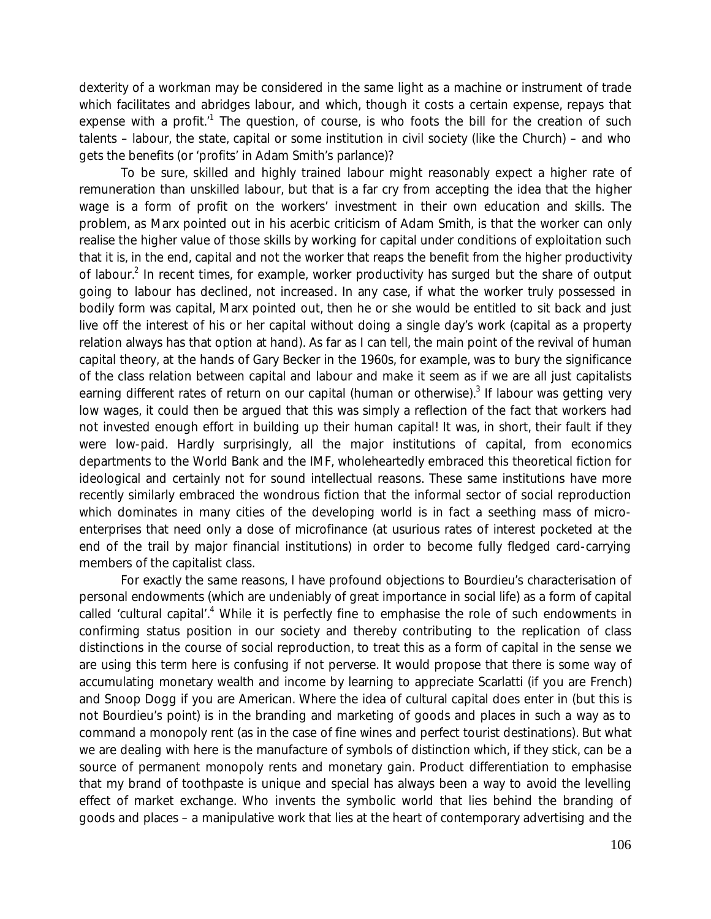dexterity of a workman may be considered in the same light as a machine or instrument of trade which facilitates and abridges labour, and which, though it costs a certain expense, repays that expense with a profit.'[1] The question, of course, is who foots the bill for the creation of such talents – labour, the state, capital or some institution in civil society (like the Church) – and who gets the benefits (or 'profits' in Adam Smith's parlance)?

To be sure, skilled and highly trained labour might reasonably expect a higher rate of remuneration than unskilled labour, but that is a far cry from accepting the idea that the higher wage is a form of profit on the workers' investment in their own education and skills. The problem, as Marx pointed out in his acerbic criticism of Adam Smith, is that the worker can only realise the higher value of those skills by working for capital under conditions of exploitation such that it is, in the end, capital and not the worker that reaps the benefit from the higher productivity of labour.[2] In recent times, for example, worker productivity has surged but the share of output going to labour has declined, not increased. In any case, if what the worker truly possessed in bodily form was capital, Marx pointed out, then he or she would be entitled to sit back and just live off the interest of his or her capital without doing a single day's work (capital as a property relation always has that option at hand). As far as I can tell, the main point of the revival of human capital theory, at the hands of Gary Becker in the 1960s, for example, was to bury the significance of the class relation between capital and labour and make it seem as if we are all just capitalists earning different rates of return on our capital (human or otherwise).[3] If labour was getting very low wages, it could then be argued that this was simply a reflection of the fact that workers had not invested enough effort in building up their human capital! It was, in short, their fault if they were low-paid. Hardly surprisingly, all the major institutions of capital, from economics departments to the World Bank and the IMF, wholeheartedly embraced this theoretical fiction for ideological and certainly not for sound intellectual reasons. These same institutions have more recently similarly embraced the wondrous fiction that the informal sector of social reproduction which dominates in many cities of the developing world is in fact a seething mass of micro-enterprises that need only a dose of microfinance (at usurious rates of interest pocketed at the end of the trail by major financial institutions) in order to become fully fledged card-carrying members of the capitalist class.

For exactly the same reasons, I have profound objections to Bourdieu's characterisation of personal endowments (which are undeniably of great importance in social life) as a form of capital called 'cultural capital'.[4] While it is perfectly fine to emphasise the role of such endowments in confirming status position in our society and thereby contributing to the replication of class distinctions in the course of social reproduction, to treat this as a form of capital in the sense we are using this term here is confusing if not perverse. It would propose that there is some way of accumulating monetary wealth and income by learning to appreciate Scarlatti (if you are French) and Snoop Dogg if you are American. Where the idea of cultural capital does enter in (but this is not Bourdieu's point) is in the branding and marketing of goods and places in such a way as to command a monopoly rent (as in the case of fine wines and perfect tourist destinations). But what we are dealing with here is the manufacture of symbols of distinction which, if they stick, can be a source of permanent monopoly rents and monetary gain. Product differentiation to emphasise that my brand of toothpaste is unique and special has always been a way to avoid the levelling effect of market exchange. Who invents the symbolic world that lies behind the branding of goods and places – a manipulative work that lies at the heart of contemporary advertising and the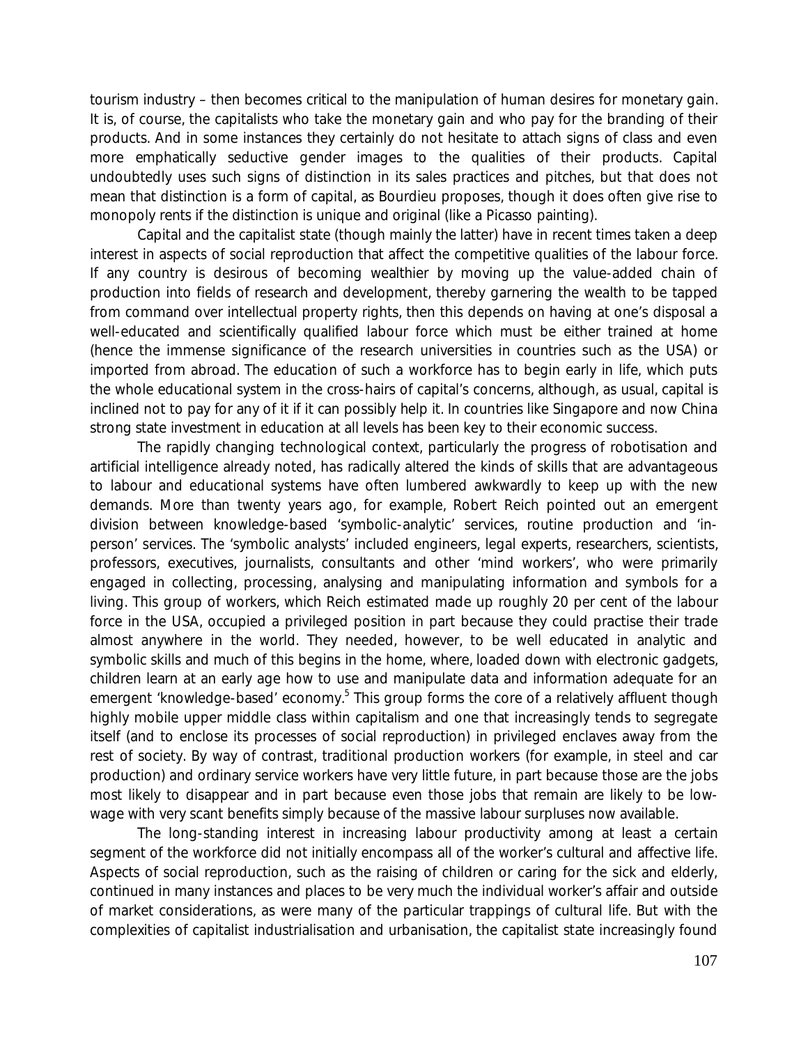tourism industry – then becomes critical to the manipulation of human desires for monetary gain. It is, of course, the capitalists who take the monetary gain and who pay for the branding of their products. And in some instances they certainly do not hesitate to attach signs of class and even more emphatically seductive gender images to the qualities of their products. Capital undoubtedly uses such signs of distinction in its sales practices and pitches, but that does not mean that distinction is a form of capital, as Bourdieu proposes, though it does often give rise to monopoly rents if the distinction is unique and original (like a Picasso painting).

Capital and the capitalist state (though mainly the latter) have in recent times taken a deep interest in aspects of social reproduction that affect the competitive qualities of the labour force. If any country is desirous of becoming wealthier by moving up the value-added chain of production into fields of research and development, thereby garnering the wealth to be tapped from command over intellectual property rights, then this depends on having at one's disposal a well-educated and scientifically qualified labour force which must be either trained at home (hence the immense significance of the research universities in countries such as the USA) or imported from abroad. The education of such a workforce has to begin early in life, which puts the whole educational system in the cross-hairs of capital's concerns, although, as usual, capital is inclined not to pay for any of it if it can possibly help it. In countries like Singapore and now China strong state investment in education at all levels has been key to their economic success.

The rapidly changing technological context, particularly the progress of robotisation and artificial intelligence already noted, has radically altered the kinds of skills that are advantageous to labour and educational systems have often lumbered awkwardly to keep up with the new demands. More than twenty years ago, for example, Robert Reich pointed out an emergent division between knowledge-based 'symbolic-analytic' services, routine production and 'in-person' services. The 'symbolic analysts' included engineers, legal experts, researchers, scientists, professors, executives, journalists, consultants and other 'mind workers', who were primarily engaged in collecting, processing, analysing and manipulating information and symbols for a living. This group of workers, which Reich estimated made up roughly 20 per cent of the labour force in the USA, occupied a privileged position in part because they could practise their trade almost anywhere in the world. They needed, however, to be well educated in analytic and symbolic skills and much of this begins in the home, where, loaded down with electronic gadgets, children learn at an early age how to use and manipulate data and information adequate for an emergent 'knowledge-based' economy.[5] This group forms the core of a relatively affluent though highly mobile upper middle class within capitalism and one that increasingly tends to segregate itself (and to enclose its processes of social reproduction) in privileged enclaves away from the rest of society. By way of contrast, traditional production workers (for example, in steel and car production) and ordinary service workers have very little future, in part because those are the jobs most likely to disappear and in part because even those jobs that remain are likely to be low-wage with very scant benefits simply because of the massive labour surpluses now available.

The long-standing interest in increasing labour productivity among at least a certain segment of the workforce did not initially encompass all of the worker's cultural and affective life. Aspects of social reproduction, such as the raising of children or caring for the sick and elderly, continued in many instances and places to be very much the individual worker's affair and outside of market considerations, as were many of the particular trappings of cultural life. But with the complexities of capitalist industrialisation and urbanisation, the capitalist state increasingly found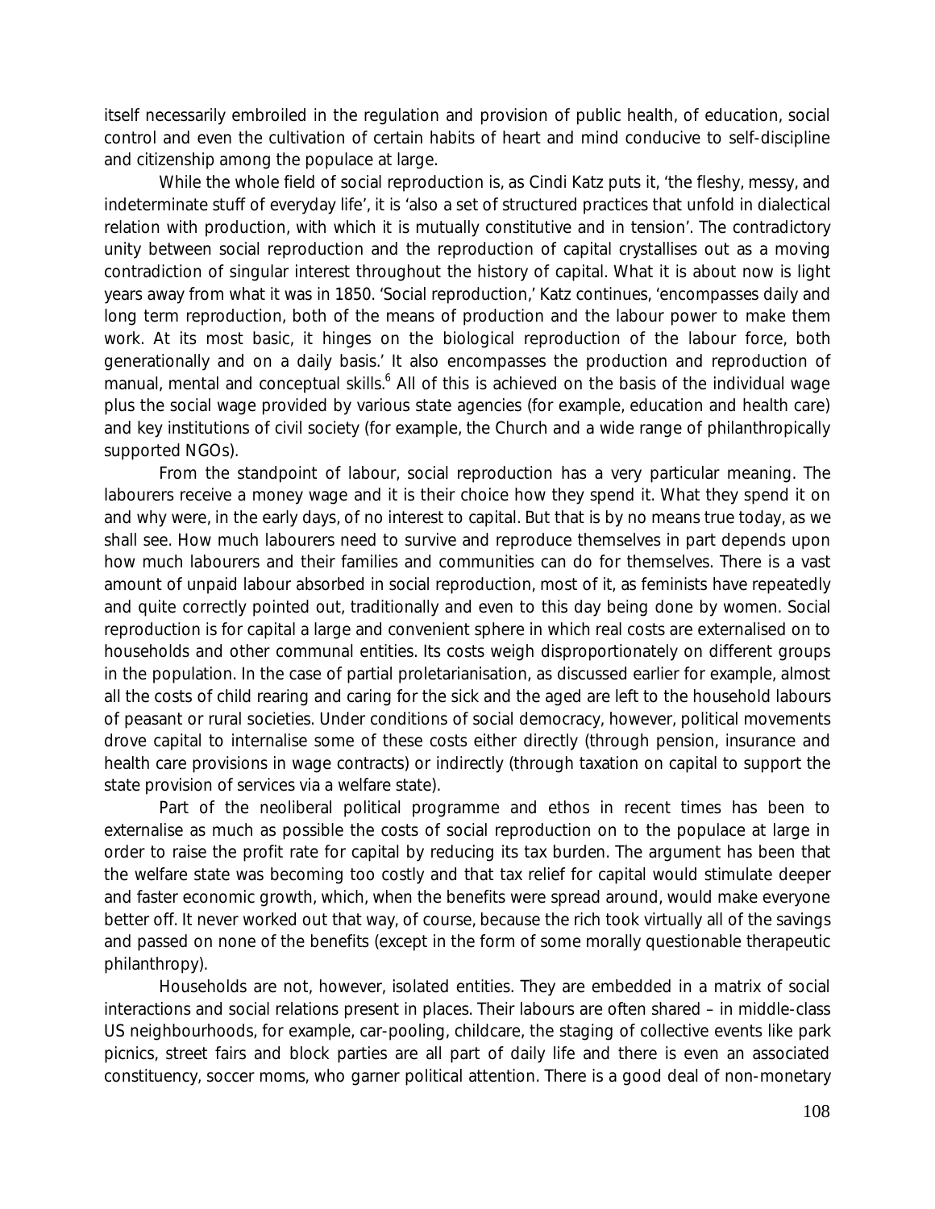itself necessarily embroiled in the regulation and provision of public health, of education, social control and even the cultivation of certain habits of heart and mind conducive to self-discipline and citizenship among the populace at large.

While the whole field of social reproduction is, as Cindi Katz puts it, 'the fleshy, messy, and indeterminate stuff of everyday life', it is 'also a set of structured practices that unfold in dialectical relation with production, with which it is mutually constitutive and in tension'. The contradictory unity between social reproduction and the reproduction of capital crystallises out as a moving contradiction of singular interest throughout the history of capital. What it is about now is light years away from what it was in 1850. 'Social reproduction,' Katz continues, 'encompasses daily and long term reproduction, both of the means of production and the labour power to make them work. At its most basic, it hinges on the biological reproduction of the labour force, both generationally and on a daily basis.' It also encompasses the production and reproduction of manual, mental and conceptual skills.[6] All of this is achieved on the basis of the individual wage plus the social wage provided by various state agencies (for example, education and health care) and key institutions of civil society (for example, the Church and a wide range of philanthropically supported NGOs).

From the standpoint of labour, social reproduction has a very particular meaning. The labourers receive a money wage and it is their choice how they spend it. What they spend it on and why were, in the early days, of no interest to capital. But that is by no means true today, as we shall see. How much labourers need to survive and reproduce themselves in part depends upon how much labourers and their families and communities can do for themselves. There is a vast amount of unpaid labour absorbed in social reproduction, most of it, as feminists have repeatedly and quite correctly pointed out, traditionally and even to this day being done by women. Social reproduction is for capital a large and convenient sphere in which real costs are externalised on to households and other communal entities. Its costs weigh disproportionately on different groups in the population. In the case of partial proletarianisation, as discussed earlier for example, almost all the costs of child rearing and caring for the sick and the aged are left to the household labours of peasant or rural societies. Under conditions of social democracy, however, political movements drove capital to internalise some of these costs either directly (through pension, insurance and health care provisions in wage contracts) or indirectly (through taxation on capital to support the state provision of services via a welfare state).

Part of the neoliberal political programme and ethos in recent times has been to externalise as much as possible the costs of social reproduction on to the populace at large in order to raise the profit rate for capital by reducing its tax burden. The argument has been that the welfare state was becoming too costly and that tax relief for capital would stimulate deeper and faster economic growth, which, when the benefits were spread around, would make everyone better off. It never worked out that way, of course, because the rich took virtually all of the savings and passed on none of the benefits (except in the form of some morally questionable therapeutic philanthropy).

Households are not, however, isolated entities. They are embedded in a matrix of social interactions and social relations present in places. Their labours are often shared – in middle-class US neighbourhoods, for example, car-pooling, childcare, the staging of collective events like park picnics, street fairs and block parties are all part of daily life and there is even an associated constituency, soccer moms, who garner political attention. There is a good deal of non-monetary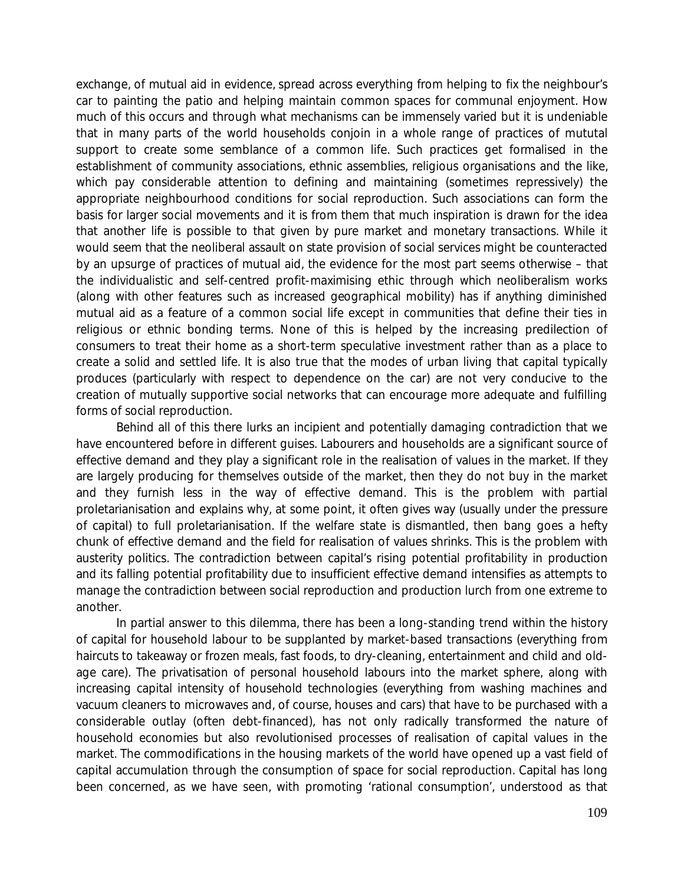exchange, of mutual aid in evidence, spread across everything from helping to fix the neighbour's car to painting the patio and helping maintain common spaces for communal enjoyment. How much of this occurs and through what mechanisms can be immensely varied but it is undeniable that in many parts of the world households conjoin in a whole range of practices of mututal support to create some semblance of a common life. Such practices get formalised in the establishment of community associations, ethnic assemblies, religious organisations and the like, which pay considerable attention to defining and maintaining (sometimes repressively) the appropriate neighbourhood conditions for social reproduction. Such associations can form the basis for larger social movements and it is from them that much inspiration is drawn for the idea that another life is possible to that given by pure market and monetary transactions. While it would seem that the neoliberal assault on state provision of social services might be counteracted by an upsurge of practices of mutual aid, the evidence for the most part seems otherwise – that the individualistic and self-centred profit-maximising ethic through which neoliberalism works (along with other features such as increased geographical mobility) has if anything diminished mutual aid as a feature of a common social life except in communities that define their ties in religious or ethnic bonding terms. None of this is helped by the increasing predilection of consumers to treat their home as a short-term speculative investment rather than as a place to create a solid and settled life. It is also true that the modes of urban living that capital typically produces (particularly with respect to dependence on the car) are not very conducive to the creation of mutually supportive social networks that can encourage more adequate and fulfilling forms of social reproduction.

Behind all of this there lurks an incipient and potentially damaging contradiction that we have encountered before in different guises. Labourers and households are a significant source of effective demand and they play a significant role in the realisation of values in the market. If they are largely producing for themselves outside of the market, then they do not buy in the market and they furnish less in the way of effective demand. This is the problem with partial proletarianisation and explains why, at some point, it often gives way (usually under the pressure of capital) to full proletarianisation. If the welfare state is dismantled, then bang goes a hefty chunk of effective demand and the field for realisation of values shrinks. This is the problem with austerity politics. The contradiction between capital's rising potential profitability in production and its falling potential profitability due to insufficient effective demand intensifies as attempts to manage the contradiction between social reproduction and production lurch from one extreme to another.

In partial answer to this dilemma, there has been a long-standing trend within the history of capital for household labour to be supplanted by market-based transactions (everything from haircuts to takeaway or frozen meals, fast foods, to dry-cleaning, entertainment and child and old-age care). The privatisation of personal household labours into the market sphere, along with increasing capital intensity of household technologies (everything from washing machines and vacuum cleaners to microwaves and, of course, houses and cars) that have to be purchased with a considerable outlay (often debt-financed), has not only radically transformed the nature of household economies but also revolutionised processes of realisation of capital values in the market. The commodifications in the housing markets of the world have opened up a vast field of capital accumulation through the consumption of space for social reproduction. Capital has long been concerned, as we have seen, with promoting 'rational consumption', understood as that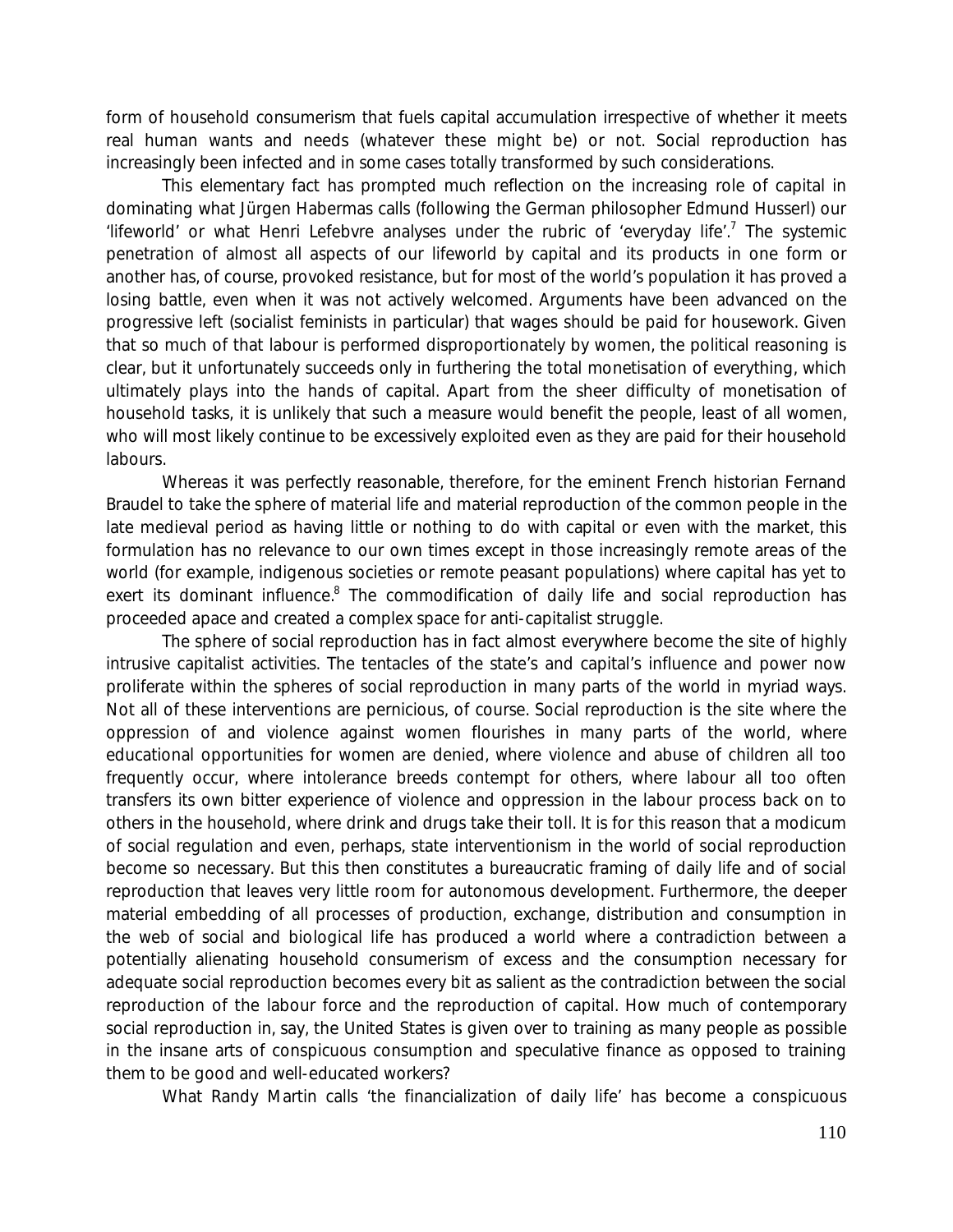form of household consumerism that fuels capital accumulation irrespective of whether it meets real human wants and needs (whatever these might be) or not. Social reproduction has increasingly been infected and in some cases totally transformed by such considerations.

This elementary fact has prompted much reflection on the increasing role of capital in dominating what Jürgen Habermas calls (following the German philosopher Edmund Husserl) our 'lifeworld' or what Henri Lefebvre analyses under the rubric of 'everyday life'.[7] The systemic penetration of almost all aspects of our lifeworld by capital and its products in one form or another has, of course, provoked resistance, but for most of the world's population it has proved a losing battle, even when it was not actively welcomed. Arguments have been advanced on the progressive left (socialist feminists in particular) that wages should be paid for housework. Given that so much of that labour is performed disproportionately by women, the political reasoning is clear, but it unfortunately succeeds only in furthering the total monetisation of everything, which ultimately plays into the hands of capital. Apart from the sheer difficulty of monetisation of household tasks, it is unlikely that such a measure would benefit the people, least of all women, who will most likely continue to be excessively exploited even as they are paid for their household labours.

Whereas it was perfectly reasonable, therefore, for the eminent French historian Fernand Braudel to take the sphere of material life and material reproduction of the common people in the late medieval period as having little or nothing to do with capital or even with the market, this formulation has no relevance to our own times except in those increasingly remote areas of the world (for example, indigenous societies or remote peasant populations) where capital has yet to exert its dominant influence.[8] The commodification of daily life and social reproduction has proceeded apace and created a complex space for anti-capitalist struggle.

The sphere of social reproduction has in fact almost everywhere become the site of highly intrusive capitalist activities. The tentacles of the state's and capital's influence and power now proliferate within the spheres of social reproduction in many parts of the world in myriad ways. Not all of these interventions are pernicious, of course. Social reproduction is the site where the oppression of and violence against women flourishes in many parts of the world, where educational opportunities for women are denied, where violence and abuse of children all too frequently occur, where intolerance breeds contempt for others, where labour all too often transfers its own bitter experience of violence and oppression in the labour process back on to others in the household, where drink and drugs take their toll. It is for this reason that a modicum of social regulation and even, perhaps, state interventionism in the world of social reproduction become so necessary. But this then constitutes a bureaucratic framing of daily life and of social reproduction that leaves very little room for autonomous development. Furthermore, the deeper material embedding of all processes of production, exchange, distribution and consumption in the web of social and biological life has produced a world where a contradiction between a potentially alienating household consumerism of excess and the consumption necessary for adequate social reproduction becomes every bit as salient as the contradiction between the social reproduction of the labour force and the reproduction of capital. How much of contemporary social reproduction in, say, the United States is given over to training as many people as possible in the insane arts of conspicuous consumption and speculative finance as opposed to training them to be good and well-educated workers?

What Randy Martin calls 'the financialization of daily life' has become a conspicuous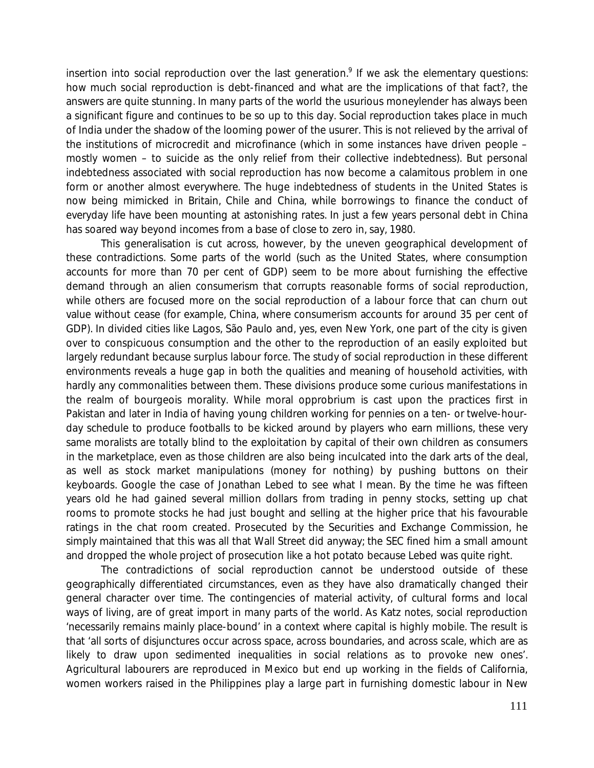insertion into social reproduction over the last generation.[9] If we ask the elementary questions: how much social reproduction is debt-financed and what are the implications of that fact?, the answers are quite stunning. In many parts of the world the usurious moneylender has always been a significant figure and continues to be so up to this day. Social reproduction takes place in much of India under the shadow of the looming power of the usurer. This is not relieved by the arrival of the institutions of microcredit and microfinance (which in some instances have driven people – mostly women – to suicide as the only relief from their collective indebtedness). But personal indebtedness associated with social reproduction has now become a calamitous problem in one form or another almost everywhere. The huge indebtedness of students in the United States is now being mimicked in Britain, Chile and China, while borrowings to finance the conduct of everyday life have been mounting at astonishing rates. In just a few years personal debt in China has soared way beyond incomes from a base of close to zero in, say, 1980.

This generalisation is cut across, however, by the uneven geographical development of these contradictions. Some parts of the world (such as the United States, where consumption accounts for more than 70 per cent of GDP) seem to be more about furnishing the effective demand through an alien consumerism that corrupts reasonable forms of social reproduction, while others are focused more on the social reproduction of a labour force that can churn out value without cease (for example, China, where consumerism accounts for around 35 per cent of GDP). In divided cities like Lagos, São Paulo and, yes, even New York, one part of the city is given over to conspicuous consumption and the other to the reproduction of an easily exploited but largely redundant because surplus labour force. The study of social reproduction in these different environments reveals a huge gap in both the qualities and meaning of household activities, with hardly any commonalities between them. These divisions produce some curious manifestations in the realm of bourgeois morality. While moral opprobrium is cast upon the practices first in Pakistan and later in India of having young children working for pennies on a ten- or twelve-hour-day schedule to produce footballs to be kicked around by players who earn millions, these very same moralists are totally blind to the exploitation by capital of their own children as consumers in the marketplace, even as those children are also being inculcated into the dark arts of the deal, as well as stock market manipulations (money for nothing) by pushing buttons on their keyboards. Google the case of Jonathan Lebed to see what I mean. By the time he was fifteen years old he had gained several million dollars from trading in penny stocks, setting up chat rooms to promote stocks he had just bought and selling at the higher price that his favourable ratings in the chat room created. Prosecuted by the Securities and Exchange Commission, he simply maintained that this was all that Wall Street did anyway; the SEC fined him a small amount and dropped the whole project of prosecution like a hot potato because Lebed was quite right.

The contradictions of social reproduction cannot be understood outside of these geographically differentiated circumstances, even as they have also dramatically changed their general character over time. The contingencies of material activity, of cultural forms and local ways of living, are of great import in many parts of the world. As Katz notes, social reproduction 'necessarily remains mainly place-bound' in a context where capital is highly mobile. The result is that 'all sorts of disjunctures occur across space, across boundaries, and across scale, which are as likely to draw upon sedimented inequalities in social relations as to provoke new ones'. Agricultural labourers are reproduced in Mexico but end up working in the fields of California, women workers raised in the Philippines play a large part in furnishing domestic labour in New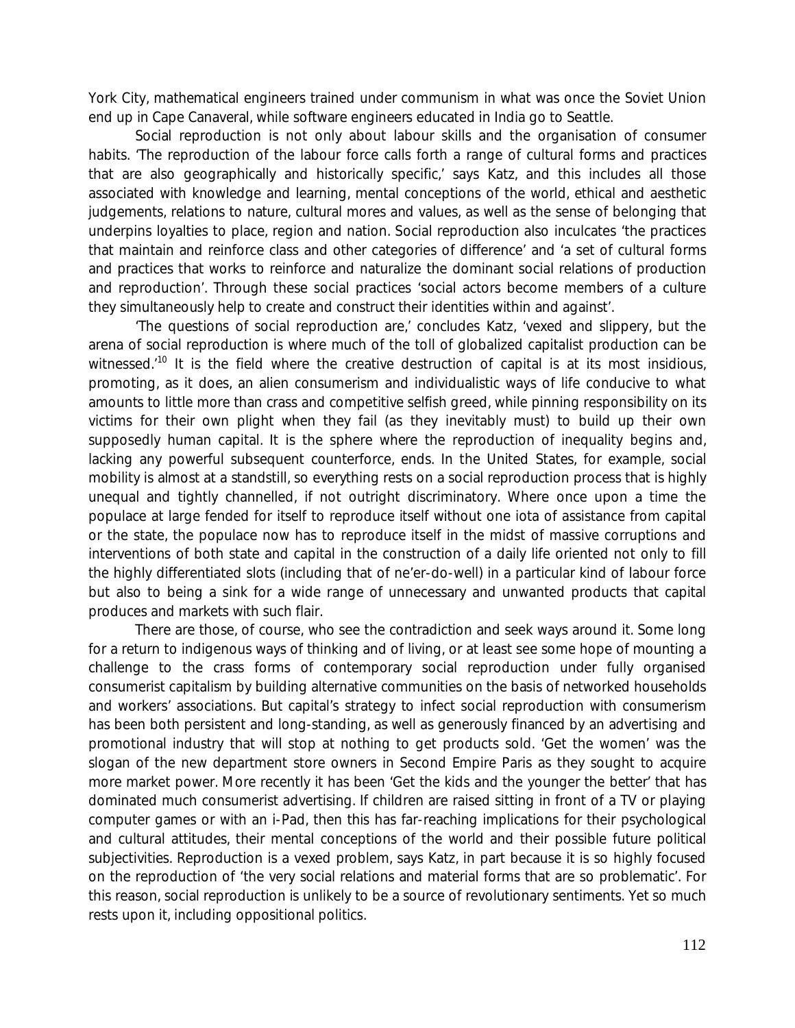York City, mathematical engineers trained under communism in what was once the Soviet Union end up in Cape Canaveral, while software engineers educated in India go to Seattle.

Social reproduction is not only about labour skills and the organisation of consumer habits. 'The reproduction of the labour force calls forth a range of cultural forms and practices that are also geographically and historically specific,' says Katz, and this includes all those associated with knowledge and learning, mental conceptions of the world, ethical and aesthetic judgements, relations to nature, cultural mores and values, as well as the sense of belonging that underpins loyalties to place, region and nation. Social reproduction also inculcates 'the practices that maintain and reinforce class and other categories of difference' and 'a set of cultural forms and practices that works to reinforce and naturalize the dominant social relations of production and reproduction'. Through these social practices 'social actors become members of a culture they simultaneously help to create and construct their identities within and against'.

'The questions of social reproduction are,' concludes Katz, 'vexed and slippery, but the arena of social reproduction is where much of the toll of globalized capitalist production can be witnessed.'[10] It is the field where the creative destruction of capital is at its most insidious, promoting, as it does, an alien consumerism and individualistic ways of life conducive to what amounts to little more than crass and competitive selfish greed, while pinning responsibility on its victims for their own plight when they fail (as they inevitably must) to build up their own supposedly human capital. It is the sphere where the reproduction of inequality begins and, lacking any powerful subsequent counterforce, ends. In the United States, for example, social mobility is almost at a standstill, so everything rests on a social reproduction process that is highly unequal and tightly channelled, if not outright discriminatory. Where once upon a time the populace at large fended for itself to reproduce itself without one iota of assistance from capital or the state, the populace now has to reproduce itself in the midst of massive corruptions and interventions of both state and capital in the construction of a daily life oriented not only to fill the highly differentiated slots (including that of ne'er-do-well) in a particular kind of labour force but also to being a sink for a wide range of unnecessary and unwanted products that capital produces and markets with such flair.

There are those, of course, who see the contradiction and seek ways around it. Some long for a return to indigenous ways of thinking and of living, or at least see some hope of mounting a challenge to the crass forms of contemporary social reproduction under fully organised consumerist capitalism by building alternative communities on the basis of networked households and workers' associations. But capital's strategy to infect social reproduction with consumerism has been both persistent and long-standing, as well as generously financed by an advertising and promotional industry that will stop at nothing to get products sold. 'Get the women' was the slogan of the new department store owners in Second Empire Paris as they sought to acquire more market power. More recently it has been 'Get the kids and the younger the better' that has dominated much consumerist advertising. If children are raised sitting in front of a TV or playing computer games or with an i-Pad, then this has far-reaching implications for their psychological and cultural attitudes, their mental conceptions of the world and their possible future political subjectivities. Reproduction is a vexed problem, says Katz, in part because it is so highly focused on the reproduction of 'the very social relations and material forms that are so problematic'. For this reason, social reproduction is unlikely to be a source of revolutionary sentiments. Yet so much rests upon it, including oppositional politics.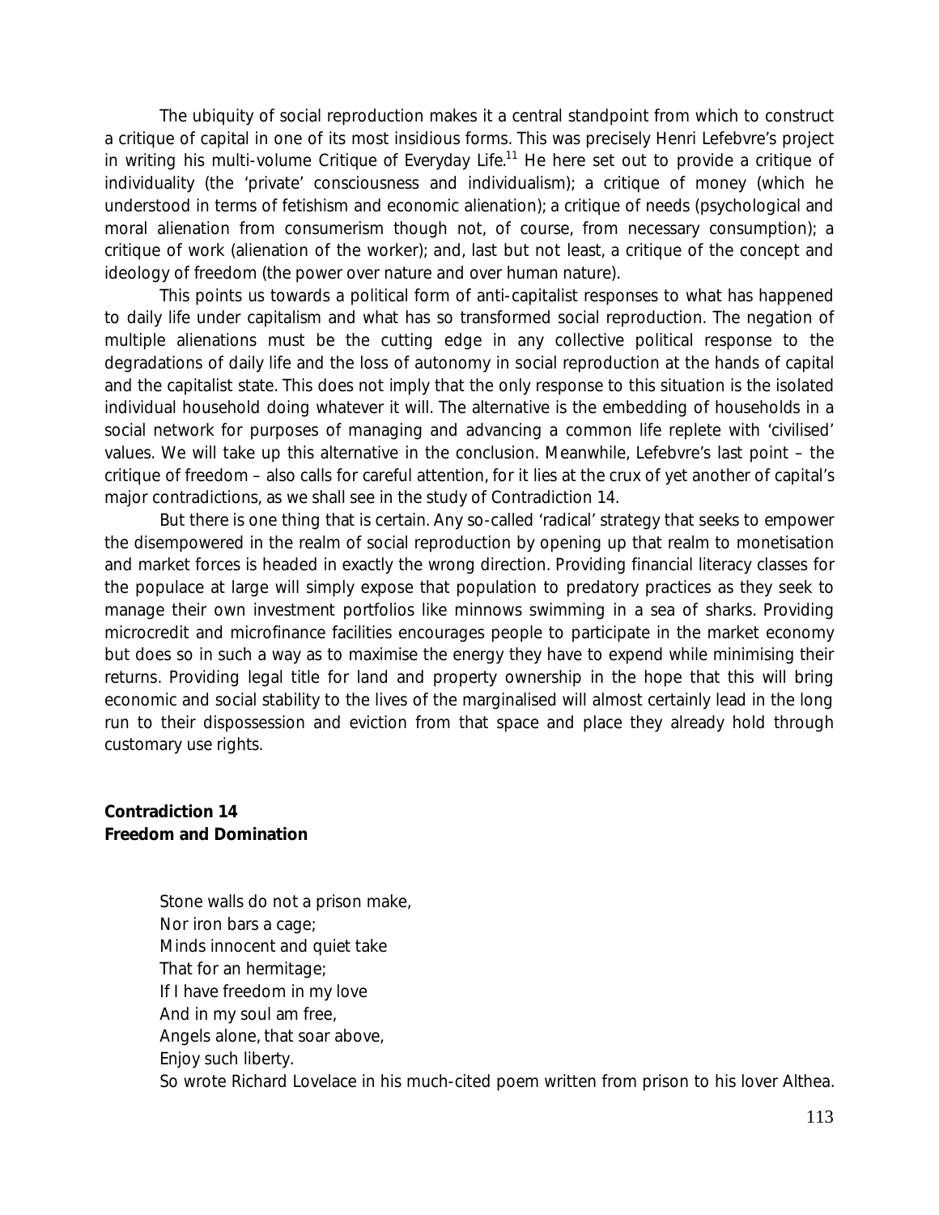The ubiquity of social reproduction makes it a central standpoint from which to construct a critique of capital in one of its most insidious forms. This was precisely Henri Lefebvre's project in writing his multi-volume Critique of Everyday Life.[11] He here set out to provide a critique of individuality (the 'private' consciousness and individualism); a critique of money (which he understood in terms of fetishism and economic alienation); a critique of needs (psychological and moral alienation from consumerism though not, of course, from necessary consumption); a critique of work (alienation of the worker); and, last but not least, a critique of the concept and ideology of freedom (the power over nature and over human nature).

This points us towards a political form of anti-capitalist responses to what has happened to daily life under capitalism and what has so transformed social reproduction. The negation of multiple alienations must be the cutting edge in any collective political response to the degradations of daily life and the loss of autonomy in social reproduction at the hands of capital and the capitalist state. This does not imply that the only response to this situation is the isolated individual household doing whatever it will. The alternative is the embedding of households in a social network for purposes of managing and advancing a common life replete with 'civilised' values. We will take up this alternative in the conclusion. Meanwhile, Lefebvre's last point – the critique of freedom – also calls for careful attention, for it lies at the crux of yet another of capital's major contradictions, as we shall see in the study of Contradiction 14.

But there is one thing that is certain. Any so-called 'radical' strategy that seeks to empower the disempowered in the realm of social reproduction by opening up that realm to monetisation and market forces is headed in exactly the wrong direction. Providing financial literacy classes for the populace at large will simply expose that population to predatory practices as they seek to manage their own investment portfolios like minnows swimming in a sea of sharks. Providing microcredit and microfinance facilities encourages people to participate in the market economy but does so in such a way as to maximise the energy they have to expend while minimising their returns. Providing legal title for land and property ownership in the hope that this will bring economic and social stability to the lives of the marginalised will almost certainly lead in the long run to their dispossession and eviction from that space and place they already hold through customary use rights.

## Contradiction 14
## Freedom and Domination

Stone walls do not a prison make,
Nor iron bars a cage;
Minds innocent and quiet take
That for an hermitage;
If I have freedom in my love
And in my soul am free,
Angels alone, that soar above,
Enjoy such liberty.

So wrote Richard Lovelace in his much-cited poem written from prison to his lover Althea.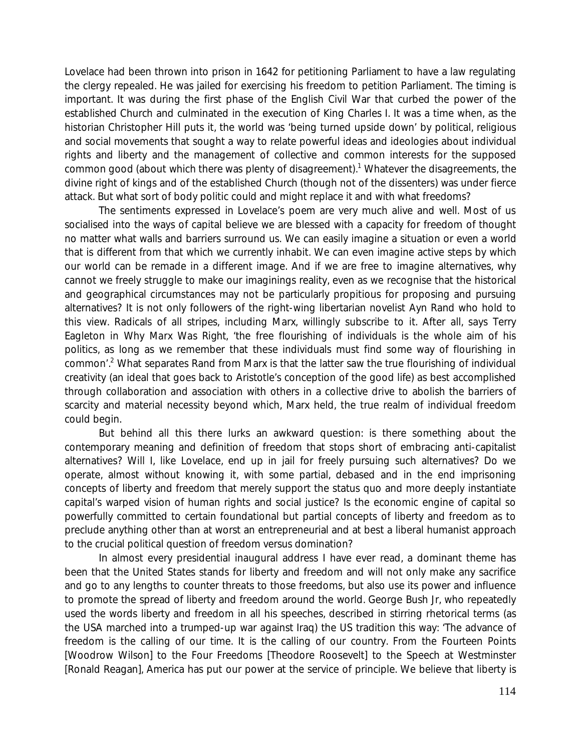Lovelace had been thrown into prison in 1642 for petitioning Parliament to have a law regulating the clergy repealed. He was jailed for exercising his freedom to petition Parliament. The timing is important. It was during the first phase of the English Civil War that curbed the power of the established Church and culminated in the execution of King Charles I. It was a time when, as the historian Christopher Hill puts it, the world was 'being turned upside down' by political, religious and social movements that sought a way to relate powerful ideas and ideologies about individual rights and liberty and the management of collective and common interests for the supposed common good (about which there was plenty of disagreement).[1] Whatever the disagreements, the divine right of kings and of the established Church (though not of the dissenters) was under fierce attack. But what sort of body politic could and might replace it and with what freedoms?

The sentiments expressed in Lovelace's poem are very much alive and well. Most of us socialised into the ways of capital believe we are blessed with a capacity for freedom of thought no matter what walls and barriers surround us. We can easily imagine a situation or even a world that is different from that which we currently inhabit. We can even imagine active steps by which our world can be remade in a different image. And if we are free to imagine alternatives, why cannot we freely struggle to make our imaginings reality, even as we recognise that the historical and geographical circumstances may not be particularly propitious for proposing and pursuing alternatives? It is not only followers of the right-wing libertarian novelist Ayn Rand who hold to this view. Radicals of all stripes, including Marx, willingly subscribe to it. After all, says Terry Eagleton in Why Marx Was Right, 'the free flourishing of individuals is the whole aim of his politics, as long as we remember that these individuals must find some way of flourishing in common'.[2] What separates Rand from Marx is that the latter saw the true flourishing of individual creativity (an ideal that goes back to Aristotle's conception of the good life) as best accomplished through collaboration and association with others in a collective drive to abolish the barriers of scarcity and material necessity beyond which, Marx held, the true realm of individual freedom could begin.

But behind all this there lurks an awkward question: is there something about the contemporary meaning and definition of freedom that stops short of embracing anti-capitalist alternatives? Will I, like Lovelace, end up in jail for freely pursuing such alternatives? Do we operate, almost without knowing it, with some partial, debased and in the end imprisoning concepts of liberty and freedom that merely support the status quo and more deeply instantiate capital's warped vision of human rights and social justice? Is the economic engine of capital so powerfully committed to certain foundational but partial concepts of liberty and freedom as to preclude anything other than at worst an entrepreneurial and at best a liberal humanist approach to the crucial political question of freedom versus domination?

In almost every presidential inaugural address I have ever read, a dominant theme has been that the United States stands for liberty and freedom and will not only make any sacrifice and go to any lengths to counter threats to those freedoms, but also use its power and influence to promote the spread of liberty and freedom around the world. George Bush Jr, who repeatedly used the words liberty and freedom in all his speeches, described in stirring rhetorical terms (as the USA marched into a trumped-up war against Iraq) the US tradition this way: 'The advance of freedom is the calling of our time. It is the calling of our country. From the Fourteen Points [Woodrow Wilson] to the Four Freedoms [Theodore Roosevelt] to the Speech at Westminster [Ronald Reagan], America has put our power at the service of principle. We believe that liberty is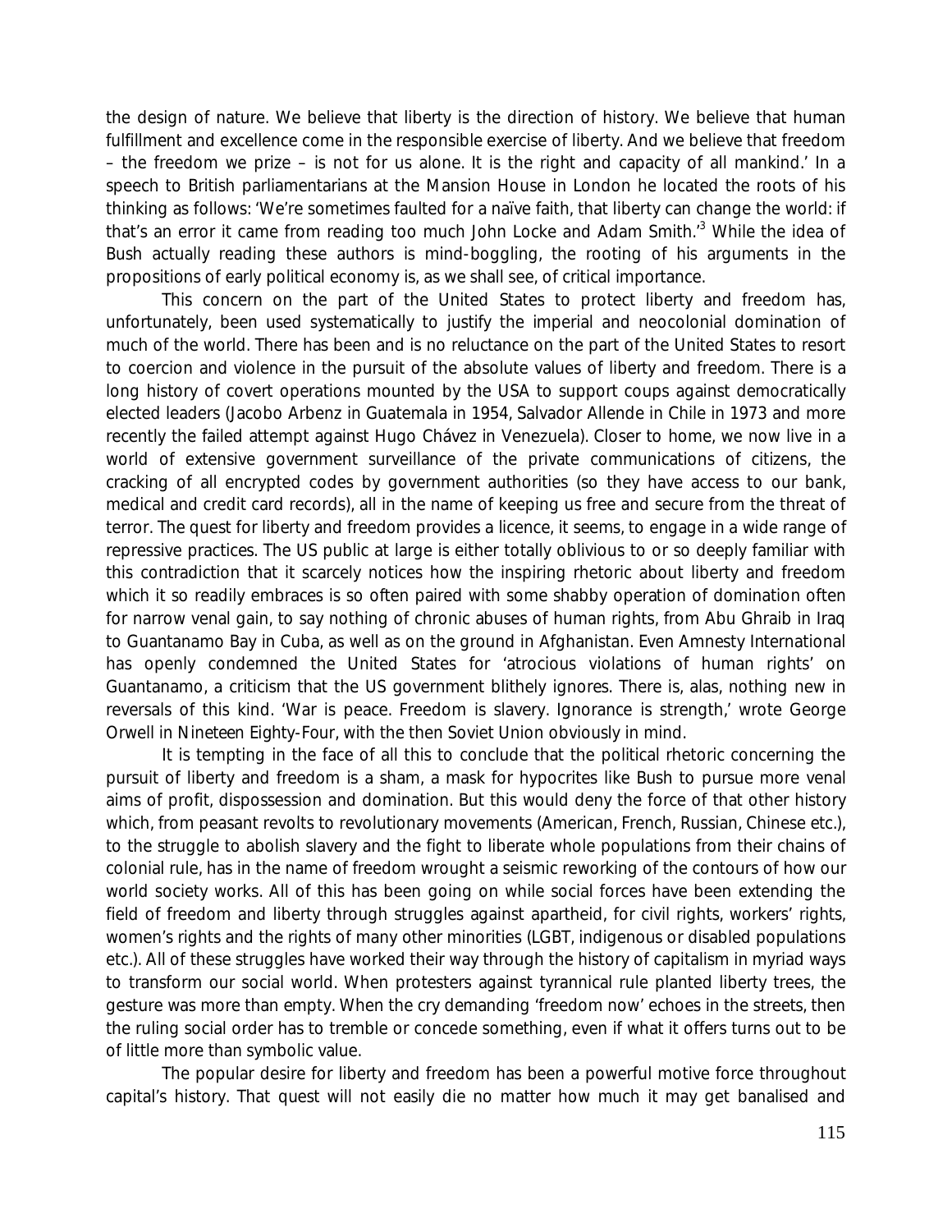the design of nature. We believe that liberty is the direction of history. We believe that human fulfillment and excellence come in the responsible exercise of liberty. And we believe that freedom – the freedom we prize – is not for us alone. It is the right and capacity of all mankind.' In a speech to British parliamentarians at the Mansion House in London he located the roots of his thinking as follows: 'We're sometimes faulted for a naïve faith, that liberty can change the world: if that's an error it came from reading too much John Locke and Adam Smith.'[3] While the idea of Bush actually reading these authors is mind-boggling, the rooting of his arguments in the propositions of early political economy is, as we shall see, of critical importance.

This concern on the part of the United States to protect liberty and freedom has, unfortunately, been used systematically to justify the imperial and neocolonial domination of much of the world. There has been and is no reluctance on the part of the United States to resort to coercion and violence in the pursuit of the absolute values of liberty and freedom. There is a long history of covert operations mounted by the USA to support coups against democratically elected leaders (Jacobo Arbenz in Guatemala in 1954, Salvador Allende in Chile in 1973 and more recently the failed attempt against Hugo Chávez in Venezuela). Closer to home, we now live in a world of extensive government surveillance of the private communications of citizens, the cracking of all encrypted codes by government authorities (so they have access to our bank, medical and credit card records), all in the name of keeping us free and secure from the threat of terror. The quest for liberty and freedom provides a licence, it seems, to engage in a wide range of repressive practices. The US public at large is either totally oblivious to or so deeply familiar with this contradiction that it scarcely notices how the inspiring rhetoric about liberty and freedom which it so readily embraces is so often paired with some shabby operation of domination often for narrow venal gain, to say nothing of chronic abuses of human rights, from Abu Ghraib in Iraq to Guantanamo Bay in Cuba, as well as on the ground in Afghanistan. Even Amnesty International has openly condemned the United States for 'atrocious violations of human rights' on Guantanamo, a criticism that the US government blithely ignores. There is, alas, nothing new in reversals of this kind. 'War is peace. Freedom is slavery. Ignorance is strength,' wrote George Orwell in *Nineteen Eighty-Four*, with the then Soviet Union obviously in mind.

It is tempting in the face of all this to conclude that the political rhetoric concerning the pursuit of liberty and freedom is a sham, a mask for hypocrites like Bush to pursue more venal aims of profit, dispossession and domination. But this would deny the force of that other history which, from peasant revolts to revolutionary movements (American, French, Russian, Chinese etc.), to the struggle to abolish slavery and the fight to liberate whole populations from their chains of colonial rule, has in the name of freedom wrought a seismic reworking of the contours of how our world society works. All of this has been going on while social forces have been extending the field of freedom and liberty through struggles against apartheid, for civil rights, workers' rights, women's rights and the rights of many other minorities (LGBT, indigenous or disabled populations etc.). All of these struggles have worked their way through the history of capitalism in myriad ways to transform our social world. When protesters against tyrannical rule planted liberty trees, the gesture was more than empty. When the cry demanding 'freedom now' echoes in the streets, then the ruling social order has to tremble or concede something, even if what it offers turns out to be of little more than symbolic value.

The popular desire for liberty and freedom has been a powerful motive force throughout capital's history. That quest will not easily die no matter how much it may get banalised and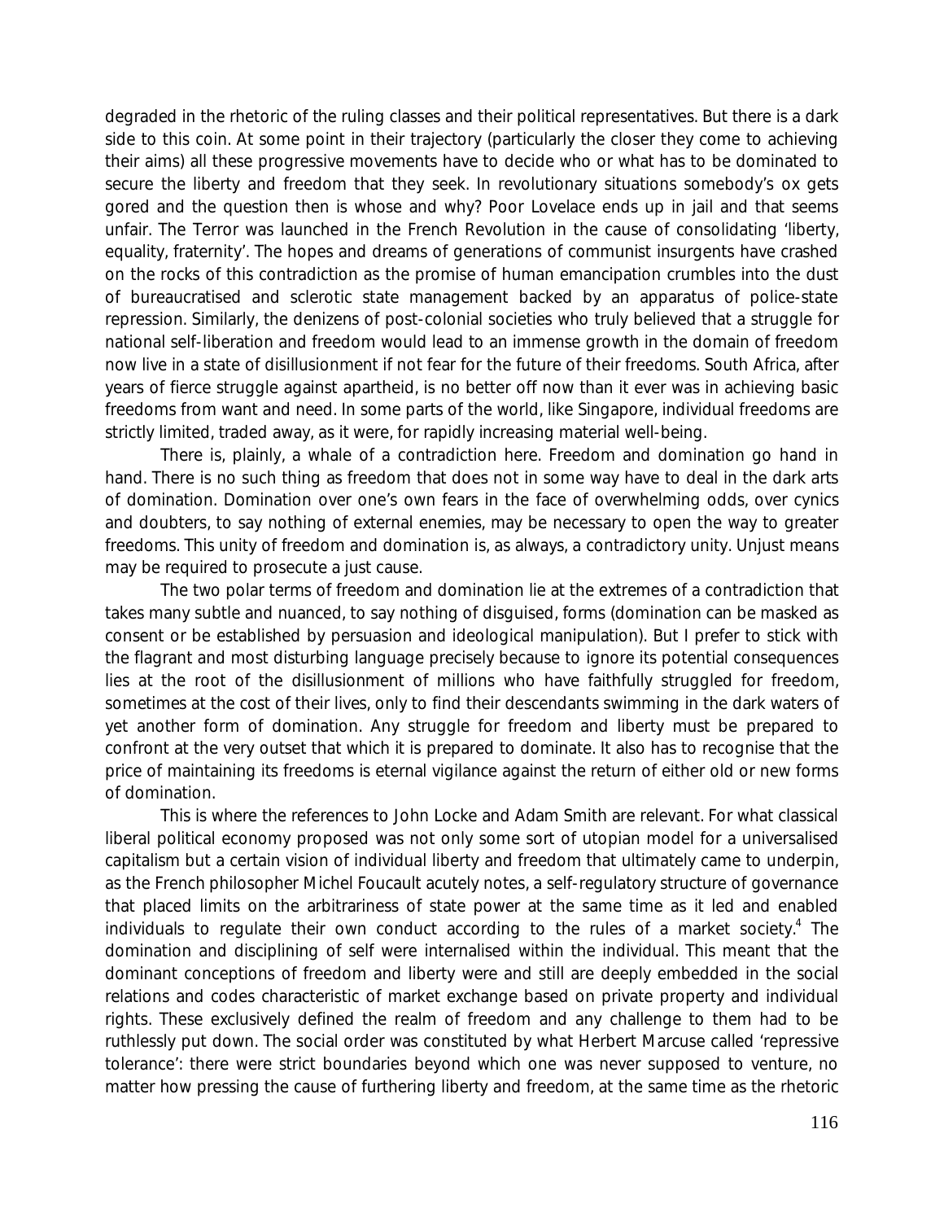degraded in the rhetoric of the ruling classes and their political representatives. But there is a dark side to this coin. At some point in their trajectory (particularly the closer they come to achieving their aims) all these progressive movements have to decide who or what has to be dominated to secure the liberty and freedom that they seek. In revolutionary situations somebody's ox gets gored and the question then is whose and why? Poor Lovelace ends up in jail and that seems unfair. The Terror was launched in the French Revolution in the cause of consolidating 'liberty, equality, fraternity'. The hopes and dreams of generations of communist insurgents have crashed on the rocks of this contradiction as the promise of human emancipation crumbles into the dust of bureaucratised and sclerotic state management backed by an apparatus of police-state repression. Similarly, the denizens of post-colonial societies who truly believed that a struggle for national self-liberation and freedom would lead to an immense growth in the domain of freedom now live in a state of disillusionment if not fear for the future of their freedoms. South Africa, after years of fierce struggle against apartheid, is no better off now than it ever was in achieving basic freedoms from want and need. In some parts of the world, like Singapore, individual freedoms are strictly limited, traded away, as it were, for rapidly increasing material well-being.

There is, plainly, a whale of a contradiction here. Freedom and domination go hand in hand. There is no such thing as freedom that does not in some way have to deal in the dark arts of domination. Domination over one's own fears in the face of overwhelming odds, over cynics and doubters, to say nothing of external enemies, may be necessary to open the way to greater freedoms. This unity of freedom and domination is, as always, a contradictory unity. Unjust means may be required to prosecute a just cause.

The two polar terms of freedom and domination lie at the extremes of a contradiction that takes many subtle and nuanced, to say nothing of disguised, forms (domination can be masked as consent or be established by persuasion and ideological manipulation). But I prefer to stick with the flagrant and most disturbing language precisely because to ignore its potential consequences lies at the root of the disillusionment of millions who have faithfully struggled for freedom, sometimes at the cost of their lives, only to find their descendants swimming in the dark waters of yet another form of domination. Any struggle for freedom and liberty must be prepared to confront at the very outset that which it is prepared to dominate. It also has to recognise that the price of maintaining its freedoms is eternal vigilance against the return of either old or new forms of domination.

This is where the references to John Locke and Adam Smith are relevant. For what classical liberal political economy proposed was not only some sort of utopian model for a universalised capitalism but a certain vision of individual liberty and freedom that ultimately came to underpin, as the French philosopher Michel Foucault acutely notes, a self-regulatory structure of governance that placed limits on the arbitrariness of state power at the same time as it led and enabled individuals to regulate their own conduct according to the rules of a market society.[4] The domination and disciplining of self were internalised within the individual. This meant that the dominant conceptions of freedom and liberty were and still are deeply embedded in the social relations and codes characteristic of market exchange based on private property and individual rights. These exclusively defined the realm of freedom and any challenge to them had to be ruthlessly put down. The social order was constituted by what Herbert Marcuse called 'repressive tolerance': there were strict boundaries beyond which one was never supposed to venture, no matter how pressing the cause of furthering liberty and freedom, at the same time as the rhetoric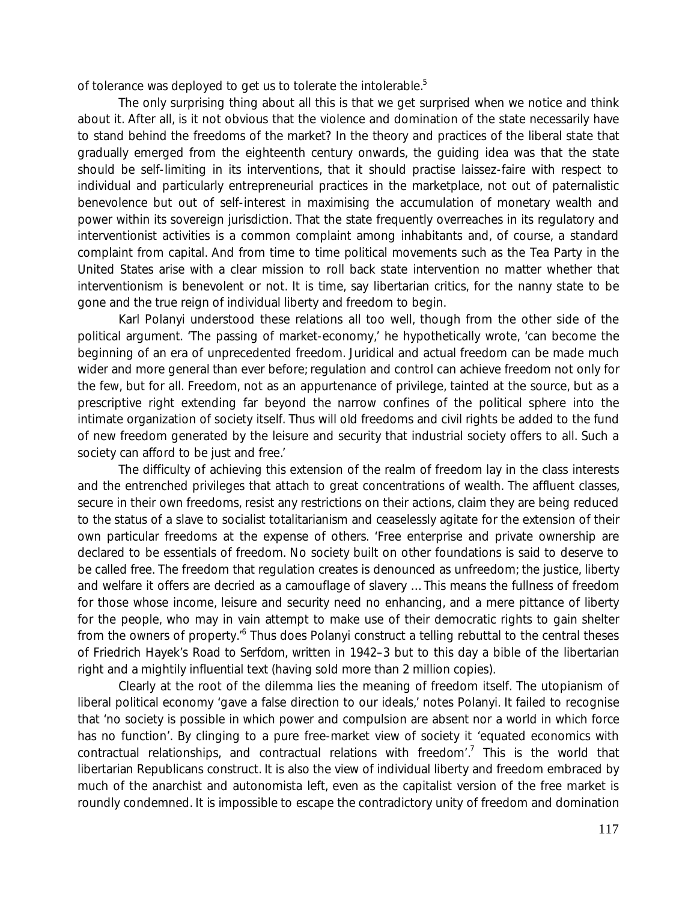of tolerance was deployed to get us to tolerate the intolerable.[5]

The only surprising thing about all this is that we get surprised when we notice and think about it. After all, is it not obvious that the violence and domination of the state necessarily have to stand behind the freedoms of the market? In the theory and practices of the liberal state that gradually emerged from the eighteenth century onwards, the guiding idea was that the state should be self-limiting in its interventions, that it should practise laissez-faire with respect to individual and particularly entrepreneurial practices in the marketplace, not out of paternalistic benevolence but out of self-interest in maximising the accumulation of monetary wealth and power within its sovereign jurisdiction. That the state frequently overreaches in its regulatory and interventionist activities is a common complaint among inhabitants and, of course, a standard complaint from capital. And from time to time political movements such as the Tea Party in the United States arise with a clear mission to roll back state intervention no matter whether that interventionism is benevolent or not. It is time, say libertarian critics, for the nanny state to be gone and the true reign of individual liberty and freedom to begin.

Karl Polanyi understood these relations all too well, though from the other side of the political argument. 'The passing of market-economy,' he hypothetically wrote, 'can become the beginning of an era of unprecedented freedom. Juridical and actual freedom can be made much wider and more general than ever before; regulation and control can achieve freedom not only for the few, but for all. Freedom, not as an appurtenance of privilege, tainted at the source, but as a prescriptive right extending far beyond the narrow confines of the political sphere into the intimate organization of society itself. Thus will old freedoms and civil rights be added to the fund of new freedom generated by the leisure and security that industrial society offers to all. Such a society can afford to be just and free.'

The difficulty of achieving this extension of the realm of freedom lay in the class interests and the entrenched privileges that attach to great concentrations of wealth. The affluent classes, secure in their own freedoms, resist any restrictions on their actions, claim they are being reduced to the status of a slave to socialist totalitarianism and ceaselessly agitate for the extension of their own particular freedoms at the expense of others. 'Free enterprise and private ownership are declared to be essentials of freedom. No society built on other foundations is said to deserve to be called free. The freedom that regulation creates is denounced as unfreedom; the justice, liberty and welfare it offers are decried as a camouflage of slavery … This means the fullness of freedom for those whose income, leisure and security need no enhancing, and a mere pittance of liberty for the people, who may in vain attempt to make use of their democratic rights to gain shelter from the owners of property.'[6] Thus does Polanyi construct a telling rebuttal to the central theses of Friedrich Hayek's *Road to Serfdom*, written in 1942–3 but to this day a bible of the libertarian right and a mightily influential text (having sold more than 2 million copies).

Clearly at the root of the dilemma lies the meaning of freedom itself. The utopianism of liberal political economy 'gave a false direction to our ideals,' notes Polanyi. It failed to recognise that 'no society is possible in which power and compulsion are absent nor a world in which force has no function'. By clinging to a pure free-market view of society it 'equated economics with contractual relationships, and contractual relations with freedom'.[7] This is the world that libertarian Republicans construct. It is also the view of individual liberty and freedom embraced by much of the anarchist and autonomista left, even as the capitalist version of the free market is roundly condemned. It is impossible to escape the contradictory unity of freedom and domination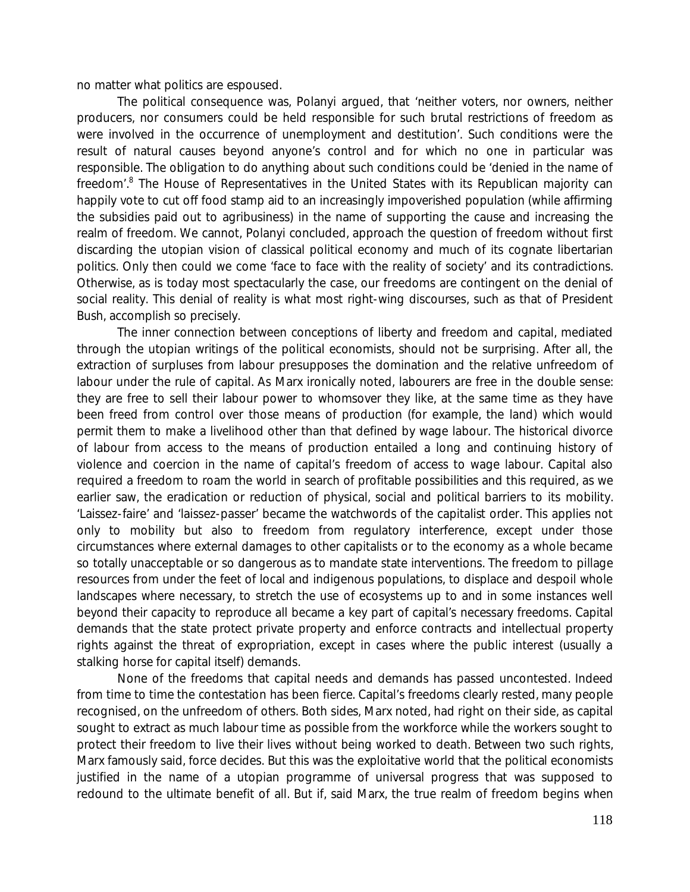no matter what politics are espoused.

The political consequence was, Polanyi argued, that 'neither voters, nor owners, neither producers, nor consumers could be held responsible for such brutal restrictions of freedom as were involved in the occurrence of unemployment and destitution'. Such conditions were the result of natural causes beyond anyone's control and for which no one in particular was responsible. The obligation to do anything about such conditions could be 'denied in the name of freedom'.[8] The House of Representatives in the United States with its Republican majority can happily vote to cut off food stamp aid to an increasingly impoverished population (while affirming the subsidies paid out to agribusiness) in the name of supporting the cause and increasing the realm of freedom. We cannot, Polanyi concluded, approach the question of freedom without first discarding the utopian vision of classical political economy and much of its cognate libertarian politics. Only then could we come 'face to face with the reality of society' and its contradictions. Otherwise, as is today most spectacularly the case, our freedoms are contingent on the denial of social reality. This denial of reality is what most right-wing discourses, such as that of President Bush, accomplish so precisely.

The inner connection between conceptions of liberty and freedom and capital, mediated through the utopian writings of the political economists, should not be surprising. After all, the extraction of surpluses from labour presupposes the domination and the relative unfreedom of labour under the rule of capital. As Marx ironically noted, labourers are free in the double sense: they are free to sell their labour power to whomsover they like, at the same time as they have been freed from control over those means of production (for example, the land) which would permit them to make a livelihood other than that defined by wage labour. The historical divorce of labour from access to the means of production entailed a long and continuing history of violence and coercion in the name of capital's freedom of access to wage labour. Capital also required a freedom to roam the world in search of profitable possibilities and this required, as we earlier saw, the eradication or reduction of physical, social and political barriers to its mobility. 'Laissez-faire' and 'laissez-passer' became the watchwords of the capitalist order. This applies not only to mobility but also to freedom from regulatory interference, except under those circumstances where external damages to other capitalists or to the economy as a whole became so totally unacceptable or so dangerous as to mandate state interventions. The freedom to pillage resources from under the feet of local and indigenous populations, to displace and despoil whole landscapes where necessary, to stretch the use of ecosystems up to and in some instances well beyond their capacity to reproduce all became a key part of capital's necessary freedoms. Capital demands that the state protect private property and enforce contracts and intellectual property rights against the threat of expropriation, except in cases where the public interest (usually a stalking horse for capital itself) demands.

None of the freedoms that capital needs and demands has passed uncontested. Indeed from time to time the contestation has been fierce. Capital's freedoms clearly rested, many people recognised, on the unfreedom of others. Both sides, Marx noted, had right on their side, as capital sought to extract as much labour time as possible from the workforce while the workers sought to protect their freedom to live their lives without being worked to death. Between two such rights, Marx famously said, force decides. But this was the exploitative world that the political economists justified in the name of a utopian programme of universal progress that was supposed to redound to the ultimate benefit of all. But if, said Marx, the true realm of freedom begins when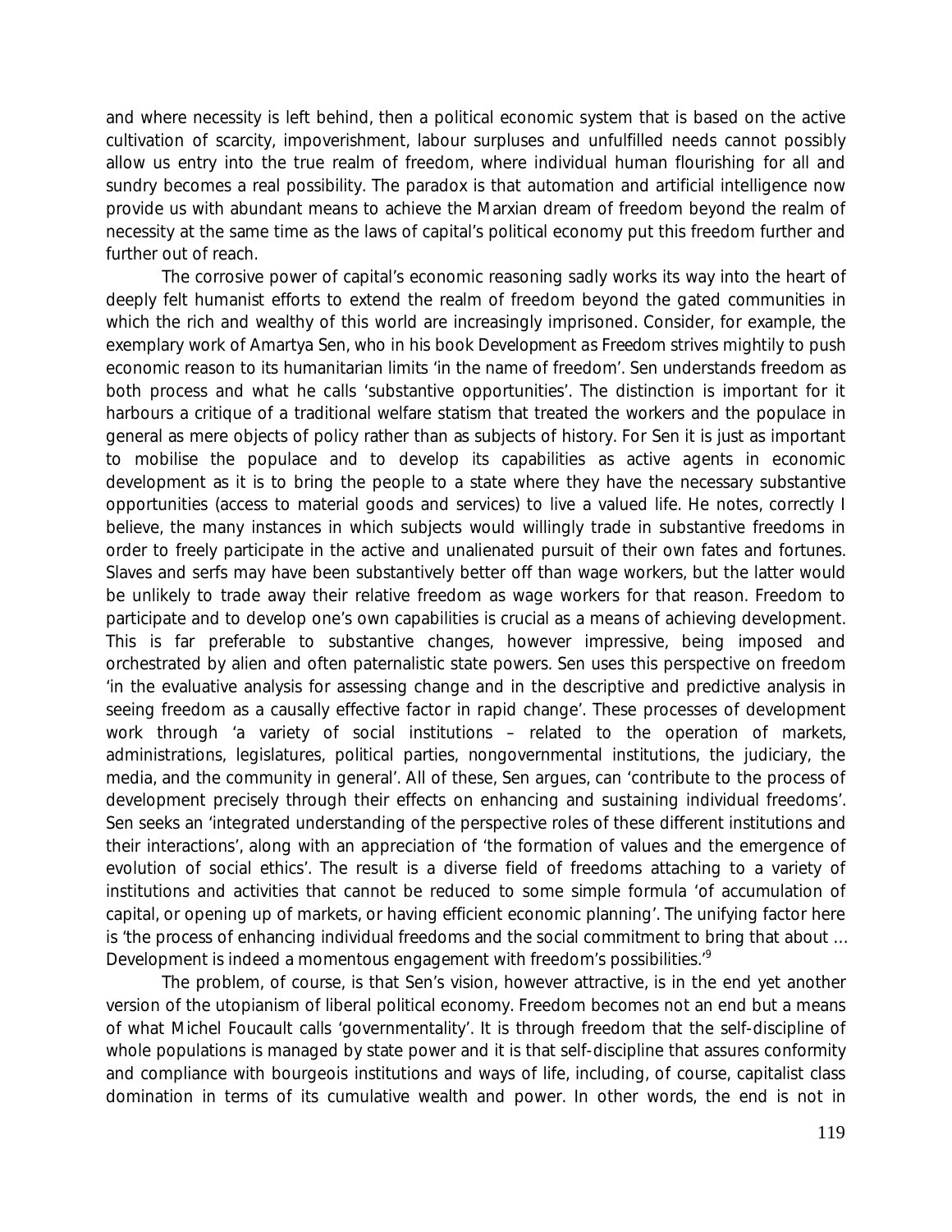and where necessity is left behind, then a political economic system that is based on the active cultivation of scarcity, impoverishment, labour surpluses and unfulfilled needs cannot possibly allow us entry into the true realm of freedom, where individual human flourishing for all and sundry becomes a real possibility. The paradox is that automation and artificial intelligence now provide us with abundant means to achieve the Marxian dream of freedom beyond the realm of necessity at the same time as the laws of capital's political economy put this freedom further and further out of reach.

The corrosive power of capital's economic reasoning sadly works its way into the heart of deeply felt humanist efforts to extend the realm of freedom beyond the gated communities in which the rich and wealthy of this world are increasingly imprisoned. Consider, for example, the exemplary work of Amartya Sen, who in his book Development as Freedom strives mightily to push economic reason to its humanitarian limits 'in the name of freedom'. Sen understands freedom as both process and what he calls 'substantive opportunities'. The distinction is important for it harbours a critique of a traditional welfare statism that treated the workers and the populace in general as mere objects of policy rather than as subjects of history. For Sen it is just as important to mobilise the populace and to develop its capabilities as active agents in economic development as it is to bring the people to a state where they have the necessary substantive opportunities (access to material goods and services) to live a valued life. He notes, correctly I believe, the many instances in which subjects would willingly trade in substantive freedoms in order to freely participate in the active and unalienated pursuit of their own fates and fortunes. Slaves and serfs may have been substantively better off than wage workers, but the latter would be unlikely to trade away their relative freedom as wage workers for that reason. Freedom to participate and to develop one's own capabilities is crucial as a means of achieving development. This is far preferable to substantive changes, however impressive, being imposed and orchestrated by alien and often paternalistic state powers. Sen uses this perspective on freedom 'in the evaluative analysis for assessing change and in the descriptive and predictive analysis in seeing freedom as a causally effective factor in rapid change'. These processes of development work through 'a variety of social institutions – related to the operation of markets, administrations, legislatures, political parties, nongovernmental institutions, the judiciary, the media, and the community in general'. All of these, Sen argues, can 'contribute to the process of development precisely through their effects on enhancing and sustaining individual freedoms'. Sen seeks an 'integrated understanding of the perspective roles of these different institutions and their interactions', along with an appreciation of 'the formation of values and the emergence of evolution of social ethics'. The result is a diverse field of freedoms attaching to a variety of institutions and activities that cannot be reduced to some simple formula 'of accumulation of capital, or opening up of markets, or having efficient economic planning'. The unifying factor here is 'the process of enhancing individual freedoms and the social commitment to bring that about ... Development is indeed a momentous engagement with freedom's possibilities.'[9]

The problem, of course, is that Sen's vision, however attractive, is in the end yet another version of the utopianism of liberal political economy. Freedom becomes not an end but a means of what Michel Foucault calls 'governmentality'. It is through freedom that the self-discipline of whole populations is managed by state power and it is that self-discipline that assures conformity and compliance with bourgeois institutions and ways of life, including, of course, capitalist class domination in terms of its cumulative wealth and power. In other words, the end is not in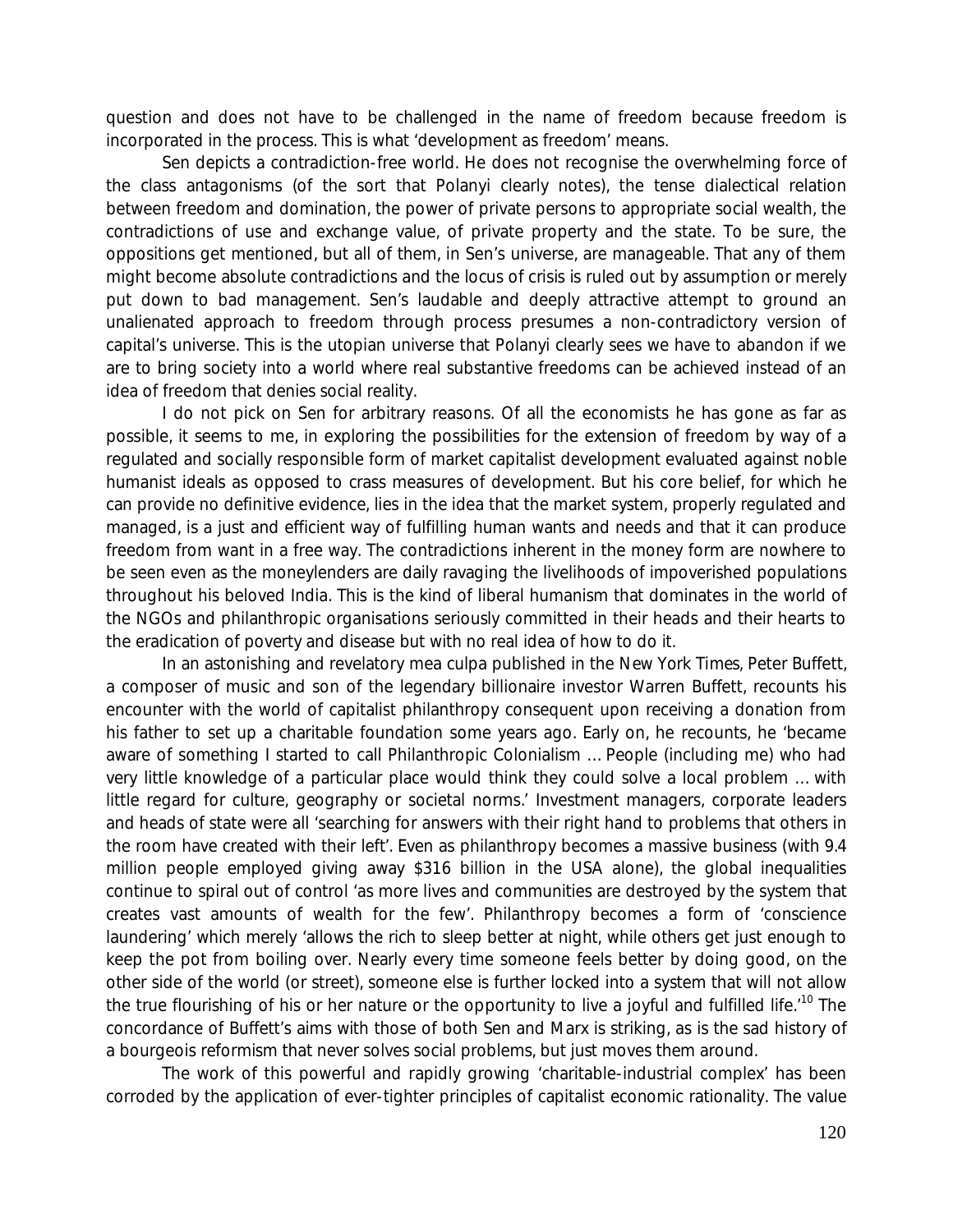question and does not have to be challenged in the name of freedom because freedom is incorporated in the process. This is what 'development as freedom' means.

Sen depicts a contradiction-free world. He does not recognise the overwhelming force of the class antagonisms (of the sort that Polanyi clearly notes), the tense dialectical relation between freedom and domination, the power of private persons to appropriate social wealth, the contradictions of use and exchange value, of private property and the state. To be sure, the oppositions get mentioned, but all of them, in Sen's universe, are manageable. That any of them might become absolute contradictions and the locus of crisis is ruled out by assumption or merely put down to bad management. Sen's laudable and deeply attractive attempt to ground an unalienated approach to freedom through process presumes a non-contradictory version of capital's universe. This is the utopian universe that Polanyi clearly sees we have to abandon if we are to bring society into a world where real substantive freedoms can be achieved instead of an idea of freedom that denies social reality.

I do not pick on Sen for arbitrary reasons. Of all the economists he has gone as far as possible, it seems to me, in exploring the possibilities for the extension of freedom by way of a regulated and socially responsible form of market capitalist development evaluated against noble humanist ideals as opposed to crass measures of development. But his core belief, for which he can provide no definitive evidence, lies in the idea that the market system, properly regulated and managed, is a just and efficient way of fulfilling human wants and needs and that it can produce freedom from want in a free way. The contradictions inherent in the money form are nowhere to be seen even as the moneylenders are daily ravaging the livelihoods of impoverished populations throughout his beloved India. This is the kind of liberal humanism that dominates in the world of the NGOs and philanthropic organisations seriously committed in their heads and their hearts to the eradication of poverty and disease but with no real idea of how to do it.

In an astonishing and revelatory mea culpa published in the *New York Times*, Peter Buffett, a composer of music and son of the legendary billionaire investor Warren Buffett, recounts his encounter with the world of capitalist philanthropy consequent upon receiving a donation from his father to set up a charitable foundation some years ago. Early on, he recounts, he 'became aware of something I started to call Philanthropic Colonialism … People (including me) who had very little knowledge of a particular place would think they could solve a local problem … with little regard for culture, geography or societal norms.' Investment managers, corporate leaders and heads of state were all 'searching for answers with their right hand to problems that others in the room have created with their left'. Even as philanthropy becomes a massive business (with 9.4 million people employed giving away \$316 billion in the USA alone), the global inequalities continue to spiral out of control 'as more lives and communities are destroyed by the system that creates vast amounts of wealth for the few'. Philanthropy becomes a form of 'conscience laundering' which merely 'allows the rich to sleep better at night, while others get just enough to keep the pot from boiling over. Nearly every time someone feels better by doing good, on the other side of the world (or street), someone else is further locked into a system that will not allow the true flourishing of his or her nature or the opportunity to live a joyful and fulfilled life.'[10] The concordance of Buffett's aims with those of both Sen and Marx is striking, as is the sad history of a bourgeois reformism that never solves social problems, but just moves them around.

The work of this powerful and rapidly growing 'charitable-industrial complex' has been corroded by the application of ever-tighter principles of capitalist economic rationality. The value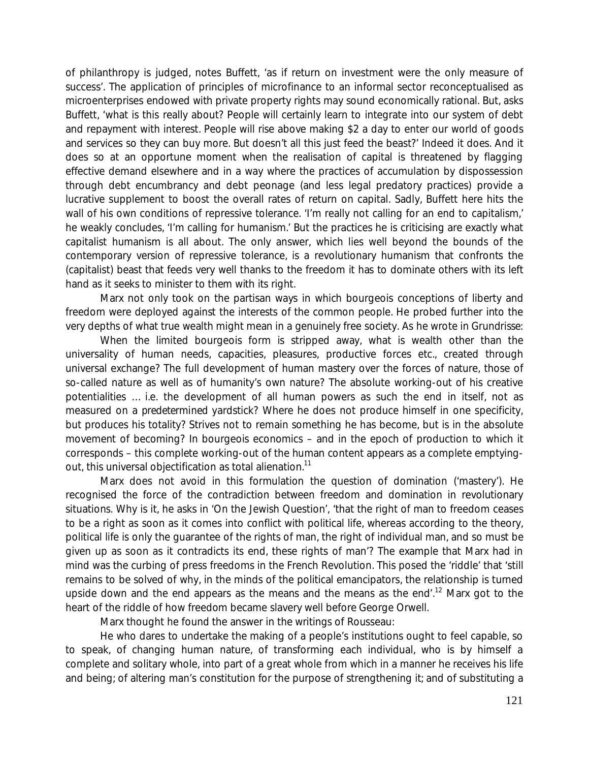of philanthropy is judged, notes Buffett, 'as if return on investment were the only measure of success'. The application of principles of microfinance to an informal sector reconceptualised as microenterprises endowed with private property rights may sound economically rational. But, asks Buffett, 'what is this really about? People will certainly learn to integrate into our system of debt and repayment with interest. People will rise above making $2 a day to enter our world of goods and services so they can buy more. But doesn't all this just feed the beast?' Indeed it does. And it does so at an opportune moment when the realisation of capital is threatened by flagging effective demand elsewhere and in a way where the practices of accumulation by dispossession through debt encumbrancy and debt peonage (and less legal predatory practices) provide a lucrative supplement to boost the overall rates of return on capital. Sadly, Buffett here hits the wall of his own conditions of repressive tolerance. 'I'm really not calling for an end to capitalism,' he weakly concludes, 'I'm calling for humanism.' But the practices he is criticising are exactly what capitalist humanism is all about. The only answer, which lies well beyond the bounds of the contemporary version of repressive tolerance, is a revolutionary humanism that confronts the (capitalist) beast that feeds very well thanks to the freedom it has to dominate others with its left hand as it seeks to minister to them with its right.

Marx not only took on the partisan ways in which bourgeois conceptions of liberty and freedom were deployed against the interests of the common people. He probed further into the very depths of what true wealth might mean in a genuinely free society. As he wrote in Grundrisse:

> When the limited bourgeois form is stripped away, what is wealth other than the universality of human needs, capacities, pleasures, productive forces etc., created through universal exchange? The full development of human mastery over the forces of nature, those of so-called nature as well as of humanity's own nature? The absolute working-out of his creative potentialities ... i.e. the development of all human powers as such the end in itself, not as measured on a predetermined yardstick? Where he does not produce himself in one specificity, but produces his totality? Strives not to remain something he has become, but is in the absolute movement of becoming? In bourgeois economics – and in the epoch of production to which it corresponds – this complete working-out of the human content appears as a complete emptying-out, this universal objectification as total alienation.[11]

Marx does not avoid in this formulation the question of domination ('mastery'). He recognised the force of the contradiction between freedom and domination in revolutionary situations. Why is it, he asks in 'On the Jewish Question', 'that the right of man to freedom ceases to be a right as soon as it comes into conflict with political life, whereas according to the theory, political life is only the guarantee of the rights of man, the right of individual man, and so must be given up as soon as it contradicts its end, these rights of man'? The example that Marx had in mind was the curbing of press freedoms in the French Revolution. This posed the 'riddle' that 'still remains to be solved of why, in the minds of the political emancipators, the relationship is turned upside down and the end appears as the means and the means as the end'.[12] Marx got to the heart of the riddle of how freedom became slavery well before George Orwell.

Marx thought he found the answer in the writings of Rousseau:

> He who dares to undertake the making of a people's institutions ought to feel capable, so to speak, of changing human nature, of transforming each individual, who is by himself a complete and solitary whole, into part of a great whole from which in a manner he receives his life and being; of altering man's constitution for the purpose of strengthening it; and of substituting a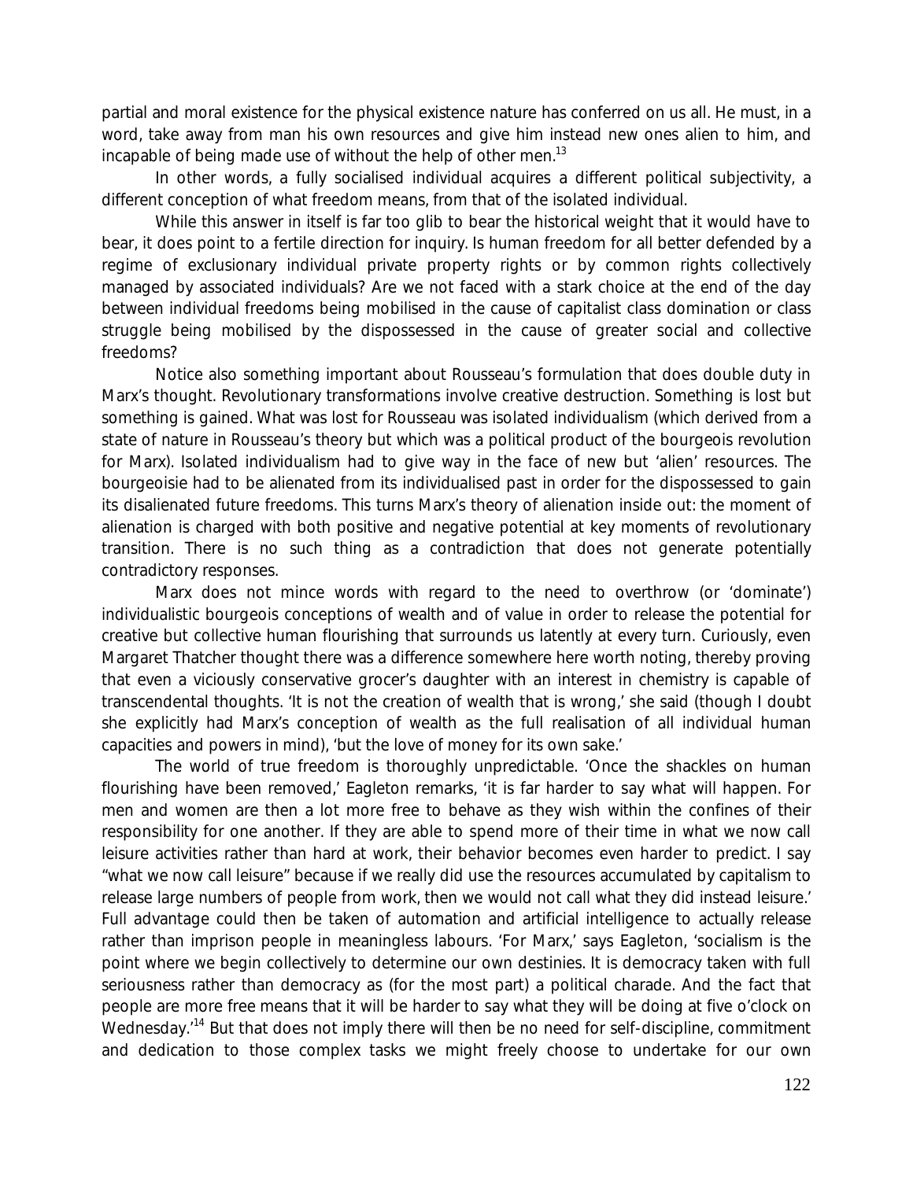partial and moral existence for the physical existence nature has conferred on us all. He must, in a word, take away from man his own resources and give him instead new ones alien to him, and incapable of being made use of without the help of other men.[13]

In other words, a fully socialised individual acquires a different political subjectivity, a different conception of what freedom means, from that of the isolated individual.

While this answer in itself is far too glib to bear the historical weight that it would have to bear, it does point to a fertile direction for inquiry. Is human freedom for all better defended by a regime of exclusionary individual private property rights or by common rights collectively managed by associated individuals? Are we not faced with a stark choice at the end of the day between individual freedoms being mobilised in the cause of capitalist class domination or class struggle being mobilised by the dispossessed in the cause of greater social and collective freedoms?

Notice also something important about Rousseau's formulation that does double duty in Marx's thought. Revolutionary transformations involve creative destruction. Something is lost but something is gained. What was lost for Rousseau was isolated individualism (which derived from a state of nature in Rousseau's theory but which was a political product of the bourgeois revolution for Marx). Isolated individualism had to give way in the face of new but 'alien' resources. The bourgeoisie had to be alienated from its individualised past in order for the dispossessed to gain its disalienated future freedoms. This turns Marx's theory of alienation inside out: the moment of alienation is charged with both positive and negative potential at key moments of revolutionary transition. There is no such thing as a contradiction that does not generate potentially contradictory responses.

Marx does not mince words with regard to the need to overthrow (or 'dominate') individualistic bourgeois conceptions of wealth and of value in order to release the potential for creative but collective human flourishing that surrounds us latently at every turn. Curiously, even Margaret Thatcher thought there was a difference somewhere here worth noting, thereby proving that even a viciously conservative grocer's daughter with an interest in chemistry is capable of transcendental thoughts. 'It is not the creation of wealth that is wrong,' she said (though I doubt she explicitly had Marx's conception of wealth as the full realisation of all individual human capacities and powers in mind), 'but the love of money for its own sake.'

The world of true freedom is thoroughly unpredictable. 'Once the shackles on human flourishing have been removed,' Eagleton remarks, 'it is far harder to say what will happen. For men and women are then a lot more free to behave as they wish within the confines of their responsibility for one another. If they are able to spend more of their time in what we now call leisure activities rather than hard at work, their behavior becomes even harder to predict. I say "what we now call leisure" because if we really did use the resources accumulated by capitalism to release large numbers of people from work, then we would not call what they did instead leisure.' Full advantage could then be taken of automation and artificial intelligence to actually release rather than imprison people in meaningless labours. 'For Marx,' says Eagleton, 'socialism is the point where we begin collectively to determine our own destinies. It is democracy taken with full seriousness rather than democracy as (for the most part) a political charade. And the fact that people are more free means that it will be harder to say what they will be doing at five o'clock on Wednesday.'[14] But that does not imply there will then be no need for self-discipline, commitment and dedication to those complex tasks we might freely choose to undertake for our own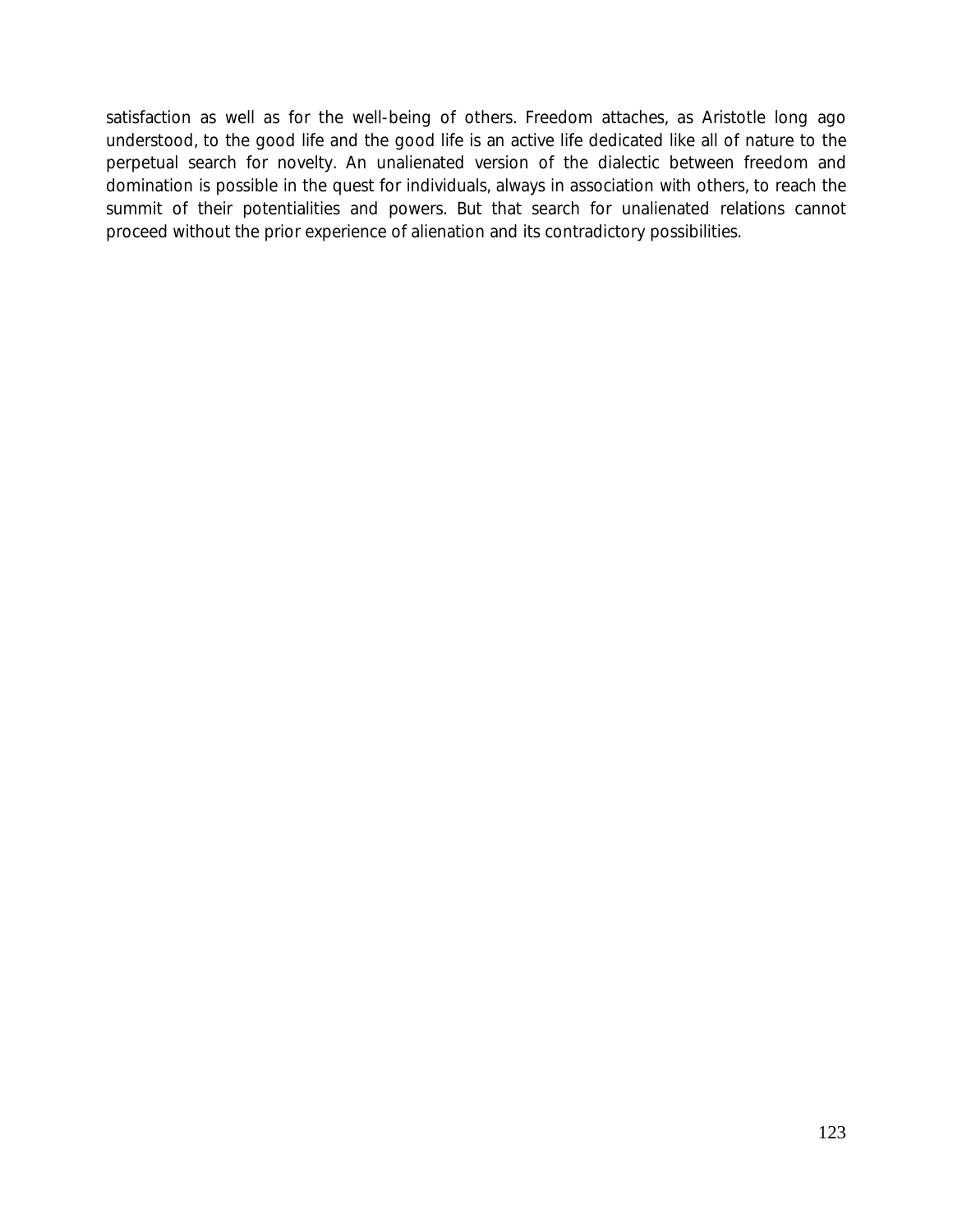satisfaction as well as for the well-being of others. Freedom attaches, as Aristotle long ago understood, to the good life and the good life is an active life dedicated like all of nature to the perpetual search for novelty. An unalienated version of the dialectic between freedom and domination is possible in the quest for individuals, always in association with others, to reach the summit of their potentialities and powers. But that search for unalienated relations cannot proceed without the prior experience of alienation and its contradictory possibilities.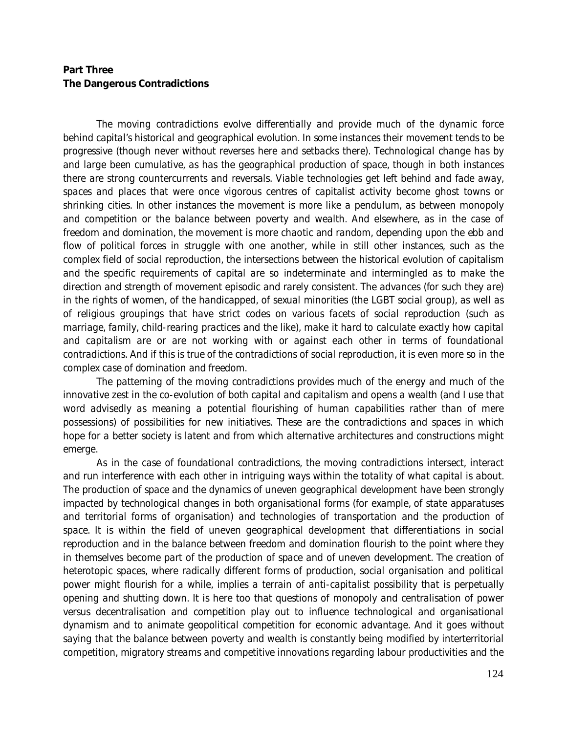**Part Three**
**The Dangerous Contradictions**

The moving contradictions evolve differentially and provide much of the dynamic force behind capital's historical and geographical evolution. In some instances their movement tends to be progressive (though never without reverses here and setbacks there). Technological change has by and large been cumulative, as has the geographical production of space, though in both instances there are strong countercurrents and reversals. Viable technologies get left behind and fade away, spaces and places that were once vigorous centres of capitalist activity become ghost towns or shrinking cities. In other instances the movement is more like a pendulum, as between monopoly and competition or the balance between poverty and wealth. And elsewhere, as in the case of freedom and domination, the movement is more chaotic and random, depending upon the ebb and flow of political forces in struggle with one another, while in still other instances, such as the complex field of social reproduction, the intersections between the historical evolution of capitalism and the specific requirements of capital are so indeterminate and intermingled as to make the direction and strength of movement episodic and rarely consistent. The advances (for such they are) in the rights of women, of the handicapped, of sexual minorities (the LGBT social group), as well as of religious groupings that have strict codes on various facets of social reproduction (such as marriage, family, child-rearing practices and the like), make it hard to calculate exactly how capital and capitalism are or are not working with or against each other in terms of foundational contradictions. And if this is true of the contradictions of social reproduction, it is even more so in the complex case of domination and freedom.

The patterning of the moving contradictions provides much of the energy and much of the innovative zest in the co-evolution of both capital and capitalism and opens a wealth (and I use that word advisedly as meaning a potential flourishing of human capabilities rather than of mere possessions) of possibilities for new initiatives. These are the contradictions and spaces in which hope for a better society is latent and from which alternative architectures and constructions might emerge.

As in the case of foundational contradictions, the moving contradictions intersect, interact and run interference with each other in intriguing ways within the totality of what capital is about. The production of space and the dynamics of uneven geographical development have been strongly impacted by technological changes in both organisational forms (for example, of state apparatuses and territorial forms of organisation) and technologies of transportation and the production of space. It is within the field of uneven geographical development that differentiations in social reproduction and in the balance between freedom and domination flourish to the point where they in themselves become part of the production of space and of uneven development. The creation of heterotopic spaces, where radically different forms of production, social organisation and political power might flourish for a while, implies a terrain of anti-capitalist possibility that is perpetually opening and shutting down. It is here too that questions of monopoly and centralisation of power versus decentralisation and competition play out to influence technological and organisational dynamism and to animate geopolitical competition for economic advantage. And it goes without saying that the balance between poverty and wealth is constantly being modified by interterritorial competition, migratory streams and competitive innovations regarding labour productivities and the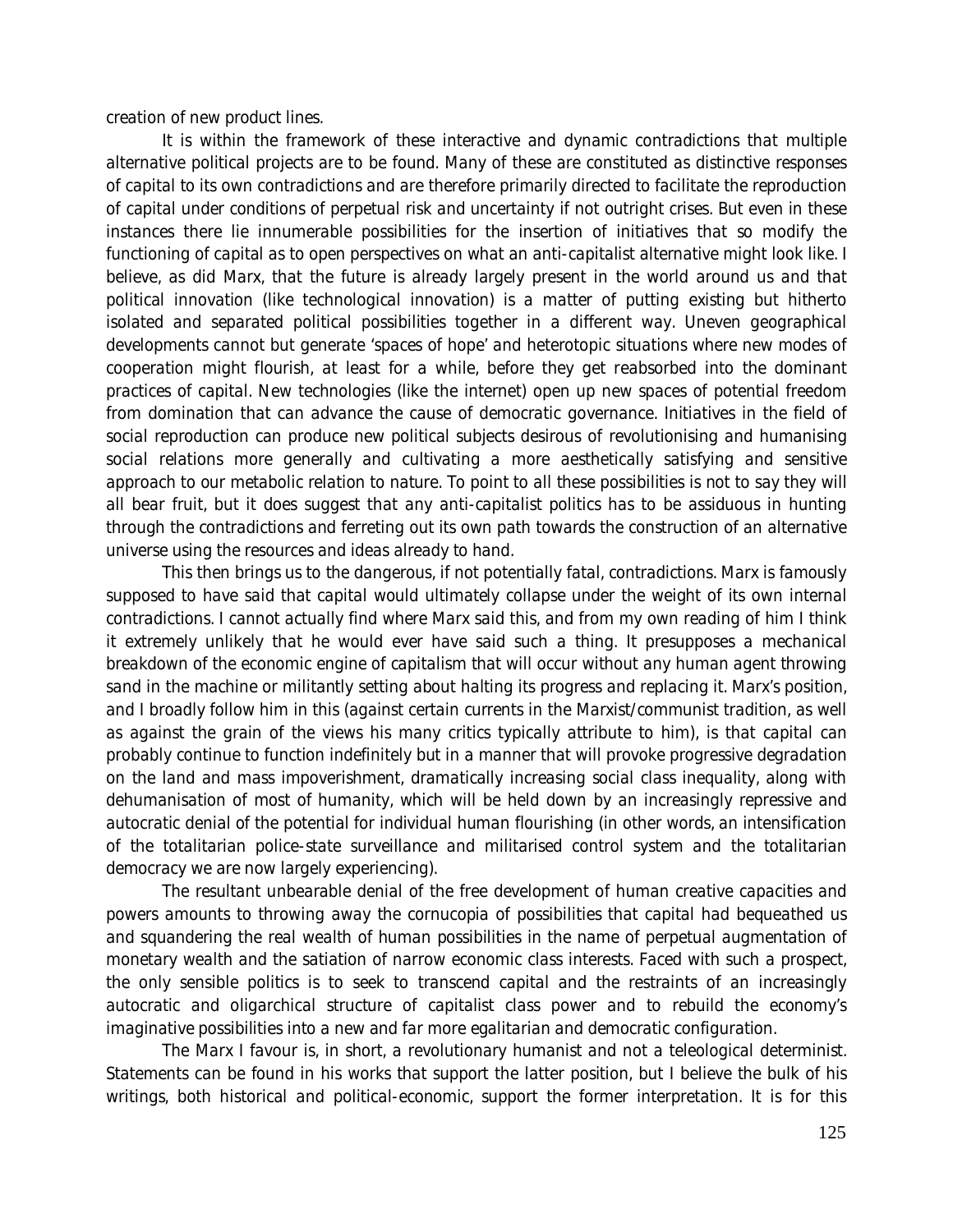creation of new product lines.

It is within the framework of these interactive and dynamic contradictions that multiple alternative political projects are to be found. Many of these are constituted as distinctive responses of capital to its own contradictions and are therefore primarily directed to facilitate the reproduction of capital under conditions of perpetual risk and uncertainty if not outright crises. But even in these instances there lie innumerable possibilities for the insertion of initiatives that so modify the functioning of capital as to open perspectives on what an anti-capitalist alternative might look like. I believe, as did Marx, that the future is already largely present in the world around us and that political innovation (like technological innovation) is a matter of putting existing but hitherto isolated and separated political possibilities together in a different way. Uneven geographical developments cannot but generate 'spaces of hope' and heterotopic situations where new modes of cooperation might flourish, at least for a while, before they get reabsorbed into the dominant practices of capital. New technologies (like the internet) open up new spaces of potential freedom from domination that can advance the cause of democratic governance. Initiatives in the field of social reproduction can produce new political subjects desirous of revolutionising and humanising social relations more generally and cultivating a more aesthetically satisfying and sensitive approach to our metabolic relation to nature. To point to all these possibilities is not to say they will all bear fruit, but it does suggest that any anti-capitalist politics has to be assiduous in hunting through the contradictions and ferreting out its own path towards the construction of an alternative universe using the resources and ideas already to hand.

This then brings us to the dangerous, if not potentially fatal, contradictions. Marx is famously supposed to have said that capital would ultimately collapse under the weight of its own internal contradictions. I cannot actually find where Marx said this, and from my own reading of him I think it extremely unlikely that he would ever have said such a thing. It presupposes a mechanical breakdown of the economic engine of capitalism that will occur without any human agent throwing sand in the machine or militantly setting about halting its progress and replacing it. Marx's position, and I broadly follow him in this (against certain currents in the Marxist/communist tradition, as well as against the grain of the views his many critics typically attribute to him), is that capital can probably continue to function indefinitely but in a manner that will provoke progressive degradation on the land and mass impoverishment, dramatically increasing social class inequality, along with dehumanisation of most of humanity, which will be held down by an increasingly repressive and autocratic denial of the potential for individual human flourishing (in other words, an intensification of the totalitarian police-state surveillance and militarised control system and the totalitarian democracy we are now largely experiencing).

The resultant unbearable denial of the free development of human creative capacities and powers amounts to throwing away the cornucopia of possibilities that capital had bequeathed us and squandering the real wealth of human possibilities in the name of perpetual augmentation of monetary wealth and the satiation of narrow economic class interests. Faced with such a prospect, the only sensible politics is to seek to transcend capital and the restraints of an increasingly autocratic and oligarchical structure of capitalist class power and to rebuild the economy's imaginative possibilities into a new and far more egalitarian and democratic configuration.

The Marx I favour is, in short, a revolutionary humanist and not a teleological determinist. Statements can be found in his works that support the latter position, but I believe the bulk of his writings, both historical and political-economic, support the former interpretation. It is for this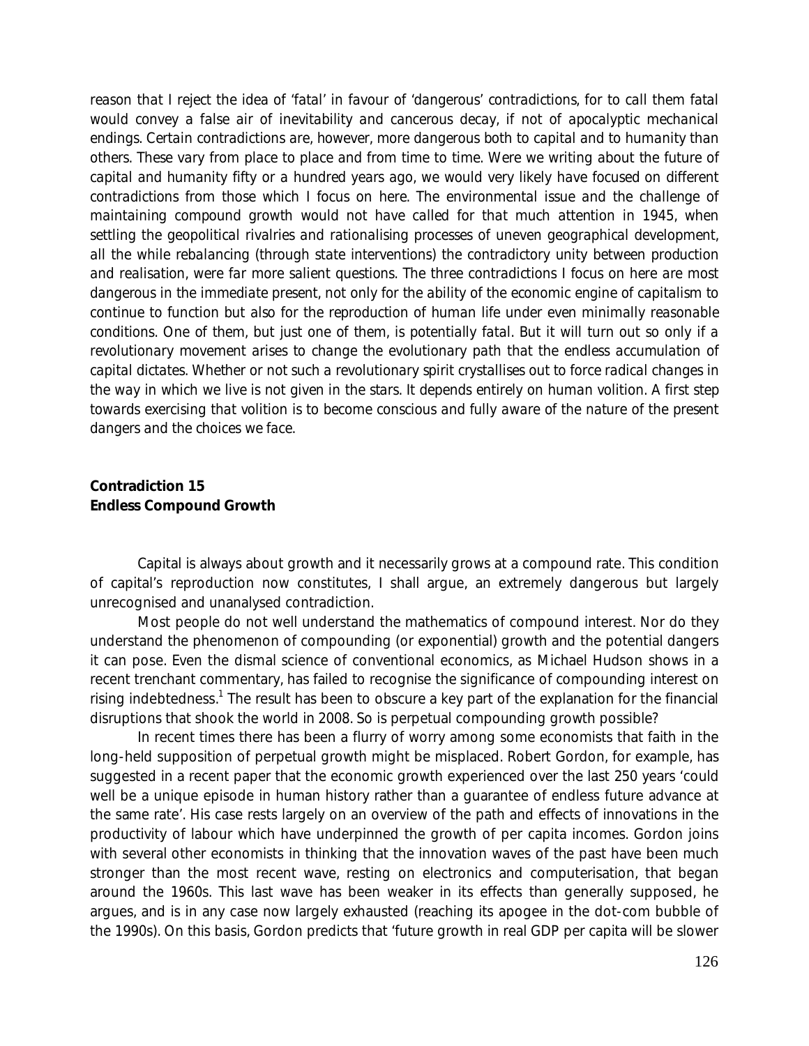reason that I reject the idea of 'fatal' in favour of 'dangerous' contradictions, for to call them fatal would convey a false air of inevitability and cancerous decay, if not of apocalyptic mechanical endings. Certain contradictions are, however, more dangerous both to capital and to humanity than others. These vary from place to place and from time to time. Were we writing about the future of capital and humanity fifty or a hundred years ago, we would very likely have focused on different contradictions from those which I focus on here. The environmental issue and the challenge of maintaining compound growth would not have called for that much attention in 1945, when settling the geopolitical rivalries and rationalising processes of uneven geographical development, all the while rebalancing (through state interventions) the contradictory unity between production and realisation, were far more salient questions. The three contradictions I focus on here are most dangerous in the immediate present, not only for the ability of the economic engine of capitalism to continue to function but also for the reproduction of human life under even minimally reasonable conditions. One of them, but just one of them, is potentially fatal. But it will turn out so only if a revolutionary movement arises to change the evolutionary path that the endless accumulation of capital dictates. Whether or not such a revolutionary spirit crystallises out to force radical changes in the way in which we live is not given in the stars. It depends entirely on human volition. A first step towards exercising that volition is to become conscious and fully aware of the nature of the present dangers and the choices we face.

## Contradiction 15
## Endless Compound Growth

Capital is always about growth and it necessarily grows at a compound rate. This condition of capital's reproduction now constitutes, I shall argue, an extremely dangerous but largely unrecognised and unanalysed contradiction.

Most people do not well understand the mathematics of compound interest. Nor do they understand the phenomenon of compounding (or exponential) growth and the potential dangers it can pose. Even the dismal science of conventional economics, as Michael Hudson shows in a recent trenchant commentary, has failed to recognise the significance of compounding interest on rising indebtedness.[1] The result has been to obscure a key part of the explanation for the financial disruptions that shook the world in 2008. So is perpetual compounding growth possible?

In recent times there has been a flurry of worry among some economists that faith in the long-held supposition of perpetual growth might be misplaced. Robert Gordon, for example, has suggested in a recent paper that the economic growth experienced over the last 250 years 'could well be a unique episode in human history rather than a guarantee of endless future advance at the same rate'. His case rests largely on an overview of the path and effects of innovations in the productivity of labour which have underpinned the growth of per capita incomes. Gordon joins with several other economists in thinking that the innovation waves of the past have been much stronger than the most recent wave, resting on electronics and computerisation, that began around the 1960s. This last wave has been weaker in its effects than generally supposed, he argues, and is in any case now largely exhausted (reaching its apogee in the dot-com bubble of the 1990s). On this basis, Gordon predicts that 'future growth in real GDP per capita will be slower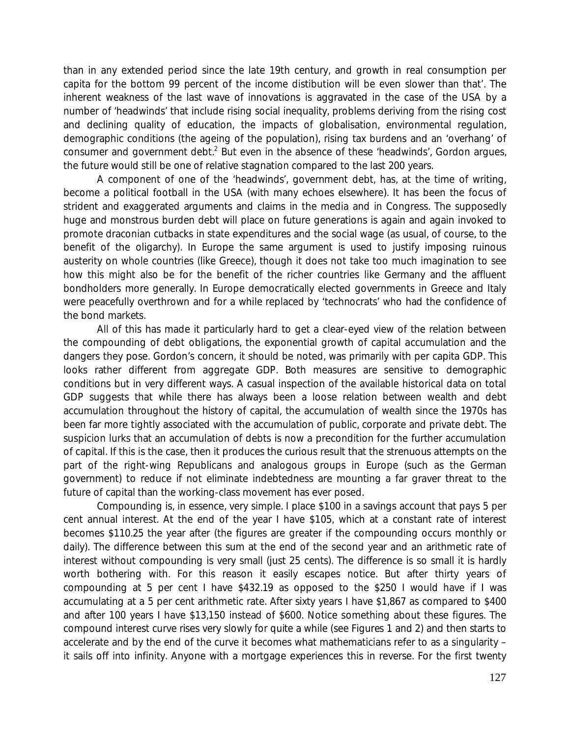than in any extended period since the late 19th century, and growth in real consumption per capita for the bottom 99 percent of the income distibution will be even slower than that'. The inherent weakness of the last wave of innovations is aggravated in the case of the USA by a number of 'headwinds' that include rising social inequality, problems deriving from the rising cost and declining quality of education, the impacts of globalisation, environmental regulation, demographic conditions (the ageing of the population), rising tax burdens and an 'overhang' of consumer and government debt.[2] But even in the absence of these 'headwinds', Gordon argues, the future would still be one of relative stagnation compared to the last 200 years.

A component of one of the 'headwinds', government debt, has, at the time of writing, become a political football in the USA (with many echoes elsewhere). It has been the focus of strident and exaggerated arguments and claims in the media and in Congress. The supposedly huge and monstrous burden debt will place on future generations is again and again invoked to promote draconian cutbacks in state expenditures and the social wage (as usual, of course, to the benefit of the oligarchy). In Europe the same argument is used to justify imposing ruinous austerity on whole countries (like Greece), though it does not take too much imagination to see how this might also be for the benefit of the richer countries like Germany and the affluent bondholders more generally. In Europe democratically elected governments in Greece and Italy were peacefully overthrown and for a while replaced by 'technocrats' who had the confidence of the bond markets.

All of this has made it particularly hard to get a clear-eyed view of the relation between the compounding of debt obligations, the exponential growth of capital accumulation and the dangers they pose. Gordon's concern, it should be noted, was primarily with per capita GDP. This looks rather different from aggregate GDP. Both measures are sensitive to demographic conditions but in very different ways. A casual inspection of the available historical data on total GDP suggests that while there has always been a loose relation between wealth and debt accumulation throughout the history of capital, the accumulation of wealth since the 1970s has been far more tightly associated with the accumulation of public, corporate and private debt. The suspicion lurks that an accumulation of debts is now a precondition for the further accumulation of capital. If this is the case, then it produces the curious result that the strenuous attempts on the part of the right-wing Republicans and analogous groups in Europe (such as the German government) to reduce if not eliminate indebtedness are mounting a far graver threat to the future of capital than the working-class movement has ever posed.

Compounding is, in essence, very simple. I place $100 in a savings account that pays 5 per cent annual interest. At the end of the year I have $105, which at a constant rate of interest becomes $110.25 the year after (the figures are greater if the compounding occurs monthly or daily). The difference between this sum at the end of the second year and an arithmetic rate of interest without compounding is very small (just 25 cents). The difference is so small it is hardly worth bothering with. For this reason it easily escapes notice. But after thirty years of compounding at 5 per cent I have $432.19 as opposed to the $250 I would have if I was accumulating at a 5 per cent arithmetic rate. After sixty years I have $1,867 as compared to $400 and after 100 years I have $13,150 instead of $600. Notice something about these figures. The compound interest curve rises very slowly for quite a while (see Figures 1 and 2) and then starts to accelerate and by the end of the curve it becomes what mathematicians refer to as a singularity – it sails off into infinity. Anyone with a mortgage experiences this in reverse. For the first twenty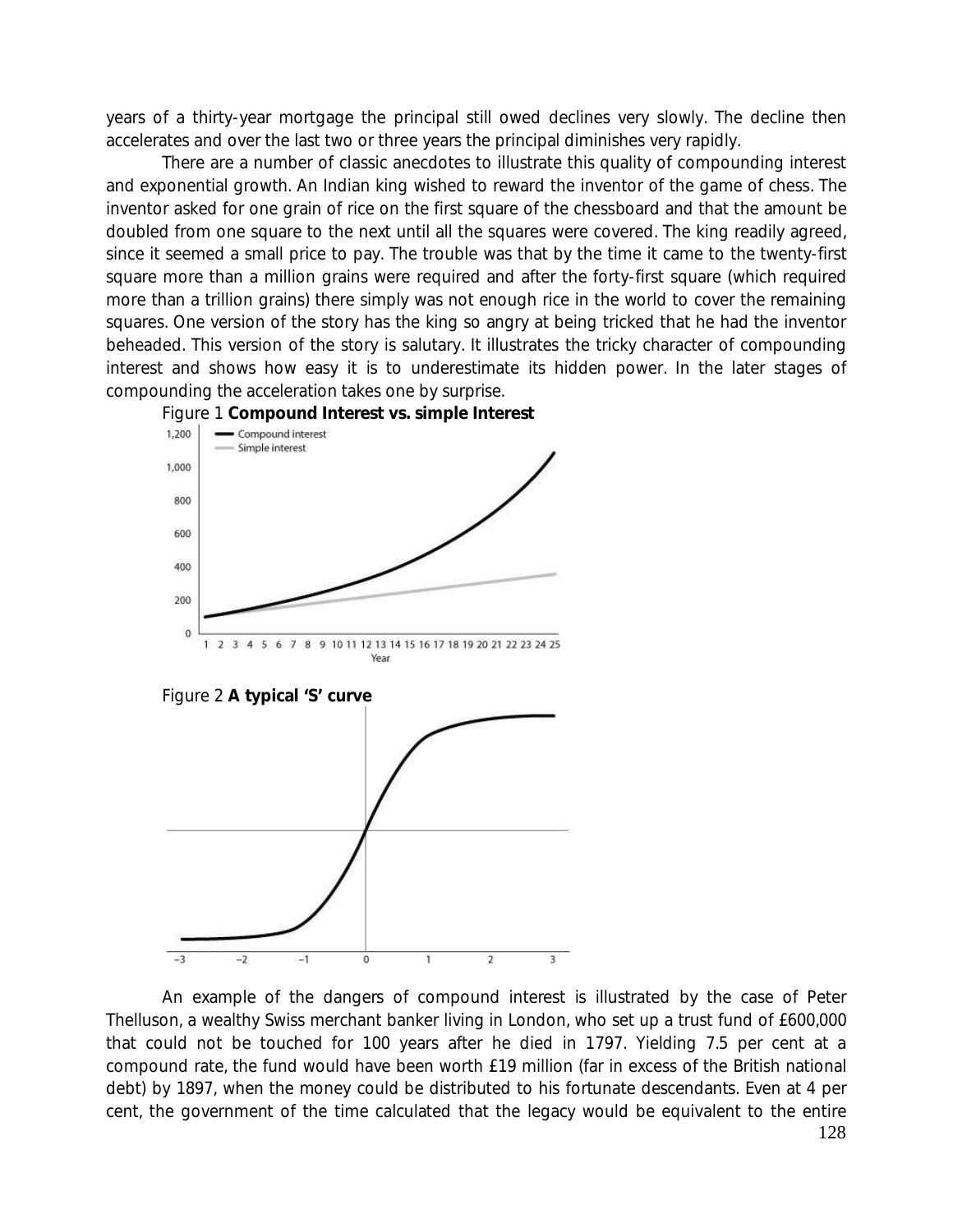years of a thirty-year mortgage the principal still owed declines very slowly. The decline then accelerates and over the last two or three years the principal diminishes very rapidly.

There are a number of classic anecdotes to illustrate this quality of compounding interest and exponential growth. An Indian king wished to reward the inventor of the game of chess. The inventor asked for one grain of rice on the first square of the chessboard and that the amount be doubled from one square to the next until all the squares were covered. The king readily agreed, since it seemed a small price to pay. The trouble was that by the time it came to the twenty-first square more than a million grains were required and after the forty-first square (which required more than a trillion grains) there simply was not enough rice in the world to cover the remaining squares. One version of the story has the king so angry at being tricked that he had the inventor beheaded. This version of the story is salutary. It illustrates the tricky character of compounding interest and shows how easy it is to underestimate its hidden power. In the later stages of compounding the acceleration takes one by surprise.

Figure 1 **Compound Interest vs. simple Interest**

Figure 2 **A typical 'S' curve**

An example of the dangers of compound interest is illustrated by the case of Peter Thelluson, a wealthy Swiss merchant banker living in London, who set up a trust fund of £600,000 that could not be touched for 100 years after he died in 1797. Yielding 7.5 per cent at a compound rate, the fund would have been worth £19 million (far in excess of the British national debt) by 1897, when the money could be distributed to his fortunate descendants. Even at 4 per cent, the government of the time calculated that the legacy would be equivalent to the entire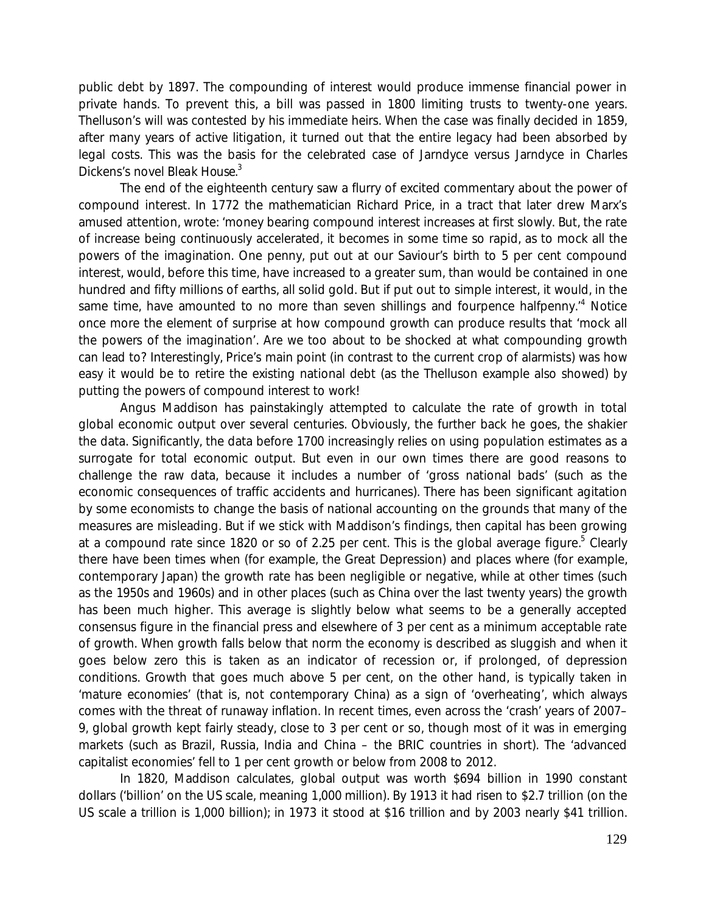public debt by 1897. The compounding of interest would produce immense financial power in private hands. To prevent this, a bill was passed in 1800 limiting trusts to twenty-one years. Thelluson's will was contested by his immediate heirs. When the case was finally decided in 1859, after many years of active litigation, it turned out that the entire legacy had been absorbed by legal costs. This was the basis for the celebrated case of Jarndyce versus Jarndyce in Charles Dickens's novel *Bleak House*.[3]

The end of the eighteenth century saw a flurry of excited commentary about the power of compound interest. In 1772 the mathematician Richard Price, in a tract that later drew Marx's amused attention, wrote: 'money bearing compound interest increases at first slowly. But, the rate of increase being continuously accelerated, it becomes in some time so rapid, as to mock all the powers of the imagination. One penny, put out at our Saviour's birth to 5 per cent compound interest, would, before this time, have increased to a greater sum, than would be contained in one hundred and fifty millions of earths, all solid gold. But if put out to simple interest, it would, in the same time, have amounted to no more than seven shillings and fourpence halfpenny.'[4] Notice once more the element of surprise at how compound growth can produce results that 'mock all the powers of the imagination'. Are we too about to be shocked at what compounding growth can lead to? Interestingly, Price's main point (in contrast to the current crop of alarmists) was how easy it would be to retire the existing national debt (as the Thelluson example also showed) by putting the powers of compound interest to work!

Angus Maddison has painstakingly attempted to calculate the rate of growth in total global economic output over several centuries. Obviously, the further back he goes, the shakier the data. Significantly, the data before 1700 increasingly relies on using population estimates as a surrogate for total economic output. But even in our own times there are good reasons to challenge the raw data, because it includes a number of 'gross national bads' (such as the economic consequences of traffic accidents and hurricanes). There has been significant agitation by some economists to change the basis of national accounting on the grounds that many of the measures are misleading. But if we stick with Maddison's findings, then capital has been growing at a compound rate since 1820 or so of 2.25 per cent. This is the global average figure.[5] Clearly there have been times when (for example, the Great Depression) and places where (for example, contemporary Japan) the growth rate has been negligible or negative, while at other times (such as the 1950s and 1960s) and in other places (such as China over the last twenty years) the growth has been much higher. This average is slightly below what seems to be a generally accepted consensus figure in the financial press and elsewhere of 3 per cent as a minimum acceptable rate of growth. When growth falls below that norm the economy is described as sluggish and when it goes below zero this is taken as an indicator of recession or, if prolonged, of depression conditions. Growth that goes much above 5 per cent, on the other hand, is typically taken in 'mature economies' (that is, not contemporary China) as a sign of 'overheating', which always comes with the threat of runaway inflation. In recent times, even across the 'crash' years of 2007–9, global growth kept fairly steady, close to 3 per cent or so, though most of it was in emerging markets (such as Brazil, Russia, India and China – the BRIC countries in short). The 'advanced capitalist economies' fell to 1 per cent growth or below from 2008 to 2012.

In 1820, Maddison calculates, global output was worth \$694 billion in 1990 constant dollars ('billion' on the US scale, meaning 1,000 million). By 1913 it had risen to \$2.7 trillion (on the US scale a trillion is 1,000 billion); in 1973 it stood at \$16 trillion and by 2003 nearly \$41 trillion.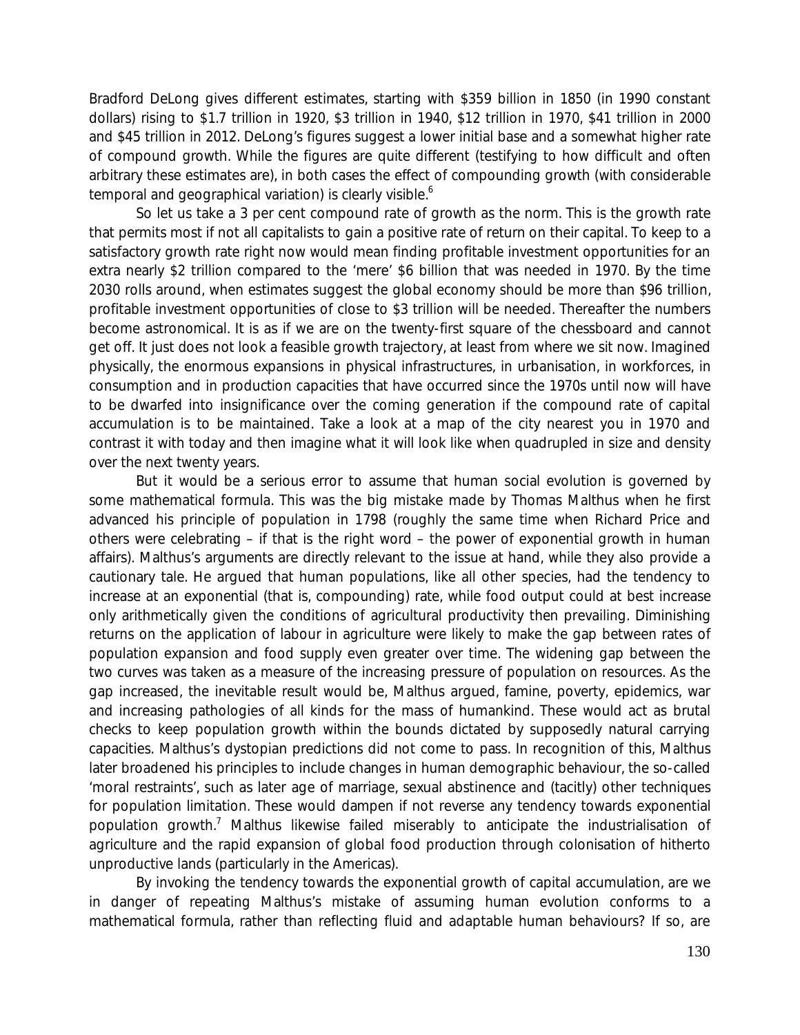Bradford DeLong gives different estimates, starting with $359 billion in 1850 (in 1990 constant dollars) rising to $1.7 trillion in 1920, $3 trillion in 1940, $12 trillion in 1970, $41 trillion in 2000 and $45 trillion in 2012. DeLong's figures suggest a lower initial base and a somewhat higher rate of compound growth. While the figures are quite different (testifying to how difficult and often arbitrary these estimates are), in both cases the effect of compounding growth (with considerable temporal and geographical variation) is clearly visible.[6]

So let us take a 3 per cent compound rate of growth as the norm. This is the growth rate that permits most if not all capitalists to gain a positive rate of return on their capital. To keep to a satisfactory growth rate right now would mean finding profitable investment opportunities for an extra nearly $2 trillion compared to the 'mere' $6 billion that was needed in 1970. By the time 2030 rolls around, when estimates suggest the global economy should be more than $96 trillion, profitable investment opportunities of close to $3 trillion will be needed. Thereafter the numbers become astronomical. It is as if we are on the twenty-first square of the chessboard and cannot get off. It just does not look a feasible growth trajectory, at least from where we sit now. Imagined physically, the enormous expansions in physical infrastructures, in urbanisation, in workforces, in consumption and in production capacities that have occurred since the 1970s until now will have to be dwarfed into insignificance over the coming generation if the compound rate of capital accumulation is to be maintained. Take a look at a map of the city nearest you in 1970 and contrast it with today and then imagine what it will look like when quadrupled in size and density over the next twenty years.

But it would be a serious error to assume that human social evolution is governed by some mathematical formula. This was the big mistake made by Thomas Malthus when he first advanced his principle of population in 1798 (roughly the same time when Richard Price and others were celebrating – if that is the right word – the power of exponential growth in human affairs). Malthus's arguments are directly relevant to the issue at hand, while they also provide a cautionary tale. He argued that human populations, like all other species, had the tendency to increase at an exponential (that is, compounding) rate, while food output could at best increase only arithmetically given the conditions of agricultural productivity then prevailing. Diminishing returns on the application of labour in agriculture were likely to make the gap between rates of population expansion and food supply even greater over time. The widening gap between the two curves was taken as a measure of the increasing pressure of population on resources. As the gap increased, the inevitable result would be, Malthus argued, famine, poverty, epidemics, war and increasing pathologies of all kinds for the mass of humankind. These would act as brutal checks to keep population growth within the bounds dictated by supposedly natural carrying capacities. Malthus's dystopian predictions did not come to pass. In recognition of this, Malthus later broadened his principles to include changes in human demographic behaviour, the so-called 'moral restraints', such as later age of marriage, sexual abstinence and (tacitly) other techniques for population limitation. These would dampen if not reverse any tendency towards exponential population growth.[7] Malthus likewise failed miserably to anticipate the industrialisation of agriculture and the rapid expansion of global food production through colonisation of hitherto unproductive lands (particularly in the Americas).

By invoking the tendency towards the exponential growth of capital accumulation, are we in danger of repeating Malthus's mistake of assuming human evolution conforms to a mathematical formula, rather than reflecting fluid and adaptable human behaviours? If so, are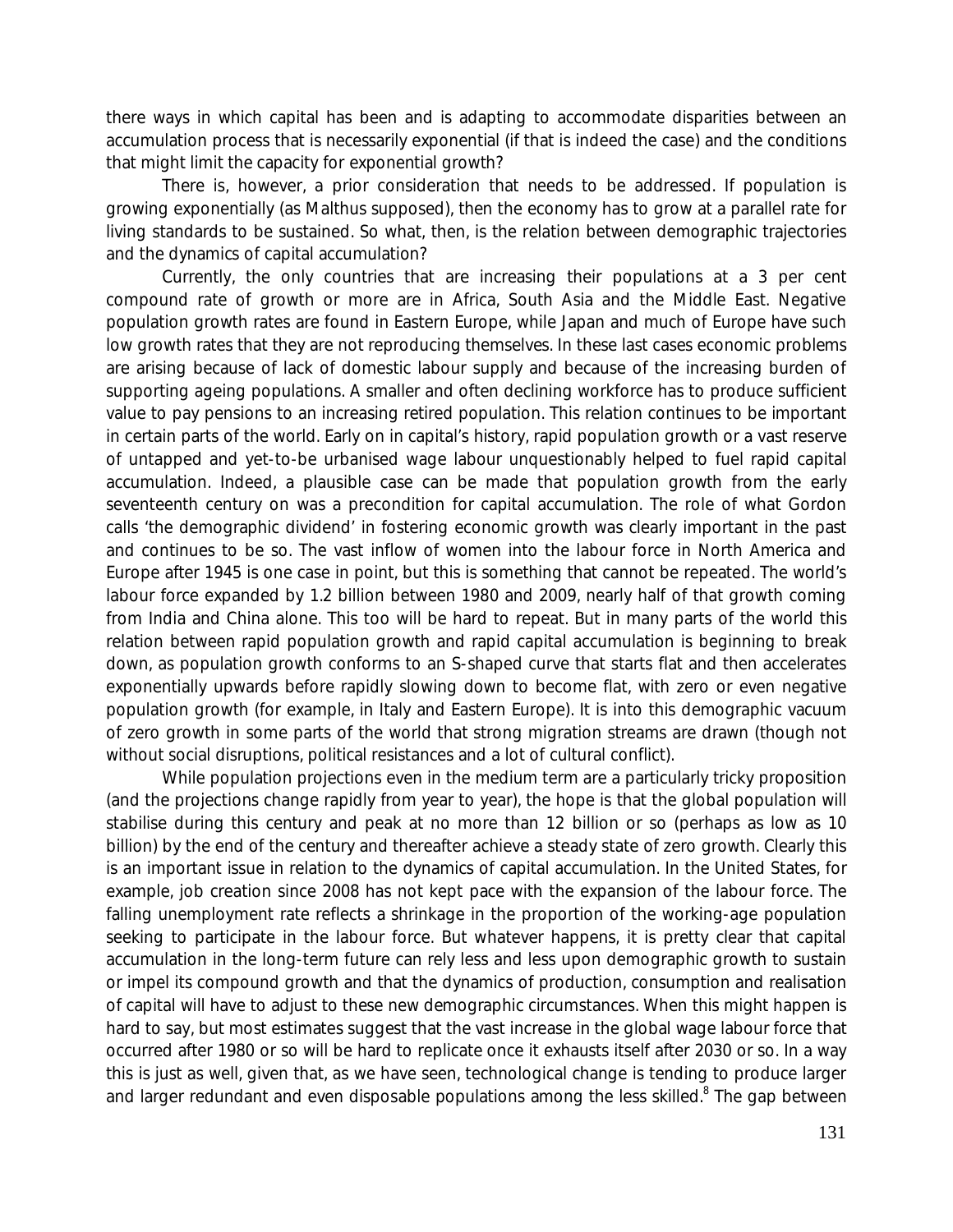there ways in which capital has been and is adapting to accommodate disparities between an accumulation process that is necessarily exponential (if that is indeed the case) and the conditions that might limit the capacity for exponential growth?

There is, however, a prior consideration that needs to be addressed. If population is growing exponentially (as Malthus supposed), then the economy has to grow at a parallel rate for living standards to be sustained. So what, then, is the relation between demographic trajectories and the dynamics of capital accumulation?

Currently, the only countries that are increasing their populations at a 3 per cent compound rate of growth or more are in Africa, South Asia and the Middle East. Negative population growth rates are found in Eastern Europe, while Japan and much of Europe have such low growth rates that they are not reproducing themselves. In these last cases economic problems are arising because of lack of domestic labour supply and because of the increasing burden of supporting ageing populations. A smaller and often declining workforce has to produce sufficient value to pay pensions to an increasing retired population. This relation continues to be important in certain parts of the world. Early on in capital's history, rapid population growth or a vast reserve of untapped and yet-to-be urbanised wage labour unquestionably helped to fuel rapid capital accumulation. Indeed, a plausible case can be made that population growth from the early seventeenth century on was a precondition for capital accumulation. The role of what Gordon calls 'the demographic dividend' in fostering economic growth was clearly important in the past and continues to be so. The vast inflow of women into the labour force in North America and Europe after 1945 is one case in point, but this is something that cannot be repeated. The world's labour force expanded by 1.2 billion between 1980 and 2009, nearly half of that growth coming from India and China alone. This too will be hard to repeat. But in many parts of the world this relation between rapid population growth and rapid capital accumulation is beginning to break down, as population growth conforms to an S-shaped curve that starts flat and then accelerates exponentially upwards before rapidly slowing down to become flat, with zero or even negative population growth (for example, in Italy and Eastern Europe). It is into this demographic vacuum of zero growth in some parts of the world that strong migration streams are drawn (though not without social disruptions, political resistances and a lot of cultural conflict).

While population projections even in the medium term are a particularly tricky proposition (and the projections change rapidly from year to year), the hope is that the global population will stabilise during this century and peak at no more than 12 billion or so (perhaps as low as 10 billion) by the end of the century and thereafter achieve a steady state of zero growth. Clearly this is an important issue in relation to the dynamics of capital accumulation. In the United States, for example, job creation since 2008 has not kept pace with the expansion of the labour force. The falling unemployment rate reflects a shrinkage in the proportion of the working-age population seeking to participate in the labour force. But whatever happens, it is pretty clear that capital accumulation in the long-term future can rely less and less upon demographic growth to sustain or impel its compound growth and that the dynamics of production, consumption and realisation of capital will have to adjust to these new demographic circumstances. When this might happen is hard to say, but most estimates suggest that the vast increase in the global wage labour force that occurred after 1980 or so will be hard to replicate once it exhausts itself after 2030 or so. In a way this is just as well, given that, as we have seen, technological change is tending to produce larger and larger redundant and even disposable populations among the less skilled.[8] The gap between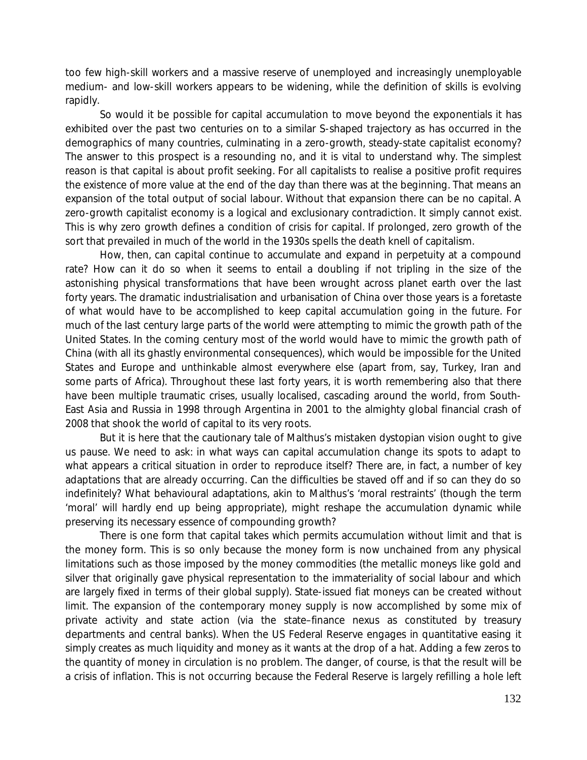too few high-skill workers and a massive reserve of unemployed and increasingly unemployable medium- and low-skill workers appears to be widening, while the definition of skills is evolving rapidly.

So would it be possible for capital accumulation to move beyond the exponentials it has exhibited over the past two centuries on to a similar S-shaped trajectory as has occurred in the demographics of many countries, culminating in a zero-growth, steady-state capitalist economy? The answer to this prospect is a resounding no, and it is vital to understand why. The simplest reason is that capital is about profit seeking. For all capitalists to realise a positive profit requires the existence of more value at the end of the day than there was at the beginning. That means an expansion of the total output of social labour. Without that expansion there can be no capital. A zero-growth capitalist economy is a logical and exclusionary contradiction. It simply cannot exist. This is why zero growth defines a condition of crisis for capital. If prolonged, zero growth of the sort that prevailed in much of the world in the 1930s spells the death knell of capitalism.

How, then, can capital continue to accumulate and expand in perpetuity at a compound rate? How can it do so when it seems to entail a doubling if not tripling in the size of the astonishing physical transformations that have been wrought across planet earth over the last forty years. The dramatic industrialisation and urbanisation of China over those years is a foretaste of what would have to be accomplished to keep capital accumulation going in the future. For much of the last century large parts of the world were attempting to mimic the growth path of the United States. In the coming century most of the world would have to mimic the growth path of China (with all its ghastly environmental consequences), which would be impossible for the United States and Europe and unthinkable almost everywhere else (apart from, say, Turkey, Iran and some parts of Africa). Throughout these last forty years, it is worth remembering also that there have been multiple traumatic crises, usually localised, cascading around the world, from South-East Asia and Russia in 1998 through Argentina in 2001 to the almighty global financial crash of 2008 that shook the world of capital to its very roots.

But it is here that the cautionary tale of Malthus's mistaken dystopian vision ought to give us pause. We need to ask: in what ways can capital accumulation change its spots to adapt to what appears a critical situation in order to reproduce itself? There are, in fact, a number of key adaptations that are already occurring. Can the difficulties be staved off and if so can they do so indefinitely? What behavioural adaptations, akin to Malthus's 'moral restraints' (though the term 'moral' will hardly end up being appropriate), might reshape the accumulation dynamic while preserving its necessary essence of compounding growth?

There is one form that capital takes which permits accumulation without limit and that is the money form. This is so only because the money form is now unchained from any physical limitations such as those imposed by the money commodities (the metallic moneys like gold and silver that originally gave physical representation to the immateriality of social labour and which are largely fixed in terms of their global supply). State-issued fiat moneys can be created without limit. The expansion of the contemporary money supply is now accomplished by some mix of private activity and state action (via the state–finance nexus as constituted by treasury departments and central banks). When the US Federal Reserve engages in quantitative easing it simply creates as much liquidity and money as it wants at the drop of a hat. Adding a few zeros to the quantity of money in circulation is no problem. The danger, of course, is that the result will be a crisis of inflation. This is not occurring because the Federal Reserve is largely refilling a hole left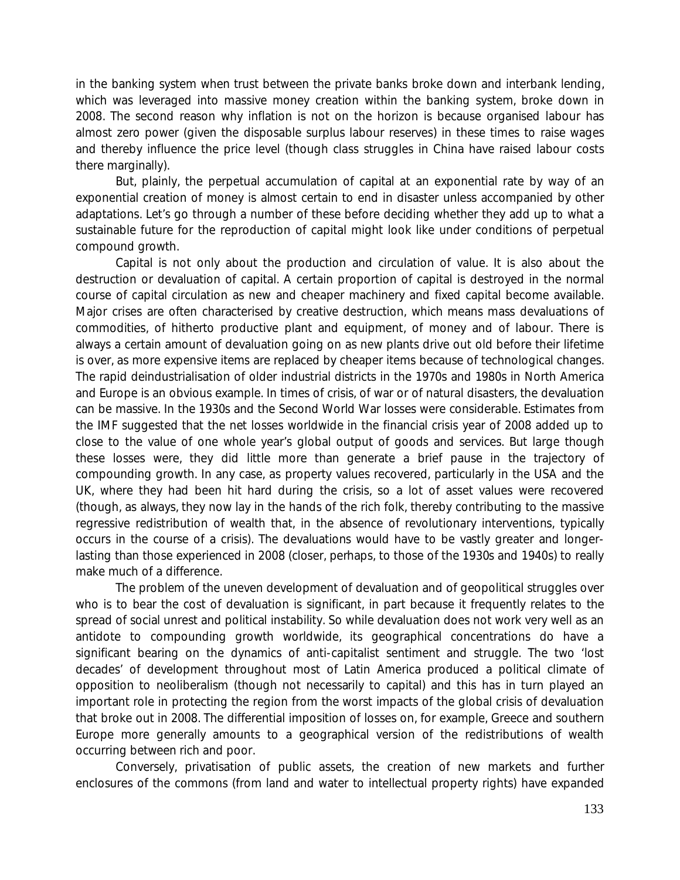in the banking system when trust between the private banks broke down and interbank lending, which was leveraged into massive money creation within the banking system, broke down in 2008. The second reason why inflation is not on the horizon is because organised labour has almost zero power (given the disposable surplus labour reserves) in these times to raise wages and thereby influence the price level (though class struggles in China have raised labour costs there marginally).

But, plainly, the perpetual accumulation of capital at an exponential rate by way of an exponential creation of money is almost certain to end in disaster unless accompanied by other adaptations. Let's go through a number of these before deciding whether they add up to what a sustainable future for the reproduction of capital might look like under conditions of perpetual compound growth.

Capital is not only about the production and circulation of value. It is also about the destruction or devaluation of capital. A certain proportion of capital is destroyed in the normal course of capital circulation as new and cheaper machinery and fixed capital become available. Major crises are often characterised by creative destruction, which means mass devaluations of commodities, of hitherto productive plant and equipment, of money and of labour. There is always a certain amount of devaluation going on as new plants drive out old before their lifetime is over, as more expensive items are replaced by cheaper items because of technological changes. The rapid deindustrialisation of older industrial districts in the 1970s and 1980s in North America and Europe is an obvious example. In times of crisis, of war or of natural disasters, the devaluation can be massive. In the 1930s and the Second World War losses were considerable. Estimates from the IMF suggested that the net losses worldwide in the financial crisis year of 2008 added up to close to the value of one whole year's global output of goods and services. But large though these losses were, they did little more than generate a brief pause in the trajectory of compounding growth. In any case, as property values recovered, particularly in the USA and the UK, where they had been hit hard during the crisis, so a lot of asset values were recovered (though, as always, they now lay in the hands of the rich folk, thereby contributing to the massive regressive redistribution of wealth that, in the absence of revolutionary interventions, typically occurs in the course of a crisis). The devaluations would have to be vastly greater and longer-lasting than those experienced in 2008 (closer, perhaps, to those of the 1930s and 1940s) to really make much of a difference.

The problem of the uneven development of devaluation and of geopolitical struggles over who is to bear the cost of devaluation is significant, in part because it frequently relates to the spread of social unrest and political instability. So while devaluation does not work very well as an antidote to compounding growth worldwide, its geographical concentrations do have a significant bearing on the dynamics of anti-capitalist sentiment and struggle. The two 'lost decades' of development throughout most of Latin America produced a political climate of opposition to neoliberalism (though not necessarily to capital) and this has in turn played an important role in protecting the region from the worst impacts of the global crisis of devaluation that broke out in 2008. The differential imposition of losses on, for example, Greece and southern Europe more generally amounts to a geographical version of the redistributions of wealth occurring between rich and poor.

Conversely, privatisation of public assets, the creation of new markets and further enclosures of the commons (from land and water to intellectual property rights) have expanded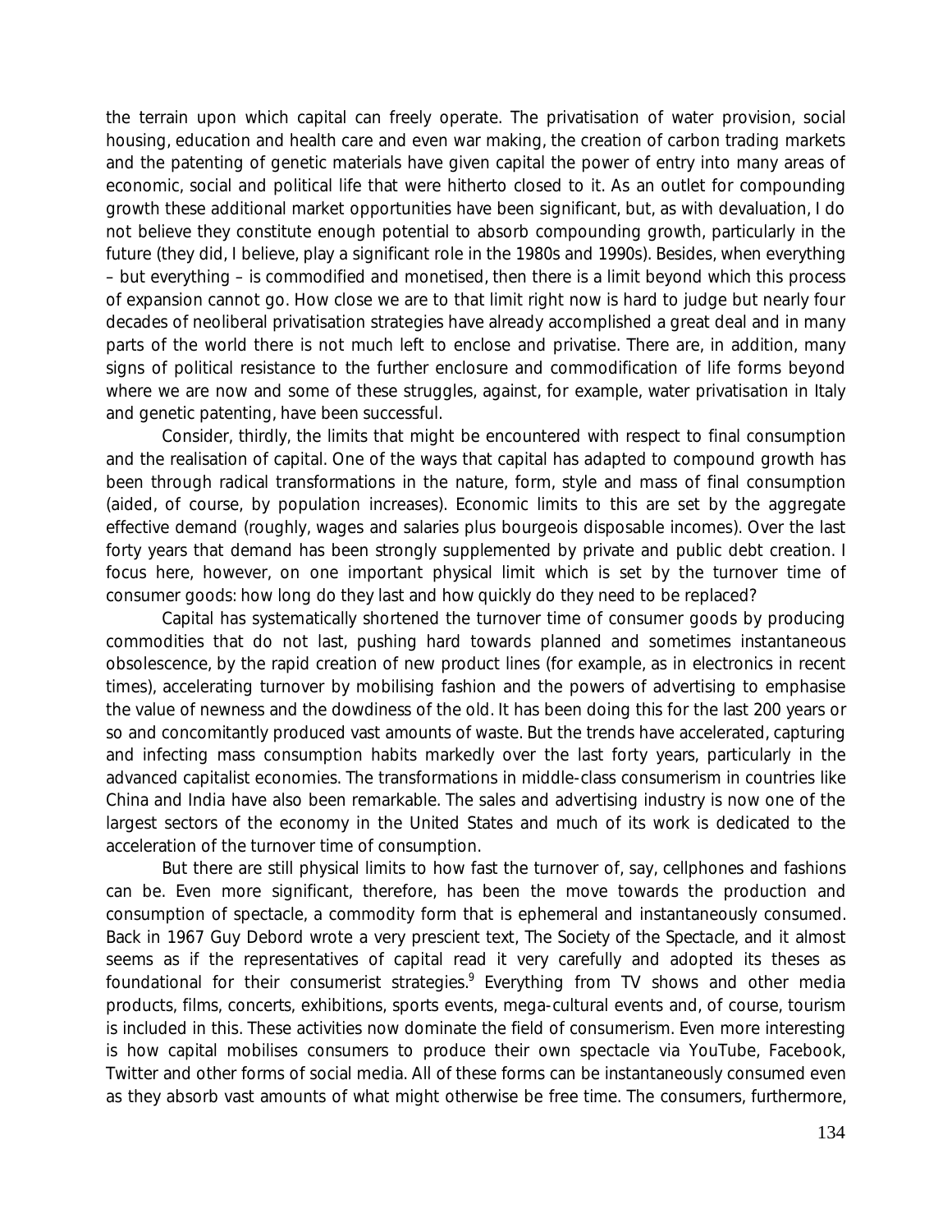the terrain upon which capital can freely operate. The privatisation of water provision, social housing, education and health care and even war making, the creation of carbon trading markets and the patenting of genetic materials have given capital the power of entry into many areas of economic, social and political life that were hitherto closed to it. As an outlet for compounding growth these additional market opportunities have been significant, but, as with devaluation, I do not believe they constitute enough potential to absorb compounding growth, particularly in the future (they did, I believe, play a significant role in the 1980s and 1990s). Besides, when everything – but everything – is commodified and monetised, then there is a limit beyond which this process of expansion cannot go. How close we are to that limit right now is hard to judge but nearly four decades of neoliberal privatisation strategies have already accomplished a great deal and in many parts of the world there is not much left to enclose and privatise. There are, in addition, many signs of political resistance to the further enclosure and commodification of life forms beyond where we are now and some of these struggles, against, for example, water privatisation in Italy and genetic patenting, have been successful.

Consider, thirdly, the limits that might be encountered with respect to final consumption and the realisation of capital. One of the ways that capital has adapted to compound growth has been through radical transformations in the nature, form, style and mass of final consumption (aided, of course, by population increases). Economic limits to this are set by the aggregate effective demand (roughly, wages and salaries plus bourgeois disposable incomes). Over the last forty years that demand has been strongly supplemented by private and public debt creation. I focus here, however, on one important physical limit which is set by the turnover time of consumer goods: how long do they last and how quickly do they need to be replaced?

Capital has systematically shortened the turnover time of consumer goods by producing commodities that do not last, pushing hard towards planned and sometimes instantaneous obsolescence, by the rapid creation of new product lines (for example, as in electronics in recent times), accelerating turnover by mobilising fashion and the powers of advertising to emphasise the value of newness and the dowdiness of the old. It has been doing this for the last 200 years or so and concomitantly produced vast amounts of waste. But the trends have accelerated, capturing and infecting mass consumption habits markedly over the last forty years, particularly in the advanced capitalist economies. The transformations in middle-class consumerism in countries like China and India have also been remarkable. The sales and advertising industry is now one of the largest sectors of the economy in the United States and much of its work is dedicated to the acceleration of the turnover time of consumption.

But there are still physical limits to how fast the turnover of, say, cellphones and fashions can be. Even more significant, therefore, has been the move towards the production and consumption of spectacle, a commodity form that is ephemeral and instantaneously consumed. Back in 1967 Guy Debord wrote a very prescient text, The Society of the Spectacle, and it almost seems as if the representatives of capital read it very carefully and adopted its theses as foundational for their consumerist strategies.[9] Everything from TV shows and other media products, films, concerts, exhibitions, sports events, mega-cultural events and, of course, tourism is included in this. These activities now dominate the field of consumerism. Even more interesting is how capital mobilises consumers to produce their own spectacle via YouTube, Facebook, Twitter and other forms of social media. All of these forms can be instantaneously consumed even as they absorb vast amounts of what might otherwise be free time. The consumers, furthermore,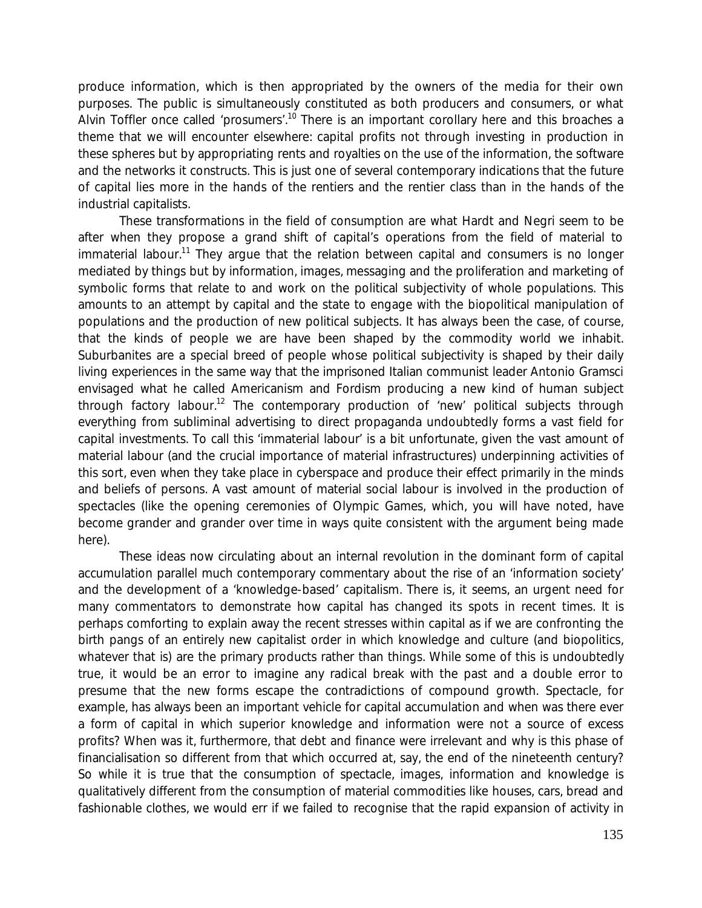produce information, which is then appropriated by the owners of the media for their own purposes. The public is simultaneously constituted as both producers and consumers, or what Alvin Toffler once called 'prosumers'.[10] There is an important corollary here and this broaches a theme that we will encounter elsewhere: capital profits not through investing in production in these spheres but by appropriating rents and royalties on the use of the information, the software and the networks it constructs. This is just one of several contemporary indications that the future of capital lies more in the hands of the rentiers and the rentier class than in the hands of the industrial capitalists.

These transformations in the field of consumption are what Hardt and Negri seem to be after when they propose a grand shift of capital's operations from the field of material to immaterial labour.[11] They argue that the relation between capital and consumers is no longer mediated by things but by information, images, messaging and the proliferation and marketing of symbolic forms that relate to and work on the political subjectivity of whole populations. This amounts to an attempt by capital and the state to engage with the biopolitical manipulation of populations and the production of new political subjects. It has always been the case, of course, that the kinds of people we are have been shaped by the commodity world we inhabit. Suburbanites are a special breed of people whose political subjectivity is shaped by their daily living experiences in the same way that the imprisoned Italian communist leader Antonio Gramsci envisaged what he called Americanism and Fordism producing a new kind of human subject through factory labour.[12] The contemporary production of 'new' political subjects through everything from subliminal advertising to direct propaganda undoubtedly forms a vast field for capital investments. To call this 'immaterial labour' is a bit unfortunate, given the vast amount of material labour (and the crucial importance of material infrastructures) underpinning activities of this sort, even when they take place in cyberspace and produce their effect primarily in the minds and beliefs of persons. A vast amount of material social labour is involved in the production of spectacles (like the opening ceremonies of Olympic Games, which, you will have noted, have become grander and grander over time in ways quite consistent with the argument being made here).

These ideas now circulating about an internal revolution in the dominant form of capital accumulation parallel much contemporary commentary about the rise of an 'information society' and the development of a 'knowledge-based' capitalism. There is, it seems, an urgent need for many commentators to demonstrate how capital has changed its spots in recent times. It is perhaps comforting to explain away the recent stresses within capital as if we are confronting the birth pangs of an entirely new capitalist order in which knowledge and culture (and biopolitics, whatever that is) are the primary products rather than things. While some of this is undoubtedly true, it would be an error to imagine any radical break with the past and a double error to presume that the new forms escape the contradictions of compound growth. Spectacle, for example, has always been an important vehicle for capital accumulation and when was there ever a form of capital in which superior knowledge and information were not a source of excess profits? When was it, furthermore, that debt and finance were irrelevant and why is this phase of financialisation so different from that which occurred at, say, the end of the nineteenth century? So while it is true that the consumption of spectacle, images, information and knowledge is qualitatively different from the consumption of material commodities like houses, cars, bread and fashionable clothes, we would err if we failed to recognise that the rapid expansion of activity in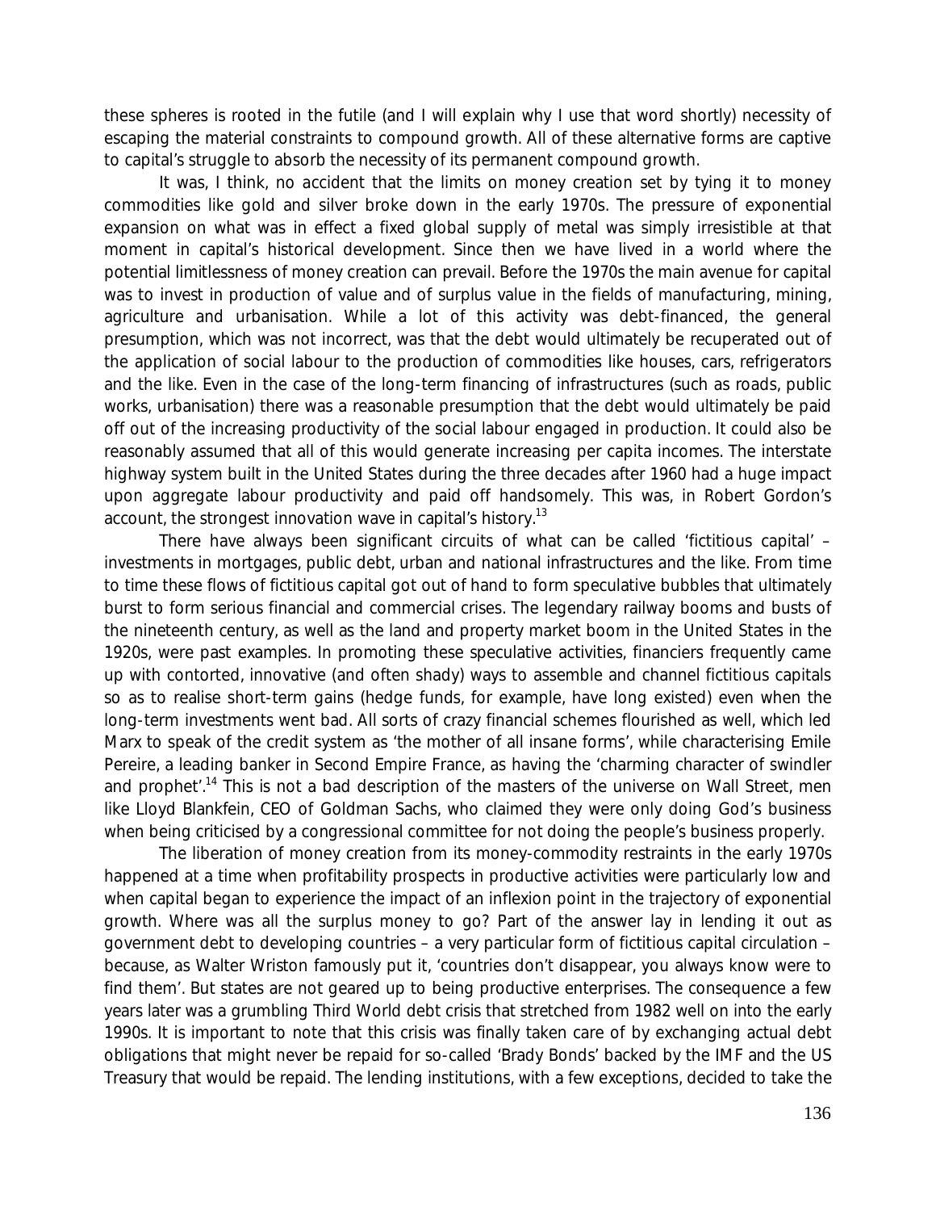these spheres is rooted in the futile (and I will explain why I use that word shortly) necessity of escaping the material constraints to compound growth. All of these alternative forms are captive to capital's struggle to absorb the necessity of its permanent compound growth.

It was, I think, no accident that the limits on money creation set by tying it to money commodities like gold and silver broke down in the early 1970s. The pressure of exponential expansion on what was in effect a fixed global supply of metal was simply irresistible at that moment in capital's historical development. Since then we have lived in a world where the potential limitlessness of money creation can prevail. Before the 1970s the main avenue for capital was to invest in production of value and of surplus value in the fields of manufacturing, mining, agriculture and urbanisation. While a lot of this activity was debt-financed, the general presumption, which was not incorrect, was that the debt would ultimately be recuperated out of the application of social labour to the production of commodities like houses, cars, refrigerators and the like. Even in the case of the long-term financing of infrastructures (such as roads, public works, urbanisation) there was a reasonable presumption that the debt would ultimately be paid off out of the increasing productivity of the social labour engaged in production. It could also be reasonably assumed that all of this would generate increasing per capita incomes. The interstate highway system built in the United States during the three decades after 1960 had a huge impact upon aggregate labour productivity and paid off handsomely. This was, in Robert Gordon's account, the strongest innovation wave in capital's history.[13]

There have always been significant circuits of what can be called 'fictitious capital' – investments in mortgages, public debt, urban and national infrastructures and the like. From time to time these flows of fictitious capital got out of hand to form speculative bubbles that ultimately burst to form serious financial and commercial crises. The legendary railway booms and busts of the nineteenth century, as well as the land and property market boom in the United States in the 1920s, were past examples. In promoting these speculative activities, financiers frequently came up with contorted, innovative (and often shady) ways to assemble and channel fictitious capitals so as to realise short-term gains (hedge funds, for example, have long existed) even when the long-term investments went bad. All sorts of crazy financial schemes flourished as well, which led Marx to speak of the credit system as 'the mother of all insane forms', while characterising Emile Pereire, a leading banker in Second Empire France, as having the 'charming character of swindler and prophet'.[14] This is not a bad description of the masters of the universe on Wall Street, men like Lloyd Blankfein, CEO of Goldman Sachs, who claimed they were only doing God's business when being criticised by a congressional committee for not doing the people's business properly.

The liberation of money creation from its money-commodity restraints in the early 1970s happened at a time when profitability prospects in productive activities were particularly low and when capital began to experience the impact of an inflexion point in the trajectory of exponential growth. Where was all the surplus money to go? Part of the answer lay in lending it out as government debt to developing countries – a very particular form of fictitious capital circulation – because, as Walter Wriston famously put it, 'countries don't disappear, you always know were to find them'. But states are not geared up to being productive enterprises. The consequence a few years later was a grumbling Third World debt crisis that stretched from 1982 well on into the early 1990s. It is important to note that this crisis was finally taken care of by exchanging actual debt obligations that might never be repaid for so-called 'Brady Bonds' backed by the IMF and the US Treasury that would be repaid. The lending institutions, with a few exceptions, decided to take the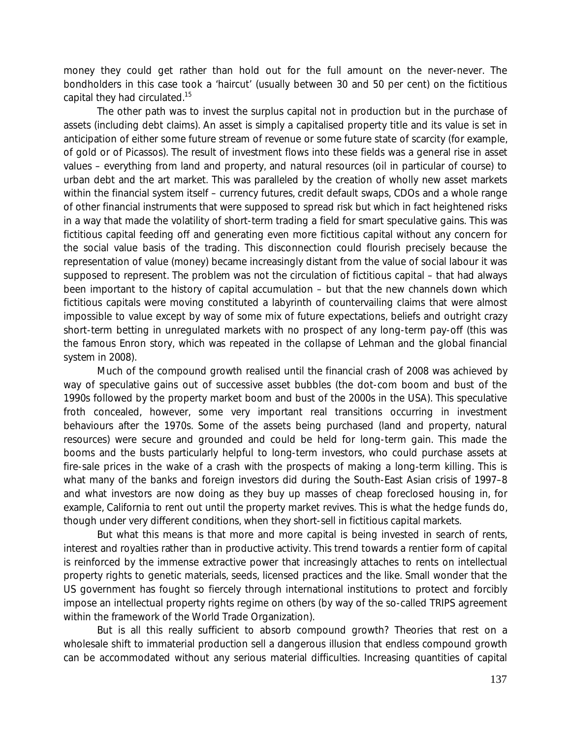money they could get rather than hold out for the full amount on the never-never. The bondholders in this case took a 'haircut' (usually between 30 and 50 per cent) on the fictitious capital they had circulated.[15]

The other path was to invest the surplus capital not in production but in the purchase of assets (including debt claims). An asset is simply a capitalised property title and its value is set in anticipation of either some future stream of revenue or some future state of scarcity (for example, of gold or of Picassos). The result of investment flows into these fields was a general rise in asset values – everything from land and property, and natural resources (oil in particular of course) to urban debt and the art market. This was paralleled by the creation of wholly new asset markets within the financial system itself – currency futures, credit default swaps, CDOs and a whole range of other financial instruments that were supposed to spread risk but which in fact heightened risks in a way that made the volatility of short-term trading a field for smart speculative gains. This was fictitious capital feeding off and generating even more fictitious capital without any concern for the social value basis of the trading. This disconnection could flourish precisely because the representation of value (money) became increasingly distant from the value of social labour it was supposed to represent. The problem was not the circulation of fictitious capital – that had always been important to the history of capital accumulation – but that the new channels down which fictitious capitals were moving constituted a labyrinth of countervailing claims that were almost impossible to value except by way of some mix of future expectations, beliefs and outright crazy short-term betting in unregulated markets with no prospect of any long-term pay-off (this was the famous Enron story, which was repeated in the collapse of Lehman and the global financial system in 2008).

Much of the compound growth realised until the financial crash of 2008 was achieved by way of speculative gains out of successive asset bubbles (the dot-com boom and bust of the 1990s followed by the property market boom and bust of the 2000s in the USA). This speculative froth concealed, however, some very important real transitions occurring in investment behaviours after the 1970s. Some of the assets being purchased (land and property, natural resources) were secure and grounded and could be held for long-term gain. This made the booms and the busts particularly helpful to long-term investors, who could purchase assets at fire-sale prices in the wake of a crash with the prospects of making a long-term killing. This is what many of the banks and foreign investors did during the South-East Asian crisis of 1997–8 and what investors are now doing as they buy up masses of cheap foreclosed housing in, for example, California to rent out until the property market revives. This is what the hedge funds do, though under very different conditions, when they short-sell in fictitious capital markets.

But what this means is that more and more capital is being invested in search of rents, interest and royalties rather than in productive activity. This trend towards a rentier form of capital is reinforced by the immense extractive power that increasingly attaches to rents on intellectual property rights to genetic materials, seeds, licensed practices and the like. Small wonder that the US government has fought so fiercely through international institutions to protect and forcibly impose an intellectual property rights regime on others (by way of the so-called TRIPS agreement within the framework of the World Trade Organization).

But is all this really sufficient to absorb compound growth? Theories that rest on a wholesale shift to immaterial production sell a dangerous illusion that endless compound growth can be accommodated without any serious material difficulties. Increasing quantities of capital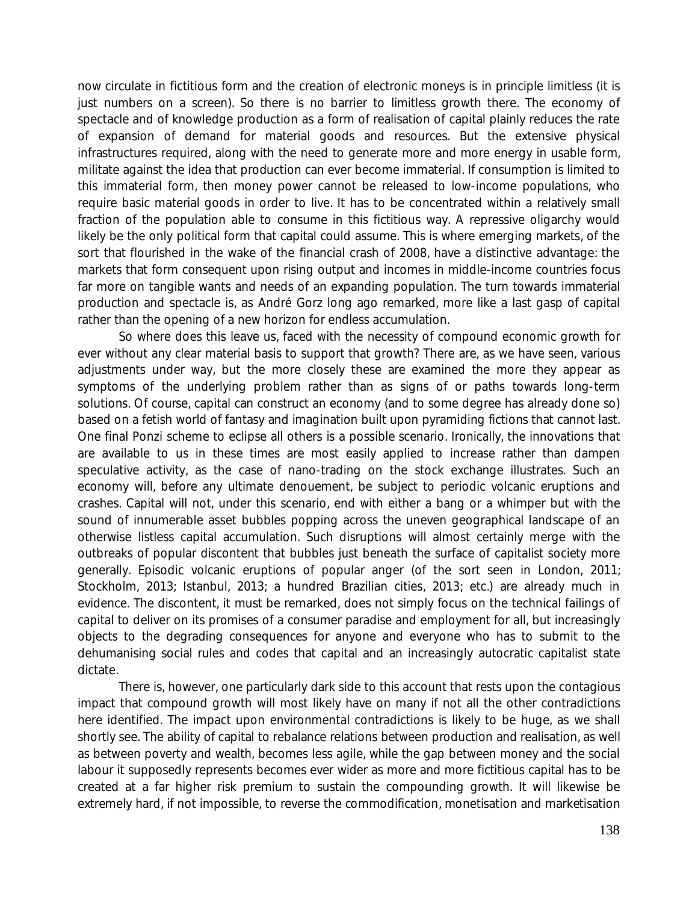now circulate in fictitious form and the creation of electronic moneys is in principle limitless (it is just numbers on a screen). So there is no barrier to limitless growth there. The economy of spectacle and of knowledge production as a form of realisation of capital plainly reduces the rate of expansion of demand for material goods and resources. But the extensive physical infrastructures required, along with the need to generate more and more energy in usable form, militate against the idea that production can ever become immaterial. If consumption is limited to this immaterial form, then money power cannot be released to low-income populations, who require basic material goods in order to live. It has to be concentrated within a relatively small fraction of the population able to consume in this fictitious way. A repressive oligarchy would likely be the only political form that capital could assume. This is where emerging markets, of the sort that flourished in the wake of the financial crash of 2008, have a distinctive advantage: the markets that form consequent upon rising output and incomes in middle-income countries focus far more on tangible wants and needs of an expanding population. The turn towards immaterial production and spectacle is, as André Gorz long ago remarked, more like a last gasp of capital rather than the opening of a new horizon for endless accumulation.

So where does this leave us, faced with the necessity of compound economic growth for ever without any clear material basis to support that growth? There are, as we have seen, various adjustments under way, but the more closely these are examined the more they appear as symptoms of the underlying problem rather than as signs of or paths towards long-term solutions. Of course, capital can construct an economy (and to some degree has already done so) based on a fetish world of fantasy and imagination built upon pyramiding fictions that cannot last. One final Ponzi scheme to eclipse all others is a possible scenario. Ironically, the innovations that are available to us in these times are most easily applied to increase rather than dampen speculative activity, as the case of nano-trading on the stock exchange illustrates. Such an economy will, before any ultimate denouement, be subject to periodic volcanic eruptions and crashes. Capital will not, under this scenario, end with either a bang or a whimper but with the sound of innumerable asset bubbles popping across the uneven geographical landscape of an otherwise listless capital accumulation. Such disruptions will almost certainly merge with the outbreaks of popular discontent that bubbles just beneath the surface of capitalist society more generally. Episodic volcanic eruptions of popular anger (of the sort seen in London, 2011; Stockholm, 2013; Istanbul, 2013; a hundred Brazilian cities, 2013; etc.) are already much in evidence. The discontent, it must be remarked, does not simply focus on the technical failings of capital to deliver on its promises of a consumer paradise and employment for all, but increasingly objects to the degrading consequences for anyone and everyone who has to submit to the dehumanising social rules and codes that capital and an increasingly autocratic capitalist state dictate.

There is, however, one particularly dark side to this account that rests upon the contagious impact that compound growth will most likely have on many if not all the other contradictions here identified. The impact upon environmental contradictions is likely to be huge, as we shall shortly see. The ability of capital to rebalance relations between production and realisation, as well as between poverty and wealth, becomes less agile, while the gap between money and the social labour it supposedly represents becomes ever wider as more and more fictitious capital has to be created at a far higher risk premium to sustain the compounding growth. It will likewise be extremely hard, if not impossible, to reverse the commodification, monetisation and marketisation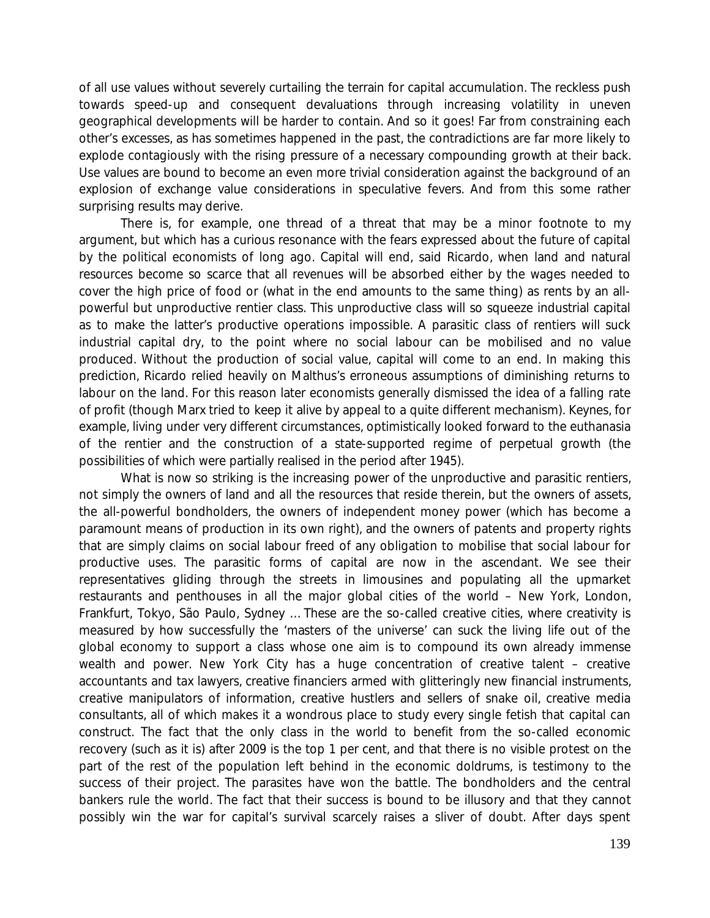of all use values without severely curtailing the terrain for capital accumulation. The reckless push towards speed-up and consequent devaluations through increasing volatility in uneven geographical developments will be harder to contain. And so it goes! Far from constraining each other's excesses, as has sometimes happened in the past, the contradictions are far more likely to explode contagiously with the rising pressure of a necessary compounding growth at their back. Use values are bound to become an even more trivial consideration against the background of an explosion of exchange value considerations in speculative fevers. And from this some rather surprising results may derive.

There is, for example, one thread of a threat that may be a minor footnote to my argument, but which has a curious resonance with the fears expressed about the future of capital by the political economists of long ago. Capital will end, said Ricardo, when land and natural resources become so scarce that all revenues will be absorbed either by the wages needed to cover the high price of food or (what in the end amounts to the same thing) as rents by an all-powerful but unproductive rentier class. This unproductive class will so squeeze industrial capital as to make the latter's productive operations impossible. A parasitic class of rentiers will suck industrial capital dry, to the point where no social labour can be mobilised and no value produced. Without the production of social value, capital will come to an end. In making this prediction, Ricardo relied heavily on Malthus's erroneous assumptions of diminishing returns to labour on the land. For this reason later economists generally dismissed the idea of a falling rate of profit (though Marx tried to keep it alive by appeal to a quite different mechanism). Keynes, for example, living under very different circumstances, optimistically looked forward to the euthanasia of the rentier and the construction of a state-supported regime of perpetual growth (the possibilities of which were partially realised in the period after 1945).

What is now so striking is the increasing power of the unproductive and parasitic rentiers, not simply the owners of land and all the resources that reside therein, but the owners of assets, the all-powerful bondholders, the owners of independent money power (which has become a paramount means of production in its own right), and the owners of patents and property rights that are simply claims on social labour freed of any obligation to mobilise that social labour for productive uses. The parasitic forms of capital are now in the ascendant. We see their representatives gliding through the streets in limousines and populating all the upmarket restaurants and penthouses in all the major global cities of the world – New York, London, Frankfurt, Tokyo, São Paulo, Sydney ... These are the so-called creative cities, where creativity is measured by how successfully the 'masters of the universe' can suck the living life out of the global economy to support a class whose one aim is to compound its own already immense wealth and power. New York City has a huge concentration of creative talent – creative accountants and tax lawyers, creative financiers armed with glitteringly new financial instruments, creative manipulators of information, creative hustlers and sellers of snake oil, creative media consultants, all of which makes it a wondrous place to study every single fetish that capital can construct. The fact that the only class in the world to benefit from the so-called economic recovery (such as it is) after 2009 is the top 1 per cent, and that there is no visible protest on the part of the rest of the population left behind in the economic doldrums, is testimony to the success of their project. The parasites have won the battle. The bondholders and the central bankers rule the world. The fact that their success is bound to be illusory and that they cannot possibly win the war for capital's survival scarcely raises a sliver of doubt. After days spent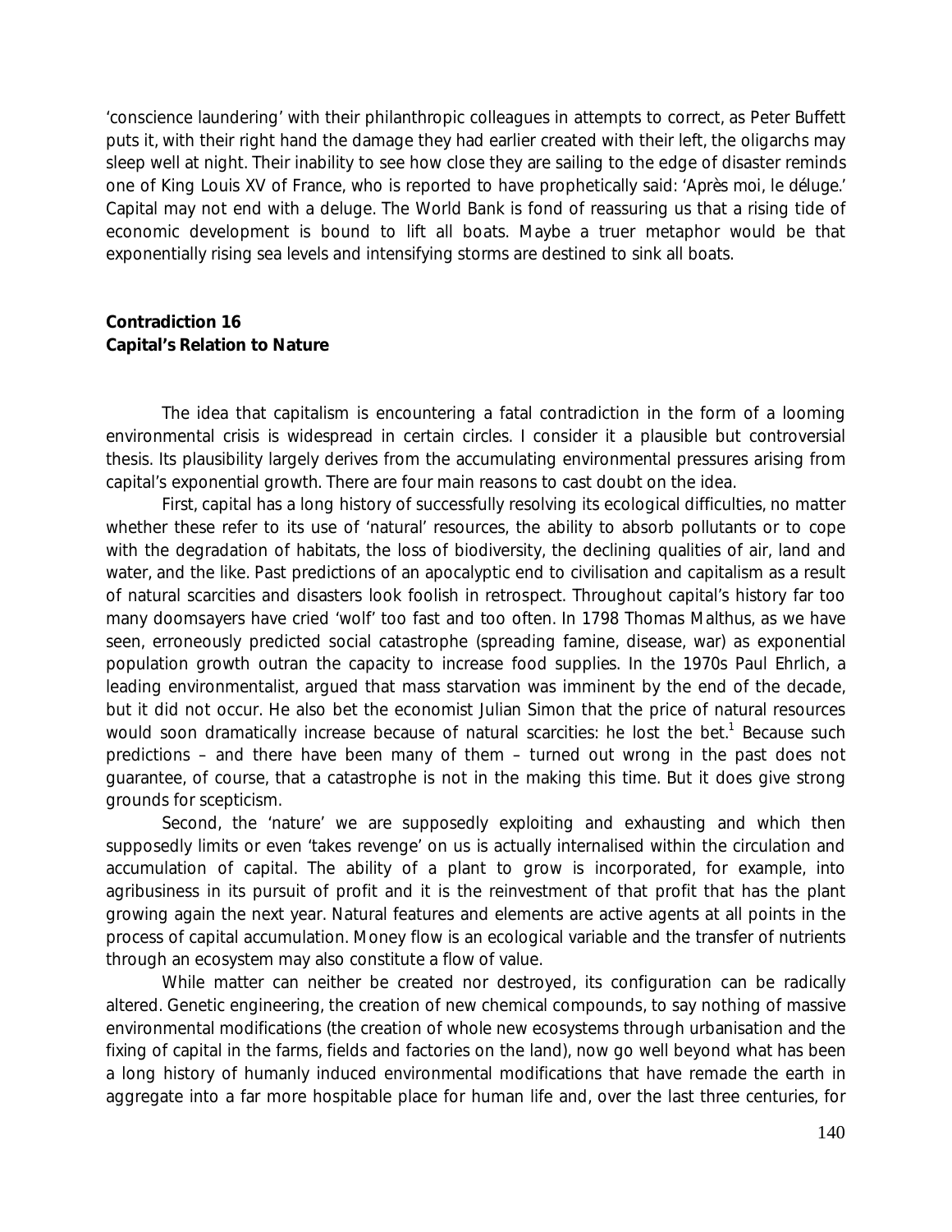'conscience laundering' with their philanthropic colleagues in attempts to correct, as Peter Buffett puts it, with their right hand the damage they had earlier created with their left, the oligarchs may sleep well at night. Their inability to see how close they are sailing to the edge of disaster reminds one of King Louis XV of France, who is reported to have prophetically said: 'Après moi, le déluge.' Capital may not end with a deluge. The World Bank is fond of reassuring us that a rising tide of economic development is bound to lift all boats. Maybe a truer metaphor would be that exponentially rising sea levels and intensifying storms are destined to sink all boats.

## Contradiction 16
## Capital's Relation to Nature

The idea that capitalism is encountering a fatal contradiction in the form of a looming environmental crisis is widespread in certain circles. I consider it a plausible but controversial thesis. Its plausibility largely derives from the accumulating environmental pressures arising from capital's exponential growth. There are four main reasons to cast doubt on the idea.

First, capital has a long history of successfully resolving its ecological difficulties, no matter whether these refer to its use of 'natural' resources, the ability to absorb pollutants or to cope with the degradation of habitats, the loss of biodiversity, the declining qualities of air, land and water, and the like. Past predictions of an apocalyptic end to civilisation and capitalism as a result of natural scarcities and disasters look foolish in retrospect. Throughout capital's history far too many doomsayers have cried 'wolf' too fast and too often. In 1798 Thomas Malthus, as we have seen, erroneously predicted social catastrophe (spreading famine, disease, war) as exponential population growth outran the capacity to increase food supplies. In the 1970s Paul Ehrlich, a leading environmentalist, argued that mass starvation was imminent by the end of the decade, but it did not occur. He also bet the economist Julian Simon that the price of natural resources would soon dramatically increase because of natural scarcities: he lost the bet.[1] Because such predictions – and there have been many of them – turned out wrong in the past does not guarantee, of course, that a catastrophe is not in the making this time. But it does give strong grounds for scepticism.

Second, the 'nature' we are supposedly exploiting and exhausting and which then supposedly limits or even 'takes revenge' on us is actually internalised within the circulation and accumulation of capital. The ability of a plant to grow is incorporated, for example, into agribusiness in its pursuit of profit and it is the reinvestment of that profit that has the plant growing again the next year. Natural features and elements are active agents at all points in the process of capital accumulation. Money flow is an ecological variable and the transfer of nutrients through an ecosystem may also constitute a flow of value.

While matter can neither be created nor destroyed, its configuration can be radically altered. Genetic engineering, the creation of new chemical compounds, to say nothing of massive environmental modifications (the creation of whole new ecosystems through urbanisation and the fixing of capital in the farms, fields and factories on the land), now go well beyond what has been a long history of humanly induced environmental modifications that have remade the earth in aggregate into a far more hospitable place for human life and, over the last three centuries, for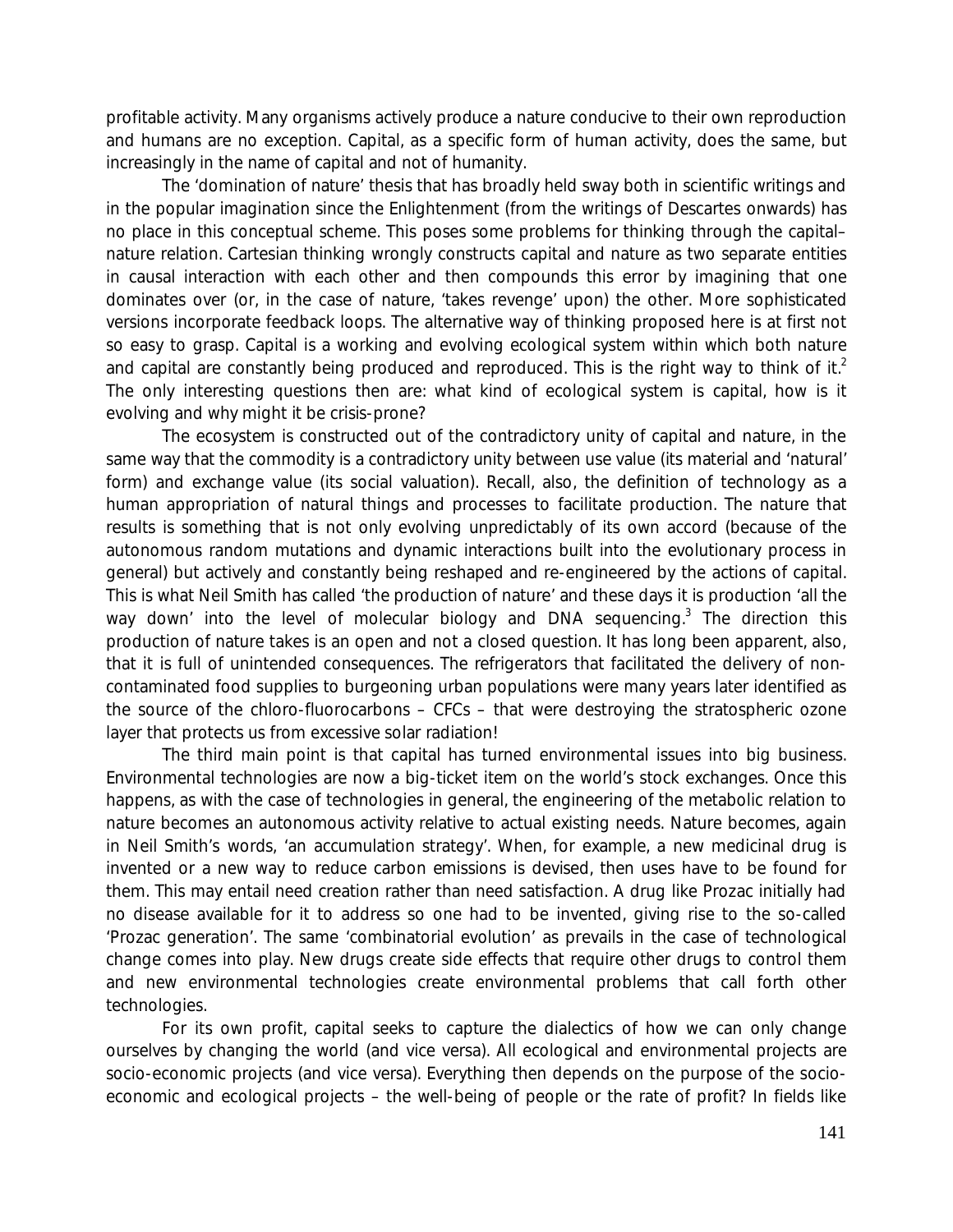profitable activity. Many organisms actively produce a nature conducive to their own reproduction and humans are no exception. Capital, as a specific form of human activity, does the same, but increasingly in the name of capital and not of humanity.

The 'domination of nature' thesis that has broadly held sway both in scientific writings and in the popular imagination since the Enlightenment (from the writings of Descartes onwards) has no place in this conceptual scheme. This poses some problems for thinking through the capital–nature relation. Cartesian thinking wrongly constructs capital and nature as two separate entities in causal interaction with each other and then compounds this error by imagining that one dominates over (or, in the case of nature, 'takes revenge' upon) the other. More sophisticated versions incorporate feedback loops. The alternative way of thinking proposed here is at first not so easy to grasp. Capital is a working and evolving ecological system within which both nature and capital are constantly being produced and reproduced. This is the right way to think of it.[2] The only interesting questions then are: what kind of ecological system is capital, how is it evolving and why might it be crisis-prone?

The ecosystem is constructed out of the contradictory unity of capital and nature, in the same way that the commodity is a contradictory unity between use value (its material and 'natural' form) and exchange value (its social valuation). Recall, also, the definition of technology as a human appropriation of natural things and processes to facilitate production. The nature that results is something that is not only evolving unpredictably of its own accord (because of the autonomous random mutations and dynamic interactions built into the evolutionary process in general) but actively and constantly being reshaped and re-engineered by the actions of capital. This is what Neil Smith has called 'the production of nature' and these days it is production 'all the way down' into the level of molecular biology and DNA sequencing.[3] The direction this production of nature takes is an open and not a closed question. It has long been apparent, also, that it is full of unintended consequences. The refrigerators that facilitated the delivery of non-contaminated food supplies to burgeoning urban populations were many years later identified as the source of the chloro-fluorocarbons – CFCs – that were destroying the stratospheric ozone layer that protects us from excessive solar radiation!

The third main point is that capital has turned environmental issues into big business. Environmental technologies are now a big-ticket item on the world's stock exchanges. Once this happens, as with the case of technologies in general, the engineering of the metabolic relation to nature becomes an autonomous activity relative to actual existing needs. Nature becomes, again in Neil Smith's words, 'an accumulation strategy'. When, for example, a new medicinal drug is invented or a new way to reduce carbon emissions is devised, then uses have to be found for them. This may entail need creation rather than need satisfaction. A drug like Prozac initially had no disease available for it to address so one had to be invented, giving rise to the so-called 'Prozac generation'. The same 'combinatorial evolution' as prevails in the case of technological change comes into play. New drugs create side effects that require other drugs to control them and new environmental technologies create environmental problems that call forth other technologies.

For its own profit, capital seeks to capture the dialectics of how we can only change ourselves by changing the world (and vice versa). All ecological and environmental projects are socio-economic projects (and vice versa). Everything then depends on the purpose of the socio-economic and ecological projects – the well-being of people or the rate of profit? In fields like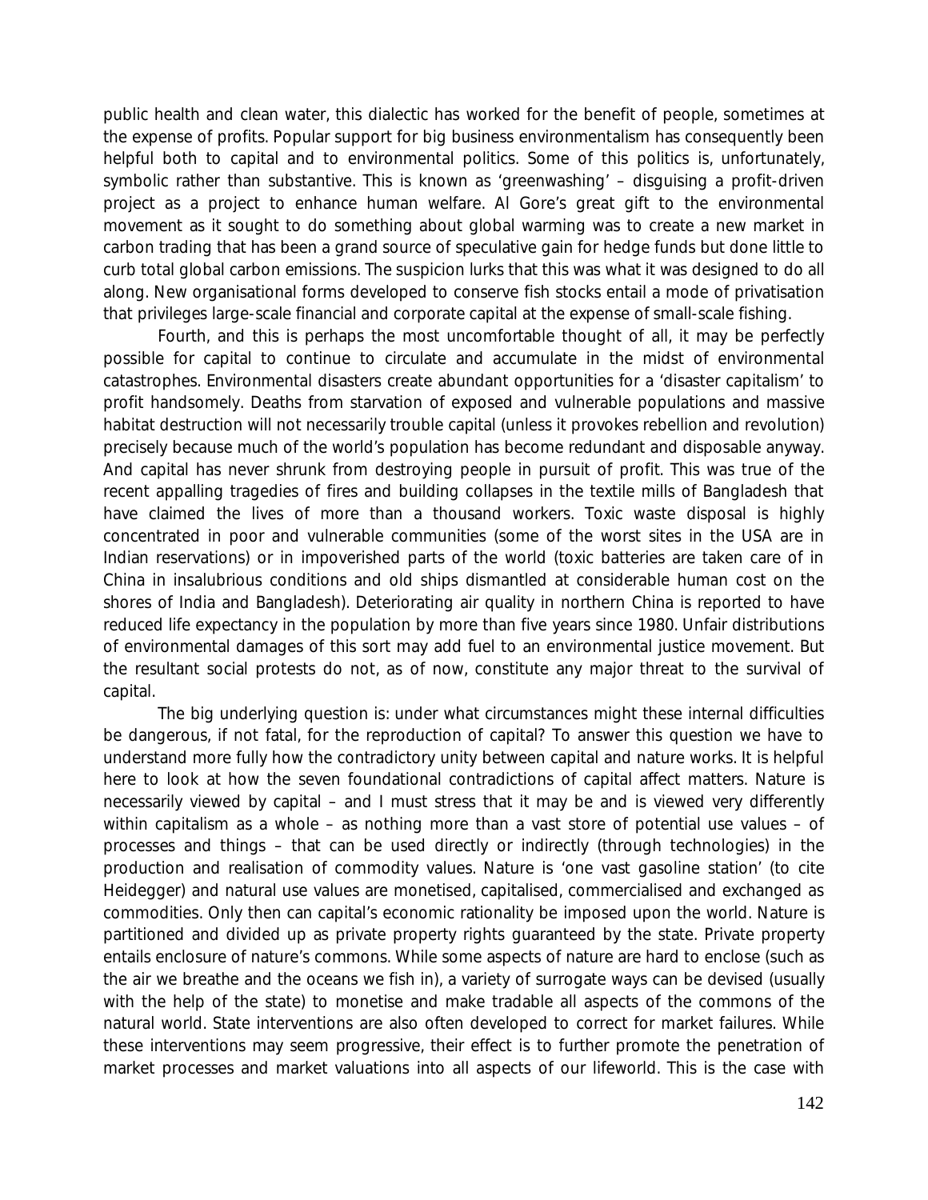public health and clean water, this dialectic has worked for the benefit of people, sometimes at the expense of profits. Popular support for big business environmentalism has consequently been helpful both to capital and to environmental politics. Some of this politics is, unfortunately, symbolic rather than substantive. This is known as 'greenwashing' – disguising a profit-driven project as a project to enhance human welfare. Al Gore's great gift to the environmental movement as it sought to do something about global warming was to create a new market in carbon trading that has been a grand source of speculative gain for hedge funds but done little to curb total global carbon emissions. The suspicion lurks that this was what it was designed to do all along. New organisational forms developed to conserve fish stocks entail a mode of privatisation that privileges large-scale financial and corporate capital at the expense of small-scale fishing.

Fourth, and this is perhaps the most uncomfortable thought of all, it may be perfectly possible for capital to continue to circulate and accumulate in the midst of environmental catastrophes. Environmental disasters create abundant opportunities for a 'disaster capitalism' to profit handsomely. Deaths from starvation of exposed and vulnerable populations and massive habitat destruction will not necessarily trouble capital (unless it provokes rebellion and revolution) precisely because much of the world's population has become redundant and disposable anyway. And capital has never shrunk from destroying people in pursuit of profit. This was true of the recent appalling tragedies of fires and building collapses in the textile mills of Bangladesh that have claimed the lives of more than a thousand workers. Toxic waste disposal is highly concentrated in poor and vulnerable communities (some of the worst sites in the USA are in Indian reservations) or in impoverished parts of the world (toxic batteries are taken care of in China in insalubrious conditions and old ships dismantled at considerable human cost on the shores of India and Bangladesh). Deteriorating air quality in northern China is reported to have reduced life expectancy in the population by more than five years since 1980. Unfair distributions of environmental damages of this sort may add fuel to an environmental justice movement. But the resultant social protests do not, as of now, constitute any major threat to the survival of capital.

The big underlying question is: under what circumstances might these internal difficulties be dangerous, if not fatal, for the reproduction of capital? To answer this question we have to understand more fully how the contradictory unity between capital and nature works. It is helpful here to look at how the seven foundational contradictions of capital affect matters. Nature is necessarily viewed by capital – and I must stress that it may be and is viewed very differently within capitalism as a whole – as nothing more than a vast store of potential use values – of processes and things – that can be used directly or indirectly (through technologies) in the production and realisation of commodity values. Nature is 'one vast gasoline station' (to cite Heidegger) and natural use values are monetised, capitalised, commercialised and exchanged as commodities. Only then can capital's economic rationality be imposed upon the world. Nature is partitioned and divided up as private property rights guaranteed by the state. Private property entails enclosure of nature's commons. While some aspects of nature are hard to enclose (such as the air we breathe and the oceans we fish in), a variety of surrogate ways can be devised (usually with the help of the state) to monetise and make tradable all aspects of the commons of the natural world. State interventions are also often developed to correct for market failures. While these interventions may seem progressive, their effect is to further promote the penetration of market processes and market valuations into all aspects of our lifeworld. This is the case with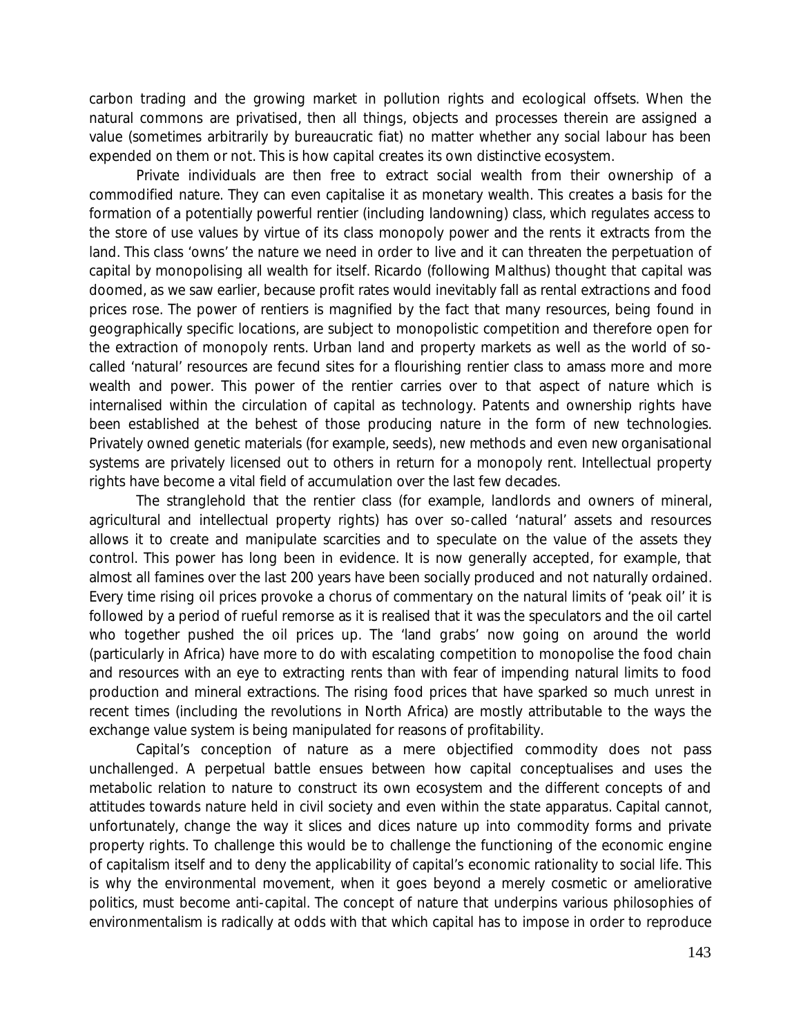carbon trading and the growing market in pollution rights and ecological offsets. When the natural commons are privatised, then all things, objects and processes therein are assigned a value (sometimes arbitrarily by bureaucratic fiat) no matter whether any social labour has been expended on them or not. This is how capital creates its own distinctive ecosystem.

Private individuals are then free to extract social wealth from their ownership of a commodified nature. They can even capitalise it as monetary wealth. This creates a basis for the formation of a potentially powerful rentier (including landowning) class, which regulates access to the store of use values by virtue of its class monopoly power and the rents it extracts from the land. This class 'owns' the nature we need in order to live and it can threaten the perpetuation of capital by monopolising all wealth for itself. Ricardo (following Malthus) thought that capital was doomed, as we saw earlier, because profit rates would inevitably fall as rental extractions and food prices rose. The power of rentiers is magnified by the fact that many resources, being found in geographically specific locations, are subject to monopolistic competition and therefore open for the extraction of monopoly rents. Urban land and property markets as well as the world of so-called 'natural' resources are fecund sites for a flourishing rentier class to amass more and more wealth and power. This power of the rentier carries over to that aspect of nature which is internalised within the circulation of capital as technology. Patents and ownership rights have been established at the behest of those producing nature in the form of new technologies. Privately owned genetic materials (for example, seeds), new methods and even new organisational systems are privately licensed out to others in return for a monopoly rent. Intellectual property rights have become a vital field of accumulation over the last few decades.

The stranglehold that the rentier class (for example, landlords and owners of mineral, agricultural and intellectual property rights) has over so-called 'natural' assets and resources allows it to create and manipulate scarcities and to speculate on the value of the assets they control. This power has long been in evidence. It is now generally accepted, for example, that almost all famines over the last 200 years have been socially produced and not naturally ordained. Every time rising oil prices provoke a chorus of commentary on the natural limits of 'peak oil' it is followed by a period of rueful remorse as it is realised that it was the speculators and the oil cartel who together pushed the oil prices up. The 'land grabs' now going on around the world (particularly in Africa) have more to do with escalating competition to monopolise the food chain and resources with an eye to extracting rents than with fear of impending natural limits to food production and mineral extractions. The rising food prices that have sparked so much unrest in recent times (including the revolutions in North Africa) are mostly attributable to the ways the exchange value system is being manipulated for reasons of profitability.

Capital's conception of nature as a mere objectified commodity does not pass unchallenged. A perpetual battle ensues between how capital conceptualises and uses the metabolic relation to nature to construct its own ecosystem and the different concepts of and attitudes towards nature held in civil society and even within the state apparatus. Capital cannot, unfortunately, change the way it slices and dices nature up into commodity forms and private property rights. To challenge this would be to challenge the functioning of the economic engine of capitalism itself and to deny the applicability of capital's economic rationality to social life. This is why the environmental movement, when it goes beyond a merely cosmetic or ameliorative politics, must become anti-capital. The concept of nature that underpins various philosophies of environmentalism is radically at odds with that which capital has to impose in order to reproduce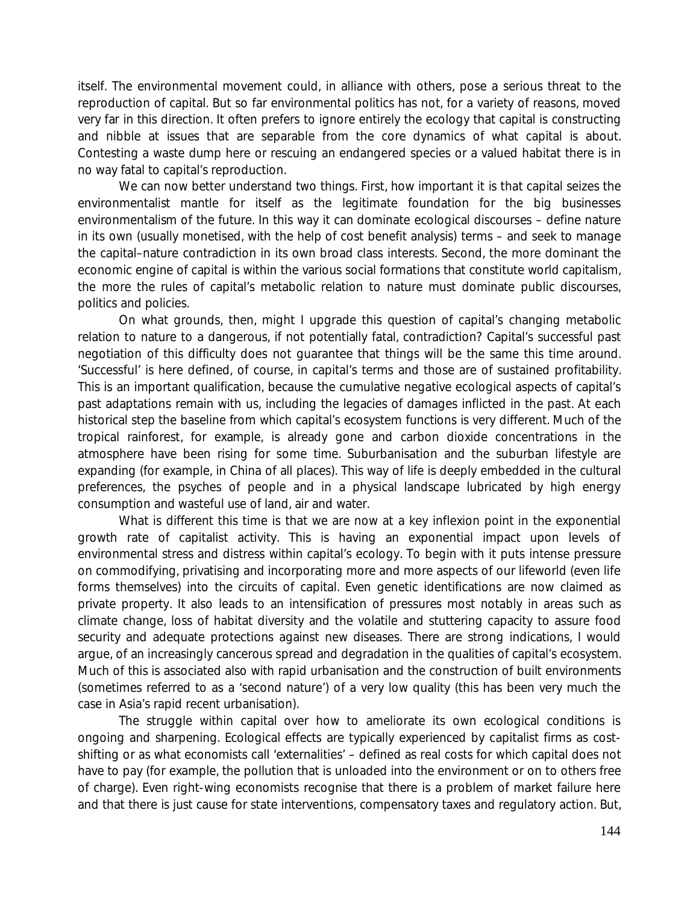itself. The environmental movement could, in alliance with others, pose a serious threat to the reproduction of capital. But so far environmental politics has not, for a variety of reasons, moved very far in this direction. It often prefers to ignore entirely the ecology that capital is constructing and nibble at issues that are separable from the core dynamics of what capital is about. Contesting a waste dump here or rescuing an endangered species or a valued habitat there is in no way fatal to capital's reproduction.

We can now better understand two things. First, how important it is that capital seizes the environmentalist mantle for itself as the legitimate foundation for the big businesses environmentalism of the future. In this way it can dominate ecological discourses – define nature in its own (usually monetised, with the help of cost benefit analysis) terms – and seek to manage the capital–nature contradiction in its own broad class interests. Second, the more dominant the economic engine of capital is within the various social formations that constitute world capitalism, the more the rules of capital's metabolic relation to nature must dominate public discourses, politics and policies.

On what grounds, then, might I upgrade this question of capital's changing metabolic relation to nature to a dangerous, if not potentially fatal, contradiction? Capital's successful past negotiation of this difficulty does not guarantee that things will be the same this time around. 'Successful' is here defined, of course, in capital's terms and those are of sustained profitability. This is an important qualification, because the cumulative negative ecological aspects of capital's past adaptations remain with us, including the legacies of damages inflicted in the past. At each historical step the baseline from which capital's ecosystem functions is very different. Much of the tropical rainforest, for example, is already gone and carbon dioxide concentrations in the atmosphere have been rising for some time. Suburbanisation and the suburban lifestyle are expanding (for example, in China of all places). This way of life is deeply embedded in the cultural preferences, the psyches of people and in a physical landscape lubricated by high energy consumption and wasteful use of land, air and water.

What is different this time is that we are now at a key inflexion point in the exponential growth rate of capitalist activity. This is having an exponential impact upon levels of environmental stress and distress within capital's ecology. To begin with it puts intense pressure on commodifying, privatising and incorporating more and more aspects of our lifeworld (even life forms themselves) into the circuits of capital. Even genetic identifications are now claimed as private property. It also leads to an intensification of pressures most notably in areas such as climate change, loss of habitat diversity and the volatile and stuttering capacity to assure food security and adequate protections against new diseases. There are strong indications, I would argue, of an increasingly cancerous spread and degradation in the qualities of capital's ecosystem. Much of this is associated also with rapid urbanisation and the construction of built environments (sometimes referred to as a 'second nature') of a very low quality (this has been very much the case in Asia's rapid recent urbanisation).

The struggle within capital over how to ameliorate its own ecological conditions is ongoing and sharpening. Ecological effects are typically experienced by capitalist firms as cost-shifting or as what economists call 'externalities' – defined as real costs for which capital does not have to pay (for example, the pollution that is unloaded into the environment or on to others free of charge). Even right-wing economists recognise that there is a problem of market failure here and that there is just cause for state interventions, compensatory taxes and regulatory action. But,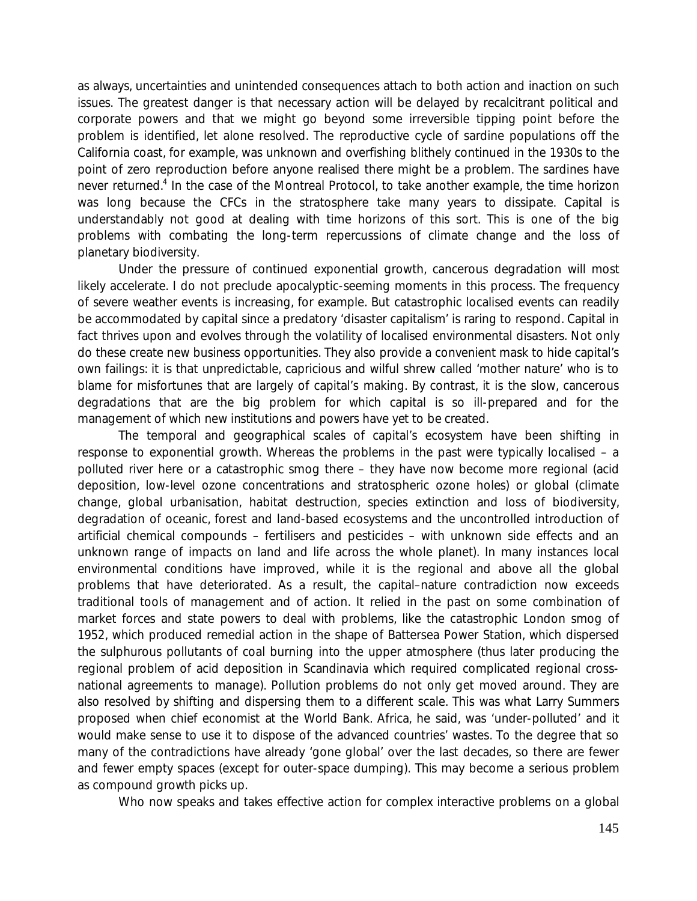as always, uncertainties and unintended consequences attach to both action and inaction on such issues. The greatest danger is that necessary action will be delayed by recalcitrant political and corporate powers and that we might go beyond some irreversible tipping point before the problem is identified, let alone resolved. The reproductive cycle of sardine populations off the California coast, for example, was unknown and overfishing blithely continued in the 1930s to the point of zero reproduction before anyone realised there might be a problem. The sardines have never returned.[4] In the case of the Montreal Protocol, to take another example, the time horizon was long because the CFCs in the stratosphere take many years to dissipate. Capital is understandably not good at dealing with time horizons of this sort. This is one of the big problems with combating the long-term repercussions of climate change and the loss of planetary biodiversity.

Under the pressure of continued exponential growth, cancerous degradation will most likely accelerate. I do not preclude apocalyptic-seeming moments in this process. The frequency of severe weather events is increasing, for example. But catastrophic localised events can readily be accommodated by capital since a predatory 'disaster capitalism' is raring to respond. Capital in fact thrives upon and evolves through the volatility of localised environmental disasters. Not only do these create new business opportunities. They also provide a convenient mask to hide capital's own failings: it is that unpredictable, capricious and wilful shrew called 'mother nature' who is to blame for misfortunes that are largely of capital's making. By contrast, it is the slow, cancerous degradations that are the big problem for which capital is so ill-prepared and for the management of which new institutions and powers have yet to be created.

The temporal and geographical scales of capital's ecosystem have been shifting in response to exponential growth. Whereas the problems in the past were typically localised – a polluted river here or a catastrophic smog there – they have now become more regional (acid deposition, low-level ozone concentrations and stratospheric ozone holes) or global (climate change, global urbanisation, habitat destruction, species extinction and loss of biodiversity, degradation of oceanic, forest and land-based ecosystems and the uncontrolled introduction of artificial chemical compounds – fertilisers and pesticides – with unknown side effects and an unknown range of impacts on land and life across the whole planet). In many instances local environmental conditions have improved, while it is the regional and above all the global problems that have deteriorated. As a result, the capital–nature contradiction now exceeds traditional tools of management and of action. It relied in the past on some combination of market forces and state powers to deal with problems, like the catastrophic London smog of 1952, which produced remedial action in the shape of Battersea Power Station, which dispersed the sulphurous pollutants of coal burning into the upper atmosphere (thus later producing the regional problem of acid deposition in Scandinavia which required complicated regional cross-national agreements to manage). Pollution problems do not only get moved around. They are also resolved by shifting and dispersing them to a different scale. This was what Larry Summers proposed when chief economist at the World Bank. Africa, he said, was 'under-polluted' and it would make sense to use it to dispose of the advanced countries' wastes. To the degree that so many of the contradictions have already 'gone global' over the last decades, so there are fewer and fewer empty spaces (except for outer-space dumping). This may become a serious problem as compound growth picks up.

Who now speaks and takes effective action for complex interactive problems on a global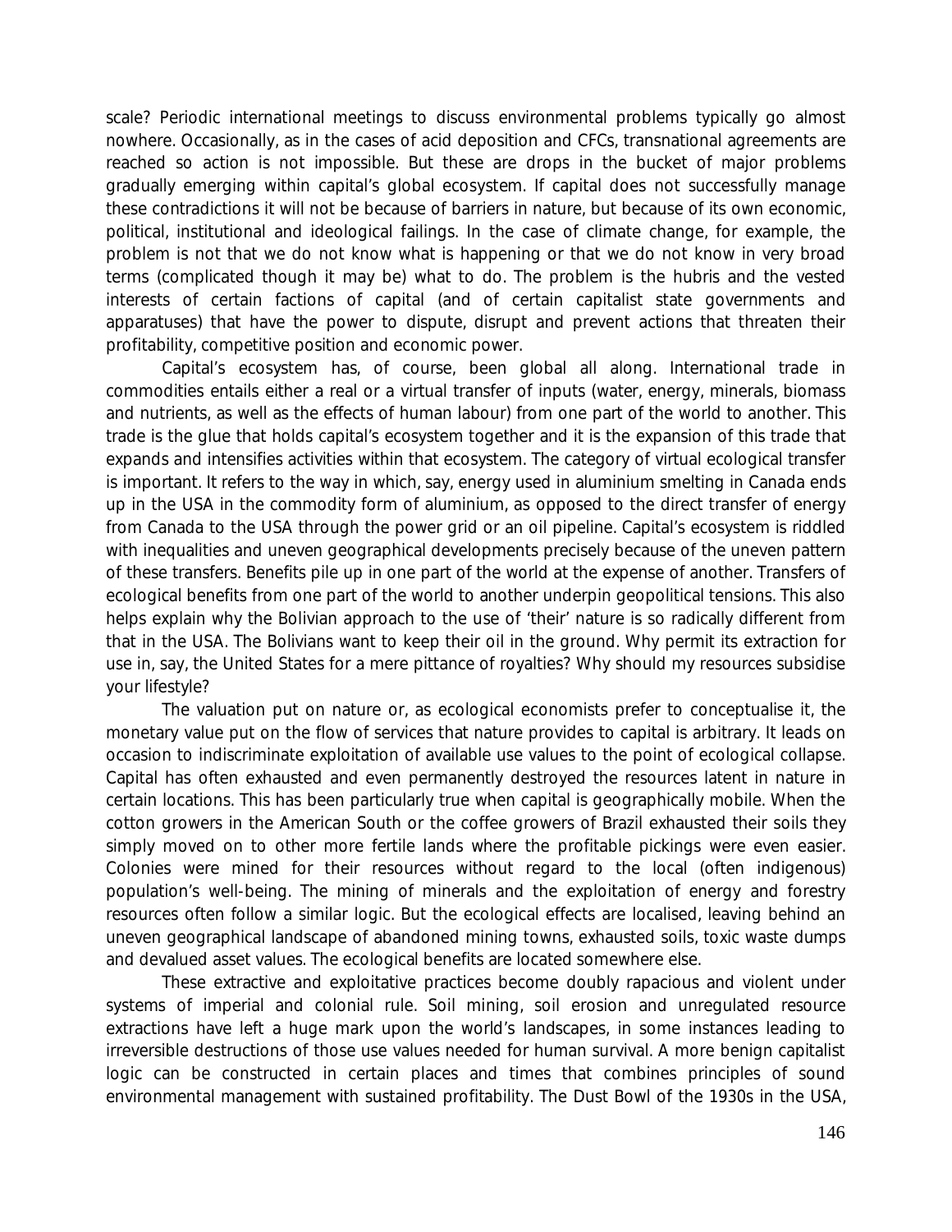scale? Periodic international meetings to discuss environmental problems typically go almost nowhere. Occasionally, as in the cases of acid deposition and CFCs, transnational agreements are reached so action is not impossible. But these are drops in the bucket of major problems gradually emerging within capital's global ecosystem. If capital does not successfully manage these contradictions it will not be because of barriers in nature, but because of its own economic, political, institutional and ideological failings. In the case of climate change, for example, the problem is not that we do not know what is happening or that we do not know in very broad terms (complicated though it may be) what to do. The problem is the hubris and the vested interests of certain factions of capital (and of certain capitalist state governments and apparatuses) that have the power to dispute, disrupt and prevent actions that threaten their profitability, competitive position and economic power.

Capital's ecosystem has, of course, been global all along. International trade in commodities entails either a real or a virtual transfer of inputs (water, energy, minerals, biomass and nutrients, as well as the effects of human labour) from one part of the world to another. This trade is the glue that holds capital's ecosystem together and it is the expansion of this trade that expands and intensifies activities within that ecosystem. The category of virtual ecological transfer is important. It refers to the way in which, say, energy used in aluminium smelting in Canada ends up in the USA in the commodity form of aluminium, as opposed to the direct transfer of energy from Canada to the USA through the power grid or an oil pipeline. Capital's ecosystem is riddled with inequalities and uneven geographical developments precisely because of the uneven pattern of these transfers. Benefits pile up in one part of the world at the expense of another. Transfers of ecological benefits from one part of the world to another underpin geopolitical tensions. This also helps explain why the Bolivian approach to the use of 'their' nature is so radically different from that in the USA. The Bolivians want to keep their oil in the ground. Why permit its extraction for use in, say, the United States for a mere pittance of royalties? Why should my resources subsidise your lifestyle?

The valuation put on nature or, as ecological economists prefer to conceptualise it, the monetary value put on the flow of services that nature provides to capital is arbitrary. It leads on occasion to indiscriminate exploitation of available use values to the point of ecological collapse. Capital has often exhausted and even permanently destroyed the resources latent in nature in certain locations. This has been particularly true when capital is geographically mobile. When the cotton growers in the American South or the coffee growers of Brazil exhausted their soils they simply moved on to other more fertile lands where the profitable pickings were even easier. Colonies were mined for their resources without regard to the local (often indigenous) population's well-being. The mining of minerals and the exploitation of energy and forestry resources often follow a similar logic. But the ecological effects are localised, leaving behind an uneven geographical landscape of abandoned mining towns, exhausted soils, toxic waste dumps and devalued asset values. The ecological benefits are located somewhere else.

These extractive and exploitative practices become doubly rapacious and violent under systems of imperial and colonial rule. Soil mining, soil erosion and unregulated resource extractions have left a huge mark upon the world's landscapes, in some instances leading to irreversible destructions of those use values needed for human survival. A more benign capitalist logic can be constructed in certain places and times that combines principles of sound environmental management with sustained profitability. The Dust Bowl of the 1930s in the USA,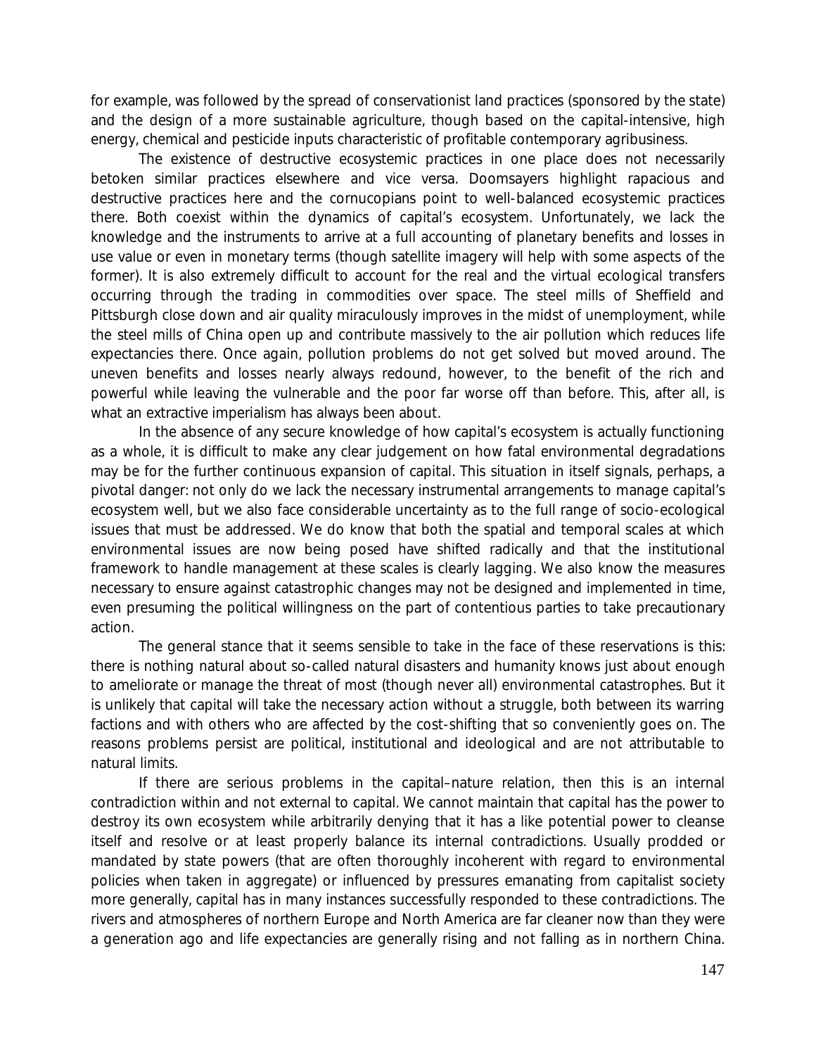for example, was followed by the spread of conservationist land practices (sponsored by the state) and the design of a more sustainable agriculture, though based on the capital-intensive, high energy, chemical and pesticide inputs characteristic of profitable contemporary agribusiness.

The existence of destructive ecosystemic practices in one place does not necessarily betoken similar practices elsewhere and vice versa. Doomsayers highlight rapacious and destructive practices here and the cornucopians point to well-balanced ecosystemic practices there. Both coexist within the dynamics of capital's ecosystem. Unfortunately, we lack the knowledge and the instruments to arrive at a full accounting of planetary benefits and losses in use value or even in monetary terms (though satellite imagery will help with some aspects of the former). It is also extremely difficult to account for the real and the virtual ecological transfers occurring through the trading in commodities over space. The steel mills of Sheffield and Pittsburgh close down and air quality miraculously improves in the midst of unemployment, while the steel mills of China open up and contribute massively to the air pollution which reduces life expectancies there. Once again, pollution problems do not get solved but moved around. The uneven benefits and losses nearly always redound, however, to the benefit of the rich and powerful while leaving the vulnerable and the poor far worse off than before. This, after all, is what an extractive imperialism has always been about.

In the absence of any secure knowledge of how capital's ecosystem is actually functioning as a whole, it is difficult to make any clear judgement on how fatal environmental degradations may be for the further continuous expansion of capital. This situation in itself signals, perhaps, a pivotal danger: not only do we lack the necessary instrumental arrangements to manage capital's ecosystem well, but we also face considerable uncertainty as to the full range of socio-ecological issues that must be addressed. We do know that both the spatial and temporal scales at which environmental issues are now being posed have shifted radically and that the institutional framework to handle management at these scales is clearly lagging. We also know the measures necessary to ensure against catastrophic changes may not be designed and implemented in time, even presuming the political willingness on the part of contentious parties to take precautionary action.

The general stance that it seems sensible to take in the face of these reservations is this: there is nothing natural about so-called natural disasters and humanity knows just about enough to ameliorate or manage the threat of most (though never all) environmental catastrophes. But it is unlikely that capital will take the necessary action without a struggle, both between its warring factions and with others who are affected by the cost-shifting that so conveniently goes on. The reasons problems persist are political, institutional and ideological and are not attributable to natural limits.

If there are serious problems in the capital–nature relation, then this is an internal contradiction within and not external to capital. We cannot maintain that capital has the power to destroy its own ecosystem while arbitrarily denying that it has a like potential power to cleanse itself and resolve or at least properly balance its internal contradictions. Usually prodded or mandated by state powers (that are often thoroughly incoherent with regard to environmental policies when taken in aggregate) or influenced by pressures emanating from capitalist society more generally, capital has in many instances successfully responded to these contradictions. The rivers and atmospheres of northern Europe and North America are far cleaner now than they were a generation ago and life expectancies are generally rising and not falling as in northern China.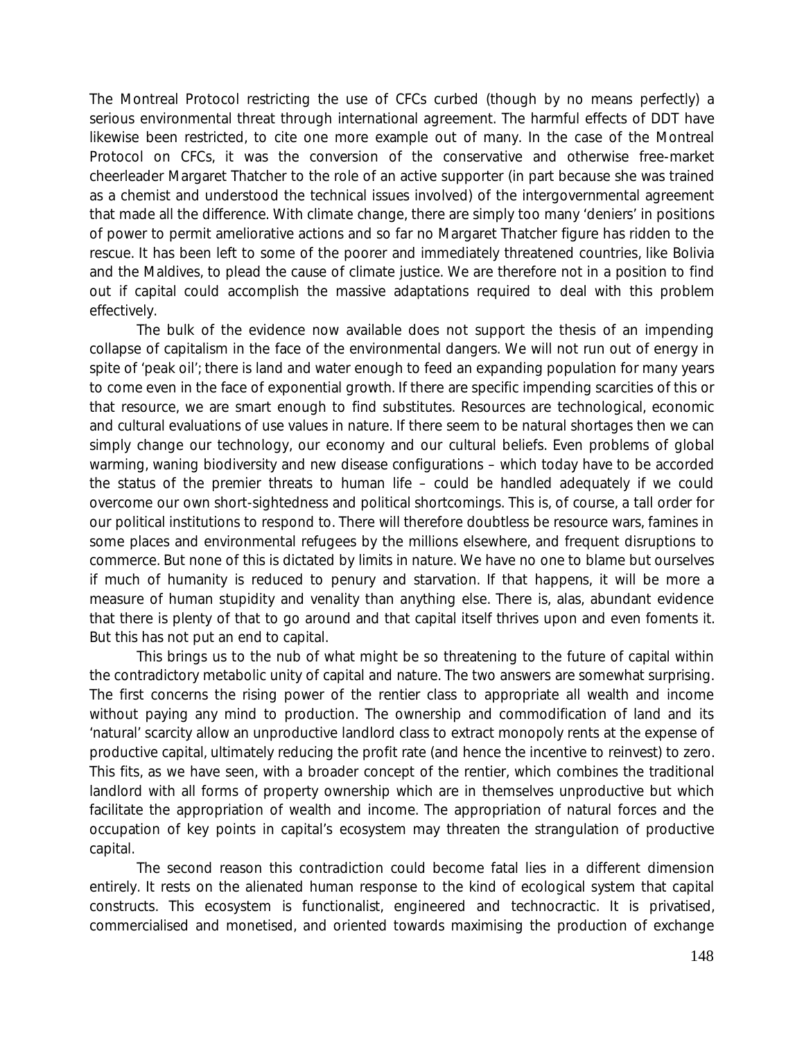The Montreal Protocol restricting the use of CFCs curbed (though by no means perfectly) a serious environmental threat through international agreement. The harmful effects of DDT have likewise been restricted, to cite one more example out of many. In the case of the Montreal Protocol on CFCs, it was the conversion of the conservative and otherwise free-market cheerleader Margaret Thatcher to the role of an active supporter (in part because she was trained as a chemist and understood the technical issues involved) of the intergovernmental agreement that made all the difference. With climate change, there are simply too many 'deniers' in positions of power to permit ameliorative actions and so far no Margaret Thatcher figure has ridden to the rescue. It has been left to some of the poorer and immediately threatened countries, like Bolivia and the Maldives, to plead the cause of climate justice. We are therefore not in a position to find out if capital could accomplish the massive adaptations required to deal with this problem effectively.

The bulk of the evidence now available does not support the thesis of an impending collapse of capitalism in the face of the environmental dangers. We will not run out of energy in spite of 'peak oil'; there is land and water enough to feed an expanding population for many years to come even in the face of exponential growth. If there are specific impending scarcities of this or that resource, we are smart enough to find substitutes. Resources are technological, economic and cultural evaluations of use values in nature. If there seem to be natural shortages then we can simply change our technology, our economy and our cultural beliefs. Even problems of global warming, waning biodiversity and new disease configurations – which today have to be accorded the status of the premier threats to human life – could be handled adequately if we could overcome our own short-sightedness and political shortcomings. This is, of course, a tall order for our political institutions to respond to. There will therefore doubtless be resource wars, famines in some places and environmental refugees by the millions elsewhere, and frequent disruptions to commerce. But none of this is dictated by limits in nature. We have no one to blame but ourselves if much of humanity is reduced to penury and starvation. If that happens, it will be more a measure of human stupidity and venality than anything else. There is, alas, abundant evidence that there is plenty of that to go around and that capital itself thrives upon and even foments it. But this has not put an end to capital.

This brings us to the nub of what might be so threatening to the future of capital within the contradictory metabolic unity of capital and nature. The two answers are somewhat surprising. The first concerns the rising power of the rentier class to appropriate all wealth and income without paying any mind to production. The ownership and commodification of land and its 'natural' scarcity allow an unproductive landlord class to extract monopoly rents at the expense of productive capital, ultimately reducing the profit rate (and hence the incentive to reinvest) to zero. This fits, as we have seen, with a broader concept of the rentier, which combines the traditional landlord with all forms of property ownership which are in themselves unproductive but which facilitate the appropriation of wealth and income. The appropriation of natural forces and the occupation of key points in capital's ecosystem may threaten the strangulation of productive capital.

The second reason this contradiction could become fatal lies in a different dimension entirely. It rests on the alienated human response to the kind of ecological system that capital constructs. This ecosystem is functionalist, engineered and technocractic. It is privatised, commercialised and monetised, and oriented towards maximising the production of exchange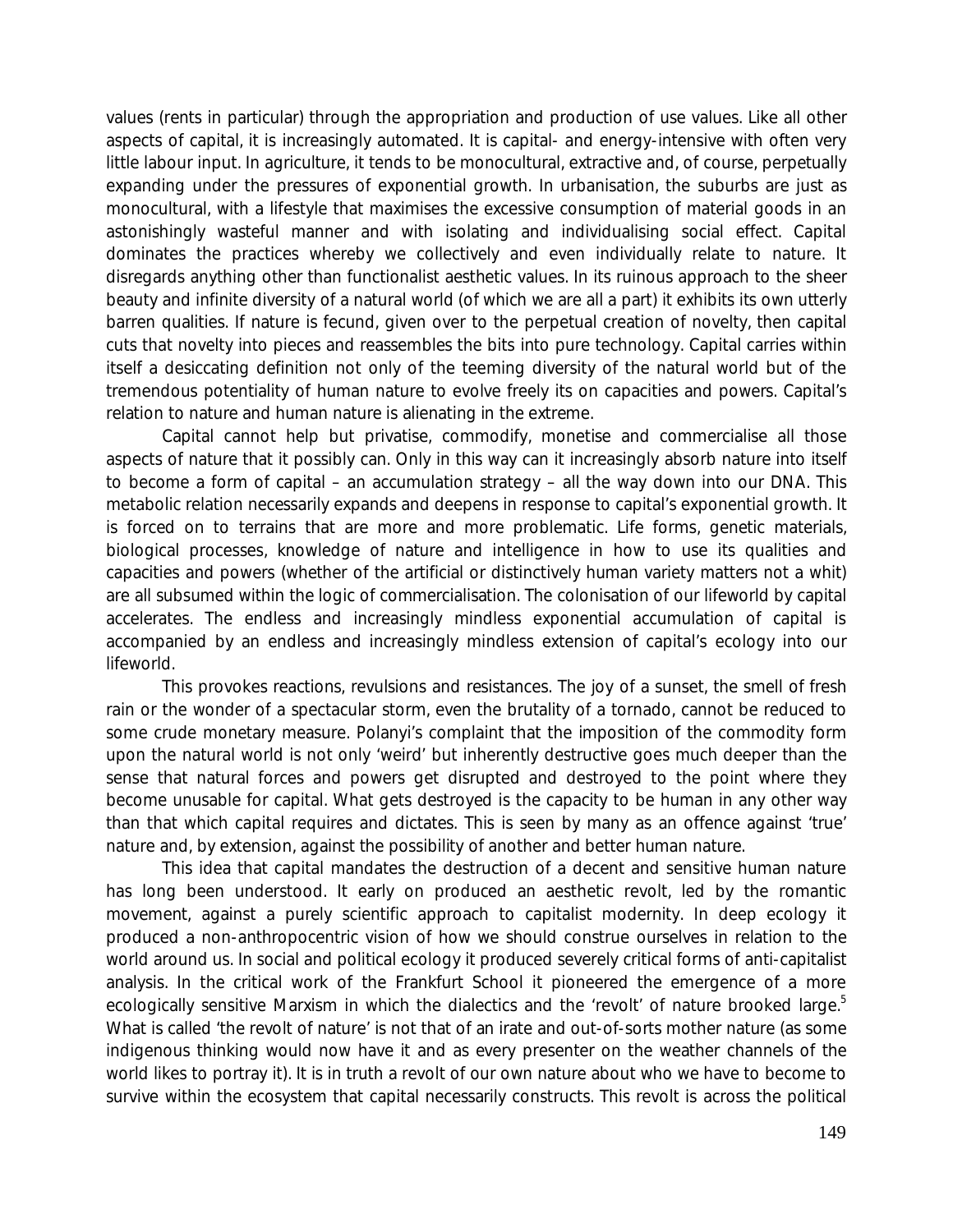values (rents in particular) through the appropriation and production of use values. Like all other aspects of capital, it is increasingly automated. It is capital- and energy-intensive with often very little labour input. In agriculture, it tends to be monocultural, extractive and, of course, perpetually expanding under the pressures of exponential growth. In urbanisation, the suburbs are just as monocultural, with a lifestyle that maximises the excessive consumption of material goods in an astonishingly wasteful manner and with isolating and individualising social effect. Capital dominates the practices whereby we collectively and even individually relate to nature. It disregards anything other than functionalist aesthetic values. In its ruinous approach to the sheer beauty and infinite diversity of a natural world (of which we are all a part) it exhibits its own utterly barren qualities. If nature is fecund, given over to the perpetual creation of novelty, then capital cuts that novelty into pieces and reassembles the bits into pure technology. Capital carries within itself a desiccating definition not only of the teeming diversity of the natural world but of the tremendous potentiality of human nature to evolve freely its on capacities and powers. Capital's relation to nature and human nature is alienating in the extreme.

Capital cannot help but privatise, commodify, monetise and commercialise all those aspects of nature that it possibly can. Only in this way can it increasingly absorb nature into itself to become a form of capital – an accumulation strategy – all the way down into our DNA. This metabolic relation necessarily expands and deepens in response to capital's exponential growth. It is forced on to terrains that are more and more problematic. Life forms, genetic materials, biological processes, knowledge of nature and intelligence in how to use its qualities and capacities and powers (whether of the artificial or distinctively human variety matters not a whit) are all subsumed within the logic of commercialisation. The colonisation of our lifeworld by capital accelerates. The endless and increasingly mindless exponential accumulation of capital is accompanied by an endless and increasingly mindless extension of capital's ecology into our lifeworld.

This provokes reactions, revulsions and resistances. The joy of a sunset, the smell of fresh rain or the wonder of a spectacular storm, even the brutality of a tornado, cannot be reduced to some crude monetary measure. Polanyi's complaint that the imposition of the commodity form upon the natural world is not only 'weird' but inherently destructive goes much deeper than the sense that natural forces and powers get disrupted and destroyed to the point where they become unusable for capital. What gets destroyed is the capacity to be human in any other way than that which capital requires and dictates. This is seen by many as an offence against 'true' nature and, by extension, against the possibility of another and better human nature.

This idea that capital mandates the destruction of a decent and sensitive human nature has long been understood. It early on produced an aesthetic revolt, led by the romantic movement, against a purely scientific approach to capitalist modernity. In deep ecology it produced a non-anthropocentric vision of how we should construe ourselves in relation to the world around us. In social and political ecology it produced severely critical forms of anti-capitalist analysis. In the critical work of the Frankfurt School it pioneered the emergence of a more ecologically sensitive Marxism in which the dialectics and the 'revolt' of nature brooked large.[5] What is called 'the revolt of nature' is not that of an irate and out-of-sorts mother nature (as some indigenous thinking would now have it and as every presenter on the weather channels of the world likes to portray it). It is in truth a revolt of our own nature about who we have to become to survive within the ecosystem that capital necessarily constructs. This revolt is across the political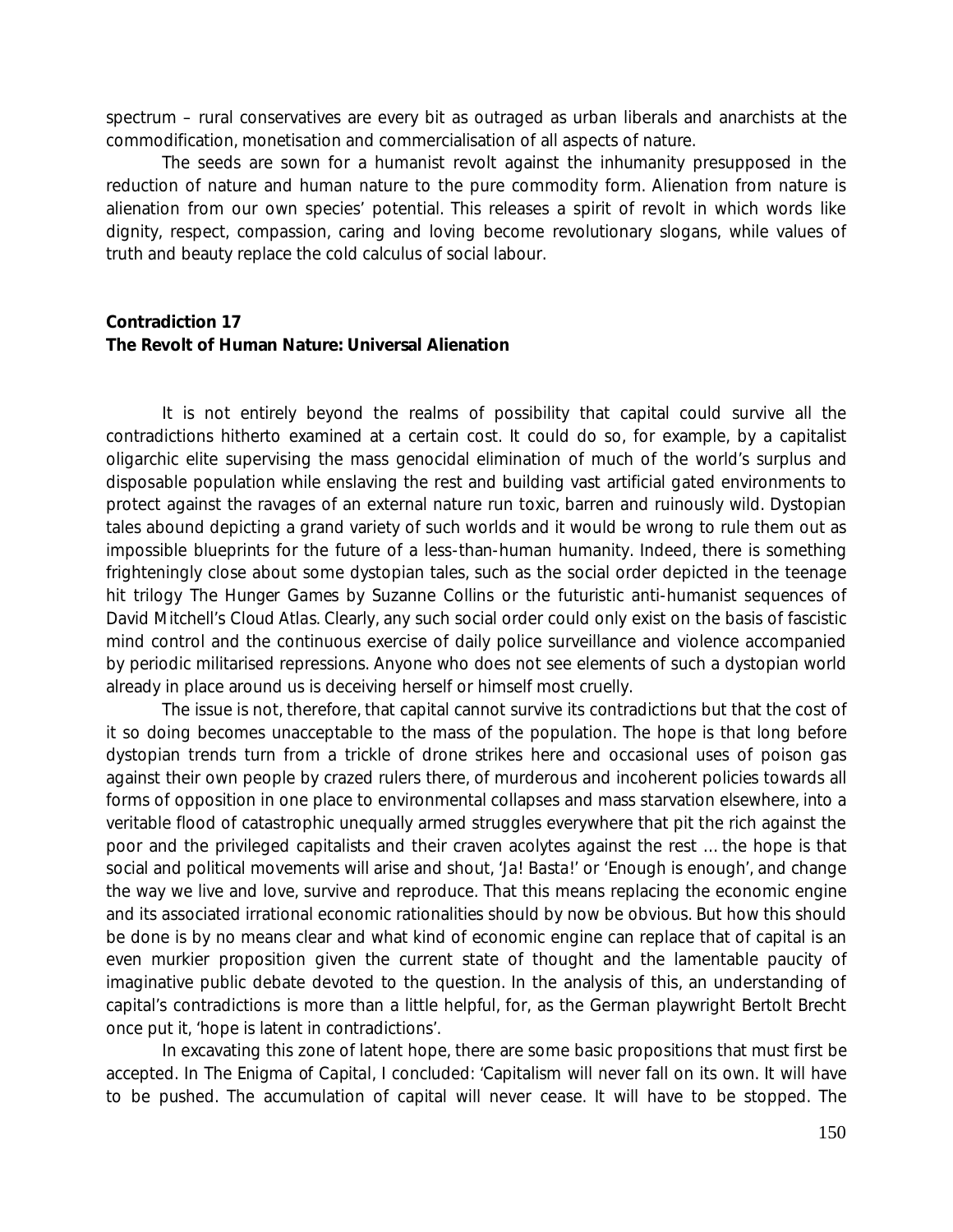spectrum – rural conservatives are every bit as outraged as urban liberals and anarchists at the commodification, monetisation and commercialisation of all aspects of nature.

The seeds are sown for a humanist revolt against the inhumanity presupposed in the reduction of nature and human nature to the pure commodity form. Alienation from nature is alienation from our own species' potential. This releases a spirit of revolt in which words like dignity, respect, compassion, caring and loving become revolutionary slogans, while values of truth and beauty replace the cold calculus of social labour.

## Contradiction 17
## The Revolt of Human Nature: Universal Alienation

It is not entirely beyond the realms of possibility that capital could survive all the contradictions hitherto examined at a certain cost. It could do so, for example, by a capitalist oligarchic elite supervising the mass genocidal elimination of much of the world's surplus and disposable population while enslaving the rest and building vast artificial gated environments to protect against the ravages of an external nature run toxic, barren and ruinously wild. Dystopian tales abound depicting a grand variety of such worlds and it would be wrong to rule them out as impossible blueprints for the future of a less-than-human humanity. Indeed, there is something frighteningly close about some dystopian tales, such as the social order depicted in the teenage hit trilogy The Hunger Games by Suzanne Collins or the futuristic anti-humanist sequences of David Mitchell's *Cloud Atlas*. Clearly, any such social order could only exist on the basis of fascistic mind control and the continuous exercise of daily police surveillance and violence accompanied by periodic militarised repressions. Anyone who does not see elements of such a dystopian world already in place around us is deceiving herself or himself most cruelly.

The issue is not, therefore, that capital cannot survive its contradictions but that the cost of it so doing becomes unacceptable to the mass of the population. The hope is that long before dystopian trends turn from a trickle of drone strikes here and occasional uses of poison gas against their own people by crazed rulers there, of murderous and incoherent policies towards all forms of opposition in one place to environmental collapses and mass starvation elsewhere, into a veritable flood of catastrophic unequally armed struggles everywhere that pit the rich against the poor and the privileged capitalists and their craven acolytes against the rest … the hope is that social and political movements will arise and shout, 'Ja! Basta!' or 'Enough is enough', and change the way we live and love, survive and reproduce. That this means replacing the economic engine and its associated irrational economic rationalities should by now be obvious. But how this should be done is by no means clear and what kind of economic engine can replace that of capital is an even murkier proposition given the current state of thought and the lamentable paucity of imaginative public debate devoted to the question. In the analysis of this, an understanding of capital's contradictions is more than a little helpful, for, as the German playwright Bertolt Brecht once put it, 'hope is latent in contradictions'.

In excavating this zone of latent hope, there are some basic propositions that must first be accepted. In The Enigma of Capital, I concluded: 'Capitalism will never fall on its own. It will have to be pushed. The accumulation of capital will never cease. It will have to be stopped. The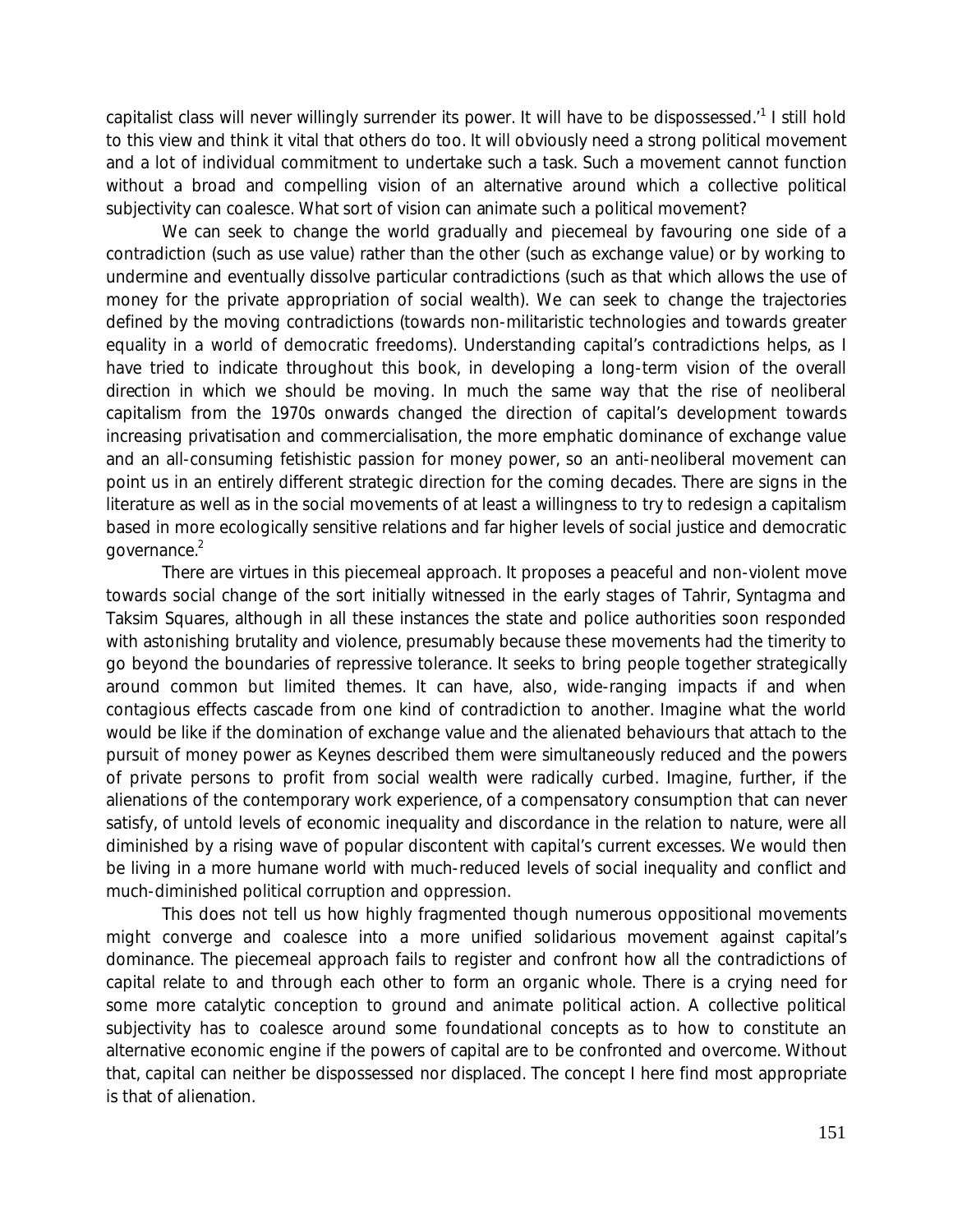capitalist class will never willingly surrender its power. It will have to be dispossessed.'[1] I still hold to this view and think it vital that others do too. It will obviously need a strong political movement and a lot of individual commitment to undertake such a task. Such a movement cannot function without a broad and compelling vision of an alternative around which a collective political subjectivity can coalesce. What sort of vision can animate such a political movement?

We can seek to change the world gradually and piecemeal by favouring one side of a contradiction (such as use value) rather than the other (such as exchange value) or by working to undermine and eventually dissolve particular contradictions (such as that which allows the use of money for the private appropriation of social wealth). We can seek to change the trajectories defined by the moving contradictions (towards non-militaristic technologies and towards greater equality in a world of democratic freedoms). Understanding capital's contradictions helps, as I have tried to indicate throughout this book, in developing a long-term vision of the overall direction in which we should be moving. In much the same way that the rise of neoliberal capitalism from the 1970s onwards changed the direction of capital's development towards increasing privatisation and commercialisation, the more emphatic dominance of exchange value and an all-consuming fetishistic passion for money power, so an anti-neoliberal movement can point us in an entirely different strategic direction for the coming decades. There are signs in the literature as well as in the social movements of at least a willingness to try to redesign a capitalism based in more ecologically sensitive relations and far higher levels of social justice and democratic governance.[2]

There are virtues in this piecemeal approach. It proposes a peaceful and non-violent move towards social change of the sort initially witnessed in the early stages of Tahrir, Syntagma and Taksim Squares, although in all these instances the state and police authorities soon responded with astonishing brutality and violence, presumably because these movements had the timerity to go beyond the boundaries of repressive tolerance. It seeks to bring people together strategically around common but limited themes. It can have, also, wide-ranging impacts if and when contagious effects cascade from one kind of contradiction to another. Imagine what the world would be like if the domination of exchange value and the alienated behaviours that attach to the pursuit of money power as Keynes described them were simultaneously reduced and the powers of private persons to profit from social wealth were radically curbed. Imagine, further, if the alienations of the contemporary work experience, of a compensatory consumption that can never satisfy, of untold levels of economic inequality and discordance in the relation to nature, were all diminished by a rising wave of popular discontent with capital's current excesses. We would then be living in a more humane world with much-reduced levels of social inequality and conflict and much-diminished political corruption and oppression.

This does not tell us how highly fragmented though numerous oppositional movements might converge and coalesce into a more unified solidarious movement against capital's dominance. The piecemeal approach fails to register and confront how all the contradictions of capital relate to and through each other to form an organic whole. There is a crying need for some more catalytic conception to ground and animate political action. A collective political subjectivity has to coalesce around some foundational concepts as to how to constitute an alternative economic engine if the powers of capital are to be confronted and overcome. Without that, capital can neither be dispossessed nor displaced. The concept I here find most appropriate is that of alienation.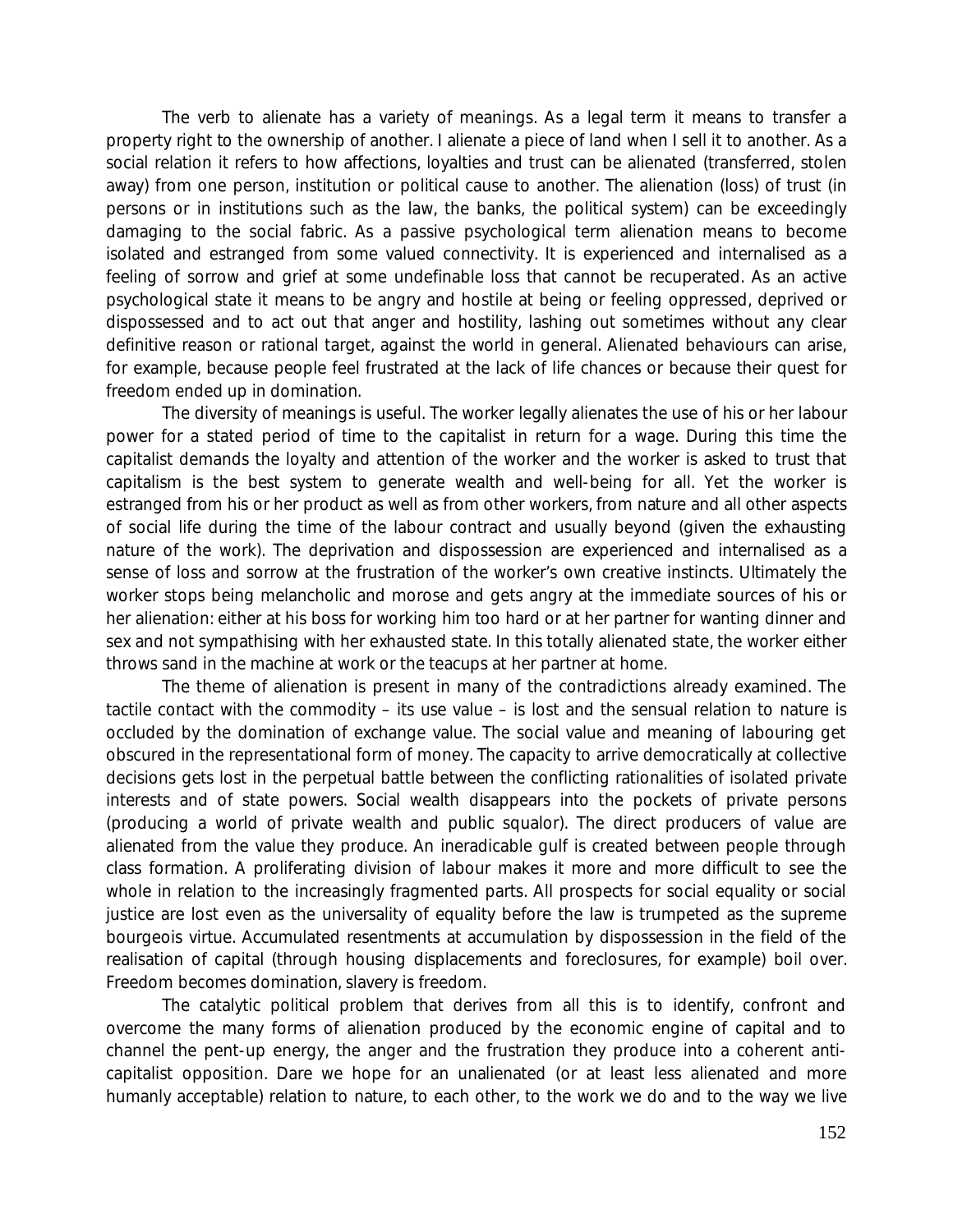The verb to alienate has a variety of meanings. As a legal term it means to transfer a property right to the ownership of another. I alienate a piece of land when I sell it to another. As a social relation it refers to how affections, loyalties and trust can be alienated (transferred, stolen away) from one person, institution or political cause to another. The alienation (loss) of trust (in persons or in institutions such as the law, the banks, the political system) can be exceedingly damaging to the social fabric. As a passive psychological term alienation means to become isolated and estranged from some valued connectivity. It is experienced and internalised as a feeling of sorrow and grief at some undefinable loss that cannot be recuperated. As an active psychological state it means to be angry and hostile at being or feeling oppressed, deprived or dispossessed and to act out that anger and hostility, lashing out sometimes without any clear definitive reason or rational target, against the world in general. Alienated behaviours can arise, for example, because people feel frustrated at the lack of life chances or because their quest for freedom ended up in domination.

The diversity of meanings is useful. The worker legally alienates the use of his or her labour power for a stated period of time to the capitalist in return for a wage. During this time the capitalist demands the loyalty and attention of the worker and the worker is asked to trust that capitalism is the best system to generate wealth and well-being for all. Yet the worker is estranged from his or her product as well as from other workers, from nature and all other aspects of social life during the time of the labour contract and usually beyond (given the exhausting nature of the work). The deprivation and dispossession are experienced and internalised as a sense of loss and sorrow at the frustration of the worker's own creative instincts. Ultimately the worker stops being melancholic and morose and gets angry at the immediate sources of his or her alienation: either at his boss for working him too hard or at her partner for wanting dinner and sex and not sympathising with her exhausted state. In this totally alienated state, the worker either throws sand in the machine at work or the teacups at her partner at home.

The theme of alienation is present in many of the contradictions already examined. The tactile contact with the commodity – its use value – is lost and the sensual relation to nature is occluded by the domination of exchange value. The social value and meaning of labouring get obscured in the representational form of money. The capacity to arrive democratically at collective decisions gets lost in the perpetual battle between the conflicting rationalities of isolated private interests and of state powers. Social wealth disappears into the pockets of private persons (producing a world of private wealth and public squalor). The direct producers of value are alienated from the value they produce. An ineradicable gulf is created between people through class formation. A proliferating division of labour makes it more and more difficult to see the whole in relation to the increasingly fragmented parts. All prospects for social equality or social justice are lost even as the universality of equality before the law is trumpeted as the supreme bourgeois virtue. Accumulated resentments at accumulation by dispossession in the field of the realisation of capital (through housing displacements and foreclosures, for example) boil over. Freedom becomes domination, slavery is freedom.

The catalytic political problem that derives from all this is to identify, confront and overcome the many forms of alienation produced by the economic engine of capital and to channel the pent-up energy, the anger and the frustration they produce into a coherent anti-capitalist opposition. Dare we hope for an unalienated (or at least less alienated and more humanly acceptable) relation to nature, to each other, to the work we do and to the way we live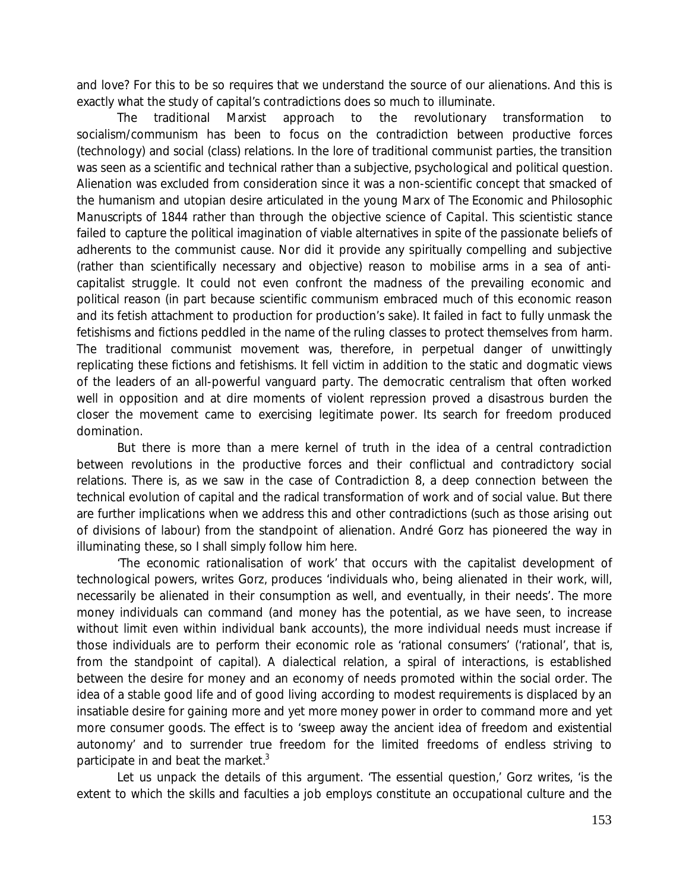and love? For this to be so requires that we understand the source of our alienations. And this is exactly what the study of capital's contradictions does so much to illuminate.

The traditional Marxist approach to the revolutionary transformation to socialism/communism has been to focus on the contradiction between productive forces (technology) and social (class) relations. In the lore of traditional communist parties, the transition was seen as a scientific and technical rather than a subjective, psychological and political question. Alienation was excluded from consideration since it was a non-scientific concept that smacked of the humanism and utopian desire articulated in the young Marx of *The Economic and Philosophic Manuscripts of 1844* rather than through the objective science of *Capital*. This scientistic stance failed to capture the political imagination of viable alternatives in spite of the passionate beliefs of adherents to the communist cause. Nor did it provide any spiritually compelling and subjective (rather than scientifically necessary and objective) reason to mobilise arms in a sea of anti-capitalist struggle. It could not even confront the madness of the prevailing economic and political reason (in part because scientific communism embraced much of this economic reason and its fetish attachment to production for production's sake). It failed in fact to fully unmask the fetishisms and fictions peddled in the name of the ruling classes to protect themselves from harm. The traditional communist movement was, therefore, in perpetual danger of unwittingly replicating these fictions and fetishisms. It fell victim in addition to the static and dogmatic views of the leaders of an all-powerful vanguard party. The democratic centralism that often worked well in opposition and at dire moments of violent repression proved a disastrous burden the closer the movement came to exercising legitimate power. Its search for freedom produced domination.

But there is more than a mere kernel of truth in the idea of a central contradiction between revolutions in the productive forces and their conflictual and contradictory social relations. There is, as we saw in the case of Contradiction 8, a deep connection between the technical evolution of capital and the radical transformation of work and of social value. But there are further implications when we address this and other contradictions (such as those arising out of divisions of labour) from the standpoint of alienation. André Gorz has pioneered the way in illuminating these, so I shall simply follow him here.

'The economic rationalisation of work' that occurs with the capitalist development of technological powers, writes Gorz, produces 'individuals who, being alienated in their work, will, necessarily be alienated in their consumption as well, and eventually, in their needs'. The more money individuals can command (and money has the potential, as we have seen, to increase without limit even within individual bank accounts), the more individual needs must increase if those individuals are to perform their economic role as 'rational consumers' ('rational', that is, from the standpoint of capital). A dialectical relation, a spiral of interactions, is established between the desire for money and an economy of needs promoted within the social order. The idea of a stable good life and of good living according to modest requirements is displaced by an insatiable desire for gaining more and yet more money power in order to command more and yet more consumer goods. The effect is to 'sweep away the ancient idea of freedom and existential autonomy' and to surrender true freedom for the limited freedoms of endless striving to participate in and beat the market.[3]

Let us unpack the details of this argument. 'The essential question,' Gorz writes, 'is the extent to which the skills and faculties a job employs constitute an occupational culture and the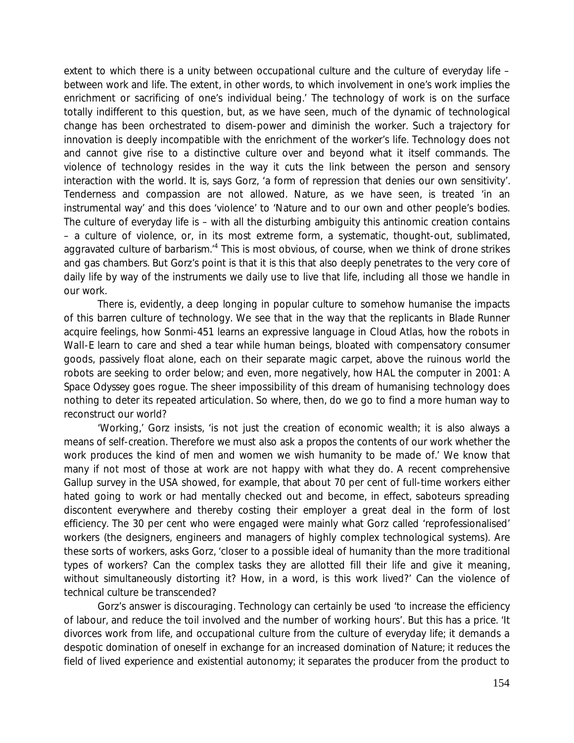extent to which there is a unity between occupational culture and the culture of everyday life – between work and life. The extent, in other words, to which involvement in one's work implies the enrichment or sacrificing of one's individual being.' The technology of work is on the surface totally indifferent to this question, but, as we have seen, much of the dynamic of technological change has been orchestrated to disem-power and diminish the worker. Such a trajectory for innovation is deeply incompatible with the enrichment of the worker's life. Technology does not and cannot give rise to a distinctive culture over and beyond what it itself commands. The violence of technology resides in the way it cuts the link between the person and sensory interaction with the world. It is, says Gorz, 'a form of repression that denies our own sensitivity'. Tenderness and compassion are not allowed. Nature, as we have seen, is treated 'in an instrumental way' and this does 'violence' to 'Nature and to our own and other people's bodies. The culture of everyday life is – with all the disturbing ambiguity this antinomic creation contains – a culture of violence, or, in its most extreme form, a systematic, thought-out, sublimated, aggravated culture of barbarism.'[4] This is most obvious, of course, when we think of drone strikes and gas chambers. But Gorz's point is that it is this that also deeply penetrates to the very core of daily life by way of the instruments we daily use to live that life, including all those we handle in our work.

There is, evidently, a deep longing in popular culture to somehow humanise the impacts of this barren culture of technology. We see that in the way that the replicants in *Blade Runner* acquire feelings, how Sonmi-451 learns an expressive language in *Cloud Atlas*, how the robots in *Wall-E* learn to care and shed a tear while human beings, bloated with compensatory consumer goods, passively float alone, each on their separate magic carpet, above the ruinous world the robots are seeking to order below; and even, more negatively, how HAL the computer in *2001: A Space Odyssey* goes rogue. The sheer impossibility of this dream of humanising technology does nothing to deter its repeated articulation. So where, then, do we go to find a more human way to reconstruct our world?

'Working,' Gorz insists, 'is not just the creation of economic wealth; it is also always a means of self-creation. Therefore we must also ask a propos the contents of our work whether the work produces the kind of men and women we wish humanity to be made of.' We know that many if not most of those at work are not happy with what they do. A recent comprehensive Gallup survey in the USA showed, for example, that about 70 per cent of full-time workers either hated going to work or had mentally checked out and become, in effect, saboteurs spreading discontent everywhere and thereby costing their employer a great deal in the form of lost efficiency. The 30 per cent who were engaged were mainly what Gorz called 'reprofessionalised' workers (the designers, engineers and managers of highly complex technological systems). Are these sorts of workers, asks Gorz, 'closer to a possible ideal of humanity than the more traditional types of workers? Can the complex tasks they are allotted fill their life and give it meaning, without simultaneously distorting it? How, in a word, is this work lived?' Can the violence of technical culture be transcended?

Gorz's answer is discouraging. Technology can certainly be used 'to increase the efficiency of labour, and reduce the toil involved and the number of working hours'. But this has a price. 'It divorces work from life, and occupational culture from the culture of everyday life; it demands a despotic domination of oneself in exchange for an increased domination of Nature; it reduces the field of lived experience and existential autonomy; it separates the producer from the product to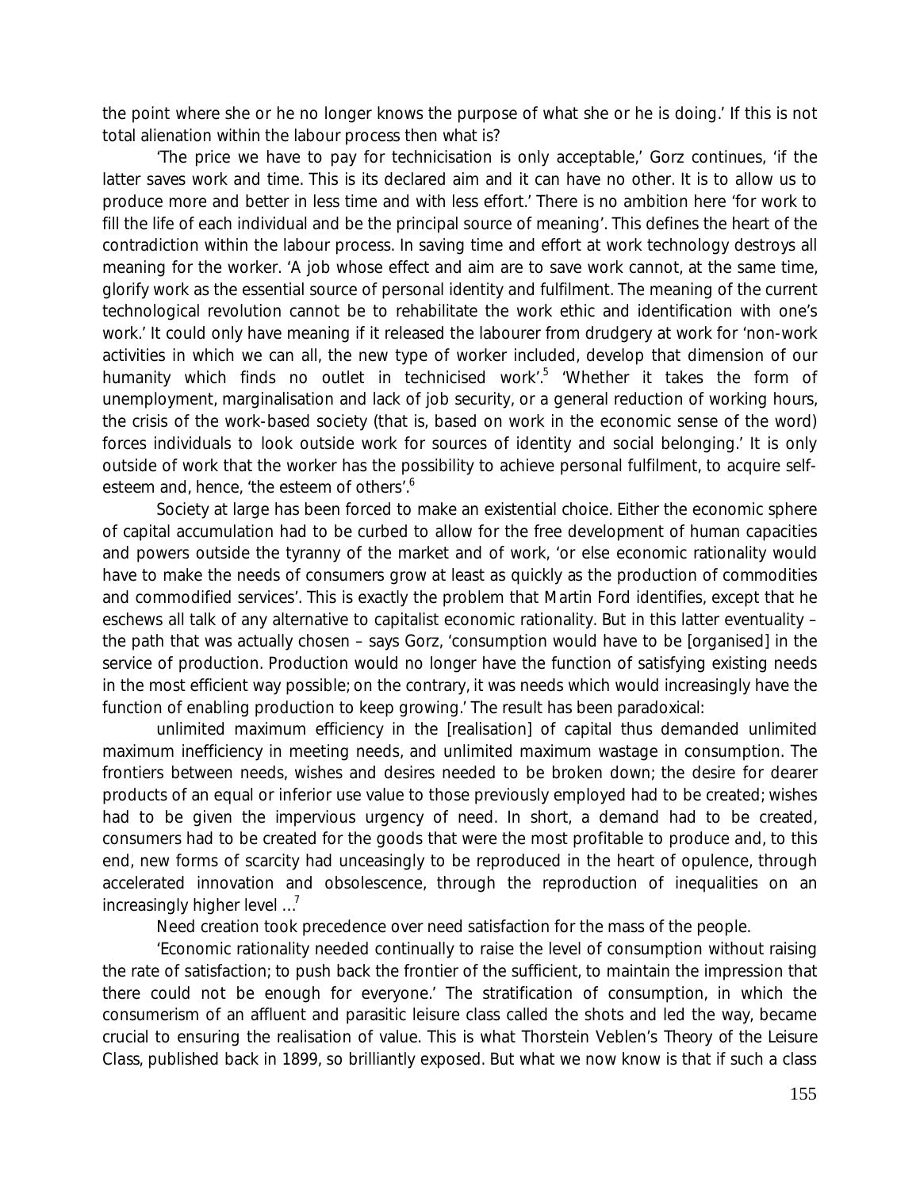the point where she or he no longer knows the purpose of what she or he is doing.' If this is not total alienation within the labour process then what is?

'The price we have to pay for technicisation is only acceptable,' Gorz continues, 'if the latter saves work and time. This is its declared aim and it can have no other. It is to allow us to produce more and better in less time and with less effort.' There is no ambition here 'for work to fill the life of each individual and be the principal source of meaning'. This defines the heart of the contradiction within the labour process. In saving time and effort at work technology destroys all meaning for the worker. 'A job whose effect and aim are to save work cannot, at the same time, glorify work as the essential source of personal identity and fulfilment. The meaning of the current technological revolution cannot be to rehabilitate the work ethic and identification with one's work.' It could only have meaning if it released the labourer from drudgery at work for 'non-work activities in which we can all, the new type of worker included, develop that dimension of our humanity which finds no outlet in technicised work'.[5] 'Whether it takes the form of unemployment, marginalisation and lack of job security, or a general reduction of working hours, the crisis of the work-based society (that is, based on work in the economic sense of the word) forces individuals to look outside work for sources of identity and social belonging.' It is only outside of work that the worker has the possibility to achieve personal fulfilment, to acquire self-esteem and, hence, 'the esteem of others'.[6]

Society at large has been forced to make an existential choice. Either the economic sphere of capital accumulation had to be curbed to allow for the free development of human capacities and powers outside the tyranny of the market and of work, 'or else economic rationality would have to make the needs of consumers grow at least as quickly as the production of commodities and commodified services'. This is exactly the problem that Martin Ford identifies, except that he eschews all talk of any alternative to capitalist economic rationality. But in this latter eventuality – the path that was actually chosen – says Gorz, 'consumption would have to be [organised] in the service of production. Production would no longer have the function of satisfying existing needs in the most efficient way possible; on the contrary, it was needs which would increasingly have the function of enabling production to keep growing.' The result has been paradoxical:

> unlimited maximum efficiency in the [realisation] of capital thus demanded unlimited maximum inefficiency in meeting needs, and unlimited maximum wastage in consumption. The frontiers between needs, wishes and desires needed to be broken down; the desire for dearer products of an equal or inferior use value to those previously employed had to be created; wishes had to be given the impervious urgency of need. In short, a demand had to be created, consumers had to be created for the goods that were the most profitable to produce and, to this end, new forms of scarcity had unceasingly to be reproduced in the heart of opulence, through accelerated innovation and obsolescence, through the reproduction of inequalities on an increasingly higher level ...[7]

Need creation took precedence over need satisfaction for the mass of the people.

'Economic rationality needed continually to raise the level of consumption without raising the rate of satisfaction; to push back the frontier of the sufficient, to maintain the impression that there could not be enough for everyone.' The stratification of consumption, in which the consumerism of an affluent and parasitic leisure class called the shots and led the way, became crucial to ensuring the realisation of value. This is what Thorstein Veblen's *Theory of the Leisure Class*, published back in 1899, so brilliantly exposed. But what we now know is that if such a class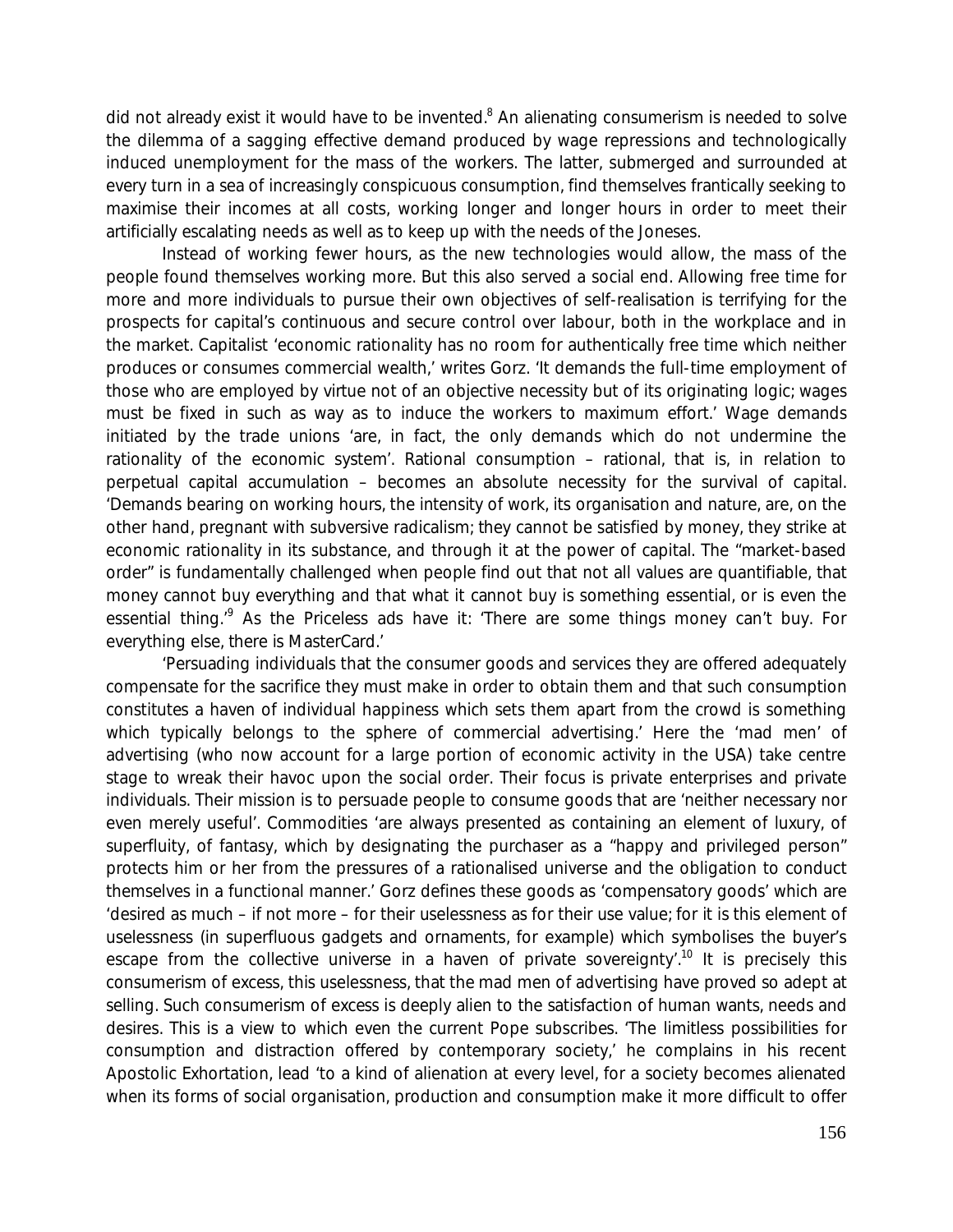did not already exist it would have to be invented.[8] An alienating consumerism is needed to solve the dilemma of a sagging effective demand produced by wage repressions and technologically induced unemployment for the mass of the workers. The latter, submerged and surrounded at every turn in a sea of increasingly conspicuous consumption, find themselves frantically seeking to maximise their incomes at all costs, working longer and longer hours in order to meet their artificially escalating needs as well as to keep up with the needs of the Joneses.

Instead of working fewer hours, as the new technologies would allow, the mass of the people found themselves working more. But this also served a social end. Allowing free time for more and more individuals to pursue their own objectives of self-realisation is terrifying for the prospects for capital's continuous and secure control over labour, both in the workplace and in the market. Capitalist 'economic rationality has no room for authentically free time which neither produces or consumes commercial wealth,' writes Gorz. 'It demands the full-time employment of those who are employed by virtue not of an objective necessity but of its originating logic; wages must be fixed in such as way as to induce the workers to maximum effort.' Wage demands initiated by the trade unions 'are, in fact, the only demands which do not undermine the rationality of the economic system'. Rational consumption – rational, that is, in relation to perpetual capital accumulation – becomes an absolute necessity for the survival of capital. 'Demands bearing on working hours, the intensity of work, its organisation and nature, are, on the other hand, pregnant with subversive radicalism; they cannot be satisfied by money, they strike at economic rationality in its substance, and through it at the power of capital. The "market-based order" is fundamentally challenged when people find out that not all values are quantifiable, that money cannot buy everything and that what it cannot buy is something essential, or is even the essential thing.'[9] As the Priceless ads have it: 'There are some things money can't buy. For everything else, there is MasterCard.'

'Persuading individuals that the consumer goods and services they are offered adequately compensate for the sacrifice they must make in order to obtain them and that such consumption constitutes a haven of individual happiness which sets them apart from the crowd is something which typically belongs to the sphere of commercial advertising.' Here the 'mad men' of advertising (who now account for a large portion of economic activity in the USA) take centre stage to wreak their havoc upon the social order. Their focus is private enterprises and private individuals. Their mission is to persuade people to consume goods that are 'neither necessary nor even merely useful'. Commodities 'are always presented as containing an element of luxury, of superfluity, of fantasy, which by designating the purchaser as a "happy and privileged person" protects him or her from the pressures of a rationalised universe and the obligation to conduct themselves in a functional manner.' Gorz defines these goods as 'compensatory goods' which are 'desired as much – if not more – for their uselessness as for their use value; for it is this element of uselessness (in superfluous gadgets and ornaments, for example) which symbolises the buyer's escape from the collective universe in a haven of private sovereignty'.[10] It is precisely this consumerism of excess, this uselessness, that the mad men of advertising have proved so adept at selling. Such consumerism of excess is deeply alien to the satisfaction of human wants, needs and desires. This is a view to which even the current Pope subscribes. 'The limitless possibilities for consumption and distraction offered by contemporary society,' he complains in his recent Apostolic Exhortation, lead 'to a kind of alienation at every level, for a society becomes alienated when its forms of social organisation, production and consumption make it more difficult to offer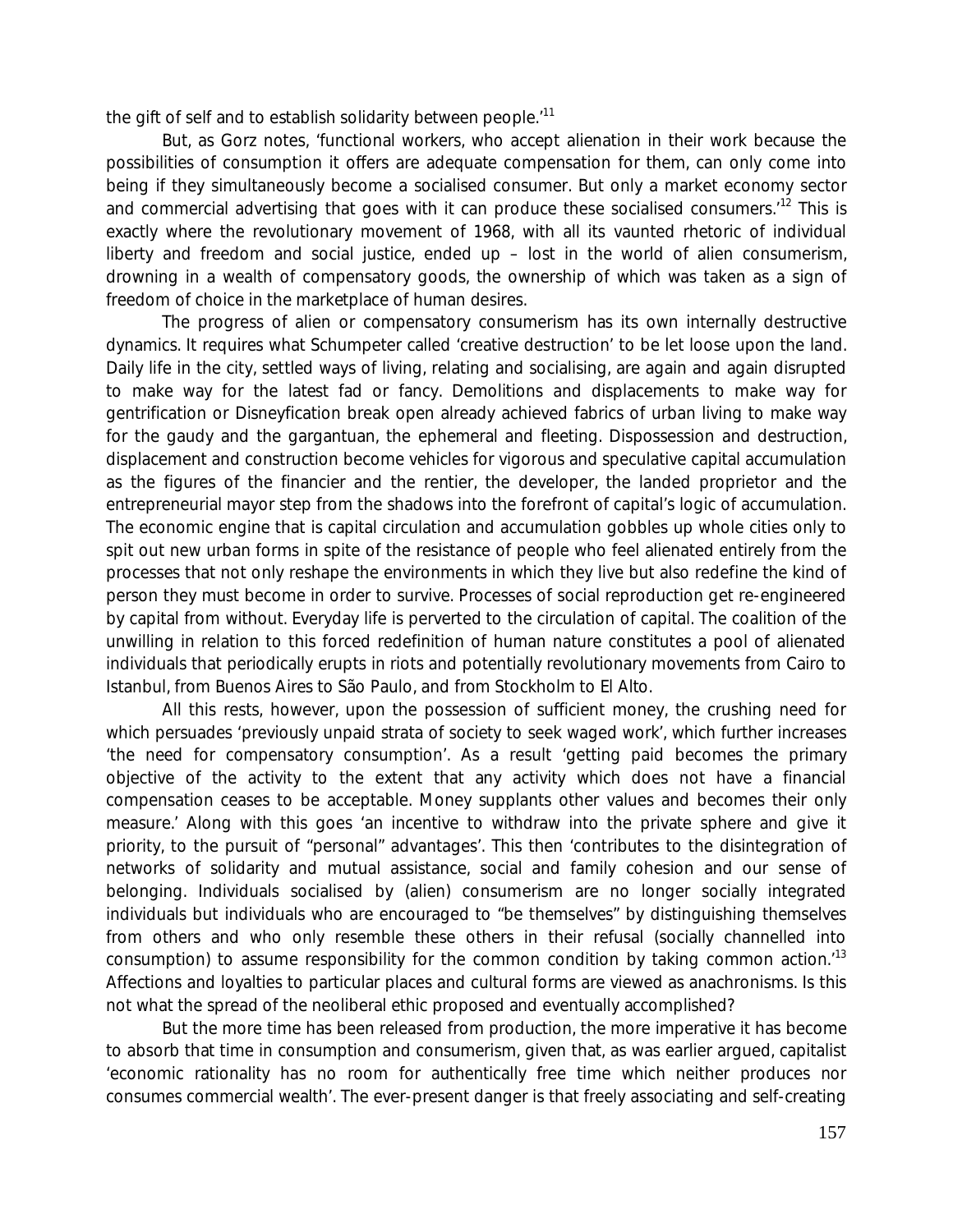the gift of self and to establish solidarity between people.'[11]

But, as Gorz notes, 'functional workers, who accept alienation in their work because the possibilities of consumption it offers are adequate compensation for them, can only come into being if they simultaneously become a socialised consumer. But only a market economy sector and commercial advertising that goes with it can produce these socialised consumers.'[12] This is exactly where the revolutionary movement of 1968, with all its vaunted rhetoric of individual liberty and freedom and social justice, ended up – lost in the world of alien consumerism, drowning in a wealth of compensatory goods, the ownership of which was taken as a sign of freedom of choice in the marketplace of human desires.

The progress of alien or compensatory consumerism has its own internally destructive dynamics. It requires what Schumpeter called 'creative destruction' to be let loose upon the land. Daily life in the city, settled ways of living, relating and socialising, are again and again disrupted to make way for the latest fad or fancy. Demolitions and displacements to make way for gentrification or Disneyfication break open already achieved fabrics of urban living to make way for the gaudy and the gargantuan, the ephemeral and fleeting. Dispossession and destruction, displacement and construction become vehicles for vigorous and speculative capital accumulation as the figures of the financier and the rentier, the developer, the landed proprietor and the entrepreneurial mayor step from the shadows into the forefront of capital's logic of accumulation. The economic engine that is capital circulation and accumulation gobbles up whole cities only to spit out new urban forms in spite of the resistance of people who feel alienated entirely from the processes that not only reshape the environments in which they live but also redefine the kind of person they must become in order to survive. Processes of social reproduction get re-engineered by capital from without. Everyday life is perverted to the circulation of capital. The coalition of the unwilling in relation to this forced redefinition of human nature constitutes a pool of alienated individuals that periodically erupts in riots and potentially revolutionary movements from Cairo to Istanbul, from Buenos Aires to São Paulo, and from Stockholm to El Alto.

All this rests, however, upon the possession of sufficient money, the crushing need for which persuades 'previously unpaid strata of society to seek waged work', which further increases 'the need for compensatory consumption'. As a result 'getting paid becomes the primary objective of the activity to the extent that any activity which does not have a financial compensation ceases to be acceptable. Money supplants other values and becomes their only measure.' Along with this goes 'an incentive to withdraw into the private sphere and give it priority, to the pursuit of "personal" advantages'. This then 'contributes to the disintegration of networks of solidarity and mutual assistance, social and family cohesion and our sense of belonging. Individuals socialised by (alien) consumerism are no longer socially integrated individuals but individuals who are encouraged to "be themselves" by distinguishing themselves from others and who only resemble these others in their refusal (socially channelled into consumption) to assume responsibility for the common condition by taking common action.'[13] Affections and loyalties to particular places and cultural forms are viewed as anachronisms. Is this not what the spread of the neoliberal ethic proposed and eventually accomplished?

But the more time has been released from production, the more imperative it has become to absorb that time in consumption and consumerism, given that, as was earlier argued, capitalist 'economic rationality has no room for authentically free time which neither produces nor consumes commercial wealth'. The ever-present danger is that freely associating and self-creating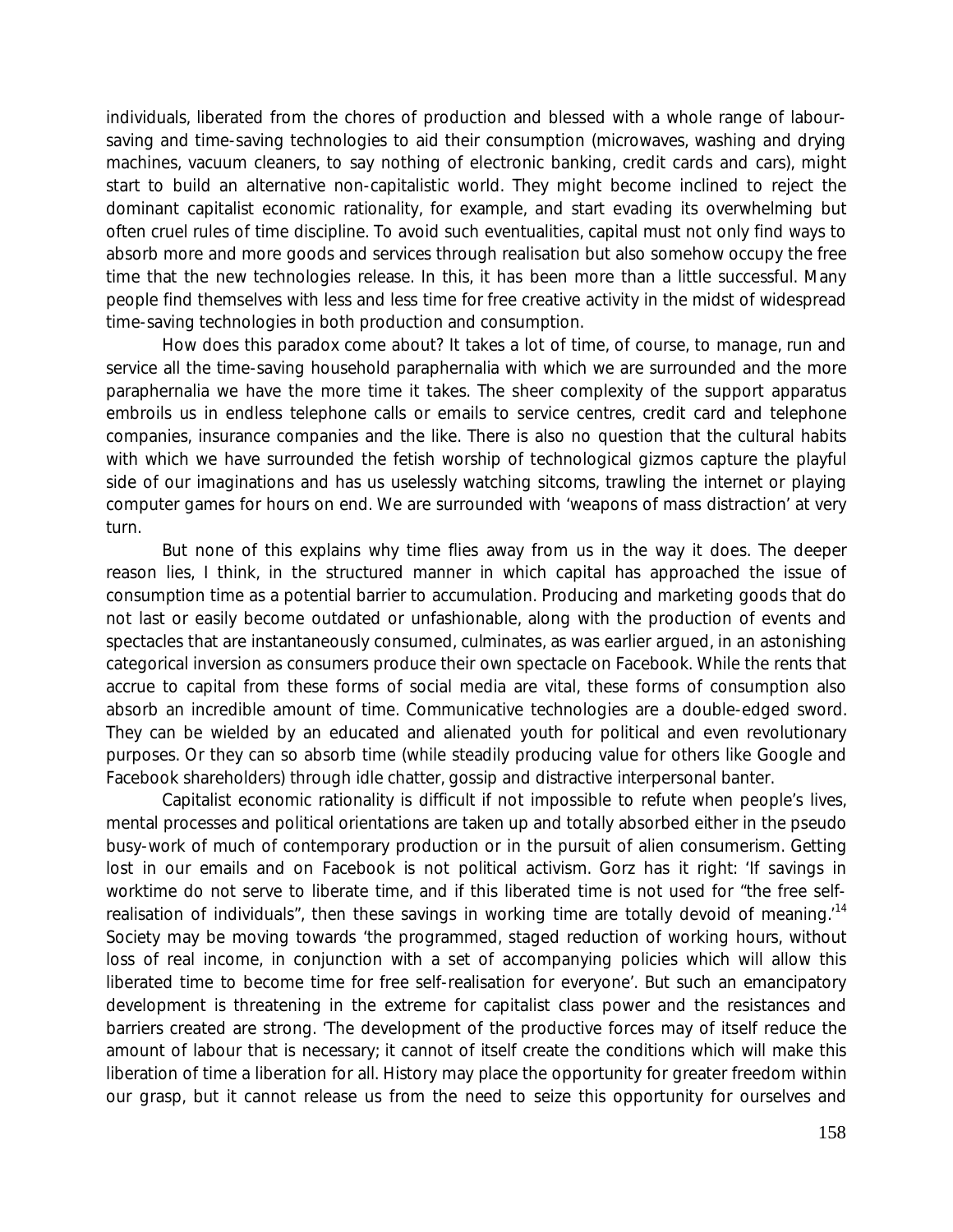individuals, liberated from the chores of production and blessed with a whole range of labour-saving and time-saving technologies to aid their consumption (microwaves, washing and drying machines, vacuum cleaners, to say nothing of electronic banking, credit cards and cars), might start to build an alternative non-capitalistic world. They might become inclined to reject the dominant capitalist economic rationality, for example, and start evading its overwhelming but often cruel rules of time discipline. To avoid such eventualities, capital must not only find ways to absorb more and more goods and services through realisation but also somehow occupy the free time that the new technologies release. In this, it has been more than a little successful. Many people find themselves with less and less time for free creative activity in the midst of widespread time-saving technologies in both production and consumption.

How does this paradox come about? It takes a lot of time, of course, to manage, run and service all the time-saving household paraphernalia with which we are surrounded and the more paraphernalia we have the more time it takes. The sheer complexity of the support apparatus embroils us in endless telephone calls or emails to service centres, credit card and telephone companies, insurance companies and the like. There is also no question that the cultural habits with which we have surrounded the fetish worship of technological gizmos capture the playful side of our imaginations and has us uselessly watching sitcoms, trawling the internet or playing computer games for hours on end. We are surrounded with 'weapons of mass distraction' at very turn.

But none of this explains why time flies away from us in the way it does. The deeper reason lies, I think, in the structured manner in which capital has approached the issue of consumption time as a potential barrier to accumulation. Producing and marketing goods that do not last or easily become outdated or unfashionable, along with the production of events and spectacles that are instantaneously consumed, culminates, as was earlier argued, in an astonishing categorical inversion as consumers produce their own spectacle on Facebook. While the rents that accrue to capital from these forms of social media are vital, these forms of consumption also absorb an incredible amount of time. Communicative technologies are a double-edged sword. They can be wielded by an educated and alienated youth for political and even revolutionary purposes. Or they can so absorb time (while steadily producing value for others like Google and Facebook shareholders) through idle chatter, gossip and distractive interpersonal banter.

Capitalist economic rationality is difficult if not impossible to refute when people's lives, mental processes and political orientations are taken up and totally absorbed either in the pseudo busy-work of much of contemporary production or in the pursuit of alien consumerism. Getting lost in our emails and on Facebook is not political activism. Gorz has it right: 'If savings in worktime do not serve to liberate time, and if this liberated time is not used for "the free self-realisation of individuals", then these savings in working time are totally devoid of meaning.'[14] Society may be moving towards 'the programmed, staged reduction of working hours, without loss of real income, in conjunction with a set of accompanying policies which will allow this liberated time to become time for free self-realisation for everyone'. But such an emancipatory development is threatening in the extreme for capitalist class power and the resistances and barriers created are strong. 'The development of the productive forces may of itself reduce the amount of labour that is necessary; it cannot of itself create the conditions which will make this liberation of time a liberation for all. History may place the opportunity for greater freedom within our grasp, but it cannot release us from the need to seize this opportunity for ourselves and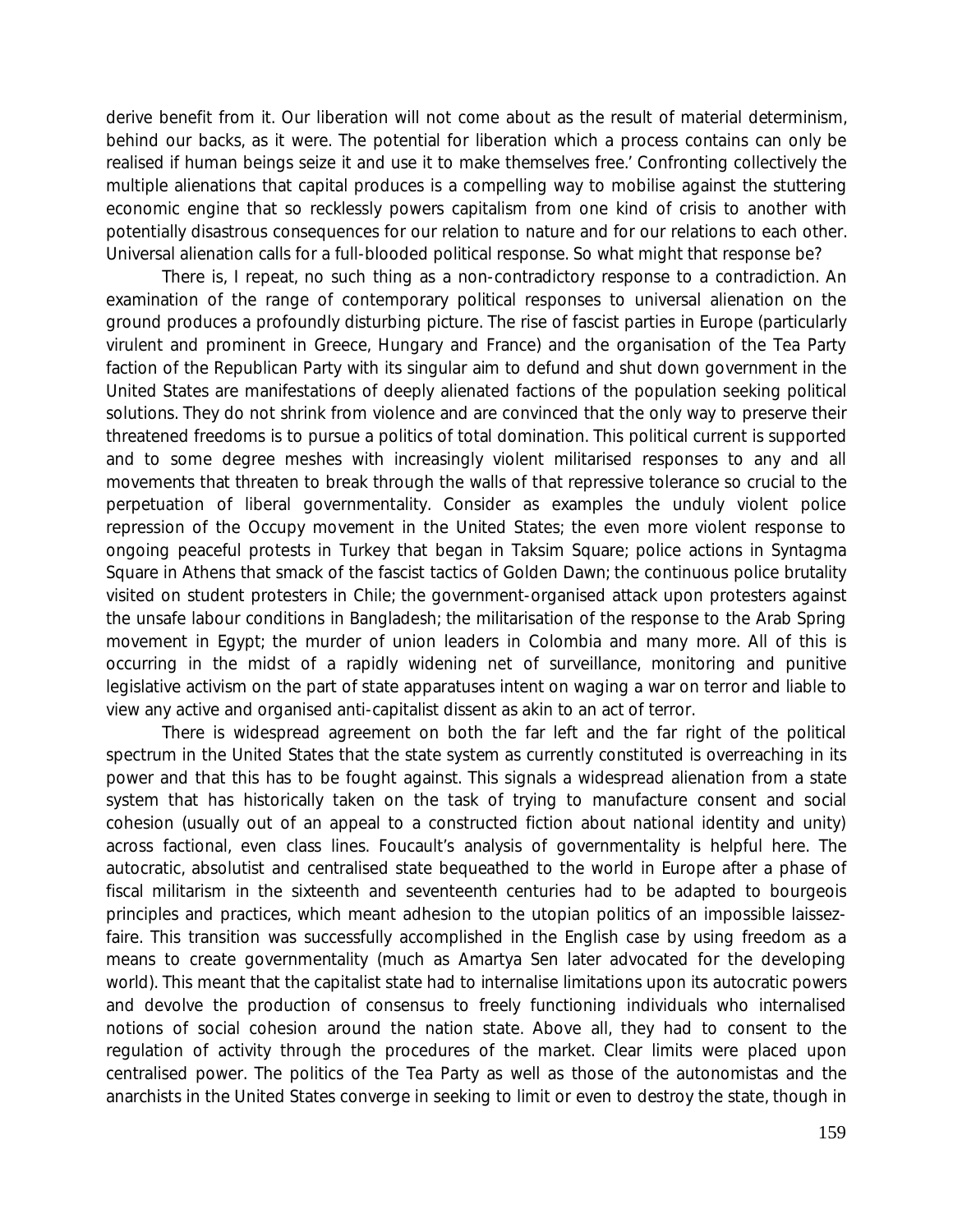derive benefit from it. Our liberation will not come about as the result of material determinism, behind our backs, as it were. The potential for liberation which a process contains can only be realised if human beings seize it and use it to make themselves free.' Confronting collectively the multiple alienations that capital produces is a compelling way to mobilise against the stuttering economic engine that so recklessly powers capitalism from one kind of crisis to another with potentially disastrous consequences for our relation to nature and for our relations to each other. Universal alienation calls for a full-blooded political response. So what might that response be?

There is, I repeat, no such thing as a non-contradictory response to a contradiction. An examination of the range of contemporary political responses to universal alienation on the ground produces a profoundly disturbing picture. The rise of fascist parties in Europe (particularly virulent and prominent in Greece, Hungary and France) and the organisation of the Tea Party faction of the Republican Party with its singular aim to defund and shut down government in the United States are manifestations of deeply alienated factions of the population seeking political solutions. They do not shrink from violence and are convinced that the only way to preserve their threatened freedoms is to pursue a politics of total domination. This political current is supported and to some degree meshes with increasingly violent militarised responses to any and all movements that threaten to break through the walls of that repressive tolerance so crucial to the perpetuation of liberal governmentality. Consider as examples the unduly violent police repression of the Occupy movement in the United States; the even more violent response to ongoing peaceful protests in Turkey that began in Taksim Square; police actions in Syntagma Square in Athens that smack of the fascist tactics of Golden Dawn; the continuous police brutality visited on student protesters in Chile; the government-organised attack upon protesters against the unsafe labour conditions in Bangladesh; the militarisation of the response to the Arab Spring movement in Egypt; the murder of union leaders in Colombia and many more. All of this is occurring in the midst of a rapidly widening net of surveillance, monitoring and punitive legislative activism on the part of state apparatuses intent on waging a war on terror and liable to view any active and organised anti-capitalist dissent as akin to an act of terror.

There is widespread agreement on both the far left and the far right of the political spectrum in the United States that the state system as currently constituted is overreaching in its power and that this has to be fought against. This signals a widespread alienation from a state system that has historically taken on the task of trying to manufacture consent and social cohesion (usually out of an appeal to a constructed fiction about national identity and unity) across factional, even class lines. Foucault's analysis of governmentality is helpful here. The autocratic, absolutist and centralised state bequeathed to the world in Europe after a phase of fiscal militarism in the sixteenth and seventeenth centuries had to be adapted to bourgeois principles and practices, which meant adhesion to the utopian politics of an impossible laissez-faire. This transition was successfully accomplished in the English case by using freedom as a means to create governmentality (much as Amartya Sen later advocated for the developing world). This meant that the capitalist state had to internalise limitations upon its autocratic powers and devolve the production of consensus to freely functioning individuals who internalised notions of social cohesion around the nation state. Above all, they had to consent to the regulation of activity through the procedures of the market. Clear limits were placed upon centralised power. The politics of the Tea Party as well as those of the autonomistas and the anarchists in the United States converge in seeking to limit or even to destroy the state, though in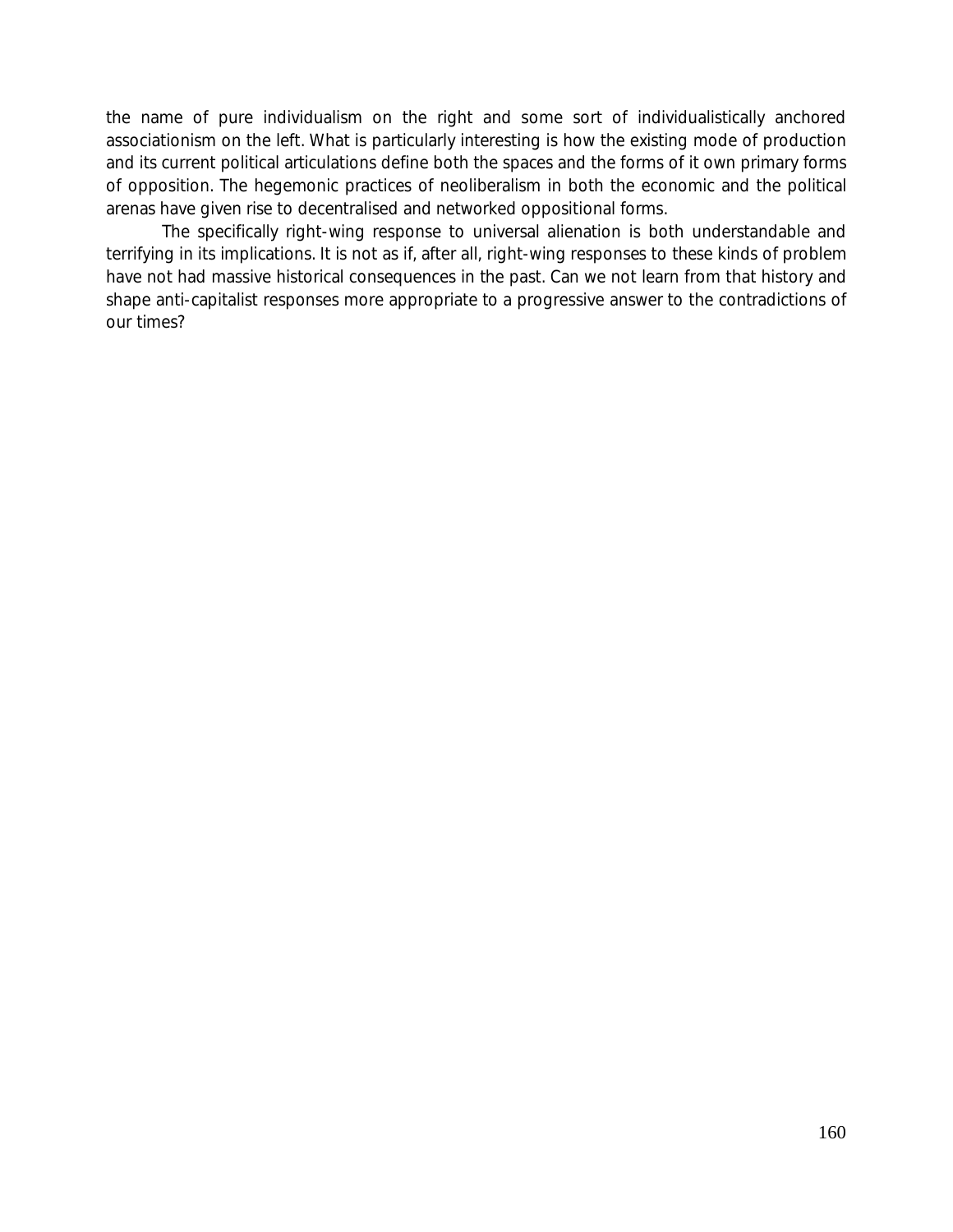the name of pure individualism on the right and some sort of individualistically anchored associationism on the left. What is particularly interesting is how the existing mode of production and its current political articulations define both the spaces and the forms of it own primary forms of opposition. The hegemonic practices of neoliberalism in both the economic and the political arenas have given rise to decentralised and networked oppositional forms.

The specifically right-wing response to universal alienation is both understandable and terrifying in its implications. It is not as if, after all, right-wing responses to these kinds of problem have not had massive historical consequences in the past. Can we not learn from that history and shape anti-capitalist responses more appropriate to a progressive answer to the contradictions of our times?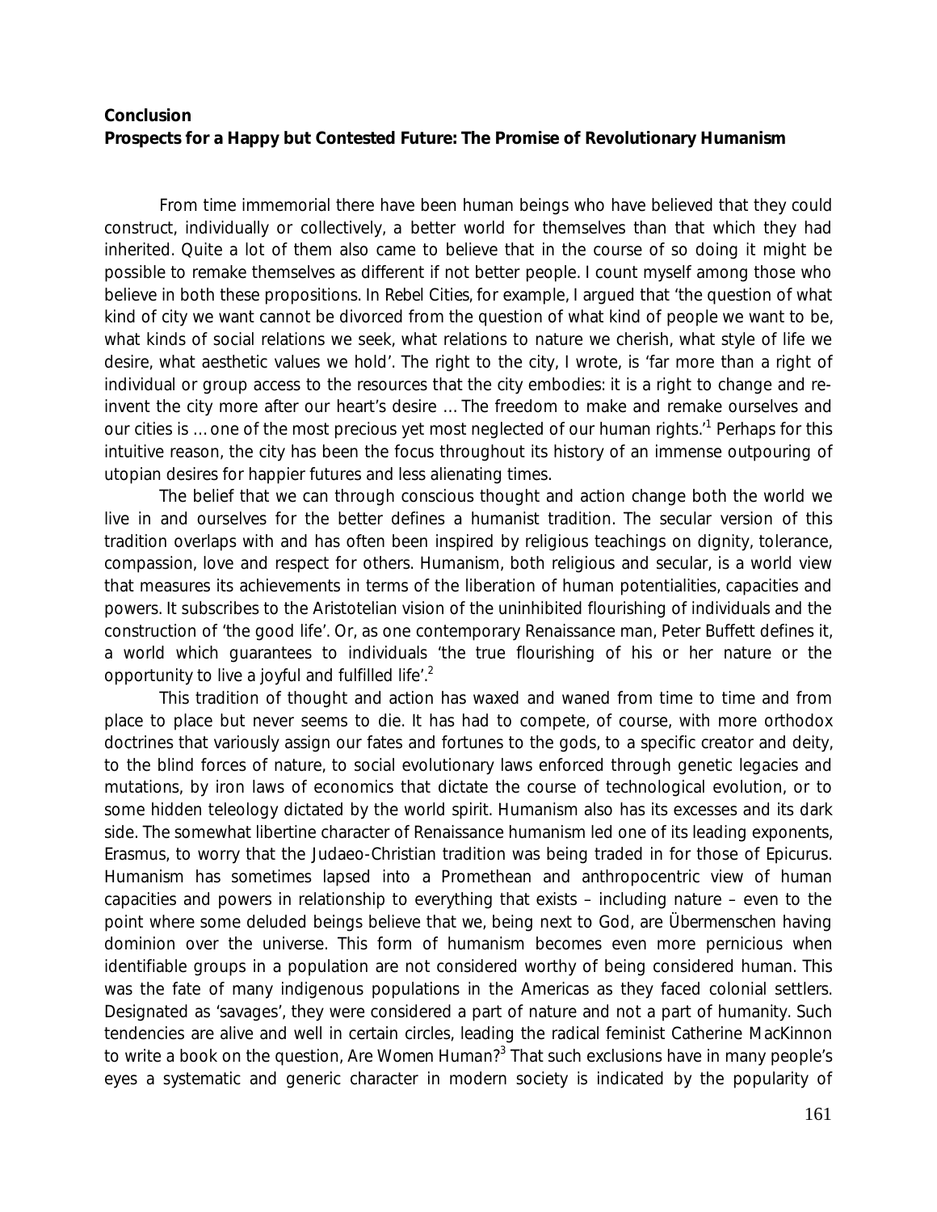**Conclusion**
**Prospects for a Happy but Contested Future: The Promise of Revolutionary Humanism**

From time immemorial there have been human beings who have believed that they could construct, individually or collectively, a better world for themselves than that which they had inherited. Quite a lot of them also came to believe that in the course of so doing it might be possible to remake themselves as different if not better people. I count myself among those who believe in both these propositions. In *Rebel Cities*, for example, I argued that 'the question of what kind of city we want cannot be divorced from the question of what kind of people we want to be, what kinds of social relations we seek, what relations to nature we cherish, what style of life we desire, what aesthetic values we hold'. The right to the city, I wrote, is 'far more than a right of individual or group access to the resources that the city embodies: it is a right to change and re-invent the city more after our heart's desire … The freedom to make and remake ourselves and our cities is … one of the most precious yet most neglected of our human rights.'[1] Perhaps for this intuitive reason, the city has been the focus throughout its history of an immense outpouring of utopian desires for happier futures and less alienating times.

The belief that we can through conscious thought and action change both the world we live in and ourselves for the better defines a humanist tradition. The secular version of this tradition overlaps with and has often been inspired by religious teachings on dignity, tolerance, compassion, love and respect for others. Humanism, both religious and secular, is a world view that measures its achievements in terms of the liberation of human potentialities, capacities and powers. It subscribes to the Aristotelian vision of the uninhibited flourishing of individuals and the construction of 'the good life'. Or, as one contemporary Renaissance man, Peter Buffett defines it, a world which guarantees to individuals 'the true flourishing of his or her nature or the opportunity to live a joyful and fulfilled life'.[2]

This tradition of thought and action has waxed and waned from time to time and from place to place but never seems to die. It has had to compete, of course, with more orthodox doctrines that variously assign our fates and fortunes to the gods, to a specific creator and deity, to the blind forces of nature, to social evolutionary laws enforced through genetic legacies and mutations, by iron laws of economics that dictate the course of technological evolution, or to some hidden teleology dictated by the world spirit. Humanism also has its excesses and its dark side. The somewhat libertine character of Renaissance humanism led one of its leading exponents, Erasmus, to worry that the Judaeo-Christian tradition was being traded in for those of Epicurus. Humanism has sometimes lapsed into a Promethean and anthropocentric view of human capacities and powers in relationship to everything that exists – including nature – even to the point where some deluded beings believe that we, being next to God, are Übermenschen having dominion over the universe. This form of humanism becomes even more pernicious when identifiable groups in a population are not considered worthy of being considered human. This was the fate of many indigenous populations in the Americas as they faced colonial settlers. Designated as 'savages', they were considered a part of nature and not a part of humanity. Such tendencies are alive and well in certain circles, leading the radical feminist Catherine MacKinnon to write a book on the question, *Are Women Human?*[3] That such exclusions have in many people's eyes a systematic and generic character in modern society is indicated by the popularity of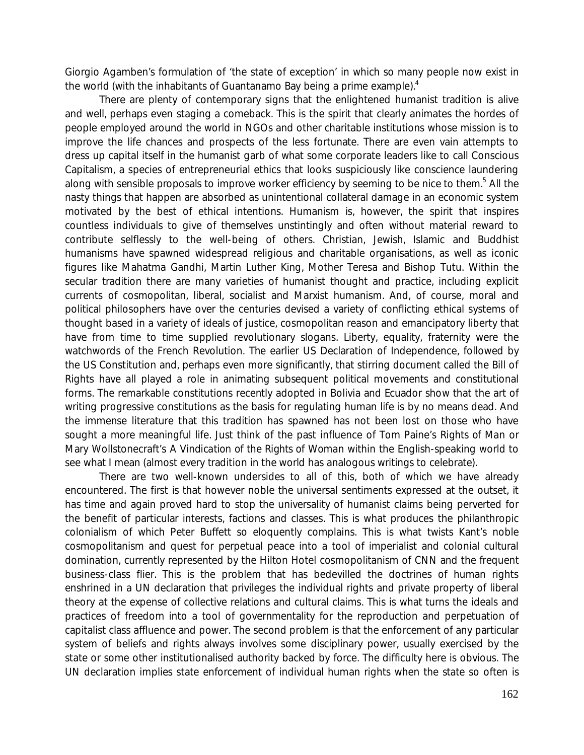Giorgio Agamben's formulation of 'the state of exception' in which so many people now exist in the world (with the inhabitants of Guantanamo Bay being a prime example).[4]

There are plenty of contemporary signs that the enlightened humanist tradition is alive and well, perhaps even staging a comeback. This is the spirit that clearly animates the hordes of people employed around the world in NGOs and other charitable institutions whose mission is to improve the life chances and prospects of the less fortunate. There are even vain attempts to dress up capital itself in the humanist garb of what some corporate leaders like to call Conscious Capitalism, a species of entrepreneurial ethics that looks suspiciously like conscience laundering along with sensible proposals to improve worker efficiency by seeming to be nice to them.[5] All the nasty things that happen are absorbed as unintentional collateral damage in an economic system motivated by the best of ethical intentions. Humanism is, however, the spirit that inspires countless individuals to give of themselves unstintingly and often without material reward to contribute selflessly to the well-being of others. Christian, Jewish, Islamic and Buddhist humanisms have spawned widespread religious and charitable organisations, as well as iconic figures like Mahatma Gandhi, Martin Luther King, Mother Teresa and Bishop Tutu. Within the secular tradition there are many varieties of humanist thought and practice, including explicit currents of cosmopolitan, liberal, socialist and Marxist humanism. And, of course, moral and political philosophers have over the centuries devised a variety of conflicting ethical systems of thought based in a variety of ideals of justice, cosmopolitan reason and emancipatory liberty that have from time to time supplied revolutionary slogans. Liberty, equality, fraternity were the watchwords of the French Revolution. The earlier US Declaration of Independence, followed by the US Constitution and, perhaps even more significantly, that stirring document called the Bill of Rights have all played a role in animating subsequent political movements and constitutional forms. The remarkable constitutions recently adopted in Bolivia and Ecuador show that the art of writing progressive constitutions as the basis for regulating human life is by no means dead. And the immense literature that this tradition has spawned has not been lost on those who have sought a more meaningful life. Just think of the past influence of Tom Paine's Rights of Man or Mary Wollstonecraft's A Vindication of the Rights of Woman within the English-speaking world to see what I mean (almost every tradition in the world has analogous writings to celebrate).

There are two well-known undersides to all of this, both of which we have already encountered. The first is that however noble the universal sentiments expressed at the outset, it has time and again proved hard to stop the universality of humanist claims being perverted for the benefit of particular interests, factions and classes. This is what produces the philanthropic colonialism of which Peter Buffett so eloquently complains. This is what twists Kant's noble cosmopolitanism and quest for perpetual peace into a tool of imperialist and colonial cultural domination, currently represented by the Hilton Hotel cosmopolitanism of CNN and the frequent business-class flier. This is the problem that has bedevilled the doctrines of human rights enshrined in a UN declaration that privileges the individual rights and private property of liberal theory at the expense of collective relations and cultural claims. This is what turns the ideals and practices of freedom into a tool of governmentality for the reproduction and perpetuation of capitalist class affluence and power. The second problem is that the enforcement of any particular system of beliefs and rights always involves some disciplinary power, usually exercised by the state or some other institutionalised authority backed by force. The difficulty here is obvious. The UN declaration implies state enforcement of individual human rights when the state so often is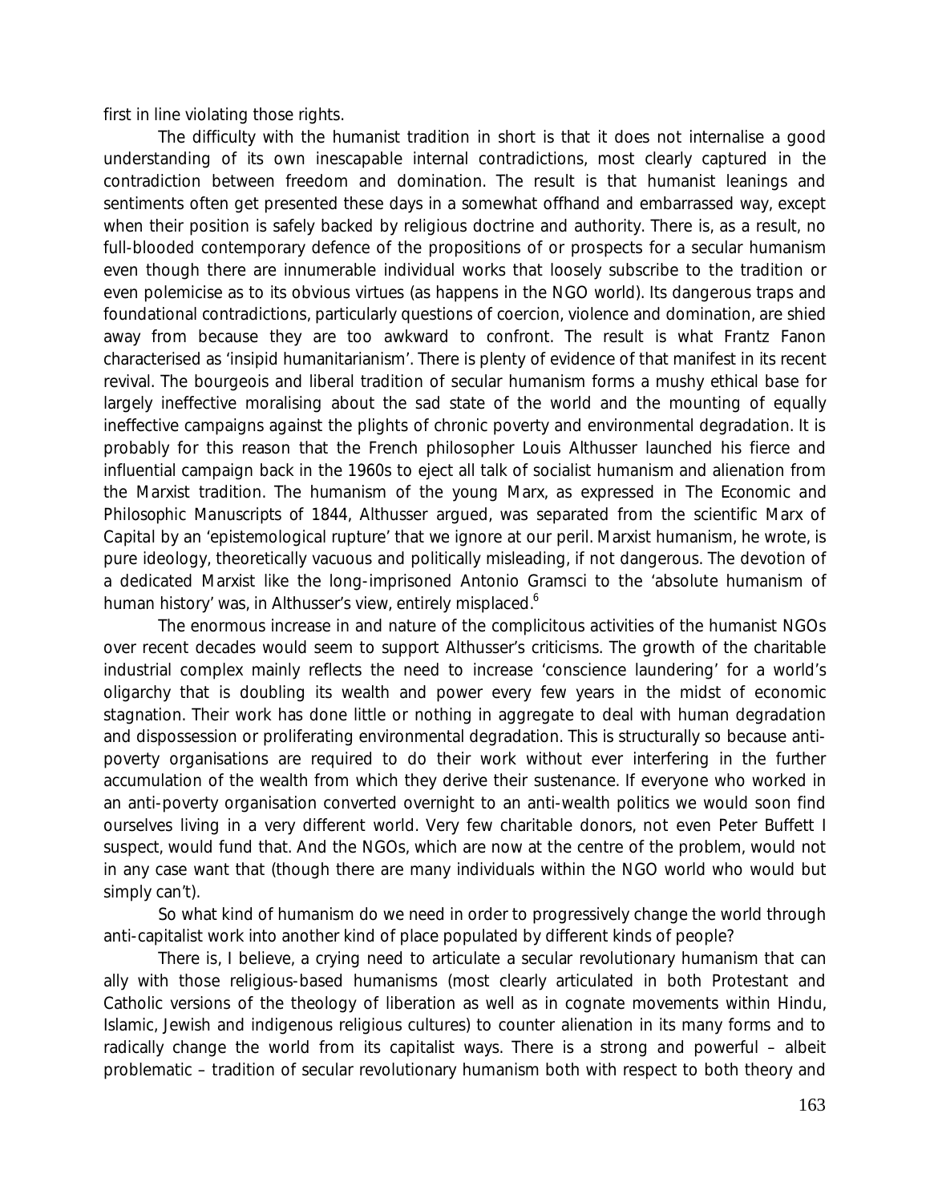first in line violating those rights.

The difficulty with the humanist tradition in short is that it does not internalise a good understanding of its own inescapable internal contradictions, most clearly captured in the contradiction between freedom and domination. The result is that humanist leanings and sentiments often get presented these days in a somewhat offhand and embarrassed way, except when their position is safely backed by religious doctrine and authority. There is, as a result, no full-blooded contemporary defence of the propositions of or prospects for a secular humanism even though there are innumerable individual works that loosely subscribe to the tradition or even polemicise as to its obvious virtues (as happens in the NGO world). Its dangerous traps and foundational contradictions, particularly questions of coercion, violence and domination, are shied away from because they are too awkward to confront. The result is what Frantz Fanon characterised as 'insipid humanitarianism'. There is plenty of evidence of that manifest in its recent revival. The bourgeois and liberal tradition of secular humanism forms a mushy ethical base for largely ineffective moralising about the sad state of the world and the mounting of equally ineffective campaigns against the plights of chronic poverty and environmental degradation. It is probably for this reason that the French philosopher Louis Althusser launched his fierce and influential campaign back in the 1960s to eject all talk of socialist humanism and alienation from the Marxist tradition. The humanism of the young Marx, as expressed in *The Economic and Philosophic Manuscripts of 1844*, Althusser argued, was separated from the scientific Marx of *Capital* by an 'epistemological rupture' that we ignore at our peril. Marxist humanism, he wrote, is pure ideology, theoretically vacuous and politically misleading, if not dangerous. The devotion of a dedicated Marxist like the long-imprisoned Antonio Gramsci to the 'absolute humanism of human history' was, in Althusser's view, entirely misplaced.[6]

The enormous increase in and nature of the complicitous activities of the humanist NGOs over recent decades would seem to support Althusser's criticisms. The growth of the charitable industrial complex mainly reflects the need to increase 'conscience laundering' for a world's oligarchy that is doubling its wealth and power every few years in the midst of economic stagnation. Their work has done little or nothing in aggregate to deal with human degradation and dispossession or proliferating environmental degradation. This is structurally so because anti-poverty organisations are required to do their work without ever interfering in the further accumulation of the wealth from which they derive their sustenance. If everyone who worked in an anti-poverty organisation converted overnight to an anti-wealth politics we would soon find ourselves living in a very different world. Very few charitable donors, not even Peter Buffett I suspect, would fund that. And the NGOs, which are now at the centre of the problem, would not in any case want that (though there are many individuals within the NGO world who would but simply can't).

So what kind of humanism do we need in order to progressively change the world through anti-capitalist work into another kind of place populated by different kinds of people?

There is, I believe, a crying need to articulate a secular revolutionary humanism that can ally with those religious-based humanisms (most clearly articulated in both Protestant and Catholic versions of the theology of liberation as well as in cognate movements within Hindu, Islamic, Jewish and indigenous religious cultures) to counter alienation in its many forms and to radically change the world from its capitalist ways. There is a strong and powerful – albeit problematic – tradition of secular revolutionary humanism both with respect to both theory and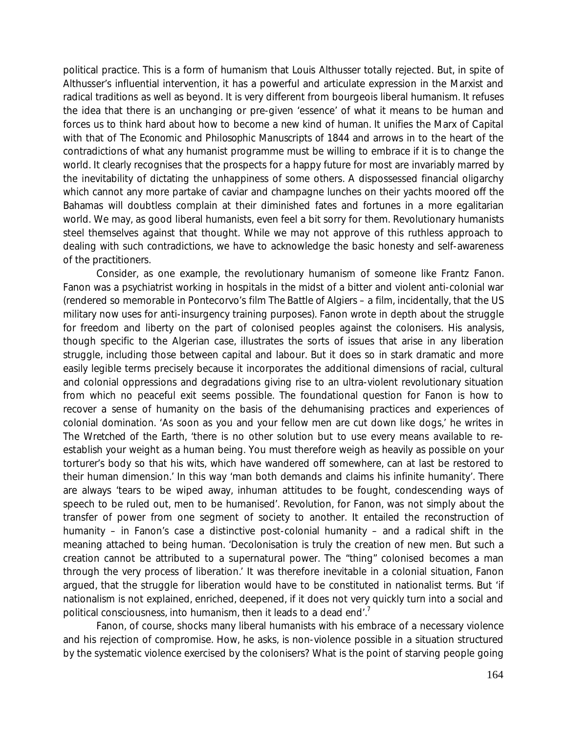political practice. This is a form of humanism that Louis Althusser totally rejected. But, in spite of Althusser's influential intervention, it has a powerful and articulate expression in the Marxist and radical traditions as well as beyond. It is very different from bourgeois liberal humanism. It refuses the idea that there is an unchanging or pre-given 'essence' of what it means to be human and forces us to think hard about how to become a new kind of human. It unifies the Marx of *Capital* with that of *The Economic and Philosophic Manuscripts of 1844* and arrows in to the heart of the contradictions of what any humanist programme must be willing to embrace if it is to change the world. It clearly recognises that the prospects for a happy future for most are invariably marred by the inevitability of dictating the unhappiness of some others. A dispossessed financial oligarchy which cannot any more partake of caviar and champagne lunches on their yachts moored off the Bahamas will doubtless complain at their diminished fates and fortunes in a more egalitarian world. We may, as good liberal humanists, even feel a bit sorry for them. Revolutionary humanists steel themselves against that thought. While we may not approve of this ruthless approach to dealing with such contradictions, we have to acknowledge the basic honesty and self-awareness of the practitioners.

Consider, as one example, the revolutionary humanism of someone like Frantz Fanon. Fanon was a psychiatrist working in hospitals in the midst of a bitter and violent anti-colonial war (rendered so memorable in Pontecorvo's film *The Battle of Algiers* – a film, incidentally, that the US military now uses for anti-insurgency training purposes). Fanon wrote in depth about the struggle for freedom and liberty on the part of colonised peoples against the colonisers. His analysis, though specific to the Algerian case, illustrates the sorts of issues that arise in any liberation struggle, including those between capital and labour. But it does so in stark dramatic and more easily legible terms precisely because it incorporates the additional dimensions of racial, cultural and colonial oppressions and degradations giving rise to an ultra-violent revolutionary situation from which no peaceful exit seems possible. The foundational question for Fanon is how to recover a sense of humanity on the basis of the dehumanising practices and experiences of colonial domination. 'As soon as you and your fellow men are cut down like dogs,' he writes in *The Wretched of the Earth*, 'there is no other solution but to use every means available to re-establish your weight as a human being. You must therefore weigh as heavily as possible on your torturer's body so that his wits, which have wandered off somewhere, can at last be restored to their human dimension.' In this way 'man both demands and claims his infinite humanity'. There are always 'tears to be wiped away, inhuman attitudes to be fought, condescending ways of speech to be ruled out, men to be humanised'. Revolution, for Fanon, was not simply about the transfer of power from one segment of society to another. It entailed the reconstruction of humanity – in Fanon's case a distinctive post-colonial humanity – and a radical shift in the meaning attached to being human. 'Decolonisation is truly the creation of new men. But such a creation cannot be attributed to a supernatural power. The "thing" colonised becomes a man through the very process of liberation.' It was therefore inevitable in a colonial situation, Fanon argued, that the struggle for liberation would have to be constituted in nationalist terms. But 'if nationalism is not explained, enriched, deepened, if it does not very quickly turn into a social and political consciousness, into humanism, then it leads to a dead end'.[7]

Fanon, of course, shocks many liberal humanists with his embrace of a necessary violence and his rejection of compromise. How, he asks, is non-violence possible in a situation structured by the systematic violence exercised by the colonisers? What is the point of starving people going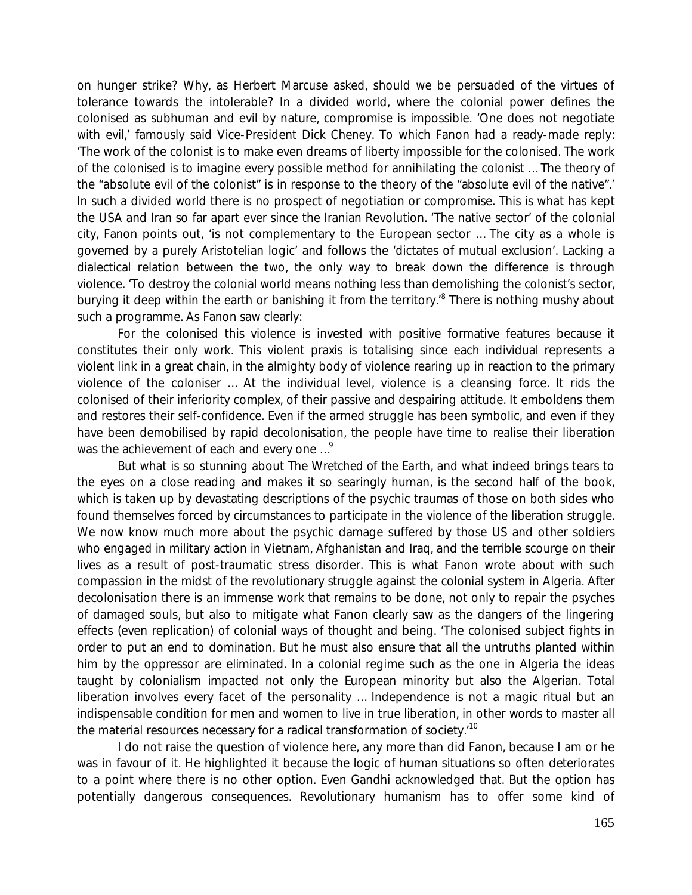on hunger strike? Why, as Herbert Marcuse asked, should we be persuaded of the virtues of tolerance towards the intolerable? In a divided world, where the colonial power defines the colonised as subhuman and evil by nature, compromise is impossible. 'One does not negotiate with evil,' famously said Vice-President Dick Cheney. To which Fanon had a ready-made reply: 'The work of the colonist is to make even dreams of liberty impossible for the colonised. The work of the colonised is to imagine every possible method for annihilating the colonist … The theory of the "absolute evil of the colonist" is in response to the theory of the "absolute evil of the native".' In such a divided world there is no prospect of negotiation or compromise. This is what has kept the USA and Iran so far apart ever since the Iranian Revolution. 'The native sector' of the colonial city, Fanon points out, 'is not complementary to the European sector … The city as a whole is governed by a purely Aristotelian logic' and follows the 'dictates of mutual exclusion'. Lacking a dialectical relation between the two, the only way to break down the difference is through violence. 'To destroy the colonial world means nothing less than demolishing the colonist's sector, burying it deep within the earth or banishing it from the territory.'[8] There is nothing mushy about such a programme. As Fanon saw clearly:

For the colonised this violence is invested with positive formative features because it constitutes their only work. This violent praxis is totalising since each individual represents a violent link in a great chain, in the almighty body of violence rearing up in reaction to the primary violence of the coloniser … At the individual level, violence is a cleansing force. It rids the colonised of their inferiority complex, of their passive and despairing attitude. It emboldens them and restores their self-confidence. Even if the armed struggle has been symbolic, and even if they have been demobilised by rapid decolonisation, the people have time to realise their liberation was the achievement of each and every one …[9]

But what is so stunning about The Wretched of the Earth, and what indeed brings tears to the eyes on a close reading and makes it so searingly human, is the second half of the book, which is taken up by devastating descriptions of the psychic traumas of those on both sides who found themselves forced by circumstances to participate in the violence of the liberation struggle. We now know much more about the psychic damage suffered by those US and other soldiers who engaged in military action in Vietnam, Afghanistan and Iraq, and the terrible scourge on their lives as a result of post-traumatic stress disorder. This is what Fanon wrote about with such compassion in the midst of the revolutionary struggle against the colonial system in Algeria. After decolonisation there is an immense work that remains to be done, not only to repair the psyches of damaged souls, but also to mitigate what Fanon clearly saw as the dangers of the lingering effects (even replication) of colonial ways of thought and being. 'The colonised subject fights in order to put an end to domination. But he must also ensure that all the untruths planted within him by the oppressor are eliminated. In a colonial regime such as the one in Algeria the ideas taught by colonialism impacted not only the European minority but also the Algerian. Total liberation involves every facet of the personality … Independence is not a magic ritual but an indispensable condition for men and women to live in true liberation, in other words to master all the material resources necessary for a radical transformation of society.'[10]

I do not raise the question of violence here, any more than did Fanon, because I am or he was in favour of it. He highlighted it because the logic of human situations so often deteriorates to a point where there is no other option. Even Gandhi acknowledged that. But the option has potentially dangerous consequences. Revolutionary humanism has to offer some kind of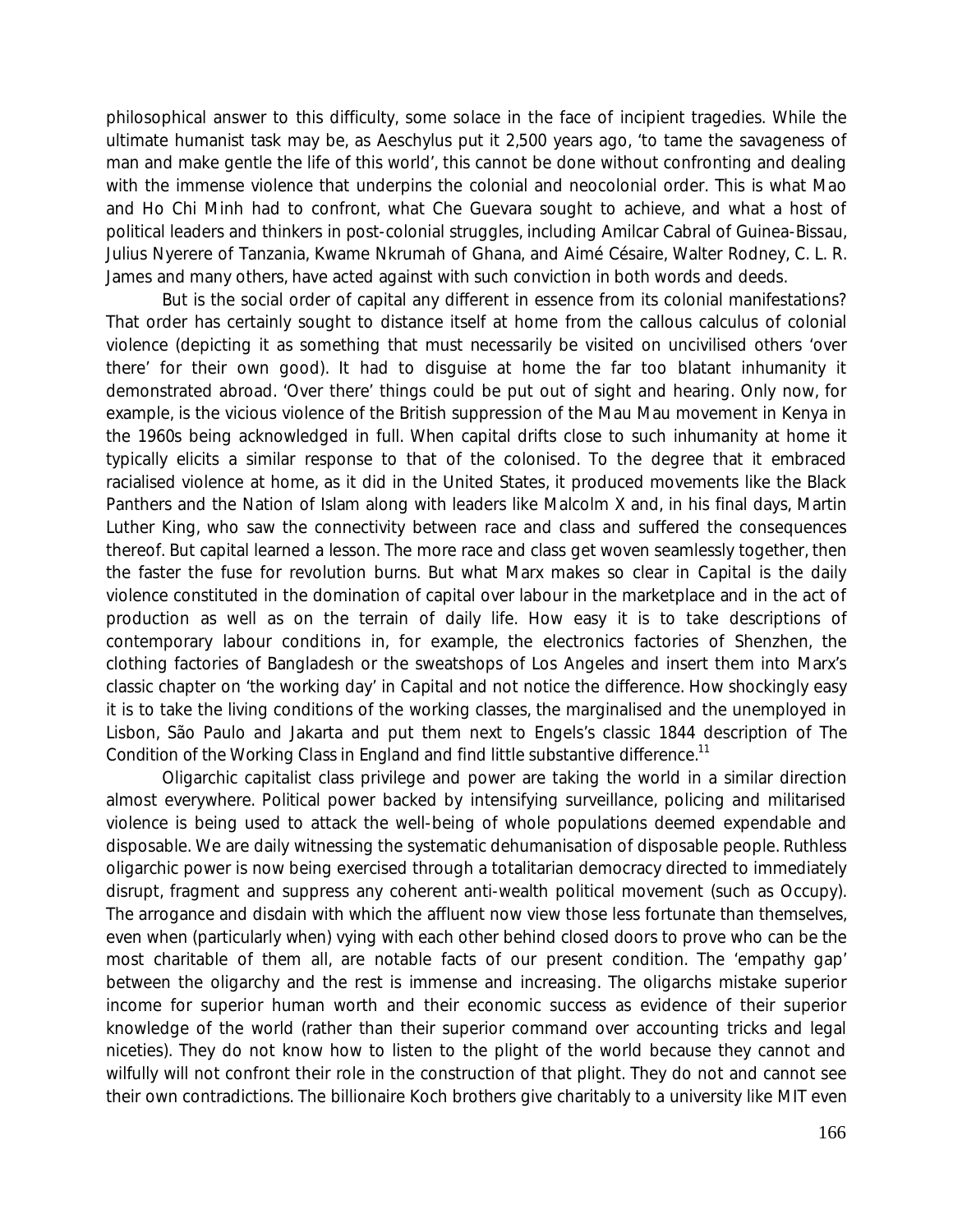philosophical answer to this difficulty, some solace in the face of incipient tragedies. While the ultimate humanist task may be, as Aeschylus put it 2,500 years ago, 'to tame the savageness of man and make gentle the life of this world', this cannot be done without confronting and dealing with the immense violence that underpins the colonial and neocolonial order. This is what Mao and Ho Chi Minh had to confront, what Che Guevara sought to achieve, and what a host of political leaders and thinkers in post-colonial struggles, including Amilcar Cabral of Guinea-Bissau, Julius Nyerere of Tanzania, Kwame Nkrumah of Ghana, and Aimé Césaire, Walter Rodney, C. L. R. James and many others, have acted against with such conviction in both words and deeds.

But is the social order of capital any different in essence from its colonial manifestations? That order has certainly sought to distance itself at home from the callous calculus of colonial violence (depicting it as something that must necessarily be visited on uncivilised others 'over there' for their own good). It had to disguise at home the far too blatant inhumanity it demonstrated abroad. 'Over there' things could be put out of sight and hearing. Only now, for example, is the vicious violence of the British suppression of the Mau Mau movement in Kenya in the 1960s being acknowledged in full. When capital drifts close to such inhumanity at home it typically elicits a similar response to that of the colonised. To the degree that it embraced racialised violence at home, as it did in the United States, it produced movements like the Black Panthers and the Nation of Islam along with leaders like Malcolm X and, in his final days, Martin Luther King, who saw the connectivity between race and class and suffered the consequences thereof. But capital learned a lesson. The more race and class get woven seamlessly together, then the faster the fuse for revolution burns. But what Marx makes so clear in *Capital* is the daily violence constituted in the domination of capital over labour in the marketplace and in the act of production as well as on the terrain of daily life. How easy it is to take descriptions of contemporary labour conditions in, for example, the electronics factories of Shenzhen, the clothing factories of Bangladesh or the sweatshops of Los Angeles and insert them into Marx's classic chapter on 'the working day' in *Capital* and not notice the difference. How shockingly easy it is to take the living conditions of the working classes, the marginalised and the unemployed in Lisbon, São Paulo and Jakarta and put them next to Engels's classic 1844 description of *The Condition of the Working Class in England* and find little substantive difference.[11]

Oligarchic capitalist class privilege and power are taking the world in a similar direction almost everywhere. Political power backed by intensifying surveillance, policing and militarised violence is being used to attack the well-being of whole populations deemed expendable and disposable. We are daily witnessing the systematic dehumanisation of disposable people. Ruthless oligarchic power is now being exercised through a totalitarian democracy directed to immediately disrupt, fragment and suppress any coherent anti-wealth political movement (such as Occupy). The arrogance and disdain with which the affluent now view those less fortunate than themselves, even when (particularly when) vying with each other behind closed doors to prove who can be the most charitable of them all, are notable facts of our present condition. The 'empathy gap' between the oligarchy and the rest is immense and increasing. The oligarchs mistake superior income for superior human worth and their economic success as evidence of their superior knowledge of the world (rather than their superior command over accounting tricks and legal niceties). They do not know how to listen to the plight of the world because they cannot and wilfully will not confront their role in the construction of that plight. They do not and cannot see their own contradictions. The billionaire Koch brothers give charitably to a university like MIT even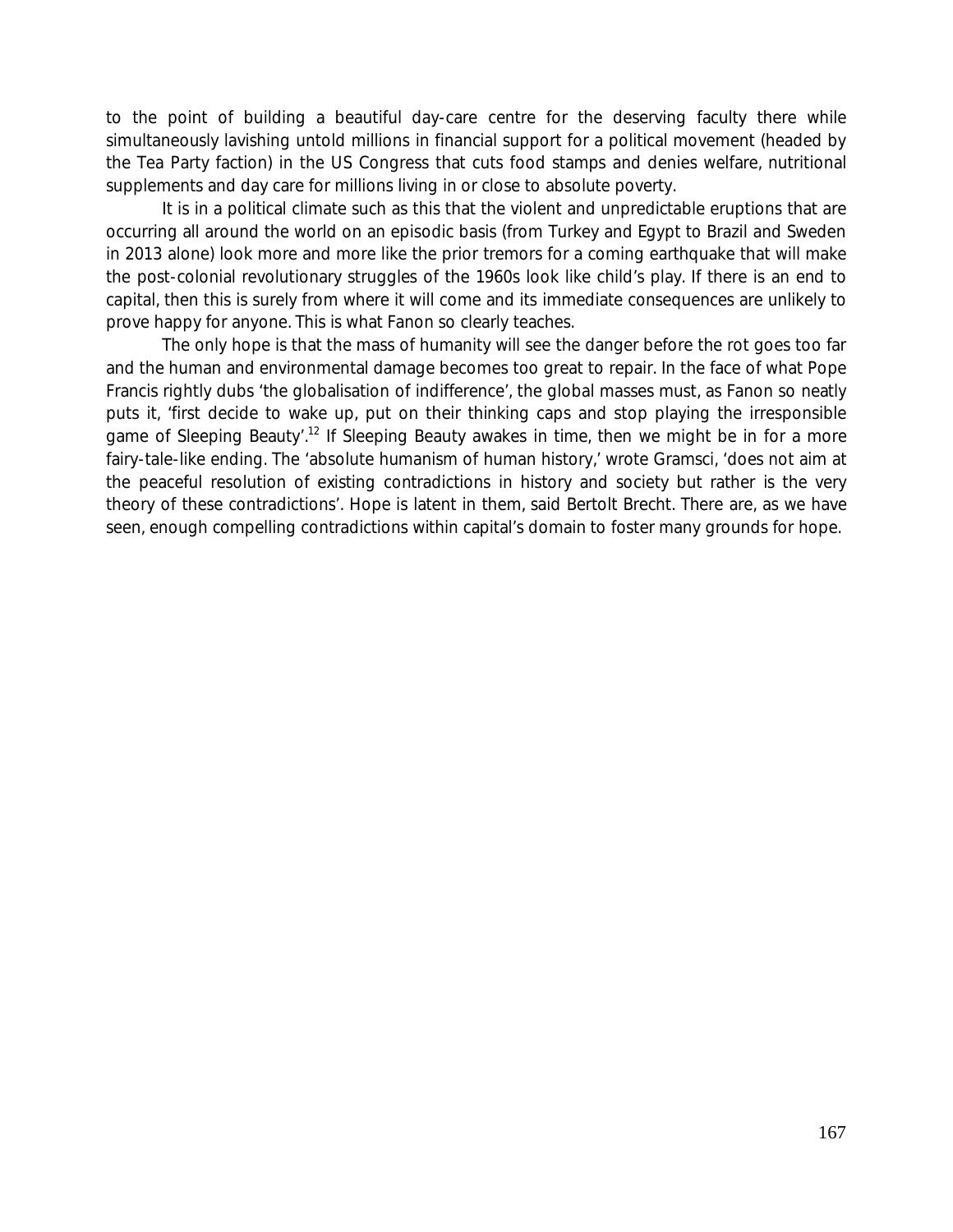to the point of building a beautiful day-care centre for the deserving faculty there while simultaneously lavishing untold millions in financial support for a political movement (headed by the Tea Party faction) in the US Congress that cuts food stamps and denies welfare, nutritional supplements and day care for millions living in or close to absolute poverty.

It is in a political climate such as this that the violent and unpredictable eruptions that are occurring all around the world on an episodic basis (from Turkey and Egypt to Brazil and Sweden in 2013 alone) look more and more like the prior tremors for a coming earthquake that will make the post-colonial revolutionary struggles of the 1960s look like child's play. If there is an end to capital, then this is surely from where it will come and its immediate consequences are unlikely to prove happy for anyone. This is what Fanon so clearly teaches.

The only hope is that the mass of humanity will see the danger before the rot goes too far and the human and environmental damage becomes too great to repair. In the face of what Pope Francis rightly dubs 'the globalisation of indifference', the global masses must, as Fanon so neatly puts it, 'first decide to wake up, put on their thinking caps and stop playing the irresponsible game of Sleeping Beauty'.[12] If Sleeping Beauty awakes in time, then we might be in for a more fairy-tale-like ending. The 'absolute humanism of human history,' wrote Gramsci, 'does not aim at the peaceful resolution of existing contradictions in history and society but rather is the very theory of these contradictions'. Hope is latent in them, said Bertolt Brecht. There are, as we have seen, enough compelling contradictions within capital's domain to foster many grounds for hope.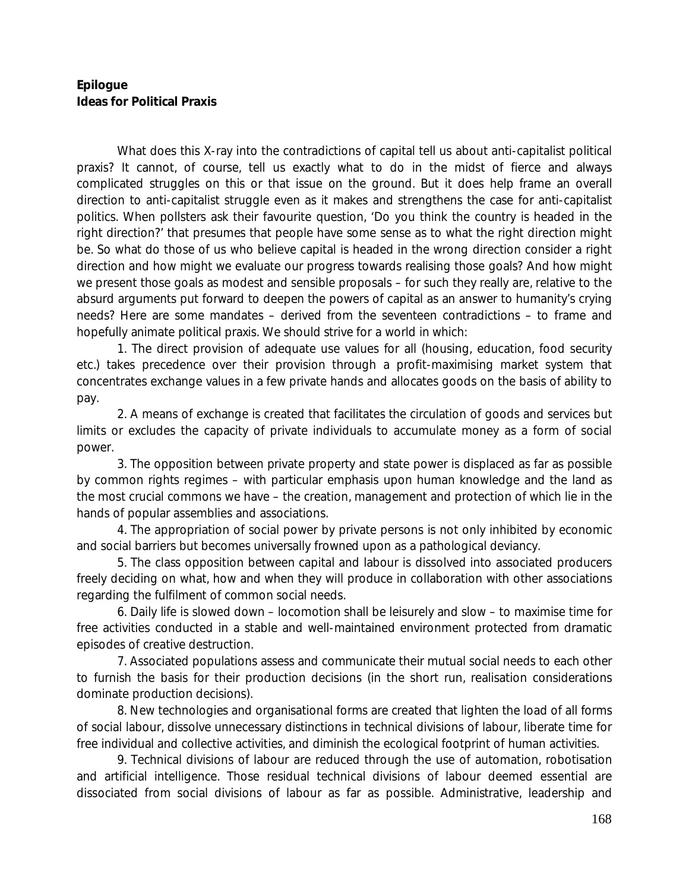**Epilogue**
**Ideas for Political Praxis**

What does this X-ray into the contradictions of capital tell us about anti-capitalist political praxis? It cannot, of course, tell us exactly what to do in the midst of fierce and always complicated struggles on this or that issue on the ground. But it does help frame an overall direction to anti-capitalist struggle even as it makes and strengthens the case for anti-capitalist politics. When pollsters ask their favourite question, 'Do you think the country is headed in the right direction?' that presumes that people have some sense as to what the right direction might be. So what do those of us who believe capital is headed in the wrong direction consider a right direction and how might we evaluate our progress towards realising those goals? And how might we present those goals as modest and sensible proposals – for such they really are, relative to the absurd arguments put forward to deepen the powers of capital as an answer to humanity's crying needs? Here are some mandates – derived from the seventeen contradictions – to frame and hopefully animate political praxis. We should strive for a world in which:

1. The direct provision of adequate use values for all (housing, education, food security etc.) takes precedence over their provision through a profit-maximising market system that concentrates exchange values in a few private hands and allocates goods on the basis of ability to pay.

2. A means of exchange is created that facilitates the circulation of goods and services but limits or excludes the capacity of private individuals to accumulate money as a form of social power.

3. The opposition between private property and state power is displaced as far as possible by common rights regimes – with particular emphasis upon human knowledge and the land as the most crucial commons we have – the creation, management and protection of which lie in the hands of popular assemblies and associations.

4. The appropriation of social power by private persons is not only inhibited by economic and social barriers but becomes universally frowned upon as a pathological deviancy.

5. The class opposition between capital and labour is dissolved into associated producers freely deciding on what, how and when they will produce in collaboration with other associations regarding the fulfilment of common social needs.

6. Daily life is slowed down – locomotion shall be leisurely and slow – to maximise time for free activities conducted in a stable and well-maintained environment protected from dramatic episodes of creative destruction.

7. Associated populations assess and communicate their mutual social needs to each other to furnish the basis for their production decisions (in the short run, realisation considerations dominate production decisions).

8. New technologies and organisational forms are created that lighten the load of all forms of social labour, dissolve unnecessary distinctions in technical divisions of labour, liberate time for free individual and collective activities, and diminish the ecological footprint of human activities.

9. Technical divisions of labour are reduced through the use of automation, robotisation and artificial intelligence. Those residual technical divisions of labour deemed essential are dissociated from social divisions of labour as far as possible. Administrative, leadership and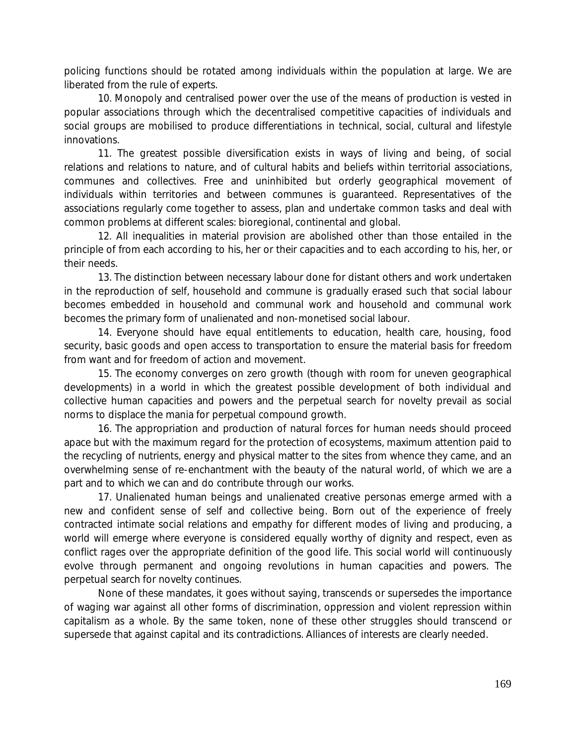policing functions should be rotated among individuals within the population at large. We are liberated from the rule of experts.

10. Monopoly and centralised power over the use of the means of production is vested in popular associations through which the decentralised competitive capacities of individuals and social groups are mobilised to produce differentiations in technical, social, cultural and lifestyle innovations.

11. The greatest possible diversification exists in ways of living and being, of social relations and relations to nature, and of cultural habits and beliefs within territorial associations, communes and collectives. Free and uninhibited but orderly geographical movement of individuals within territories and between communes is guaranteed. Representatives of the associations regularly come together to assess, plan and undertake common tasks and deal with common problems at different scales: bioregional, continental and global.

12. All inequalities in material provision are abolished other than those entailed in the principle of from each according to his, her or their capacities and to each according to his, her, or their needs.

13. The distinction between necessary labour done for distant others and work undertaken in the reproduction of self, household and commune is gradually erased such that social labour becomes embedded in household and communal work and household and communal work becomes the primary form of unalienated and non-monetised social labour.

14. Everyone should have equal entitlements to education, health care, housing, food security, basic goods and open access to transportation to ensure the material basis for freedom from want and for freedom of action and movement.

15. The economy converges on zero growth (though with room for uneven geographical developments) in a world in which the greatest possible development of both individual and collective human capacities and powers and the perpetual search for novelty prevail as social norms to displace the mania for perpetual compound growth.

16. The appropriation and production of natural forces for human needs should proceed apace but with the maximum regard for the protection of ecosystems, maximum attention paid to the recycling of nutrients, energy and physical matter to the sites from whence they came, and an overwhelming sense of re-enchantment with the beauty of the natural world, of which we are a part and to which we can and do contribute through our works.

17. Unalienated human beings and unalienated creative personas emerge armed with a new and confident sense of self and collective being. Born out of the experience of freely contracted intimate social relations and empathy for different modes of living and producing, a world will emerge where everyone is considered equally worthy of dignity and respect, even as conflict rages over the appropriate definition of the good life. This social world will continuously evolve through permanent and ongoing revolutions in human capacities and powers. The perpetual search for novelty continues.

None of these mandates, it goes without saying, transcends or supersedes the importance of waging war against all other forms of discrimination, oppression and violent repression within capitalism as a whole. By the same token, none of these other struggles should transcend or supersede that against capital and its contradictions. Alliances of interests are clearly needed.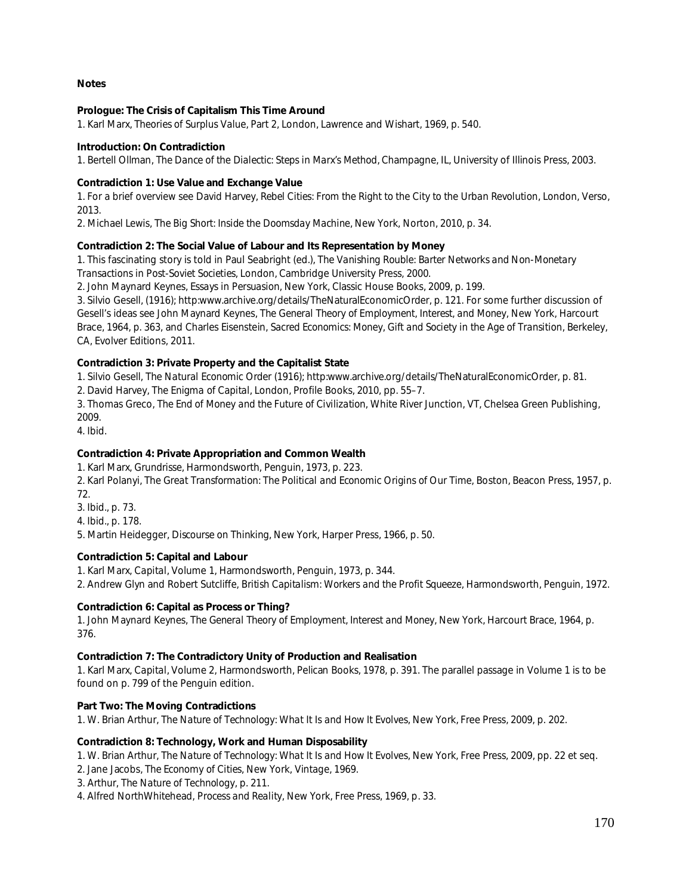**Notes**

**Prologue: The Crisis of Capitalism This Time Around**

1. Karl Marx, Theories of Surplus Value, Part 2, London, Lawrence and Wishart, 1969, p. 540.

**Introduction: On Contradiction**

1. Bertell Ollman, The Dance of the Dialectic: Steps in Marx's Method, Champagne, IL, University of Illinois Press, 2003.

**Contradiction 1: Use Value and Exchange Value**

1. For a brief overview see David Harvey, Rebel Cities: From the Right to the City to the Urban Revolution, London, Verso, 2013.
2. Michael Lewis, The Big Short: Inside the Doomsday Machine, New York, Norton, 2010, p. 34.

**Contradiction 2: The Social Value of Labour and Its Representation by Money**

1. This fascinating story is told in Paul Seabright (ed.), The Vanishing Rouble: Barter Networks and Non-Monetary Transactions in Post-Soviet Societies, London, Cambridge University Press, 2000.
2. John Maynard Keynes, Essays in Persuasion, New York, Classic House Books, 2009, p. 199.
3. Silvio Gesell, (1916); http:www.archive.org/details/TheNaturalEconomicOrder, p. 121. For some further discussion of Gesell's ideas see John Maynard Keynes, The General Theory of Employment, Interest, and Money, New York, Harcourt Brace, 1964, p. 363, and Charles Eisenstein, Sacred Economics: Money, Gift and Society in the Age of Transition, Berkeley, CA, Evolver Editions, 2011.

**Contradiction 3: Private Property and the Capitalist State**

1. Silvio Gesell, The Natural Economic Order (1916); http:www.archive.org/details/TheNaturalEconomicOrder, p. 81.
2. David Harvey, The Enigma of Capital, London, Profile Books, 2010, pp. 55–7.
3. Thomas Greco, The End of Money and the Future of Civilization, White River Junction, VT, Chelsea Green Publishing, 2009.
4. Ibid.

**Contradiction 4: Private Appropriation and Common Wealth**

1. Karl Marx, Grundrisse, Harmondsworth, Penguin, 1973, p. 223.
2. Karl Polanyi, The Great Transformation: The Political and Economic Origins of Our Time, Boston, Beacon Press, 1957, p. 72.
3. Ibid., p. 73.
4. Ibid., p. 178.
5. Martin Heidegger, Discourse on Thinking, New York, Harper Press, 1966, p. 50.

**Contradiction 5: Capital and Labour**

1. Karl Marx, Capital, Volume 1, Harmondsworth, Penguin, 1973, p. 344.
2. Andrew Glyn and Robert Sutcliffe, British Capitalism: Workers and the Profit Squeeze, Harmondsworth, Penguin, 1972.

**Contradiction 6: Capital as Process or Thing?**

1. John Maynard Keynes, The General Theory of Employment, Interest and Money, New York, Harcourt Brace, 1964, p. 376.

**Contradiction 7: The Contradictory Unity of Production and Realisation**

1. Karl Marx, Capital, Volume 2, Harmondsworth, Pelican Books, 1978, p. 391. The parallel passage in Volume 1 is to be found on p. 799 of the Penguin edition.

**Part Two: The Moving Contradictions**

1. W. Brian Arthur, The Nature of Technology: What It Is and How It Evolves, New York, Free Press, 2009, p. 202.

**Contradiction 8: Technology, Work and Human Disposability**

1. W. Brian Arthur, The Nature of Technology: What It Is and How It Evolves, New York, Free Press, 2009, pp. 22 et seq.
2. Jane Jacobs, The Economy of Cities, New York, Vintage, 1969.
3. Arthur, The Nature of Technology, p. 211.
4. Alfred NorthWhitehead, Process and Reality, New York, Free Press, 1969, p. 33.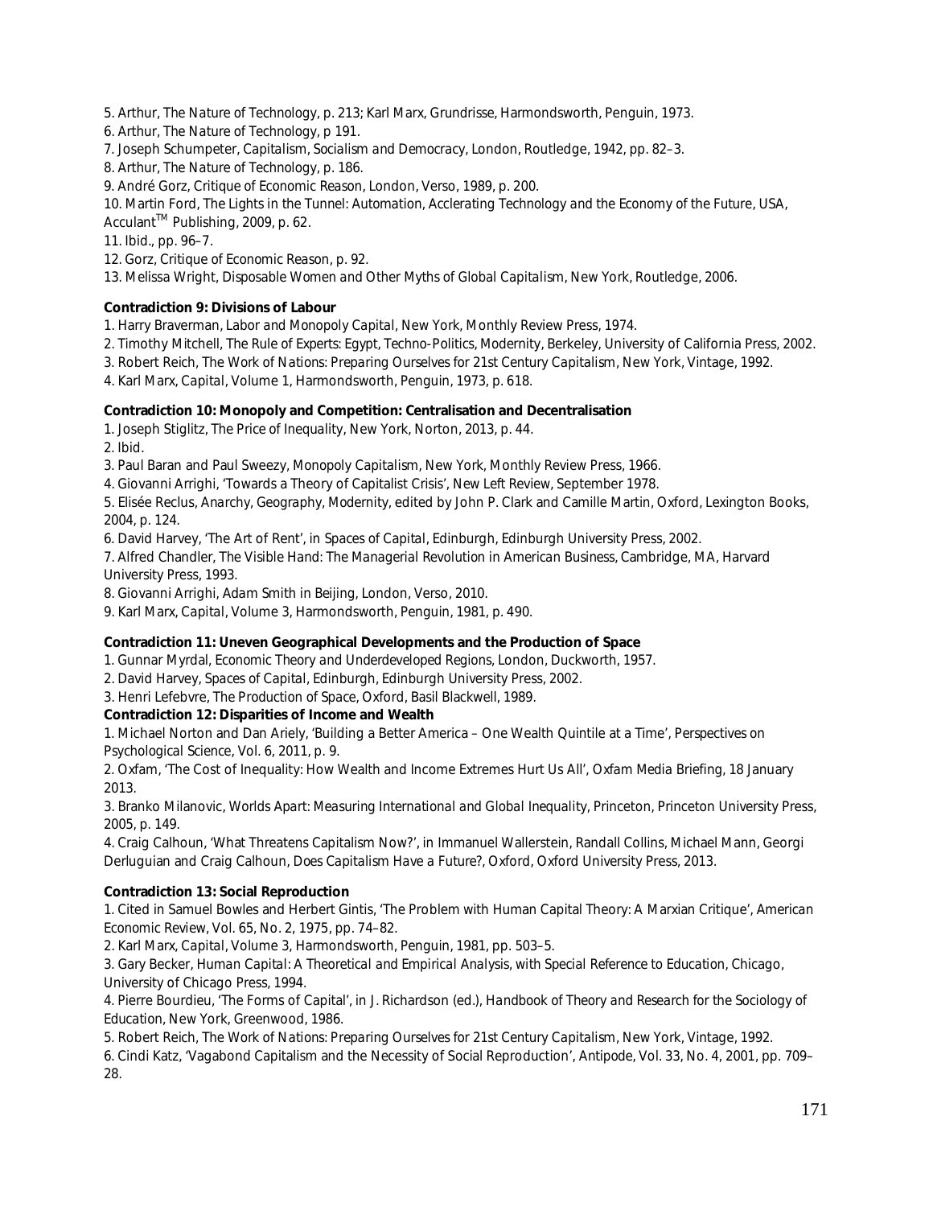5. Arthur, *The Nature of Technology*, p. 213; Karl Marx, *Grundrisse*, Harmondsworth, Penguin, 1973.

6. Arthur, *The Nature of Technology*, p 191.

7. Joseph Schumpeter, *Capitalism, Socialism and Democracy*, London, Routledge, 1942, pp. 82–3.

8. Arthur, *The Nature of Technology*, p. 186.

9. André Gorz, *Critique of Economic Reason*, London, Verso, 1989, p. 200.

10. Martin Ford, *The Lights in the Tunnel: Automation, Acclerating Technology and the Economy of the Future*, USA, Acculant™ Publishing, 2009, p. 62.

11. Ibid., pp. 96–7.

12. Gorz, *Critique of Economic Reason*, p. 92.

13. Melissa Wright, *Disposable Women and Other Myths of Global Capitalism*, New York, Routledge, 2006.

**Contradiction 9: Divisions of Labour**

1. Harry Braverman, *Labor and Monopoly Capital*, New York, Monthly Review Press, 1974.

2. Timothy Mitchell, *The Rule of Experts: Egypt, Techno-Politics, Modernity*, Berkeley, University of California Press, 2002.

3. Robert Reich, *The Work of Nations: Preparing Ourselves for 21st Century Capitalism*, New York, Vintage, 1992.

4. Karl Marx, *Capital*, Volume 1, Harmondsworth, Penguin, 1973, p. 618.

**Contradiction 10: Monopoly and Competition: Centralisation and Decentralisation**

1. Joseph Stiglitz, *The Price of Inequality*, New York, Norton, 2013, p. 44.

2. Ibid.

3. Paul Baran and Paul Sweezy, *Monopoly Capitalism*, New York, Monthly Review Press, 1966.

4. Giovanni Arrighi, 'Towards a Theory of Capitalist Crisis', *New Left Review*, September 1978.

5. Elisée Reclus, *Anarchy, Geography, Modernity*, edited by John P. Clark and Camille Martin, Oxford, Lexington Books, 2004, p. 124.

6. David Harvey, 'The Art of Rent', in *Spaces of Capital*, Edinburgh, Edinburgh University Press, 2002.

7. Alfred Chandler, *The Visible Hand: The Managerial Revolution in American Business*, Cambridge, MA, Harvard University Press, 1993.

8. Giovanni Arrighi, *Adam Smith in Beijing*, London, Verso, 2010.

9. Karl Marx, *Capital*, Volume 3, Harmondsworth, Penguin, 1981, p. 490.

**Contradiction 11: Uneven Geographical Developments and the Production of Space**

1. Gunnar Myrdal, *Economic Theory and Underdeveloped Regions*, London, Duckworth, 1957.

2. David Harvey, *Spaces of Capital*, Edinburgh, Edinburgh University Press, 2002.

3. Henri Lefebvre, *The Production of Space*, Oxford, Basil Blackwell, 1989.

**Contradiction 12: Disparities of Income and Wealth**

1. Michael Norton and Dan Ariely, 'Building a Better America – One Wealth Quintile at a Time', *Perspectives on Psychological Science*, Vol. 6, 2011, p. 9.

2. Oxfam, 'The Cost of Inequality: How Wealth and Income Extremes Hurt Us All', *Oxfam Media Briefing*, 18 January 2013.

3. Branko Milanovic, *Worlds Apart: Measuring International and Global Inequality*, Princeton, Princeton University Press, 2005, p. 149.

4. Craig Calhoun, 'What Threatens Capitalism Now?', in Immanuel Wallerstein, Randall Collins, Michael Mann, Georgi Derluguian and Craig Calhoun, *Does Capitalism Have a Future?*, Oxford, Oxford University Press, 2013.

**Contradiction 13: Social Reproduction**

1. Cited in Samuel Bowles and Herbert Gintis, 'The Problem with Human Capital Theory: A Marxian Critique', *American Economic Review*, Vol. 65, No. 2, 1975, pp. 74–82.

2. Karl Marx, *Capital*, Volume 3, Harmondsworth, Penguin, 1981, pp. 503–5.

3. Gary Becker, *Human Capital: A Theoretical and Empirical Analysis, with Special Reference to Education*, Chicago, University of Chicago Press, 1994.

4. Pierre Bourdieu, 'The Forms of Capital', in J. Richardson (ed.), *Handbook of Theory and Research for the Sociology of Education*, New York, Greenwood, 1986.

5. Robert Reich, *The Work of Nations: Preparing Ourselves for 21st Century Capitalism*, New York, Vintage, 1992.

6. Cindi Katz, 'Vagabond Capitalism and the Necessity of Social Reproduction', *Antipode*, Vol. 33, No. 4, 2001, pp. 709–28.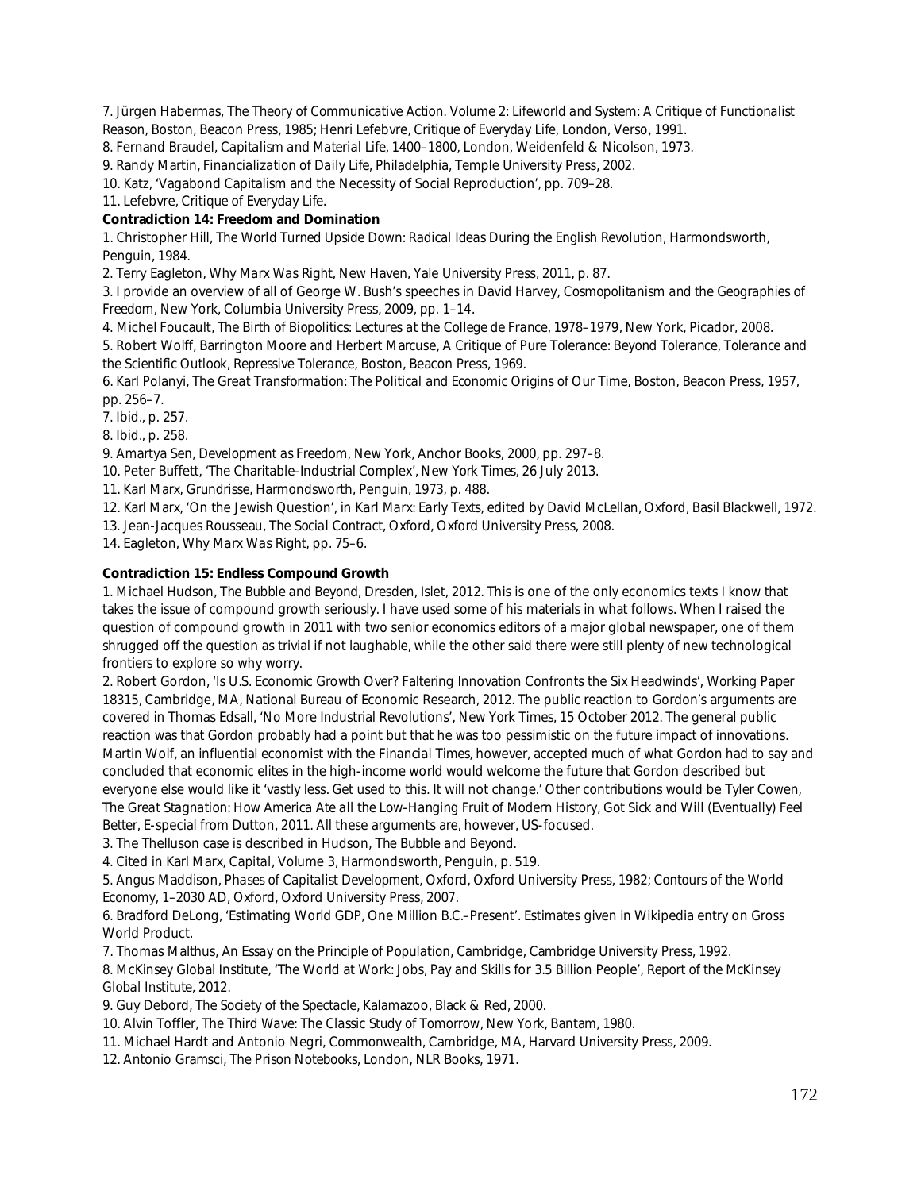7. Jürgen Habermas, *The Theory of Communicative Action. Volume 2: Lifeworld and System: A Critique of Functionalist Reason*, Boston, Beacon Press, 1985; Henri Lefebvre, *Critique of Everyday Life*, London, Verso, 1991.

8. Fernand Braudel, *Capitalism and Material Life, 1400–1800*, London, Weidenfeld & Nicolson, 1973.

9. Randy Martin, *Financialization of Daily Life*, Philadelphia, Temple University Press, 2002.

10. Katz, 'Vagabond Capitalism and the Necessity of Social Reproduction', pp. 709–28.

11. Lefebvre, *Critique of Everyday Life*.

**Contradiction 14: Freedom and Domination**

1. Christopher Hill, *The World Turned Upside Down: Radical Ideas During the English Revolution*, Harmondsworth, Penguin, 1984.

2. Terry Eagleton, *Why Marx Was Right*, New Haven, Yale University Press, 2011, p. 87.

3. I provide an overview of all of George W. Bush's speeches in David Harvey, *Cosmopolitanism and the Geographies of Freedom*, New York, Columbia University Press, 2009, pp. 1–14.

4. Michel Foucault, *The Birth of Biopolitics: Lectures at the College de France, 1978–1979*, New York, Picador, 2008.

5. Robert Wolff, Barrington Moore and Herbert Marcuse, *A Critique of Pure Tolerance: Beyond Tolerance, Tolerance and the Scientific Outlook, Repressive Tolerance*, Boston, Beacon Press, 1969.

6. Karl Polanyi, *The Great Transformation: The Political and Economic Origins of Our Time*, Boston, Beacon Press, 1957, pp. 256–7.

7. Ibid., p. 257.

8. Ibid., p. 258.

9. Amartya Sen, *Development as Freedom*, New York, Anchor Books, 2000, pp. 297–8.

10. Peter Buffett, 'The Charitable-Industrial Complex', *New York Times*, 26 July 2013.

11. Karl Marx, *Grundrisse*, Harmondsworth, Penguin, 1973, p. 488.

12. Karl Marx, 'On the Jewish Question', in *Karl Marx: Early Texts*, edited by David McLellan, Oxford, Basil Blackwell, 1972.

13. Jean-Jacques Rousseau, *The Social Contract*, Oxford, Oxford University Press, 2008.

14. Eagleton, *Why Marx Was Right*, pp. 75–6.

**Contradiction 15: Endless Compound Growth**

1. Michael Hudson, *The Bubble and Beyond*, Dresden, Islet, 2012. This is one of the only economics texts I know that takes the issue of compound growth seriously. I have used some of his materials in what follows. When I raised the question of compound growth in 2011 with two senior economics editors of a major global newspaper, one of them shrugged off the question as trivial if not laughable, while the other said there were still plenty of new technological frontiers to explore so why worry.

2. Robert Gordon, 'Is U.S. Economic Growth Over? Faltering Innovation Confronts the Six Headwinds', Working Paper 18315, Cambridge, MA, National Bureau of Economic Research, 2012. The public reaction to Gordon's arguments are covered in Thomas Edsall, 'No More Industrial Revolutions', *New York Times*, 15 October 2012. The general public reaction was that Gordon probably had a point but that he was too pessimistic on the future impact of innovations. Martin Wolf, an influential economist with the *Financial Times*, however, accepted much of what Gordon had to say and concluded that economic elites in the high-income world would welcome the future that Gordon described but everyone else would like it 'vastly less. Get used to this. It will not change.' Other contributions would be Tyler Cowen, *The Great Stagnation: How America Ate all the Low-Hanging Fruit of Modern History, Got Sick and Will (Eventually) Feel Better*, E-special from Dutton, 2011. All these arguments are, however, US-focused.

3. The Thelluson case is described in Hudson, *The Bubble and Beyond*.

4. Cited in Karl Marx, *Capital*, Volume 3, Harmondsworth, Penguin, p. 519.

5. Angus Maddison, *Phases of Capitalist Development*, Oxford, Oxford University Press, 1982; *Contours of the World Economy, 1–2030 AD*, Oxford, Oxford University Press, 2007.

6. Bradford DeLong, 'Estimating World GDP, One Million B.C.–Present'. Estimates given in Wikipedia entry on Gross World Product.

7. Thomas Malthus, *An Essay on the Principle of Population*, Cambridge, Cambridge University Press, 1992.

8. McKinsey Global Institute, 'The World at Work: Jobs, Pay and Skills for 3.5 Billion People', Report of the McKinsey Global Institute, 2012.

9. Guy Debord, *The Society of the Spectacle*, Kalamazoo, Black & Red, 2000.

10. Alvin Toffler, *The Third Wave: The Classic Study of Tomorrow*, New York, Bantam, 1980.

11. Michael Hardt and Antonio Negri, *Commonwealth*, Cambridge, MA, Harvard University Press, 2009.

12. Antonio Gramsci, *The Prison Notebooks*, London, NLR Books, 1971.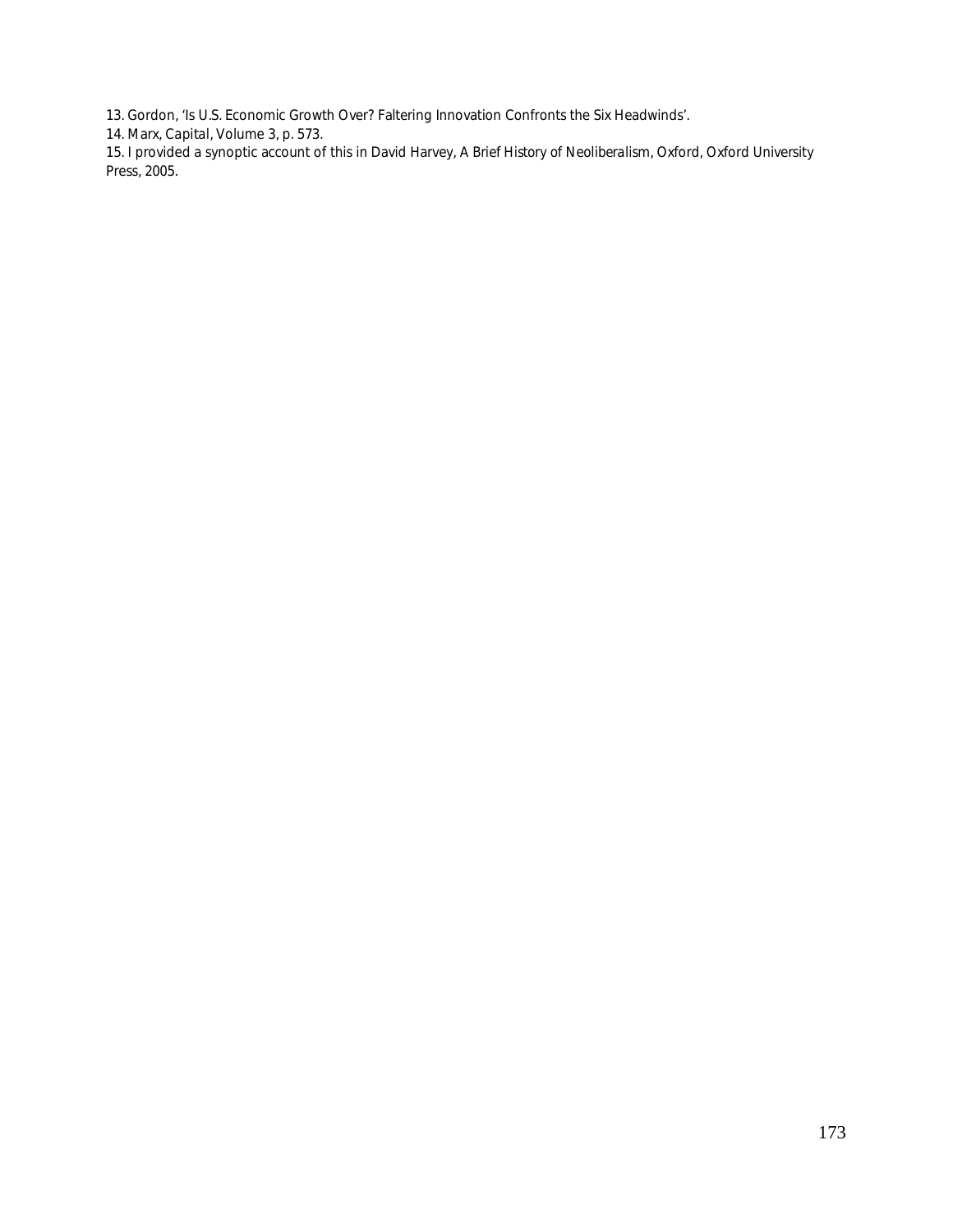13. Gordon, 'Is U.S. Economic Growth Over? Faltering Innovation Confronts the Six Headwinds'.

14. Marx, *Capital*, Volume 3, p. 573.

15. I provided a synoptic account of this in David Harvey, *A Brief History of Neoliberalism*, Oxford, Oxford University Press, 2005.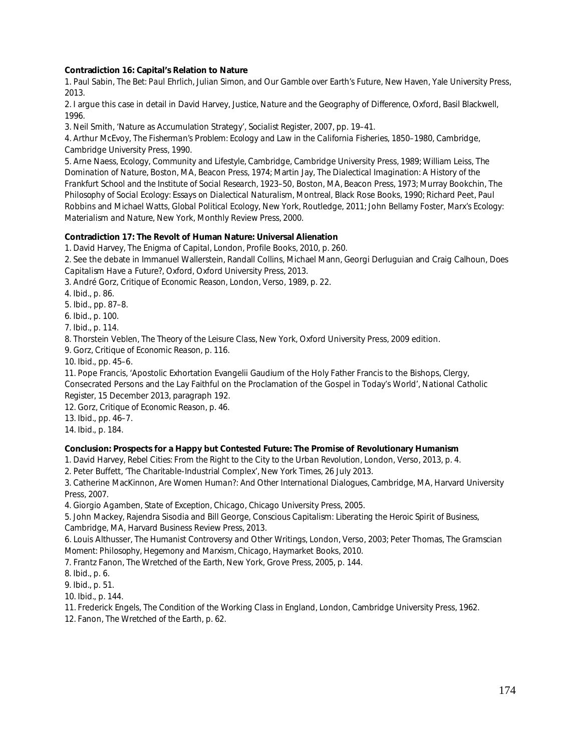**Contradiction 16: Capital's Relation to Nature**

1. Paul Sabin, *The Bet: Paul Ehrlich, Julian Simon, and Our Gamble over Earth's Future*, New Haven, Yale University Press, 2013.

2. I argue this case in detail in David Harvey, *Justice, Nature and the Geography of Difference*, Oxford, Basil Blackwell, 1996.

3. Neil Smith, 'Nature as Accumulation Strategy', *Socialist Register*, 2007, pp. 19–41.

4. Arthur McEvoy, *The Fisherman's Problem: Ecology and Law in the California Fisheries, 1850–1980*, Cambridge, Cambridge University Press, 1990.

5. Arne Naess, *Ecology, Community and Lifestyle*, Cambridge, Cambridge University Press, 1989; William Leiss, *The Domination of Nature*, Boston, MA, Beacon Press, 1974; Martin Jay, *The Dialectical Imagination: A History of the Frankfurt School and the Institute of Social Research, 1923–50*, Boston, MA, Beacon Press, 1973; Murray Bookchin, *The Philosophy of Social Ecology: Essays on Dialectical Naturalism*, Montreal, Black Rose Books, 1990; Richard Peet, Paul Robbins and Michael Watts, *Global Political Ecology*, New York, Routledge, 2011; John Bellamy Foster, *Marx's Ecology: Materialism and Nature*, New York, Monthly Review Press, 2000.

**Contradiction 17: The Revolt of Human Nature: Universal Alienation**

1. David Harvey, *The Enigma of Capital*, London, Profile Books, 2010, p. 260.

2. See the debate in Immanuel Wallerstein, Randall Collins, Michael Mann, Georgi Derluguian and Craig Calhoun, *Does Capitalism Have a Future?*, Oxford, Oxford University Press, 2013.

3. André Gorz, *Critique of Economic Reason*, London, Verso, 1989, p. 22.

4. Ibid., p. 86.

5. Ibid., pp. 87–8.

6. Ibid., p. 100.

7. Ibid., p. 114.

8. Thorstein Veblen, *The Theory of the Leisure Class*, New York, Oxford University Press, 2009 edition.

9. Gorz, *Critique of Economic Reason*, p. 116.

10. Ibid., pp. 45–6.

11. Pope Francis, 'Apostolic Exhortation Evangelii Gaudium of the Holy Father Francis to the Bishops, Clergy, Consecrated Persons and the Lay Faithful on the Proclamation of the Gospel in Today's World', *National Catholic Register*, 15 December 2013, paragraph 192.

12. Gorz, *Critique of Economic Reason*, p. 46.

13. Ibid., pp. 46–7.

14. Ibid., p. 184.

**Conclusion: Prospects for a Happy but Contested Future: The Promise of Revolutionary Humanism**

1. David Harvey, *Rebel Cities: From the Right to the City to the Urban Revolution*, London, Verso, 2013, p. 4.

2. Peter Buffett, 'The Charitable-Industrial Complex', *New York Times*, 26 July 2013.

3. Catherine MacKinnon, *Are Women Human?: And Other International Dialogues*, Cambridge, MA, Harvard University Press, 2007.

4. Giorgio Agamben, *State of Exception*, Chicago, Chicago University Press, 2005.

5. John Mackey, Rajendra Sisodia and Bill George, *Conscious Capitalism: Liberating the Heroic Spirit of Business*, Cambridge, MA, Harvard Business Review Press, 2013.

6. Louis Althusser, *The Humanist Controversy and Other Writings*, London, Verso, 2003; Peter Thomas, *The Gramscian Moment: Philosophy, Hegemony and Marxism*, Chicago, Haymarket Books, 2010.

7. Frantz Fanon, *The Wretched of the Earth*, New York, Grove Press, 2005, p. 144.

8. Ibid., p. 6.

9. Ibid., p. 51.

10. Ibid., p. 144.

11. Frederick Engels, *The Condition of the Working Class in England*, London, Cambridge University Press, 1962.

12. Fanon, *The Wretched of the Earth*, p. 62.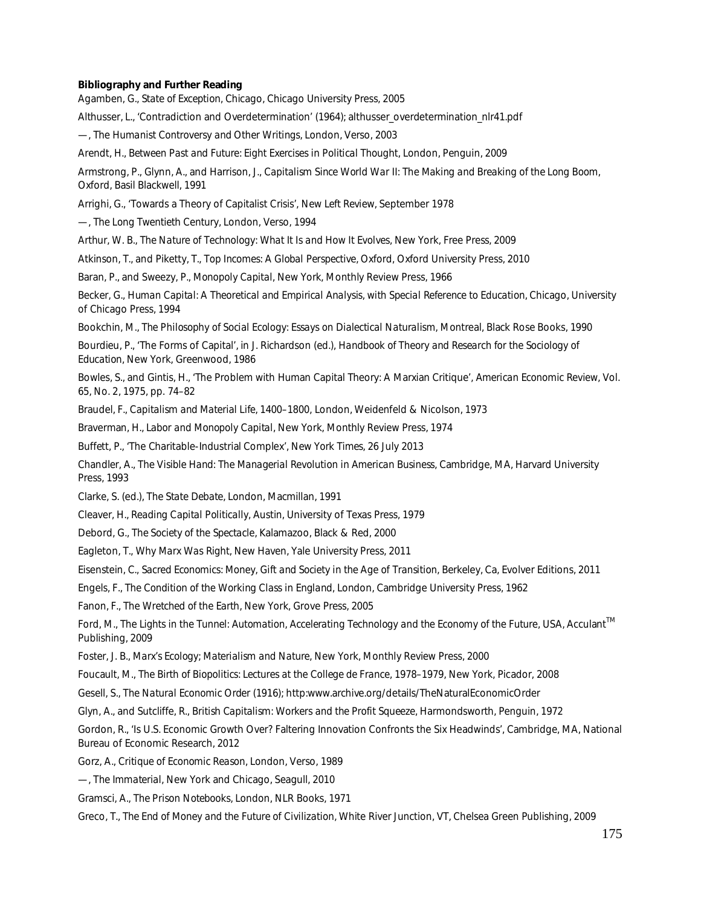**Bibliography and Further Reading**

Agamben, G., *State of Exception*, Chicago, Chicago University Press, 2005

Althusser, L., 'Contradiction and Overdetermination' (1964); althusser_overdetermination_nlr41.pdf

—, *The Humanist Controversy and Other Writings*, London, Verso, 2003

Arendt, H., *Between Past and Future: Eight Exercises in Political Thought*, London, Penguin, 2009

Armstrong, P., Glynn, A., and Harrison, J., *Capitalism Since World War II: The Making and Breaking of the Long Boom*, Oxford, Basil Blackwell, 1991

Arrighi, G., 'Towards a Theory of Capitalist Crisis', *New Left Review*, September 1978

—, *The Long Twentieth Century*, London, Verso, 1994

Arthur, W. B., *The Nature of Technology: What It Is and How It Evolves*, New York, Free Press, 2009

Atkinson, T., and Piketty, T., *Top Incomes: A Global Perspective*, Oxford, Oxford University Press, 2010

Baran, P., and Sweezy, P., *Monopoly Capital*, New York, Monthly Review Press, 1966

Becker, G., *Human Capital: A Theoretical and Empirical Analysis, with Special Reference to Education*, Chicago, University of Chicago Press, 1994

Bookchin, M., *The Philosophy of Social Ecology: Essays on Dialectical Naturalism*, Montreal, Black Rose Books, 1990

Bourdieu, P., 'The Forms of Capital', in J. Richardson (ed.), *Handbook of Theory and Research for the Sociology of Education*, New York, Greenwood, 1986

Bowles, S., and Gintis, H., 'The Problem with Human Capital Theory: A Marxian Critique', *American Economic Review*, Vol. 65, No. 2, 1975, pp. 74–82

Braudel, F., *Capitalism and Material Life, 1400–1800*, London, Weidenfeld & Nicolson, 1973

Braverman, H., *Labor and Monopoly Capital*, New York, Monthly Review Press, 1974

Buffett, P., 'The Charitable-Industrial Complex', *New York Times*, 26 July 2013

Chandler, A., *The Visible Hand: The Managerial Revolution in American Business*, Cambridge, MA, Harvard University Press, 1993

Clarke, S. (ed.), *The State Debate*, London, Macmillan, 1991

Cleaver, H., *Reading Capital Politically*, Austin, University of Texas Press, 1979

Debord, G., *The Society of the Spectacle*, Kalamazoo, Black & Red, 2000

Eagleton, T., *Why Marx Was Right*, New Haven, Yale University Press, 2011

Eisenstein, C., *Sacred Economics: Money, Gift and Society in the Age of Transition*, Berkeley, Ca, Evolver Editions, 2011

Engels, F., *The Condition of the Working Class in England*, London, Cambridge University Press, 1962

Fanon, F., *The Wretched of the Earth*, New York, Grove Press, 2005

Ford, M., *The Lights in the Tunnel: Automation, Accelerating Technology and the Economy of the Future*, USA, Acculant™ Publishing, 2009

Foster, J. B., *Marx's Ecology; Materialism and Nature*, New York, Monthly Review Press, 2000

Foucault, M., *The Birth of Biopolitics: Lectures at the College de France, 1978–1979*, New York, Picador, 2008

Gesell, S., *The Natural Economic Order* (1916); http:www.archive.org/details/TheNaturalEconomicOrder

Glyn, A., and Sutcliffe, R., *British Capitalism: Workers and the Profit Squeeze*, Harmondsworth, Penguin, 1972

Gordon, R., 'Is U.S. Economic Growth Over? Faltering Innovation Confronts the Six Headwinds', Cambridge, MA, National Bureau of Economic Research, 2012

Gorz, A., *Critique of Economic Reason*, London, Verso, 1989

—, *The Immaterial*, New York and Chicago, Seagull, 2010

Gramsci, A., *The Prison Notebooks*, London, NLR Books, 1971

Greco, T., *The End of Money and the Future of Civilization*, White River Junction, VT, Chelsea Green Publishing, 2009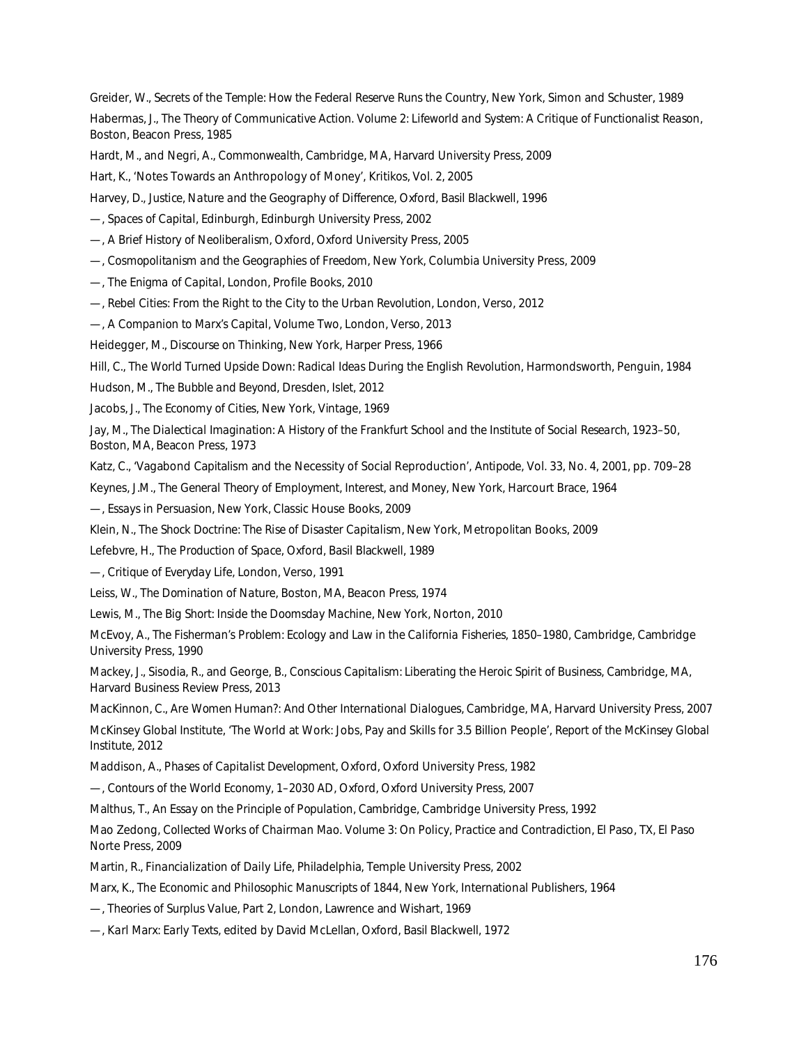Greider, W., *Secrets of the Temple: How the Federal Reserve Runs the Country*, New York, Simon and Schuster, 1989

Habermas, J., *The Theory of Communicative Action. Volume 2: Lifeworld and System: A Critique of Functionalist Reason*, Boston, Beacon Press, 1985

Hardt, M., and Negri, A., *Commonwealth*, Cambridge, MA, Harvard University Press, 2009

Hart, K., 'Notes Towards an Anthropology of Money', *Kritikos*, Vol. 2, 2005

Harvey, D., *Justice, Nature and the Geography of Difference*, Oxford, Basil Blackwell, 1996

—, *Spaces of Capital*, Edinburgh, Edinburgh University Press, 2002

—, *A Brief History of Neoliberalism*, Oxford, Oxford University Press, 2005

—, *Cosmopolitanism and the Geographies of Freedom*, New York, Columbia University Press, 2009

—, *The Enigma of Capital*, London, Profile Books, 2010

—, *Rebel Cities: From the Right to the City to the Urban Revolution*, London, Verso, 2012

—, *A Companion to Marx's Capital, Volume Two*, London, Verso, 2013

Heidegger, M., *Discourse on Thinking*, New York, Harper Press, 1966

Hill, C., *The World Turned Upside Down: Radical Ideas During the English Revolution*, Harmondsworth, Penguin, 1984

Hudson, M., *The Bubble and Beyond*, Dresden, Islet, 2012

Jacobs, J., *The Economy of Cities*, New York, Vintage, 1969

Jay, M., *The Dialectical Imagination: A History of the Frankfurt School and the Institute of Social Research, 1923–50*, Boston, MA, Beacon Press, 1973

Katz, C., 'Vagabond Capitalism and the Necessity of Social Reproduction', *Antipode*, Vol. 33, No. 4, 2001, pp. 709–28

Keynes, J.M., *The General Theory of Employment, Interest, and Money*, New York, Harcourt Brace, 1964

—, *Essays in Persuasion*, New York, Classic House Books, 2009

Klein, N., *The Shock Doctrine: The Rise of Disaster Capitalism*, New York, Metropolitan Books, 2009

Lefebvre, H., *The Production of Space*, Oxford, Basil Blackwell, 1989

—, *Critique of Everyday Life*, London, Verso, 1991

Leiss, W., *The Domination of Nature*, Boston, MA, Beacon Press, 1974

Lewis, M., *The Big Short: Inside the Doomsday Machine*, New York, Norton, 2010

McEvoy, A., *The Fisherman's Problem: Ecology and Law in the California Fisheries, 1850–1980*, Cambridge, Cambridge University Press, 1990

Mackey, J., Sisodia, R., and George, B., *Conscious Capitalism: Liberating the Heroic Spirit of Business*, Cambridge, MA, Harvard Business Review Press, 2013

MacKinnon, C., *Are Women Human?: And Other International Dialogues*, Cambridge, MA, Harvard University Press, 2007

McKinsey Global Institute, 'The World at Work: Jobs, Pay and Skills for 3.5 Billion People', Report of the McKinsey Global Institute, 2012

Maddison, A., *Phases of Capitalist Development*, Oxford, Oxford University Press, 1982

—, *Contours of the World Economy, 1–2030 AD*, Oxford, Oxford University Press, 2007

Malthus, T., *An Essay on the Principle of Population*, Cambridge, Cambridge University Press, 1992

Mao Zedong, *Collected Works of Chairman Mao. Volume 3: On Policy, Practice and Contradiction*, El Paso, TX, El Paso Norte Press, 2009

Martin, R., *Financialization of Daily Life*, Philadelphia, Temple University Press, 2002

Marx, K., *The Economic and Philosophic Manuscripts of 1844*, New York, International Publishers, 1964

—, *Theories of Surplus Value, Part 2*, London, Lawrence and Wishart, 1969

—, *Karl Marx: Early Texts*, edited by David McLellan, Oxford, Basil Blackwell, 1972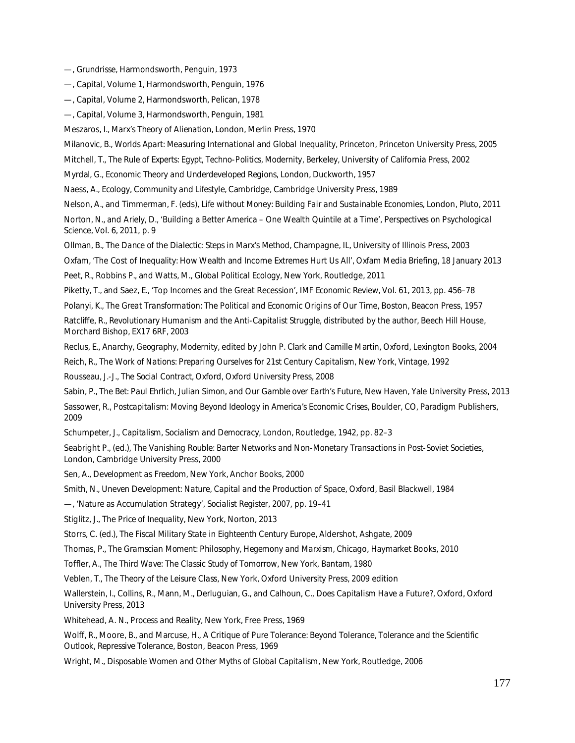—, Grundrisse, Harmondsworth, Penguin, 1973

—, Capital, Volume 1, Harmondsworth, Penguin, 1976

—, Capital, Volume 2, Harmondsworth, Pelican, 1978

—, Capital, Volume 3, Harmondsworth, Penguin, 1981

Meszaros, I., Marx's Theory of Alienation, London, Merlin Press, 1970

Milanovic, B., Worlds Apart: Measuring International and Global Inequality, Princeton, Princeton University Press, 2005

Mitchell, T., The Rule of Experts: Egypt, Techno-Politics, Modernity, Berkeley, University of California Press, 2002

Myrdal, G., Economic Theory and Underdeveloped Regions, London, Duckworth, 1957

Naess, A., Ecology, Community and Lifestyle, Cambridge, Cambridge University Press, 1989

Nelson, A., and Timmerman, F. (eds), Life without Money: Building Fair and Sustainable Economies, London, Pluto, 2011

Norton, N., and Ariely, D., 'Building a Better America – One Wealth Quintile at a Time', Perspectives on Psychological Science, Vol. 6, 2011, p. 9

Ollman, B., The Dance of the Dialectic: Steps in Marx's Method, Champagne, IL, University of Illinois Press, 2003

Oxfam, 'The Cost of Inequality: How Wealth and Income Extremes Hurt Us All', Oxfam Media Briefing, 18 January 2013

Peet, R., Robbins P., and Watts, M., Global Political Ecology, New York, Routledge, 2011

Piketty, T., and Saez, E., 'Top Incomes and the Great Recession', IMF Economic Review, Vol. 61, 2013, pp. 456–78

Polanyi, K., The Great Transformation: The Political and Economic Origins of Our Time, Boston, Beacon Press, 1957

Ratcliffe, R., Revolutionary Humanism and the Anti-Capitalist Struggle, distributed by the author, Beech Hill House, Morchard Bishop, EX17 6RF, 2003

Reclus, E., Anarchy, Geography, Modernity, edited by John P. Clark and Camille Martin, Oxford, Lexington Books, 2004

Reich, R., The Work of Nations: Preparing Ourselves for 21st Century Capitalism, New York, Vintage, 1992

Rousseau, J.-J., The Social Contract, Oxford, Oxford University Press, 2008

Sabin, P., The Bet: Paul Ehrlich, Julian Simon, and Our Gamble over Earth's Future, New Haven, Yale University Press, 2013

Sassower, R., Postcapitalism: Moving Beyond Ideology in America's Economic Crises, Boulder, CO, Paradigm Publishers, 2009

Schumpeter, J., Capitalism, Socialism and Democracy, London, Routledge, 1942, pp. 82–3

Seabright P., (ed.), The Vanishing Rouble: Barter Networks and Non-Monetary Transactions in Post-Soviet Societies, London, Cambridge University Press, 2000

Sen, A., Development as Freedom, New York, Anchor Books, 2000

Smith, N., Uneven Development: Nature, Capital and the Production of Space, Oxford, Basil Blackwell, 1984

—, 'Nature as Accumulation Strategy', Socialist Register, 2007, pp. 19–41

Stiglitz, J., The Price of Inequality, New York, Norton, 2013

Storrs, C. (ed.), The Fiscal Military State in Eighteenth Century Europe, Aldershot, Ashgate, 2009

Thomas, P., The Gramscian Moment: Philosophy, Hegemony and Marxism, Chicago, Haymarket Books, 2010

Toffler, A., The Third Wave: The Classic Study of Tomorrow, New York, Bantam, 1980

Veblen, T., The Theory of the Leisure Class, New York, Oxford University Press, 2009 edition

Wallerstein, I., Collins, R., Mann, M., Derluguian, G., and Calhoun, C., Does Capitalism Have a Future?, Oxford, Oxford University Press, 2013

Whitehead, A. N., Process and Reality, New York, Free Press, 1969

Wolff, R., Moore, B., and Marcuse, H., A Critique of Pure Tolerance: Beyond Tolerance, Tolerance and the Scientific Outlook, Repressive Tolerance, Boston, Beacon Press, 1969

Wright, M., Disposable Women and Other Myths of Global Capitalism, New York, Routledge, 2006